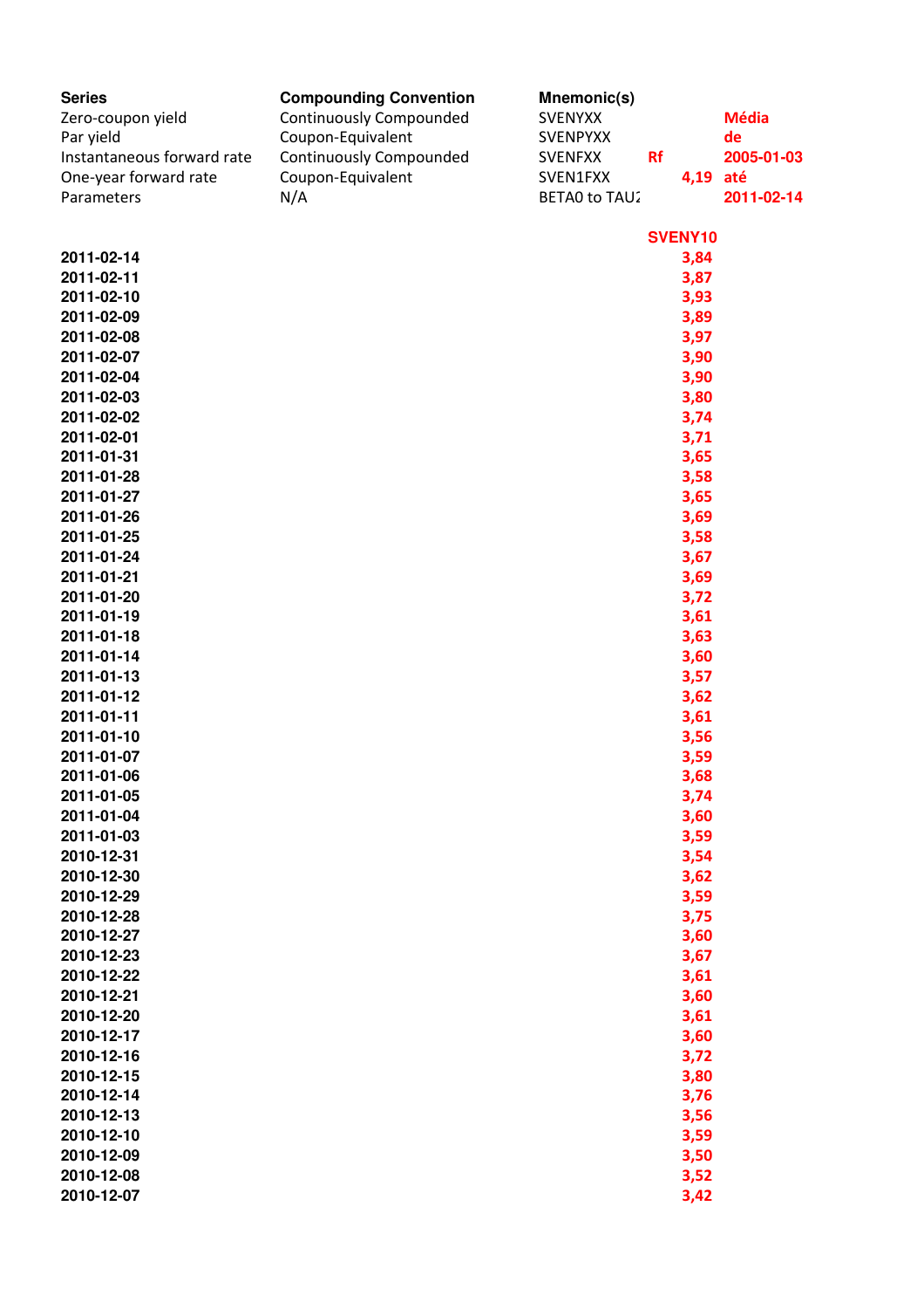| Series | Compounding Convention | Mnemonic(s) | | |
|---|---|---|---|---|
| Zero-coupon yield | Continuously Compounded | SVENYXX | | Média |
| Par yield | Coupon-Equivalent | SVENPYXX | | de |
| Instantaneous forward rate | Continuously Compounded | SVENFXX | Rf | 2005-01-03 |
| One-year forward rate | Coupon-Equivalent | SVEN1FXX | 4,19 | até |
| Parameters | N/A | BETA0 to TAU2 | | 2011-02-14 |

| | SVENY10 |
|---|---|
| 2011-02-14 | 3,84 |
| 2011-02-11 | 3,87 |
| 2011-02-10 | 3,93 |
| 2011-02-09 | 3,89 |
| 2011-02-08 | 3,97 |
| 2011-02-07 | 3,90 |
| 2011-02-04 | 3,90 |
| 2011-02-03 | 3,80 |
| 2011-02-02 | 3,74 |
| 2011-02-01 | 3,71 |
| 2011-01-31 | 3,65 |
| 2011-01-28 | 3,58 |
| 2011-01-27 | 3,65 |
| 2011-01-26 | 3,69 |
| 2011-01-25 | 3,58 |
| 2011-01-24 | 3,67 |
| 2011-01-21 | 3,69 |
| 2011-01-20 | 3,72 |
| 2011-01-19 | 3,61 |
| 2011-01-18 | 3,63 |
| 2011-01-14 | 3,60 |
| 2011-01-13 | 3,57 |
| 2011-01-12 | 3,62 |
| 2011-01-11 | 3,61 |
| 2011-01-10 | 3,56 |
| 2011-01-07 | 3,59 |
| 2011-01-06 | 3,68 |
| 2011-01-05 | 3,74 |
| 2011-01-04 | 3,60 |
| 2011-01-03 | 3,59 |
| 2010-12-31 | 3,54 |
| 2010-12-30 | 3,62 |
| 2010-12-29 | 3,59 |
| 2010-12-28 | 3,75 |
| 2010-12-27 | 3,60 |
| 2010-12-23 | 3,67 |
| 2010-12-22 | 3,61 |
| 2010-12-21 | 3,60 |
| 2010-12-20 | 3,61 |
| 2010-12-17 | 3,60 |
| 2010-12-16 | 3,72 |
| 2010-12-15 | 3,80 |
| 2010-12-14 | 3,76 |
| 2010-12-13 | 3,56 |
| 2010-12-10 | 3,59 |
| 2010-12-09 | 3,50 |
| 2010-12-08 | 3,52 |
| 2010-12-07 | 3,42 |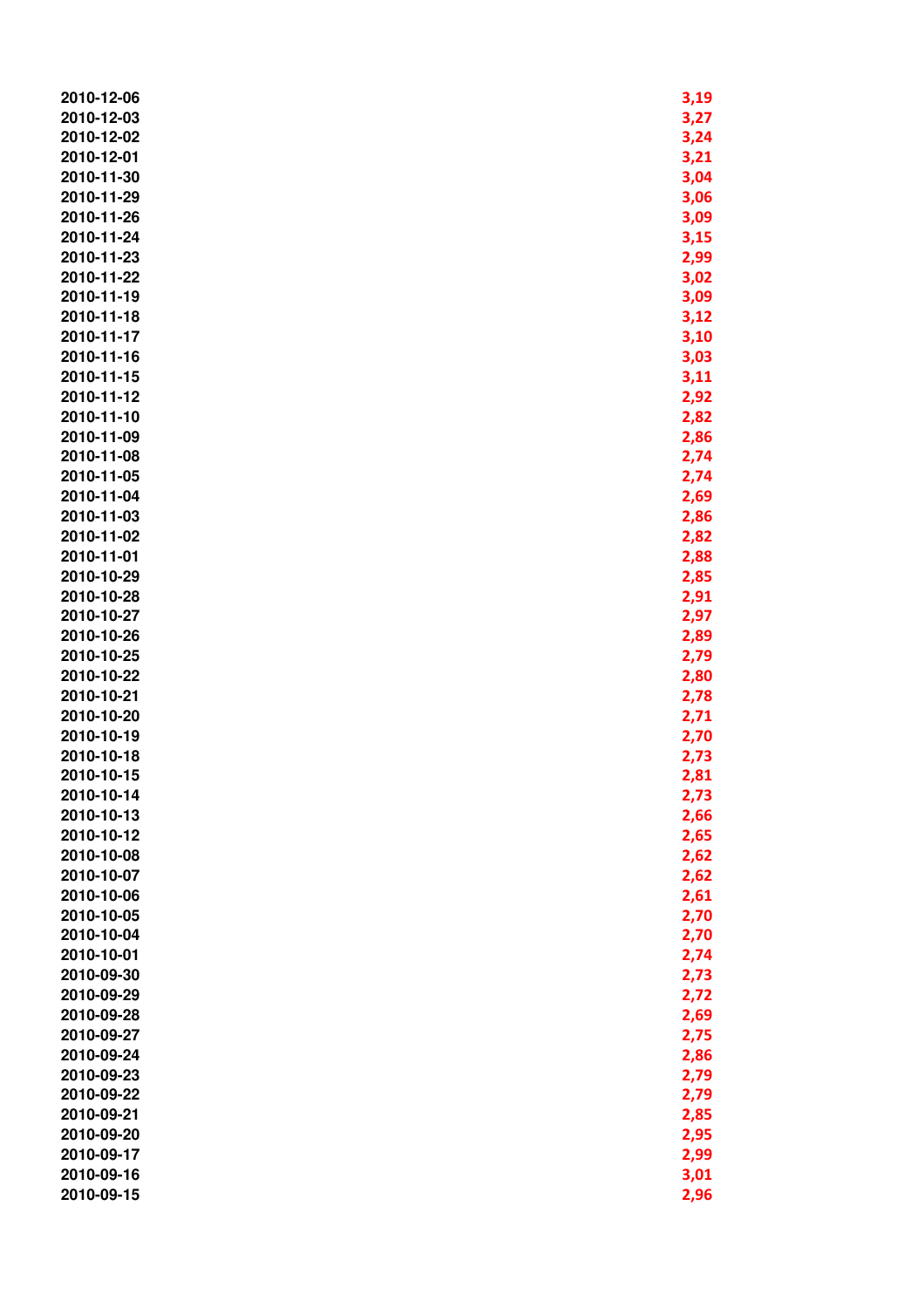| | |
|---|---|
| 2010-12-06 | 3,19 |
| 2010-12-03 | 3,27 |
| 2010-12-02 | 3,24 |
| 2010-12-01 | 3,21 |
| 2010-11-30 | 3,04 |
| 2010-11-29 | 3,06 |
| 2010-11-26 | 3,09 |
| 2010-11-24 | 3,15 |
| 2010-11-23 | 2,99 |
| 2010-11-22 | 3,02 |
| 2010-11-19 | 3,09 |
| 2010-11-18 | 3,12 |
| 2010-11-17 | 3,10 |
| 2010-11-16 | 3,03 |
| 2010-11-15 | 3,11 |
| 2010-11-12 | 2,92 |
| 2010-11-10 | 2,82 |
| 2010-11-09 | 2,86 |
| 2010-11-08 | 2,74 |
| 2010-11-05 | 2,74 |
| 2010-11-04 | 2,69 |
| 2010-11-03 | 2,86 |
| 2010-11-02 | 2,82 |
| 2010-11-01 | 2,88 |
| 2010-10-29 | 2,85 |
| 2010-10-28 | 2,91 |
| 2010-10-27 | 2,97 |
| 2010-10-26 | 2,89 |
| 2010-10-25 | 2,79 |
| 2010-10-22 | 2,80 |
| 2010-10-21 | 2,78 |
| 2010-10-20 | 2,71 |
| 2010-10-19 | 2,70 |
| 2010-10-18 | 2,73 |
| 2010-10-15 | 2,81 |
| 2010-10-14 | 2,73 |
| 2010-10-13 | 2,66 |
| 2010-10-12 | 2,65 |
| 2010-10-08 | 2,62 |
| 2010-10-07 | 2,62 |
| 2010-10-06 | 2,61 |
| 2010-10-05 | 2,70 |
| 2010-10-04 | 2,70 |
| 2010-10-01 | 2,74 |
| 2010-09-30 | 2,73 |
| 2010-09-29 | 2,72 |
| 2010-09-28 | 2,69 |
| 2010-09-27 | 2,75 |
| 2010-09-24 | 2,86 |
| 2010-09-23 | 2,79 |
| 2010-09-22 | 2,79 |
| 2010-09-21 | 2,85 |
| 2010-09-20 | 2,95 |
| 2010-09-17 | 2,99 |
| 2010-09-16 | 3,01 |
| 2010-09-15 | 2,96 |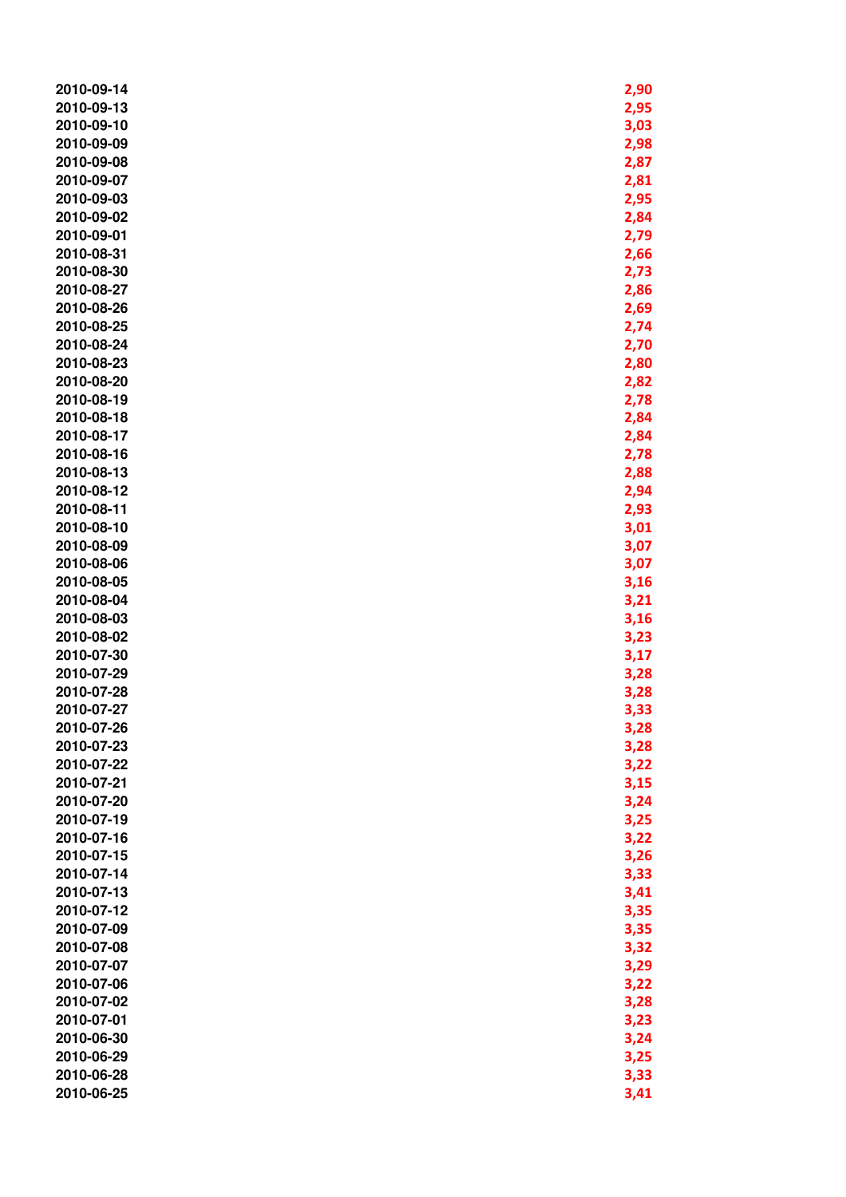| | |
|---|---|
| 2010-09-14 | 2,90 |
| 2010-09-13 | 2,95 |
| 2010-09-10 | 3,03 |
| 2010-09-09 | 2,98 |
| 2010-09-08 | 2,87 |
| 2010-09-07 | 2,81 |
| 2010-09-03 | 2,95 |
| 2010-09-02 | 2,84 |
| 2010-09-01 | 2,79 |
| 2010-08-31 | 2,66 |
| 2010-08-30 | 2,73 |
| 2010-08-27 | 2,86 |
| 2010-08-26 | 2,69 |
| 2010-08-25 | 2,74 |
| 2010-08-24 | 2,70 |
| 2010-08-23 | 2,80 |
| 2010-08-20 | 2,82 |
| 2010-08-19 | 2,78 |
| 2010-08-18 | 2,84 |
| 2010-08-17 | 2,84 |
| 2010-08-16 | 2,78 |
| 2010-08-13 | 2,88 |
| 2010-08-12 | 2,94 |
| 2010-08-11 | 2,93 |
| 2010-08-10 | 3,01 |
| 2010-08-09 | 3,07 |
| 2010-08-06 | 3,07 |
| 2010-08-05 | 3,16 |
| 2010-08-04 | 3,21 |
| 2010-08-03 | 3,16 |
| 2010-08-02 | 3,23 |
| 2010-07-30 | 3,17 |
| 2010-07-29 | 3,28 |
| 2010-07-28 | 3,28 |
| 2010-07-27 | 3,33 |
| 2010-07-26 | 3,28 |
| 2010-07-23 | 3,28 |
| 2010-07-22 | 3,22 |
| 2010-07-21 | 3,15 |
| 2010-07-20 | 3,24 |
| 2010-07-19 | 3,25 |
| 2010-07-16 | 3,22 |
| 2010-07-15 | 3,26 |
| 2010-07-14 | 3,33 |
| 2010-07-13 | 3,41 |
| 2010-07-12 | 3,35 |
| 2010-07-09 | 3,35 |
| 2010-07-08 | 3,32 |
| 2010-07-07 | 3,29 |
| 2010-07-06 | 3,22 |
| 2010-07-02 | 3,28 |
| 2010-07-01 | 3,23 |
| 2010-06-30 | 3,24 |
| 2010-06-29 | 3,25 |
| 2010-06-28 | 3,33 |
| 2010-06-25 | 3,41 |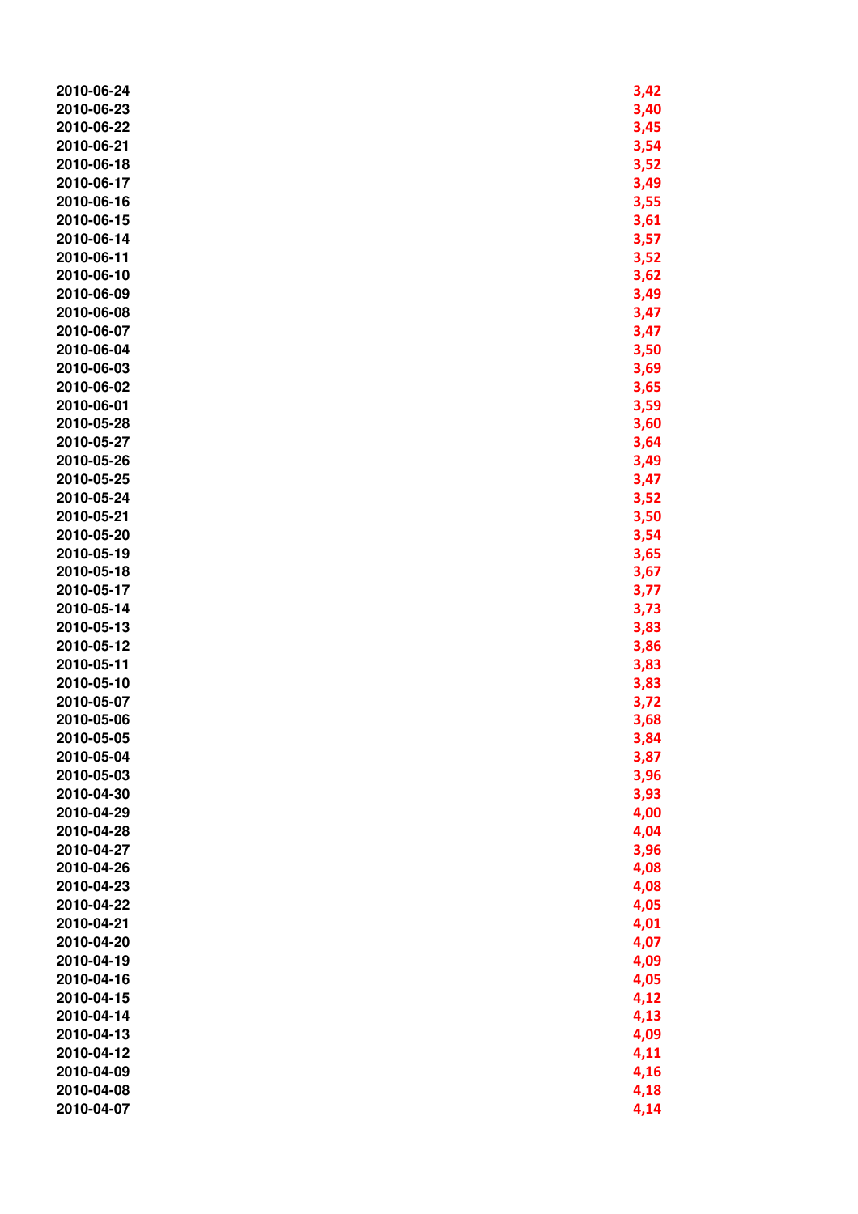| | |
|---|---|
| 2010-06-24 | 3,42 |
| 2010-06-23 | 3,40 |
| 2010-06-22 | 3,45 |
| 2010-06-21 | 3,54 |
| 2010-06-18 | 3,52 |
| 2010-06-17 | 3,49 |
| 2010-06-16 | 3,55 |
| 2010-06-15 | 3,61 |
| 2010-06-14 | 3,57 |
| 2010-06-11 | 3,52 |
| 2010-06-10 | 3,62 |
| 2010-06-09 | 3,49 |
| 2010-06-08 | 3,47 |
| 2010-06-07 | 3,47 |
| 2010-06-04 | 3,50 |
| 2010-06-03 | 3,69 |
| 2010-06-02 | 3,65 |
| 2010-06-01 | 3,59 |
| 2010-05-28 | 3,60 |
| 2010-05-27 | 3,64 |
| 2010-05-26 | 3,49 |
| 2010-05-25 | 3,47 |
| 2010-05-24 | 3,52 |
| 2010-05-21 | 3,50 |
| 2010-05-20 | 3,54 |
| 2010-05-19 | 3,65 |
| 2010-05-18 | 3,67 |
| 2010-05-17 | 3,77 |
| 2010-05-14 | 3,73 |
| 2010-05-13 | 3,83 |
| 2010-05-12 | 3,86 |
| 2010-05-11 | 3,83 |
| 2010-05-10 | 3,83 |
| 2010-05-07 | 3,72 |
| 2010-05-06 | 3,68 |
| 2010-05-05 | 3,84 |
| 2010-05-04 | 3,87 |
| 2010-05-03 | 3,96 |
| 2010-04-30 | 3,93 |
| 2010-04-29 | 4,00 |
| 2010-04-28 | 4,04 |
| 2010-04-27 | 3,96 |
| 2010-04-26 | 4,08 |
| 2010-04-23 | 4,08 |
| 2010-04-22 | 4,05 |
| 2010-04-21 | 4,01 |
| 2010-04-20 | 4,07 |
| 2010-04-19 | 4,09 |
| 2010-04-16 | 4,05 |
| 2010-04-15 | 4,12 |
| 2010-04-14 | 4,13 |
| 2010-04-13 | 4,09 |
| 2010-04-12 | 4,11 |
| 2010-04-09 | 4,16 |
| 2010-04-08 | 4,18 |
| 2010-04-07 | 4,14 |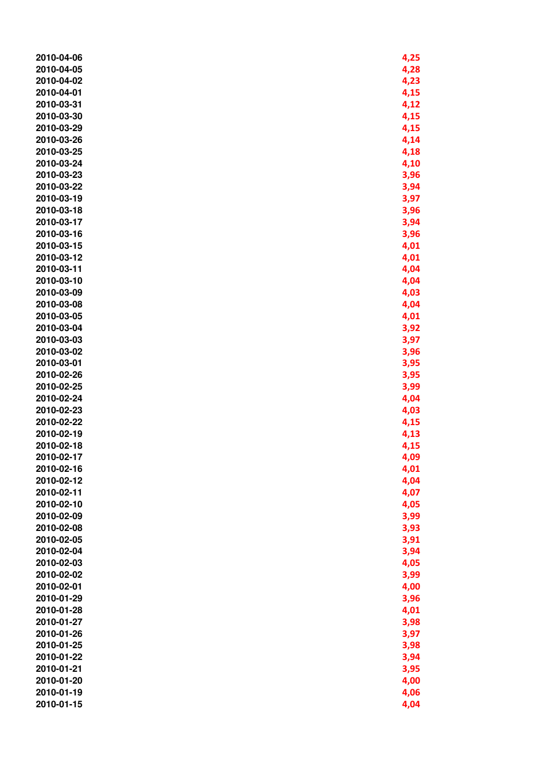| | |
|---|---|
| 2010-04-06 | 4,25 |
| 2010-04-05 | 4,28 |
| 2010-04-02 | 4,23 |
| 2010-04-01 | 4,15 |
| 2010-03-31 | 4,12 |
| 2010-03-30 | 4,15 |
| 2010-03-29 | 4,15 |
| 2010-03-26 | 4,14 |
| 2010-03-25 | 4,18 |
| 2010-03-24 | 4,10 |
| 2010-03-23 | 3,96 |
| 2010-03-22 | 3,94 |
| 2010-03-19 | 3,97 |
| 2010-03-18 | 3,96 |
| 2010-03-17 | 3,94 |
| 2010-03-16 | 3,96 |
| 2010-03-15 | 4,01 |
| 2010-03-12 | 4,01 |
| 2010-03-11 | 4,04 |
| 2010-03-10 | 4,04 |
| 2010-03-09 | 4,03 |
| 2010-03-08 | 4,04 |
| 2010-03-05 | 4,01 |
| 2010-03-04 | 3,92 |
| 2010-03-03 | 3,97 |
| 2010-03-02 | 3,96 |
| 2010-03-01 | 3,95 |
| 2010-02-26 | 3,95 |
| 2010-02-25 | 3,99 |
| 2010-02-24 | 4,04 |
| 2010-02-23 | 4,03 |
| 2010-02-22 | 4,15 |
| 2010-02-19 | 4,13 |
| 2010-02-18 | 4,15 |
| 2010-02-17 | 4,09 |
| 2010-02-16 | 4,01 |
| 2010-02-12 | 4,04 |
| 2010-02-11 | 4,07 |
| 2010-02-10 | 4,05 |
| 2010-02-09 | 3,99 |
| 2010-02-08 | 3,93 |
| 2010-02-05 | 3,91 |
| 2010-02-04 | 3,94 |
| 2010-02-03 | 4,05 |
| 2010-02-02 | 3,99 |
| 2010-02-01 | 4,00 |
| 2010-01-29 | 3,96 |
| 2010-01-28 | 4,01 |
| 2010-01-27 | 3,98 |
| 2010-01-26 | 3,97 |
| 2010-01-25 | 3,98 |
| 2010-01-22 | 3,94 |
| 2010-01-21 | 3,95 |
| 2010-01-20 | 4,00 |
| 2010-01-19 | 4,06 |
| 2010-01-15 | 4,04 |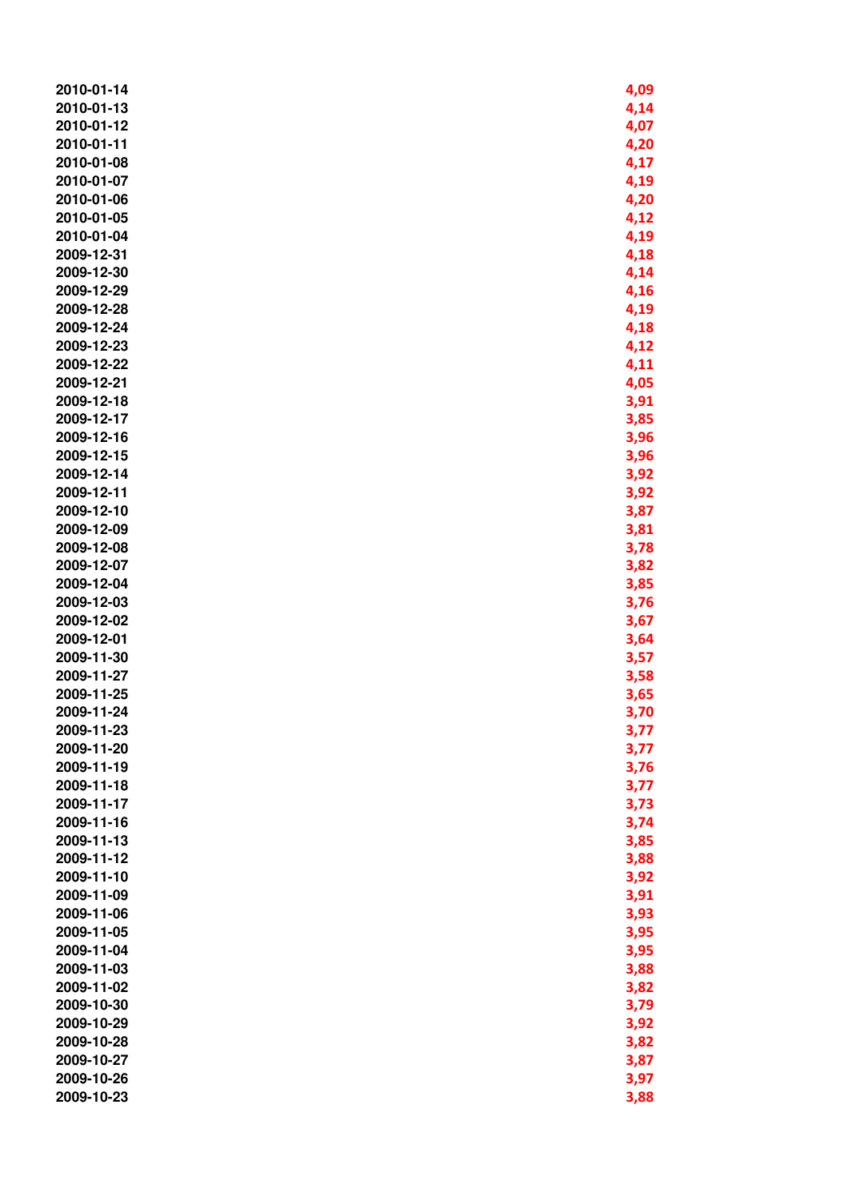| | |
|---|---|
| 2010-01-14 | 4,09 |
| 2010-01-13 | 4,14 |
| 2010-01-12 | 4,07 |
| 2010-01-11 | 4,20 |
| 2010-01-08 | 4,17 |
| 2010-01-07 | 4,19 |
| 2010-01-06 | 4,20 |
| 2010-01-05 | 4,12 |
| 2010-01-04 | 4,19 |
| 2009-12-31 | 4,18 |
| 2009-12-30 | 4,14 |
| 2009-12-29 | 4,16 |
| 2009-12-28 | 4,19 |
| 2009-12-24 | 4,18 |
| 2009-12-23 | 4,12 |
| 2009-12-22 | 4,11 |
| 2009-12-21 | 4,05 |
| 2009-12-18 | 3,91 |
| 2009-12-17 | 3,85 |
| 2009-12-16 | 3,96 |
| 2009-12-15 | 3,96 |
| 2009-12-14 | 3,92 |
| 2009-12-11 | 3,92 |
| 2009-12-10 | 3,87 |
| 2009-12-09 | 3,81 |
| 2009-12-08 | 3,78 |
| 2009-12-07 | 3,82 |
| 2009-12-04 | 3,85 |
| 2009-12-03 | 3,76 |
| 2009-12-02 | 3,67 |
| 2009-12-01 | 3,64 |
| 2009-11-30 | 3,57 |
| 2009-11-27 | 3,58 |
| 2009-11-25 | 3,65 |
| 2009-11-24 | 3,70 |
| 2009-11-23 | 3,77 |
| 2009-11-20 | 3,77 |
| 2009-11-19 | 3,76 |
| 2009-11-18 | 3,77 |
| 2009-11-17 | 3,73 |
| 2009-11-16 | 3,74 |
| 2009-11-13 | 3,85 |
| 2009-11-12 | 3,88 |
| 2009-11-10 | 3,92 |
| 2009-11-09 | 3,91 |
| 2009-11-06 | 3,93 |
| 2009-11-05 | 3,95 |
| 2009-11-04 | 3,95 |
| 2009-11-03 | 3,88 |
| 2009-11-02 | 3,82 |
| 2009-10-30 | 3,79 |
| 2009-10-29 | 3,92 |
| 2009-10-28 | 3,82 |
| 2009-10-27 | 3,87 |
| 2009-10-26 | 3,97 |
| 2009-10-23 | 3,88 |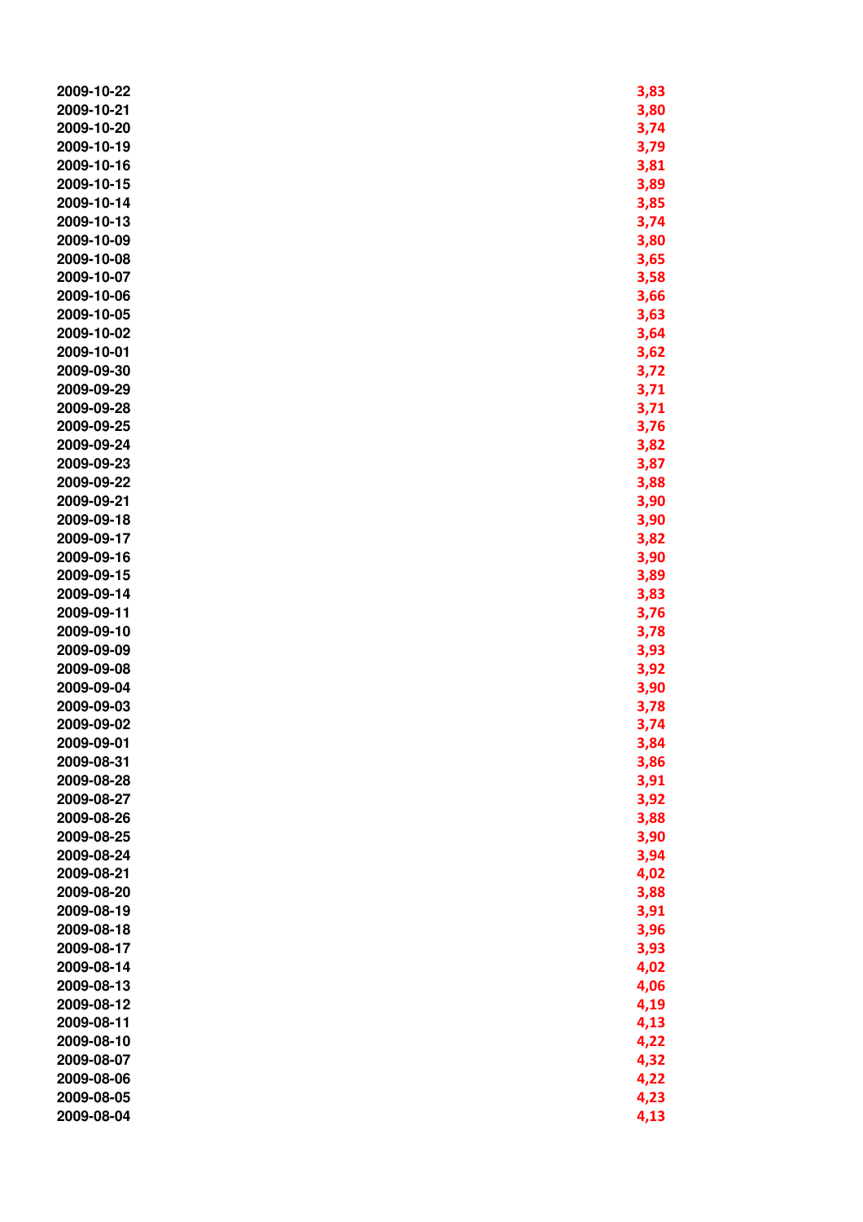| | |
|---|---|
| 2009-10-22 | 3,83 |
| 2009-10-21 | 3,80 |
| 2009-10-20 | 3,74 |
| 2009-10-19 | 3,79 |
| 2009-10-16 | 3,81 |
| 2009-10-15 | 3,89 |
| 2009-10-14 | 3,85 |
| 2009-10-13 | 3,74 |
| 2009-10-09 | 3,80 |
| 2009-10-08 | 3,65 |
| 2009-10-07 | 3,58 |
| 2009-10-06 | 3,66 |
| 2009-10-05 | 3,63 |
| 2009-10-02 | 3,64 |
| 2009-10-01 | 3,62 |
| 2009-09-30 | 3,72 |
| 2009-09-29 | 3,71 |
| 2009-09-28 | 3,71 |
| 2009-09-25 | 3,76 |
| 2009-09-24 | 3,82 |
| 2009-09-23 | 3,87 |
| 2009-09-22 | 3,88 |
| 2009-09-21 | 3,90 |
| 2009-09-18 | 3,90 |
| 2009-09-17 | 3,82 |
| 2009-09-16 | 3,90 |
| 2009-09-15 | 3,89 |
| 2009-09-14 | 3,83 |
| 2009-09-11 | 3,76 |
| 2009-09-10 | 3,78 |
| 2009-09-09 | 3,93 |
| 2009-09-08 | 3,92 |
| 2009-09-04 | 3,90 |
| 2009-09-03 | 3,78 |
| 2009-09-02 | 3,74 |
| 2009-09-01 | 3,84 |
| 2009-08-31 | 3,86 |
| 2009-08-28 | 3,91 |
| 2009-08-27 | 3,92 |
| 2009-08-26 | 3,88 |
| 2009-08-25 | 3,90 |
| 2009-08-24 | 3,94 |
| 2009-08-21 | 4,02 |
| 2009-08-20 | 3,88 |
| 2009-08-19 | 3,91 |
| 2009-08-18 | 3,96 |
| 2009-08-17 | 3,93 |
| 2009-08-14 | 4,02 |
| 2009-08-13 | 4,06 |
| 2009-08-12 | 4,19 |
| 2009-08-11 | 4,13 |
| 2009-08-10 | 4,22 |
| 2009-08-07 | 4,32 |
| 2009-08-06 | 4,22 |
| 2009-08-05 | 4,23 |
| 2009-08-04 | 4,13 |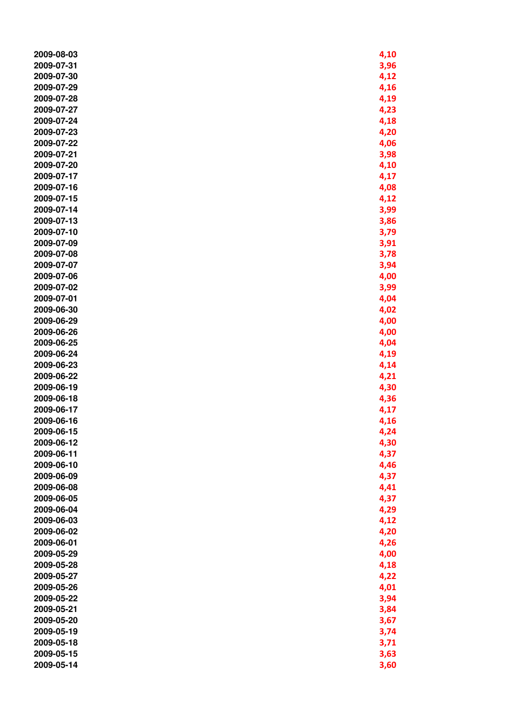| | |
|---|---|
| 2009-08-03 | 4,10 |
| 2009-07-31 | 3,96 |
| 2009-07-30 | 4,12 |
| 2009-07-29 | 4,16 |
| 2009-07-28 | 4,19 |
| 2009-07-27 | 4,23 |
| 2009-07-24 | 4,18 |
| 2009-07-23 | 4,20 |
| 2009-07-22 | 4,06 |
| 2009-07-21 | 3,98 |
| 2009-07-20 | 4,10 |
| 2009-07-17 | 4,17 |
| 2009-07-16 | 4,08 |
| 2009-07-15 | 4,12 |
| 2009-07-14 | 3,99 |
| 2009-07-13 | 3,86 |
| 2009-07-10 | 3,79 |
| 2009-07-09 | 3,91 |
| 2009-07-08 | 3,78 |
| 2009-07-07 | 3,94 |
| 2009-07-06 | 4,00 |
| 2009-07-02 | 3,99 |
| 2009-07-01 | 4,04 |
| 2009-06-30 | 4,02 |
| 2009-06-29 | 4,00 |
| 2009-06-26 | 4,00 |
| 2009-06-25 | 4,04 |
| 2009-06-24 | 4,19 |
| 2009-06-23 | 4,14 |
| 2009-06-22 | 4,21 |
| 2009-06-19 | 4,30 |
| 2009-06-18 | 4,36 |
| 2009-06-17 | 4,17 |
| 2009-06-16 | 4,16 |
| 2009-06-15 | 4,24 |
| 2009-06-12 | 4,30 |
| 2009-06-11 | 4,37 |
| 2009-06-10 | 4,46 |
| 2009-06-09 | 4,37 |
| 2009-06-08 | 4,41 |
| 2009-06-05 | 4,37 |
| 2009-06-04 | 4,29 |
| 2009-06-03 | 4,12 |
| 2009-06-02 | 4,20 |
| 2009-06-01 | 4,26 |
| 2009-05-29 | 4,00 |
| 2009-05-28 | 4,18 |
| 2009-05-27 | 4,22 |
| 2009-05-26 | 4,01 |
| 2009-05-22 | 3,94 |
| 2009-05-21 | 3,84 |
| 2009-05-20 | 3,67 |
| 2009-05-19 | 3,74 |
| 2009-05-18 | 3,71 |
| 2009-05-15 | 3,63 |
| 2009-05-14 | 3,60 |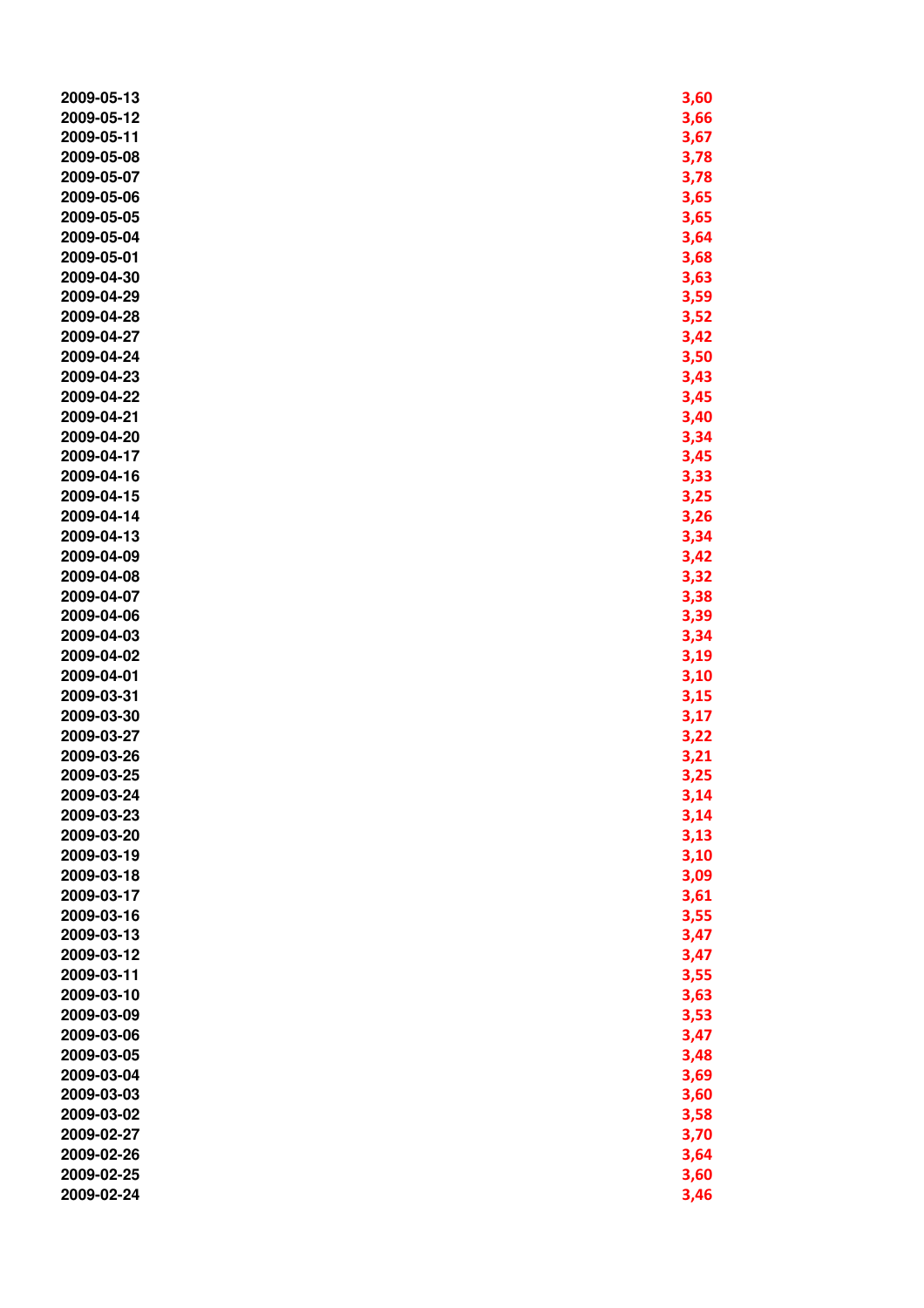| | |
|---|---|
| 2009-05-13 | 3,60 |
| 2009-05-12 | 3,66 |
| 2009-05-11 | 3,67 |
| 2009-05-08 | 3,78 |
| 2009-05-07 | 3,78 |
| 2009-05-06 | 3,65 |
| 2009-05-05 | 3,65 |
| 2009-05-04 | 3,64 |
| 2009-05-01 | 3,68 |
| 2009-04-30 | 3,63 |
| 2009-04-29 | 3,59 |
| 2009-04-28 | 3,52 |
| 2009-04-27 | 3,42 |
| 2009-04-24 | 3,50 |
| 2009-04-23 | 3,43 |
| 2009-04-22 | 3,45 |
| 2009-04-21 | 3,40 |
| 2009-04-20 | 3,34 |
| 2009-04-17 | 3,45 |
| 2009-04-16 | 3,33 |
| 2009-04-15 | 3,25 |
| 2009-04-14 | 3,26 |
| 2009-04-13 | 3,34 |
| 2009-04-09 | 3,42 |
| 2009-04-08 | 3,32 |
| 2009-04-07 | 3,38 |
| 2009-04-06 | 3,39 |
| 2009-04-03 | 3,34 |
| 2009-04-02 | 3,19 |
| 2009-04-01 | 3,10 |
| 2009-03-31 | 3,15 |
| 2009-03-30 | 3,17 |
| 2009-03-27 | 3,22 |
| 2009-03-26 | 3,21 |
| 2009-03-25 | 3,25 |
| 2009-03-24 | 3,14 |
| 2009-03-23 | 3,14 |
| 2009-03-20 | 3,13 |
| 2009-03-19 | 3,10 |
| 2009-03-18 | 3,09 |
| 2009-03-17 | 3,61 |
| 2009-03-16 | 3,55 |
| 2009-03-13 | 3,47 |
| 2009-03-12 | 3,47 |
| 2009-03-11 | 3,55 |
| 2009-03-10 | 3,63 |
| 2009-03-09 | 3,53 |
| 2009-03-06 | 3,47 |
| 2009-03-05 | 3,48 |
| 2009-03-04 | 3,69 |
| 2009-03-03 | 3,60 |
| 2009-03-02 | 3,58 |
| 2009-02-27 | 3,70 |
| 2009-02-26 | 3,64 |
| 2009-02-25 | 3,60 |
| 2009-02-24 | 3,46 |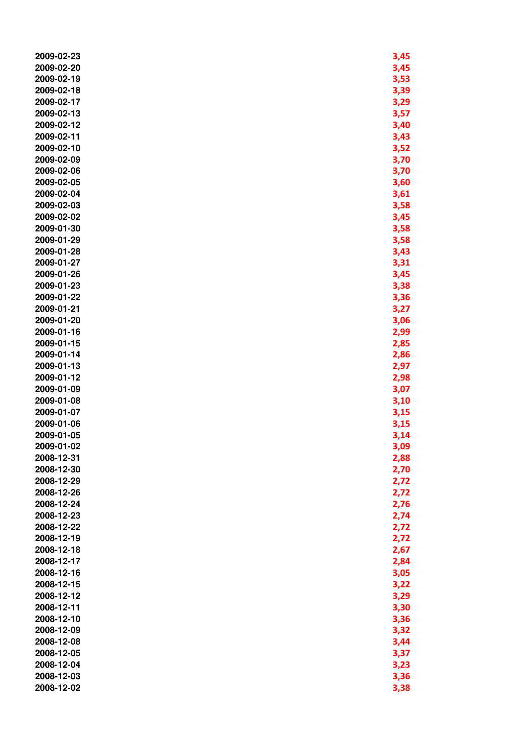| | |
|---|---|
| 2009-02-23 | 3,45 |
| 2009-02-20 | 3,45 |
| 2009-02-19 | 3,53 |
| 2009-02-18 | 3,39 |
| 2009-02-17 | 3,29 |
| 2009-02-13 | 3,57 |
| 2009-02-12 | 3,40 |
| 2009-02-11 | 3,43 |
| 2009-02-10 | 3,52 |
| 2009-02-09 | 3,70 |
| 2009-02-06 | 3,70 |
| 2009-02-05 | 3,60 |
| 2009-02-04 | 3,61 |
| 2009-02-03 | 3,58 |
| 2009-02-02 | 3,45 |
| 2009-01-30 | 3,58 |
| 2009-01-29 | 3,58 |
| 2009-01-28 | 3,43 |
| 2009-01-27 | 3,31 |
| 2009-01-26 | 3,45 |
| 2009-01-23 | 3,38 |
| 2009-01-22 | 3,36 |
| 2009-01-21 | 3,27 |
| 2009-01-20 | 3,06 |
| 2009-01-16 | 2,99 |
| 2009-01-15 | 2,85 |
| 2009-01-14 | 2,86 |
| 2009-01-13 | 2,97 |
| 2009-01-12 | 2,98 |
| 2009-01-09 | 3,07 |
| 2009-01-08 | 3,10 |
| 2009-01-07 | 3,15 |
| 2009-01-06 | 3,15 |
| 2009-01-05 | 3,14 |
| 2009-01-02 | 3,09 |
| 2008-12-31 | 2,88 |
| 2008-12-30 | 2,70 |
| 2008-12-29 | 2,72 |
| 2008-12-26 | 2,72 |
| 2008-12-24 | 2,76 |
| 2008-12-23 | 2,74 |
| 2008-12-22 | 2,72 |
| 2008-12-19 | 2,72 |
| 2008-12-18 | 2,67 |
| 2008-12-17 | 2,84 |
| 2008-12-16 | 3,05 |
| 2008-12-15 | 3,22 |
| 2008-12-12 | 3,29 |
| 2008-12-11 | 3,30 |
| 2008-12-10 | 3,36 |
| 2008-12-09 | 3,32 |
| 2008-12-08 | 3,44 |
| 2008-12-05 | 3,37 |
| 2008-12-04 | 3,23 |
| 2008-12-03 | 3,36 |
| 2008-12-02 | 3,38 |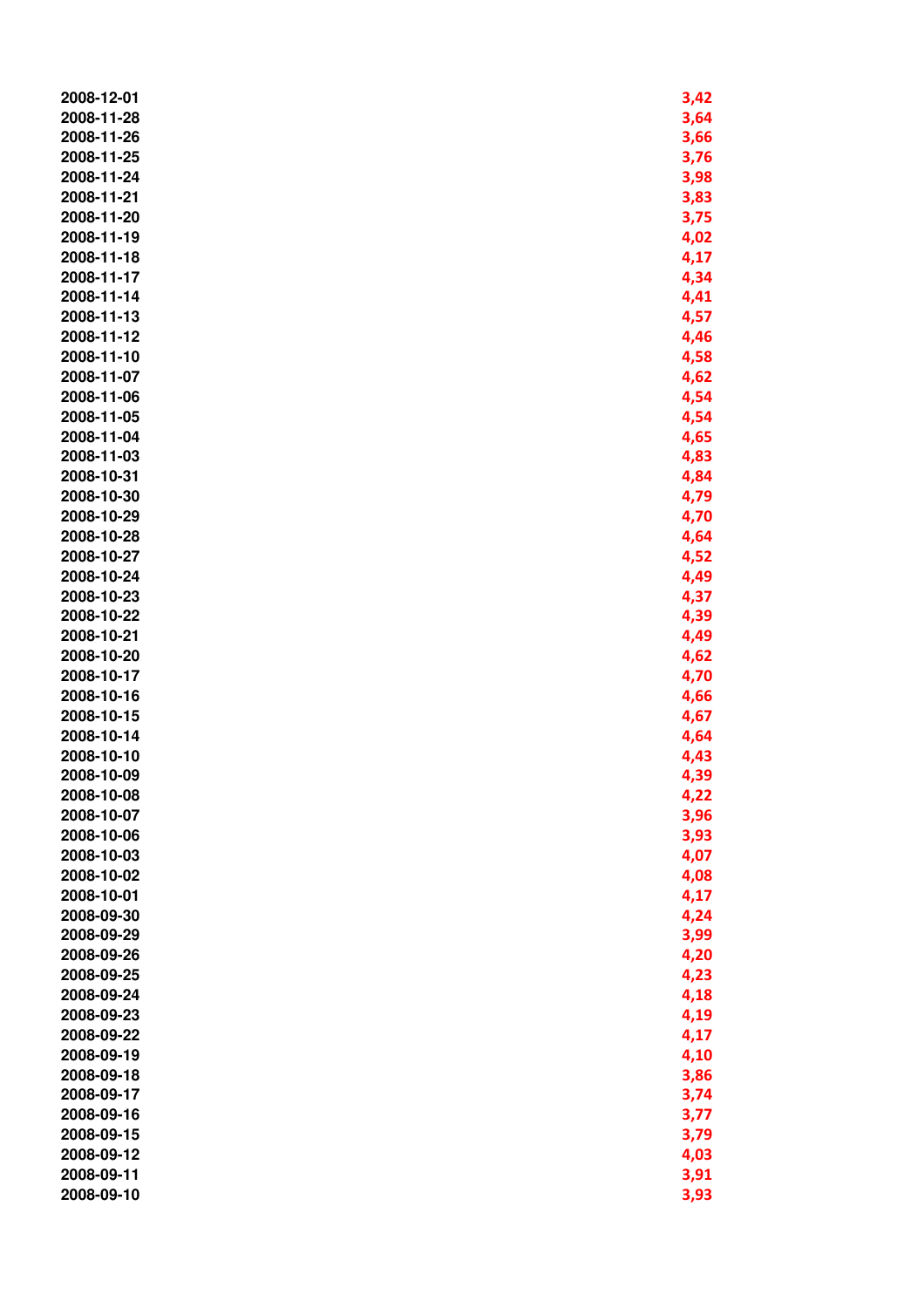| | |
|---|---|
| 2008-12-01 | 3,42 |
| 2008-11-28 | 3,64 |
| 2008-11-26 | 3,66 |
| 2008-11-25 | 3,76 |
| 2008-11-24 | 3,98 |
| 2008-11-21 | 3,83 |
| 2008-11-20 | 3,75 |
| 2008-11-19 | 4,02 |
| 2008-11-18 | 4,17 |
| 2008-11-17 | 4,34 |
| 2008-11-14 | 4,41 |
| 2008-11-13 | 4,57 |
| 2008-11-12 | 4,46 |
| 2008-11-10 | 4,58 |
| 2008-11-07 | 4,62 |
| 2008-11-06 | 4,54 |
| 2008-11-05 | 4,54 |
| 2008-11-04 | 4,65 |
| 2008-11-03 | 4,83 |
| 2008-10-31 | 4,84 |
| 2008-10-30 | 4,79 |
| 2008-10-29 | 4,70 |
| 2008-10-28 | 4,64 |
| 2008-10-27 | 4,52 |
| 2008-10-24 | 4,49 |
| 2008-10-23 | 4,37 |
| 2008-10-22 | 4,39 |
| 2008-10-21 | 4,49 |
| 2008-10-20 | 4,62 |
| 2008-10-17 | 4,70 |
| 2008-10-16 | 4,66 |
| 2008-10-15 | 4,67 |
| 2008-10-14 | 4,64 |
| 2008-10-10 | 4,43 |
| 2008-10-09 | 4,39 |
| 2008-10-08 | 4,22 |
| 2008-10-07 | 3,96 |
| 2008-10-06 | 3,93 |
| 2008-10-03 | 4,07 |
| 2008-10-02 | 4,08 |
| 2008-10-01 | 4,17 |
| 2008-09-30 | 4,24 |
| 2008-09-29 | 3,99 |
| 2008-09-26 | 4,20 |
| 2008-09-25 | 4,23 |
| 2008-09-24 | 4,18 |
| 2008-09-23 | 4,19 |
| 2008-09-22 | 4,17 |
| 2008-09-19 | 4,10 |
| 2008-09-18 | 3,86 |
| 2008-09-17 | 3,74 |
| 2008-09-16 | 3,77 |
| 2008-09-15 | 3,79 |
| 2008-09-12 | 4,03 |
| 2008-09-11 | 3,91 |
| 2008-09-10 | 3,93 |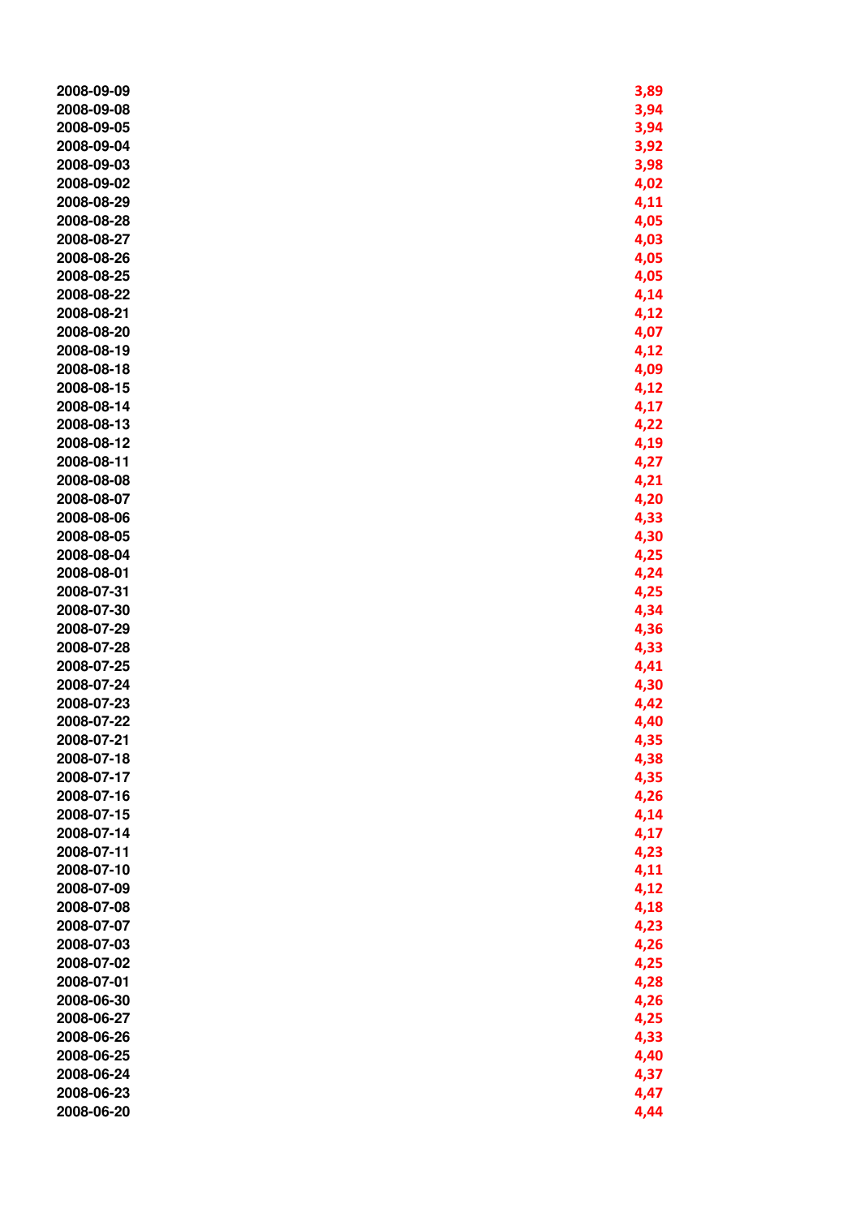| | |
|---|---|
| 2008-09-09 | 3,89 |
| 2008-09-08 | 3,94 |
| 2008-09-05 | 3,94 |
| 2008-09-04 | 3,92 |
| 2008-09-03 | 3,98 |
| 2008-09-02 | 4,02 |
| 2008-08-29 | 4,11 |
| 2008-08-28 | 4,05 |
| 2008-08-27 | 4,03 |
| 2008-08-26 | 4,05 |
| 2008-08-25 | 4,05 |
| 2008-08-22 | 4,14 |
| 2008-08-21 | 4,12 |
| 2008-08-20 | 4,07 |
| 2008-08-19 | 4,12 |
| 2008-08-18 | 4,09 |
| 2008-08-15 | 4,12 |
| 2008-08-14 | 4,17 |
| 2008-08-13 | 4,22 |
| 2008-08-12 | 4,19 |
| 2008-08-11 | 4,27 |
| 2008-08-08 | 4,21 |
| 2008-08-07 | 4,20 |
| 2008-08-06 | 4,33 |
| 2008-08-05 | 4,30 |
| 2008-08-04 | 4,25 |
| 2008-08-01 | 4,24 |
| 2008-07-31 | 4,25 |
| 2008-07-30 | 4,34 |
| 2008-07-29 | 4,36 |
| 2008-07-28 | 4,33 |
| 2008-07-25 | 4,41 |
| 2008-07-24 | 4,30 |
| 2008-07-23 | 4,42 |
| 2008-07-22 | 4,40 |
| 2008-07-21 | 4,35 |
| 2008-07-18 | 4,38 |
| 2008-07-17 | 4,35 |
| 2008-07-16 | 4,26 |
| 2008-07-15 | 4,14 |
| 2008-07-14 | 4,17 |
| 2008-07-11 | 4,23 |
| 2008-07-10 | 4,11 |
| 2008-07-09 | 4,12 |
| 2008-07-08 | 4,18 |
| 2008-07-07 | 4,23 |
| 2008-07-03 | 4,26 |
| 2008-07-02 | 4,25 |
| 2008-07-01 | 4,28 |
| 2008-06-30 | 4,26 |
| 2008-06-27 | 4,25 |
| 2008-06-26 | 4,33 |
| 2008-06-25 | 4,40 |
| 2008-06-24 | 4,37 |
| 2008-06-23 | 4,47 |
| 2008-06-20 | 4,44 |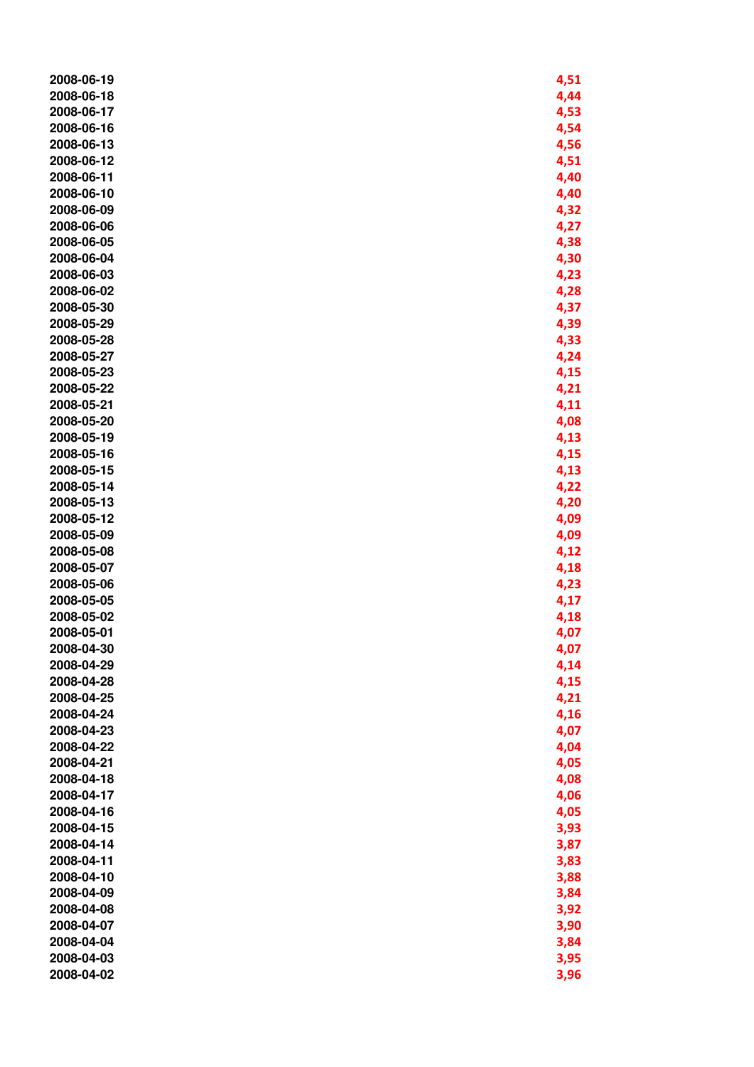| | |
|---|---|
| 2008-06-19 | 4,51 |
| 2008-06-18 | 4,44 |
| 2008-06-17 | 4,53 |
| 2008-06-16 | 4,54 |
| 2008-06-13 | 4,56 |
| 2008-06-12 | 4,51 |
| 2008-06-11 | 4,40 |
| 2008-06-10 | 4,40 |
| 2008-06-09 | 4,32 |
| 2008-06-06 | 4,27 |
| 2008-06-05 | 4,38 |
| 2008-06-04 | 4,30 |
| 2008-06-03 | 4,23 |
| 2008-06-02 | 4,28 |
| 2008-05-30 | 4,37 |
| 2008-05-29 | 4,39 |
| 2008-05-28 | 4,33 |
| 2008-05-27 | 4,24 |
| 2008-05-23 | 4,15 |
| 2008-05-22 | 4,21 |
| 2008-05-21 | 4,11 |
| 2008-05-20 | 4,08 |
| 2008-05-19 | 4,13 |
| 2008-05-16 | 4,15 |
| 2008-05-15 | 4,13 |
| 2008-05-14 | 4,22 |
| 2008-05-13 | 4,20 |
| 2008-05-12 | 4,09 |
| 2008-05-09 | 4,09 |
| 2008-05-08 | 4,12 |
| 2008-05-07 | 4,18 |
| 2008-05-06 | 4,23 |
| 2008-05-05 | 4,17 |
| 2008-05-02 | 4,18 |
| 2008-05-01 | 4,07 |
| 2008-04-30 | 4,07 |
| 2008-04-29 | 4,14 |
| 2008-04-28 | 4,15 |
| 2008-04-25 | 4,21 |
| 2008-04-24 | 4,16 |
| 2008-04-23 | 4,07 |
| 2008-04-22 | 4,04 |
| 2008-04-21 | 4,05 |
| 2008-04-18 | 4,08 |
| 2008-04-17 | 4,06 |
| 2008-04-16 | 4,05 |
| 2008-04-15 | 3,93 |
| 2008-04-14 | 3,87 |
| 2008-04-11 | 3,83 |
| 2008-04-10 | 3,88 |
| 2008-04-09 | 3,84 |
| 2008-04-08 | 3,92 |
| 2008-04-07 | 3,90 |
| 2008-04-04 | 3,84 |
| 2008-04-03 | 3,95 |
| 2008-04-02 | 3,96 |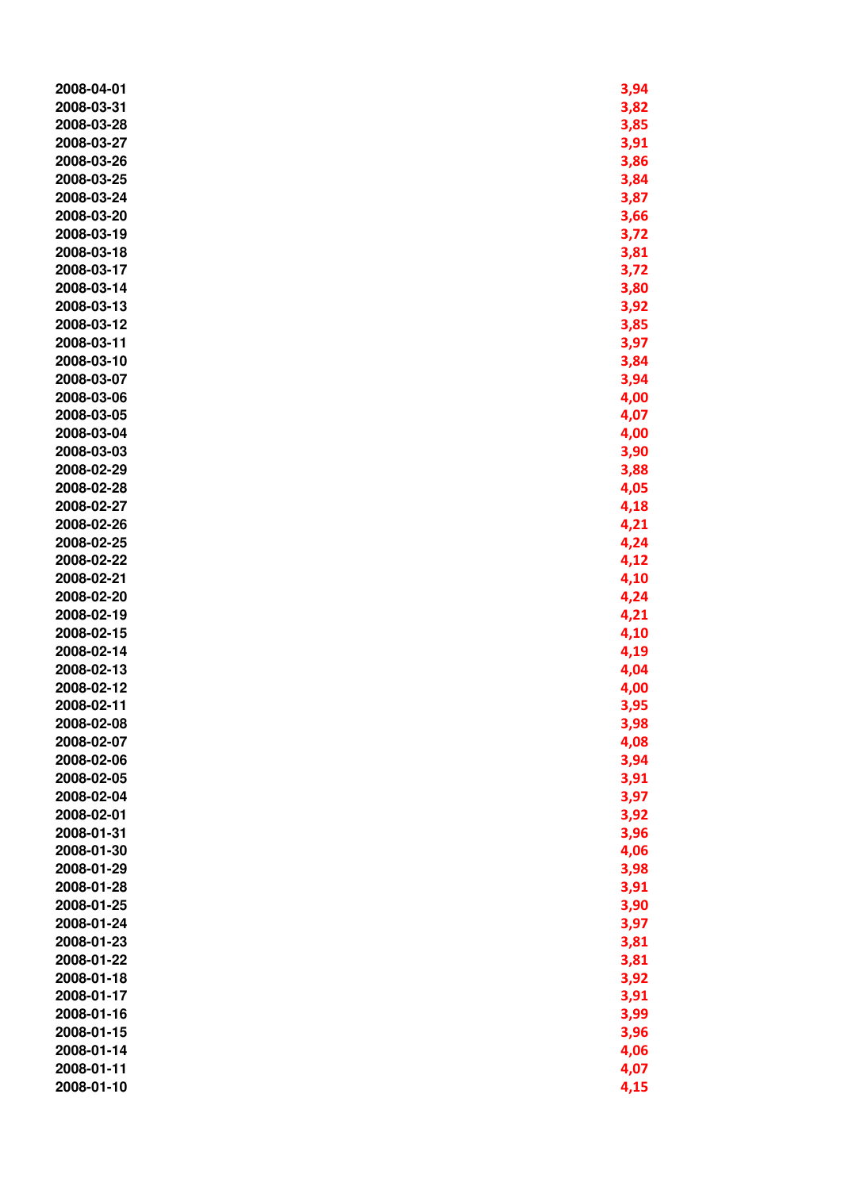| | |
|---|---|
| 2008-04-01 | 3,94 |
| 2008-03-31 | 3,82 |
| 2008-03-28 | 3,85 |
| 2008-03-27 | 3,91 |
| 2008-03-26 | 3,86 |
| 2008-03-25 | 3,84 |
| 2008-03-24 | 3,87 |
| 2008-03-20 | 3,66 |
| 2008-03-19 | 3,72 |
| 2008-03-18 | 3,81 |
| 2008-03-17 | 3,72 |
| 2008-03-14 | 3,80 |
| 2008-03-13 | 3,92 |
| 2008-03-12 | 3,85 |
| 2008-03-11 | 3,97 |
| 2008-03-10 | 3,84 |
| 2008-03-07 | 3,94 |
| 2008-03-06 | 4,00 |
| 2008-03-05 | 4,07 |
| 2008-03-04 | 4,00 |
| 2008-03-03 | 3,90 |
| 2008-02-29 | 3,88 |
| 2008-02-28 | 4,05 |
| 2008-02-27 | 4,18 |
| 2008-02-26 | 4,21 |
| 2008-02-25 | 4,24 |
| 2008-02-22 | 4,12 |
| 2008-02-21 | 4,10 |
| 2008-02-20 | 4,24 |
| 2008-02-19 | 4,21 |
| 2008-02-15 | 4,10 |
| 2008-02-14 | 4,19 |
| 2008-02-13 | 4,04 |
| 2008-02-12 | 4,00 |
| 2008-02-11 | 3,95 |
| 2008-02-08 | 3,98 |
| 2008-02-07 | 4,08 |
| 2008-02-06 | 3,94 |
| 2008-02-05 | 3,91 |
| 2008-02-04 | 3,97 |
| 2008-02-01 | 3,92 |
| 2008-01-31 | 3,96 |
| 2008-01-30 | 4,06 |
| 2008-01-29 | 3,98 |
| 2008-01-28 | 3,91 |
| 2008-01-25 | 3,90 |
| 2008-01-24 | 3,97 |
| 2008-01-23 | 3,81 |
| 2008-01-22 | 3,81 |
| 2008-01-18 | 3,92 |
| 2008-01-17 | 3,91 |
| 2008-01-16 | 3,99 |
| 2008-01-15 | 3,96 |
| 2008-01-14 | 4,06 |
| 2008-01-11 | 4,07 |
| 2008-01-10 | 4,15 |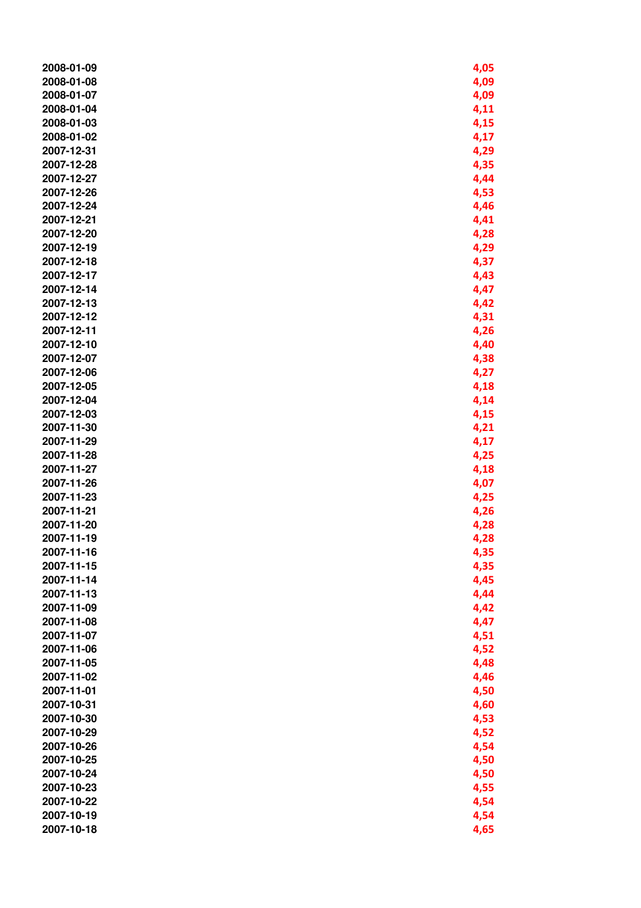| | |
|---|---|
| 2008-01-09 | 4,05 |
| 2008-01-08 | 4,09 |
| 2008-01-07 | 4,09 |
| 2008-01-04 | 4,11 |
| 2008-01-03 | 4,15 |
| 2008-01-02 | 4,17 |
| 2007-12-31 | 4,29 |
| 2007-12-28 | 4,35 |
| 2007-12-27 | 4,44 |
| 2007-12-26 | 4,53 |
| 2007-12-24 | 4,46 |
| 2007-12-21 | 4,41 |
| 2007-12-20 | 4,28 |
| 2007-12-19 | 4,29 |
| 2007-12-18 | 4,37 |
| 2007-12-17 | 4,43 |
| 2007-12-14 | 4,47 |
| 2007-12-13 | 4,42 |
| 2007-12-12 | 4,31 |
| 2007-12-11 | 4,26 |
| 2007-12-10 | 4,40 |
| 2007-12-07 | 4,38 |
| 2007-12-06 | 4,27 |
| 2007-12-05 | 4,18 |
| 2007-12-04 | 4,14 |
| 2007-12-03 | 4,15 |
| 2007-11-30 | 4,21 |
| 2007-11-29 | 4,17 |
| 2007-11-28 | 4,25 |
| 2007-11-27 | 4,18 |
| 2007-11-26 | 4,07 |
| 2007-11-23 | 4,25 |
| 2007-11-21 | 4,26 |
| 2007-11-20 | 4,28 |
| 2007-11-19 | 4,28 |
| 2007-11-16 | 4,35 |
| 2007-11-15 | 4,35 |
| 2007-11-14 | 4,45 |
| 2007-11-13 | 4,44 |
| 2007-11-09 | 4,42 |
| 2007-11-08 | 4,47 |
| 2007-11-07 | 4,51 |
| 2007-11-06 | 4,52 |
| 2007-11-05 | 4,48 |
| 2007-11-02 | 4,46 |
| 2007-11-01 | 4,50 |
| 2007-10-31 | 4,60 |
| 2007-10-30 | 4,53 |
| 2007-10-29 | 4,52 |
| 2007-10-26 | 4,54 |
| 2007-10-25 | 4,50 |
| 2007-10-24 | 4,50 |
| 2007-10-23 | 4,55 |
| 2007-10-22 | 4,54 |
| 2007-10-19 | 4,54 |
| 2007-10-18 | 4,65 |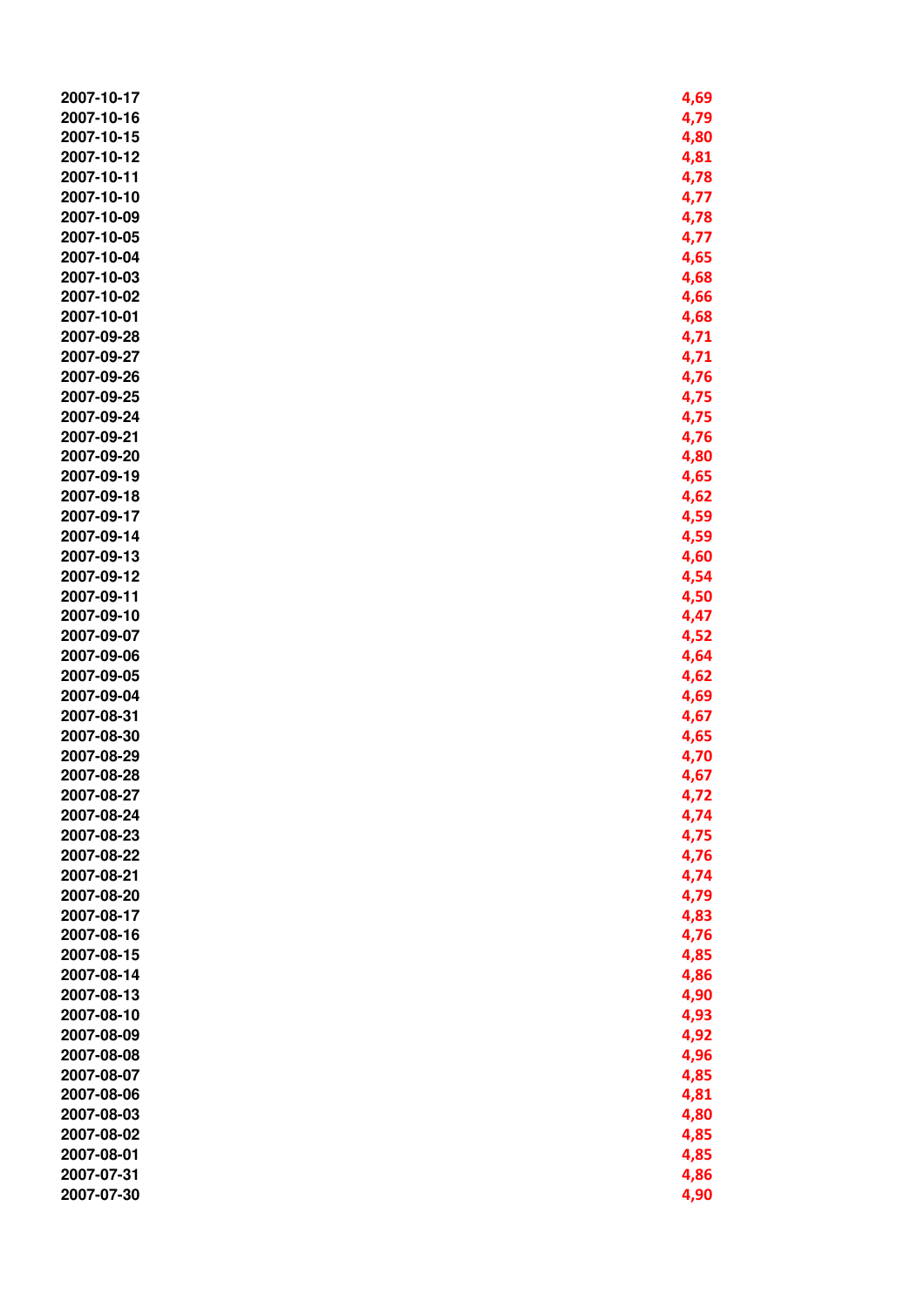| | |
|---|---|
| 2007-10-17 | 4,69 |
| 2007-10-16 | 4,79 |
| 2007-10-15 | 4,80 |
| 2007-10-12 | 4,81 |
| 2007-10-11 | 4,78 |
| 2007-10-10 | 4,77 |
| 2007-10-09 | 4,78 |
| 2007-10-05 | 4,77 |
| 2007-10-04 | 4,65 |
| 2007-10-03 | 4,68 |
| 2007-10-02 | 4,66 |
| 2007-10-01 | 4,68 |
| 2007-09-28 | 4,71 |
| 2007-09-27 | 4,71 |
| 2007-09-26 | 4,76 |
| 2007-09-25 | 4,75 |
| 2007-09-24 | 4,75 |
| 2007-09-21 | 4,76 |
| 2007-09-20 | 4,80 |
| 2007-09-19 | 4,65 |
| 2007-09-18 | 4,62 |
| 2007-09-17 | 4,59 |
| 2007-09-14 | 4,59 |
| 2007-09-13 | 4,60 |
| 2007-09-12 | 4,54 |
| 2007-09-11 | 4,50 |
| 2007-09-10 | 4,47 |
| 2007-09-07 | 4,52 |
| 2007-09-06 | 4,64 |
| 2007-09-05 | 4,62 |
| 2007-09-04 | 4,69 |
| 2007-08-31 | 4,67 |
| 2007-08-30 | 4,65 |
| 2007-08-29 | 4,70 |
| 2007-08-28 | 4,67 |
| 2007-08-27 | 4,72 |
| 2007-08-24 | 4,74 |
| 2007-08-23 | 4,75 |
| 2007-08-22 | 4,76 |
| 2007-08-21 | 4,74 |
| 2007-08-20 | 4,79 |
| 2007-08-17 | 4,83 |
| 2007-08-16 | 4,76 |
| 2007-08-15 | 4,85 |
| 2007-08-14 | 4,86 |
| 2007-08-13 | 4,90 |
| 2007-08-10 | 4,93 |
| 2007-08-09 | 4,92 |
| 2007-08-08 | 4,96 |
| 2007-08-07 | 4,85 |
| 2007-08-06 | 4,81 |
| 2007-08-03 | 4,80 |
| 2007-08-02 | 4,85 |
| 2007-08-01 | 4,85 |
| 2007-07-31 | 4,86 |
| 2007-07-30 | 4,90 |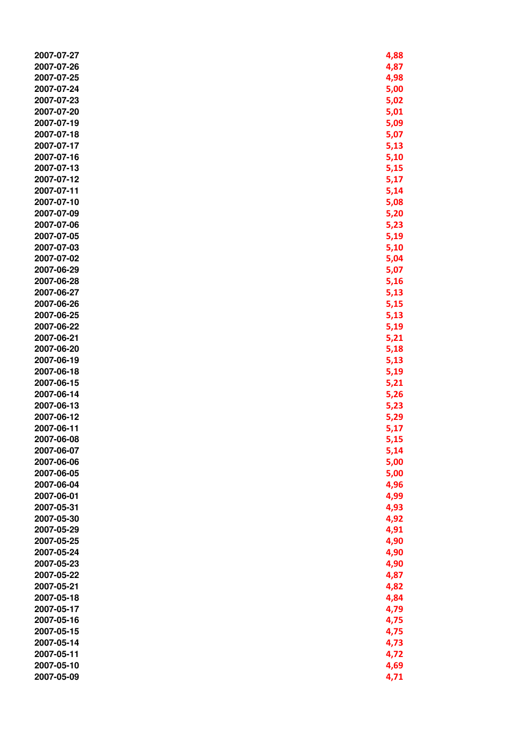| | |
|---|---|
| 2007-07-27 | 4,88 |
| 2007-07-26 | 4,87 |
| 2007-07-25 | 4,98 |
| 2007-07-24 | 5,00 |
| 2007-07-23 | 5,02 |
| 2007-07-20 | 5,01 |
| 2007-07-19 | 5,09 |
| 2007-07-18 | 5,07 |
| 2007-07-17 | 5,13 |
| 2007-07-16 | 5,10 |
| 2007-07-13 | 5,15 |
| 2007-07-12 | 5,17 |
| 2007-07-11 | 5,14 |
| 2007-07-10 | 5,08 |
| 2007-07-09 | 5,20 |
| 2007-07-06 | 5,23 |
| 2007-07-05 | 5,19 |
| 2007-07-03 | 5,10 |
| 2007-07-02 | 5,04 |
| 2007-06-29 | 5,07 |
| 2007-06-28 | 5,16 |
| 2007-06-27 | 5,13 |
| 2007-06-26 | 5,15 |
| 2007-06-25 | 5,13 |
| 2007-06-22 | 5,19 |
| 2007-06-21 | 5,21 |
| 2007-06-20 | 5,18 |
| 2007-06-19 | 5,13 |
| 2007-06-18 | 5,19 |
| 2007-06-15 | 5,21 |
| 2007-06-14 | 5,26 |
| 2007-06-13 | 5,23 |
| 2007-06-12 | 5,29 |
| 2007-06-11 | 5,17 |
| 2007-06-08 | 5,15 |
| 2007-06-07 | 5,14 |
| 2007-06-06 | 5,00 |
| 2007-06-05 | 5,00 |
| 2007-06-04 | 4,96 |
| 2007-06-01 | 4,99 |
| 2007-05-31 | 4,93 |
| 2007-05-30 | 4,92 |
| 2007-05-29 | 4,91 |
| 2007-05-25 | 4,90 |
| 2007-05-24 | 4,90 |
| 2007-05-23 | 4,90 |
| 2007-05-22 | 4,87 |
| 2007-05-21 | 4,82 |
| 2007-05-18 | 4,84 |
| 2007-05-17 | 4,79 |
| 2007-05-16 | 4,75 |
| 2007-05-15 | 4,75 |
| 2007-05-14 | 4,73 |
| 2007-05-11 | 4,72 |
| 2007-05-10 | 4,69 |
| 2007-05-09 | 4,71 |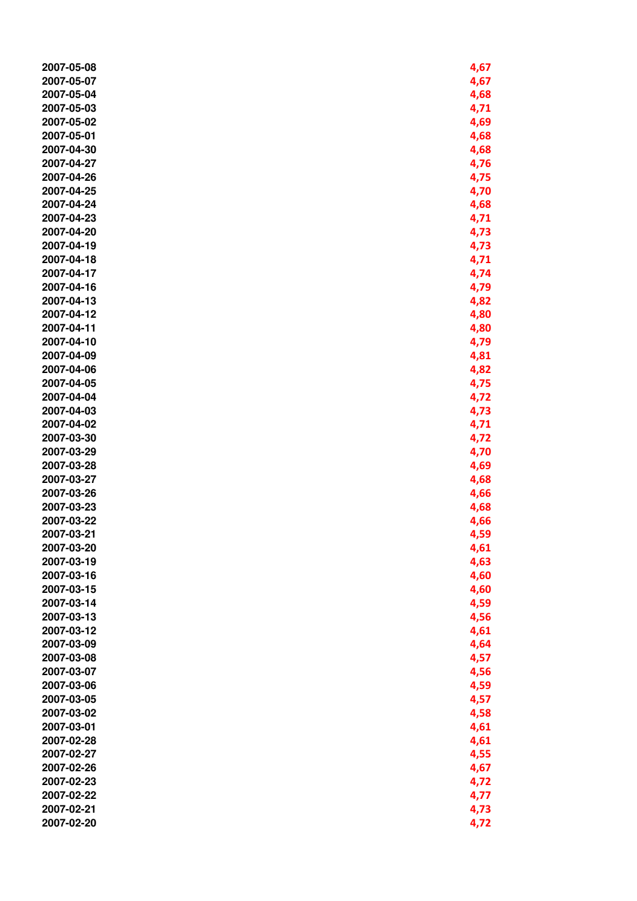| | |
|---|---|
| 2007-05-08 | 4,67 |
| 2007-05-07 | 4,67 |
| 2007-05-04 | 4,68 |
| 2007-05-03 | 4,71 |
| 2007-05-02 | 4,69 |
| 2007-05-01 | 4,68 |
| 2007-04-30 | 4,68 |
| 2007-04-27 | 4,76 |
| 2007-04-26 | 4,75 |
| 2007-04-25 | 4,70 |
| 2007-04-24 | 4,68 |
| 2007-04-23 | 4,71 |
| 2007-04-20 | 4,73 |
| 2007-04-19 | 4,73 |
| 2007-04-18 | 4,71 |
| 2007-04-17 | 4,74 |
| 2007-04-16 | 4,79 |
| 2007-04-13 | 4,82 |
| 2007-04-12 | 4,80 |
| 2007-04-11 | 4,80 |
| 2007-04-10 | 4,79 |
| 2007-04-09 | 4,81 |
| 2007-04-06 | 4,82 |
| 2007-04-05 | 4,75 |
| 2007-04-04 | 4,72 |
| 2007-04-03 | 4,73 |
| 2007-04-02 | 4,71 |
| 2007-03-30 | 4,72 |
| 2007-03-29 | 4,70 |
| 2007-03-28 | 4,69 |
| 2007-03-27 | 4,68 |
| 2007-03-26 | 4,66 |
| 2007-03-23 | 4,68 |
| 2007-03-22 | 4,66 |
| 2007-03-21 | 4,59 |
| 2007-03-20 | 4,61 |
| 2007-03-19 | 4,63 |
| 2007-03-16 | 4,60 |
| 2007-03-15 | 4,60 |
| 2007-03-14 | 4,59 |
| 2007-03-13 | 4,56 |
| 2007-03-12 | 4,61 |
| 2007-03-09 | 4,64 |
| 2007-03-08 | 4,57 |
| 2007-03-07 | 4,56 |
| 2007-03-06 | 4,59 |
| 2007-03-05 | 4,57 |
| 2007-03-02 | 4,58 |
| 2007-03-01 | 4,61 |
| 2007-02-28 | 4,61 |
| 2007-02-27 | 4,55 |
| 2007-02-26 | 4,67 |
| 2007-02-23 | 4,72 |
| 2007-02-22 | 4,77 |
| 2007-02-21 | 4,73 |
| 2007-02-20 | 4,72 |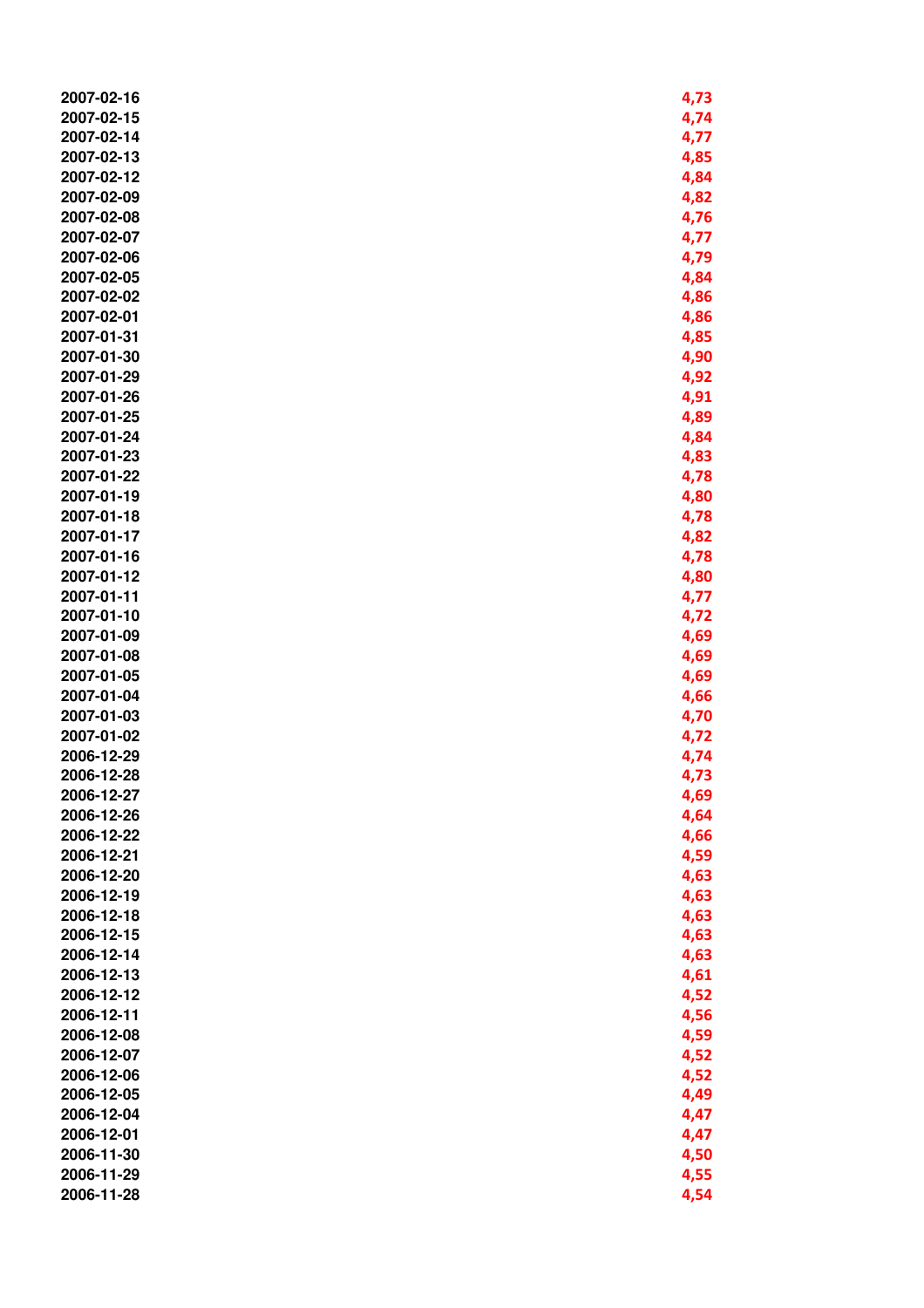| | |
|---|---|
| 2007-02-16 | 4,73 |
| 2007-02-15 | 4,74 |
| 2007-02-14 | 4,77 |
| 2007-02-13 | 4,85 |
| 2007-02-12 | 4,84 |
| 2007-02-09 | 4,82 |
| 2007-02-08 | 4,76 |
| 2007-02-07 | 4,77 |
| 2007-02-06 | 4,79 |
| 2007-02-05 | 4,84 |
| 2007-02-02 | 4,86 |
| 2007-02-01 | 4,86 |
| 2007-01-31 | 4,85 |
| 2007-01-30 | 4,90 |
| 2007-01-29 | 4,92 |
| 2007-01-26 | 4,91 |
| 2007-01-25 | 4,89 |
| 2007-01-24 | 4,84 |
| 2007-01-23 | 4,83 |
| 2007-01-22 | 4,78 |
| 2007-01-19 | 4,80 |
| 2007-01-18 | 4,78 |
| 2007-01-17 | 4,82 |
| 2007-01-16 | 4,78 |
| 2007-01-12 | 4,80 |
| 2007-01-11 | 4,77 |
| 2007-01-10 | 4,72 |
| 2007-01-09 | 4,69 |
| 2007-01-08 | 4,69 |
| 2007-01-05 | 4,69 |
| 2007-01-04 | 4,66 |
| 2007-01-03 | 4,70 |
| 2007-01-02 | 4,72 |
| 2006-12-29 | 4,74 |
| 2006-12-28 | 4,73 |
| 2006-12-27 | 4,69 |
| 2006-12-26 | 4,64 |
| 2006-12-22 | 4,66 |
| 2006-12-21 | 4,59 |
| 2006-12-20 | 4,63 |
| 2006-12-19 | 4,63 |
| 2006-12-18 | 4,63 |
| 2006-12-15 | 4,63 |
| 2006-12-14 | 4,63 |
| 2006-12-13 | 4,61 |
| 2006-12-12 | 4,52 |
| 2006-12-11 | 4,56 |
| 2006-12-08 | 4,59 |
| 2006-12-07 | 4,52 |
| 2006-12-06 | 4,52 |
| 2006-12-05 | 4,49 |
| 2006-12-04 | 4,47 |
| 2006-12-01 | 4,47 |
| 2006-11-30 | 4,50 |
| 2006-11-29 | 4,55 |
| 2006-11-28 | 4,54 |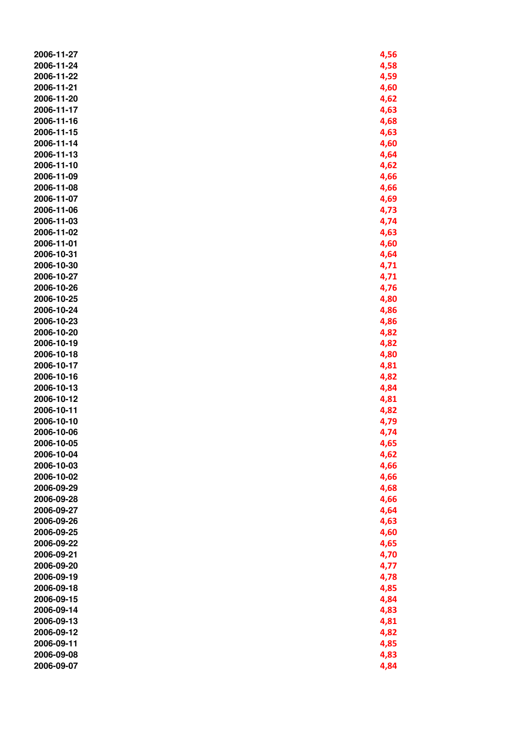| | |
|---|---|
| 2006-11-27 | 4,56 |
| 2006-11-24 | 4,58 |
| 2006-11-22 | 4,59 |
| 2006-11-21 | 4,60 |
| 2006-11-20 | 4,62 |
| 2006-11-17 | 4,63 |
| 2006-11-16 | 4,68 |
| 2006-11-15 | 4,63 |
| 2006-11-14 | 4,60 |
| 2006-11-13 | 4,64 |
| 2006-11-10 | 4,62 |
| 2006-11-09 | 4,66 |
| 2006-11-08 | 4,66 |
| 2006-11-07 | 4,69 |
| 2006-11-06 | 4,73 |
| 2006-11-03 | 4,74 |
| 2006-11-02 | 4,63 |
| 2006-11-01 | 4,60 |
| 2006-10-31 | 4,64 |
| 2006-10-30 | 4,71 |
| 2006-10-27 | 4,71 |
| 2006-10-26 | 4,76 |
| 2006-10-25 | 4,80 |
| 2006-10-24 | 4,86 |
| 2006-10-23 | 4,86 |
| 2006-10-20 | 4,82 |
| 2006-10-19 | 4,82 |
| 2006-10-18 | 4,80 |
| 2006-10-17 | 4,81 |
| 2006-10-16 | 4,82 |
| 2006-10-13 | 4,84 |
| 2006-10-12 | 4,81 |
| 2006-10-11 | 4,82 |
| 2006-10-10 | 4,79 |
| 2006-10-06 | 4,74 |
| 2006-10-05 | 4,65 |
| 2006-10-04 | 4,62 |
| 2006-10-03 | 4,66 |
| 2006-10-02 | 4,66 |
| 2006-09-29 | 4,68 |
| 2006-09-28 | 4,66 |
| 2006-09-27 | 4,64 |
| 2006-09-26 | 4,63 |
| 2006-09-25 | 4,60 |
| 2006-09-22 | 4,65 |
| 2006-09-21 | 4,70 |
| 2006-09-20 | 4,77 |
| 2006-09-19 | 4,78 |
| 2006-09-18 | 4,85 |
| 2006-09-15 | 4,84 |
| 2006-09-14 | 4,83 |
| 2006-09-13 | 4,81 |
| 2006-09-12 | 4,82 |
| 2006-09-11 | 4,85 |
| 2006-09-08 | 4,83 |
| 2006-09-07 | 4,84 |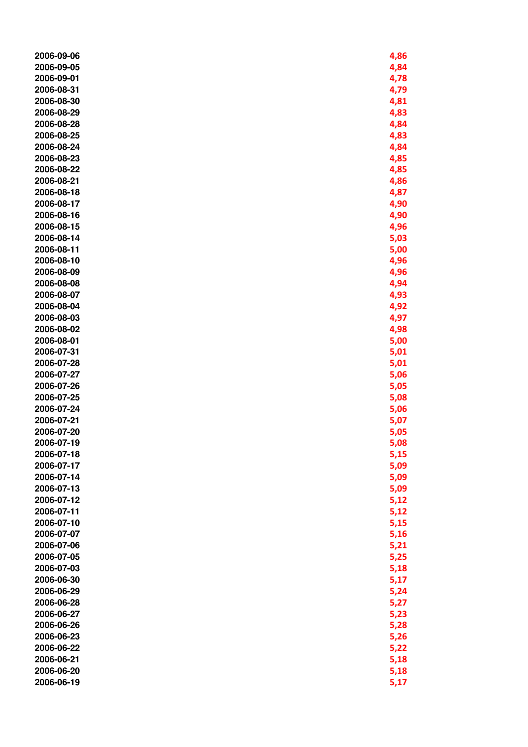| | |
|---|---|
| 2006-09-06 | 4,86 |
| 2006-09-05 | 4,84 |
| 2006-09-01 | 4,78 |
| 2006-08-31 | 4,79 |
| 2006-08-30 | 4,81 |
| 2006-08-29 | 4,83 |
| 2006-08-28 | 4,84 |
| 2006-08-25 | 4,83 |
| 2006-08-24 | 4,84 |
| 2006-08-23 | 4,85 |
| 2006-08-22 | 4,85 |
| 2006-08-21 | 4,86 |
| 2006-08-18 | 4,87 |
| 2006-08-17 | 4,90 |
| 2006-08-16 | 4,90 |
| 2006-08-15 | 4,96 |
| 2006-08-14 | 5,03 |
| 2006-08-11 | 5,00 |
| 2006-08-10 | 4,96 |
| 2006-08-09 | 4,96 |
| 2006-08-08 | 4,94 |
| 2006-08-07 | 4,93 |
| 2006-08-04 | 4,92 |
| 2006-08-03 | 4,97 |
| 2006-08-02 | 4,98 |
| 2006-08-01 | 5,00 |
| 2006-07-31 | 5,01 |
| 2006-07-28 | 5,01 |
| 2006-07-27 | 5,06 |
| 2006-07-26 | 5,05 |
| 2006-07-25 | 5,08 |
| 2006-07-24 | 5,06 |
| 2006-07-21 | 5,07 |
| 2006-07-20 | 5,05 |
| 2006-07-19 | 5,08 |
| 2006-07-18 | 5,15 |
| 2006-07-17 | 5,09 |
| 2006-07-14 | 5,09 |
| 2006-07-13 | 5,09 |
| 2006-07-12 | 5,12 |
| 2006-07-11 | 5,12 |
| 2006-07-10 | 5,15 |
| 2006-07-07 | 5,16 |
| 2006-07-06 | 5,21 |
| 2006-07-05 | 5,25 |
| 2006-07-03 | 5,18 |
| 2006-06-30 | 5,17 |
| 2006-06-29 | 5,24 |
| 2006-06-28 | 5,27 |
| 2006-06-27 | 5,23 |
| 2006-06-26 | 5,28 |
| 2006-06-23 | 5,26 |
| 2006-06-22 | 5,22 |
| 2006-06-21 | 5,18 |
| 2006-06-20 | 5,18 |
| 2006-06-19 | 5,17 |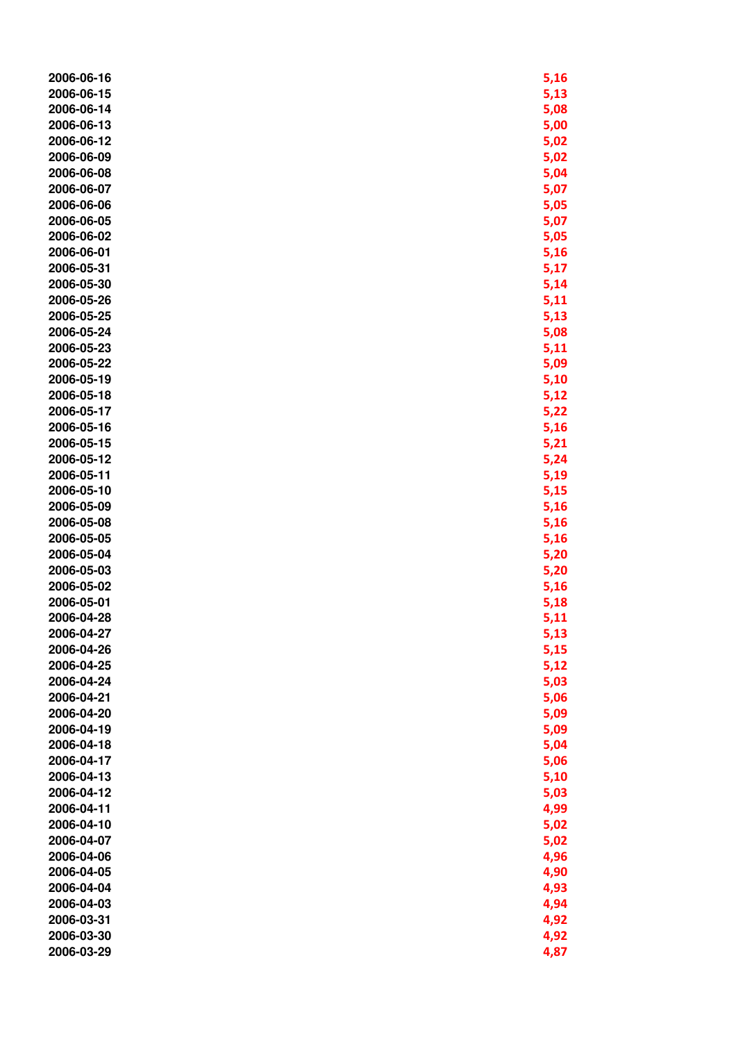| | |
|---|---|
| 2006-06-16 | 5,16 |
| 2006-06-15 | 5,13 |
| 2006-06-14 | 5,08 |
| 2006-06-13 | 5,00 |
| 2006-06-12 | 5,02 |
| 2006-06-09 | 5,02 |
| 2006-06-08 | 5,04 |
| 2006-06-07 | 5,07 |
| 2006-06-06 | 5,05 |
| 2006-06-05 | 5,07 |
| 2006-06-02 | 5,05 |
| 2006-06-01 | 5,16 |
| 2006-05-31 | 5,17 |
| 2006-05-30 | 5,14 |
| 2006-05-26 | 5,11 |
| 2006-05-25 | 5,13 |
| 2006-05-24 | 5,08 |
| 2006-05-23 | 5,11 |
| 2006-05-22 | 5,09 |
| 2006-05-19 | 5,10 |
| 2006-05-18 | 5,12 |
| 2006-05-17 | 5,22 |
| 2006-05-16 | 5,16 |
| 2006-05-15 | 5,21 |
| 2006-05-12 | 5,24 |
| 2006-05-11 | 5,19 |
| 2006-05-10 | 5,15 |
| 2006-05-09 | 5,16 |
| 2006-05-08 | 5,16 |
| 2006-05-05 | 5,16 |
| 2006-05-04 | 5,20 |
| 2006-05-03 | 5,20 |
| 2006-05-02 | 5,16 |
| 2006-05-01 | 5,18 |
| 2006-04-28 | 5,11 |
| 2006-04-27 | 5,13 |
| 2006-04-26 | 5,15 |
| 2006-04-25 | 5,12 |
| 2006-04-24 | 5,03 |
| 2006-04-21 | 5,06 |
| 2006-04-20 | 5,09 |
| 2006-04-19 | 5,09 |
| 2006-04-18 | 5,04 |
| 2006-04-17 | 5,06 |
| 2006-04-13 | 5,10 |
| 2006-04-12 | 5,03 |
| 2006-04-11 | 4,99 |
| 2006-04-10 | 5,02 |
| 2006-04-07 | 5,02 |
| 2006-04-06 | 4,96 |
| 2006-04-05 | 4,90 |
| 2006-04-04 | 4,93 |
| 2006-04-03 | 4,94 |
| 2006-03-31 | 4,92 |
| 2006-03-30 | 4,92 |
| 2006-03-29 | 4,87 |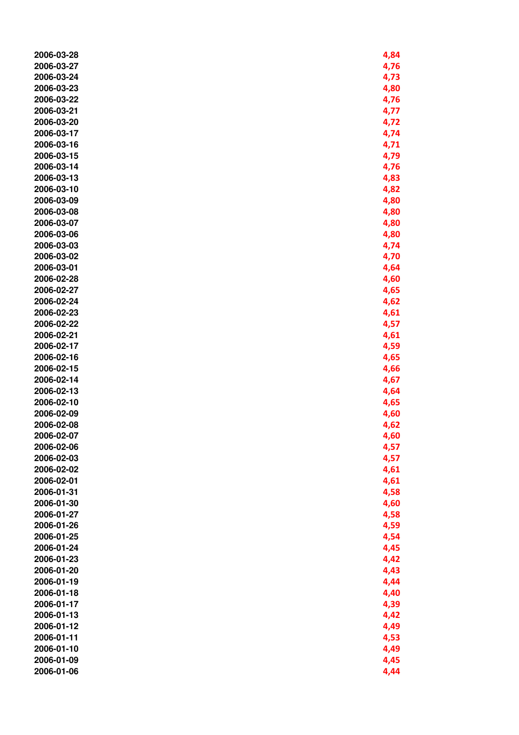| | |
|---|---|
| 2006-03-28 | 4,84 |
| 2006-03-27 | 4,76 |
| 2006-03-24 | 4,73 |
| 2006-03-23 | 4,80 |
| 2006-03-22 | 4,76 |
| 2006-03-21 | 4,77 |
| 2006-03-20 | 4,72 |
| 2006-03-17 | 4,74 |
| 2006-03-16 | 4,71 |
| 2006-03-15 | 4,79 |
| 2006-03-14 | 4,76 |
| 2006-03-13 | 4,83 |
| 2006-03-10 | 4,82 |
| 2006-03-09 | 4,80 |
| 2006-03-08 | 4,80 |
| 2006-03-07 | 4,80 |
| 2006-03-06 | 4,80 |
| 2006-03-03 | 4,74 |
| 2006-03-02 | 4,70 |
| 2006-03-01 | 4,64 |
| 2006-02-28 | 4,60 |
| 2006-02-27 | 4,65 |
| 2006-02-24 | 4,62 |
| 2006-02-23 | 4,61 |
| 2006-02-22 | 4,57 |
| 2006-02-21 | 4,61 |
| 2006-02-17 | 4,59 |
| 2006-02-16 | 4,65 |
| 2006-02-15 | 4,66 |
| 2006-02-14 | 4,67 |
| 2006-02-13 | 4,64 |
| 2006-02-10 | 4,65 |
| 2006-02-09 | 4,60 |
| 2006-02-08 | 4,62 |
| 2006-02-07 | 4,60 |
| 2006-02-06 | 4,57 |
| 2006-02-03 | 4,57 |
| 2006-02-02 | 4,61 |
| 2006-02-01 | 4,61 |
| 2006-01-31 | 4,58 |
| 2006-01-30 | 4,60 |
| 2006-01-27 | 4,58 |
| 2006-01-26 | 4,59 |
| 2006-01-25 | 4,54 |
| 2006-01-24 | 4,45 |
| 2006-01-23 | 4,42 |
| 2006-01-20 | 4,43 |
| 2006-01-19 | 4,44 |
| 2006-01-18 | 4,40 |
| 2006-01-17 | 4,39 |
| 2006-01-13 | 4,42 |
| 2006-01-12 | 4,49 |
| 2006-01-11 | 4,53 |
| 2006-01-10 | 4,49 |
| 2006-01-09 | 4,45 |
| 2006-01-06 | 4,44 |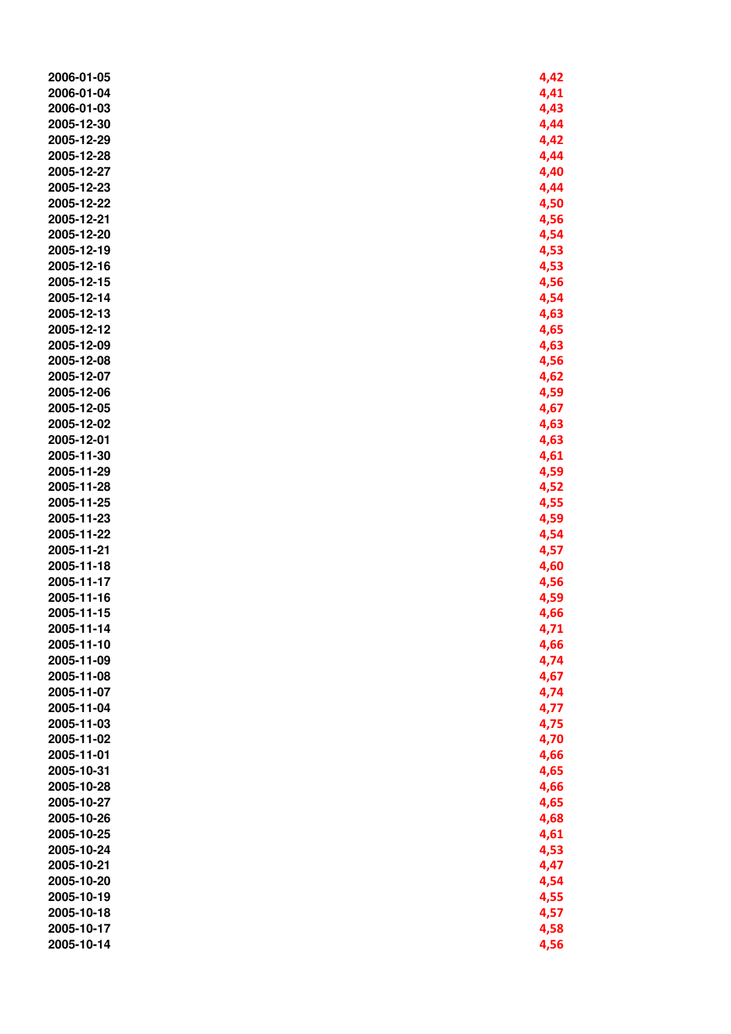| | |
|---|---|
| 2006-01-05 | 4,42 |
| 2006-01-04 | 4,41 |
| 2006-01-03 | 4,43 |
| 2005-12-30 | 4,44 |
| 2005-12-29 | 4,42 |
| 2005-12-28 | 4,44 |
| 2005-12-27 | 4,40 |
| 2005-12-23 | 4,44 |
| 2005-12-22 | 4,50 |
| 2005-12-21 | 4,56 |
| 2005-12-20 | 4,54 |
| 2005-12-19 | 4,53 |
| 2005-12-16 | 4,53 |
| 2005-12-15 | 4,56 |
| 2005-12-14 | 4,54 |
| 2005-12-13 | 4,63 |
| 2005-12-12 | 4,65 |
| 2005-12-09 | 4,63 |
| 2005-12-08 | 4,56 |
| 2005-12-07 | 4,62 |
| 2005-12-06 | 4,59 |
| 2005-12-05 | 4,67 |
| 2005-12-02 | 4,63 |
| 2005-12-01 | 4,63 |
| 2005-11-30 | 4,61 |
| 2005-11-29 | 4,59 |
| 2005-11-28 | 4,52 |
| 2005-11-25 | 4,55 |
| 2005-11-23 | 4,59 |
| 2005-11-22 | 4,54 |
| 2005-11-21 | 4,57 |
| 2005-11-18 | 4,60 |
| 2005-11-17 | 4,56 |
| 2005-11-16 | 4,59 |
| 2005-11-15 | 4,66 |
| 2005-11-14 | 4,71 |
| 2005-11-10 | 4,66 |
| 2005-11-09 | 4,74 |
| 2005-11-08 | 4,67 |
| 2005-11-07 | 4,74 |
| 2005-11-04 | 4,77 |
| 2005-11-03 | 4,75 |
| 2005-11-02 | 4,70 |
| 2005-11-01 | 4,66 |
| 2005-10-31 | 4,65 |
| 2005-10-28 | 4,66 |
| 2005-10-27 | 4,65 |
| 2005-10-26 | 4,68 |
| 2005-10-25 | 4,61 |
| 2005-10-24 | 4,53 |
| 2005-10-21 | 4,47 |
| 2005-10-20 | 4,54 |
| 2005-10-19 | 4,55 |
| 2005-10-18 | 4,57 |
| 2005-10-17 | 4,58 |
| 2005-10-14 | 4,56 |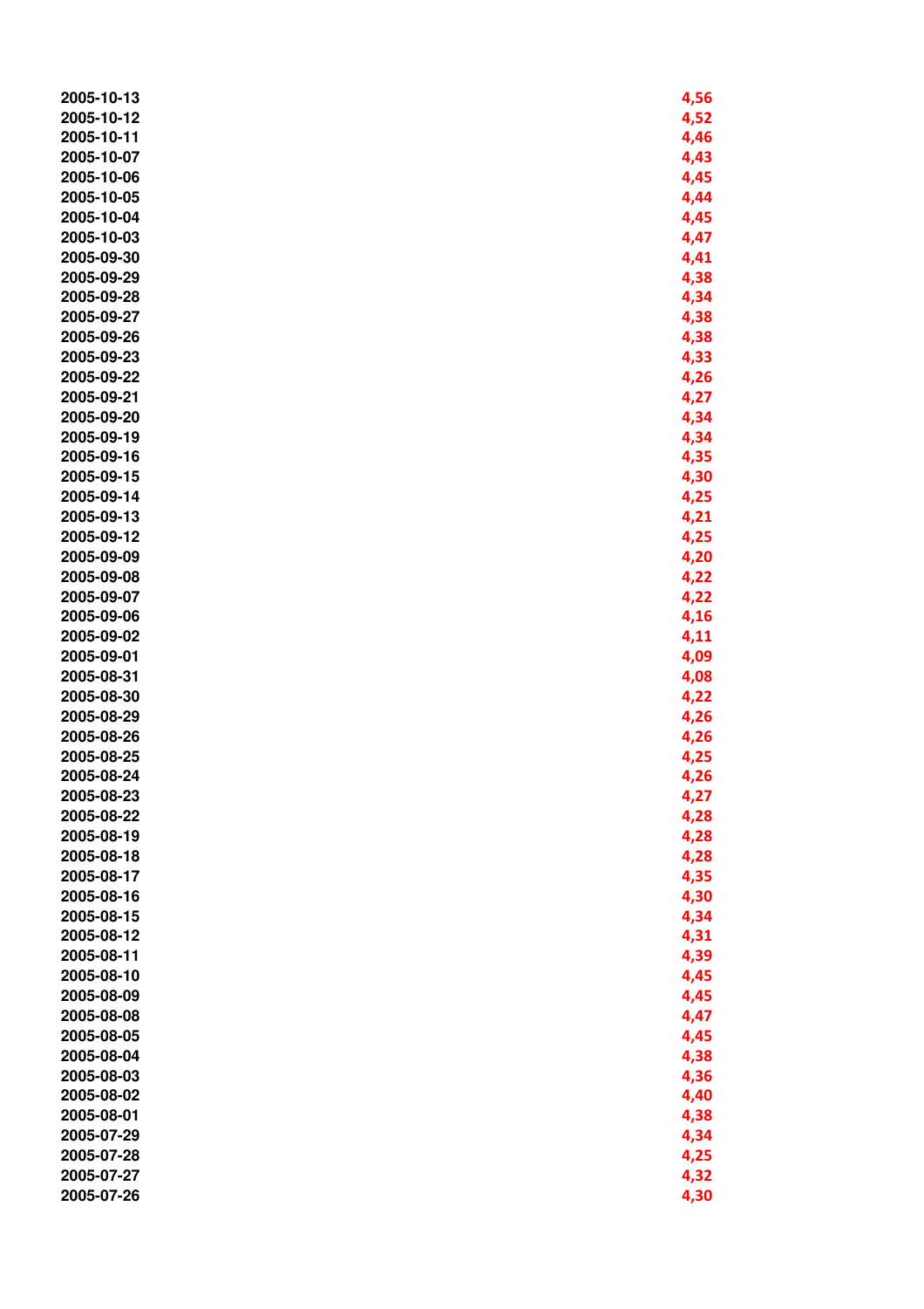| | |
|---|---|
| 2005-10-13 | 4,56 |
| 2005-10-12 | 4,52 |
| 2005-10-11 | 4,46 |
| 2005-10-07 | 4,43 |
| 2005-10-06 | 4,45 |
| 2005-10-05 | 4,44 |
| 2005-10-04 | 4,45 |
| 2005-10-03 | 4,47 |
| 2005-09-30 | 4,41 |
| 2005-09-29 | 4,38 |
| 2005-09-28 | 4,34 |
| 2005-09-27 | 4,38 |
| 2005-09-26 | 4,38 |
| 2005-09-23 | 4,33 |
| 2005-09-22 | 4,26 |
| 2005-09-21 | 4,27 |
| 2005-09-20 | 4,34 |
| 2005-09-19 | 4,34 |
| 2005-09-16 | 4,35 |
| 2005-09-15 | 4,30 |
| 2005-09-14 | 4,25 |
| 2005-09-13 | 4,21 |
| 2005-09-12 | 4,25 |
| 2005-09-09 | 4,20 |
| 2005-09-08 | 4,22 |
| 2005-09-07 | 4,22 |
| 2005-09-06 | 4,16 |
| 2005-09-02 | 4,11 |
| 2005-09-01 | 4,09 |
| 2005-08-31 | 4,08 |
| 2005-08-30 | 4,22 |
| 2005-08-29 | 4,26 |
| 2005-08-26 | 4,26 |
| 2005-08-25 | 4,25 |
| 2005-08-24 | 4,26 |
| 2005-08-23 | 4,27 |
| 2005-08-22 | 4,28 |
| 2005-08-19 | 4,28 |
| 2005-08-18 | 4,28 |
| 2005-08-17 | 4,35 |
| 2005-08-16 | 4,30 |
| 2005-08-15 | 4,34 |
| 2005-08-12 | 4,31 |
| 2005-08-11 | 4,39 |
| 2005-08-10 | 4,45 |
| 2005-08-09 | 4,45 |
| 2005-08-08 | 4,47 |
| 2005-08-05 | 4,45 |
| 2005-08-04 | 4,38 |
| 2005-08-03 | 4,36 |
| 2005-08-02 | 4,40 |
| 2005-08-01 | 4,38 |
| 2005-07-29 | 4,34 |
| 2005-07-28 | 4,25 |
| 2005-07-27 | 4,32 |
| 2005-07-26 | 4,30 |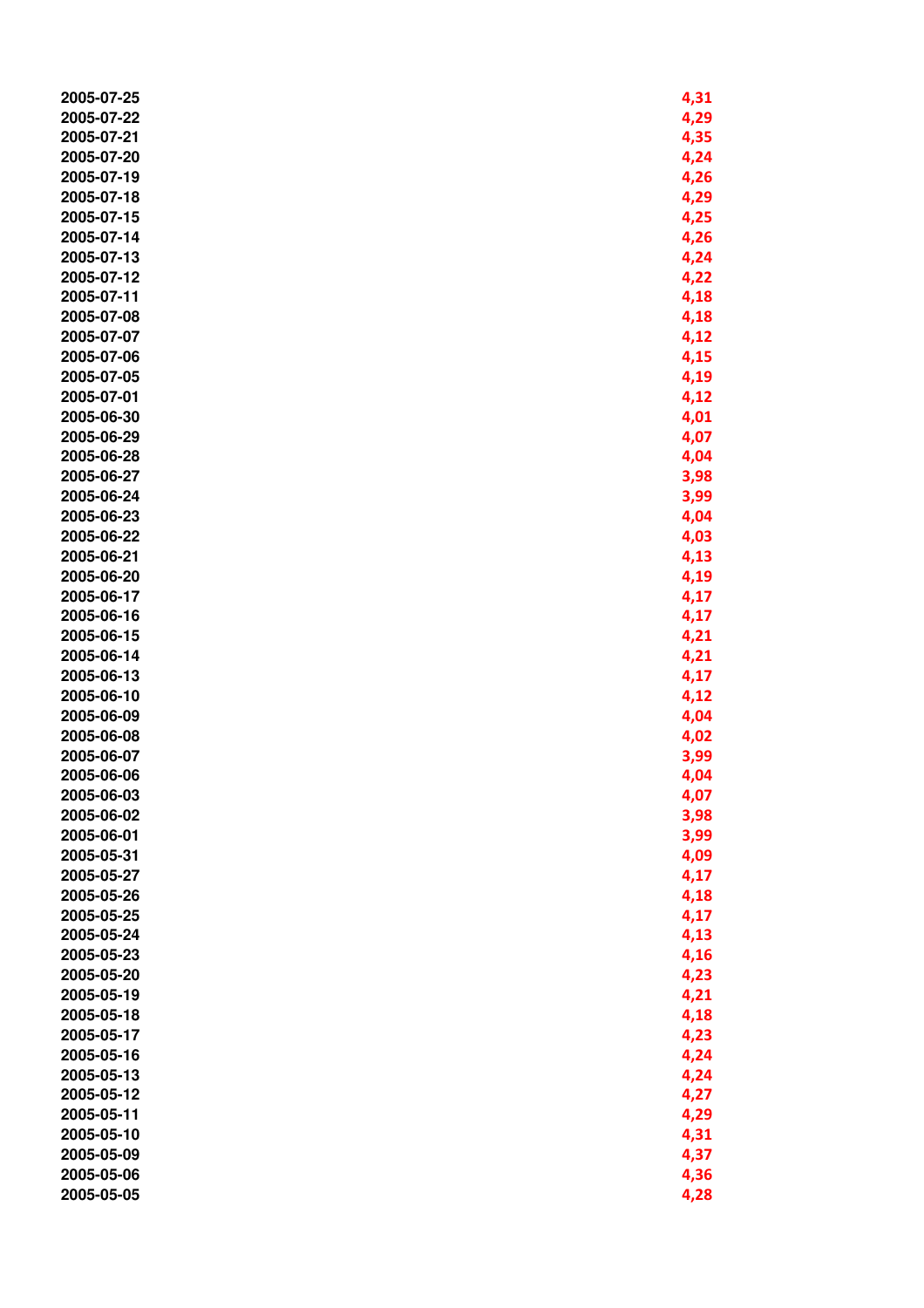| | |
|---|---|
| 2005-07-25 | 4,31 |
| 2005-07-22 | 4,29 |
| 2005-07-21 | 4,35 |
| 2005-07-20 | 4,24 |
| 2005-07-19 | 4,26 |
| 2005-07-18 | 4,29 |
| 2005-07-15 | 4,25 |
| 2005-07-14 | 4,26 |
| 2005-07-13 | 4,24 |
| 2005-07-12 | 4,22 |
| 2005-07-11 | 4,18 |
| 2005-07-08 | 4,18 |
| 2005-07-07 | 4,12 |
| 2005-07-06 | 4,15 |
| 2005-07-05 | 4,19 |
| 2005-07-01 | 4,12 |
| 2005-06-30 | 4,01 |
| 2005-06-29 | 4,07 |
| 2005-06-28 | 4,04 |
| 2005-06-27 | 3,98 |
| 2005-06-24 | 3,99 |
| 2005-06-23 | 4,04 |
| 2005-06-22 | 4,03 |
| 2005-06-21 | 4,13 |
| 2005-06-20 | 4,19 |
| 2005-06-17 | 4,17 |
| 2005-06-16 | 4,17 |
| 2005-06-15 | 4,21 |
| 2005-06-14 | 4,21 |
| 2005-06-13 | 4,17 |
| 2005-06-10 | 4,12 |
| 2005-06-09 | 4,04 |
| 2005-06-08 | 4,02 |
| 2005-06-07 | 3,99 |
| 2005-06-06 | 4,04 |
| 2005-06-03 | 4,07 |
| 2005-06-02 | 3,98 |
| 2005-06-01 | 3,99 |
| 2005-05-31 | 4,09 |
| 2005-05-27 | 4,17 |
| 2005-05-26 | 4,18 |
| 2005-05-25 | 4,17 |
| 2005-05-24 | 4,13 |
| 2005-05-23 | 4,16 |
| 2005-05-20 | 4,23 |
| 2005-05-19 | 4,21 |
| 2005-05-18 | 4,18 |
| 2005-05-17 | 4,23 |
| 2005-05-16 | 4,24 |
| 2005-05-13 | 4,24 |
| 2005-05-12 | 4,27 |
| 2005-05-11 | 4,29 |
| 2005-05-10 | 4,31 |
| 2005-05-09 | 4,37 |
| 2005-05-06 | 4,36 |
| 2005-05-05 | 4,28 |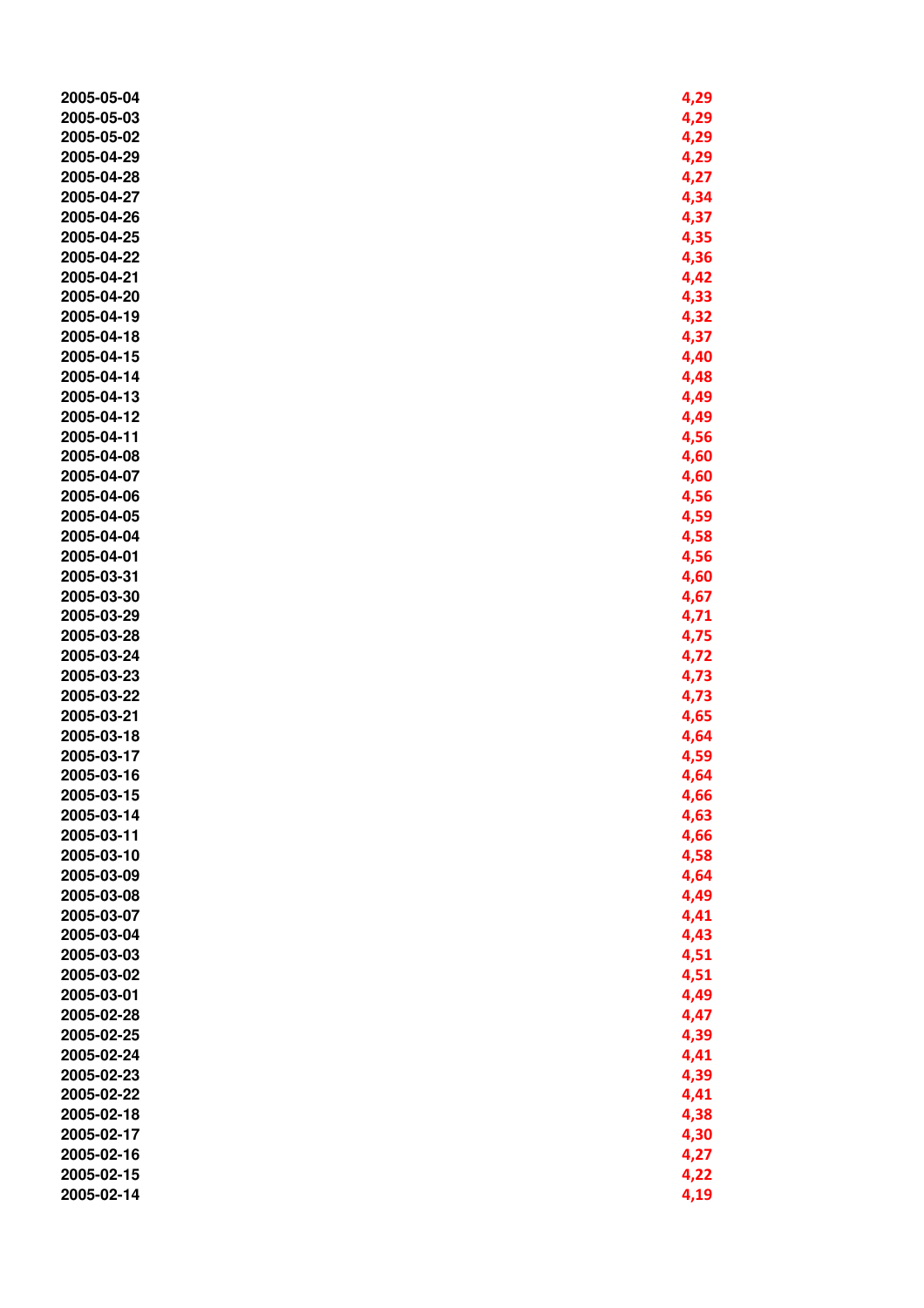| | |
|---|---|
| 2005-05-04 | 4,29 |
| 2005-05-03 | 4,29 |
| 2005-05-02 | 4,29 |
| 2005-04-29 | 4,29 |
| 2005-04-28 | 4,27 |
| 2005-04-27 | 4,34 |
| 2005-04-26 | 4,37 |
| 2005-04-25 | 4,35 |
| 2005-04-22 | 4,36 |
| 2005-04-21 | 4,42 |
| 2005-04-20 | 4,33 |
| 2005-04-19 | 4,32 |
| 2005-04-18 | 4,37 |
| 2005-04-15 | 4,40 |
| 2005-04-14 | 4,48 |
| 2005-04-13 | 4,49 |
| 2005-04-12 | 4,49 |
| 2005-04-11 | 4,56 |
| 2005-04-08 | 4,60 |
| 2005-04-07 | 4,60 |
| 2005-04-06 | 4,56 |
| 2005-04-05 | 4,59 |
| 2005-04-04 | 4,58 |
| 2005-04-01 | 4,56 |
| 2005-03-31 | 4,60 |
| 2005-03-30 | 4,67 |
| 2005-03-29 | 4,71 |
| 2005-03-28 | 4,75 |
| 2005-03-24 | 4,72 |
| 2005-03-23 | 4,73 |
| 2005-03-22 | 4,73 |
| 2005-03-21 | 4,65 |
| 2005-03-18 | 4,64 |
| 2005-03-17 | 4,59 |
| 2005-03-16 | 4,64 |
| 2005-03-15 | 4,66 |
| 2005-03-14 | 4,63 |
| 2005-03-11 | 4,66 |
| 2005-03-10 | 4,58 |
| 2005-03-09 | 4,64 |
| 2005-03-08 | 4,49 |
| 2005-03-07 | 4,41 |
| 2005-03-04 | 4,43 |
| 2005-03-03 | 4,51 |
| 2005-03-02 | 4,51 |
| 2005-03-01 | 4,49 |
| 2005-02-28 | 4,47 |
| 2005-02-25 | 4,39 |
| 2005-02-24 | 4,41 |
| 2005-02-23 | 4,39 |
| 2005-02-22 | 4,41 |
| 2005-02-18 | 4,38 |
| 2005-02-17 | 4,30 |
| 2005-02-16 | 4,27 |
| 2005-02-15 | 4,22 |
| 2005-02-14 | 4,19 |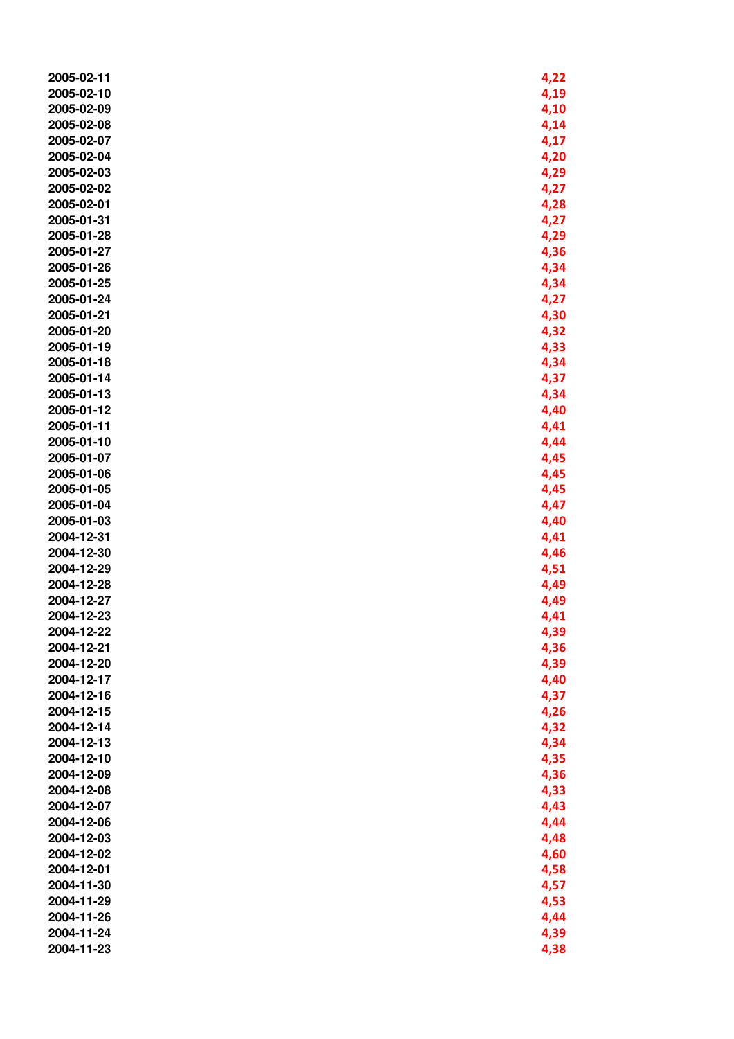| | |
|---|---|
| 2005-02-11 | 4,22 |
| 2005-02-10 | 4,19 |
| 2005-02-09 | 4,10 |
| 2005-02-08 | 4,14 |
| 2005-02-07 | 4,17 |
| 2005-02-04 | 4,20 |
| 2005-02-03 | 4,29 |
| 2005-02-02 | 4,27 |
| 2005-02-01 | 4,28 |
| 2005-01-31 | 4,27 |
| 2005-01-28 | 4,29 |
| 2005-01-27 | 4,36 |
| 2005-01-26 | 4,34 |
| 2005-01-25 | 4,34 |
| 2005-01-24 | 4,27 |
| 2005-01-21 | 4,30 |
| 2005-01-20 | 4,32 |
| 2005-01-19 | 4,33 |
| 2005-01-18 | 4,34 |
| 2005-01-14 | 4,37 |
| 2005-01-13 | 4,34 |
| 2005-01-12 | 4,40 |
| 2005-01-11 | 4,41 |
| 2005-01-10 | 4,44 |
| 2005-01-07 | 4,45 |
| 2005-01-06 | 4,45 |
| 2005-01-05 | 4,45 |
| 2005-01-04 | 4,47 |
| 2005-01-03 | 4,40 |
| 2004-12-31 | 4,41 |
| 2004-12-30 | 4,46 |
| 2004-12-29 | 4,51 |
| 2004-12-28 | 4,49 |
| 2004-12-27 | 4,49 |
| 2004-12-23 | 4,41 |
| 2004-12-22 | 4,39 |
| 2004-12-21 | 4,36 |
| 2004-12-20 | 4,39 |
| 2004-12-17 | 4,40 |
| 2004-12-16 | 4,37 |
| 2004-12-15 | 4,26 |
| 2004-12-14 | 4,32 |
| 2004-12-13 | 4,34 |
| 2004-12-10 | 4,35 |
| 2004-12-09 | 4,36 |
| 2004-12-08 | 4,33 |
| 2004-12-07 | 4,43 |
| 2004-12-06 | 4,44 |
| 2004-12-03 | 4,48 |
| 2004-12-02 | 4,60 |
| 2004-12-01 | 4,58 |
| 2004-11-30 | 4,57 |
| 2004-11-29 | 4,53 |
| 2004-11-26 | 4,44 |
| 2004-11-24 | 4,39 |
| 2004-11-23 | 4,38 |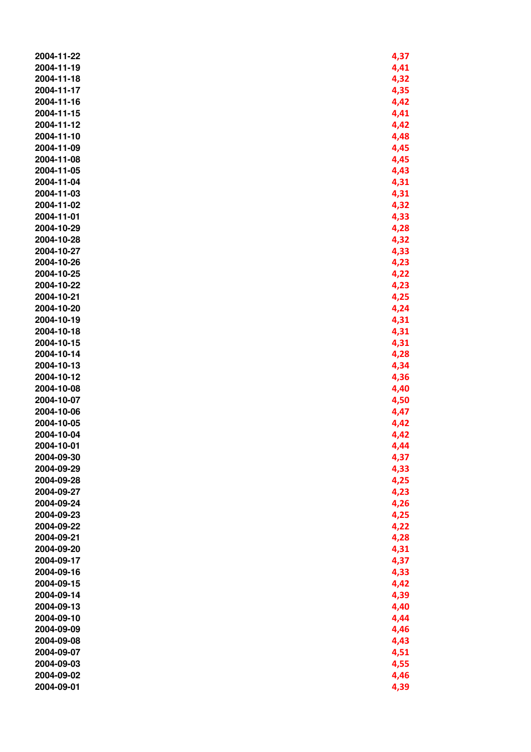| | |
|---|---|
| 2004-11-22 | 4,37 |
| 2004-11-19 | 4,41 |
| 2004-11-18 | 4,32 |
| 2004-11-17 | 4,35 |
| 2004-11-16 | 4,42 |
| 2004-11-15 | 4,41 |
| 2004-11-12 | 4,42 |
| 2004-11-10 | 4,48 |
| 2004-11-09 | 4,45 |
| 2004-11-08 | 4,45 |
| 2004-11-05 | 4,43 |
| 2004-11-04 | 4,31 |
| 2004-11-03 | 4,31 |
| 2004-11-02 | 4,32 |
| 2004-11-01 | 4,33 |
| 2004-10-29 | 4,28 |
| 2004-10-28 | 4,32 |
| 2004-10-27 | 4,33 |
| 2004-10-26 | 4,23 |
| 2004-10-25 | 4,22 |
| 2004-10-22 | 4,23 |
| 2004-10-21 | 4,25 |
| 2004-10-20 | 4,24 |
| 2004-10-19 | 4,31 |
| 2004-10-18 | 4,31 |
| 2004-10-15 | 4,31 |
| 2004-10-14 | 4,28 |
| 2004-10-13 | 4,34 |
| 2004-10-12 | 4,36 |
| 2004-10-08 | 4,40 |
| 2004-10-07 | 4,50 |
| 2004-10-06 | 4,47 |
| 2004-10-05 | 4,42 |
| 2004-10-04 | 4,42 |
| 2004-10-01 | 4,44 |
| 2004-09-30 | 4,37 |
| 2004-09-29 | 4,33 |
| 2004-09-28 | 4,25 |
| 2004-09-27 | 4,23 |
| 2004-09-24 | 4,26 |
| 2004-09-23 | 4,25 |
| 2004-09-22 | 4,22 |
| 2004-09-21 | 4,28 |
| 2004-09-20 | 4,31 |
| 2004-09-17 | 4,37 |
| 2004-09-16 | 4,33 |
| 2004-09-15 | 4,42 |
| 2004-09-14 | 4,39 |
| 2004-09-13 | 4,40 |
| 2004-09-10 | 4,44 |
| 2004-09-09 | 4,46 |
| 2004-09-08 | 4,43 |
| 2004-09-07 | 4,51 |
| 2004-09-03 | 4,55 |
| 2004-09-02 | 4,46 |
| 2004-09-01 | 4,39 |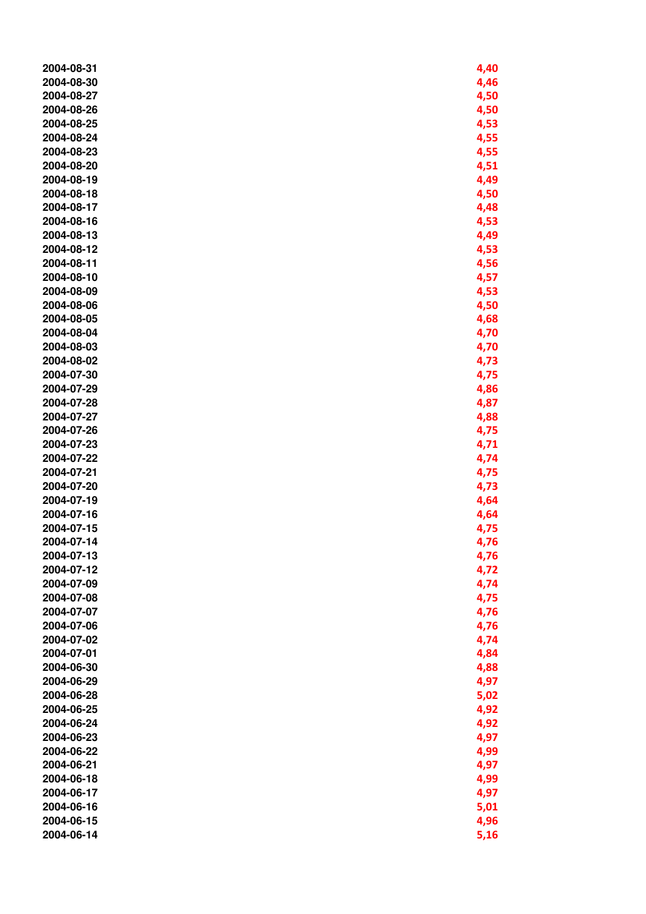| | |
|---|---|
| 2004-08-31 | 4,40 |
| 2004-08-30 | 4,46 |
| 2004-08-27 | 4,50 |
| 2004-08-26 | 4,50 |
| 2004-08-25 | 4,53 |
| 2004-08-24 | 4,55 |
| 2004-08-23 | 4,55 |
| 2004-08-20 | 4,51 |
| 2004-08-19 | 4,49 |
| 2004-08-18 | 4,50 |
| 2004-08-17 | 4,48 |
| 2004-08-16 | 4,53 |
| 2004-08-13 | 4,49 |
| 2004-08-12 | 4,53 |
| 2004-08-11 | 4,56 |
| 2004-08-10 | 4,57 |
| 2004-08-09 | 4,53 |
| 2004-08-06 | 4,50 |
| 2004-08-05 | 4,68 |
| 2004-08-04 | 4,70 |
| 2004-08-03 | 4,70 |
| 2004-08-02 | 4,73 |
| 2004-07-30 | 4,75 |
| 2004-07-29 | 4,86 |
| 2004-07-28 | 4,87 |
| 2004-07-27 | 4,88 |
| 2004-07-26 | 4,75 |
| 2004-07-23 | 4,71 |
| 2004-07-22 | 4,74 |
| 2004-07-21 | 4,75 |
| 2004-07-20 | 4,73 |
| 2004-07-19 | 4,64 |
| 2004-07-16 | 4,64 |
| 2004-07-15 | 4,75 |
| 2004-07-14 | 4,76 |
| 2004-07-13 | 4,76 |
| 2004-07-12 | 4,72 |
| 2004-07-09 | 4,74 |
| 2004-07-08 | 4,75 |
| 2004-07-07 | 4,76 |
| 2004-07-06 | 4,76 |
| 2004-07-02 | 4,74 |
| 2004-07-01 | 4,84 |
| 2004-06-30 | 4,88 |
| 2004-06-29 | 4,97 |
| 2004-06-28 | 5,02 |
| 2004-06-25 | 4,92 |
| 2004-06-24 | 4,92 |
| 2004-06-23 | 4,97 |
| 2004-06-22 | 4,99 |
| 2004-06-21 | 4,97 |
| 2004-06-18 | 4,99 |
| 2004-06-17 | 4,97 |
| 2004-06-16 | 5,01 |
| 2004-06-15 | 4,96 |
| 2004-06-14 | 5,16 |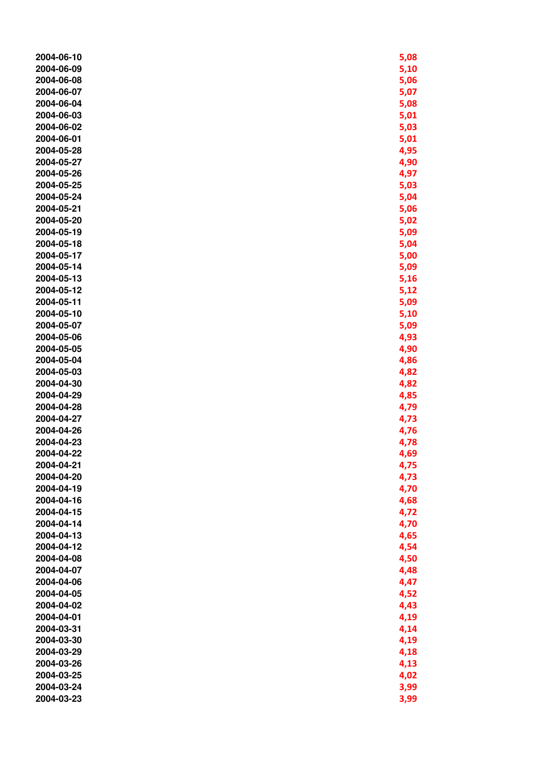| | |
|---|---|
| 2004-06-10 | 5,08 |
| 2004-06-09 | 5,10 |
| 2004-06-08 | 5,06 |
| 2004-06-07 | 5,07 |
| 2004-06-04 | 5,08 |
| 2004-06-03 | 5,01 |
| 2004-06-02 | 5,03 |
| 2004-06-01 | 5,01 |
| 2004-05-28 | 4,95 |
| 2004-05-27 | 4,90 |
| 2004-05-26 | 4,97 |
| 2004-05-25 | 5,03 |
| 2004-05-24 | 5,04 |
| 2004-05-21 | 5,06 |
| 2004-05-20 | 5,02 |
| 2004-05-19 | 5,09 |
| 2004-05-18 | 5,04 |
| 2004-05-17 | 5,00 |
| 2004-05-14 | 5,09 |
| 2004-05-13 | 5,16 |
| 2004-05-12 | 5,12 |
| 2004-05-11 | 5,09 |
| 2004-05-10 | 5,10 |
| 2004-05-07 | 5,09 |
| 2004-05-06 | 4,93 |
| 2004-05-05 | 4,90 |
| 2004-05-04 | 4,86 |
| 2004-05-03 | 4,82 |
| 2004-04-30 | 4,82 |
| 2004-04-29 | 4,85 |
| 2004-04-28 | 4,79 |
| 2004-04-27 | 4,73 |
| 2004-04-26 | 4,76 |
| 2004-04-23 | 4,78 |
| 2004-04-22 | 4,69 |
| 2004-04-21 | 4,75 |
| 2004-04-20 | 4,73 |
| 2004-04-19 | 4,70 |
| 2004-04-16 | 4,68 |
| 2004-04-15 | 4,72 |
| 2004-04-14 | 4,70 |
| 2004-04-13 | 4,65 |
| 2004-04-12 | 4,54 |
| 2004-04-08 | 4,50 |
| 2004-04-07 | 4,48 |
| 2004-04-06 | 4,47 |
| 2004-04-05 | 4,52 |
| 2004-04-02 | 4,43 |
| 2004-04-01 | 4,19 |
| 2004-03-31 | 4,14 |
| 2004-03-30 | 4,19 |
| 2004-03-29 | 4,18 |
| 2004-03-26 | 4,13 |
| 2004-03-25 | 4,02 |
| 2004-03-24 | 3,99 |
| 2004-03-23 | 3,99 |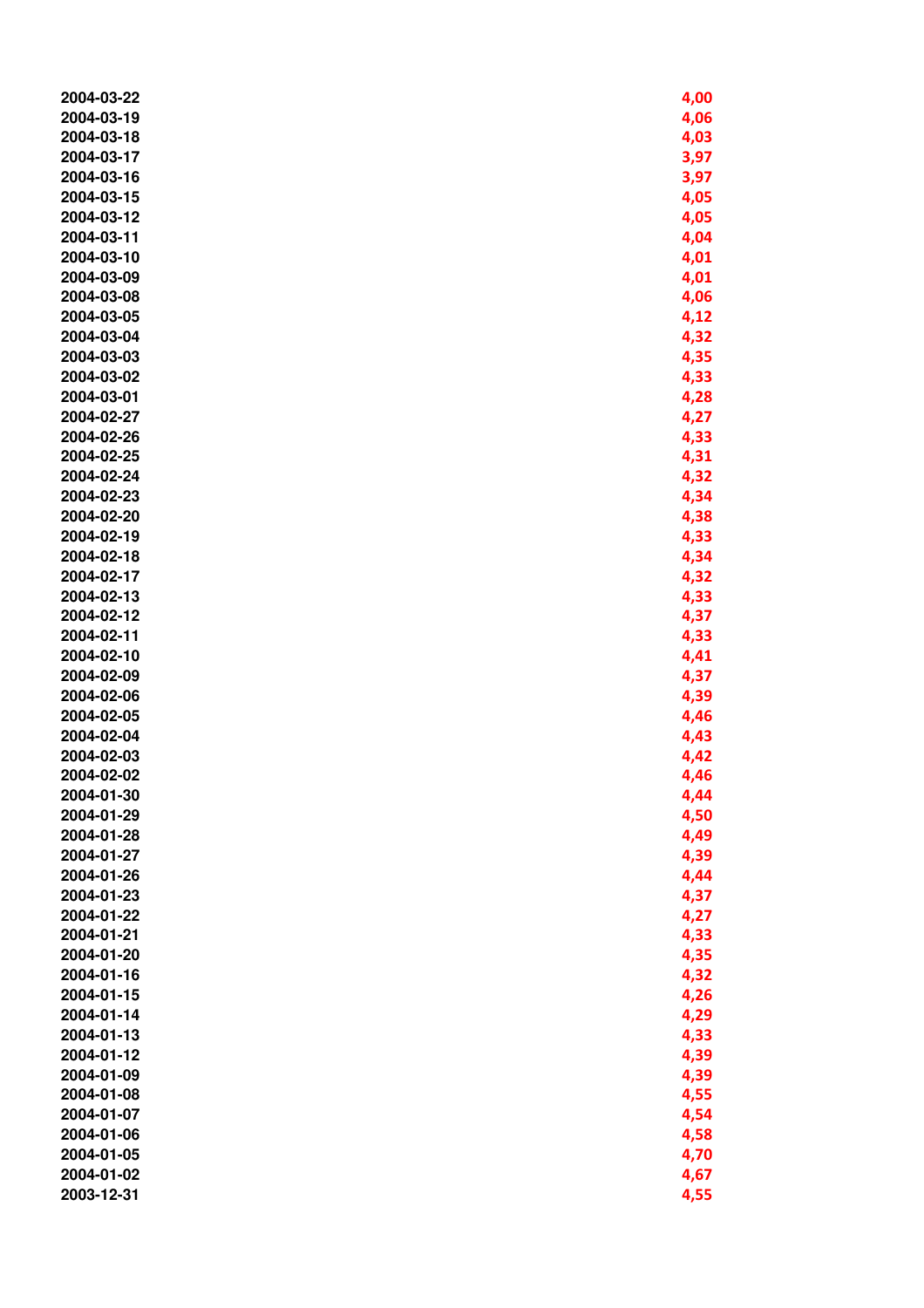| | |
|---|---|
| 2004-03-22 | 4,00 |
| 2004-03-19 | 4,06 |
| 2004-03-18 | 4,03 |
| 2004-03-17 | 3,97 |
| 2004-03-16 | 3,97 |
| 2004-03-15 | 4,05 |
| 2004-03-12 | 4,05 |
| 2004-03-11 | 4,04 |
| 2004-03-10 | 4,01 |
| 2004-03-09 | 4,01 |
| 2004-03-08 | 4,06 |
| 2004-03-05 | 4,12 |
| 2004-03-04 | 4,32 |
| 2004-03-03 | 4,35 |
| 2004-03-02 | 4,33 |
| 2004-03-01 | 4,28 |
| 2004-02-27 | 4,27 |
| 2004-02-26 | 4,33 |
| 2004-02-25 | 4,31 |
| 2004-02-24 | 4,32 |
| 2004-02-23 | 4,34 |
| 2004-02-20 | 4,38 |
| 2004-02-19 | 4,33 |
| 2004-02-18 | 4,34 |
| 2004-02-17 | 4,32 |
| 2004-02-13 | 4,33 |
| 2004-02-12 | 4,37 |
| 2004-02-11 | 4,33 |
| 2004-02-10 | 4,41 |
| 2004-02-09 | 4,37 |
| 2004-02-06 | 4,39 |
| 2004-02-05 | 4,46 |
| 2004-02-04 | 4,43 |
| 2004-02-03 | 4,42 |
| 2004-02-02 | 4,46 |
| 2004-01-30 | 4,44 |
| 2004-01-29 | 4,50 |
| 2004-01-28 | 4,49 |
| 2004-01-27 | 4,39 |
| 2004-01-26 | 4,44 |
| 2004-01-23 | 4,37 |
| 2004-01-22 | 4,27 |
| 2004-01-21 | 4,33 |
| 2004-01-20 | 4,35 |
| 2004-01-16 | 4,32 |
| 2004-01-15 | 4,26 |
| 2004-01-14 | 4,29 |
| 2004-01-13 | 4,33 |
| 2004-01-12 | 4,39 |
| 2004-01-09 | 4,39 |
| 2004-01-08 | 4,55 |
| 2004-01-07 | 4,54 |
| 2004-01-06 | 4,58 |
| 2004-01-05 | 4,70 |
| 2004-01-02 | 4,67 |
| 2003-12-31 | 4,55 |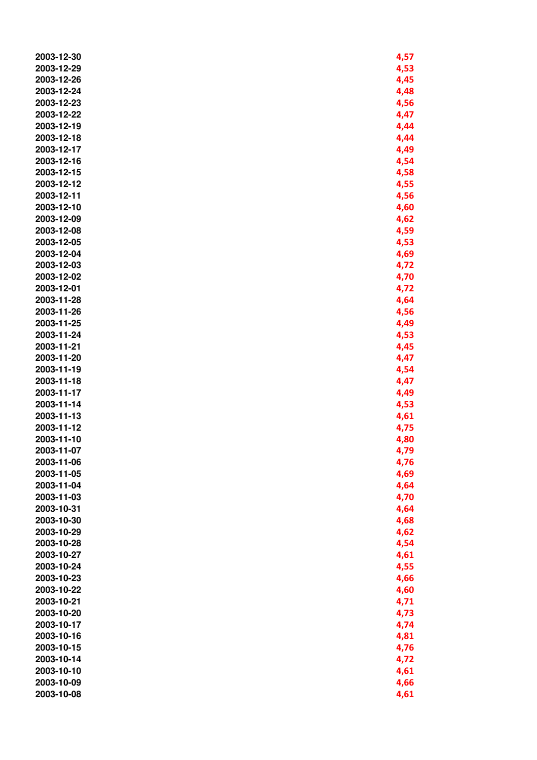| | |
|---|---|
| 2003-12-30 | 4,57 |
| 2003-12-29 | 4,53 |
| 2003-12-26 | 4,45 |
| 2003-12-24 | 4,48 |
| 2003-12-23 | 4,56 |
| 2003-12-22 | 4,47 |
| 2003-12-19 | 4,44 |
| 2003-12-18 | 4,44 |
| 2003-12-17 | 4,49 |
| 2003-12-16 | 4,54 |
| 2003-12-15 | 4,58 |
| 2003-12-12 | 4,55 |
| 2003-12-11 | 4,56 |
| 2003-12-10 | 4,60 |
| 2003-12-09 | 4,62 |
| 2003-12-08 | 4,59 |
| 2003-12-05 | 4,53 |
| 2003-12-04 | 4,69 |
| 2003-12-03 | 4,72 |
| 2003-12-02 | 4,70 |
| 2003-12-01 | 4,72 |
| 2003-11-28 | 4,64 |
| 2003-11-26 | 4,56 |
| 2003-11-25 | 4,49 |
| 2003-11-24 | 4,53 |
| 2003-11-21 | 4,45 |
| 2003-11-20 | 4,47 |
| 2003-11-19 | 4,54 |
| 2003-11-18 | 4,47 |
| 2003-11-17 | 4,49 |
| 2003-11-14 | 4,53 |
| 2003-11-13 | 4,61 |
| 2003-11-12 | 4,75 |
| 2003-11-10 | 4,80 |
| 2003-11-07 | 4,79 |
| 2003-11-06 | 4,76 |
| 2003-11-05 | 4,69 |
| 2003-11-04 | 4,64 |
| 2003-11-03 | 4,70 |
| 2003-10-31 | 4,64 |
| 2003-10-30 | 4,68 |
| 2003-10-29 | 4,62 |
| 2003-10-28 | 4,54 |
| 2003-10-27 | 4,61 |
| 2003-10-24 | 4,55 |
| 2003-10-23 | 4,66 |
| 2003-10-22 | 4,60 |
| 2003-10-21 | 4,71 |
| 2003-10-20 | 4,73 |
| 2003-10-17 | 4,74 |
| 2003-10-16 | 4,81 |
| 2003-10-15 | 4,76 |
| 2003-10-14 | 4,72 |
| 2003-10-10 | 4,61 |
| 2003-10-09 | 4,66 |
| 2003-10-08 | 4,61 |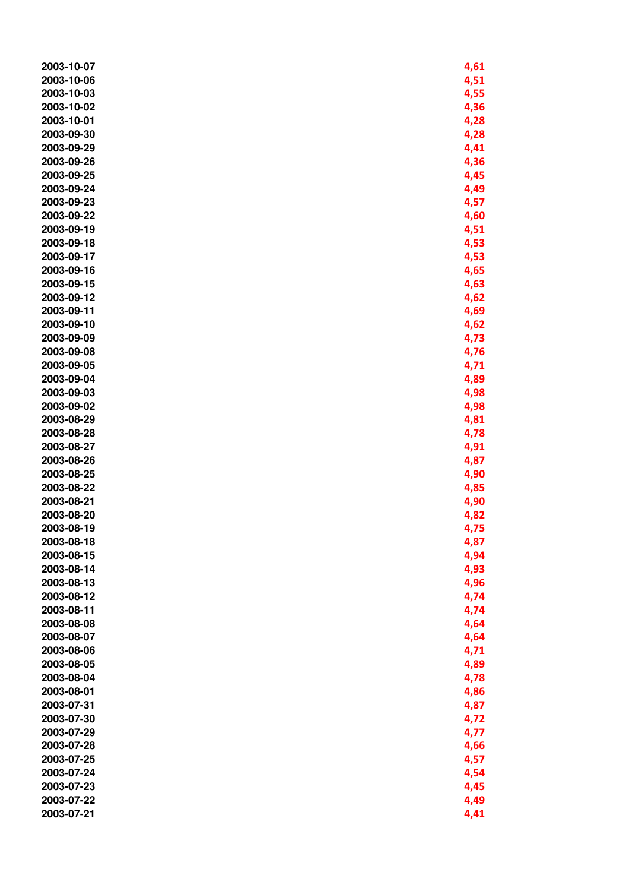| | |
|---|---|
| 2003-10-07 | 4,61 |
| 2003-10-06 | 4,51 |
| 2003-10-03 | 4,55 |
| 2003-10-02 | 4,36 |
| 2003-10-01 | 4,28 |
| 2003-09-30 | 4,28 |
| 2003-09-29 | 4,41 |
| 2003-09-26 | 4,36 |
| 2003-09-25 | 4,45 |
| 2003-09-24 | 4,49 |
| 2003-09-23 | 4,57 |
| 2003-09-22 | 4,60 |
| 2003-09-19 | 4,51 |
| 2003-09-18 | 4,53 |
| 2003-09-17 | 4,53 |
| 2003-09-16 | 4,65 |
| 2003-09-15 | 4,63 |
| 2003-09-12 | 4,62 |
| 2003-09-11 | 4,69 |
| 2003-09-10 | 4,62 |
| 2003-09-09 | 4,73 |
| 2003-09-08 | 4,76 |
| 2003-09-05 | 4,71 |
| 2003-09-04 | 4,89 |
| 2003-09-03 | 4,98 |
| 2003-09-02 | 4,98 |
| 2003-08-29 | 4,81 |
| 2003-08-28 | 4,78 |
| 2003-08-27 | 4,91 |
| 2003-08-26 | 4,87 |
| 2003-08-25 | 4,90 |
| 2003-08-22 | 4,85 |
| 2003-08-21 | 4,90 |
| 2003-08-20 | 4,82 |
| 2003-08-19 | 4,75 |
| 2003-08-18 | 4,87 |
| 2003-08-15 | 4,94 |
| 2003-08-14 | 4,93 |
| 2003-08-13 | 4,96 |
| 2003-08-12 | 4,74 |
| 2003-08-11 | 4,74 |
| 2003-08-08 | 4,64 |
| 2003-08-07 | 4,64 |
| 2003-08-06 | 4,71 |
| 2003-08-05 | 4,89 |
| 2003-08-04 | 4,78 |
| 2003-08-01 | 4,86 |
| 2003-07-31 | 4,87 |
| 2003-07-30 | 4,72 |
| 2003-07-29 | 4,77 |
| 2003-07-28 | 4,66 |
| 2003-07-25 | 4,57 |
| 2003-07-24 | 4,54 |
| 2003-07-23 | 4,45 |
| 2003-07-22 | 4,49 |
| 2003-07-21 | 4,41 |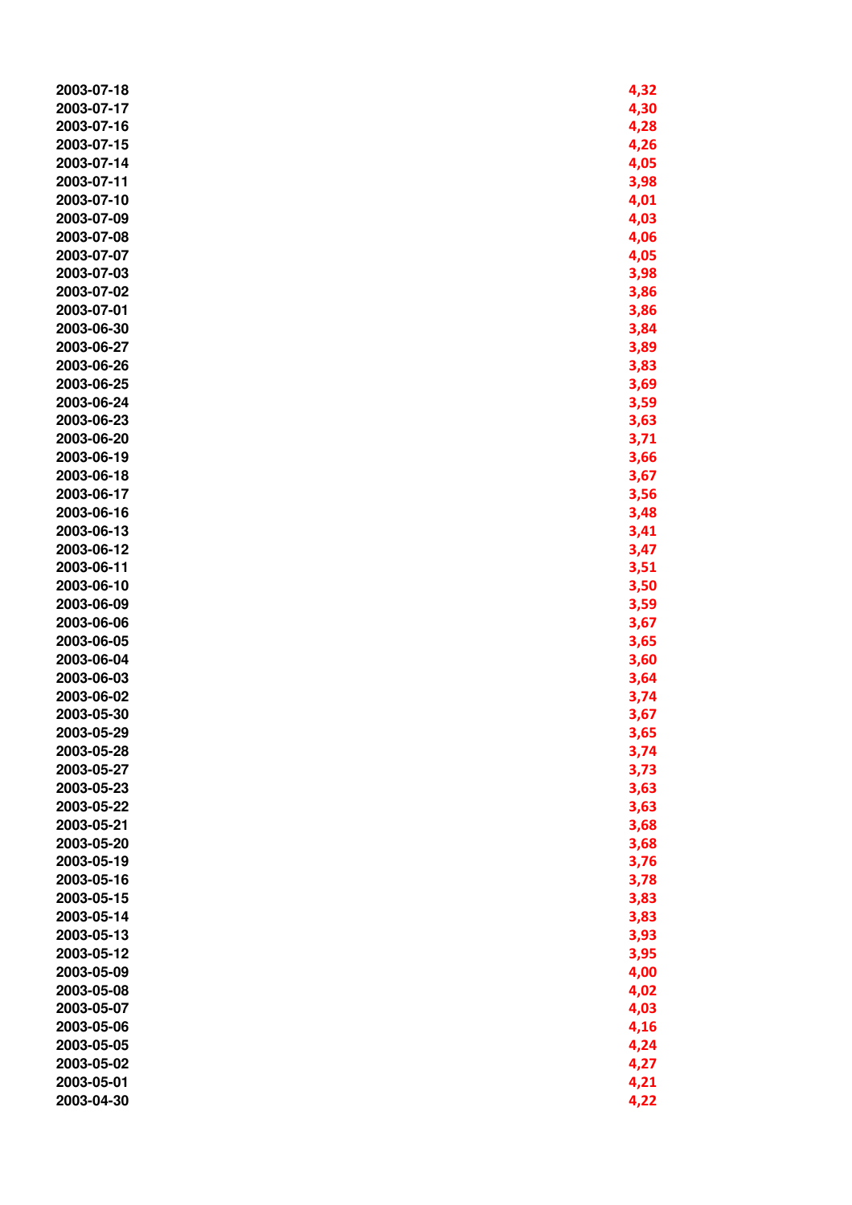| | |
|---|---|
| 2003-07-18 | 4,32 |
| 2003-07-17 | 4,30 |
| 2003-07-16 | 4,28 |
| 2003-07-15 | 4,26 |
| 2003-07-14 | 4,05 |
| 2003-07-11 | 3,98 |
| 2003-07-10 | 4,01 |
| 2003-07-09 | 4,03 |
| 2003-07-08 | 4,06 |
| 2003-07-07 | 4,05 |
| 2003-07-03 | 3,98 |
| 2003-07-02 | 3,86 |
| 2003-07-01 | 3,86 |
| 2003-06-30 | 3,84 |
| 2003-06-27 | 3,89 |
| 2003-06-26 | 3,83 |
| 2003-06-25 | 3,69 |
| 2003-06-24 | 3,59 |
| 2003-06-23 | 3,63 |
| 2003-06-20 | 3,71 |
| 2003-06-19 | 3,66 |
| 2003-06-18 | 3,67 |
| 2003-06-17 | 3,56 |
| 2003-06-16 | 3,48 |
| 2003-06-13 | 3,41 |
| 2003-06-12 | 3,47 |
| 2003-06-11 | 3,51 |
| 2003-06-10 | 3,50 |
| 2003-06-09 | 3,59 |
| 2003-06-06 | 3,67 |
| 2003-06-05 | 3,65 |
| 2003-06-04 | 3,60 |
| 2003-06-03 | 3,64 |
| 2003-06-02 | 3,74 |
| 2003-05-30 | 3,67 |
| 2003-05-29 | 3,65 |
| 2003-05-28 | 3,74 |
| 2003-05-27 | 3,73 |
| 2003-05-23 | 3,63 |
| 2003-05-22 | 3,63 |
| 2003-05-21 | 3,68 |
| 2003-05-20 | 3,68 |
| 2003-05-19 | 3,76 |
| 2003-05-16 | 3,78 |
| 2003-05-15 | 3,83 |
| 2003-05-14 | 3,83 |
| 2003-05-13 | 3,93 |
| 2003-05-12 | 3,95 |
| 2003-05-09 | 4,00 |
| 2003-05-08 | 4,02 |
| 2003-05-07 | 4,03 |
| 2003-05-06 | 4,16 |
| 2003-05-05 | 4,24 |
| 2003-05-02 | 4,27 |
| 2003-05-01 | 4,21 |
| 2003-04-30 | 4,22 |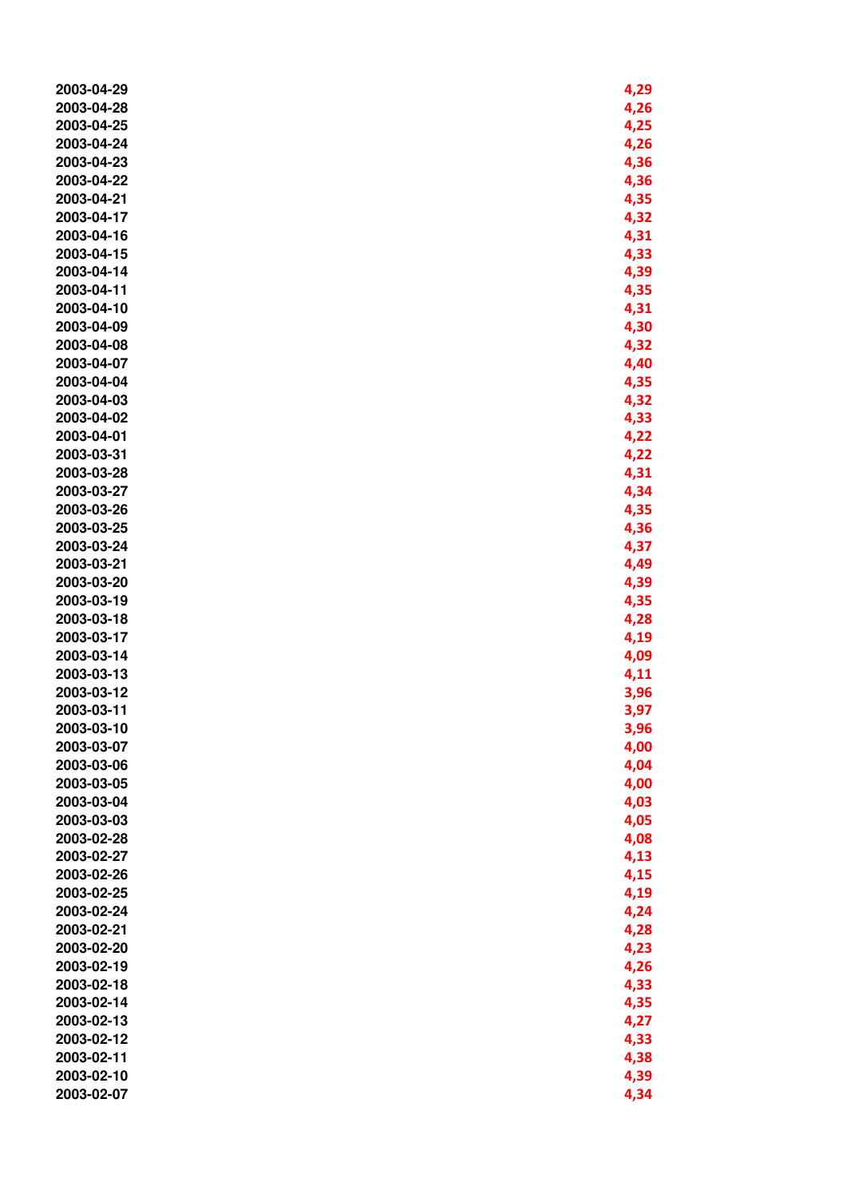| | |
|---|---|
| 2003-04-29 | 4,29 |
| 2003-04-28 | 4,26 |
| 2003-04-25 | 4,25 |
| 2003-04-24 | 4,26 |
| 2003-04-23 | 4,36 |
| 2003-04-22 | 4,36 |
| 2003-04-21 | 4,35 |
| 2003-04-17 | 4,32 |
| 2003-04-16 | 4,31 |
| 2003-04-15 | 4,33 |
| 2003-04-14 | 4,39 |
| 2003-04-11 | 4,35 |
| 2003-04-10 | 4,31 |
| 2003-04-09 | 4,30 |
| 2003-04-08 | 4,32 |
| 2003-04-07 | 4,40 |
| 2003-04-04 | 4,35 |
| 2003-04-03 | 4,32 |
| 2003-04-02 | 4,33 |
| 2003-04-01 | 4,22 |
| 2003-03-31 | 4,22 |
| 2003-03-28 | 4,31 |
| 2003-03-27 | 4,34 |
| 2003-03-26 | 4,35 |
| 2003-03-25 | 4,36 |
| 2003-03-24 | 4,37 |
| 2003-03-21 | 4,49 |
| 2003-03-20 | 4,39 |
| 2003-03-19 | 4,35 |
| 2003-03-18 | 4,28 |
| 2003-03-17 | 4,19 |
| 2003-03-14 | 4,09 |
| 2003-03-13 | 4,11 |
| 2003-03-12 | 3,96 |
| 2003-03-11 | 3,97 |
| 2003-03-10 | 3,96 |
| 2003-03-07 | 4,00 |
| 2003-03-06 | 4,04 |
| 2003-03-05 | 4,00 |
| 2003-03-04 | 4,03 |
| 2003-03-03 | 4,05 |
| 2003-02-28 | 4,08 |
| 2003-02-27 | 4,13 |
| 2003-02-26 | 4,15 |
| 2003-02-25 | 4,19 |
| 2003-02-24 | 4,24 |
| 2003-02-21 | 4,28 |
| 2003-02-20 | 4,23 |
| 2003-02-19 | 4,26 |
| 2003-02-18 | 4,33 |
| 2003-02-14 | 4,35 |
| 2003-02-13 | 4,27 |
| 2003-02-12 | 4,33 |
| 2003-02-11 | 4,38 |
| 2003-02-10 | 4,39 |
| 2003-02-07 | 4,34 |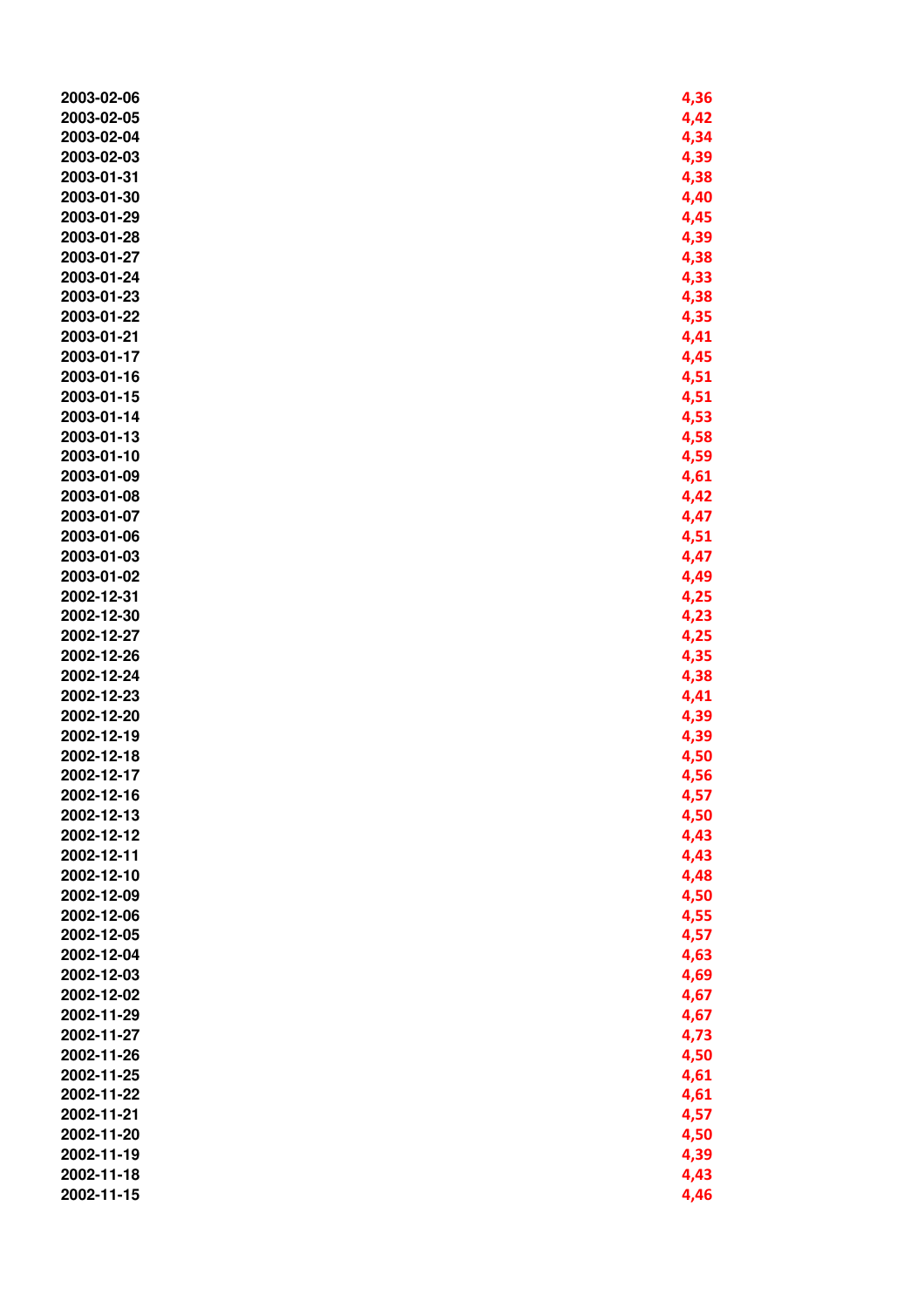| | |
|---|---|
| 2003-02-06 | 4,36 |
| 2003-02-05 | 4,42 |
| 2003-02-04 | 4,34 |
| 2003-02-03 | 4,39 |
| 2003-01-31 | 4,38 |
| 2003-01-30 | 4,40 |
| 2003-01-29 | 4,45 |
| 2003-01-28 | 4,39 |
| 2003-01-27 | 4,38 |
| 2003-01-24 | 4,33 |
| 2003-01-23 | 4,38 |
| 2003-01-22 | 4,35 |
| 2003-01-21 | 4,41 |
| 2003-01-17 | 4,45 |
| 2003-01-16 | 4,51 |
| 2003-01-15 | 4,51 |
| 2003-01-14 | 4,53 |
| 2003-01-13 | 4,58 |
| 2003-01-10 | 4,59 |
| 2003-01-09 | 4,61 |
| 2003-01-08 | 4,42 |
| 2003-01-07 | 4,47 |
| 2003-01-06 | 4,51 |
| 2003-01-03 | 4,47 |
| 2003-01-02 | 4,49 |
| 2002-12-31 | 4,25 |
| 2002-12-30 | 4,23 |
| 2002-12-27 | 4,25 |
| 2002-12-26 | 4,35 |
| 2002-12-24 | 4,38 |
| 2002-12-23 | 4,41 |
| 2002-12-20 | 4,39 |
| 2002-12-19 | 4,39 |
| 2002-12-18 | 4,50 |
| 2002-12-17 | 4,56 |
| 2002-12-16 | 4,57 |
| 2002-12-13 | 4,50 |
| 2002-12-12 | 4,43 |
| 2002-12-11 | 4,43 |
| 2002-12-10 | 4,48 |
| 2002-12-09 | 4,50 |
| 2002-12-06 | 4,55 |
| 2002-12-05 | 4,57 |
| 2002-12-04 | 4,63 |
| 2002-12-03 | 4,69 |
| 2002-12-02 | 4,67 |
| 2002-11-29 | 4,67 |
| 2002-11-27 | 4,73 |
| 2002-11-26 | 4,50 |
| 2002-11-25 | 4,61 |
| 2002-11-22 | 4,61 |
| 2002-11-21 | 4,57 |
| 2002-11-20 | 4,50 |
| 2002-11-19 | 4,39 |
| 2002-11-18 | 4,43 |
| 2002-11-15 | 4,46 |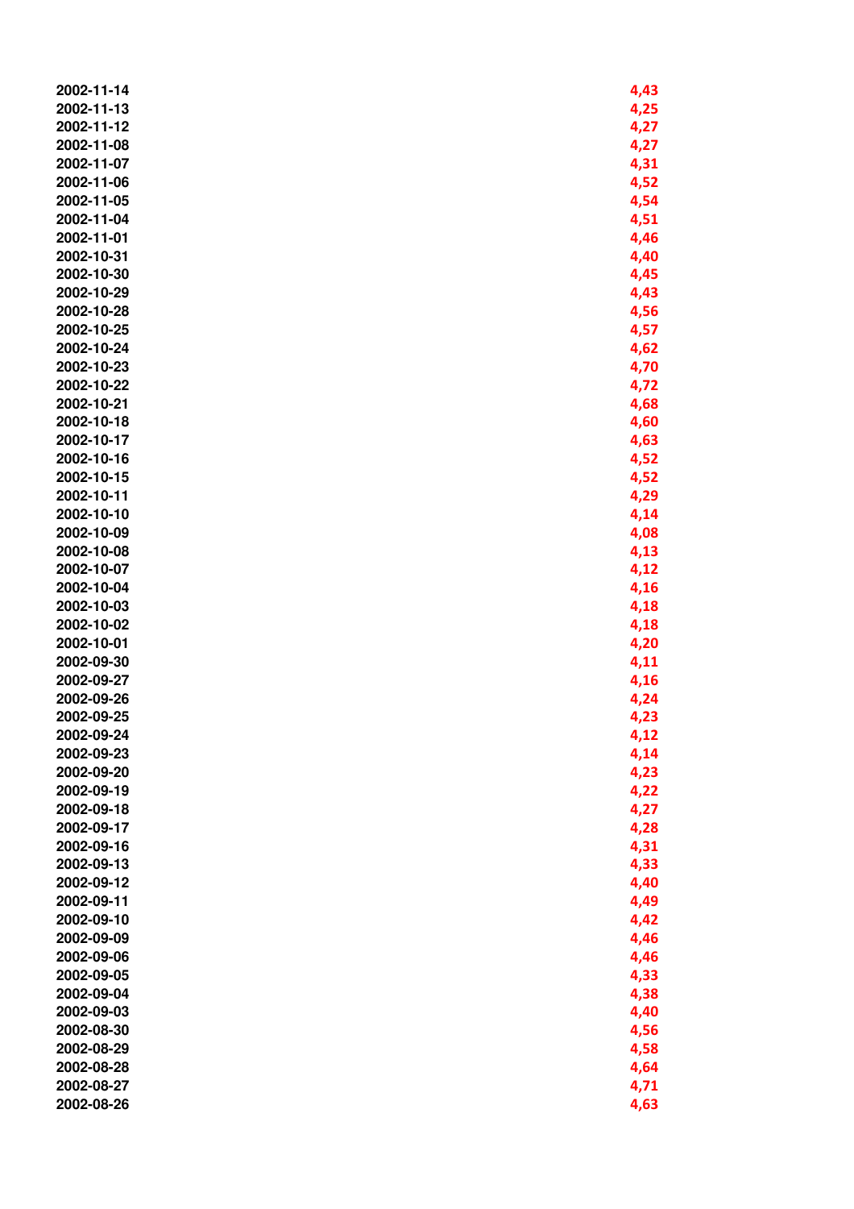| | |
|---|---|
| 2002-11-14 | 4,43 |
| 2002-11-13 | 4,25 |
| 2002-11-12 | 4,27 |
| 2002-11-08 | 4,27 |
| 2002-11-07 | 4,31 |
| 2002-11-06 | 4,52 |
| 2002-11-05 | 4,54 |
| 2002-11-04 | 4,51 |
| 2002-11-01 | 4,46 |
| 2002-10-31 | 4,40 |
| 2002-10-30 | 4,45 |
| 2002-10-29 | 4,43 |
| 2002-10-28 | 4,56 |
| 2002-10-25 | 4,57 |
| 2002-10-24 | 4,62 |
| 2002-10-23 | 4,70 |
| 2002-10-22 | 4,72 |
| 2002-10-21 | 4,68 |
| 2002-10-18 | 4,60 |
| 2002-10-17 | 4,63 |
| 2002-10-16 | 4,52 |
| 2002-10-15 | 4,52 |
| 2002-10-11 | 4,29 |
| 2002-10-10 | 4,14 |
| 2002-10-09 | 4,08 |
| 2002-10-08 | 4,13 |
| 2002-10-07 | 4,12 |
| 2002-10-04 | 4,16 |
| 2002-10-03 | 4,18 |
| 2002-10-02 | 4,18 |
| 2002-10-01 | 4,20 |
| 2002-09-30 | 4,11 |
| 2002-09-27 | 4,16 |
| 2002-09-26 | 4,24 |
| 2002-09-25 | 4,23 |
| 2002-09-24 | 4,12 |
| 2002-09-23 | 4,14 |
| 2002-09-20 | 4,23 |
| 2002-09-19 | 4,22 |
| 2002-09-18 | 4,27 |
| 2002-09-17 | 4,28 |
| 2002-09-16 | 4,31 |
| 2002-09-13 | 4,33 |
| 2002-09-12 | 4,40 |
| 2002-09-11 | 4,49 |
| 2002-09-10 | 4,42 |
| 2002-09-09 | 4,46 |
| 2002-09-06 | 4,46 |
| 2002-09-05 | 4,33 |
| 2002-09-04 | 4,38 |
| 2002-09-03 | 4,40 |
| 2002-08-30 | 4,56 |
| 2002-08-29 | 4,58 |
| 2002-08-28 | 4,64 |
| 2002-08-27 | 4,71 |
| 2002-08-26 | 4,63 |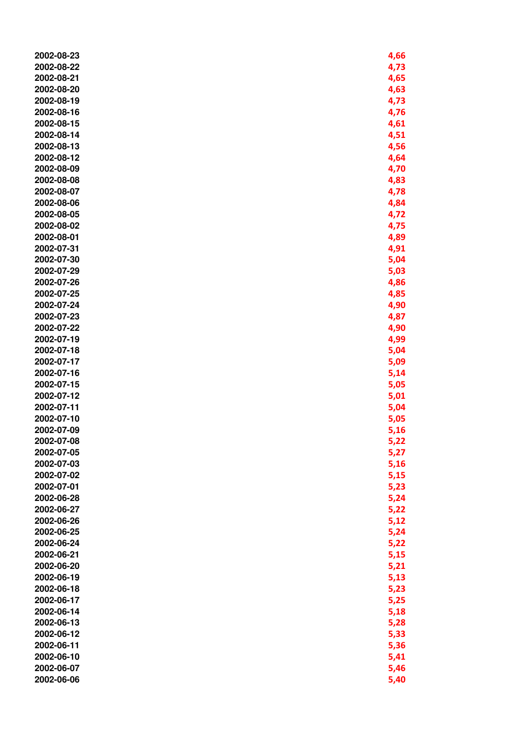| | |
|---|---|
| 2002-08-23 | 4,66 |
| 2002-08-22 | 4,73 |
| 2002-08-21 | 4,65 |
| 2002-08-20 | 4,63 |
| 2002-08-19 | 4,73 |
| 2002-08-16 | 4,76 |
| 2002-08-15 | 4,61 |
| 2002-08-14 | 4,51 |
| 2002-08-13 | 4,56 |
| 2002-08-12 | 4,64 |
| 2002-08-09 | 4,70 |
| 2002-08-08 | 4,83 |
| 2002-08-07 | 4,78 |
| 2002-08-06 | 4,84 |
| 2002-08-05 | 4,72 |
| 2002-08-02 | 4,75 |
| 2002-08-01 | 4,89 |
| 2002-07-31 | 4,91 |
| 2002-07-30 | 5,04 |
| 2002-07-29 | 5,03 |
| 2002-07-26 | 4,86 |
| 2002-07-25 | 4,85 |
| 2002-07-24 | 4,90 |
| 2002-07-23 | 4,87 |
| 2002-07-22 | 4,90 |
| 2002-07-19 | 4,99 |
| 2002-07-18 | 5,04 |
| 2002-07-17 | 5,09 |
| 2002-07-16 | 5,14 |
| 2002-07-15 | 5,05 |
| 2002-07-12 | 5,01 |
| 2002-07-11 | 5,04 |
| 2002-07-10 | 5,05 |
| 2002-07-09 | 5,16 |
| 2002-07-08 | 5,22 |
| 2002-07-05 | 5,27 |
| 2002-07-03 | 5,16 |
| 2002-07-02 | 5,15 |
| 2002-07-01 | 5,23 |
| 2002-06-28 | 5,24 |
| 2002-06-27 | 5,22 |
| 2002-06-26 | 5,12 |
| 2002-06-25 | 5,24 |
| 2002-06-24 | 5,22 |
| 2002-06-21 | 5,15 |
| 2002-06-20 | 5,21 |
| 2002-06-19 | 5,13 |
| 2002-06-18 | 5,23 |
| 2002-06-17 | 5,25 |
| 2002-06-14 | 5,18 |
| 2002-06-13 | 5,28 |
| 2002-06-12 | 5,33 |
| 2002-06-11 | 5,36 |
| 2002-06-10 | 5,41 |
| 2002-06-07 | 5,46 |
| 2002-06-06 | 5,40 |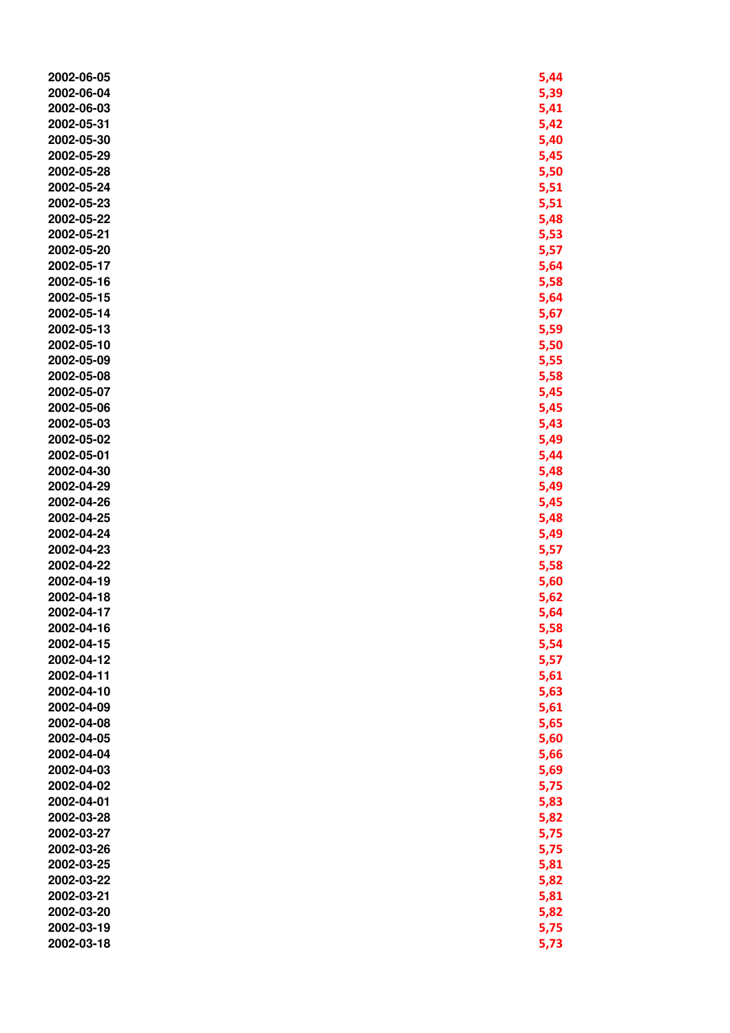| | |
|---|---|
| 2002-06-05 | 5,44 |
| 2002-06-04 | 5,39 |
| 2002-06-03 | 5,41 |
| 2002-05-31 | 5,42 |
| 2002-05-30 | 5,40 |
| 2002-05-29 | 5,45 |
| 2002-05-28 | 5,50 |
| 2002-05-24 | 5,51 |
| 2002-05-23 | 5,51 |
| 2002-05-22 | 5,48 |
| 2002-05-21 | 5,53 |
| 2002-05-20 | 5,57 |
| 2002-05-17 | 5,64 |
| 2002-05-16 | 5,58 |
| 2002-05-15 | 5,64 |
| 2002-05-14 | 5,67 |
| 2002-05-13 | 5,59 |
| 2002-05-10 | 5,50 |
| 2002-05-09 | 5,55 |
| 2002-05-08 | 5,58 |
| 2002-05-07 | 5,45 |
| 2002-05-06 | 5,45 |
| 2002-05-03 | 5,43 |
| 2002-05-02 | 5,49 |
| 2002-05-01 | 5,44 |
| 2002-04-30 | 5,48 |
| 2002-04-29 | 5,49 |
| 2002-04-26 | 5,45 |
| 2002-04-25 | 5,48 |
| 2002-04-24 | 5,49 |
| 2002-04-23 | 5,57 |
| 2002-04-22 | 5,58 |
| 2002-04-19 | 5,60 |
| 2002-04-18 | 5,62 |
| 2002-04-17 | 5,64 |
| 2002-04-16 | 5,58 |
| 2002-04-15 | 5,54 |
| 2002-04-12 | 5,57 |
| 2002-04-11 | 5,61 |
| 2002-04-10 | 5,63 |
| 2002-04-09 | 5,61 |
| 2002-04-08 | 5,65 |
| 2002-04-05 | 5,60 |
| 2002-04-04 | 5,66 |
| 2002-04-03 | 5,69 |
| 2002-04-02 | 5,75 |
| 2002-04-01 | 5,83 |
| 2002-03-28 | 5,82 |
| 2002-03-27 | 5,75 |
| 2002-03-26 | 5,75 |
| 2002-03-25 | 5,81 |
| 2002-03-22 | 5,82 |
| 2002-03-21 | 5,81 |
| 2002-03-20 | 5,82 |
| 2002-03-19 | 5,75 |
| 2002-03-18 | 5,73 |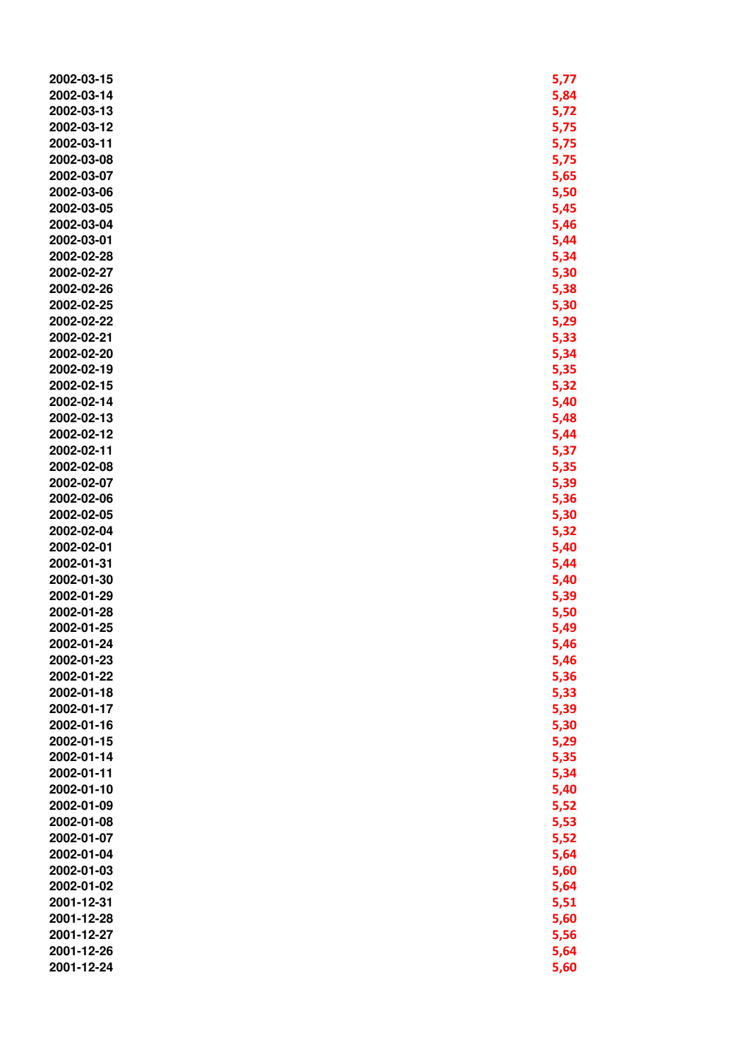| | |
|---|---|
| 2002-03-15 | 5,77 |
| 2002-03-14 | 5,84 |
| 2002-03-13 | 5,72 |
| 2002-03-12 | 5,75 |
| 2002-03-11 | 5,75 |
| 2002-03-08 | 5,75 |
| 2002-03-07 | 5,65 |
| 2002-03-06 | 5,50 |
| 2002-03-05 | 5,45 |
| 2002-03-04 | 5,46 |
| 2002-03-01 | 5,44 |
| 2002-02-28 | 5,34 |
| 2002-02-27 | 5,30 |
| 2002-02-26 | 5,38 |
| 2002-02-25 | 5,30 |
| 2002-02-22 | 5,29 |
| 2002-02-21 | 5,33 |
| 2002-02-20 | 5,34 |
| 2002-02-19 | 5,35 |
| 2002-02-15 | 5,32 |
| 2002-02-14 | 5,40 |
| 2002-02-13 | 5,48 |
| 2002-02-12 | 5,44 |
| 2002-02-11 | 5,37 |
| 2002-02-08 | 5,35 |
| 2002-02-07 | 5,39 |
| 2002-02-06 | 5,36 |
| 2002-02-05 | 5,30 |
| 2002-02-04 | 5,32 |
| 2002-02-01 | 5,40 |
| 2002-01-31 | 5,44 |
| 2002-01-30 | 5,40 |
| 2002-01-29 | 5,39 |
| 2002-01-28 | 5,50 |
| 2002-01-25 | 5,49 |
| 2002-01-24 | 5,46 |
| 2002-01-23 | 5,46 |
| 2002-01-22 | 5,36 |
| 2002-01-18 | 5,33 |
| 2002-01-17 | 5,39 |
| 2002-01-16 | 5,30 |
| 2002-01-15 | 5,29 |
| 2002-01-14 | 5,35 |
| 2002-01-11 | 5,34 |
| 2002-01-10 | 5,40 |
| 2002-01-09 | 5,52 |
| 2002-01-08 | 5,53 |
| 2002-01-07 | 5,52 |
| 2002-01-04 | 5,64 |
| 2002-01-03 | 5,60 |
| 2002-01-02 | 5,64 |
| 2001-12-31 | 5,51 |
| 2001-12-28 | 5,60 |
| 2001-12-27 | 5,56 |
| 2001-12-26 | 5,64 |
| 2001-12-24 | 5,60 |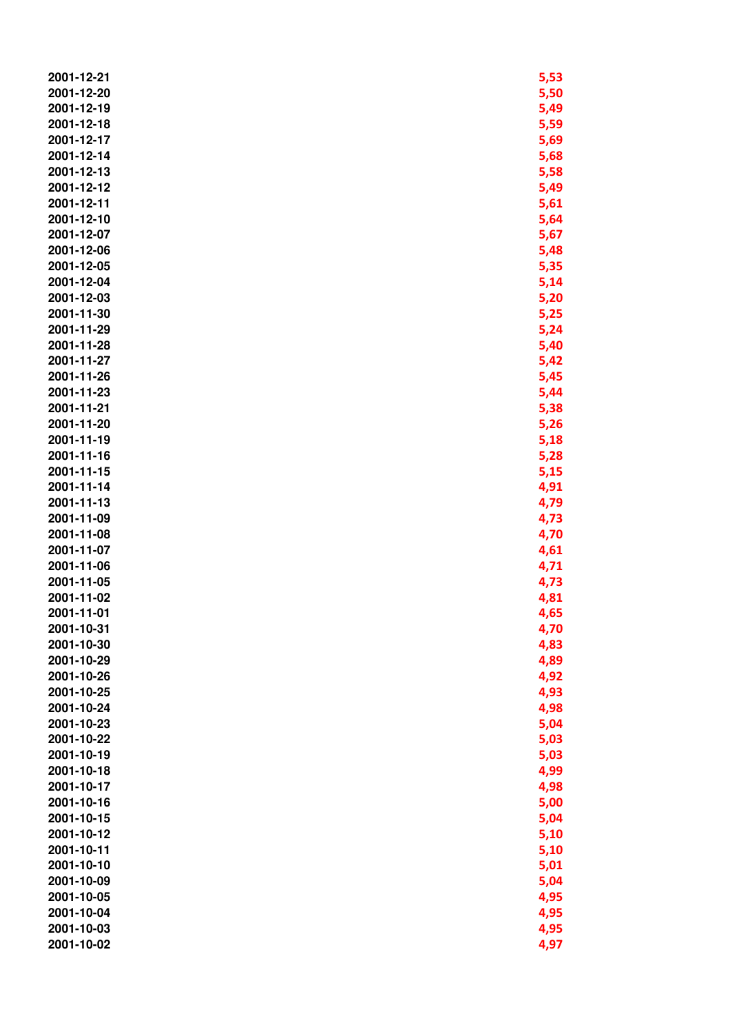| | |
|---|---|
| 2001-12-21 | 5,53 |
| 2001-12-20 | 5,50 |
| 2001-12-19 | 5,49 |
| 2001-12-18 | 5,59 |
| 2001-12-17 | 5,69 |
| 2001-12-14 | 5,68 |
| 2001-12-13 | 5,58 |
| 2001-12-12 | 5,49 |
| 2001-12-11 | 5,61 |
| 2001-12-10 | 5,64 |
| 2001-12-07 | 5,67 |
| 2001-12-06 | 5,48 |
| 2001-12-05 | 5,35 |
| 2001-12-04 | 5,14 |
| 2001-12-03 | 5,20 |
| 2001-11-30 | 5,25 |
| 2001-11-29 | 5,24 |
| 2001-11-28 | 5,40 |
| 2001-11-27 | 5,42 |
| 2001-11-26 | 5,45 |
| 2001-11-23 | 5,44 |
| 2001-11-21 | 5,38 |
| 2001-11-20 | 5,26 |
| 2001-11-19 | 5,18 |
| 2001-11-16 | 5,28 |
| 2001-11-15 | 5,15 |
| 2001-11-14 | 4,91 |
| 2001-11-13 | 4,79 |
| 2001-11-09 | 4,73 |
| 2001-11-08 | 4,70 |
| 2001-11-07 | 4,61 |
| 2001-11-06 | 4,71 |
| 2001-11-05 | 4,73 |
| 2001-11-02 | 4,81 |
| 2001-11-01 | 4,65 |
| 2001-10-31 | 4,70 |
| 2001-10-30 | 4,83 |
| 2001-10-29 | 4,89 |
| 2001-10-26 | 4,92 |
| 2001-10-25 | 4,93 |
| 2001-10-24 | 4,98 |
| 2001-10-23 | 5,04 |
| 2001-10-22 | 5,03 |
| 2001-10-19 | 5,03 |
| 2001-10-18 | 4,99 |
| 2001-10-17 | 4,98 |
| 2001-10-16 | 5,00 |
| 2001-10-15 | 5,04 |
| 2001-10-12 | 5,10 |
| 2001-10-11 | 5,10 |
| 2001-10-10 | 5,01 |
| 2001-10-09 | 5,04 |
| 2001-10-05 | 4,95 |
| 2001-10-04 | 4,95 |
| 2001-10-03 | 4,95 |
| 2001-10-02 | 4,97 |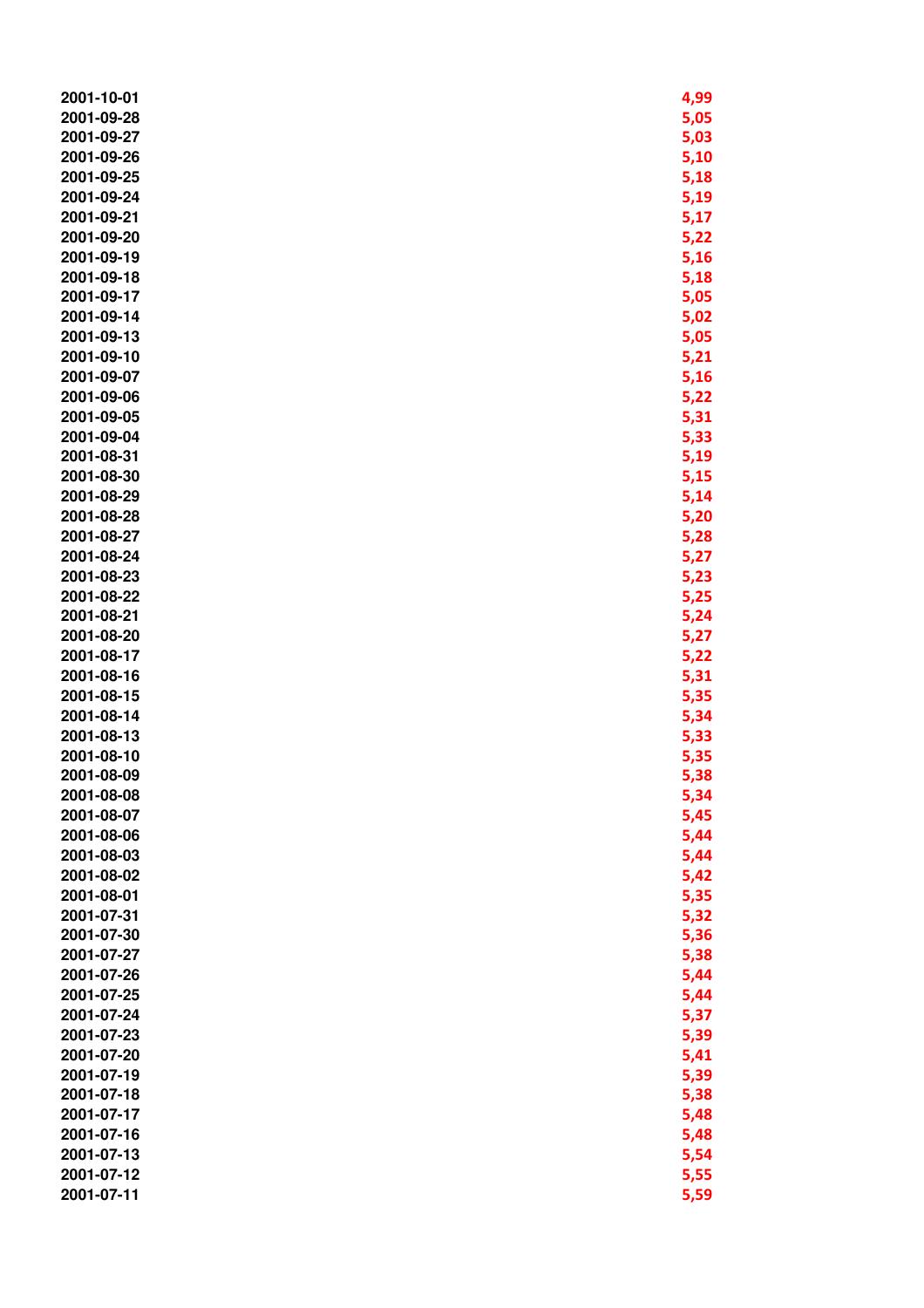| | |
|---|---|
| 2001-10-01 | 4,99 |
| 2001-09-28 | 5,05 |
| 2001-09-27 | 5,03 |
| 2001-09-26 | 5,10 |
| 2001-09-25 | 5,18 |
| 2001-09-24 | 5,19 |
| 2001-09-21 | 5,17 |
| 2001-09-20 | 5,22 |
| 2001-09-19 | 5,16 |
| 2001-09-18 | 5,18 |
| 2001-09-17 | 5,05 |
| 2001-09-14 | 5,02 |
| 2001-09-13 | 5,05 |
| 2001-09-10 | 5,21 |
| 2001-09-07 | 5,16 |
| 2001-09-06 | 5,22 |
| 2001-09-05 | 5,31 |
| 2001-09-04 | 5,33 |
| 2001-08-31 | 5,19 |
| 2001-08-30 | 5,15 |
| 2001-08-29 | 5,14 |
| 2001-08-28 | 5,20 |
| 2001-08-27 | 5,28 |
| 2001-08-24 | 5,27 |
| 2001-08-23 | 5,23 |
| 2001-08-22 | 5,25 |
| 2001-08-21 | 5,24 |
| 2001-08-20 | 5,27 |
| 2001-08-17 | 5,22 |
| 2001-08-16 | 5,31 |
| 2001-08-15 | 5,35 |
| 2001-08-14 | 5,34 |
| 2001-08-13 | 5,33 |
| 2001-08-10 | 5,35 |
| 2001-08-09 | 5,38 |
| 2001-08-08 | 5,34 |
| 2001-08-07 | 5,45 |
| 2001-08-06 | 5,44 |
| 2001-08-03 | 5,44 |
| 2001-08-02 | 5,42 |
| 2001-08-01 | 5,35 |
| 2001-07-31 | 5,32 |
| 2001-07-30 | 5,36 |
| 2001-07-27 | 5,38 |
| 2001-07-26 | 5,44 |
| 2001-07-25 | 5,44 |
| 2001-07-24 | 5,37 |
| 2001-07-23 | 5,39 |
| 2001-07-20 | 5,41 |
| 2001-07-19 | 5,39 |
| 2001-07-18 | 5,38 |
| 2001-07-17 | 5,48 |
| 2001-07-16 | 5,48 |
| 2001-07-13 | 5,54 |
| 2001-07-12 | 5,55 |
| 2001-07-11 | 5,59 |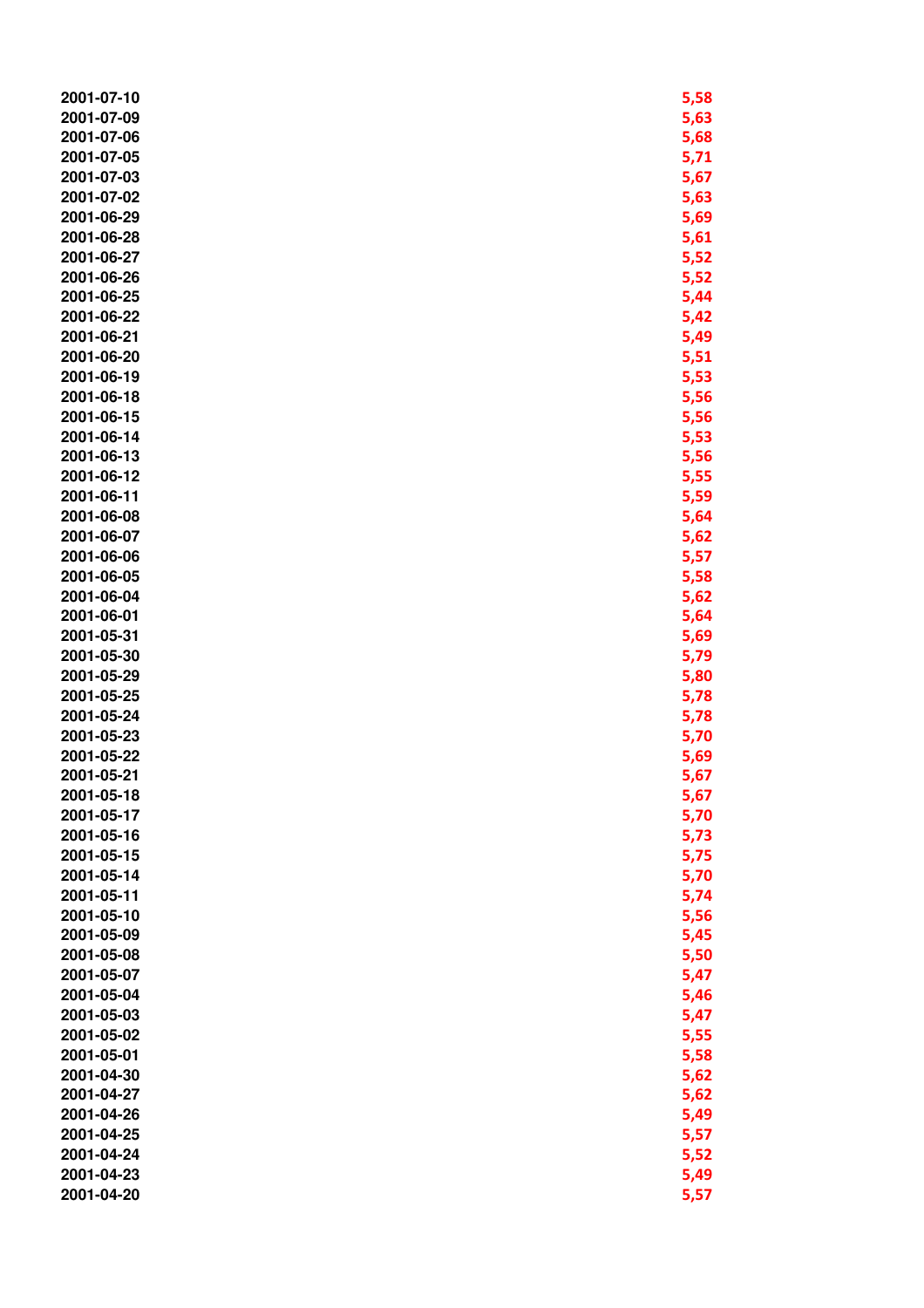| | |
|---|---|
| 2001-07-10 | 5,58 |
| 2001-07-09 | 5,63 |
| 2001-07-06 | 5,68 |
| 2001-07-05 | 5,71 |
| 2001-07-03 | 5,67 |
| 2001-07-02 | 5,63 |
| 2001-06-29 | 5,69 |
| 2001-06-28 | 5,61 |
| 2001-06-27 | 5,52 |
| 2001-06-26 | 5,52 |
| 2001-06-25 | 5,44 |
| 2001-06-22 | 5,42 |
| 2001-06-21 | 5,49 |
| 2001-06-20 | 5,51 |
| 2001-06-19 | 5,53 |
| 2001-06-18 | 5,56 |
| 2001-06-15 | 5,56 |
| 2001-06-14 | 5,53 |
| 2001-06-13 | 5,56 |
| 2001-06-12 | 5,55 |
| 2001-06-11 | 5,59 |
| 2001-06-08 | 5,64 |
| 2001-06-07 | 5,62 |
| 2001-06-06 | 5,57 |
| 2001-06-05 | 5,58 |
| 2001-06-04 | 5,62 |
| 2001-06-01 | 5,64 |
| 2001-05-31 | 5,69 |
| 2001-05-30 | 5,79 |
| 2001-05-29 | 5,80 |
| 2001-05-25 | 5,78 |
| 2001-05-24 | 5,78 |
| 2001-05-23 | 5,70 |
| 2001-05-22 | 5,69 |
| 2001-05-21 | 5,67 |
| 2001-05-18 | 5,67 |
| 2001-05-17 | 5,70 |
| 2001-05-16 | 5,73 |
| 2001-05-15 | 5,75 |
| 2001-05-14 | 5,70 |
| 2001-05-11 | 5,74 |
| 2001-05-10 | 5,56 |
| 2001-05-09 | 5,45 |
| 2001-05-08 | 5,50 |
| 2001-05-07 | 5,47 |
| 2001-05-04 | 5,46 |
| 2001-05-03 | 5,47 |
| 2001-05-02 | 5,55 |
| 2001-05-01 | 5,58 |
| 2001-04-30 | 5,62 |
| 2001-04-27 | 5,62 |
| 2001-04-26 | 5,49 |
| 2001-04-25 | 5,57 |
| 2001-04-24 | 5,52 |
| 2001-04-23 | 5,49 |
| 2001-04-20 | 5,57 |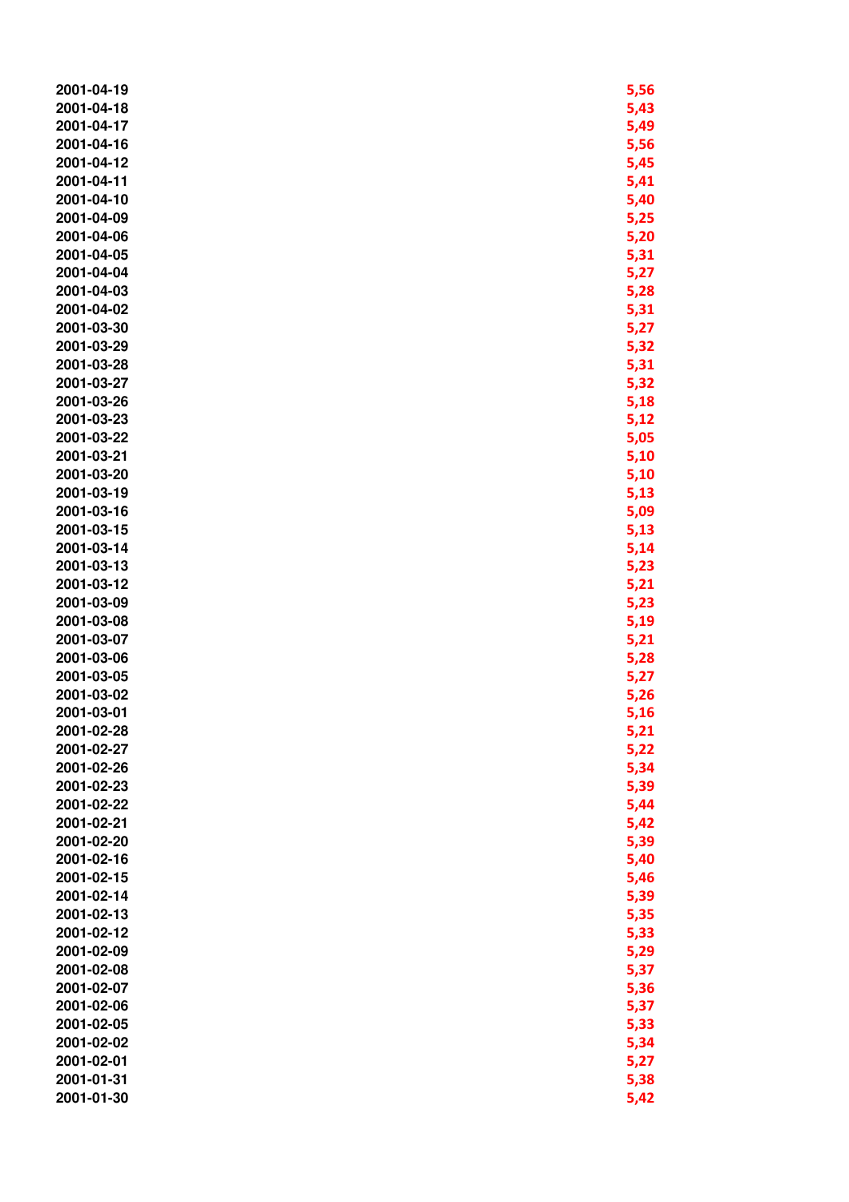| | |
|---|---|
| 2001-04-19 | 5,56 |
| 2001-04-18 | 5,43 |
| 2001-04-17 | 5,49 |
| 2001-04-16 | 5,56 |
| 2001-04-12 | 5,45 |
| 2001-04-11 | 5,41 |
| 2001-04-10 | 5,40 |
| 2001-04-09 | 5,25 |
| 2001-04-06 | 5,20 |
| 2001-04-05 | 5,31 |
| 2001-04-04 | 5,27 |
| 2001-04-03 | 5,28 |
| 2001-04-02 | 5,31 |
| 2001-03-30 | 5,27 |
| 2001-03-29 | 5,32 |
| 2001-03-28 | 5,31 |
| 2001-03-27 | 5,32 |
| 2001-03-26 | 5,18 |
| 2001-03-23 | 5,12 |
| 2001-03-22 | 5,05 |
| 2001-03-21 | 5,10 |
| 2001-03-20 | 5,10 |
| 2001-03-19 | 5,13 |
| 2001-03-16 | 5,09 |
| 2001-03-15 | 5,13 |
| 2001-03-14 | 5,14 |
| 2001-03-13 | 5,23 |
| 2001-03-12 | 5,21 |
| 2001-03-09 | 5,23 |
| 2001-03-08 | 5,19 |
| 2001-03-07 | 5,21 |
| 2001-03-06 | 5,28 |
| 2001-03-05 | 5,27 |
| 2001-03-02 | 5,26 |
| 2001-03-01 | 5,16 |
| 2001-02-28 | 5,21 |
| 2001-02-27 | 5,22 |
| 2001-02-26 | 5,34 |
| 2001-02-23 | 5,39 |
| 2001-02-22 | 5,44 |
| 2001-02-21 | 5,42 |
| 2001-02-20 | 5,39 |
| 2001-02-16 | 5,40 |
| 2001-02-15 | 5,46 |
| 2001-02-14 | 5,39 |
| 2001-02-13 | 5,35 |
| 2001-02-12 | 5,33 |
| 2001-02-09 | 5,29 |
| 2001-02-08 | 5,37 |
| 2001-02-07 | 5,36 |
| 2001-02-06 | 5,37 |
| 2001-02-05 | 5,33 |
| 2001-02-02 | 5,34 |
| 2001-02-01 | 5,27 |
| 2001-01-31 | 5,38 |
| 2001-01-30 | 5,42 |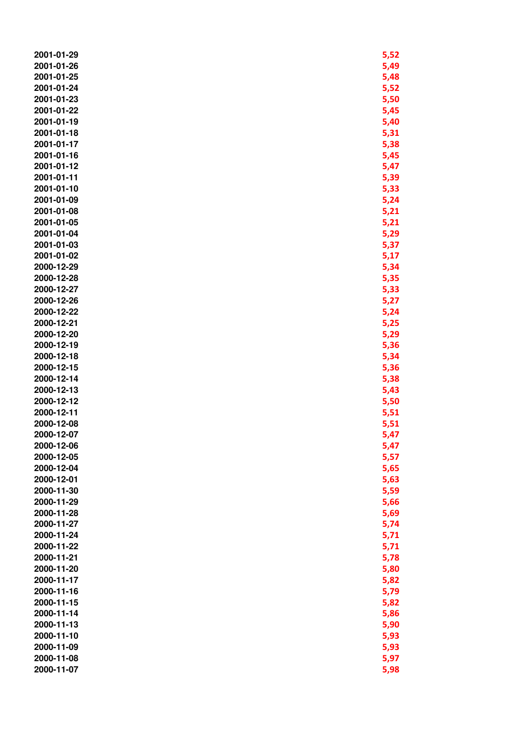| | |
|---|---|
| 2001-01-29 | 5,52 |
| 2001-01-26 | 5,49 |
| 2001-01-25 | 5,48 |
| 2001-01-24 | 5,52 |
| 2001-01-23 | 5,50 |
| 2001-01-22 | 5,45 |
| 2001-01-19 | 5,40 |
| 2001-01-18 | 5,31 |
| 2001-01-17 | 5,38 |
| 2001-01-16 | 5,45 |
| 2001-01-12 | 5,47 |
| 2001-01-11 | 5,39 |
| 2001-01-10 | 5,33 |
| 2001-01-09 | 5,24 |
| 2001-01-08 | 5,21 |
| 2001-01-05 | 5,21 |
| 2001-01-04 | 5,29 |
| 2001-01-03 | 5,37 |
| 2001-01-02 | 5,17 |
| 2000-12-29 | 5,34 |
| 2000-12-28 | 5,35 |
| 2000-12-27 | 5,33 |
| 2000-12-26 | 5,27 |
| 2000-12-22 | 5,24 |
| 2000-12-21 | 5,25 |
| 2000-12-20 | 5,29 |
| 2000-12-19 | 5,36 |
| 2000-12-18 | 5,34 |
| 2000-12-15 | 5,36 |
| 2000-12-14 | 5,38 |
| 2000-12-13 | 5,43 |
| 2000-12-12 | 5,50 |
| 2000-12-11 | 5,51 |
| 2000-12-08 | 5,51 |
| 2000-12-07 | 5,47 |
| 2000-12-06 | 5,47 |
| 2000-12-05 | 5,57 |
| 2000-12-04 | 5,65 |
| 2000-12-01 | 5,63 |
| 2000-11-30 | 5,59 |
| 2000-11-29 | 5,66 |
| 2000-11-28 | 5,69 |
| 2000-11-27 | 5,74 |
| 2000-11-24 | 5,71 |
| 2000-11-22 | 5,71 |
| 2000-11-21 | 5,78 |
| 2000-11-20 | 5,80 |
| 2000-11-17 | 5,82 |
| 2000-11-16 | 5,79 |
| 2000-11-15 | 5,82 |
| 2000-11-14 | 5,86 |
| 2000-11-13 | 5,90 |
| 2000-11-10 | 5,93 |
| 2000-11-09 | 5,93 |
| 2000-11-08 | 5,97 |
| 2000-11-07 | 5,98 |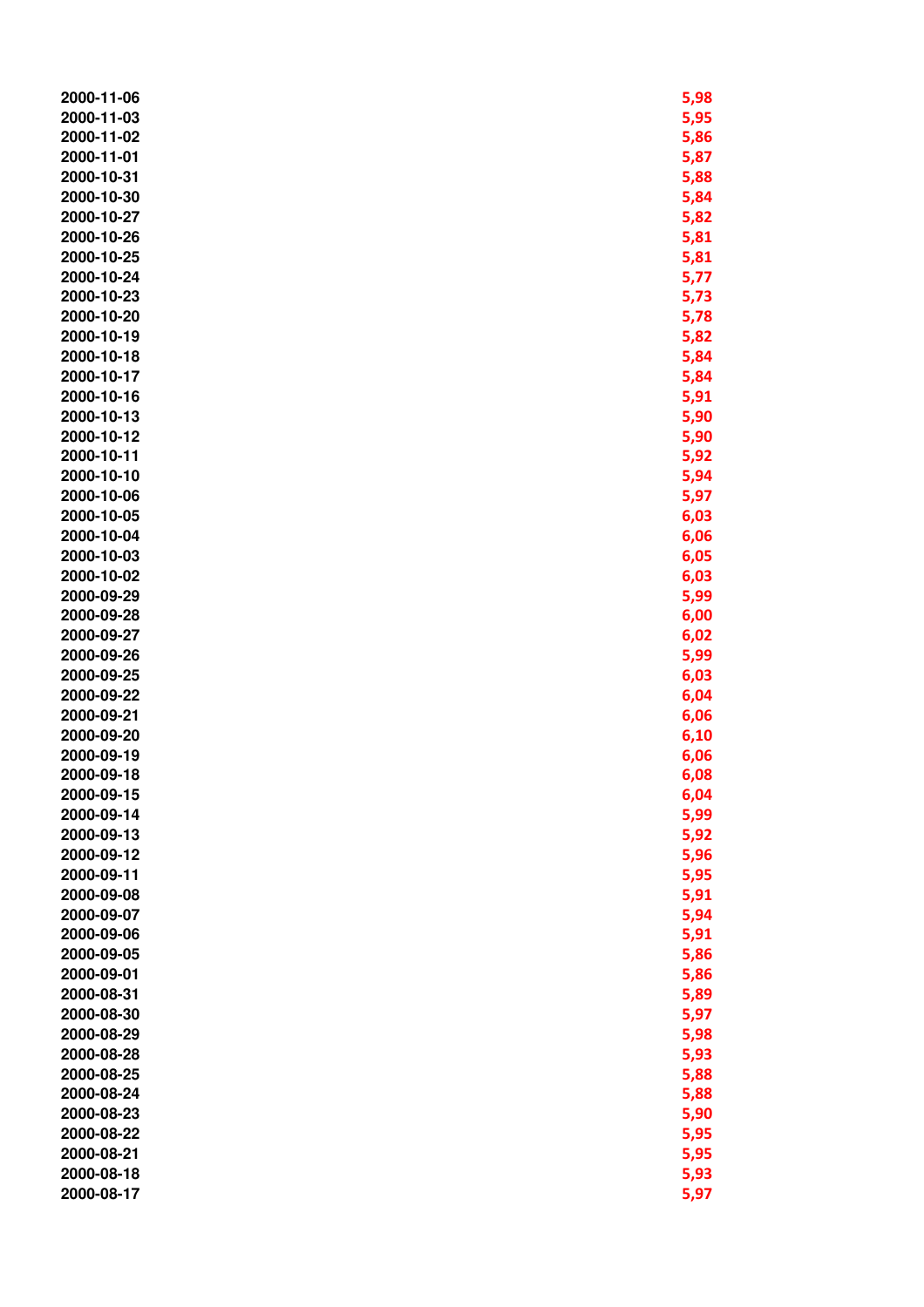| | |
|---|---|
| 2000-11-06 | 5,98 |
| 2000-11-03 | 5,95 |
| 2000-11-02 | 5,86 |
| 2000-11-01 | 5,87 |
| 2000-10-31 | 5,88 |
| 2000-10-30 | 5,84 |
| 2000-10-27 | 5,82 |
| 2000-10-26 | 5,81 |
| 2000-10-25 | 5,81 |
| 2000-10-24 | 5,77 |
| 2000-10-23 | 5,73 |
| 2000-10-20 | 5,78 |
| 2000-10-19 | 5,82 |
| 2000-10-18 | 5,84 |
| 2000-10-17 | 5,84 |
| 2000-10-16 | 5,91 |
| 2000-10-13 | 5,90 |
| 2000-10-12 | 5,90 |
| 2000-10-11 | 5,92 |
| 2000-10-10 | 5,94 |
| 2000-10-06 | 5,97 |
| 2000-10-05 | 6,03 |
| 2000-10-04 | 6,06 |
| 2000-10-03 | 6,05 |
| 2000-10-02 | 6,03 |
| 2000-09-29 | 5,99 |
| 2000-09-28 | 6,00 |
| 2000-09-27 | 6,02 |
| 2000-09-26 | 5,99 |
| 2000-09-25 | 6,03 |
| 2000-09-22 | 6,04 |
| 2000-09-21 | 6,06 |
| 2000-09-20 | 6,10 |
| 2000-09-19 | 6,06 |
| 2000-09-18 | 6,08 |
| 2000-09-15 | 6,04 |
| 2000-09-14 | 5,99 |
| 2000-09-13 | 5,92 |
| 2000-09-12 | 5,96 |
| 2000-09-11 | 5,95 |
| 2000-09-08 | 5,91 |
| 2000-09-07 | 5,94 |
| 2000-09-06 | 5,91 |
| 2000-09-05 | 5,86 |
| 2000-09-01 | 5,86 |
| 2000-08-31 | 5,89 |
| 2000-08-30 | 5,97 |
| 2000-08-29 | 5,98 |
| 2000-08-28 | 5,93 |
| 2000-08-25 | 5,88 |
| 2000-08-24 | 5,88 |
| 2000-08-23 | 5,90 |
| 2000-08-22 | 5,95 |
| 2000-08-21 | 5,95 |
| 2000-08-18 | 5,93 |
| 2000-08-17 | 5,97 |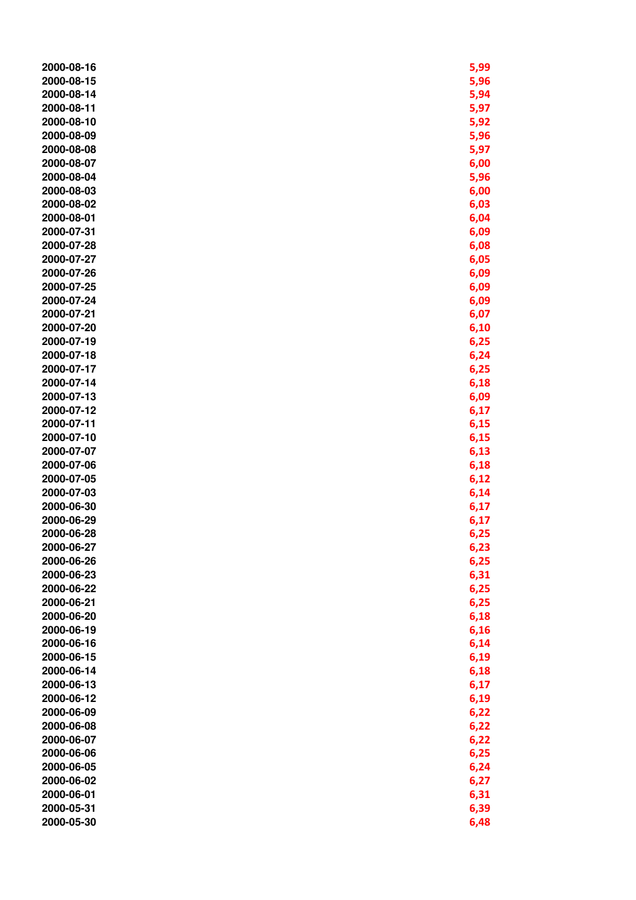| | |
|---|---|
| 2000-08-16 | 5,99 |
| 2000-08-15 | 5,96 |
| 2000-08-14 | 5,94 |
| 2000-08-11 | 5,97 |
| 2000-08-10 | 5,92 |
| 2000-08-09 | 5,96 |
| 2000-08-08 | 5,97 |
| 2000-08-07 | 6,00 |
| 2000-08-04 | 5,96 |
| 2000-08-03 | 6,00 |
| 2000-08-02 | 6,03 |
| 2000-08-01 | 6,04 |
| 2000-07-31 | 6,09 |
| 2000-07-28 | 6,08 |
| 2000-07-27 | 6,05 |
| 2000-07-26 | 6,09 |
| 2000-07-25 | 6,09 |
| 2000-07-24 | 6,09 |
| 2000-07-21 | 6,07 |
| 2000-07-20 | 6,10 |
| 2000-07-19 | 6,25 |
| 2000-07-18 | 6,24 |
| 2000-07-17 | 6,25 |
| 2000-07-14 | 6,18 |
| 2000-07-13 | 6,09 |
| 2000-07-12 | 6,17 |
| 2000-07-11 | 6,15 |
| 2000-07-10 | 6,15 |
| 2000-07-07 | 6,13 |
| 2000-07-06 | 6,18 |
| 2000-07-05 | 6,12 |
| 2000-07-03 | 6,14 |
| 2000-06-30 | 6,17 |
| 2000-06-29 | 6,17 |
| 2000-06-28 | 6,25 |
| 2000-06-27 | 6,23 |
| 2000-06-26 | 6,25 |
| 2000-06-23 | 6,31 |
| 2000-06-22 | 6,25 |
| 2000-06-21 | 6,25 |
| 2000-06-20 | 6,18 |
| 2000-06-19 | 6,16 |
| 2000-06-16 | 6,14 |
| 2000-06-15 | 6,19 |
| 2000-06-14 | 6,18 |
| 2000-06-13 | 6,17 |
| 2000-06-12 | 6,19 |
| 2000-06-09 | 6,22 |
| 2000-06-08 | 6,22 |
| 2000-06-07 | 6,22 |
| 2000-06-06 | 6,25 |
| 2000-06-05 | 6,24 |
| 2000-06-02 | 6,27 |
| 2000-06-01 | 6,31 |
| 2000-05-31 | 6,39 |
| 2000-05-30 | 6,48 |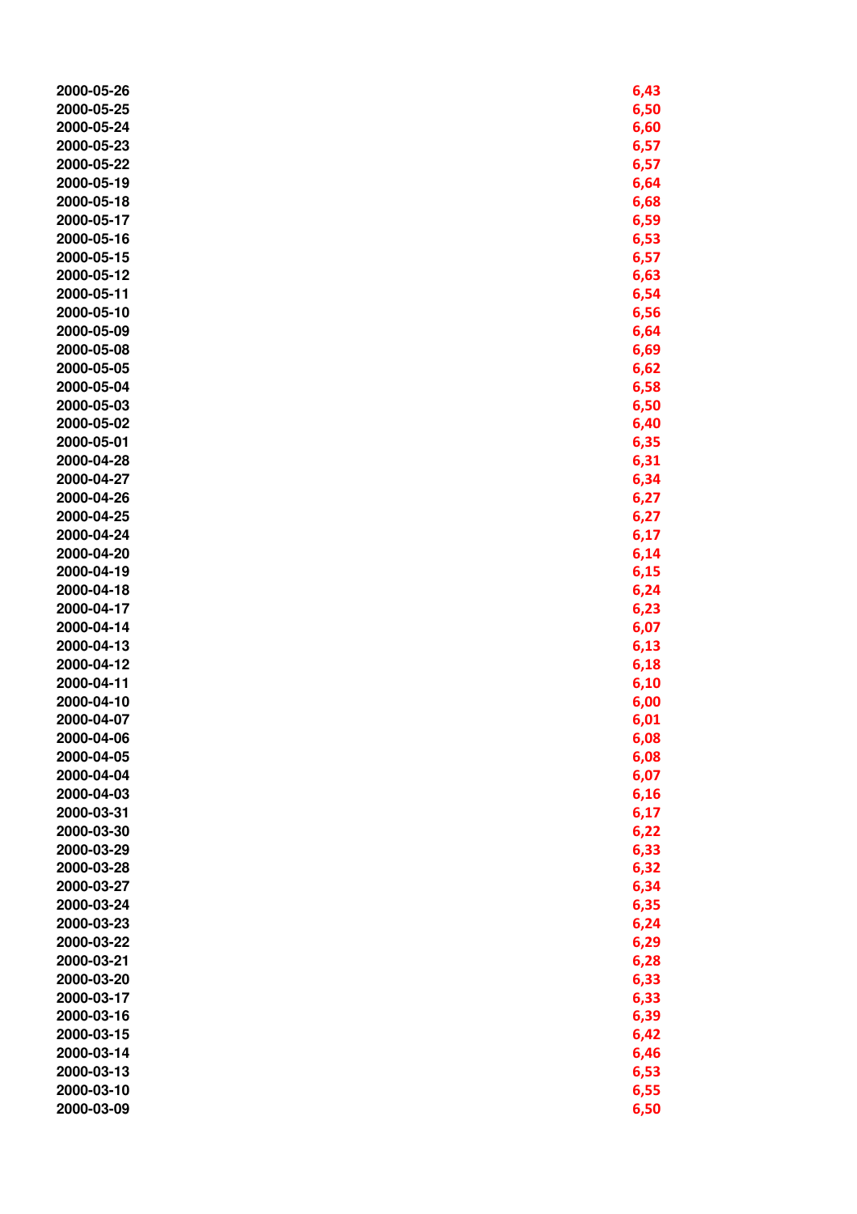| | |
|---|---|
| 2000-05-26 | 6,43 |
| 2000-05-25 | 6,50 |
| 2000-05-24 | 6,60 |
| 2000-05-23 | 6,57 |
| 2000-05-22 | 6,57 |
| 2000-05-19 | 6,64 |
| 2000-05-18 | 6,68 |
| 2000-05-17 | 6,59 |
| 2000-05-16 | 6,53 |
| 2000-05-15 | 6,57 |
| 2000-05-12 | 6,63 |
| 2000-05-11 | 6,54 |
| 2000-05-10 | 6,56 |
| 2000-05-09 | 6,64 |
| 2000-05-08 | 6,69 |
| 2000-05-05 | 6,62 |
| 2000-05-04 | 6,58 |
| 2000-05-03 | 6,50 |
| 2000-05-02 | 6,40 |
| 2000-05-01 | 6,35 |
| 2000-04-28 | 6,31 |
| 2000-04-27 | 6,34 |
| 2000-04-26 | 6,27 |
| 2000-04-25 | 6,27 |
| 2000-04-24 | 6,17 |
| 2000-04-20 | 6,14 |
| 2000-04-19 | 6,15 |
| 2000-04-18 | 6,24 |
| 2000-04-17 | 6,23 |
| 2000-04-14 | 6,07 |
| 2000-04-13 | 6,13 |
| 2000-04-12 | 6,18 |
| 2000-04-11 | 6,10 |
| 2000-04-10 | 6,00 |
| 2000-04-07 | 6,01 |
| 2000-04-06 | 6,08 |
| 2000-04-05 | 6,08 |
| 2000-04-04 | 6,07 |
| 2000-04-03 | 6,16 |
| 2000-03-31 | 6,17 |
| 2000-03-30 | 6,22 |
| 2000-03-29 | 6,33 |
| 2000-03-28 | 6,32 |
| 2000-03-27 | 6,34 |
| 2000-03-24 | 6,35 |
| 2000-03-23 | 6,24 |
| 2000-03-22 | 6,29 |
| 2000-03-21 | 6,28 |
| 2000-03-20 | 6,33 |
| 2000-03-17 | 6,33 |
| 2000-03-16 | 6,39 |
| 2000-03-15 | 6,42 |
| 2000-03-14 | 6,46 |
| 2000-03-13 | 6,53 |
| 2000-03-10 | 6,55 |
| 2000-03-09 | 6,50 |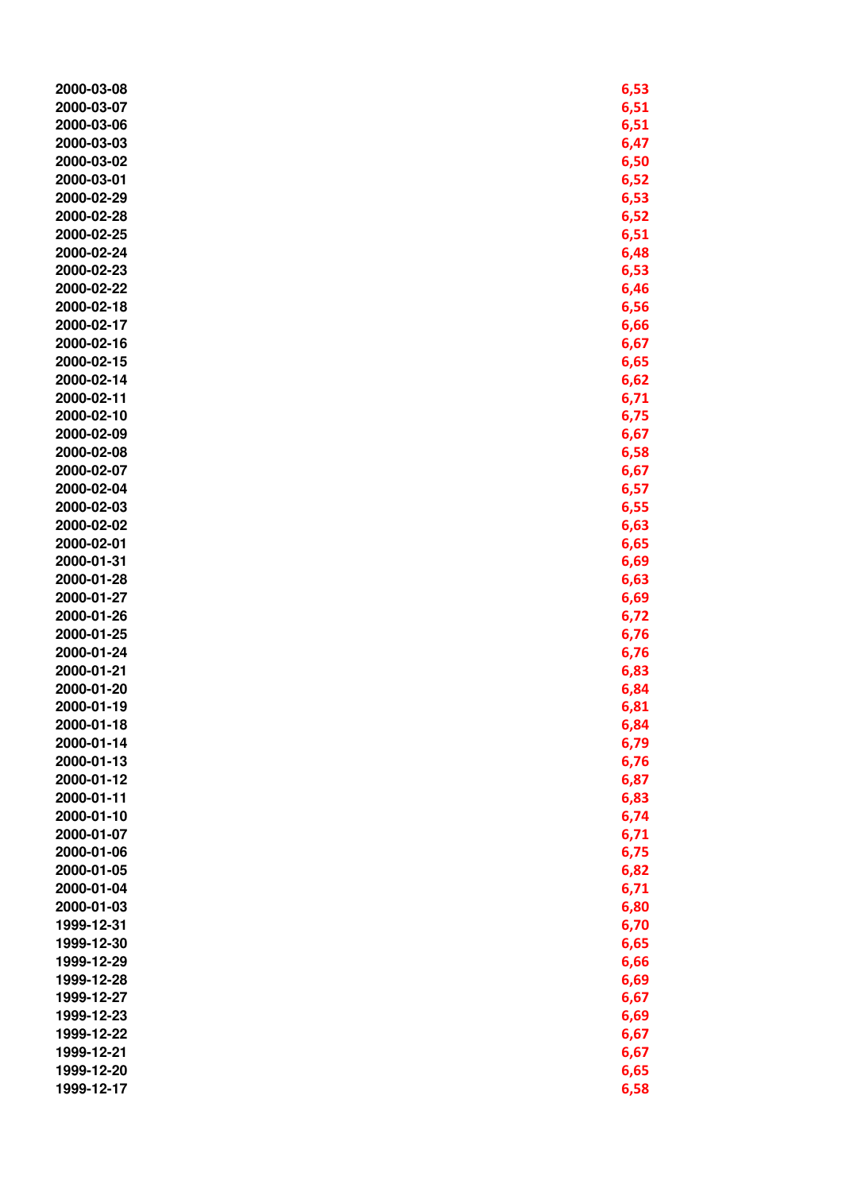| | |
|---|---|
| 2000-03-08 | 6,53 |
| 2000-03-07 | 6,51 |
| 2000-03-06 | 6,51 |
| 2000-03-03 | 6,47 |
| 2000-03-02 | 6,50 |
| 2000-03-01 | 6,52 |
| 2000-02-29 | 6,53 |
| 2000-02-28 | 6,52 |
| 2000-02-25 | 6,51 |
| 2000-02-24 | 6,48 |
| 2000-02-23 | 6,53 |
| 2000-02-22 | 6,46 |
| 2000-02-18 | 6,56 |
| 2000-02-17 | 6,66 |
| 2000-02-16 | 6,67 |
| 2000-02-15 | 6,65 |
| 2000-02-14 | 6,62 |
| 2000-02-11 | 6,71 |
| 2000-02-10 | 6,75 |
| 2000-02-09 | 6,67 |
| 2000-02-08 | 6,58 |
| 2000-02-07 | 6,67 |
| 2000-02-04 | 6,57 |
| 2000-02-03 | 6,55 |
| 2000-02-02 | 6,63 |
| 2000-02-01 | 6,65 |
| 2000-01-31 | 6,69 |
| 2000-01-28 | 6,63 |
| 2000-01-27 | 6,69 |
| 2000-01-26 | 6,72 |
| 2000-01-25 | 6,76 |
| 2000-01-24 | 6,76 |
| 2000-01-21 | 6,83 |
| 2000-01-20 | 6,84 |
| 2000-01-19 | 6,81 |
| 2000-01-18 | 6,84 |
| 2000-01-14 | 6,79 |
| 2000-01-13 | 6,76 |
| 2000-01-12 | 6,87 |
| 2000-01-11 | 6,83 |
| 2000-01-10 | 6,74 |
| 2000-01-07 | 6,71 |
| 2000-01-06 | 6,75 |
| 2000-01-05 | 6,82 |
| 2000-01-04 | 6,71 |
| 2000-01-03 | 6,80 |
| 1999-12-31 | 6,70 |
| 1999-12-30 | 6,65 |
| 1999-12-29 | 6,66 |
| 1999-12-28 | 6,69 |
| 1999-12-27 | 6,67 |
| 1999-12-23 | 6,69 |
| 1999-12-22 | 6,67 |
| 1999-12-21 | 6,67 |
| 1999-12-20 | 6,65 |
| 1999-12-17 | 6,58 |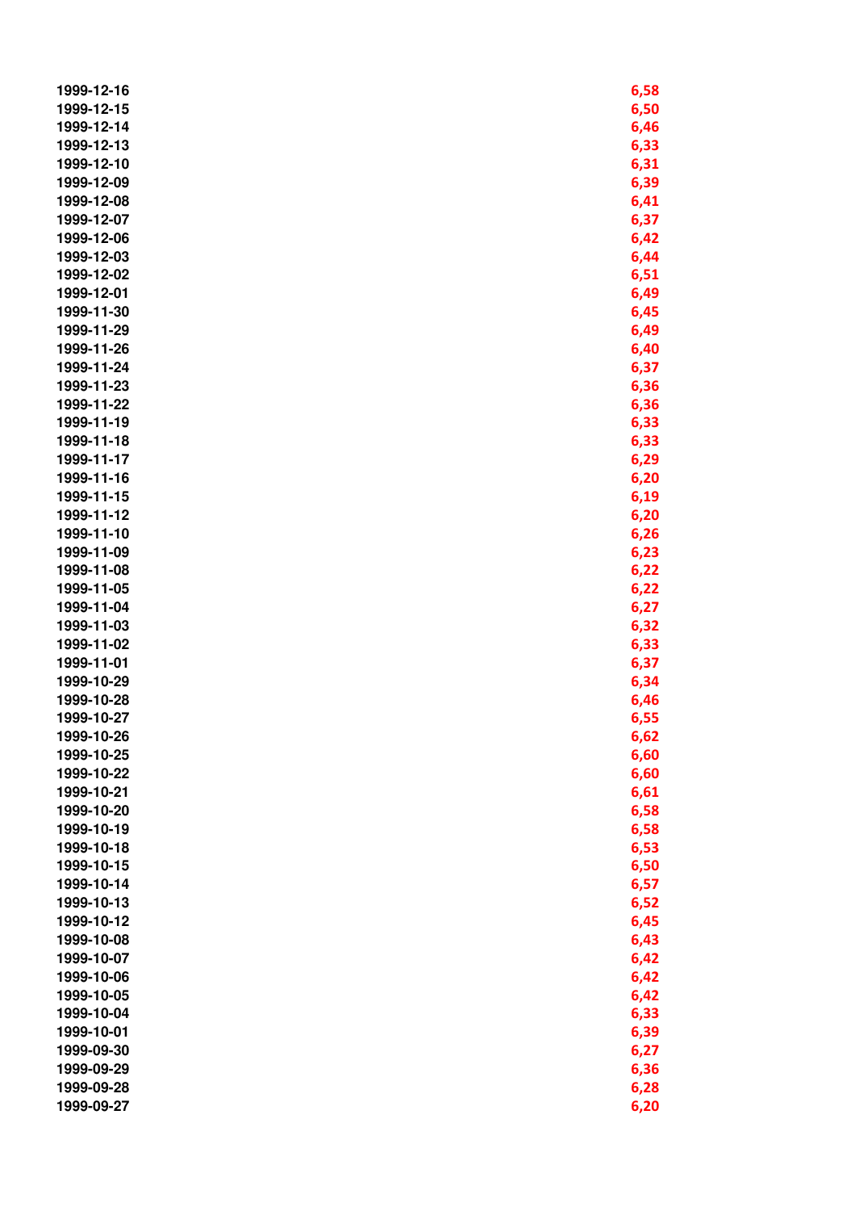| | |
|---|---|
| 1999-12-16 | 6,58 |
| 1999-12-15 | 6,50 |
| 1999-12-14 | 6,46 |
| 1999-12-13 | 6,33 |
| 1999-12-10 | 6,31 |
| 1999-12-09 | 6,39 |
| 1999-12-08 | 6,41 |
| 1999-12-07 | 6,37 |
| 1999-12-06 | 6,42 |
| 1999-12-03 | 6,44 |
| 1999-12-02 | 6,51 |
| 1999-12-01 | 6,49 |
| 1999-11-30 | 6,45 |
| 1999-11-29 | 6,49 |
| 1999-11-26 | 6,40 |
| 1999-11-24 | 6,37 |
| 1999-11-23 | 6,36 |
| 1999-11-22 | 6,36 |
| 1999-11-19 | 6,33 |
| 1999-11-18 | 6,33 |
| 1999-11-17 | 6,29 |
| 1999-11-16 | 6,20 |
| 1999-11-15 | 6,19 |
| 1999-11-12 | 6,20 |
| 1999-11-10 | 6,26 |
| 1999-11-09 | 6,23 |
| 1999-11-08 | 6,22 |
| 1999-11-05 | 6,22 |
| 1999-11-04 | 6,27 |
| 1999-11-03 | 6,32 |
| 1999-11-02 | 6,33 |
| 1999-11-01 | 6,37 |
| 1999-10-29 | 6,34 |
| 1999-10-28 | 6,46 |
| 1999-10-27 | 6,55 |
| 1999-10-26 | 6,62 |
| 1999-10-25 | 6,60 |
| 1999-10-22 | 6,60 |
| 1999-10-21 | 6,61 |
| 1999-10-20 | 6,58 |
| 1999-10-19 | 6,58 |
| 1999-10-18 | 6,53 |
| 1999-10-15 | 6,50 |
| 1999-10-14 | 6,57 |
| 1999-10-13 | 6,52 |
| 1999-10-12 | 6,45 |
| 1999-10-08 | 6,43 |
| 1999-10-07 | 6,42 |
| 1999-10-06 | 6,42 |
| 1999-10-05 | 6,42 |
| 1999-10-04 | 6,33 |
| 1999-10-01 | 6,39 |
| 1999-09-30 | 6,27 |
| 1999-09-29 | 6,36 |
| 1999-09-28 | 6,28 |
| 1999-09-27 | 6,20 |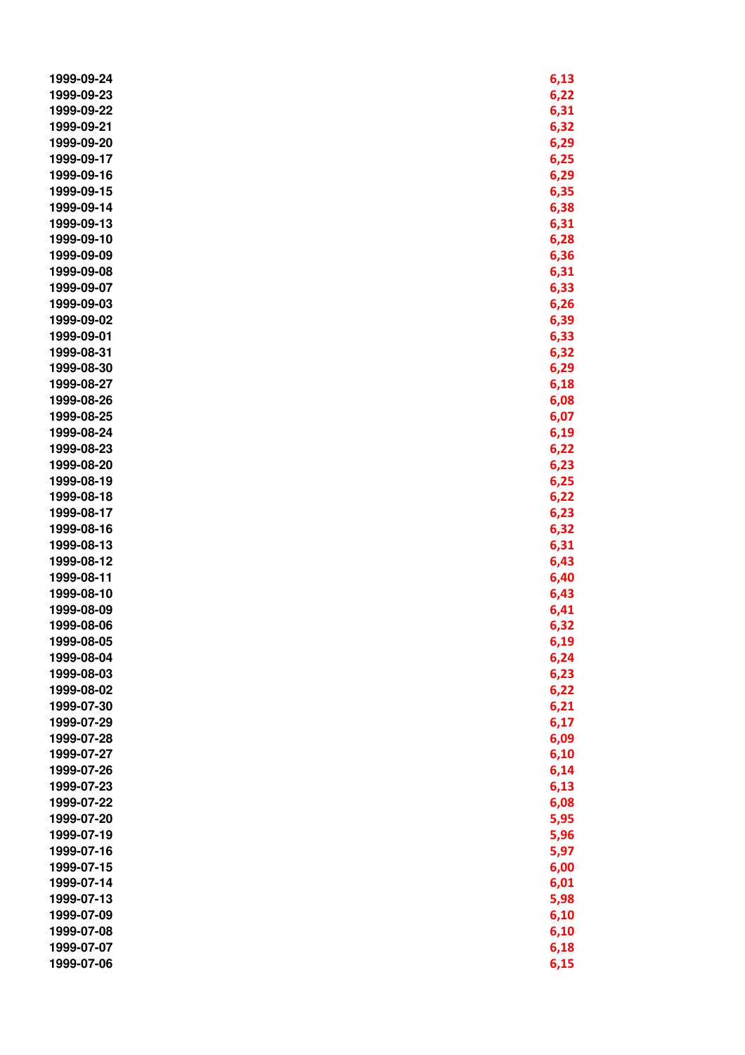| | |
|---|---|
| 1999-09-24 | 6,13 |
| 1999-09-23 | 6,22 |
| 1999-09-22 | 6,31 |
| 1999-09-21 | 6,32 |
| 1999-09-20 | 6,29 |
| 1999-09-17 | 6,25 |
| 1999-09-16 | 6,29 |
| 1999-09-15 | 6,35 |
| 1999-09-14 | 6,38 |
| 1999-09-13 | 6,31 |
| 1999-09-10 | 6,28 |
| 1999-09-09 | 6,36 |
| 1999-09-08 | 6,31 |
| 1999-09-07 | 6,33 |
| 1999-09-03 | 6,26 |
| 1999-09-02 | 6,39 |
| 1999-09-01 | 6,33 |
| 1999-08-31 | 6,32 |
| 1999-08-30 | 6,29 |
| 1999-08-27 | 6,18 |
| 1999-08-26 | 6,08 |
| 1999-08-25 | 6,07 |
| 1999-08-24 | 6,19 |
| 1999-08-23 | 6,22 |
| 1999-08-20 | 6,23 |
| 1999-08-19 | 6,25 |
| 1999-08-18 | 6,22 |
| 1999-08-17 | 6,23 |
| 1999-08-16 | 6,32 |
| 1999-08-13 | 6,31 |
| 1999-08-12 | 6,43 |
| 1999-08-11 | 6,40 |
| 1999-08-10 | 6,43 |
| 1999-08-09 | 6,41 |
| 1999-08-06 | 6,32 |
| 1999-08-05 | 6,19 |
| 1999-08-04 | 6,24 |
| 1999-08-03 | 6,23 |
| 1999-08-02 | 6,22 |
| 1999-07-30 | 6,21 |
| 1999-07-29 | 6,17 |
| 1999-07-28 | 6,09 |
| 1999-07-27 | 6,10 |
| 1999-07-26 | 6,14 |
| 1999-07-23 | 6,13 |
| 1999-07-22 | 6,08 |
| 1999-07-20 | 5,95 |
| 1999-07-19 | 5,96 |
| 1999-07-16 | 5,97 |
| 1999-07-15 | 6,00 |
| 1999-07-14 | 6,01 |
| 1999-07-13 | 5,98 |
| 1999-07-09 | 6,10 |
| 1999-07-08 | 6,10 |
| 1999-07-07 | 6,18 |
| 1999-07-06 | 6,15 |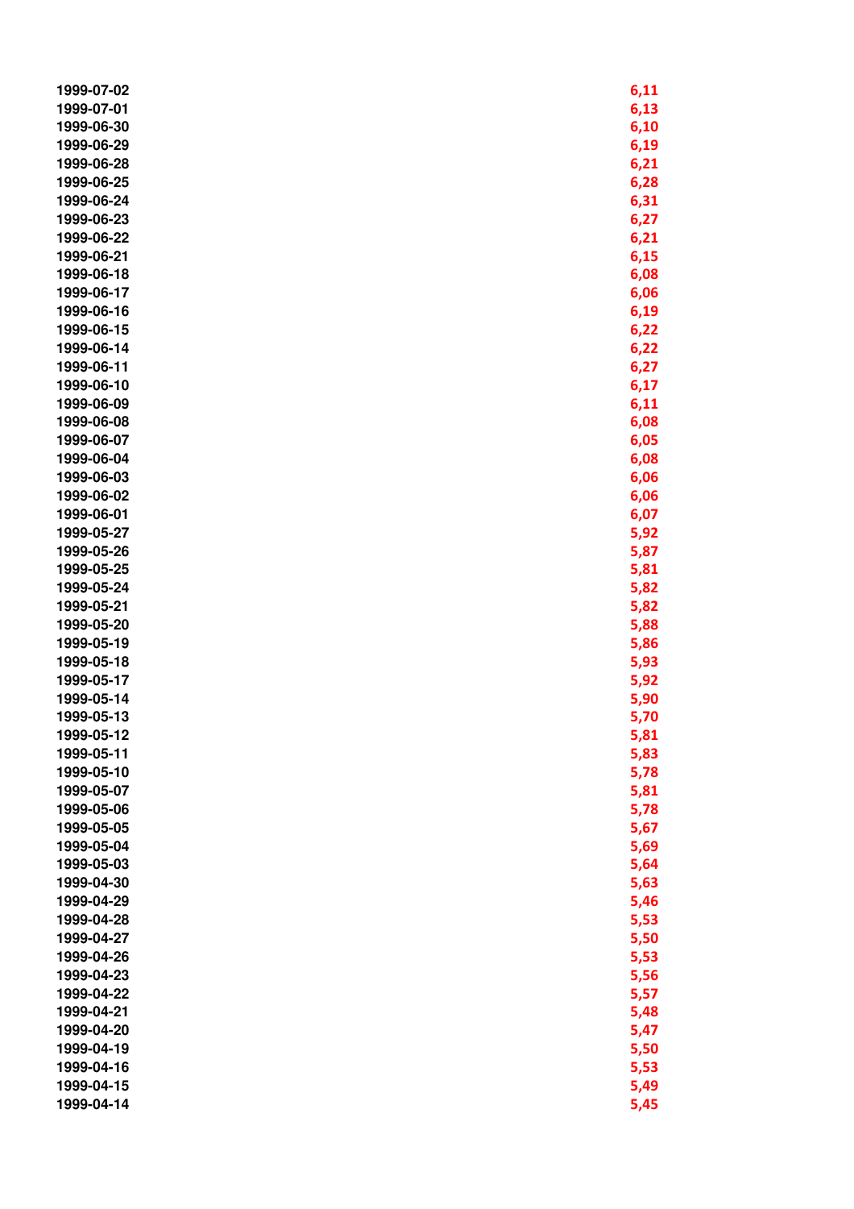| | |
|---|---|
| 1999-07-02 | 6,11 |
| 1999-07-01 | 6,13 |
| 1999-06-30 | 6,10 |
| 1999-06-29 | 6,19 |
| 1999-06-28 | 6,21 |
| 1999-06-25 | 6,28 |
| 1999-06-24 | 6,31 |
| 1999-06-23 | 6,27 |
| 1999-06-22 | 6,21 |
| 1999-06-21 | 6,15 |
| 1999-06-18 | 6,08 |
| 1999-06-17 | 6,06 |
| 1999-06-16 | 6,19 |
| 1999-06-15 | 6,22 |
| 1999-06-14 | 6,22 |
| 1999-06-11 | 6,27 |
| 1999-06-10 | 6,17 |
| 1999-06-09 | 6,11 |
| 1999-06-08 | 6,08 |
| 1999-06-07 | 6,05 |
| 1999-06-04 | 6,08 |
| 1999-06-03 | 6,06 |
| 1999-06-02 | 6,06 |
| 1999-06-01 | 6,07 |
| 1999-05-27 | 5,92 |
| 1999-05-26 | 5,87 |
| 1999-05-25 | 5,81 |
| 1999-05-24 | 5,82 |
| 1999-05-21 | 5,82 |
| 1999-05-20 | 5,88 |
| 1999-05-19 | 5,86 |
| 1999-05-18 | 5,93 |
| 1999-05-17 | 5,92 |
| 1999-05-14 | 5,90 |
| 1999-05-13 | 5,70 |
| 1999-05-12 | 5,81 |
| 1999-05-11 | 5,83 |
| 1999-05-10 | 5,78 |
| 1999-05-07 | 5,81 |
| 1999-05-06 | 5,78 |
| 1999-05-05 | 5,67 |
| 1999-05-04 | 5,69 |
| 1999-05-03 | 5,64 |
| 1999-04-30 | 5,63 |
| 1999-04-29 | 5,46 |
| 1999-04-28 | 5,53 |
| 1999-04-27 | 5,50 |
| 1999-04-26 | 5,53 |
| 1999-04-23 | 5,56 |
| 1999-04-22 | 5,57 |
| 1999-04-21 | 5,48 |
| 1999-04-20 | 5,47 |
| 1999-04-19 | 5,50 |
| 1999-04-16 | 5,53 |
| 1999-04-15 | 5,49 |
| 1999-04-14 | 5,45 |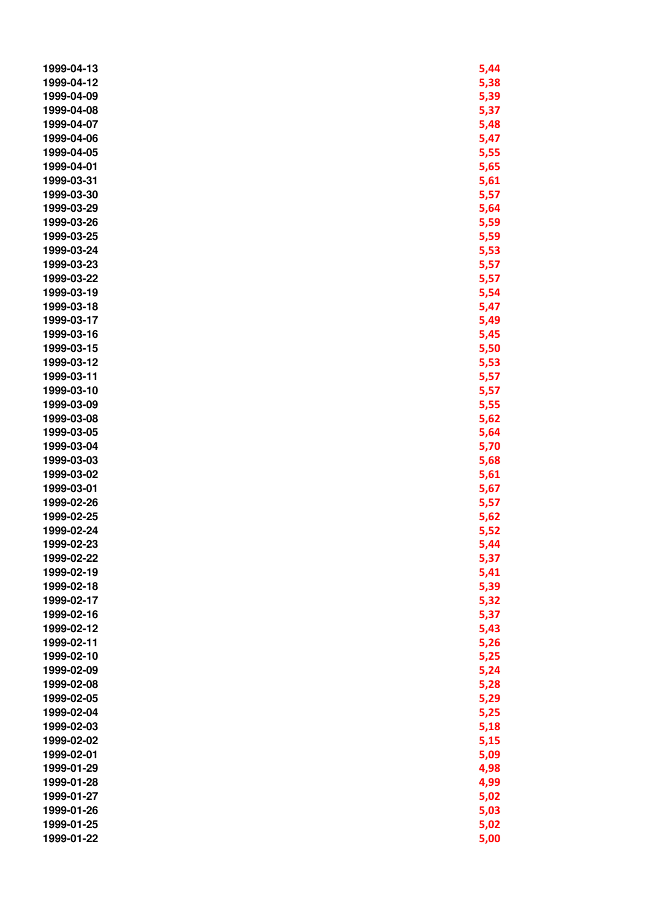| | |
|---|---|
| 1999-04-13 | 5,44 |
| 1999-04-12 | 5,38 |
| 1999-04-09 | 5,39 |
| 1999-04-08 | 5,37 |
| 1999-04-07 | 5,48 |
| 1999-04-06 | 5,47 |
| 1999-04-05 | 5,55 |
| 1999-04-01 | 5,65 |
| 1999-03-31 | 5,61 |
| 1999-03-30 | 5,57 |
| 1999-03-29 | 5,64 |
| 1999-03-26 | 5,59 |
| 1999-03-25 | 5,59 |
| 1999-03-24 | 5,53 |
| 1999-03-23 | 5,57 |
| 1999-03-22 | 5,57 |
| 1999-03-19 | 5,54 |
| 1999-03-18 | 5,47 |
| 1999-03-17 | 5,49 |
| 1999-03-16 | 5,45 |
| 1999-03-15 | 5,50 |
| 1999-03-12 | 5,53 |
| 1999-03-11 | 5,57 |
| 1999-03-10 | 5,57 |
| 1999-03-09 | 5,55 |
| 1999-03-08 | 5,62 |
| 1999-03-05 | 5,64 |
| 1999-03-04 | 5,70 |
| 1999-03-03 | 5,68 |
| 1999-03-02 | 5,61 |
| 1999-03-01 | 5,67 |
| 1999-02-26 | 5,57 |
| 1999-02-25 | 5,62 |
| 1999-02-24 | 5,52 |
| 1999-02-23 | 5,44 |
| 1999-02-22 | 5,37 |
| 1999-02-19 | 5,41 |
| 1999-02-18 | 5,39 |
| 1999-02-17 | 5,32 |
| 1999-02-16 | 5,37 |
| 1999-02-12 | 5,43 |
| 1999-02-11 | 5,26 |
| 1999-02-10 | 5,25 |
| 1999-02-09 | 5,24 |
| 1999-02-08 | 5,28 |
| 1999-02-05 | 5,29 |
| 1999-02-04 | 5,25 |
| 1999-02-03 | 5,18 |
| 1999-02-02 | 5,15 |
| 1999-02-01 | 5,09 |
| 1999-01-29 | 4,98 |
| 1999-01-28 | 4,99 |
| 1999-01-27 | 5,02 |
| 1999-01-26 | 5,03 |
| 1999-01-25 | 5,02 |
| 1999-01-22 | 5,00 |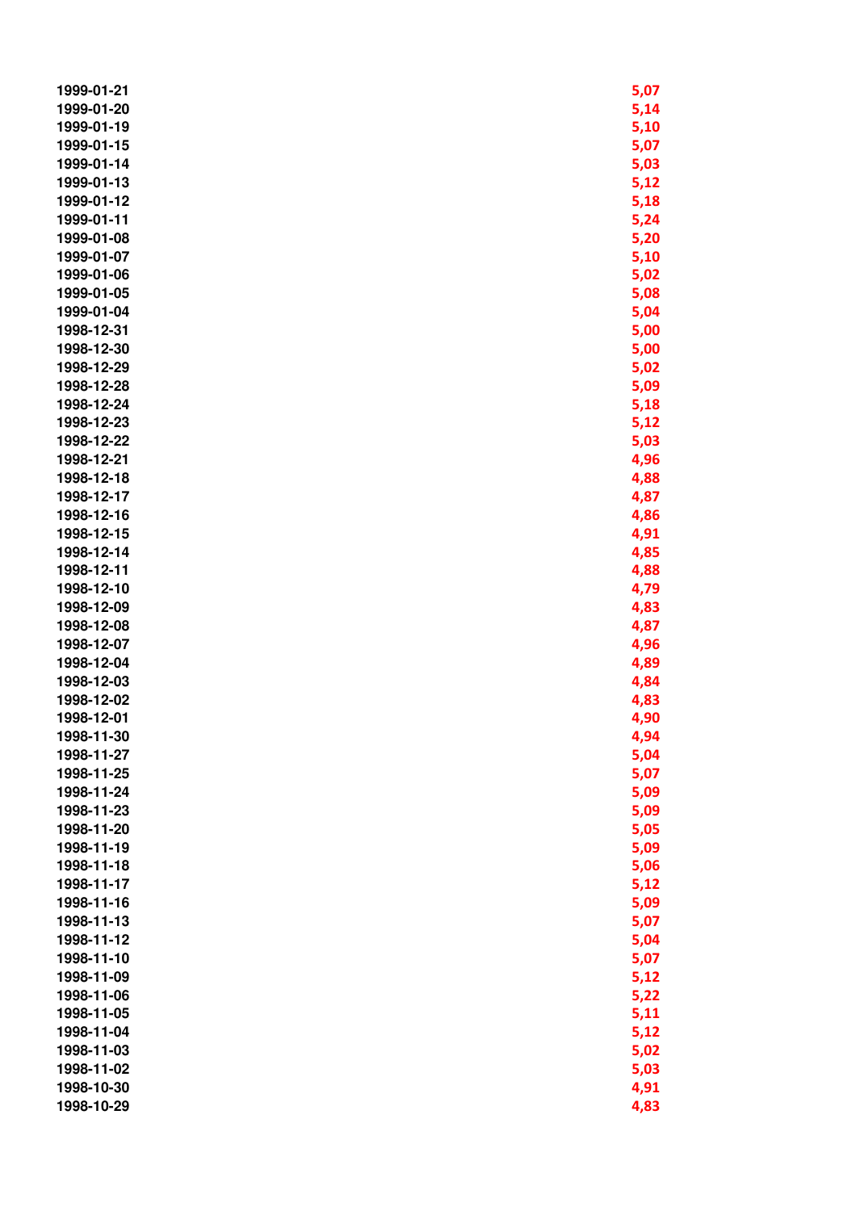| | |
|---|---|
| 1999-01-21 | 5,07 |
| 1999-01-20 | 5,14 |
| 1999-01-19 | 5,10 |
| 1999-01-15 | 5,07 |
| 1999-01-14 | 5,03 |
| 1999-01-13 | 5,12 |
| 1999-01-12 | 5,18 |
| 1999-01-11 | 5,24 |
| 1999-01-08 | 5,20 |
| 1999-01-07 | 5,10 |
| 1999-01-06 | 5,02 |
| 1999-01-05 | 5,08 |
| 1999-01-04 | 5,04 |
| 1998-12-31 | 5,00 |
| 1998-12-30 | 5,00 |
| 1998-12-29 | 5,02 |
| 1998-12-28 | 5,09 |
| 1998-12-24 | 5,18 |
| 1998-12-23 | 5,12 |
| 1998-12-22 | 5,03 |
| 1998-12-21 | 4,96 |
| 1998-12-18 | 4,88 |
| 1998-12-17 | 4,87 |
| 1998-12-16 | 4,86 |
| 1998-12-15 | 4,91 |
| 1998-12-14 | 4,85 |
| 1998-12-11 | 4,88 |
| 1998-12-10 | 4,79 |
| 1998-12-09 | 4,83 |
| 1998-12-08 | 4,87 |
| 1998-12-07 | 4,96 |
| 1998-12-04 | 4,89 |
| 1998-12-03 | 4,84 |
| 1998-12-02 | 4,83 |
| 1998-12-01 | 4,90 |
| 1998-11-30 | 4,94 |
| 1998-11-27 | 5,04 |
| 1998-11-25 | 5,07 |
| 1998-11-24 | 5,09 |
| 1998-11-23 | 5,09 |
| 1998-11-20 | 5,05 |
| 1998-11-19 | 5,09 |
| 1998-11-18 | 5,06 |
| 1998-11-17 | 5,12 |
| 1998-11-16 | 5,09 |
| 1998-11-13 | 5,07 |
| 1998-11-12 | 5,04 |
| 1998-11-10 | 5,07 |
| 1998-11-09 | 5,12 |
| 1998-11-06 | 5,22 |
| 1998-11-05 | 5,11 |
| 1998-11-04 | 5,12 |
| 1998-11-03 | 5,02 |
| 1998-11-02 | 5,03 |
| 1998-10-30 | 4,91 |
| 1998-10-29 | 4,83 |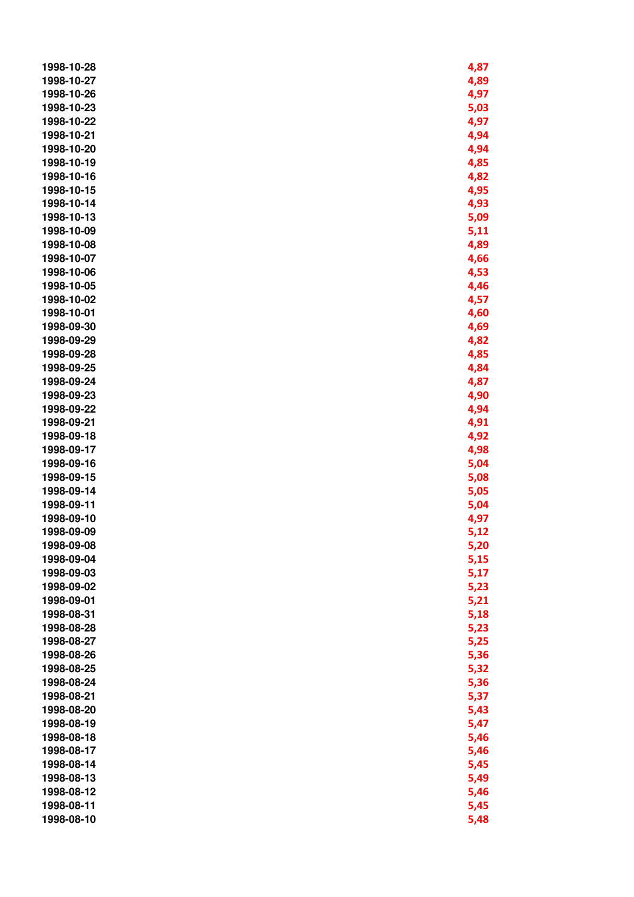| | |
|---|---|
| 1998-10-28 | 4,87 |
| 1998-10-27 | 4,89 |
| 1998-10-26 | 4,97 |
| 1998-10-23 | 5,03 |
| 1998-10-22 | 4,97 |
| 1998-10-21 | 4,94 |
| 1998-10-20 | 4,94 |
| 1998-10-19 | 4,85 |
| 1998-10-16 | 4,82 |
| 1998-10-15 | 4,95 |
| 1998-10-14 | 4,93 |
| 1998-10-13 | 5,09 |
| 1998-10-09 | 5,11 |
| 1998-10-08 | 4,89 |
| 1998-10-07 | 4,66 |
| 1998-10-06 | 4,53 |
| 1998-10-05 | 4,46 |
| 1998-10-02 | 4,57 |
| 1998-10-01 | 4,60 |
| 1998-09-30 | 4,69 |
| 1998-09-29 | 4,82 |
| 1998-09-28 | 4,85 |
| 1998-09-25 | 4,84 |
| 1998-09-24 | 4,87 |
| 1998-09-23 | 4,90 |
| 1998-09-22 | 4,94 |
| 1998-09-21 | 4,91 |
| 1998-09-18 | 4,92 |
| 1998-09-17 | 4,98 |
| 1998-09-16 | 5,04 |
| 1998-09-15 | 5,08 |
| 1998-09-14 | 5,05 |
| 1998-09-11 | 5,04 |
| 1998-09-10 | 4,97 |
| 1998-09-09 | 5,12 |
| 1998-09-08 | 5,20 |
| 1998-09-04 | 5,15 |
| 1998-09-03 | 5,17 |
| 1998-09-02 | 5,23 |
| 1998-09-01 | 5,21 |
| 1998-08-31 | 5,18 |
| 1998-08-28 | 5,23 |
| 1998-08-27 | 5,25 |
| 1998-08-26 | 5,36 |
| 1998-08-25 | 5,32 |
| 1998-08-24 | 5,36 |
| 1998-08-21 | 5,37 |
| 1998-08-20 | 5,43 |
| 1998-08-19 | 5,47 |
| 1998-08-18 | 5,46 |
| 1998-08-17 | 5,46 |
| 1998-08-14 | 5,45 |
| 1998-08-13 | 5,49 |
| 1998-08-12 | 5,46 |
| 1998-08-11 | 5,45 |
| 1998-08-10 | 5,48 |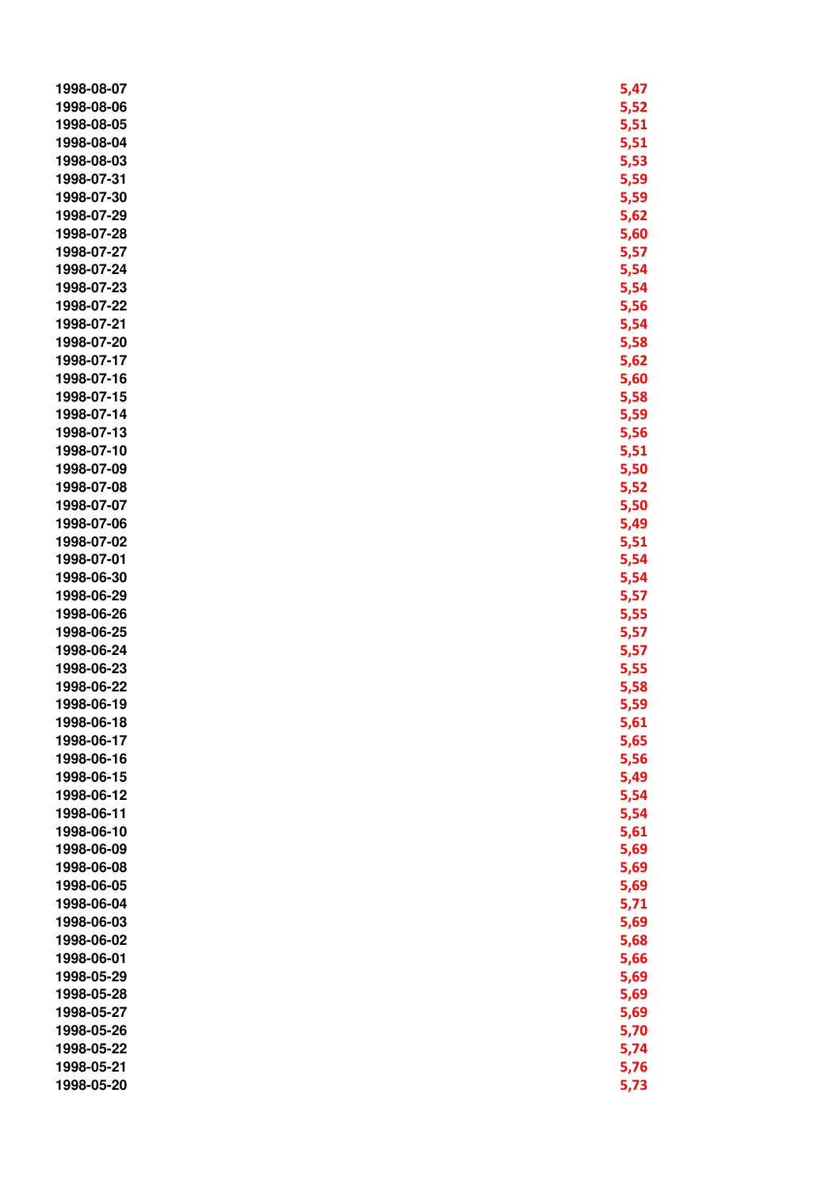| | |
|---|---|
| 1998-08-07 | 5,47 |
| 1998-08-06 | 5,52 |
| 1998-08-05 | 5,51 |
| 1998-08-04 | 5,51 |
| 1998-08-03 | 5,53 |
| 1998-07-31 | 5,59 |
| 1998-07-30 | 5,59 |
| 1998-07-29 | 5,62 |
| 1998-07-28 | 5,60 |
| 1998-07-27 | 5,57 |
| 1998-07-24 | 5,54 |
| 1998-07-23 | 5,54 |
| 1998-07-22 | 5,56 |
| 1998-07-21 | 5,54 |
| 1998-07-20 | 5,58 |
| 1998-07-17 | 5,62 |
| 1998-07-16 | 5,60 |
| 1998-07-15 | 5,58 |
| 1998-07-14 | 5,59 |
| 1998-07-13 | 5,56 |
| 1998-07-10 | 5,51 |
| 1998-07-09 | 5,50 |
| 1998-07-08 | 5,52 |
| 1998-07-07 | 5,50 |
| 1998-07-06 | 5,49 |
| 1998-07-02 | 5,51 |
| 1998-07-01 | 5,54 |
| 1998-06-30 | 5,54 |
| 1998-06-29 | 5,57 |
| 1998-06-26 | 5,55 |
| 1998-06-25 | 5,57 |
| 1998-06-24 | 5,57 |
| 1998-06-23 | 5,55 |
| 1998-06-22 | 5,58 |
| 1998-06-19 | 5,59 |
| 1998-06-18 | 5,61 |
| 1998-06-17 | 5,65 |
| 1998-06-16 | 5,56 |
| 1998-06-15 | 5,49 |
| 1998-06-12 | 5,54 |
| 1998-06-11 | 5,54 |
| 1998-06-10 | 5,61 |
| 1998-06-09 | 5,69 |
| 1998-06-08 | 5,69 |
| 1998-06-05 | 5,69 |
| 1998-06-04 | 5,71 |
| 1998-06-03 | 5,69 |
| 1998-06-02 | 5,68 |
| 1998-06-01 | 5,66 |
| 1998-05-29 | 5,69 |
| 1998-05-28 | 5,69 |
| 1998-05-27 | 5,69 |
| 1998-05-26 | 5,70 |
| 1998-05-22 | 5,74 |
| 1998-05-21 | 5,76 |
| 1998-05-20 | 5,73 |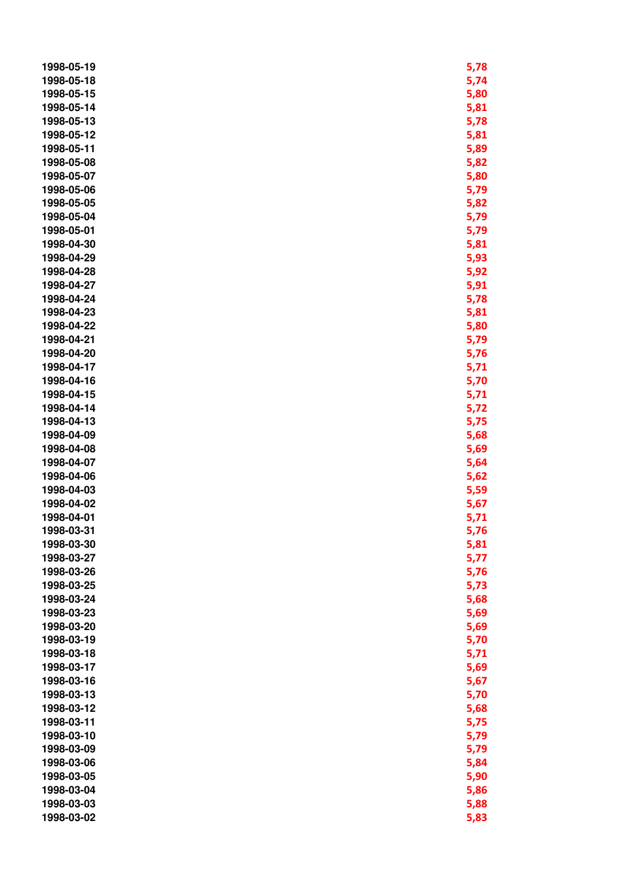| | |
|---|---|
| 1998-05-19 | 5,78 |
| 1998-05-18 | 5,74 |
| 1998-05-15 | 5,80 |
| 1998-05-14 | 5,81 |
| 1998-05-13 | 5,78 |
| 1998-05-12 | 5,81 |
| 1998-05-11 | 5,89 |
| 1998-05-08 | 5,82 |
| 1998-05-07 | 5,80 |
| 1998-05-06 | 5,79 |
| 1998-05-05 | 5,82 |
| 1998-05-04 | 5,79 |
| 1998-05-01 | 5,79 |
| 1998-04-30 | 5,81 |
| 1998-04-29 | 5,93 |
| 1998-04-28 | 5,92 |
| 1998-04-27 | 5,91 |
| 1998-04-24 | 5,78 |
| 1998-04-23 | 5,81 |
| 1998-04-22 | 5,80 |
| 1998-04-21 | 5,79 |
| 1998-04-20 | 5,76 |
| 1998-04-17 | 5,71 |
| 1998-04-16 | 5,70 |
| 1998-04-15 | 5,71 |
| 1998-04-14 | 5,72 |
| 1998-04-13 | 5,75 |
| 1998-04-09 | 5,68 |
| 1998-04-08 | 5,69 |
| 1998-04-07 | 5,64 |
| 1998-04-06 | 5,62 |
| 1998-04-03 | 5,59 |
| 1998-04-02 | 5,67 |
| 1998-04-01 | 5,71 |
| 1998-03-31 | 5,76 |
| 1998-03-30 | 5,81 |
| 1998-03-27 | 5,77 |
| 1998-03-26 | 5,76 |
| 1998-03-25 | 5,73 |
| 1998-03-24 | 5,68 |
| 1998-03-23 | 5,69 |
| 1998-03-20 | 5,69 |
| 1998-03-19 | 5,70 |
| 1998-03-18 | 5,71 |
| 1998-03-17 | 5,69 |
| 1998-03-16 | 5,67 |
| 1998-03-13 | 5,70 |
| 1998-03-12 | 5,68 |
| 1998-03-11 | 5,75 |
| 1998-03-10 | 5,79 |
| 1998-03-09 | 5,79 |
| 1998-03-06 | 5,84 |
| 1998-03-05 | 5,90 |
| 1998-03-04 | 5,86 |
| 1998-03-03 | 5,88 |
| 1998-03-02 | 5,83 |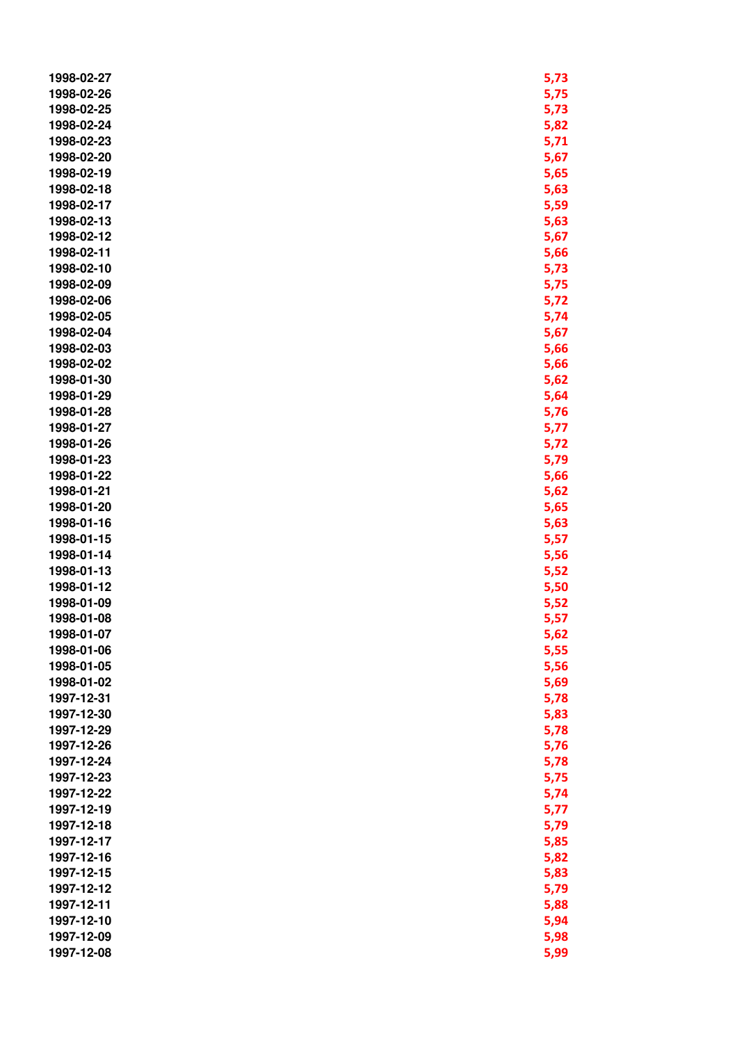| | |
|---|---|
| 1998-02-27 | 5,73 |
| 1998-02-26 | 5,75 |
| 1998-02-25 | 5,73 |
| 1998-02-24 | 5,82 |
| 1998-02-23 | 5,71 |
| 1998-02-20 | 5,67 |
| 1998-02-19 | 5,65 |
| 1998-02-18 | 5,63 |
| 1998-02-17 | 5,59 |
| 1998-02-13 | 5,63 |
| 1998-02-12 | 5,67 |
| 1998-02-11 | 5,66 |
| 1998-02-10 | 5,73 |
| 1998-02-09 | 5,75 |
| 1998-02-06 | 5,72 |
| 1998-02-05 | 5,74 |
| 1998-02-04 | 5,67 |
| 1998-02-03 | 5,66 |
| 1998-02-02 | 5,66 |
| 1998-01-30 | 5,62 |
| 1998-01-29 | 5,64 |
| 1998-01-28 | 5,76 |
| 1998-01-27 | 5,77 |
| 1998-01-26 | 5,72 |
| 1998-01-23 | 5,79 |
| 1998-01-22 | 5,66 |
| 1998-01-21 | 5,62 |
| 1998-01-20 | 5,65 |
| 1998-01-16 | 5,63 |
| 1998-01-15 | 5,57 |
| 1998-01-14 | 5,56 |
| 1998-01-13 | 5,52 |
| 1998-01-12 | 5,50 |
| 1998-01-09 | 5,52 |
| 1998-01-08 | 5,57 |
| 1998-01-07 | 5,62 |
| 1998-01-06 | 5,55 |
| 1998-01-05 | 5,56 |
| 1998-01-02 | 5,69 |
| 1997-12-31 | 5,78 |
| 1997-12-30 | 5,83 |
| 1997-12-29 | 5,78 |
| 1997-12-26 | 5,76 |
| 1997-12-24 | 5,78 |
| 1997-12-23 | 5,75 |
| 1997-12-22 | 5,74 |
| 1997-12-19 | 5,77 |
| 1997-12-18 | 5,79 |
| 1997-12-17 | 5,85 |
| 1997-12-16 | 5,82 |
| 1997-12-15 | 5,83 |
| 1997-12-12 | 5,79 |
| 1997-12-11 | 5,88 |
| 1997-12-10 | 5,94 |
| 1997-12-09 | 5,98 |
| 1997-12-08 | 5,99 |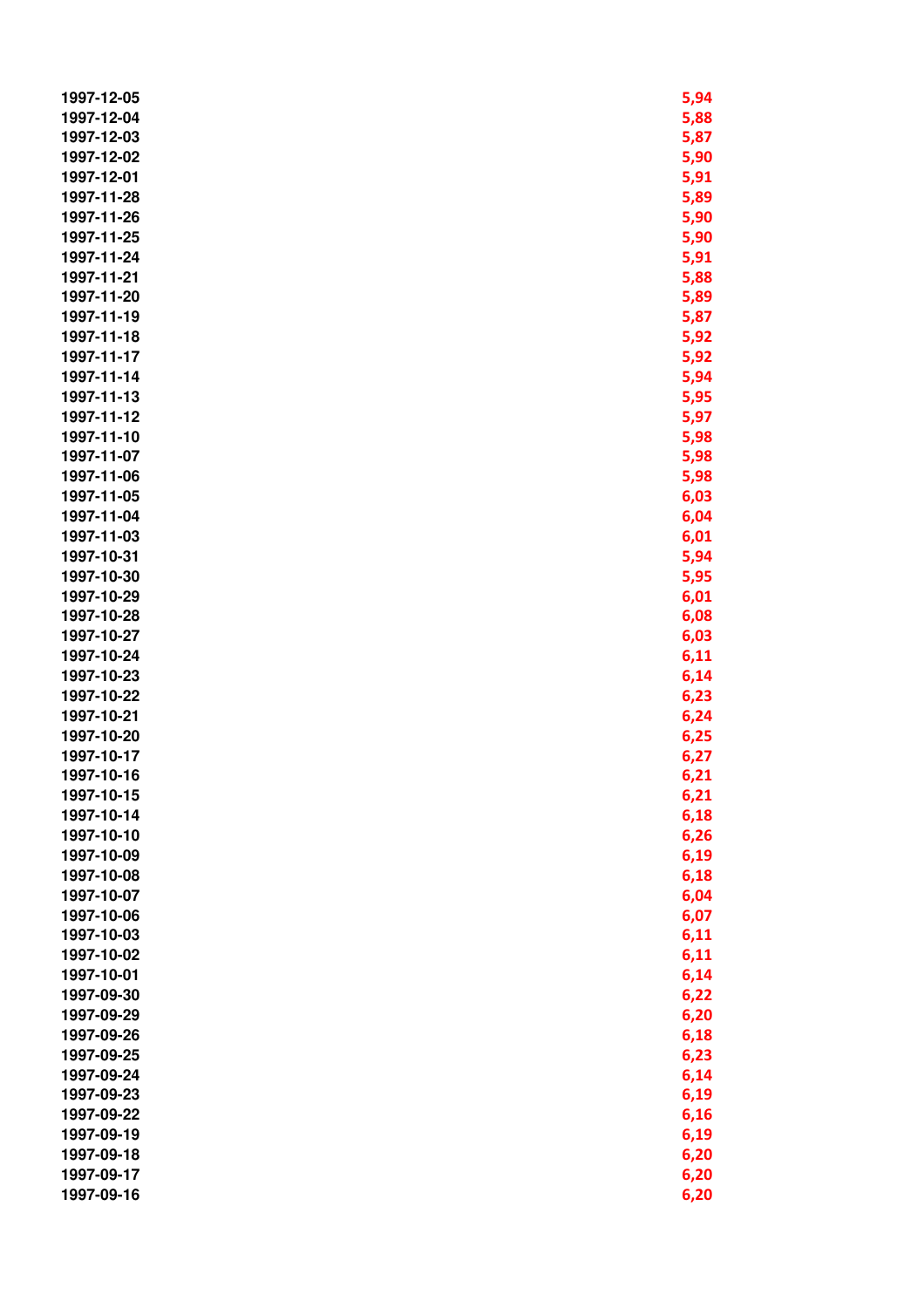| | |
|---|---|
| 1997-12-05 | 5,94 |
| 1997-12-04 | 5,88 |
| 1997-12-03 | 5,87 |
| 1997-12-02 | 5,90 |
| 1997-12-01 | 5,91 |
| 1997-11-28 | 5,89 |
| 1997-11-26 | 5,90 |
| 1997-11-25 | 5,90 |
| 1997-11-24 | 5,91 |
| 1997-11-21 | 5,88 |
| 1997-11-20 | 5,89 |
| 1997-11-19 | 5,87 |
| 1997-11-18 | 5,92 |
| 1997-11-17 | 5,92 |
| 1997-11-14 | 5,94 |
| 1997-11-13 | 5,95 |
| 1997-11-12 | 5,97 |
| 1997-11-10 | 5,98 |
| 1997-11-07 | 5,98 |
| 1997-11-06 | 5,98 |
| 1997-11-05 | 6,03 |
| 1997-11-04 | 6,04 |
| 1997-11-03 | 6,01 |
| 1997-10-31 | 5,94 |
| 1997-10-30 | 5,95 |
| 1997-10-29 | 6,01 |
| 1997-10-28 | 6,08 |
| 1997-10-27 | 6,03 |
| 1997-10-24 | 6,11 |
| 1997-10-23 | 6,14 |
| 1997-10-22 | 6,23 |
| 1997-10-21 | 6,24 |
| 1997-10-20 | 6,25 |
| 1997-10-17 | 6,27 |
| 1997-10-16 | 6,21 |
| 1997-10-15 | 6,21 |
| 1997-10-14 | 6,18 |
| 1997-10-10 | 6,26 |
| 1997-10-09 | 6,19 |
| 1997-10-08 | 6,18 |
| 1997-10-07 | 6,04 |
| 1997-10-06 | 6,07 |
| 1997-10-03 | 6,11 |
| 1997-10-02 | 6,11 |
| 1997-10-01 | 6,14 |
| 1997-09-30 | 6,22 |
| 1997-09-29 | 6,20 |
| 1997-09-26 | 6,18 |
| 1997-09-25 | 6,23 |
| 1997-09-24 | 6,14 |
| 1997-09-23 | 6,19 |
| 1997-09-22 | 6,16 |
| 1997-09-19 | 6,19 |
| 1997-09-18 | 6,20 |
| 1997-09-17 | 6,20 |
| 1997-09-16 | 6,20 |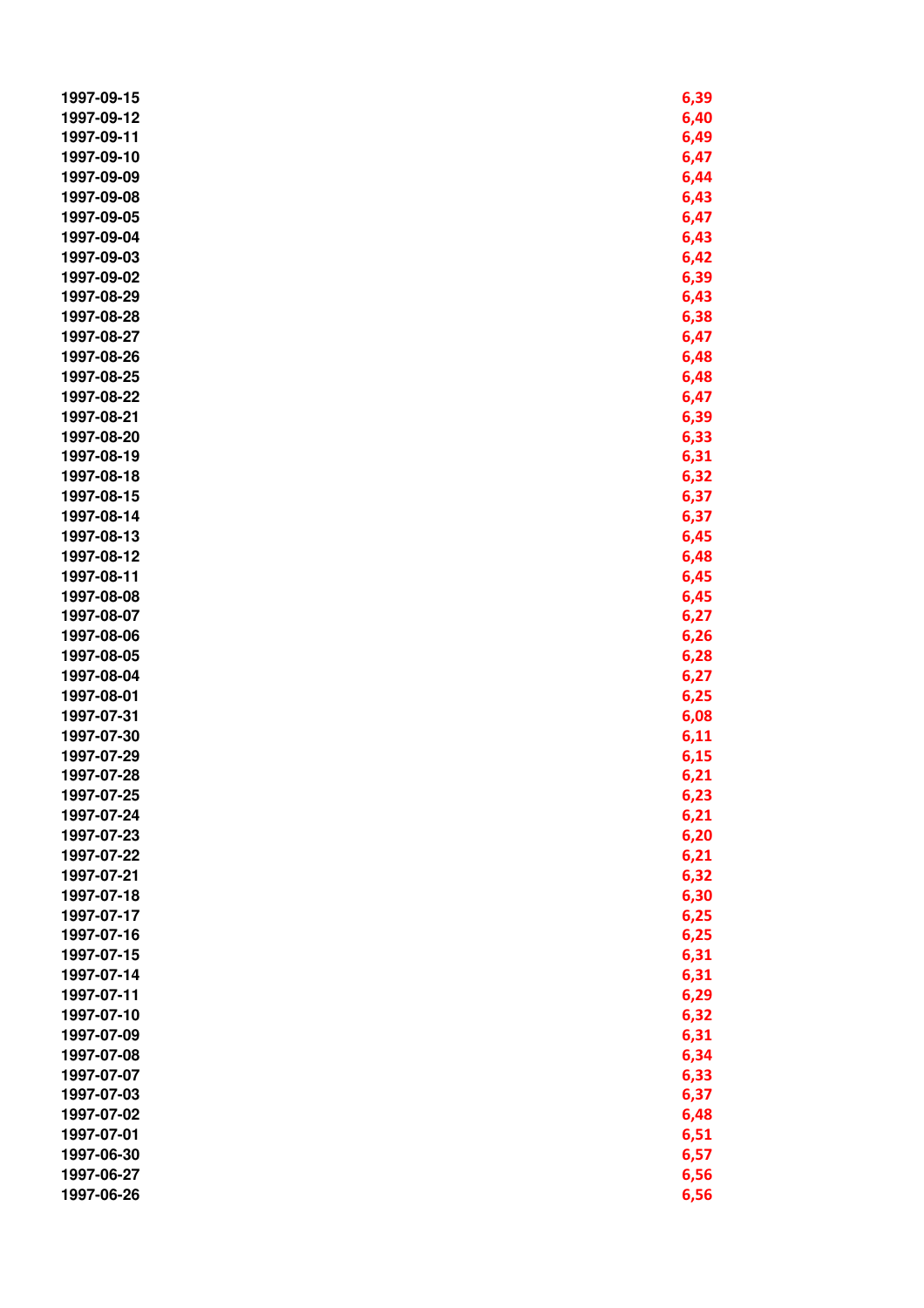| | |
|---|---|
| 1997-09-15 | 6,39 |
| 1997-09-12 | 6,40 |
| 1997-09-11 | 6,49 |
| 1997-09-10 | 6,47 |
| 1997-09-09 | 6,44 |
| 1997-09-08 | 6,43 |
| 1997-09-05 | 6,47 |
| 1997-09-04 | 6,43 |
| 1997-09-03 | 6,42 |
| 1997-09-02 | 6,39 |
| 1997-08-29 | 6,43 |
| 1997-08-28 | 6,38 |
| 1997-08-27 | 6,47 |
| 1997-08-26 | 6,48 |
| 1997-08-25 | 6,48 |
| 1997-08-22 | 6,47 |
| 1997-08-21 | 6,39 |
| 1997-08-20 | 6,33 |
| 1997-08-19 | 6,31 |
| 1997-08-18 | 6,32 |
| 1997-08-15 | 6,37 |
| 1997-08-14 | 6,37 |
| 1997-08-13 | 6,45 |
| 1997-08-12 | 6,48 |
| 1997-08-11 | 6,45 |
| 1997-08-08 | 6,45 |
| 1997-08-07 | 6,27 |
| 1997-08-06 | 6,26 |
| 1997-08-05 | 6,28 |
| 1997-08-04 | 6,27 |
| 1997-08-01 | 6,25 |
| 1997-07-31 | 6,08 |
| 1997-07-30 | 6,11 |
| 1997-07-29 | 6,15 |
| 1997-07-28 | 6,21 |
| 1997-07-25 | 6,23 |
| 1997-07-24 | 6,21 |
| 1997-07-23 | 6,20 |
| 1997-07-22 | 6,21 |
| 1997-07-21 | 6,32 |
| 1997-07-18 | 6,30 |
| 1997-07-17 | 6,25 |
| 1997-07-16 | 6,25 |
| 1997-07-15 | 6,31 |
| 1997-07-14 | 6,31 |
| 1997-07-11 | 6,29 |
| 1997-07-10 | 6,32 |
| 1997-07-09 | 6,31 |
| 1997-07-08 | 6,34 |
| 1997-07-07 | 6,33 |
| 1997-07-03 | 6,37 |
| 1997-07-02 | 6,48 |
| 1997-07-01 | 6,51 |
| 1997-06-30 | 6,57 |
| 1997-06-27 | 6,56 |
| 1997-06-26 | 6,56 |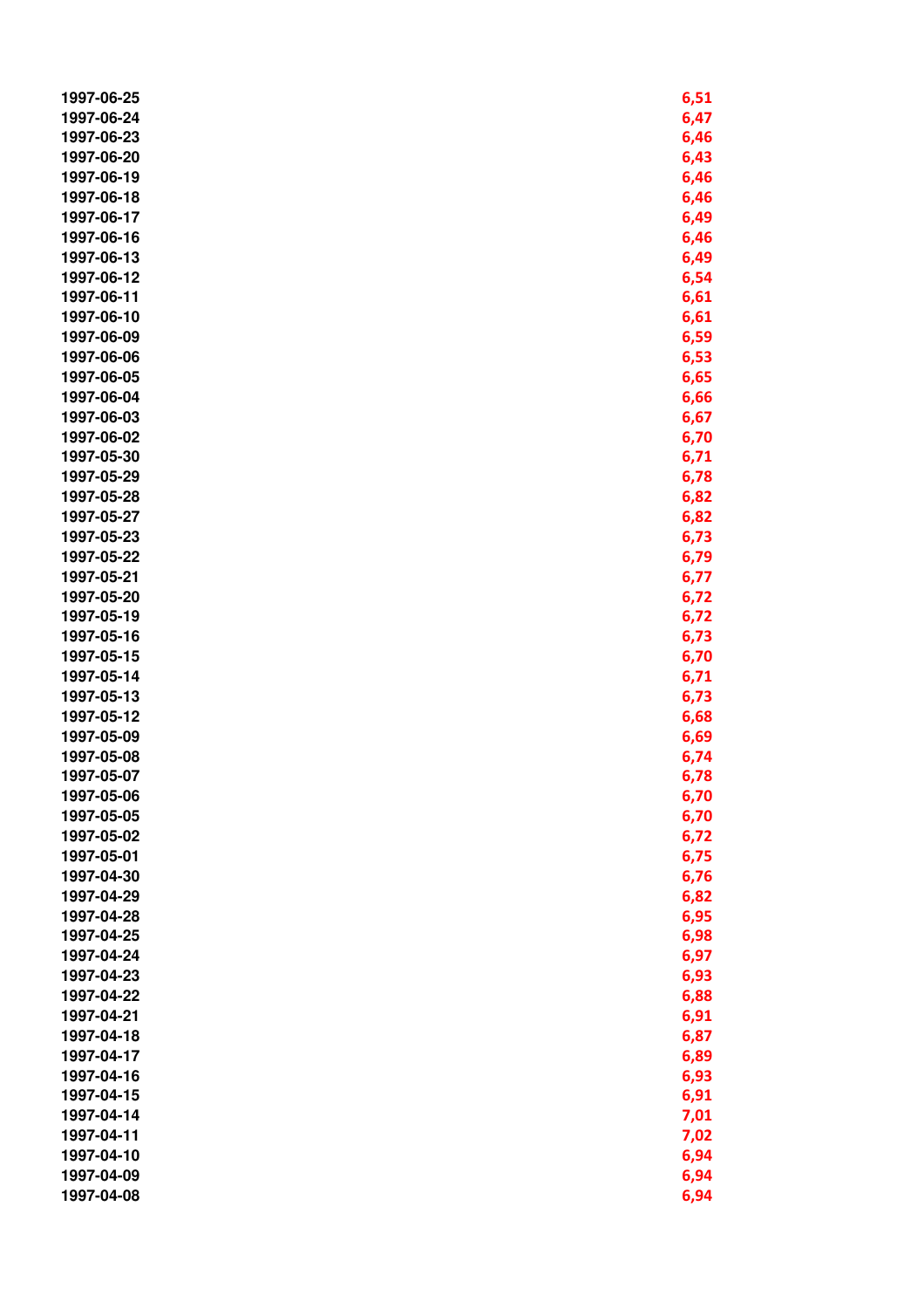| | |
|---|---|
| 1997-06-25 | 6,51 |
| 1997-06-24 | 6,47 |
| 1997-06-23 | 6,46 |
| 1997-06-20 | 6,43 |
| 1997-06-19 | 6,46 |
| 1997-06-18 | 6,46 |
| 1997-06-17 | 6,49 |
| 1997-06-16 | 6,46 |
| 1997-06-13 | 6,49 |
| 1997-06-12 | 6,54 |
| 1997-06-11 | 6,61 |
| 1997-06-10 | 6,61 |
| 1997-06-09 | 6,59 |
| 1997-06-06 | 6,53 |
| 1997-06-05 | 6,65 |
| 1997-06-04 | 6,66 |
| 1997-06-03 | 6,67 |
| 1997-06-02 | 6,70 |
| 1997-05-30 | 6,71 |
| 1997-05-29 | 6,78 |
| 1997-05-28 | 6,82 |
| 1997-05-27 | 6,82 |
| 1997-05-23 | 6,73 |
| 1997-05-22 | 6,79 |
| 1997-05-21 | 6,77 |
| 1997-05-20 | 6,72 |
| 1997-05-19 | 6,72 |
| 1997-05-16 | 6,73 |
| 1997-05-15 | 6,70 |
| 1997-05-14 | 6,71 |
| 1997-05-13 | 6,73 |
| 1997-05-12 | 6,68 |
| 1997-05-09 | 6,69 |
| 1997-05-08 | 6,74 |
| 1997-05-07 | 6,78 |
| 1997-05-06 | 6,70 |
| 1997-05-05 | 6,70 |
| 1997-05-02 | 6,72 |
| 1997-05-01 | 6,75 |
| 1997-04-30 | 6,76 |
| 1997-04-29 | 6,82 |
| 1997-04-28 | 6,95 |
| 1997-04-25 | 6,98 |
| 1997-04-24 | 6,97 |
| 1997-04-23 | 6,93 |
| 1997-04-22 | 6,88 |
| 1997-04-21 | 6,91 |
| 1997-04-18 | 6,87 |
| 1997-04-17 | 6,89 |
| 1997-04-16 | 6,93 |
| 1997-04-15 | 6,91 |
| 1997-04-14 | 7,01 |
| 1997-04-11 | 7,02 |
| 1997-04-10 | 6,94 |
| 1997-04-09 | 6,94 |
| 1997-04-08 | 6,94 |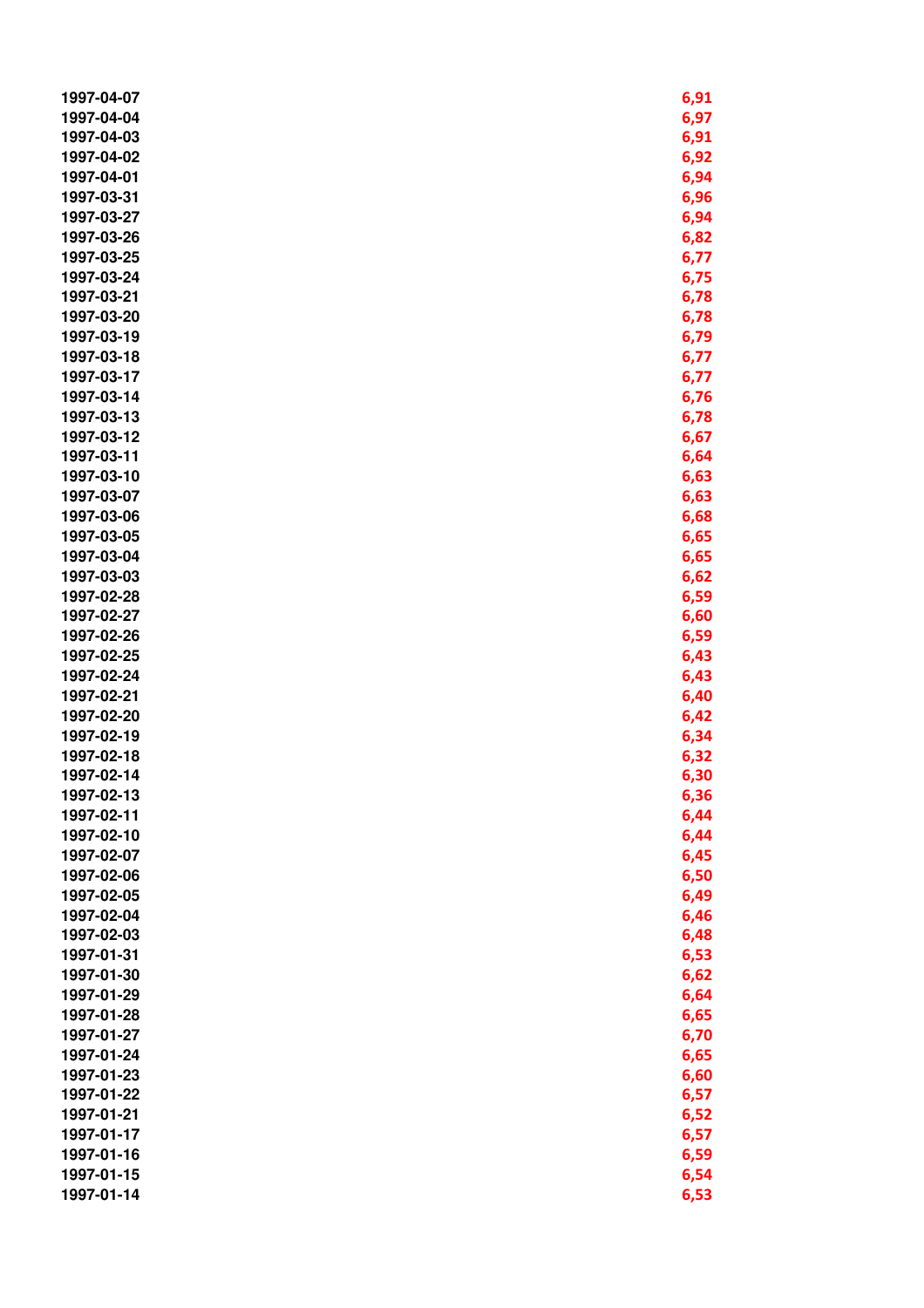| | |
|---|---|
| 1997-04-07 | 6,91 |
| 1997-04-04 | 6,97 |
| 1997-04-03 | 6,91 |
| 1997-04-02 | 6,92 |
| 1997-04-01 | 6,94 |
| 1997-03-31 | 6,96 |
| 1997-03-27 | 6,94 |
| 1997-03-26 | 6,82 |
| 1997-03-25 | 6,77 |
| 1997-03-24 | 6,75 |
| 1997-03-21 | 6,78 |
| 1997-03-20 | 6,78 |
| 1997-03-19 | 6,79 |
| 1997-03-18 | 6,77 |
| 1997-03-17 | 6,77 |
| 1997-03-14 | 6,76 |
| 1997-03-13 | 6,78 |
| 1997-03-12 | 6,67 |
| 1997-03-11 | 6,64 |
| 1997-03-10 | 6,63 |
| 1997-03-07 | 6,63 |
| 1997-03-06 | 6,68 |
| 1997-03-05 | 6,65 |
| 1997-03-04 | 6,65 |
| 1997-03-03 | 6,62 |
| 1997-02-28 | 6,59 |
| 1997-02-27 | 6,60 |
| 1997-02-26 | 6,59 |
| 1997-02-25 | 6,43 |
| 1997-02-24 | 6,43 |
| 1997-02-21 | 6,40 |
| 1997-02-20 | 6,42 |
| 1997-02-19 | 6,34 |
| 1997-02-18 | 6,32 |
| 1997-02-14 | 6,30 |
| 1997-02-13 | 6,36 |
| 1997-02-11 | 6,44 |
| 1997-02-10 | 6,44 |
| 1997-02-07 | 6,45 |
| 1997-02-06 | 6,50 |
| 1997-02-05 | 6,49 |
| 1997-02-04 | 6,46 |
| 1997-02-03 | 6,48 |
| 1997-01-31 | 6,53 |
| 1997-01-30 | 6,62 |
| 1997-01-29 | 6,64 |
| 1997-01-28 | 6,65 |
| 1997-01-27 | 6,70 |
| 1997-01-24 | 6,65 |
| 1997-01-23 | 6,60 |
| 1997-01-22 | 6,57 |
| 1997-01-21 | 6,52 |
| 1997-01-17 | 6,57 |
| 1997-01-16 | 6,59 |
| 1997-01-15 | 6,54 |
| 1997-01-14 | 6,53 |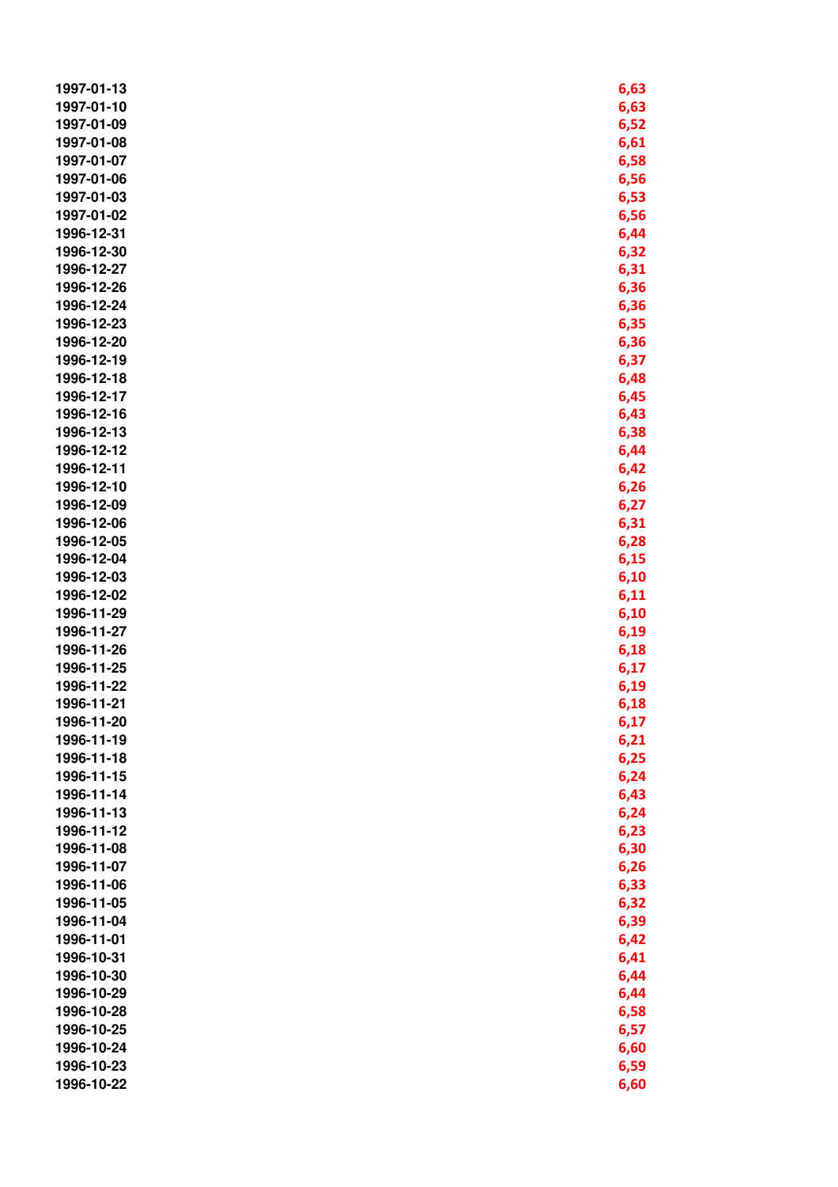| | |
|---|---|
| 1997-01-13 | 6,63 |
| 1997-01-10 | 6,63 |
| 1997-01-09 | 6,52 |
| 1997-01-08 | 6,61 |
| 1997-01-07 | 6,58 |
| 1997-01-06 | 6,56 |
| 1997-01-03 | 6,53 |
| 1997-01-02 | 6,56 |
| 1996-12-31 | 6,44 |
| 1996-12-30 | 6,32 |
| 1996-12-27 | 6,31 |
| 1996-12-26 | 6,36 |
| 1996-12-24 | 6,36 |
| 1996-12-23 | 6,35 |
| 1996-12-20 | 6,36 |
| 1996-12-19 | 6,37 |
| 1996-12-18 | 6,48 |
| 1996-12-17 | 6,45 |
| 1996-12-16 | 6,43 |
| 1996-12-13 | 6,38 |
| 1996-12-12 | 6,44 |
| 1996-12-11 | 6,42 |
| 1996-12-10 | 6,26 |
| 1996-12-09 | 6,27 |
| 1996-12-06 | 6,31 |
| 1996-12-05 | 6,28 |
| 1996-12-04 | 6,15 |
| 1996-12-03 | 6,10 |
| 1996-12-02 | 6,11 |
| 1996-11-29 | 6,10 |
| 1996-11-27 | 6,19 |
| 1996-11-26 | 6,18 |
| 1996-11-25 | 6,17 |
| 1996-11-22 | 6,19 |
| 1996-11-21 | 6,18 |
| 1996-11-20 | 6,17 |
| 1996-11-19 | 6,21 |
| 1996-11-18 | 6,25 |
| 1996-11-15 | 6,24 |
| 1996-11-14 | 6,43 |
| 1996-11-13 | 6,24 |
| 1996-11-12 | 6,23 |
| 1996-11-08 | 6,30 |
| 1996-11-07 | 6,26 |
| 1996-11-06 | 6,33 |
| 1996-11-05 | 6,32 |
| 1996-11-04 | 6,39 |
| 1996-11-01 | 6,42 |
| 1996-10-31 | 6,41 |
| 1996-10-30 | 6,44 |
| 1996-10-29 | 6,44 |
| 1996-10-28 | 6,58 |
| 1996-10-25 | 6,57 |
| 1996-10-24 | 6,60 |
| 1996-10-23 | 6,59 |
| 1996-10-22 | 6,60 |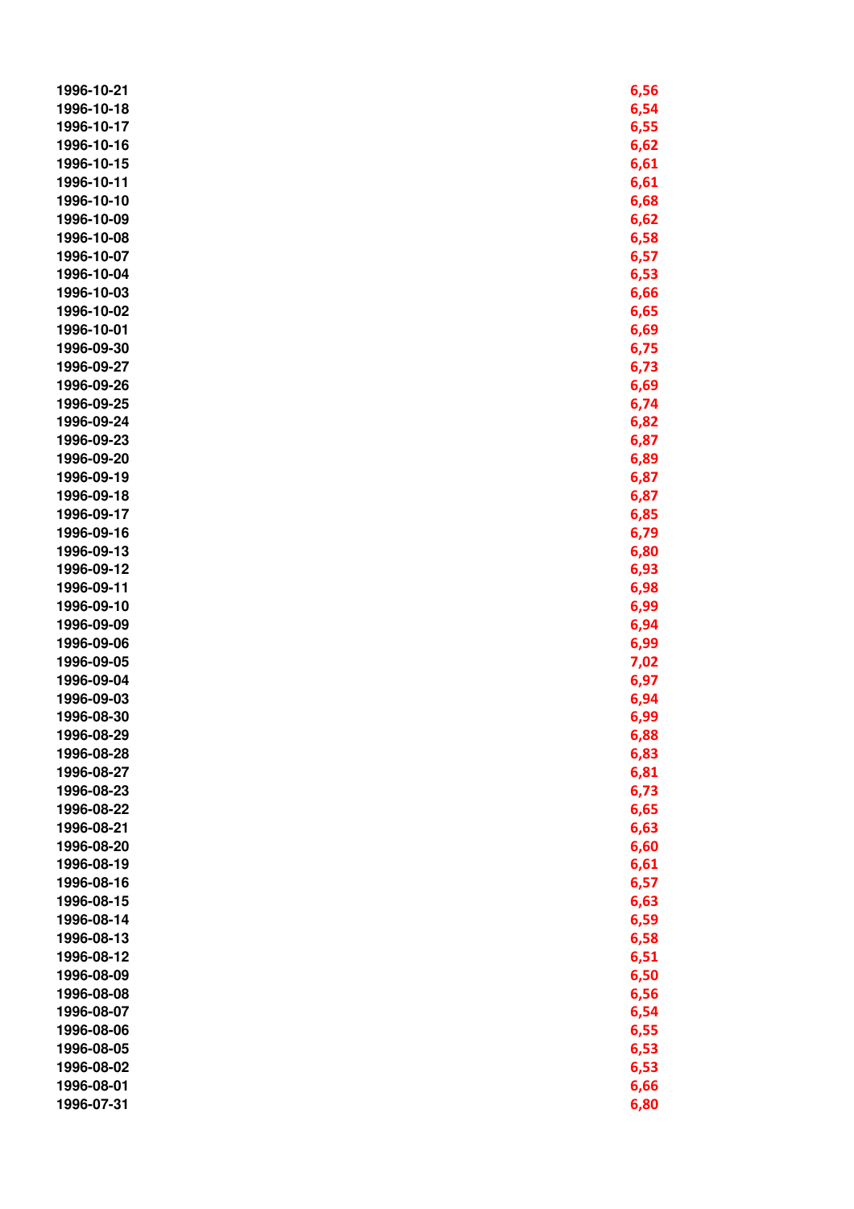| | |
|---|---|
| 1996-10-21 | 6,56 |
| 1996-10-18 | 6,54 |
| 1996-10-17 | 6,55 |
| 1996-10-16 | 6,62 |
| 1996-10-15 | 6,61 |
| 1996-10-11 | 6,61 |
| 1996-10-10 | 6,68 |
| 1996-10-09 | 6,62 |
| 1996-10-08 | 6,58 |
| 1996-10-07 | 6,57 |
| 1996-10-04 | 6,53 |
| 1996-10-03 | 6,66 |
| 1996-10-02 | 6,65 |
| 1996-10-01 | 6,69 |
| 1996-09-30 | 6,75 |
| 1996-09-27 | 6,73 |
| 1996-09-26 | 6,69 |
| 1996-09-25 | 6,74 |
| 1996-09-24 | 6,82 |
| 1996-09-23 | 6,87 |
| 1996-09-20 | 6,89 |
| 1996-09-19 | 6,87 |
| 1996-09-18 | 6,87 |
| 1996-09-17 | 6,85 |
| 1996-09-16 | 6,79 |
| 1996-09-13 | 6,80 |
| 1996-09-12 | 6,93 |
| 1996-09-11 | 6,98 |
| 1996-09-10 | 6,99 |
| 1996-09-09 | 6,94 |
| 1996-09-06 | 6,99 |
| 1996-09-05 | 7,02 |
| 1996-09-04 | 6,97 |
| 1996-09-03 | 6,94 |
| 1996-08-30 | 6,99 |
| 1996-08-29 | 6,88 |
| 1996-08-28 | 6,83 |
| 1996-08-27 | 6,81 |
| 1996-08-23 | 6,73 |
| 1996-08-22 | 6,65 |
| 1996-08-21 | 6,63 |
| 1996-08-20 | 6,60 |
| 1996-08-19 | 6,61 |
| 1996-08-16 | 6,57 |
| 1996-08-15 | 6,63 |
| 1996-08-14 | 6,59 |
| 1996-08-13 | 6,58 |
| 1996-08-12 | 6,51 |
| 1996-08-09 | 6,50 |
| 1996-08-08 | 6,56 |
| 1996-08-07 | 6,54 |
| 1996-08-06 | 6,55 |
| 1996-08-05 | 6,53 |
| 1996-08-02 | 6,53 |
| 1996-08-01 | 6,66 |
| 1996-07-31 | 6,80 |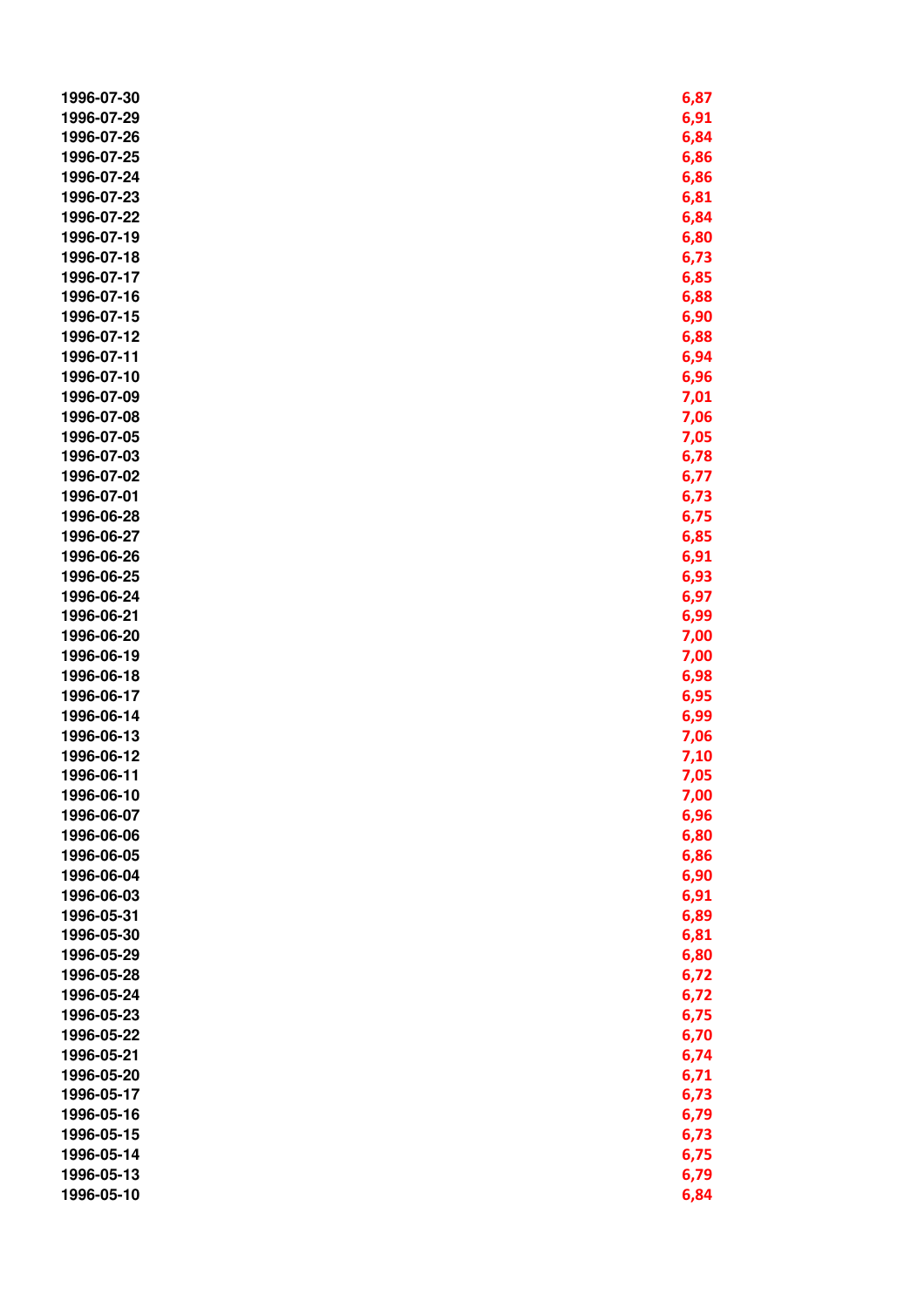| | |
|---|---|
| 1996-07-30 | 6,87 |
| 1996-07-29 | 6,91 |
| 1996-07-26 | 6,84 |
| 1996-07-25 | 6,86 |
| 1996-07-24 | 6,86 |
| 1996-07-23 | 6,81 |
| 1996-07-22 | 6,84 |
| 1996-07-19 | 6,80 |
| 1996-07-18 | 6,73 |
| 1996-07-17 | 6,85 |
| 1996-07-16 | 6,88 |
| 1996-07-15 | 6,90 |
| 1996-07-12 | 6,88 |
| 1996-07-11 | 6,94 |
| 1996-07-10 | 6,96 |
| 1996-07-09 | 7,01 |
| 1996-07-08 | 7,06 |
| 1996-07-05 | 7,05 |
| 1996-07-03 | 6,78 |
| 1996-07-02 | 6,77 |
| 1996-07-01 | 6,73 |
| 1996-06-28 | 6,75 |
| 1996-06-27 | 6,85 |
| 1996-06-26 | 6,91 |
| 1996-06-25 | 6,93 |
| 1996-06-24 | 6,97 |
| 1996-06-21 | 6,99 |
| 1996-06-20 | 7,00 |
| 1996-06-19 | 7,00 |
| 1996-06-18 | 6,98 |
| 1996-06-17 | 6,95 |
| 1996-06-14 | 6,99 |
| 1996-06-13 | 7,06 |
| 1996-06-12 | 7,10 |
| 1996-06-11 | 7,05 |
| 1996-06-10 | 7,00 |
| 1996-06-07 | 6,96 |
| 1996-06-06 | 6,80 |
| 1996-06-05 | 6,86 |
| 1996-06-04 | 6,90 |
| 1996-06-03 | 6,91 |
| 1996-05-31 | 6,89 |
| 1996-05-30 | 6,81 |
| 1996-05-29 | 6,80 |
| 1996-05-28 | 6,72 |
| 1996-05-24 | 6,72 |
| 1996-05-23 | 6,75 |
| 1996-05-22 | 6,70 |
| 1996-05-21 | 6,74 |
| 1996-05-20 | 6,71 |
| 1996-05-17 | 6,73 |
| 1996-05-16 | 6,79 |
| 1996-05-15 | 6,73 |
| 1996-05-14 | 6,75 |
| 1996-05-13 | 6,79 |
| 1996-05-10 | 6,84 |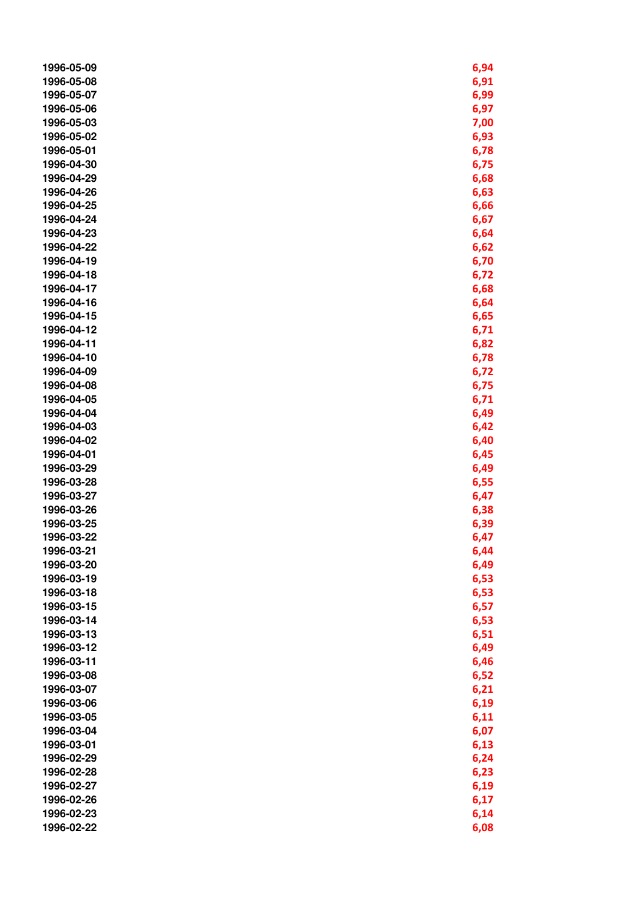| | |
|---|---|
| 1996-05-09 | 6,94 |
| 1996-05-08 | 6,91 |
| 1996-05-07 | 6,99 |
| 1996-05-06 | 6,97 |
| 1996-05-03 | 7,00 |
| 1996-05-02 | 6,93 |
| 1996-05-01 | 6,78 |
| 1996-04-30 | 6,75 |
| 1996-04-29 | 6,68 |
| 1996-04-26 | 6,63 |
| 1996-04-25 | 6,66 |
| 1996-04-24 | 6,67 |
| 1996-04-23 | 6,64 |
| 1996-04-22 | 6,62 |
| 1996-04-19 | 6,70 |
| 1996-04-18 | 6,72 |
| 1996-04-17 | 6,68 |
| 1996-04-16 | 6,64 |
| 1996-04-15 | 6,65 |
| 1996-04-12 | 6,71 |
| 1996-04-11 | 6,82 |
| 1996-04-10 | 6,78 |
| 1996-04-09 | 6,72 |
| 1996-04-08 | 6,75 |
| 1996-04-05 | 6,71 |
| 1996-04-04 | 6,49 |
| 1996-04-03 | 6,42 |
| 1996-04-02 | 6,40 |
| 1996-04-01 | 6,45 |
| 1996-03-29 | 6,49 |
| 1996-03-28 | 6,55 |
| 1996-03-27 | 6,47 |
| 1996-03-26 | 6,38 |
| 1996-03-25 | 6,39 |
| 1996-03-22 | 6,47 |
| 1996-03-21 | 6,44 |
| 1996-03-20 | 6,49 |
| 1996-03-19 | 6,53 |
| 1996-03-18 | 6,53 |
| 1996-03-15 | 6,57 |
| 1996-03-14 | 6,53 |
| 1996-03-13 | 6,51 |
| 1996-03-12 | 6,49 |
| 1996-03-11 | 6,46 |
| 1996-03-08 | 6,52 |
| 1996-03-07 | 6,21 |
| 1996-03-06 | 6,19 |
| 1996-03-05 | 6,11 |
| 1996-03-04 | 6,07 |
| 1996-03-01 | 6,13 |
| 1996-02-29 | 6,24 |
| 1996-02-28 | 6,23 |
| 1996-02-27 | 6,19 |
| 1996-02-26 | 6,17 |
| 1996-02-23 | 6,14 |
| 1996-02-22 | 6,08 |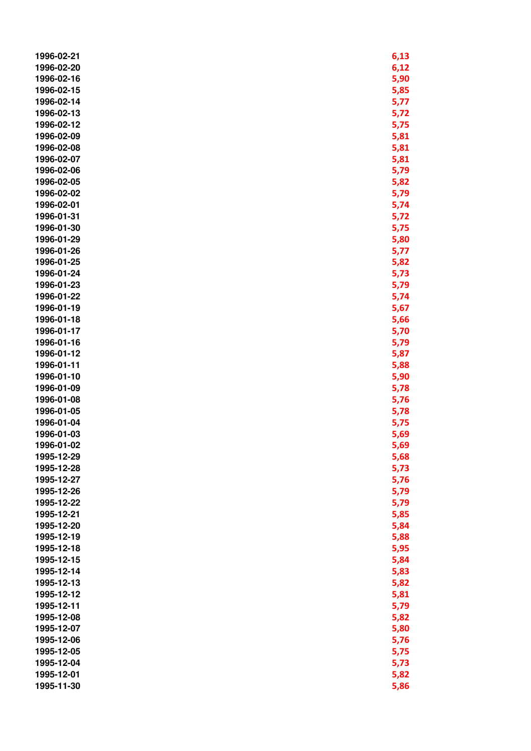| | |
|---|---|
| 1996-02-21 | 6,13 |
| 1996-02-20 | 6,12 |
| 1996-02-16 | 5,90 |
| 1996-02-15 | 5,85 |
| 1996-02-14 | 5,77 |
| 1996-02-13 | 5,72 |
| 1996-02-12 | 5,75 |
| 1996-02-09 | 5,81 |
| 1996-02-08 | 5,81 |
| 1996-02-07 | 5,81 |
| 1996-02-06 | 5,79 |
| 1996-02-05 | 5,82 |
| 1996-02-02 | 5,79 |
| 1996-02-01 | 5,74 |
| 1996-01-31 | 5,72 |
| 1996-01-30 | 5,75 |
| 1996-01-29 | 5,80 |
| 1996-01-26 | 5,77 |
| 1996-01-25 | 5,82 |
| 1996-01-24 | 5,73 |
| 1996-01-23 | 5,79 |
| 1996-01-22 | 5,74 |
| 1996-01-19 | 5,67 |
| 1996-01-18 | 5,66 |
| 1996-01-17 | 5,70 |
| 1996-01-16 | 5,79 |
| 1996-01-12 | 5,87 |
| 1996-01-11 | 5,88 |
| 1996-01-10 | 5,90 |
| 1996-01-09 | 5,78 |
| 1996-01-08 | 5,76 |
| 1996-01-05 | 5,78 |
| 1996-01-04 | 5,75 |
| 1996-01-03 | 5,69 |
| 1996-01-02 | 5,69 |
| 1995-12-29 | 5,68 |
| 1995-12-28 | 5,73 |
| 1995-12-27 | 5,76 |
| 1995-12-26 | 5,79 |
| 1995-12-22 | 5,79 |
| 1995-12-21 | 5,85 |
| 1995-12-20 | 5,84 |
| 1995-12-19 | 5,88 |
| 1995-12-18 | 5,95 |
| 1995-12-15 | 5,84 |
| 1995-12-14 | 5,83 |
| 1995-12-13 | 5,82 |
| 1995-12-12 | 5,81 |
| 1995-12-11 | 5,79 |
| 1995-12-08 | 5,82 |
| 1995-12-07 | 5,80 |
| 1995-12-06 | 5,76 |
| 1995-12-05 | 5,75 |
| 1995-12-04 | 5,73 |
| 1995-12-01 | 5,82 |
| 1995-11-30 | 5,86 |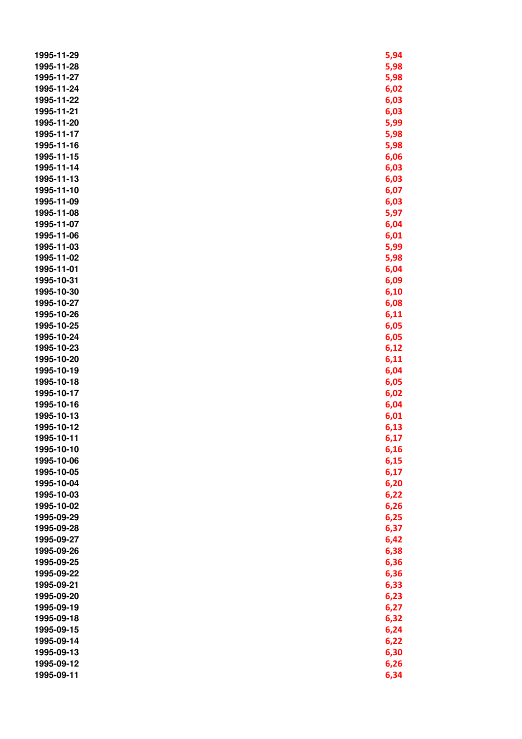| | |
|---|---|
| 1995-11-29 | 5,94 |
| 1995-11-28 | 5,98 |
| 1995-11-27 | 5,98 |
| 1995-11-24 | 6,02 |
| 1995-11-22 | 6,03 |
| 1995-11-21 | 6,03 |
| 1995-11-20 | 5,99 |
| 1995-11-17 | 5,98 |
| 1995-11-16 | 5,98 |
| 1995-11-15 | 6,06 |
| 1995-11-14 | 6,03 |
| 1995-11-13 | 6,03 |
| 1995-11-10 | 6,07 |
| 1995-11-09 | 6,03 |
| 1995-11-08 | 5,97 |
| 1995-11-07 | 6,04 |
| 1995-11-06 | 6,01 |
| 1995-11-03 | 5,99 |
| 1995-11-02 | 5,98 |
| 1995-11-01 | 6,04 |
| 1995-10-31 | 6,09 |
| 1995-10-30 | 6,10 |
| 1995-10-27 | 6,08 |
| 1995-10-26 | 6,11 |
| 1995-10-25 | 6,05 |
| 1995-10-24 | 6,05 |
| 1995-10-23 | 6,12 |
| 1995-10-20 | 6,11 |
| 1995-10-19 | 6,04 |
| 1995-10-18 | 6,05 |
| 1995-10-17 | 6,02 |
| 1995-10-16 | 6,04 |
| 1995-10-13 | 6,01 |
| 1995-10-12 | 6,13 |
| 1995-10-11 | 6,17 |
| 1995-10-10 | 6,16 |
| 1995-10-06 | 6,15 |
| 1995-10-05 | 6,17 |
| 1995-10-04 | 6,20 |
| 1995-10-03 | 6,22 |
| 1995-10-02 | 6,26 |
| 1995-09-29 | 6,25 |
| 1995-09-28 | 6,37 |
| 1995-09-27 | 6,42 |
| 1995-09-26 | 6,38 |
| 1995-09-25 | 6,36 |
| 1995-09-22 | 6,36 |
| 1995-09-21 | 6,33 |
| 1995-09-20 | 6,23 |
| 1995-09-19 | 6,27 |
| 1995-09-18 | 6,32 |
| 1995-09-15 | 6,24 |
| 1995-09-14 | 6,22 |
| 1995-09-13 | 6,30 |
| 1995-09-12 | 6,26 |
| 1995-09-11 | 6,34 |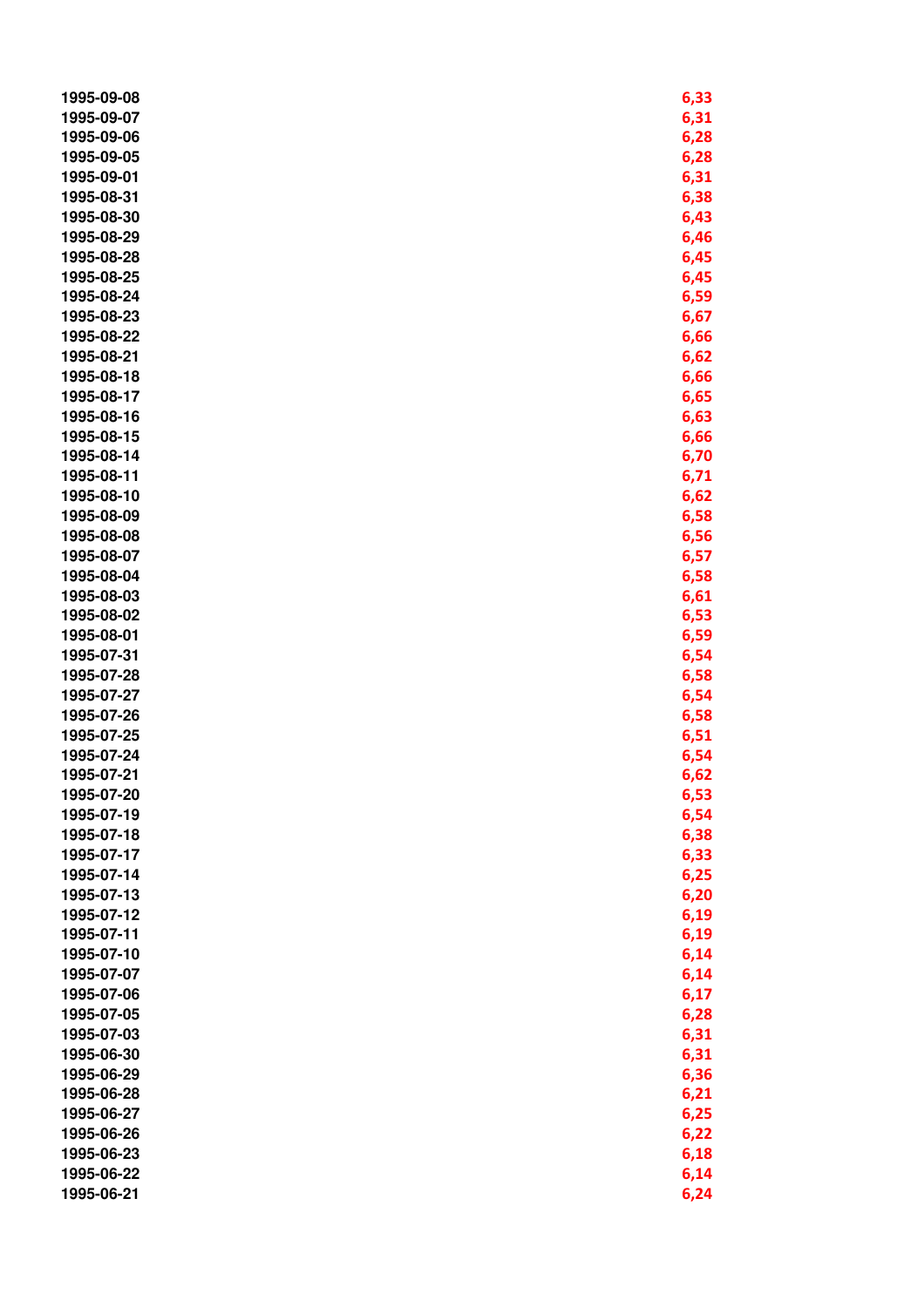| | |
|---|---|
| 1995-09-08 | 6,33 |
| 1995-09-07 | 6,31 |
| 1995-09-06 | 6,28 |
| 1995-09-05 | 6,28 |
| 1995-09-01 | 6,31 |
| 1995-08-31 | 6,38 |
| 1995-08-30 | 6,43 |
| 1995-08-29 | 6,46 |
| 1995-08-28 | 6,45 |
| 1995-08-25 | 6,45 |
| 1995-08-24 | 6,59 |
| 1995-08-23 | 6,67 |
| 1995-08-22 | 6,66 |
| 1995-08-21 | 6,62 |
| 1995-08-18 | 6,66 |
| 1995-08-17 | 6,65 |
| 1995-08-16 | 6,63 |
| 1995-08-15 | 6,66 |
| 1995-08-14 | 6,70 |
| 1995-08-11 | 6,71 |
| 1995-08-10 | 6,62 |
| 1995-08-09 | 6,58 |
| 1995-08-08 | 6,56 |
| 1995-08-07 | 6,57 |
| 1995-08-04 | 6,58 |
| 1995-08-03 | 6,61 |
| 1995-08-02 | 6,53 |
| 1995-08-01 | 6,59 |
| 1995-07-31 | 6,54 |
| 1995-07-28 | 6,58 |
| 1995-07-27 | 6,54 |
| 1995-07-26 | 6,58 |
| 1995-07-25 | 6,51 |
| 1995-07-24 | 6,54 |
| 1995-07-21 | 6,62 |
| 1995-07-20 | 6,53 |
| 1995-07-19 | 6,54 |
| 1995-07-18 | 6,38 |
| 1995-07-17 | 6,33 |
| 1995-07-14 | 6,25 |
| 1995-07-13 | 6,20 |
| 1995-07-12 | 6,19 |
| 1995-07-11 | 6,19 |
| 1995-07-10 | 6,14 |
| 1995-07-07 | 6,14 |
| 1995-07-06 | 6,17 |
| 1995-07-05 | 6,28 |
| 1995-07-03 | 6,31 |
| 1995-06-30 | 6,31 |
| 1995-06-29 | 6,36 |
| 1995-06-28 | 6,21 |
| 1995-06-27 | 6,25 |
| 1995-06-26 | 6,22 |
| 1995-06-23 | 6,18 |
| 1995-06-22 | 6,14 |
| 1995-06-21 | 6,24 |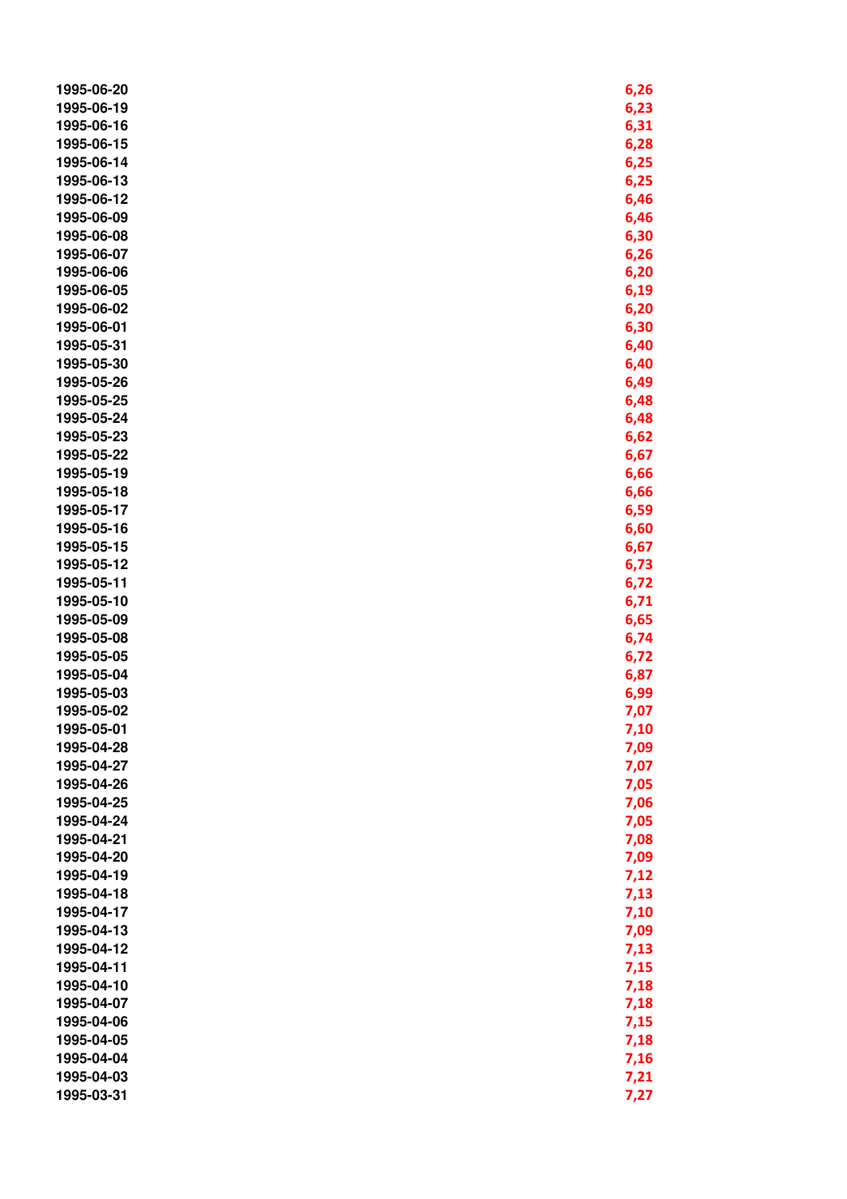| | |
|---|---|
| 1995-06-20 | 6,26 |
| 1995-06-19 | 6,23 |
| 1995-06-16 | 6,31 |
| 1995-06-15 | 6,28 |
| 1995-06-14 | 6,25 |
| 1995-06-13 | 6,25 |
| 1995-06-12 | 6,46 |
| 1995-06-09 | 6,46 |
| 1995-06-08 | 6,30 |
| 1995-06-07 | 6,26 |
| 1995-06-06 | 6,20 |
| 1995-06-05 | 6,19 |
| 1995-06-02 | 6,20 |
| 1995-06-01 | 6,30 |
| 1995-05-31 | 6,40 |
| 1995-05-30 | 6,40 |
| 1995-05-26 | 6,49 |
| 1995-05-25 | 6,48 |
| 1995-05-24 | 6,48 |
| 1995-05-23 | 6,62 |
| 1995-05-22 | 6,67 |
| 1995-05-19 | 6,66 |
| 1995-05-18 | 6,66 |
| 1995-05-17 | 6,59 |
| 1995-05-16 | 6,60 |
| 1995-05-15 | 6,67 |
| 1995-05-12 | 6,73 |
| 1995-05-11 | 6,72 |
| 1995-05-10 | 6,71 |
| 1995-05-09 | 6,65 |
| 1995-05-08 | 6,74 |
| 1995-05-05 | 6,72 |
| 1995-05-04 | 6,87 |
| 1995-05-03 | 6,99 |
| 1995-05-02 | 7,07 |
| 1995-05-01 | 7,10 |
| 1995-04-28 | 7,09 |
| 1995-04-27 | 7,07 |
| 1995-04-26 | 7,05 |
| 1995-04-25 | 7,06 |
| 1995-04-24 | 7,05 |
| 1995-04-21 | 7,08 |
| 1995-04-20 | 7,09 |
| 1995-04-19 | 7,12 |
| 1995-04-18 | 7,13 |
| 1995-04-17 | 7,10 |
| 1995-04-13 | 7,09 |
| 1995-04-12 | 7,13 |
| 1995-04-11 | 7,15 |
| 1995-04-10 | 7,18 |
| 1995-04-07 | 7,18 |
| 1995-04-06 | 7,15 |
| 1995-04-05 | 7,18 |
| 1995-04-04 | 7,16 |
| 1995-04-03 | 7,21 |
| 1995-03-31 | 7,27 |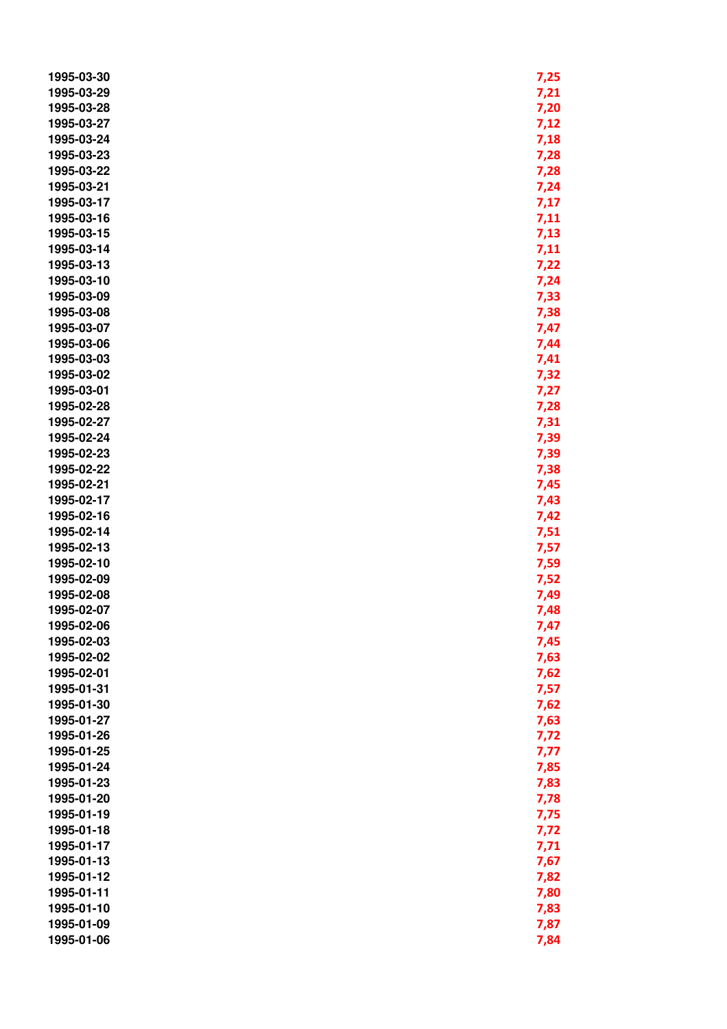| | |
|---|---|
| 1995-03-30 | 7,25 |
| 1995-03-29 | 7,21 |
| 1995-03-28 | 7,20 |
| 1995-03-27 | 7,12 |
| 1995-03-24 | 7,18 |
| 1995-03-23 | 7,28 |
| 1995-03-22 | 7,28 |
| 1995-03-21 | 7,24 |
| 1995-03-17 | 7,17 |
| 1995-03-16 | 7,11 |
| 1995-03-15 | 7,13 |
| 1995-03-14 | 7,11 |
| 1995-03-13 | 7,22 |
| 1995-03-10 | 7,24 |
| 1995-03-09 | 7,33 |
| 1995-03-08 | 7,38 |
| 1995-03-07 | 7,47 |
| 1995-03-06 | 7,44 |
| 1995-03-03 | 7,41 |
| 1995-03-02 | 7,32 |
| 1995-03-01 | 7,27 |
| 1995-02-28 | 7,28 |
| 1995-02-27 | 7,31 |
| 1995-02-24 | 7,39 |
| 1995-02-23 | 7,39 |
| 1995-02-22 | 7,38 |
| 1995-02-21 | 7,45 |
| 1995-02-17 | 7,43 |
| 1995-02-16 | 7,42 |
| 1995-02-14 | 7,51 |
| 1995-02-13 | 7,57 |
| 1995-02-10 | 7,59 |
| 1995-02-09 | 7,52 |
| 1995-02-08 | 7,49 |
| 1995-02-07 | 7,48 |
| 1995-02-06 | 7,47 |
| 1995-02-03 | 7,45 |
| 1995-02-02 | 7,63 |
| 1995-02-01 | 7,62 |
| 1995-01-31 | 7,57 |
| 1995-01-30 | 7,62 |
| 1995-01-27 | 7,63 |
| 1995-01-26 | 7,72 |
| 1995-01-25 | 7,77 |
| 1995-01-24 | 7,85 |
| 1995-01-23 | 7,83 |
| 1995-01-20 | 7,78 |
| 1995-01-19 | 7,75 |
| 1995-01-18 | 7,72 |
| 1995-01-17 | 7,71 |
| 1995-01-13 | 7,67 |
| 1995-01-12 | 7,82 |
| 1995-01-11 | 7,80 |
| 1995-01-10 | 7,83 |
| 1995-01-09 | 7,87 |
| 1995-01-06 | 7,84 |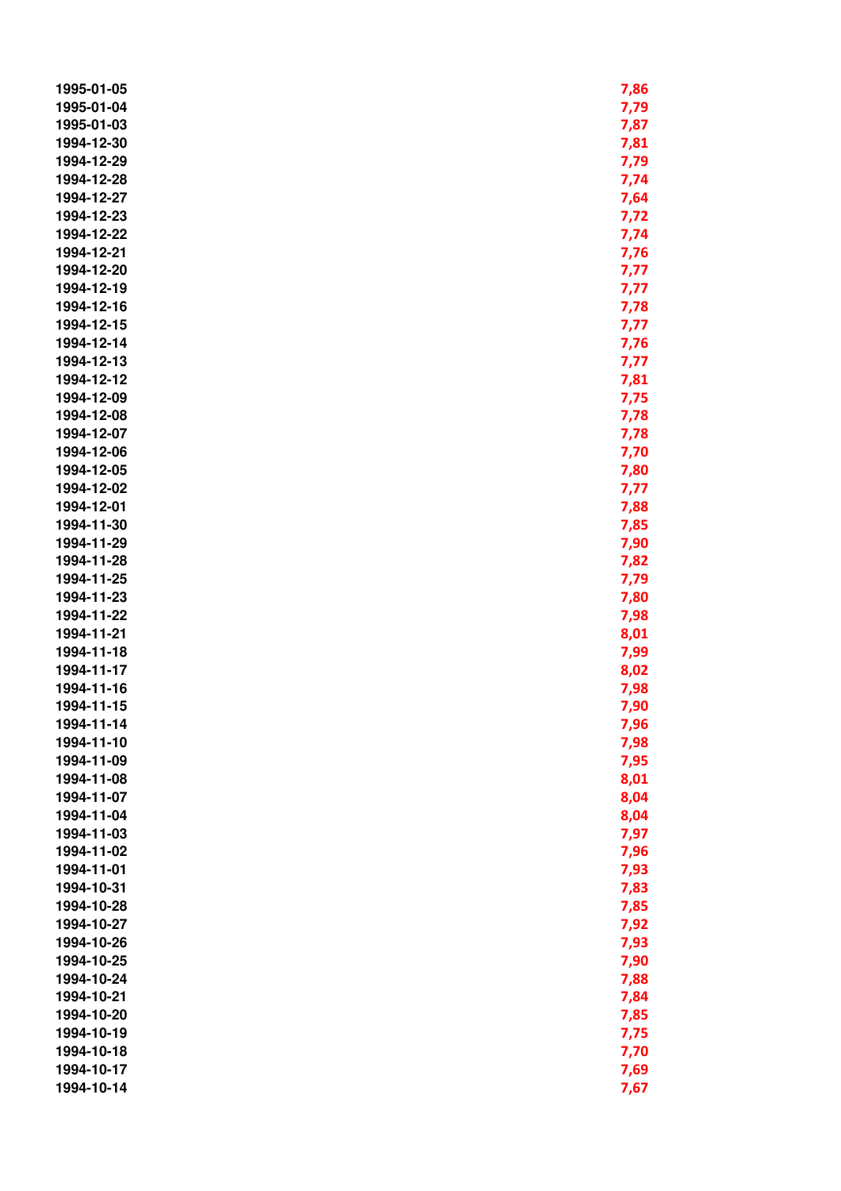| | |
|---|---|
| 1995-01-05 | 7,86 |
| 1995-01-04 | 7,79 |
| 1995-01-03 | 7,87 |
| 1994-12-30 | 7,81 |
| 1994-12-29 | 7,79 |
| 1994-12-28 | 7,74 |
| 1994-12-27 | 7,64 |
| 1994-12-23 | 7,72 |
| 1994-12-22 | 7,74 |
| 1994-12-21 | 7,76 |
| 1994-12-20 | 7,77 |
| 1994-12-19 | 7,77 |
| 1994-12-16 | 7,78 |
| 1994-12-15 | 7,77 |
| 1994-12-14 | 7,76 |
| 1994-12-13 | 7,77 |
| 1994-12-12 | 7,81 |
| 1994-12-09 | 7,75 |
| 1994-12-08 | 7,78 |
| 1994-12-07 | 7,78 |
| 1994-12-06 | 7,70 |
| 1994-12-05 | 7,80 |
| 1994-12-02 | 7,77 |
| 1994-12-01 | 7,88 |
| 1994-11-30 | 7,85 |
| 1994-11-29 | 7,90 |
| 1994-11-28 | 7,82 |
| 1994-11-25 | 7,79 |
| 1994-11-23 | 7,80 |
| 1994-11-22 | 7,98 |
| 1994-11-21 | 8,01 |
| 1994-11-18 | 7,99 |
| 1994-11-17 | 8,02 |
| 1994-11-16 | 7,98 |
| 1994-11-15 | 7,90 |
| 1994-11-14 | 7,96 |
| 1994-11-10 | 7,98 |
| 1994-11-09 | 7,95 |
| 1994-11-08 | 8,01 |
| 1994-11-07 | 8,04 |
| 1994-11-04 | 8,04 |
| 1994-11-03 | 7,97 |
| 1994-11-02 | 7,96 |
| 1994-11-01 | 7,93 |
| 1994-10-31 | 7,83 |
| 1994-10-28 | 7,85 |
| 1994-10-27 | 7,92 |
| 1994-10-26 | 7,93 |
| 1994-10-25 | 7,90 |
| 1994-10-24 | 7,88 |
| 1994-10-21 | 7,84 |
| 1994-10-20 | 7,85 |
| 1994-10-19 | 7,75 |
| 1994-10-18 | 7,70 |
| 1994-10-17 | 7,69 |
| 1994-10-14 | 7,67 |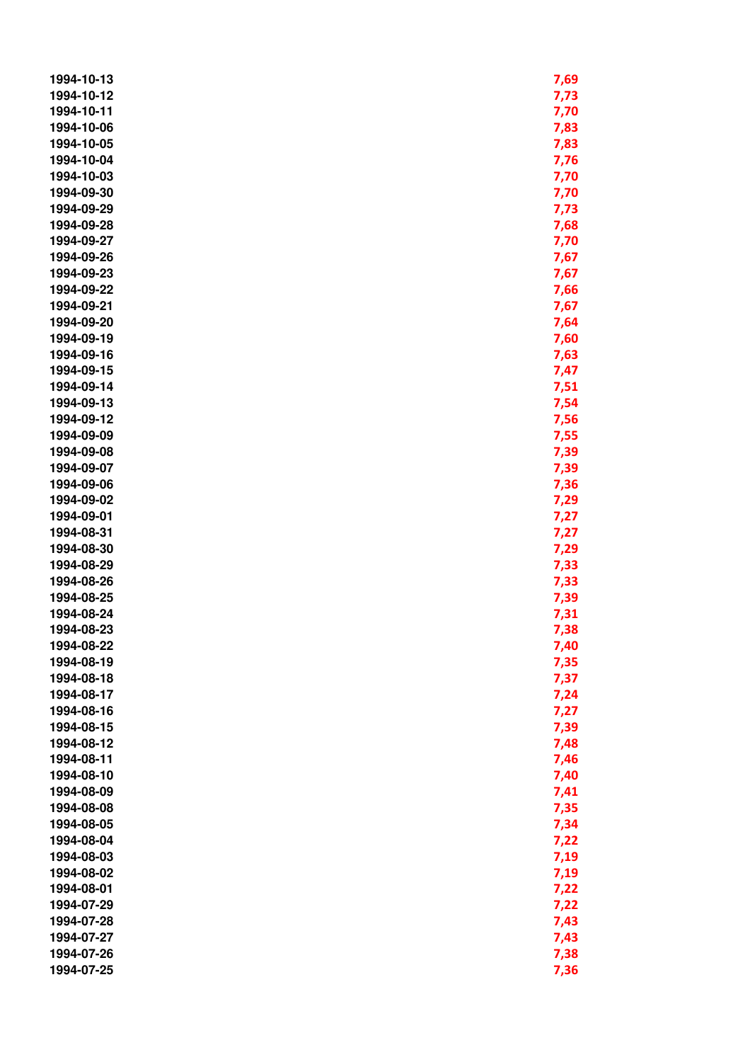| | |
|---|---|
| 1994-10-13 | 7,69 |
| 1994-10-12 | 7,73 |
| 1994-10-11 | 7,70 |
| 1994-10-06 | 7,83 |
| 1994-10-05 | 7,83 |
| 1994-10-04 | 7,76 |
| 1994-10-03 | 7,70 |
| 1994-09-30 | 7,70 |
| 1994-09-29 | 7,73 |
| 1994-09-28 | 7,68 |
| 1994-09-27 | 7,70 |
| 1994-09-26 | 7,67 |
| 1994-09-23 | 7,67 |
| 1994-09-22 | 7,66 |
| 1994-09-21 | 7,67 |
| 1994-09-20 | 7,64 |
| 1994-09-19 | 7,60 |
| 1994-09-16 | 7,63 |
| 1994-09-15 | 7,47 |
| 1994-09-14 | 7,51 |
| 1994-09-13 | 7,54 |
| 1994-09-12 | 7,56 |
| 1994-09-09 | 7,55 |
| 1994-09-08 | 7,39 |
| 1994-09-07 | 7,39 |
| 1994-09-06 | 7,36 |
| 1994-09-02 | 7,29 |
| 1994-09-01 | 7,27 |
| 1994-08-31 | 7,27 |
| 1994-08-30 | 7,29 |
| 1994-08-29 | 7,33 |
| 1994-08-26 | 7,33 |
| 1994-08-25 | 7,39 |
| 1994-08-24 | 7,31 |
| 1994-08-23 | 7,38 |
| 1994-08-22 | 7,40 |
| 1994-08-19 | 7,35 |
| 1994-08-18 | 7,37 |
| 1994-08-17 | 7,24 |
| 1994-08-16 | 7,27 |
| 1994-08-15 | 7,39 |
| 1994-08-12 | 7,48 |
| 1994-08-11 | 7,46 |
| 1994-08-10 | 7,40 |
| 1994-08-09 | 7,41 |
| 1994-08-08 | 7,35 |
| 1994-08-05 | 7,34 |
| 1994-08-04 | 7,22 |
| 1994-08-03 | 7,19 |
| 1994-08-02 | 7,19 |
| 1994-08-01 | 7,22 |
| 1994-07-29 | 7,22 |
| 1994-07-28 | 7,43 |
| 1994-07-27 | 7,43 |
| 1994-07-26 | 7,38 |
| 1994-07-25 | 7,36 |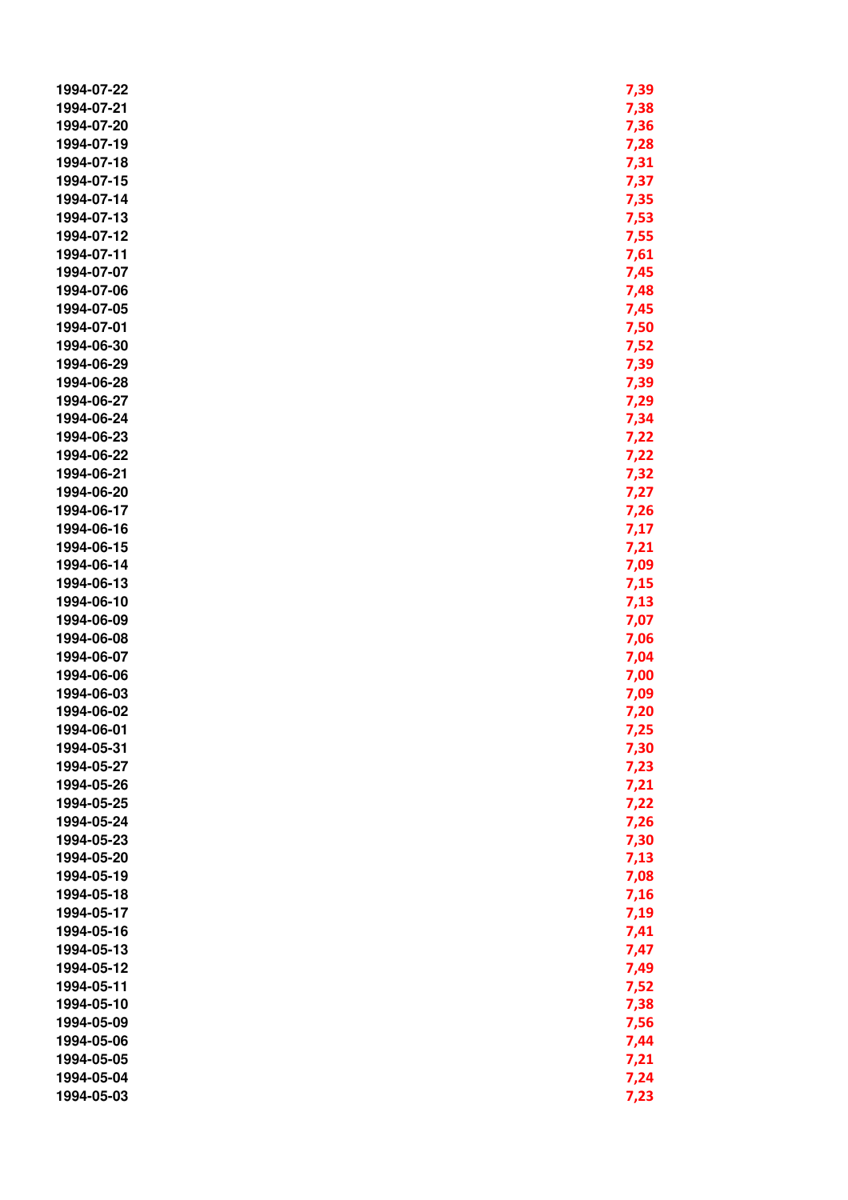| | |
|---|---|
| 1994-07-22 | 7,39 |
| 1994-07-21 | 7,38 |
| 1994-07-20 | 7,36 |
| 1994-07-19 | 7,28 |
| 1994-07-18 | 7,31 |
| 1994-07-15 | 7,37 |
| 1994-07-14 | 7,35 |
| 1994-07-13 | 7,53 |
| 1994-07-12 | 7,55 |
| 1994-07-11 | 7,61 |
| 1994-07-07 | 7,45 |
| 1994-07-06 | 7,48 |
| 1994-07-05 | 7,45 |
| 1994-07-01 | 7,50 |
| 1994-06-30 | 7,52 |
| 1994-06-29 | 7,39 |
| 1994-06-28 | 7,39 |
| 1994-06-27 | 7,29 |
| 1994-06-24 | 7,34 |
| 1994-06-23 | 7,22 |
| 1994-06-22 | 7,22 |
| 1994-06-21 | 7,32 |
| 1994-06-20 | 7,27 |
| 1994-06-17 | 7,26 |
| 1994-06-16 | 7,17 |
| 1994-06-15 | 7,21 |
| 1994-06-14 | 7,09 |
| 1994-06-13 | 7,15 |
| 1994-06-10 | 7,13 |
| 1994-06-09 | 7,07 |
| 1994-06-08 | 7,06 |
| 1994-06-07 | 7,04 |
| 1994-06-06 | 7,00 |
| 1994-06-03 | 7,09 |
| 1994-06-02 | 7,20 |
| 1994-06-01 | 7,25 |
| 1994-05-31 | 7,30 |
| 1994-05-27 | 7,23 |
| 1994-05-26 | 7,21 |
| 1994-05-25 | 7,22 |
| 1994-05-24 | 7,26 |
| 1994-05-23 | 7,30 |
| 1994-05-20 | 7,13 |
| 1994-05-19 | 7,08 |
| 1994-05-18 | 7,16 |
| 1994-05-17 | 7,19 |
| 1994-05-16 | 7,41 |
| 1994-05-13 | 7,47 |
| 1994-05-12 | 7,49 |
| 1994-05-11 | 7,52 |
| 1994-05-10 | 7,38 |
| 1994-05-09 | 7,56 |
| 1994-05-06 | 7,44 |
| 1994-05-05 | 7,21 |
| 1994-05-04 | 7,24 |
| 1994-05-03 | 7,23 |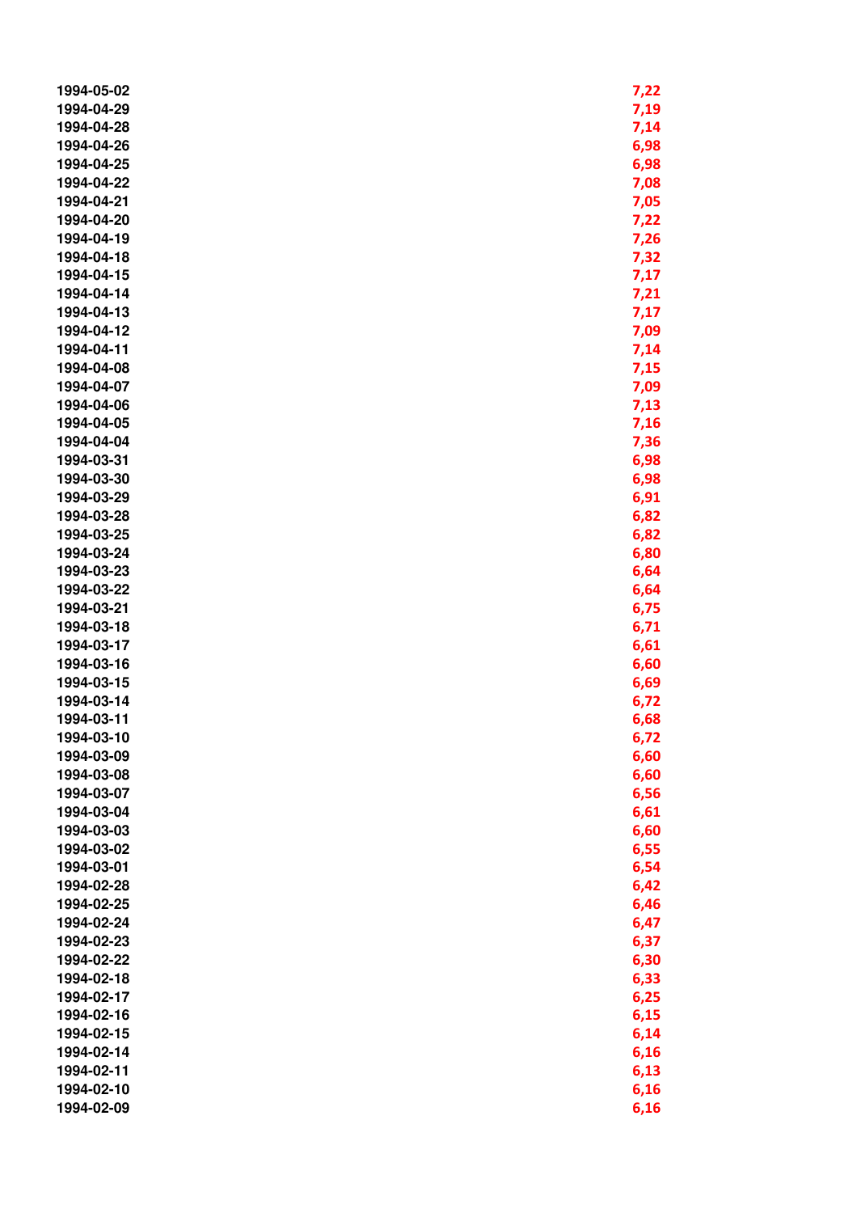| | |
|---|---|
| 1994-05-02 | 7,22 |
| 1994-04-29 | 7,19 |
| 1994-04-28 | 7,14 |
| 1994-04-26 | 6,98 |
| 1994-04-25 | 6,98 |
| 1994-04-22 | 7,08 |
| 1994-04-21 | 7,05 |
| 1994-04-20 | 7,22 |
| 1994-04-19 | 7,26 |
| 1994-04-18 | 7,32 |
| 1994-04-15 | 7,17 |
| 1994-04-14 | 7,21 |
| 1994-04-13 | 7,17 |
| 1994-04-12 | 7,09 |
| 1994-04-11 | 7,14 |
| 1994-04-08 | 7,15 |
| 1994-04-07 | 7,09 |
| 1994-04-06 | 7,13 |
| 1994-04-05 | 7,16 |
| 1994-04-04 | 7,36 |
| 1994-03-31 | 6,98 |
| 1994-03-30 | 6,98 |
| 1994-03-29 | 6,91 |
| 1994-03-28 | 6,82 |
| 1994-03-25 | 6,82 |
| 1994-03-24 | 6,80 |
| 1994-03-23 | 6,64 |
| 1994-03-22 | 6,64 |
| 1994-03-21 | 6,75 |
| 1994-03-18 | 6,71 |
| 1994-03-17 | 6,61 |
| 1994-03-16 | 6,60 |
| 1994-03-15 | 6,69 |
| 1994-03-14 | 6,72 |
| 1994-03-11 | 6,68 |
| 1994-03-10 | 6,72 |
| 1994-03-09 | 6,60 |
| 1994-03-08 | 6,60 |
| 1994-03-07 | 6,56 |
| 1994-03-04 | 6,61 |
| 1994-03-03 | 6,60 |
| 1994-03-02 | 6,55 |
| 1994-03-01 | 6,54 |
| 1994-02-28 | 6,42 |
| 1994-02-25 | 6,46 |
| 1994-02-24 | 6,47 |
| 1994-02-23 | 6,37 |
| 1994-02-22 | 6,30 |
| 1994-02-18 | 6,33 |
| 1994-02-17 | 6,25 |
| 1994-02-16 | 6,15 |
| 1994-02-15 | 6,14 |
| 1994-02-14 | 6,16 |
| 1994-02-11 | 6,13 |
| 1994-02-10 | 6,16 |
| 1994-02-09 | 6,16 |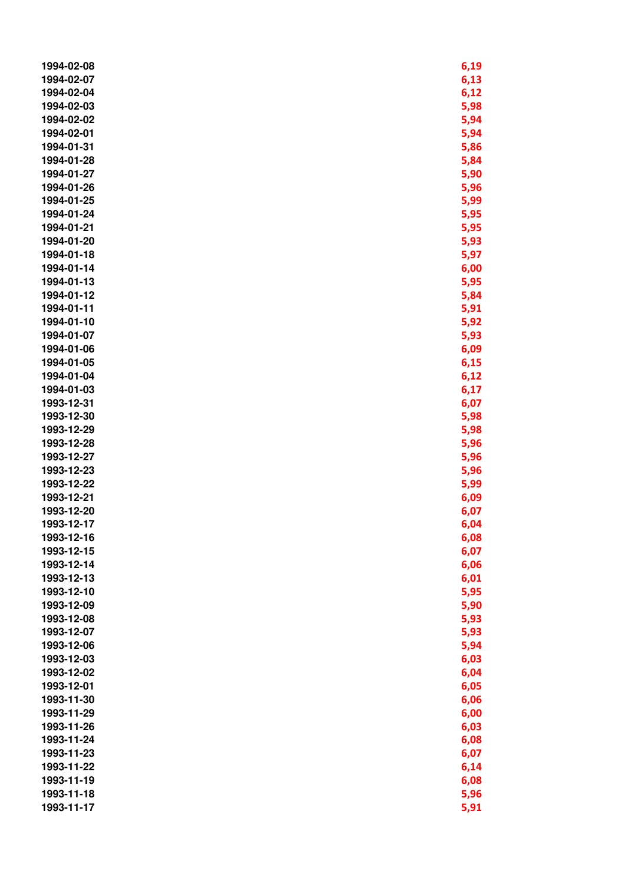| | |
|---|---|
| 1994-02-08 | 6,19 |
| 1994-02-07 | 6,13 |
| 1994-02-04 | 6,12 |
| 1994-02-03 | 5,98 |
| 1994-02-02 | 5,94 |
| 1994-02-01 | 5,94 |
| 1994-01-31 | 5,86 |
| 1994-01-28 | 5,84 |
| 1994-01-27 | 5,90 |
| 1994-01-26 | 5,96 |
| 1994-01-25 | 5,99 |
| 1994-01-24 | 5,95 |
| 1994-01-21 | 5,95 |
| 1994-01-20 | 5,93 |
| 1994-01-18 | 5,97 |
| 1994-01-14 | 6,00 |
| 1994-01-13 | 5,95 |
| 1994-01-12 | 5,84 |
| 1994-01-11 | 5,91 |
| 1994-01-10 | 5,92 |
| 1994-01-07 | 5,93 |
| 1994-01-06 | 6,09 |
| 1994-01-05 | 6,15 |
| 1994-01-04 | 6,12 |
| 1994-01-03 | 6,17 |
| 1993-12-31 | 6,07 |
| 1993-12-30 | 5,98 |
| 1993-12-29 | 5,98 |
| 1993-12-28 | 5,96 |
| 1993-12-27 | 5,96 |
| 1993-12-23 | 5,96 |
| 1993-12-22 | 5,99 |
| 1993-12-21 | 6,09 |
| 1993-12-20 | 6,07 |
| 1993-12-17 | 6,04 |
| 1993-12-16 | 6,08 |
| 1993-12-15 | 6,07 |
| 1993-12-14 | 6,06 |
| 1993-12-13 | 6,01 |
| 1993-12-10 | 5,95 |
| 1993-12-09 | 5,90 |
| 1993-12-08 | 5,93 |
| 1993-12-07 | 5,93 |
| 1993-12-06 | 5,94 |
| 1993-12-03 | 6,03 |
| 1993-12-02 | 6,04 |
| 1993-12-01 | 6,05 |
| 1993-11-30 | 6,06 |
| 1993-11-29 | 6,00 |
| 1993-11-26 | 6,03 |
| 1993-11-24 | 6,08 |
| 1993-11-23 | 6,07 |
| 1993-11-22 | 6,14 |
| 1993-11-19 | 6,08 |
| 1993-11-18 | 5,96 |
| 1993-11-17 | 5,91 |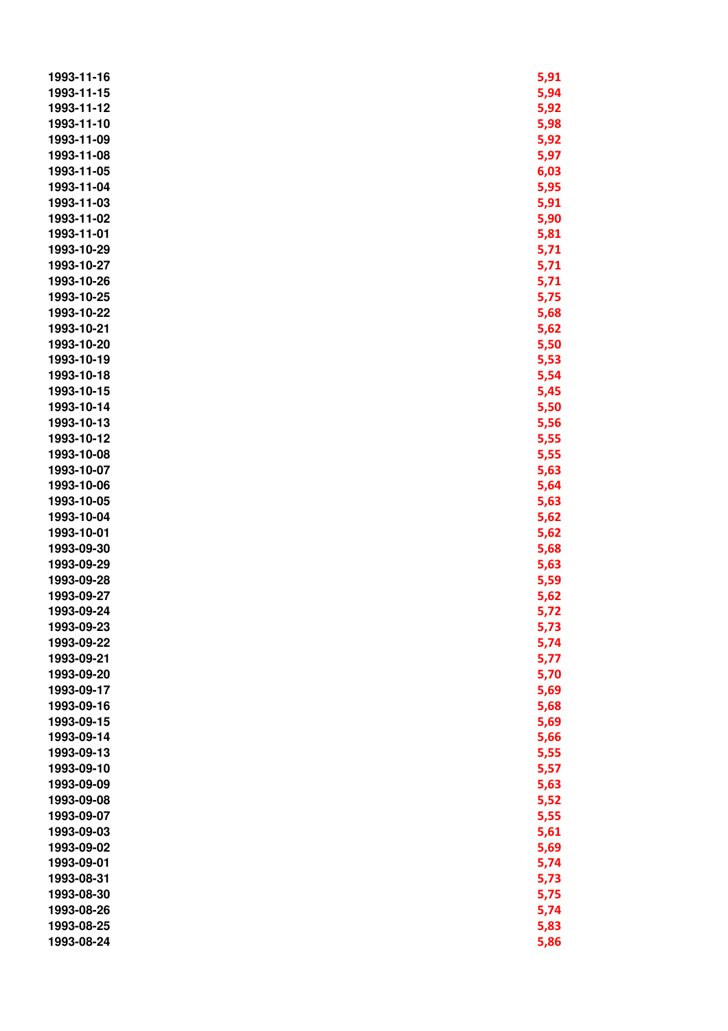| | |
|---|---|
| 1993-11-16 | 5,91 |
| 1993-11-15 | 5,94 |
| 1993-11-12 | 5,92 |
| 1993-11-10 | 5,98 |
| 1993-11-09 | 5,92 |
| 1993-11-08 | 5,97 |
| 1993-11-05 | 6,03 |
| 1993-11-04 | 5,95 |
| 1993-11-03 | 5,91 |
| 1993-11-02 | 5,90 |
| 1993-11-01 | 5,81 |
| 1993-10-29 | 5,71 |
| 1993-10-27 | 5,71 |
| 1993-10-26 | 5,71 |
| 1993-10-25 | 5,75 |
| 1993-10-22 | 5,68 |
| 1993-10-21 | 5,62 |
| 1993-10-20 | 5,50 |
| 1993-10-19 | 5,53 |
| 1993-10-18 | 5,54 |
| 1993-10-15 | 5,45 |
| 1993-10-14 | 5,50 |
| 1993-10-13 | 5,56 |
| 1993-10-12 | 5,55 |
| 1993-10-08 | 5,55 |
| 1993-10-07 | 5,63 |
| 1993-10-06 | 5,64 |
| 1993-10-05 | 5,63 |
| 1993-10-04 | 5,62 |
| 1993-10-01 | 5,62 |
| 1993-09-30 | 5,68 |
| 1993-09-29 | 5,63 |
| 1993-09-28 | 5,59 |
| 1993-09-27 | 5,62 |
| 1993-09-24 | 5,72 |
| 1993-09-23 | 5,73 |
| 1993-09-22 | 5,74 |
| 1993-09-21 | 5,77 |
| 1993-09-20 | 5,70 |
| 1993-09-17 | 5,69 |
| 1993-09-16 | 5,68 |
| 1993-09-15 | 5,69 |
| 1993-09-14 | 5,66 |
| 1993-09-13 | 5,55 |
| 1993-09-10 | 5,57 |
| 1993-09-09 | 5,63 |
| 1993-09-08 | 5,52 |
| 1993-09-07 | 5,55 |
| 1993-09-03 | 5,61 |
| 1993-09-02 | 5,69 |
| 1993-09-01 | 5,74 |
| 1993-08-31 | 5,73 |
| 1993-08-30 | 5,75 |
| 1993-08-26 | 5,74 |
| 1993-08-25 | 5,83 |
| 1993-08-24 | 5,86 |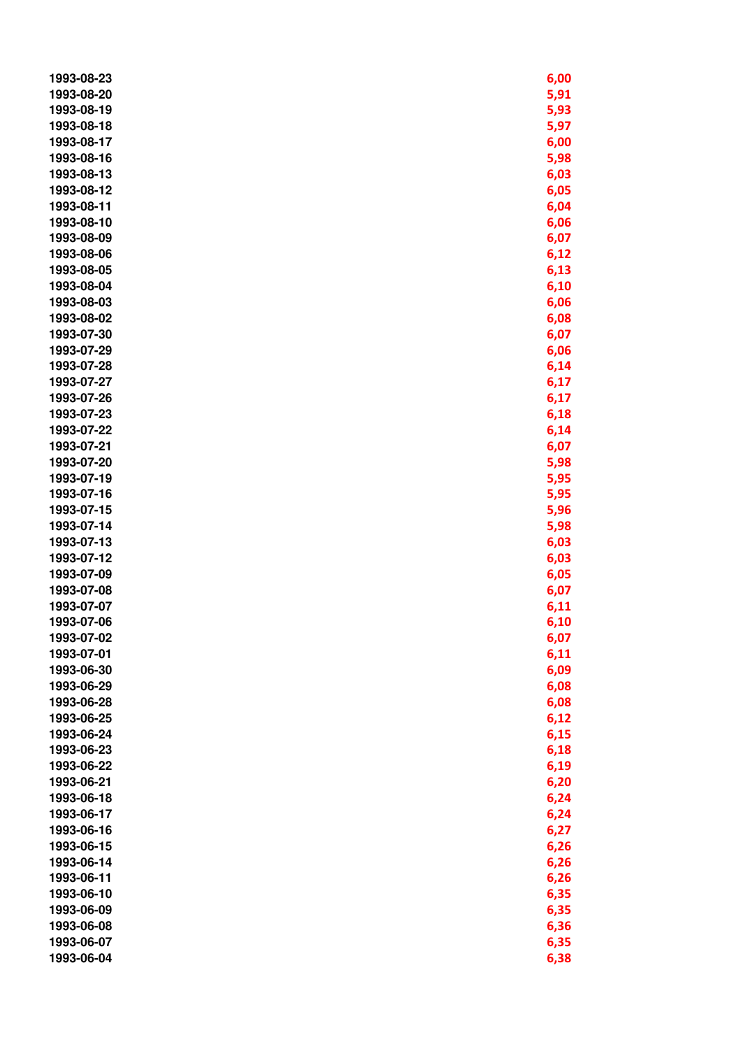| | |
|---|---|
| 1993-08-23 | 6,00 |
| 1993-08-20 | 5,91 |
| 1993-08-19 | 5,93 |
| 1993-08-18 | 5,97 |
| 1993-08-17 | 6,00 |
| 1993-08-16 | 5,98 |
| 1993-08-13 | 6,03 |
| 1993-08-12 | 6,05 |
| 1993-08-11 | 6,04 |
| 1993-08-10 | 6,06 |
| 1993-08-09 | 6,07 |
| 1993-08-06 | 6,12 |
| 1993-08-05 | 6,13 |
| 1993-08-04 | 6,10 |
| 1993-08-03 | 6,06 |
| 1993-08-02 | 6,08 |
| 1993-07-30 | 6,07 |
| 1993-07-29 | 6,06 |
| 1993-07-28 | 6,14 |
| 1993-07-27 | 6,17 |
| 1993-07-26 | 6,17 |
| 1993-07-23 | 6,18 |
| 1993-07-22 | 6,14 |
| 1993-07-21 | 6,07 |
| 1993-07-20 | 5,98 |
| 1993-07-19 | 5,95 |
| 1993-07-16 | 5,95 |
| 1993-07-15 | 5,96 |
| 1993-07-14 | 5,98 |
| 1993-07-13 | 6,03 |
| 1993-07-12 | 6,03 |
| 1993-07-09 | 6,05 |
| 1993-07-08 | 6,07 |
| 1993-07-07 | 6,11 |
| 1993-07-06 | 6,10 |
| 1993-07-02 | 6,07 |
| 1993-07-01 | 6,11 |
| 1993-06-30 | 6,09 |
| 1993-06-29 | 6,08 |
| 1993-06-28 | 6,08 |
| 1993-06-25 | 6,12 |
| 1993-06-24 | 6,15 |
| 1993-06-23 | 6,18 |
| 1993-06-22 | 6,19 |
| 1993-06-21 | 6,20 |
| 1993-06-18 | 6,24 |
| 1993-06-17 | 6,24 |
| 1993-06-16 | 6,27 |
| 1993-06-15 | 6,26 |
| 1993-06-14 | 6,26 |
| 1993-06-11 | 6,26 |
| 1993-06-10 | 6,35 |
| 1993-06-09 | 6,35 |
| 1993-06-08 | 6,36 |
| 1993-06-07 | 6,35 |
| 1993-06-04 | 6,38 |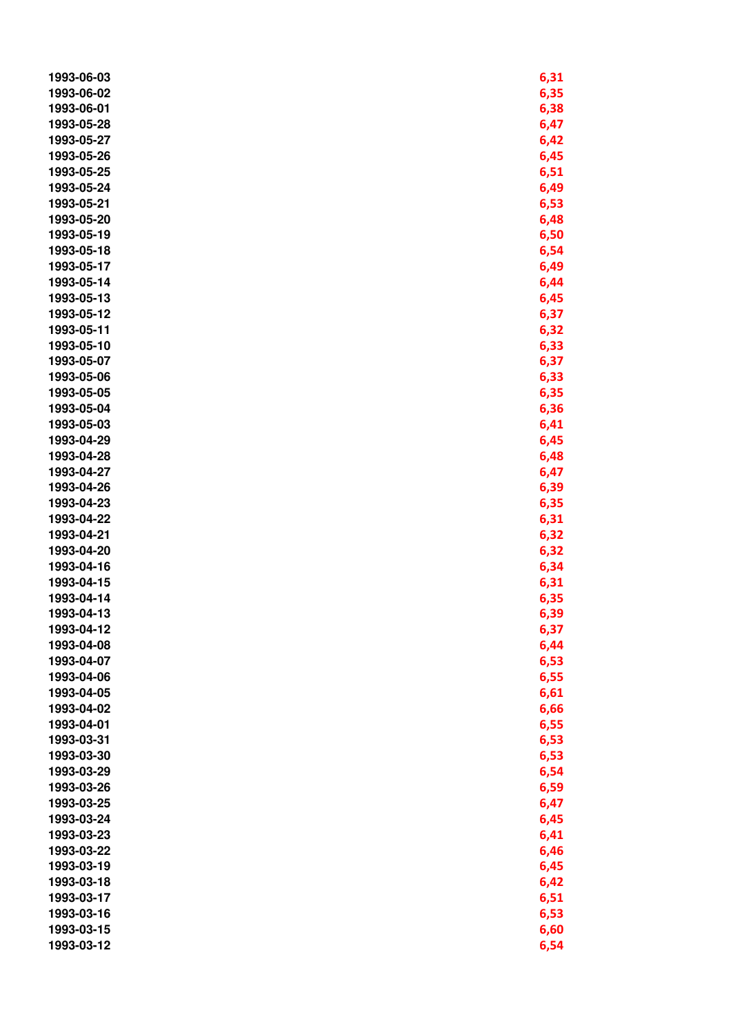| | |
|---|---|
| 1993-06-03 | 6,31 |
| 1993-06-02 | 6,35 |
| 1993-06-01 | 6,38 |
| 1993-05-28 | 6,47 |
| 1993-05-27 | 6,42 |
| 1993-05-26 | 6,45 |
| 1993-05-25 | 6,51 |
| 1993-05-24 | 6,49 |
| 1993-05-21 | 6,53 |
| 1993-05-20 | 6,48 |
| 1993-05-19 | 6,50 |
| 1993-05-18 | 6,54 |
| 1993-05-17 | 6,49 |
| 1993-05-14 | 6,44 |
| 1993-05-13 | 6,45 |
| 1993-05-12 | 6,37 |
| 1993-05-11 | 6,32 |
| 1993-05-10 | 6,33 |
| 1993-05-07 | 6,37 |
| 1993-05-06 | 6,33 |
| 1993-05-05 | 6,35 |
| 1993-05-04 | 6,36 |
| 1993-05-03 | 6,41 |
| 1993-04-29 | 6,45 |
| 1993-04-28 | 6,48 |
| 1993-04-27 | 6,47 |
| 1993-04-26 | 6,39 |
| 1993-04-23 | 6,35 |
| 1993-04-22 | 6,31 |
| 1993-04-21 | 6,32 |
| 1993-04-20 | 6,32 |
| 1993-04-16 | 6,34 |
| 1993-04-15 | 6,31 |
| 1993-04-14 | 6,35 |
| 1993-04-13 | 6,39 |
| 1993-04-12 | 6,37 |
| 1993-04-08 | 6,44 |
| 1993-04-07 | 6,53 |
| 1993-04-06 | 6,55 |
| 1993-04-05 | 6,61 |
| 1993-04-02 | 6,66 |
| 1993-04-01 | 6,55 |
| 1993-03-31 | 6,53 |
| 1993-03-30 | 6,53 |
| 1993-03-29 | 6,54 |
| 1993-03-26 | 6,59 |
| 1993-03-25 | 6,47 |
| 1993-03-24 | 6,45 |
| 1993-03-23 | 6,41 |
| 1993-03-22 | 6,46 |
| 1993-03-19 | 6,45 |
| 1993-03-18 | 6,42 |
| 1993-03-17 | 6,51 |
| 1993-03-16 | 6,53 |
| 1993-03-15 | 6,60 |
| 1993-03-12 | 6,54 |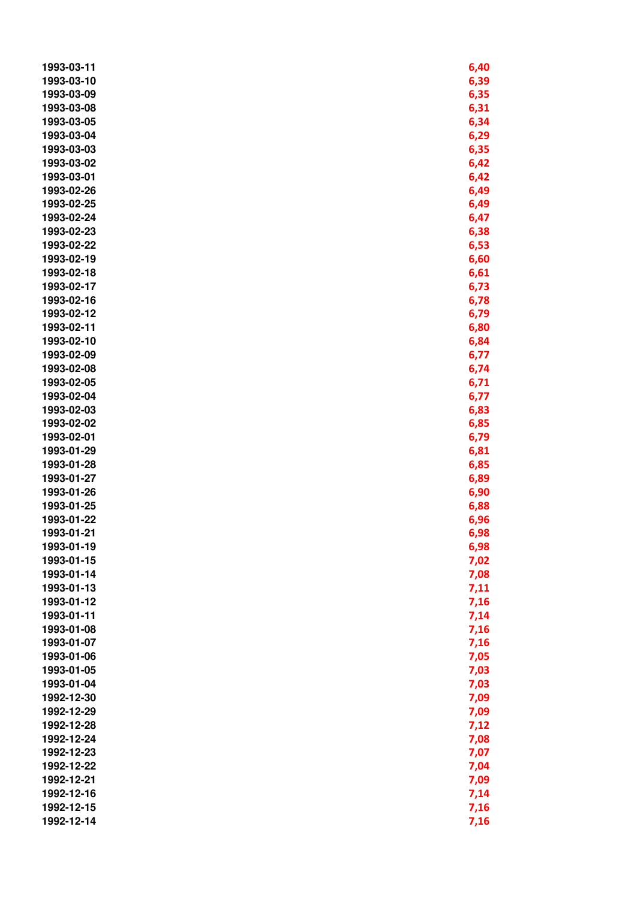| | |
|---|---|
| 1993-03-11 | 6,40 |
| 1993-03-10 | 6,39 |
| 1993-03-09 | 6,35 |
| 1993-03-08 | 6,31 |
| 1993-03-05 | 6,34 |
| 1993-03-04 | 6,29 |
| 1993-03-03 | 6,35 |
| 1993-03-02 | 6,42 |
| 1993-03-01 | 6,42 |
| 1993-02-26 | 6,49 |
| 1993-02-25 | 6,49 |
| 1993-02-24 | 6,47 |
| 1993-02-23 | 6,38 |
| 1993-02-22 | 6,53 |
| 1993-02-19 | 6,60 |
| 1993-02-18 | 6,61 |
| 1993-02-17 | 6,73 |
| 1993-02-16 | 6,78 |
| 1993-02-12 | 6,79 |
| 1993-02-11 | 6,80 |
| 1993-02-10 | 6,84 |
| 1993-02-09 | 6,77 |
| 1993-02-08 | 6,74 |
| 1993-02-05 | 6,71 |
| 1993-02-04 | 6,77 |
| 1993-02-03 | 6,83 |
| 1993-02-02 | 6,85 |
| 1993-02-01 | 6,79 |
| 1993-01-29 | 6,81 |
| 1993-01-28 | 6,85 |
| 1993-01-27 | 6,89 |
| 1993-01-26 | 6,90 |
| 1993-01-25 | 6,88 |
| 1993-01-22 | 6,96 |
| 1993-01-21 | 6,98 |
| 1993-01-19 | 6,98 |
| 1993-01-15 | 7,02 |
| 1993-01-14 | 7,08 |
| 1993-01-13 | 7,11 |
| 1993-01-12 | 7,16 |
| 1993-01-11 | 7,14 |
| 1993-01-08 | 7,16 |
| 1993-01-07 | 7,16 |
| 1993-01-06 | 7,05 |
| 1993-01-05 | 7,03 |
| 1993-01-04 | 7,03 |
| 1992-12-30 | 7,09 |
| 1992-12-29 | 7,09 |
| 1992-12-28 | 7,12 |
| 1992-12-24 | 7,08 |
| 1992-12-23 | 7,07 |
| 1992-12-22 | 7,04 |
| 1992-12-21 | 7,09 |
| 1992-12-16 | 7,14 |
| 1992-12-15 | 7,16 |
| 1992-12-14 | 7,16 |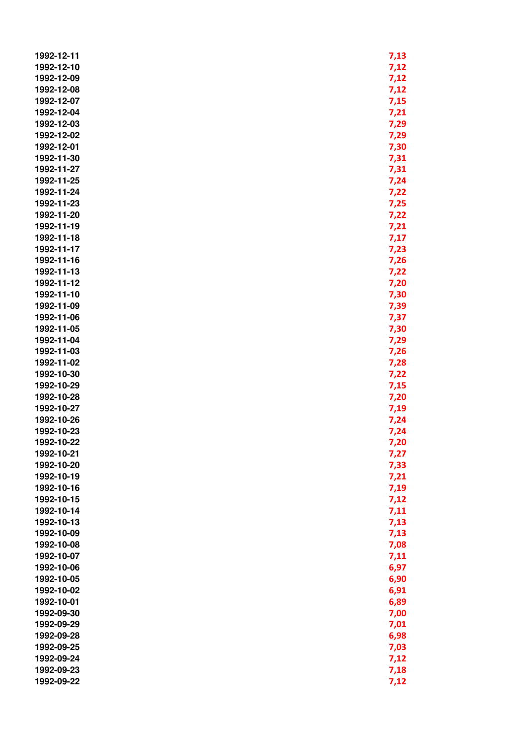| | |
|---|---|
| 1992-12-11 | 7,13 |
| 1992-12-10 | 7,12 |
| 1992-12-09 | 7,12 |
| 1992-12-08 | 7,12 |
| 1992-12-07 | 7,15 |
| 1992-12-04 | 7,21 |
| 1992-12-03 | 7,29 |
| 1992-12-02 | 7,29 |
| 1992-12-01 | 7,30 |
| 1992-11-30 | 7,31 |
| 1992-11-27 | 7,31 |
| 1992-11-25 | 7,24 |
| 1992-11-24 | 7,22 |
| 1992-11-23 | 7,25 |
| 1992-11-20 | 7,22 |
| 1992-11-19 | 7,21 |
| 1992-11-18 | 7,17 |
| 1992-11-17 | 7,23 |
| 1992-11-16 | 7,26 |
| 1992-11-13 | 7,22 |
| 1992-11-12 | 7,20 |
| 1992-11-10 | 7,30 |
| 1992-11-09 | 7,39 |
| 1992-11-06 | 7,37 |
| 1992-11-05 | 7,30 |
| 1992-11-04 | 7,29 |
| 1992-11-03 | 7,26 |
| 1992-11-02 | 7,28 |
| 1992-10-30 | 7,22 |
| 1992-10-29 | 7,15 |
| 1992-10-28 | 7,20 |
| 1992-10-27 | 7,19 |
| 1992-10-26 | 7,24 |
| 1992-10-23 | 7,24 |
| 1992-10-22 | 7,20 |
| 1992-10-21 | 7,27 |
| 1992-10-20 | 7,33 |
| 1992-10-19 | 7,21 |
| 1992-10-16 | 7,19 |
| 1992-10-15 | 7,12 |
| 1992-10-14 | 7,11 |
| 1992-10-13 | 7,13 |
| 1992-10-09 | 7,13 |
| 1992-10-08 | 7,08 |
| 1992-10-07 | 7,11 |
| 1992-10-06 | 6,97 |
| 1992-10-05 | 6,90 |
| 1992-10-02 | 6,91 |
| 1992-10-01 | 6,89 |
| 1992-09-30 | 7,00 |
| 1992-09-29 | 7,01 |
| 1992-09-28 | 6,98 |
| 1992-09-25 | 7,03 |
| 1992-09-24 | 7,12 |
| 1992-09-23 | 7,18 |
| 1992-09-22 | 7,12 |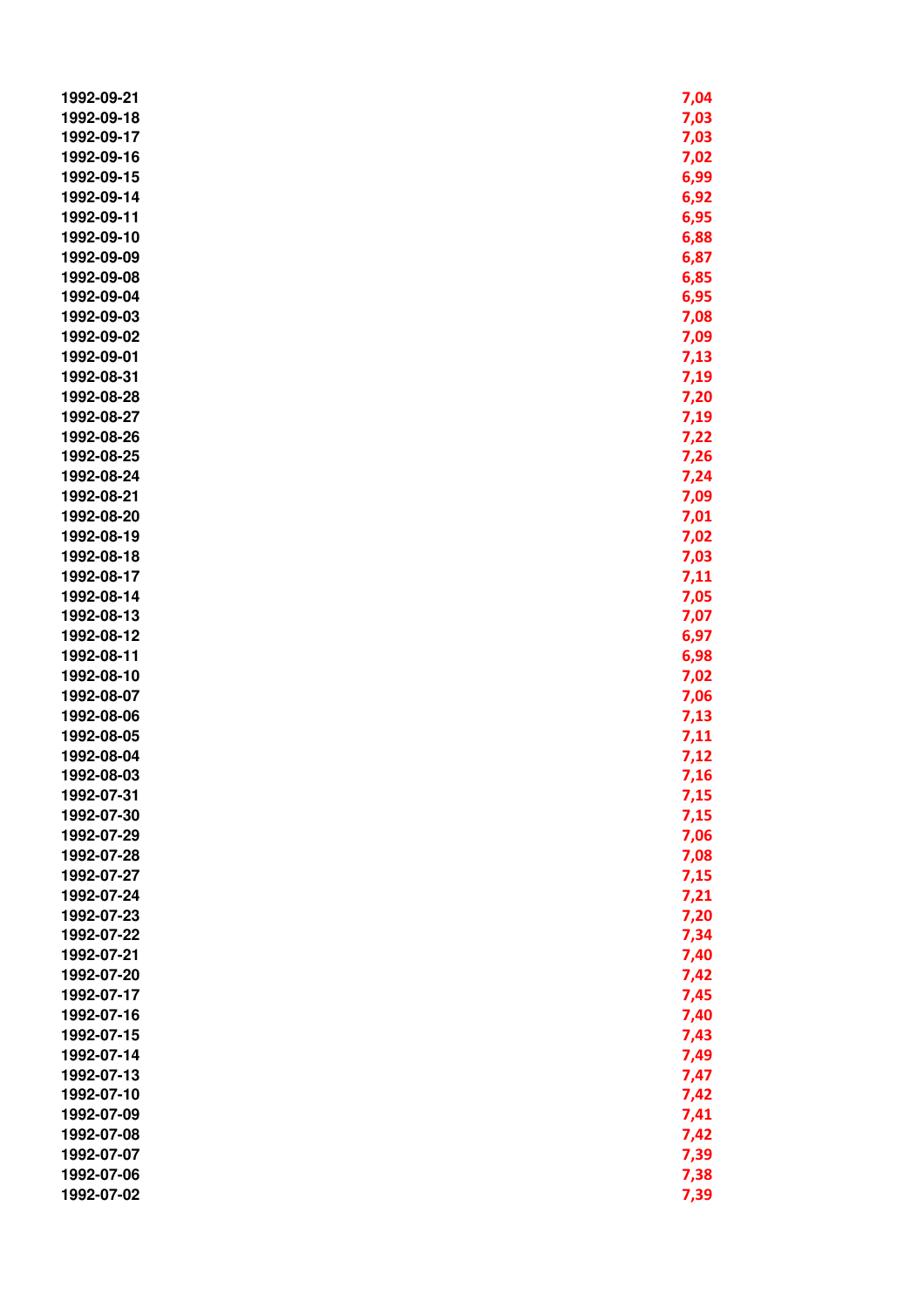| | |
|---|---|
| 1992-09-21 | 7,04 |
| 1992-09-18 | 7,03 |
| 1992-09-17 | 7,03 |
| 1992-09-16 | 7,02 |
| 1992-09-15 | 6,99 |
| 1992-09-14 | 6,92 |
| 1992-09-11 | 6,95 |
| 1992-09-10 | 6,88 |
| 1992-09-09 | 6,87 |
| 1992-09-08 | 6,85 |
| 1992-09-04 | 6,95 |
| 1992-09-03 | 7,08 |
| 1992-09-02 | 7,09 |
| 1992-09-01 | 7,13 |
| 1992-08-31 | 7,19 |
| 1992-08-28 | 7,20 |
| 1992-08-27 | 7,19 |
| 1992-08-26 | 7,22 |
| 1992-08-25 | 7,26 |
| 1992-08-24 | 7,24 |
| 1992-08-21 | 7,09 |
| 1992-08-20 | 7,01 |
| 1992-08-19 | 7,02 |
| 1992-08-18 | 7,03 |
| 1992-08-17 | 7,11 |
| 1992-08-14 | 7,05 |
| 1992-08-13 | 7,07 |
| 1992-08-12 | 6,97 |
| 1992-08-11 | 6,98 |
| 1992-08-10 | 7,02 |
| 1992-08-07 | 7,06 |
| 1992-08-06 | 7,13 |
| 1992-08-05 | 7,11 |
| 1992-08-04 | 7,12 |
| 1992-08-03 | 7,16 |
| 1992-07-31 | 7,15 |
| 1992-07-30 | 7,15 |
| 1992-07-29 | 7,06 |
| 1992-07-28 | 7,08 |
| 1992-07-27 | 7,15 |
| 1992-07-24 | 7,21 |
| 1992-07-23 | 7,20 |
| 1992-07-22 | 7,34 |
| 1992-07-21 | 7,40 |
| 1992-07-20 | 7,42 |
| 1992-07-17 | 7,45 |
| 1992-07-16 | 7,40 |
| 1992-07-15 | 7,43 |
| 1992-07-14 | 7,49 |
| 1992-07-13 | 7,47 |
| 1992-07-10 | 7,42 |
| 1992-07-09 | 7,41 |
| 1992-07-08 | 7,42 |
| 1992-07-07 | 7,39 |
| 1992-07-06 | 7,38 |
| 1992-07-02 | 7,39 |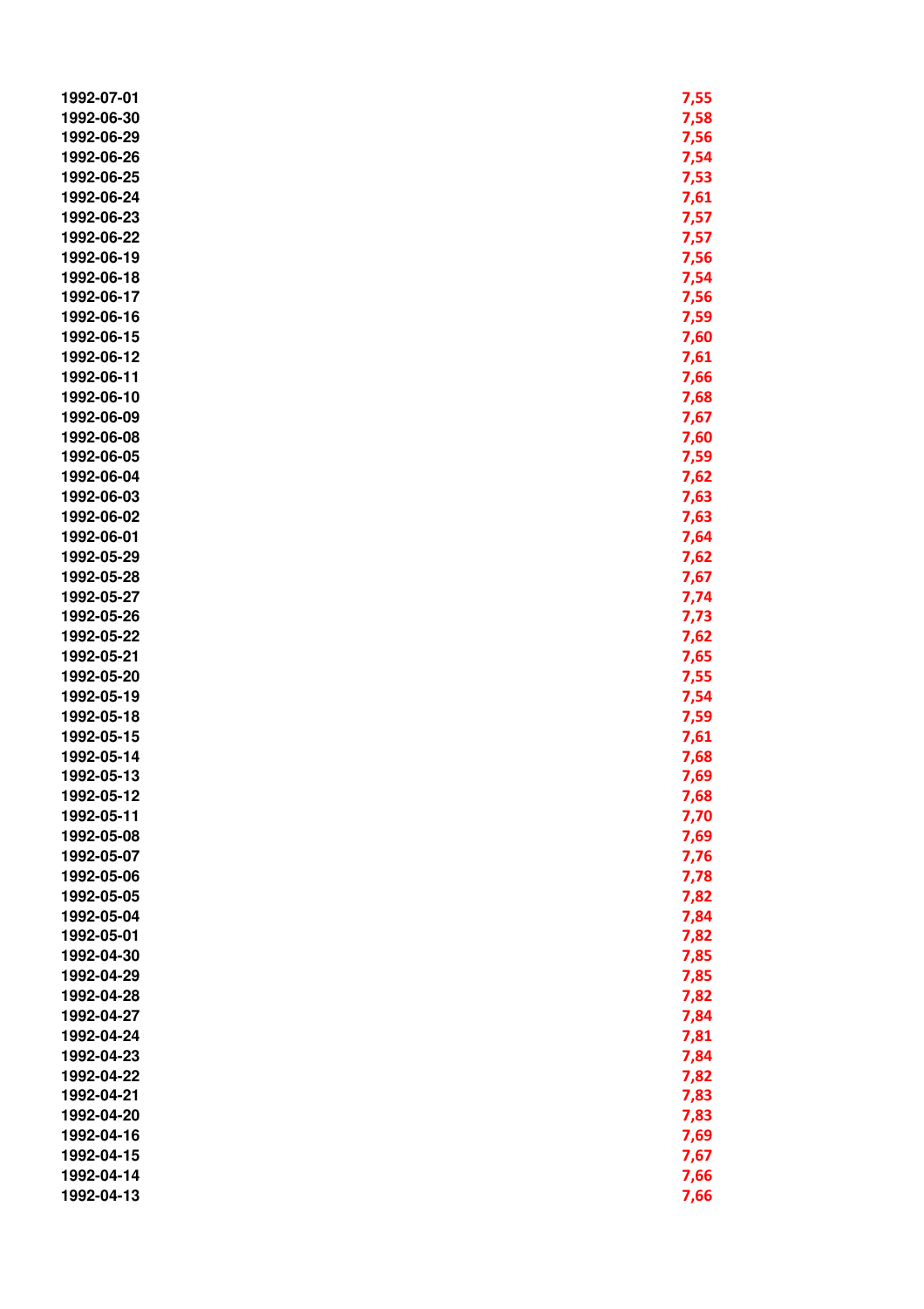| | |
|---|---|
| 1992-07-01 | 7,55 |
| 1992-06-30 | 7,58 |
| 1992-06-29 | 7,56 |
| 1992-06-26 | 7,54 |
| 1992-06-25 | 7,53 |
| 1992-06-24 | 7,61 |
| 1992-06-23 | 7,57 |
| 1992-06-22 | 7,57 |
| 1992-06-19 | 7,56 |
| 1992-06-18 | 7,54 |
| 1992-06-17 | 7,56 |
| 1992-06-16 | 7,59 |
| 1992-06-15 | 7,60 |
| 1992-06-12 | 7,61 |
| 1992-06-11 | 7,66 |
| 1992-06-10 | 7,68 |
| 1992-06-09 | 7,67 |
| 1992-06-08 | 7,60 |
| 1992-06-05 | 7,59 |
| 1992-06-04 | 7,62 |
| 1992-06-03 | 7,63 |
| 1992-06-02 | 7,63 |
| 1992-06-01 | 7,64 |
| 1992-05-29 | 7,62 |
| 1992-05-28 | 7,67 |
| 1992-05-27 | 7,74 |
| 1992-05-26 | 7,73 |
| 1992-05-22 | 7,62 |
| 1992-05-21 | 7,65 |
| 1992-05-20 | 7,55 |
| 1992-05-19 | 7,54 |
| 1992-05-18 | 7,59 |
| 1992-05-15 | 7,61 |
| 1992-05-14 | 7,68 |
| 1992-05-13 | 7,69 |
| 1992-05-12 | 7,68 |
| 1992-05-11 | 7,70 |
| 1992-05-08 | 7,69 |
| 1992-05-07 | 7,76 |
| 1992-05-06 | 7,78 |
| 1992-05-05 | 7,82 |
| 1992-05-04 | 7,84 |
| 1992-05-01 | 7,82 |
| 1992-04-30 | 7,85 |
| 1992-04-29 | 7,85 |
| 1992-04-28 | 7,82 |
| 1992-04-27 | 7,84 |
| 1992-04-24 | 7,81 |
| 1992-04-23 | 7,84 |
| 1992-04-22 | 7,82 |
| 1992-04-21 | 7,83 |
| 1992-04-20 | 7,83 |
| 1992-04-16 | 7,69 |
| 1992-04-15 | 7,67 |
| 1992-04-14 | 7,66 |
| 1992-04-13 | 7,66 |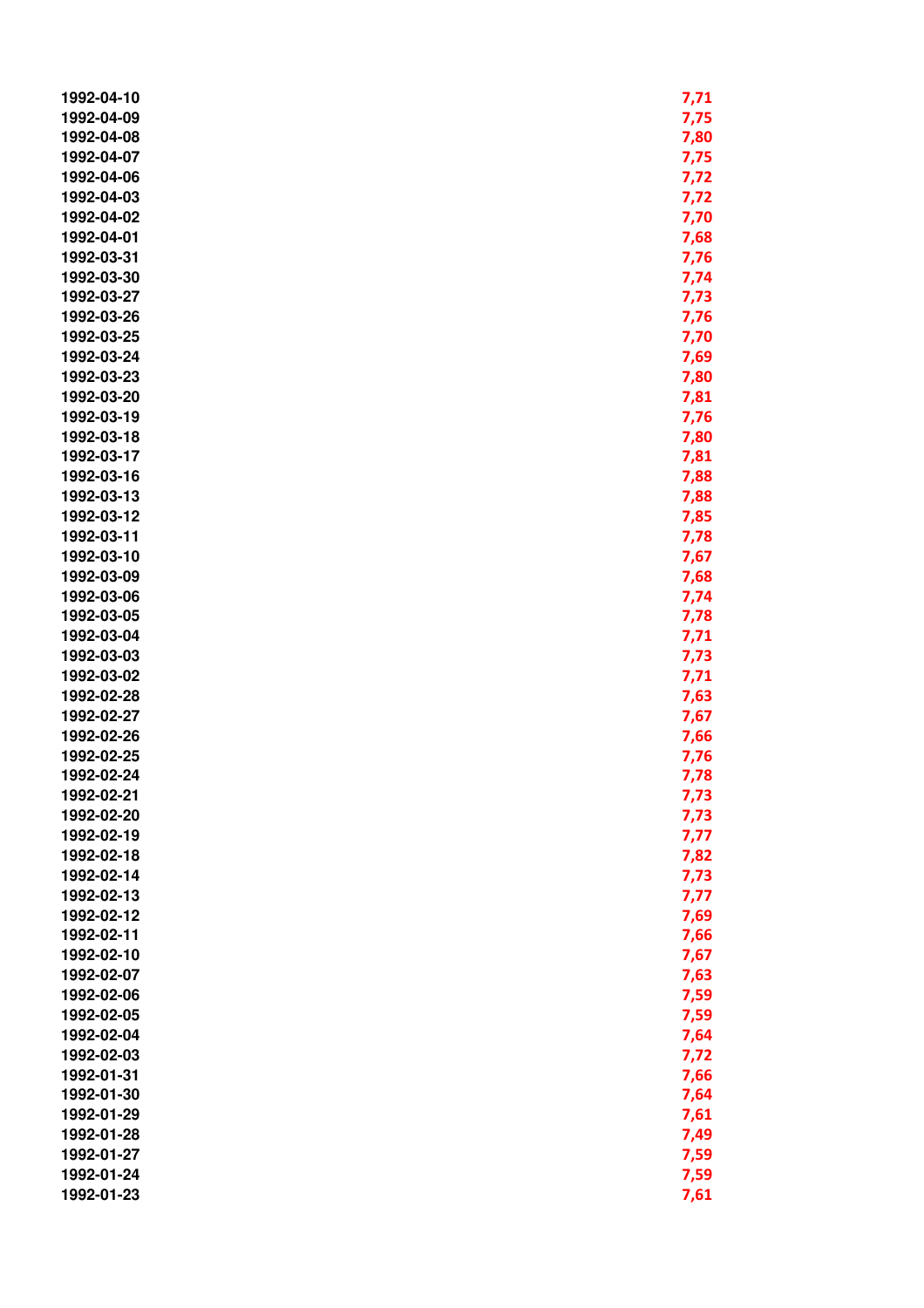| | |
|---|---|
| 1992-04-10 | 7,71 |
| 1992-04-09 | 7,75 |
| 1992-04-08 | 7,80 |
| 1992-04-07 | 7,75 |
| 1992-04-06 | 7,72 |
| 1992-04-03 | 7,72 |
| 1992-04-02 | 7,70 |
| 1992-04-01 | 7,68 |
| 1992-03-31 | 7,76 |
| 1992-03-30 | 7,74 |
| 1992-03-27 | 7,73 |
| 1992-03-26 | 7,76 |
| 1992-03-25 | 7,70 |
| 1992-03-24 | 7,69 |
| 1992-03-23 | 7,80 |
| 1992-03-20 | 7,81 |
| 1992-03-19 | 7,76 |
| 1992-03-18 | 7,80 |
| 1992-03-17 | 7,81 |
| 1992-03-16 | 7,88 |
| 1992-03-13 | 7,88 |
| 1992-03-12 | 7,85 |
| 1992-03-11 | 7,78 |
| 1992-03-10 | 7,67 |
| 1992-03-09 | 7,68 |
| 1992-03-06 | 7,74 |
| 1992-03-05 | 7,78 |
| 1992-03-04 | 7,71 |
| 1992-03-03 | 7,73 |
| 1992-03-02 | 7,71 |
| 1992-02-28 | 7,63 |
| 1992-02-27 | 7,67 |
| 1992-02-26 | 7,66 |
| 1992-02-25 | 7,76 |
| 1992-02-24 | 7,78 |
| 1992-02-21 | 7,73 |
| 1992-02-20 | 7,73 |
| 1992-02-19 | 7,77 |
| 1992-02-18 | 7,82 |
| 1992-02-14 | 7,73 |
| 1992-02-13 | 7,77 |
| 1992-02-12 | 7,69 |
| 1992-02-11 | 7,66 |
| 1992-02-10 | 7,67 |
| 1992-02-07 | 7,63 |
| 1992-02-06 | 7,59 |
| 1992-02-05 | 7,59 |
| 1992-02-04 | 7,64 |
| 1992-02-03 | 7,72 |
| 1992-01-31 | 7,66 |
| 1992-01-30 | 7,64 |
| 1992-01-29 | 7,61 |
| 1992-01-28 | 7,49 |
| 1992-01-27 | 7,59 |
| 1992-01-24 | 7,59 |
| 1992-01-23 | 7,61 |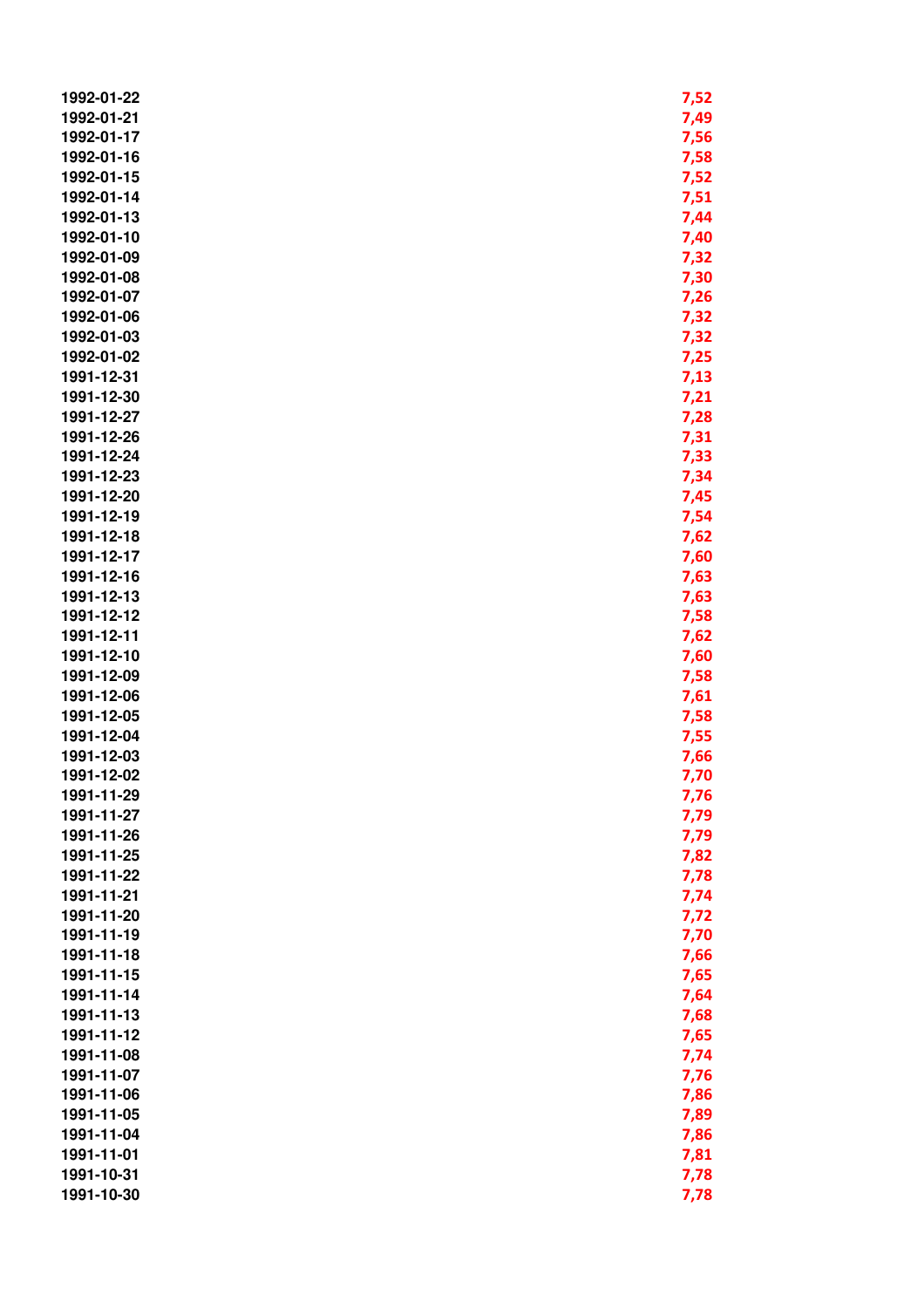| | |
|---|---|
| 1992-01-22 | 7,52 |
| 1992-01-21 | 7,49 |
| 1992-01-17 | 7,56 |
| 1992-01-16 | 7,58 |
| 1992-01-15 | 7,52 |
| 1992-01-14 | 7,51 |
| 1992-01-13 | 7,44 |
| 1992-01-10 | 7,40 |
| 1992-01-09 | 7,32 |
| 1992-01-08 | 7,30 |
| 1992-01-07 | 7,26 |
| 1992-01-06 | 7,32 |
| 1992-01-03 | 7,32 |
| 1992-01-02 | 7,25 |
| 1991-12-31 | 7,13 |
| 1991-12-30 | 7,21 |
| 1991-12-27 | 7,28 |
| 1991-12-26 | 7,31 |
| 1991-12-24 | 7,33 |
| 1991-12-23 | 7,34 |
| 1991-12-20 | 7,45 |
| 1991-12-19 | 7,54 |
| 1991-12-18 | 7,62 |
| 1991-12-17 | 7,60 |
| 1991-12-16 | 7,63 |
| 1991-12-13 | 7,63 |
| 1991-12-12 | 7,58 |
| 1991-12-11 | 7,62 |
| 1991-12-10 | 7,60 |
| 1991-12-09 | 7,58 |
| 1991-12-06 | 7,61 |
| 1991-12-05 | 7,58 |
| 1991-12-04 | 7,55 |
| 1991-12-03 | 7,66 |
| 1991-12-02 | 7,70 |
| 1991-11-29 | 7,76 |
| 1991-11-27 | 7,79 |
| 1991-11-26 | 7,79 |
| 1991-11-25 | 7,82 |
| 1991-11-22 | 7,78 |
| 1991-11-21 | 7,74 |
| 1991-11-20 | 7,72 |
| 1991-11-19 | 7,70 |
| 1991-11-18 | 7,66 |
| 1991-11-15 | 7,65 |
| 1991-11-14 | 7,64 |
| 1991-11-13 | 7,68 |
| 1991-11-12 | 7,65 |
| 1991-11-08 | 7,74 |
| 1991-11-07 | 7,76 |
| 1991-11-06 | 7,86 |
| 1991-11-05 | 7,89 |
| 1991-11-04 | 7,86 |
| 1991-11-01 | 7,81 |
| 1991-10-31 | 7,78 |
| 1991-10-30 | 7,78 |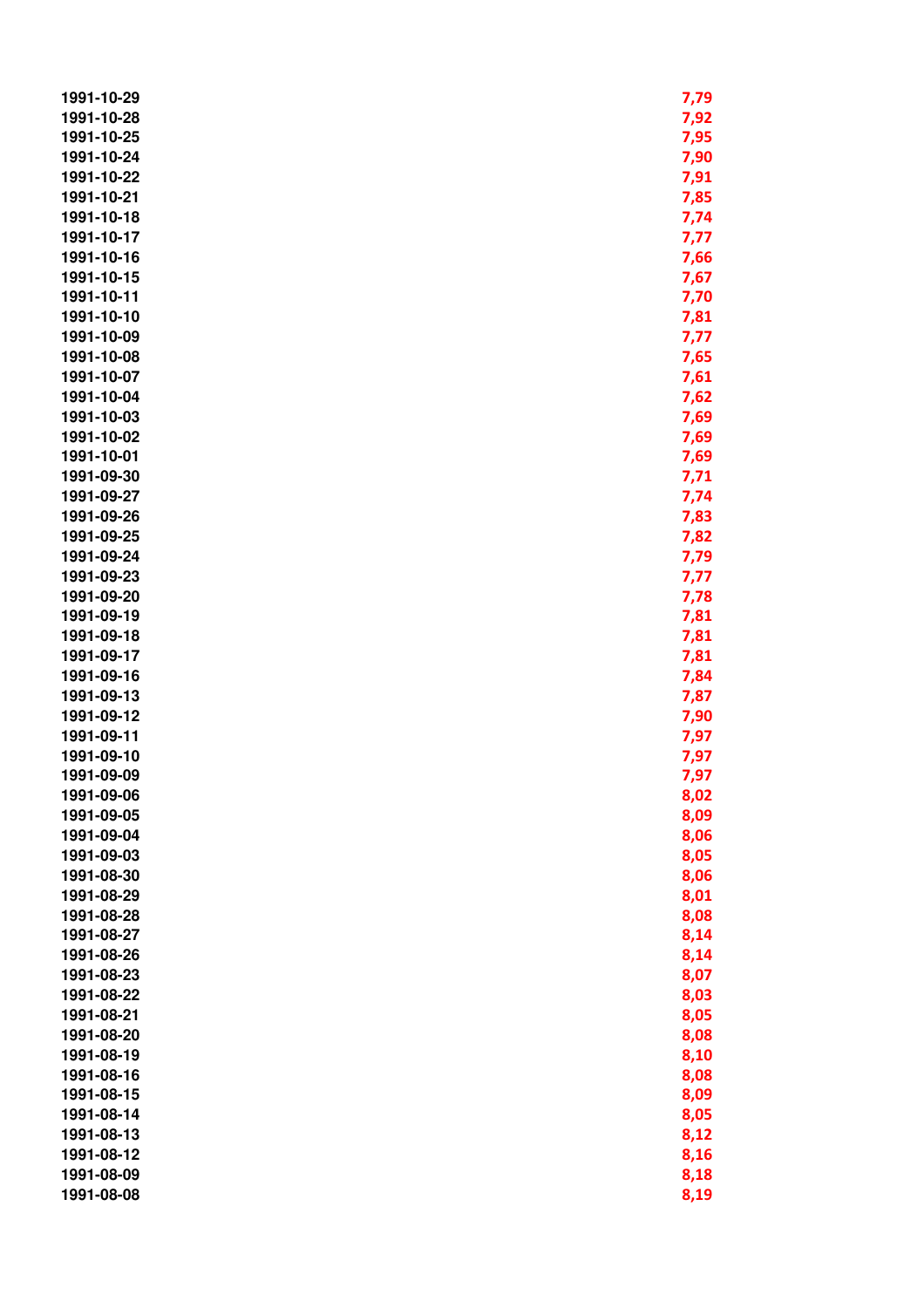| | |
|---|---|
| 1991-10-29 | 7,79 |
| 1991-10-28 | 7,92 |
| 1991-10-25 | 7,95 |
| 1991-10-24 | 7,90 |
| 1991-10-22 | 7,91 |
| 1991-10-21 | 7,85 |
| 1991-10-18 | 7,74 |
| 1991-10-17 | 7,77 |
| 1991-10-16 | 7,66 |
| 1991-10-15 | 7,67 |
| 1991-10-11 | 7,70 |
| 1991-10-10 | 7,81 |
| 1991-10-09 | 7,77 |
| 1991-10-08 | 7,65 |
| 1991-10-07 | 7,61 |
| 1991-10-04 | 7,62 |
| 1991-10-03 | 7,69 |
| 1991-10-02 | 7,69 |
| 1991-10-01 | 7,69 |
| 1991-09-30 | 7,71 |
| 1991-09-27 | 7,74 |
| 1991-09-26 | 7,83 |
| 1991-09-25 | 7,82 |
| 1991-09-24 | 7,79 |
| 1991-09-23 | 7,77 |
| 1991-09-20 | 7,78 |
| 1991-09-19 | 7,81 |
| 1991-09-18 | 7,81 |
| 1991-09-17 | 7,81 |
| 1991-09-16 | 7,84 |
| 1991-09-13 | 7,87 |
| 1991-09-12 | 7,90 |
| 1991-09-11 | 7,97 |
| 1991-09-10 | 7,97 |
| 1991-09-09 | 7,97 |
| 1991-09-06 | 8,02 |
| 1991-09-05 | 8,09 |
| 1991-09-04 | 8,06 |
| 1991-09-03 | 8,05 |
| 1991-08-30 | 8,06 |
| 1991-08-29 | 8,01 |
| 1991-08-28 | 8,08 |
| 1991-08-27 | 8,14 |
| 1991-08-26 | 8,14 |
| 1991-08-23 | 8,07 |
| 1991-08-22 | 8,03 |
| 1991-08-21 | 8,05 |
| 1991-08-20 | 8,08 |
| 1991-08-19 | 8,10 |
| 1991-08-16 | 8,08 |
| 1991-08-15 | 8,09 |
| 1991-08-14 | 8,05 |
| 1991-08-13 | 8,12 |
| 1991-08-12 | 8,16 |
| 1991-08-09 | 8,18 |
| 1991-08-08 | 8,19 |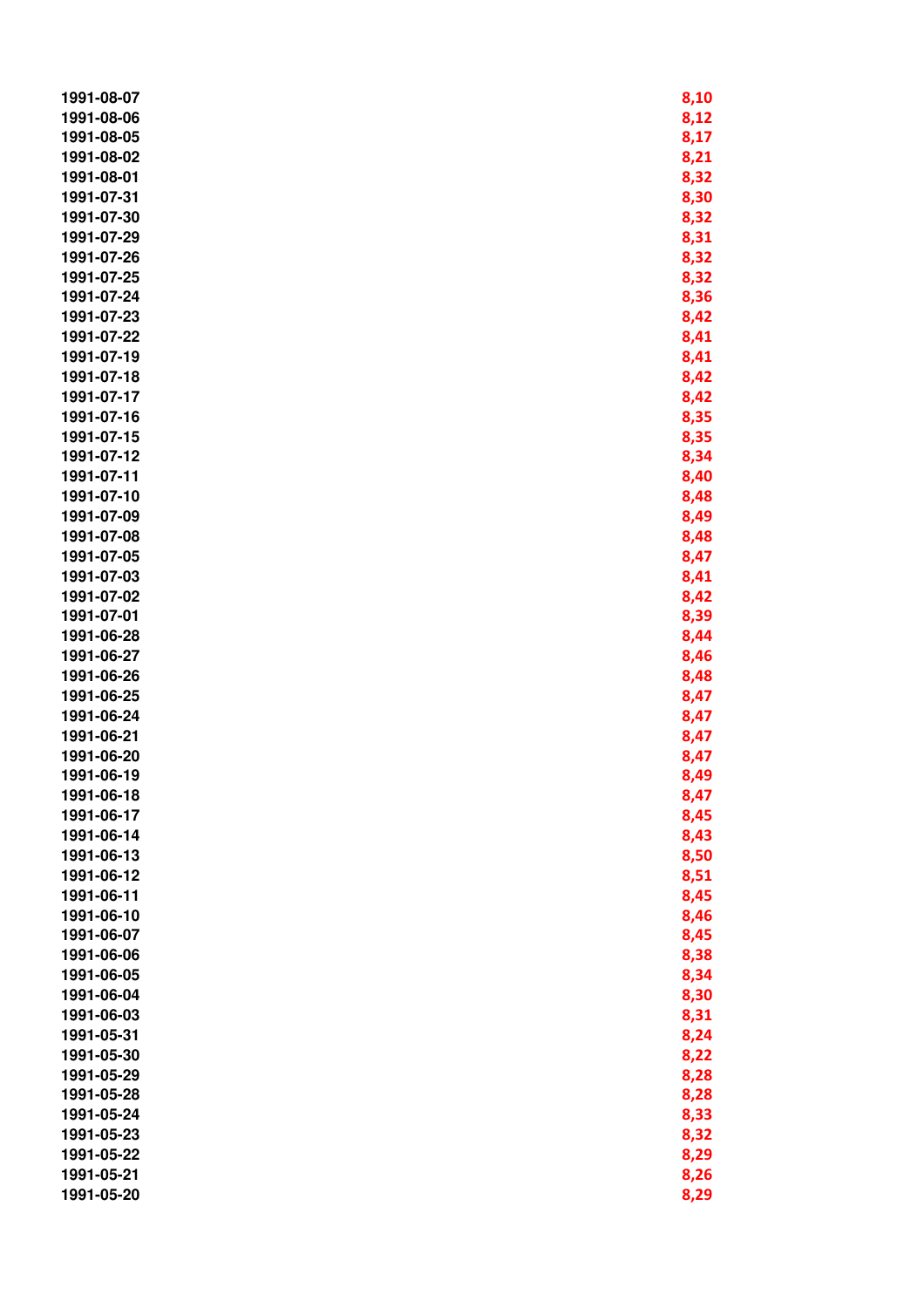| | |
|---|---|
| 1991-08-07 | 8,10 |
| 1991-08-06 | 8,12 |
| 1991-08-05 | 8,17 |
| 1991-08-02 | 8,21 |
| 1991-08-01 | 8,32 |
| 1991-07-31 | 8,30 |
| 1991-07-30 | 8,32 |
| 1991-07-29 | 8,31 |
| 1991-07-26 | 8,32 |
| 1991-07-25 | 8,32 |
| 1991-07-24 | 8,36 |
| 1991-07-23 | 8,42 |
| 1991-07-22 | 8,41 |
| 1991-07-19 | 8,41 |
| 1991-07-18 | 8,42 |
| 1991-07-17 | 8,42 |
| 1991-07-16 | 8,35 |
| 1991-07-15 | 8,35 |
| 1991-07-12 | 8,34 |
| 1991-07-11 | 8,40 |
| 1991-07-10 | 8,48 |
| 1991-07-09 | 8,49 |
| 1991-07-08 | 8,48 |
| 1991-07-05 | 8,47 |
| 1991-07-03 | 8,41 |
| 1991-07-02 | 8,42 |
| 1991-07-01 | 8,39 |
| 1991-06-28 | 8,44 |
| 1991-06-27 | 8,46 |
| 1991-06-26 | 8,48 |
| 1991-06-25 | 8,47 |
| 1991-06-24 | 8,47 |
| 1991-06-21 | 8,47 |
| 1991-06-20 | 8,47 |
| 1991-06-19 | 8,49 |
| 1991-06-18 | 8,47 |
| 1991-06-17 | 8,45 |
| 1991-06-14 | 8,43 |
| 1991-06-13 | 8,50 |
| 1991-06-12 | 8,51 |
| 1991-06-11 | 8,45 |
| 1991-06-10 | 8,46 |
| 1991-06-07 | 8,45 |
| 1991-06-06 | 8,38 |
| 1991-06-05 | 8,34 |
| 1991-06-04 | 8,30 |
| 1991-06-03 | 8,31 |
| 1991-05-31 | 8,24 |
| 1991-05-30 | 8,22 |
| 1991-05-29 | 8,28 |
| 1991-05-28 | 8,28 |
| 1991-05-24 | 8,33 |
| 1991-05-23 | 8,32 |
| 1991-05-22 | 8,29 |
| 1991-05-21 | 8,26 |
| 1991-05-20 | 8,29 |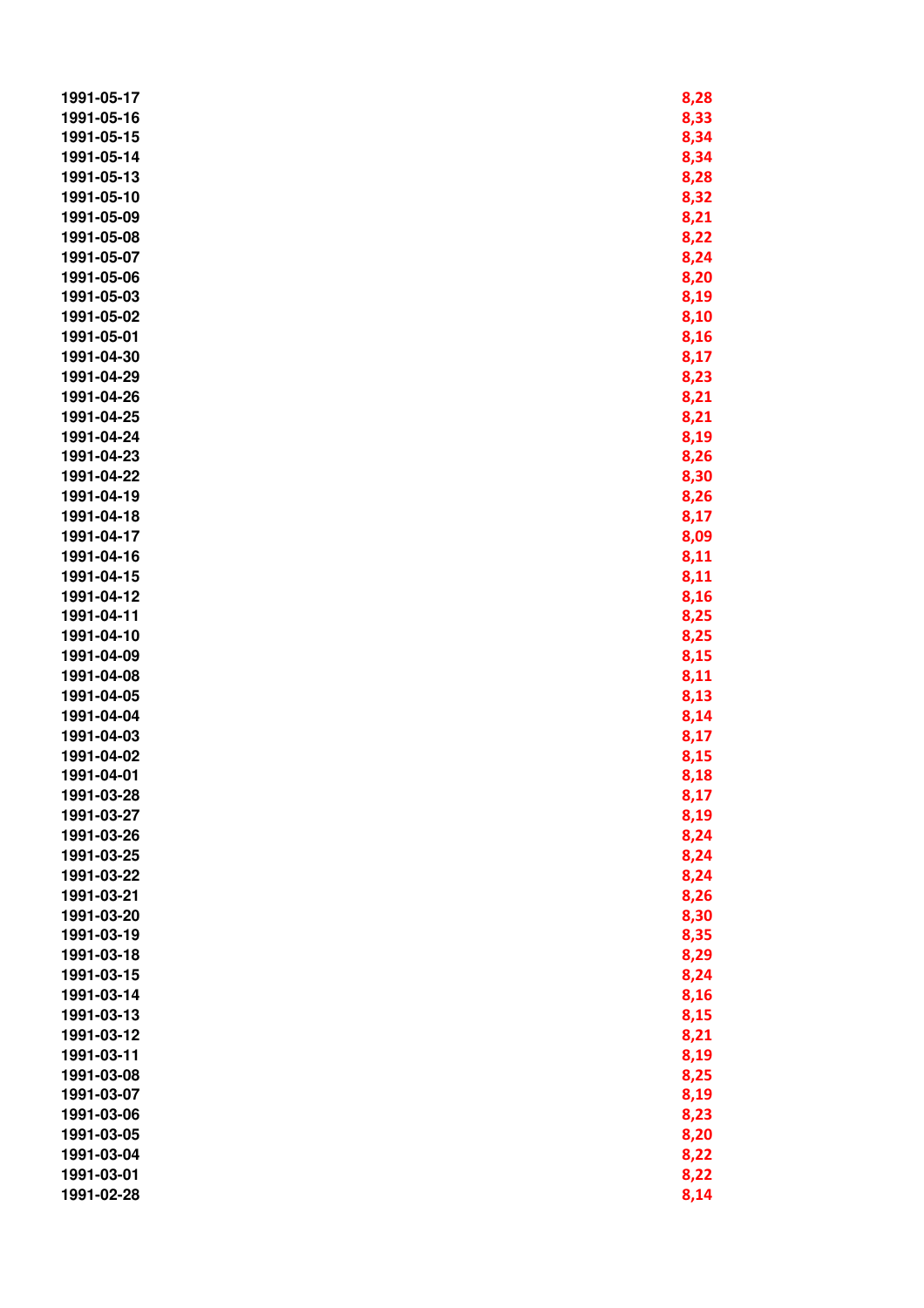| | |
|---|---|
| 1991-05-17 | 8,28 |
| 1991-05-16 | 8,33 |
| 1991-05-15 | 8,34 |
| 1991-05-14 | 8,34 |
| 1991-05-13 | 8,28 |
| 1991-05-10 | 8,32 |
| 1991-05-09 | 8,21 |
| 1991-05-08 | 8,22 |
| 1991-05-07 | 8,24 |
| 1991-05-06 | 8,20 |
| 1991-05-03 | 8,19 |
| 1991-05-02 | 8,10 |
| 1991-05-01 | 8,16 |
| 1991-04-30 | 8,17 |
| 1991-04-29 | 8,23 |
| 1991-04-26 | 8,21 |
| 1991-04-25 | 8,21 |
| 1991-04-24 | 8,19 |
| 1991-04-23 | 8,26 |
| 1991-04-22 | 8,30 |
| 1991-04-19 | 8,26 |
| 1991-04-18 | 8,17 |
| 1991-04-17 | 8,09 |
| 1991-04-16 | 8,11 |
| 1991-04-15 | 8,11 |
| 1991-04-12 | 8,16 |
| 1991-04-11 | 8,25 |
| 1991-04-10 | 8,25 |
| 1991-04-09 | 8,15 |
| 1991-04-08 | 8,11 |
| 1991-04-05 | 8,13 |
| 1991-04-04 | 8,14 |
| 1991-04-03 | 8,17 |
| 1991-04-02 | 8,15 |
| 1991-04-01 | 8,18 |
| 1991-03-28 | 8,17 |
| 1991-03-27 | 8,19 |
| 1991-03-26 | 8,24 |
| 1991-03-25 | 8,24 |
| 1991-03-22 | 8,24 |
| 1991-03-21 | 8,26 |
| 1991-03-20 | 8,30 |
| 1991-03-19 | 8,35 |
| 1991-03-18 | 8,29 |
| 1991-03-15 | 8,24 |
| 1991-03-14 | 8,16 |
| 1991-03-13 | 8,15 |
| 1991-03-12 | 8,21 |
| 1991-03-11 | 8,19 |
| 1991-03-08 | 8,25 |
| 1991-03-07 | 8,19 |
| 1991-03-06 | 8,23 |
| 1991-03-05 | 8,20 |
| 1991-03-04 | 8,22 |
| 1991-03-01 | 8,22 |
| 1991-02-28 | 8,14 |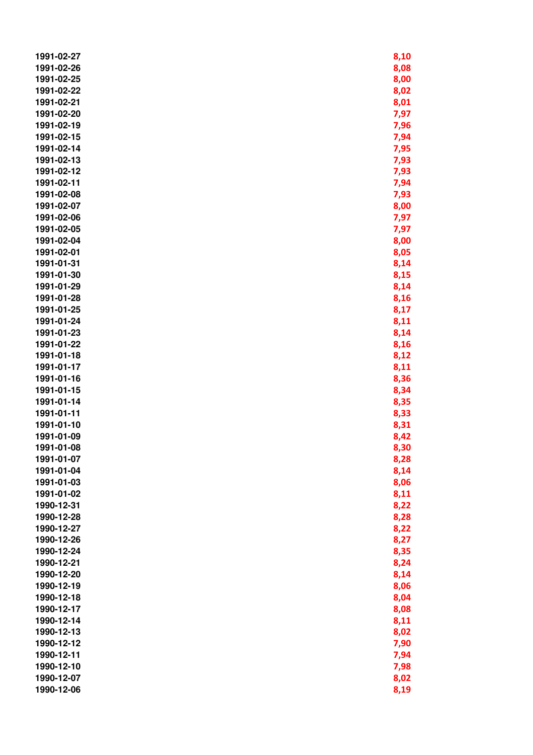| | |
|---|---|
| 1991-02-27 | 8,10 |
| 1991-02-26 | 8,08 |
| 1991-02-25 | 8,00 |
| 1991-02-22 | 8,02 |
| 1991-02-21 | 8,01 |
| 1991-02-20 | 7,97 |
| 1991-02-19 | 7,96 |
| 1991-02-15 | 7,94 |
| 1991-02-14 | 7,95 |
| 1991-02-13 | 7,93 |
| 1991-02-12 | 7,93 |
| 1991-02-11 | 7,94 |
| 1991-02-08 | 7,93 |
| 1991-02-07 | 8,00 |
| 1991-02-06 | 7,97 |
| 1991-02-05 | 7,97 |
| 1991-02-04 | 8,00 |
| 1991-02-01 | 8,05 |
| 1991-01-31 | 8,14 |
| 1991-01-30 | 8,15 |
| 1991-01-29 | 8,14 |
| 1991-01-28 | 8,16 |
| 1991-01-25 | 8,17 |
| 1991-01-24 | 8,11 |
| 1991-01-23 | 8,14 |
| 1991-01-22 | 8,16 |
| 1991-01-18 | 8,12 |
| 1991-01-17 | 8,11 |
| 1991-01-16 | 8,36 |
| 1991-01-15 | 8,34 |
| 1991-01-14 | 8,35 |
| 1991-01-11 | 8,33 |
| 1991-01-10 | 8,31 |
| 1991-01-09 | 8,42 |
| 1991-01-08 | 8,30 |
| 1991-01-07 | 8,28 |
| 1991-01-04 | 8,14 |
| 1991-01-03 | 8,06 |
| 1991-01-02 | 8,11 |
| 1990-12-31 | 8,22 |
| 1990-12-28 | 8,28 |
| 1990-12-27 | 8,22 |
| 1990-12-26 | 8,27 |
| 1990-12-24 | 8,35 |
| 1990-12-21 | 8,24 |
| 1990-12-20 | 8,14 |
| 1990-12-19 | 8,06 |
| 1990-12-18 | 8,04 |
| 1990-12-17 | 8,08 |
| 1990-12-14 | 8,11 |
| 1990-12-13 | 8,02 |
| 1990-12-12 | 7,90 |
| 1990-12-11 | 7,94 |
| 1990-12-10 | 7,98 |
| 1990-12-07 | 8,02 |
| 1990-12-06 | 8,19 |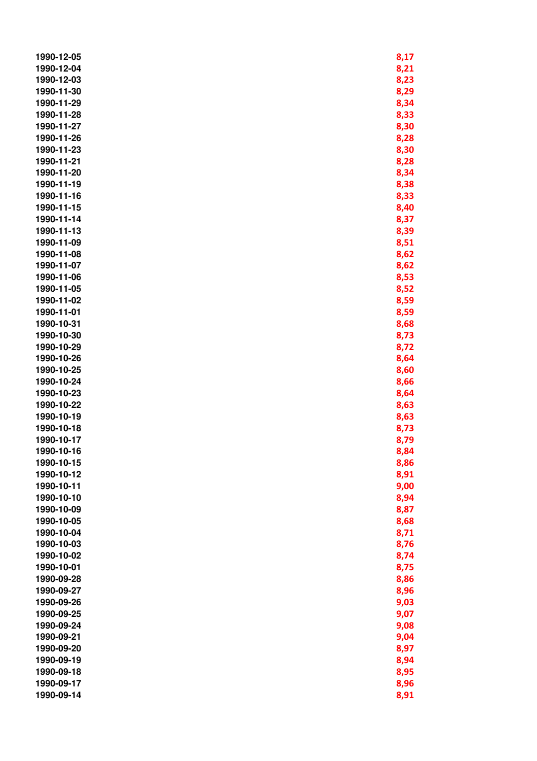| | |
|---|---|
| 1990-12-05 | 8,17 |
| 1990-12-04 | 8,21 |
| 1990-12-03 | 8,23 |
| 1990-11-30 | 8,29 |
| 1990-11-29 | 8,34 |
| 1990-11-28 | 8,33 |
| 1990-11-27 | 8,30 |
| 1990-11-26 | 8,28 |
| 1990-11-23 | 8,30 |
| 1990-11-21 | 8,28 |
| 1990-11-20 | 8,34 |
| 1990-11-19 | 8,38 |
| 1990-11-16 | 8,33 |
| 1990-11-15 | 8,40 |
| 1990-11-14 | 8,37 |
| 1990-11-13 | 8,39 |
| 1990-11-09 | 8,51 |
| 1990-11-08 | 8,62 |
| 1990-11-07 | 8,62 |
| 1990-11-06 | 8,53 |
| 1990-11-05 | 8,52 |
| 1990-11-02 | 8,59 |
| 1990-11-01 | 8,59 |
| 1990-10-31 | 8,68 |
| 1990-10-30 | 8,73 |
| 1990-10-29 | 8,72 |
| 1990-10-26 | 8,64 |
| 1990-10-25 | 8,60 |
| 1990-10-24 | 8,66 |
| 1990-10-23 | 8,64 |
| 1990-10-22 | 8,63 |
| 1990-10-19 | 8,63 |
| 1990-10-18 | 8,73 |
| 1990-10-17 | 8,79 |
| 1990-10-16 | 8,84 |
| 1990-10-15 | 8,86 |
| 1990-10-12 | 8,91 |
| 1990-10-11 | 9,00 |
| 1990-10-10 | 8,94 |
| 1990-10-09 | 8,87 |
| 1990-10-05 | 8,68 |
| 1990-10-04 | 8,71 |
| 1990-10-03 | 8,76 |
| 1990-10-02 | 8,74 |
| 1990-10-01 | 8,75 |
| 1990-09-28 | 8,86 |
| 1990-09-27 | 8,96 |
| 1990-09-26 | 9,03 |
| 1990-09-25 | 9,07 |
| 1990-09-24 | 9,08 |
| 1990-09-21 | 9,04 |
| 1990-09-20 | 8,97 |
| 1990-09-19 | 8,94 |
| 1990-09-18 | 8,95 |
| 1990-09-17 | 8,96 |
| 1990-09-14 | 8,91 |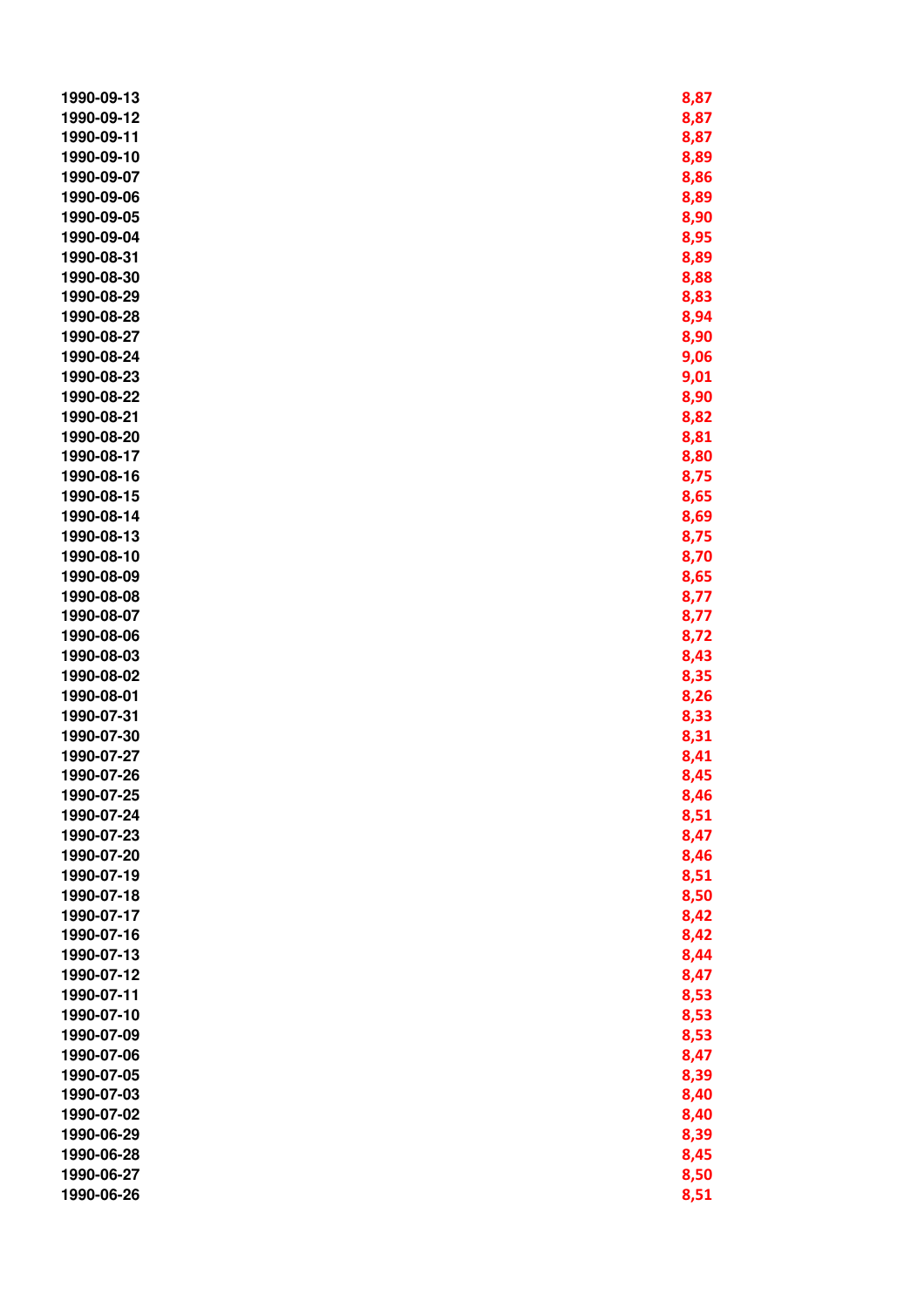| | |
|---|---|
| 1990-09-13 | 8,87 |
| 1990-09-12 | 8,87 |
| 1990-09-11 | 8,87 |
| 1990-09-10 | 8,89 |
| 1990-09-07 | 8,86 |
| 1990-09-06 | 8,89 |
| 1990-09-05 | 8,90 |
| 1990-09-04 | 8,95 |
| 1990-08-31 | 8,89 |
| 1990-08-30 | 8,88 |
| 1990-08-29 | 8,83 |
| 1990-08-28 | 8,94 |
| 1990-08-27 | 8,90 |
| 1990-08-24 | 9,06 |
| 1990-08-23 | 9,01 |
| 1990-08-22 | 8,90 |
| 1990-08-21 | 8,82 |
| 1990-08-20 | 8,81 |
| 1990-08-17 | 8,80 |
| 1990-08-16 | 8,75 |
| 1990-08-15 | 8,65 |
| 1990-08-14 | 8,69 |
| 1990-08-13 | 8,75 |
| 1990-08-10 | 8,70 |
| 1990-08-09 | 8,65 |
| 1990-08-08 | 8,77 |
| 1990-08-07 | 8,77 |
| 1990-08-06 | 8,72 |
| 1990-08-03 | 8,43 |
| 1990-08-02 | 8,35 |
| 1990-08-01 | 8,26 |
| 1990-07-31 | 8,33 |
| 1990-07-30 | 8,31 |
| 1990-07-27 | 8,41 |
| 1990-07-26 | 8,45 |
| 1990-07-25 | 8,46 |
| 1990-07-24 | 8,51 |
| 1990-07-23 | 8,47 |
| 1990-07-20 | 8,46 |
| 1990-07-19 | 8,51 |
| 1990-07-18 | 8,50 |
| 1990-07-17 | 8,42 |
| 1990-07-16 | 8,42 |
| 1990-07-13 | 8,44 |
| 1990-07-12 | 8,47 |
| 1990-07-11 | 8,53 |
| 1990-07-10 | 8,53 |
| 1990-07-09 | 8,53 |
| 1990-07-06 | 8,47 |
| 1990-07-05 | 8,39 |
| 1990-07-03 | 8,40 |
| 1990-07-02 | 8,40 |
| 1990-06-29 | 8,39 |
| 1990-06-28 | 8,45 |
| 1990-06-27 | 8,50 |
| 1990-06-26 | 8,51 |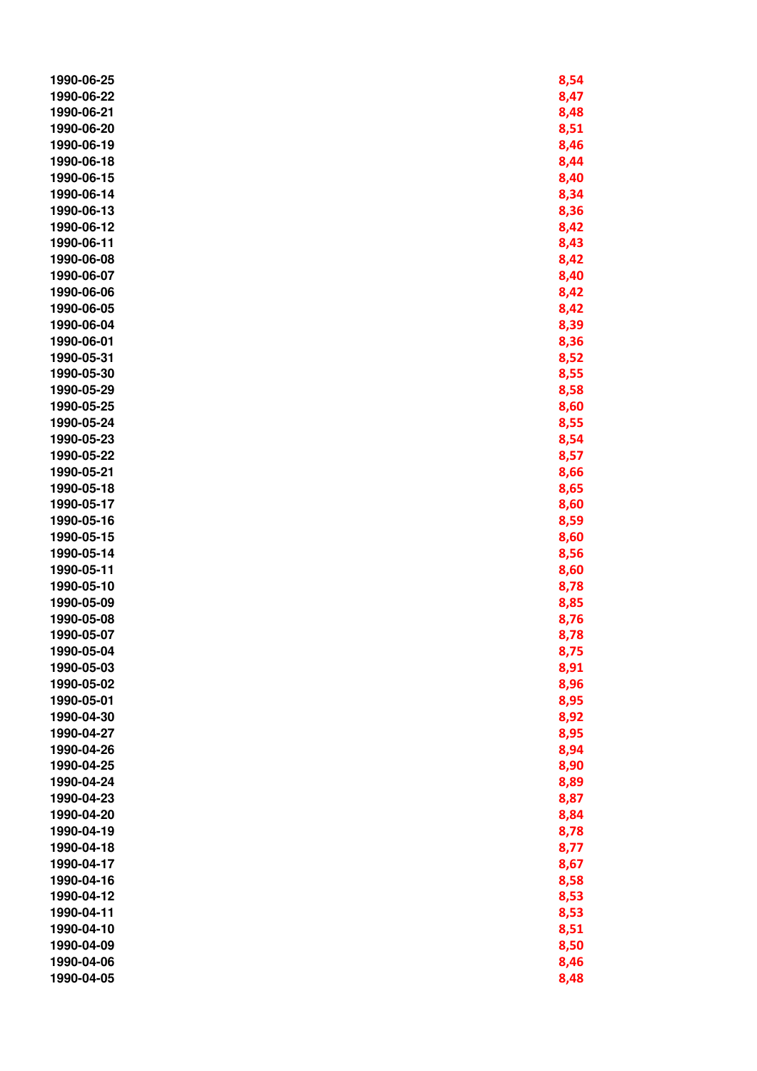| | |
|---|---|
| 1990-06-25 | 8,54 |
| 1990-06-22 | 8,47 |
| 1990-06-21 | 8,48 |
| 1990-06-20 | 8,51 |
| 1990-06-19 | 8,46 |
| 1990-06-18 | 8,44 |
| 1990-06-15 | 8,40 |
| 1990-06-14 | 8,34 |
| 1990-06-13 | 8,36 |
| 1990-06-12 | 8,42 |
| 1990-06-11 | 8,43 |
| 1990-06-08 | 8,42 |
| 1990-06-07 | 8,40 |
| 1990-06-06 | 8,42 |
| 1990-06-05 | 8,42 |
| 1990-06-04 | 8,39 |
| 1990-06-01 | 8,36 |
| 1990-05-31 | 8,52 |
| 1990-05-30 | 8,55 |
| 1990-05-29 | 8,58 |
| 1990-05-25 | 8,60 |
| 1990-05-24 | 8,55 |
| 1990-05-23 | 8,54 |
| 1990-05-22 | 8,57 |
| 1990-05-21 | 8,66 |
| 1990-05-18 | 8,65 |
| 1990-05-17 | 8,60 |
| 1990-05-16 | 8,59 |
| 1990-05-15 | 8,60 |
| 1990-05-14 | 8,56 |
| 1990-05-11 | 8,60 |
| 1990-05-10 | 8,78 |
| 1990-05-09 | 8,85 |
| 1990-05-08 | 8,76 |
| 1990-05-07 | 8,78 |
| 1990-05-04 | 8,75 |
| 1990-05-03 | 8,91 |
| 1990-05-02 | 8,96 |
| 1990-05-01 | 8,95 |
| 1990-04-30 | 8,92 |
| 1990-04-27 | 8,95 |
| 1990-04-26 | 8,94 |
| 1990-04-25 | 8,90 |
| 1990-04-24 | 8,89 |
| 1990-04-23 | 8,87 |
| 1990-04-20 | 8,84 |
| 1990-04-19 | 8,78 |
| 1990-04-18 | 8,77 |
| 1990-04-17 | 8,67 |
| 1990-04-16 | 8,58 |
| 1990-04-12 | 8,53 |
| 1990-04-11 | 8,53 |
| 1990-04-10 | 8,51 |
| 1990-04-09 | 8,50 |
| 1990-04-06 | 8,46 |
| 1990-04-05 | 8,48 |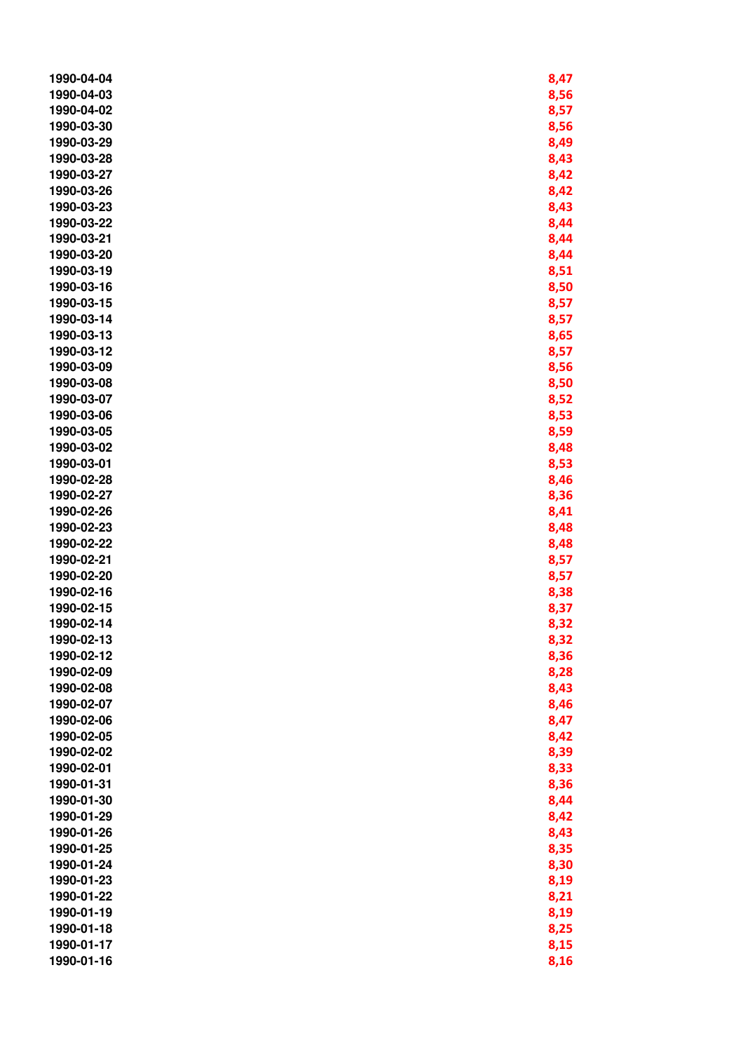| | |
|---|---|
| 1990-04-04 | 8,47 |
| 1990-04-03 | 8,56 |
| 1990-04-02 | 8,57 |
| 1990-03-30 | 8,56 |
| 1990-03-29 | 8,49 |
| 1990-03-28 | 8,43 |
| 1990-03-27 | 8,42 |
| 1990-03-26 | 8,42 |
| 1990-03-23 | 8,43 |
| 1990-03-22 | 8,44 |
| 1990-03-21 | 8,44 |
| 1990-03-20 | 8,44 |
| 1990-03-19 | 8,51 |
| 1990-03-16 | 8,50 |
| 1990-03-15 | 8,57 |
| 1990-03-14 | 8,57 |
| 1990-03-13 | 8,65 |
| 1990-03-12 | 8,57 |
| 1990-03-09 | 8,56 |
| 1990-03-08 | 8,50 |
| 1990-03-07 | 8,52 |
| 1990-03-06 | 8,53 |
| 1990-03-05 | 8,59 |
| 1990-03-02 | 8,48 |
| 1990-03-01 | 8,53 |
| 1990-02-28 | 8,46 |
| 1990-02-27 | 8,36 |
| 1990-02-26 | 8,41 |
| 1990-02-23 | 8,48 |
| 1990-02-22 | 8,48 |
| 1990-02-21 | 8,57 |
| 1990-02-20 | 8,57 |
| 1990-02-16 | 8,38 |
| 1990-02-15 | 8,37 |
| 1990-02-14 | 8,32 |
| 1990-02-13 | 8,32 |
| 1990-02-12 | 8,36 |
| 1990-02-09 | 8,28 |
| 1990-02-08 | 8,43 |
| 1990-02-07 | 8,46 |
| 1990-02-06 | 8,47 |
| 1990-02-05 | 8,42 |
| 1990-02-02 | 8,39 |
| 1990-02-01 | 8,33 |
| 1990-01-31 | 8,36 |
| 1990-01-30 | 8,44 |
| 1990-01-29 | 8,42 |
| 1990-01-26 | 8,43 |
| 1990-01-25 | 8,35 |
| 1990-01-24 | 8,30 |
| 1990-01-23 | 8,19 |
| 1990-01-22 | 8,21 |
| 1990-01-19 | 8,19 |
| 1990-01-18 | 8,25 |
| 1990-01-17 | 8,15 |
| 1990-01-16 | 8,16 |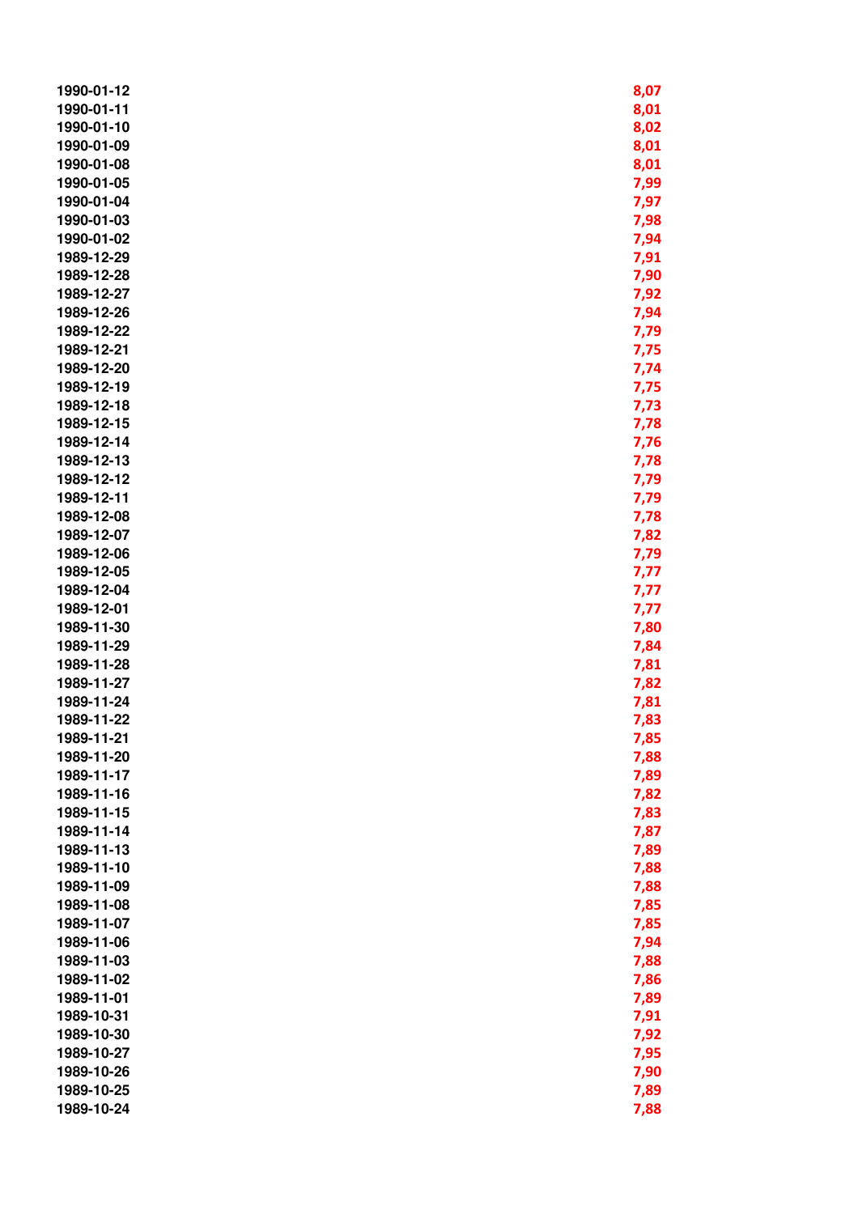| | |
|---|---|
| 1990-01-12 | 8,07 |
| 1990-01-11 | 8,01 |
| 1990-01-10 | 8,02 |
| 1990-01-09 | 8,01 |
| 1990-01-08 | 8,01 |
| 1990-01-05 | 7,99 |
| 1990-01-04 | 7,97 |
| 1990-01-03 | 7,98 |
| 1990-01-02 | 7,94 |
| 1989-12-29 | 7,91 |
| 1989-12-28 | 7,90 |
| 1989-12-27 | 7,92 |
| 1989-12-26 | 7,94 |
| 1989-12-22 | 7,79 |
| 1989-12-21 | 7,75 |
| 1989-12-20 | 7,74 |
| 1989-12-19 | 7,75 |
| 1989-12-18 | 7,73 |
| 1989-12-15 | 7,78 |
| 1989-12-14 | 7,76 |
| 1989-12-13 | 7,78 |
| 1989-12-12 | 7,79 |
| 1989-12-11 | 7,79 |
| 1989-12-08 | 7,78 |
| 1989-12-07 | 7,82 |
| 1989-12-06 | 7,79 |
| 1989-12-05 | 7,77 |
| 1989-12-04 | 7,77 |
| 1989-12-01 | 7,77 |
| 1989-11-30 | 7,80 |
| 1989-11-29 | 7,84 |
| 1989-11-28 | 7,81 |
| 1989-11-27 | 7,82 |
| 1989-11-24 | 7,81 |
| 1989-11-22 | 7,83 |
| 1989-11-21 | 7,85 |
| 1989-11-20 | 7,88 |
| 1989-11-17 | 7,89 |
| 1989-11-16 | 7,82 |
| 1989-11-15 | 7,83 |
| 1989-11-14 | 7,87 |
| 1989-11-13 | 7,89 |
| 1989-11-10 | 7,88 |
| 1989-11-09 | 7,88 |
| 1989-11-08 | 7,85 |
| 1989-11-07 | 7,85 |
| 1989-11-06 | 7,94 |
| 1989-11-03 | 7,88 |
| 1989-11-02 | 7,86 |
| 1989-11-01 | 7,89 |
| 1989-10-31 | 7,91 |
| 1989-10-30 | 7,92 |
| 1989-10-27 | 7,95 |
| 1989-10-26 | 7,90 |
| 1989-10-25 | 7,89 |
| 1989-10-24 | 7,88 |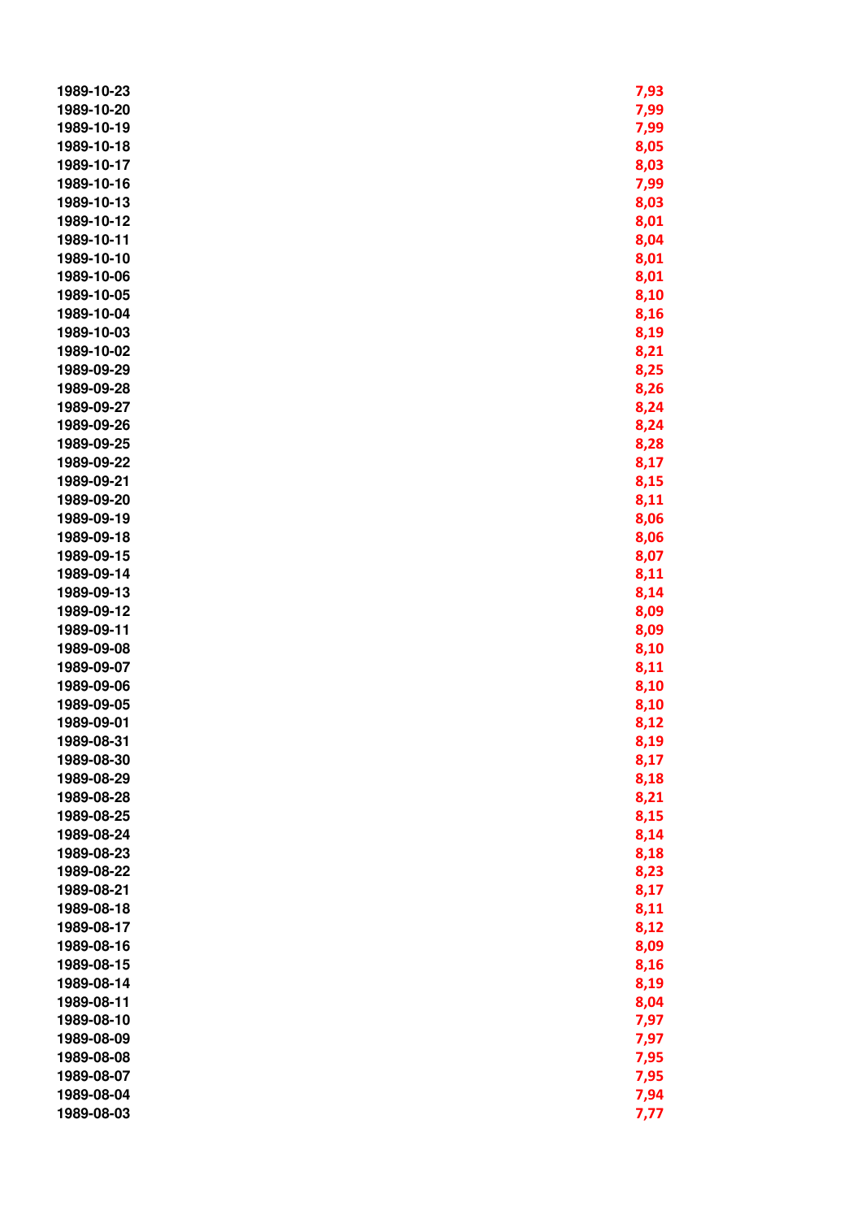| | |
|---|---|
| 1989-10-23 | 7,93 |
| 1989-10-20 | 7,99 |
| 1989-10-19 | 7,99 |
| 1989-10-18 | 8,05 |
| 1989-10-17 | 8,03 |
| 1989-10-16 | 7,99 |
| 1989-10-13 | 8,03 |
| 1989-10-12 | 8,01 |
| 1989-10-11 | 8,04 |
| 1989-10-10 | 8,01 |
| 1989-10-06 | 8,01 |
| 1989-10-05 | 8,10 |
| 1989-10-04 | 8,16 |
| 1989-10-03 | 8,19 |
| 1989-10-02 | 8,21 |
| 1989-09-29 | 8,25 |
| 1989-09-28 | 8,26 |
| 1989-09-27 | 8,24 |
| 1989-09-26 | 8,24 |
| 1989-09-25 | 8,28 |
| 1989-09-22 | 8,17 |
| 1989-09-21 | 8,15 |
| 1989-09-20 | 8,11 |
| 1989-09-19 | 8,06 |
| 1989-09-18 | 8,06 |
| 1989-09-15 | 8,07 |
| 1989-09-14 | 8,11 |
| 1989-09-13 | 8,14 |
| 1989-09-12 | 8,09 |
| 1989-09-11 | 8,09 |
| 1989-09-08 | 8,10 |
| 1989-09-07 | 8,11 |
| 1989-09-06 | 8,10 |
| 1989-09-05 | 8,10 |
| 1989-09-01 | 8,12 |
| 1989-08-31 | 8,19 |
| 1989-08-30 | 8,17 |
| 1989-08-29 | 8,18 |
| 1989-08-28 | 8,21 |
| 1989-08-25 | 8,15 |
| 1989-08-24 | 8,14 |
| 1989-08-23 | 8,18 |
| 1989-08-22 | 8,23 |
| 1989-08-21 | 8,17 |
| 1989-08-18 | 8,11 |
| 1989-08-17 | 8,12 |
| 1989-08-16 | 8,09 |
| 1989-08-15 | 8,16 |
| 1989-08-14 | 8,19 |
| 1989-08-11 | 8,04 |
| 1989-08-10 | 7,97 |
| 1989-08-09 | 7,97 |
| 1989-08-08 | 7,95 |
| 1989-08-07 | 7,95 |
| 1989-08-04 | 7,94 |
| 1989-08-03 | 7,77 |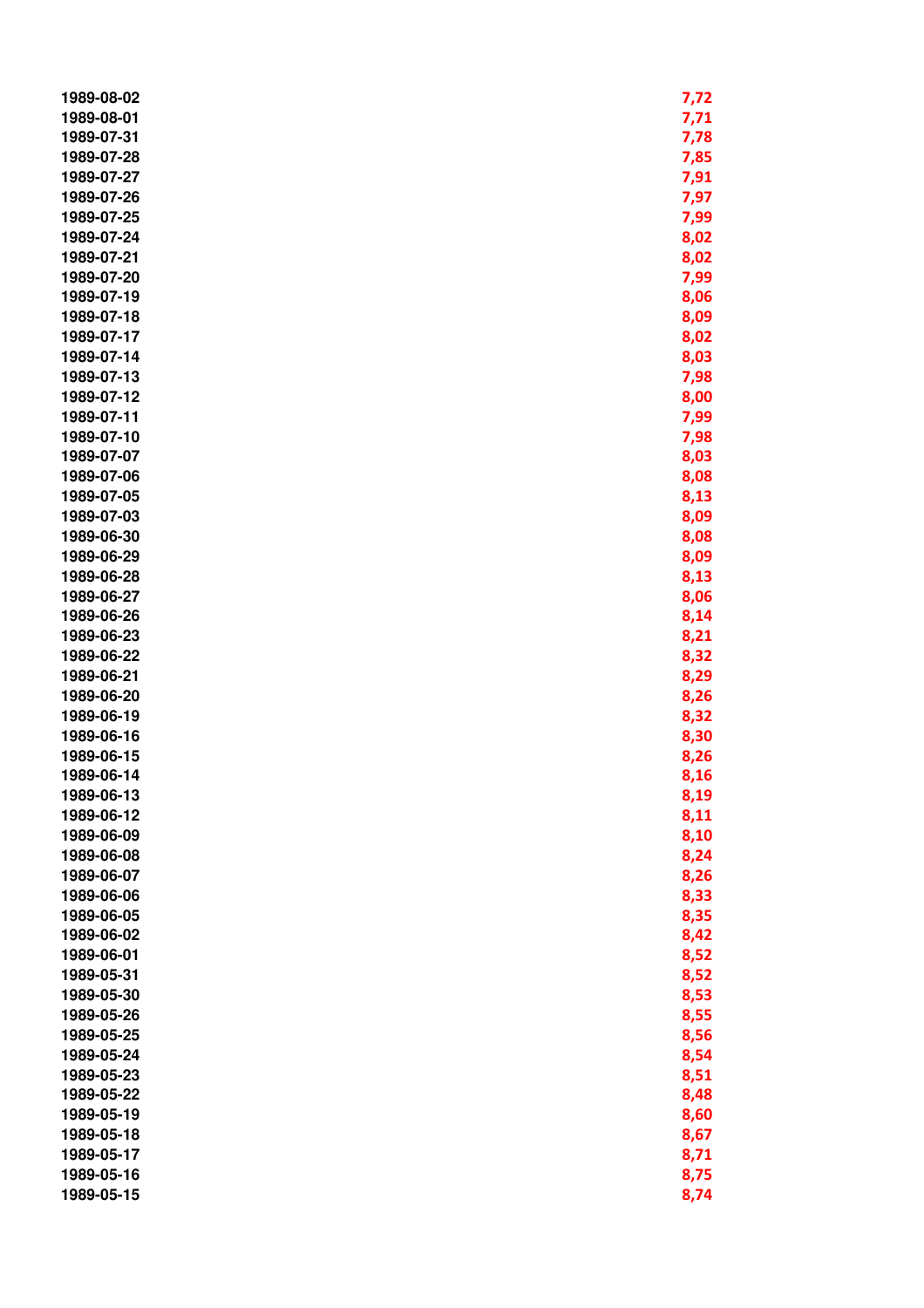| | |
|---|---|
| 1989-08-02 | 7,72 |
| 1989-08-01 | 7,71 |
| 1989-07-31 | 7,78 |
| 1989-07-28 | 7,85 |
| 1989-07-27 | 7,91 |
| 1989-07-26 | 7,97 |
| 1989-07-25 | 7,99 |
| 1989-07-24 | 8,02 |
| 1989-07-21 | 8,02 |
| 1989-07-20 | 7,99 |
| 1989-07-19 | 8,06 |
| 1989-07-18 | 8,09 |
| 1989-07-17 | 8,02 |
| 1989-07-14 | 8,03 |
| 1989-07-13 | 7,98 |
| 1989-07-12 | 8,00 |
| 1989-07-11 | 7,99 |
| 1989-07-10 | 7,98 |
| 1989-07-07 | 8,03 |
| 1989-07-06 | 8,08 |
| 1989-07-05 | 8,13 |
| 1989-07-03 | 8,09 |
| 1989-06-30 | 8,08 |
| 1989-06-29 | 8,09 |
| 1989-06-28 | 8,13 |
| 1989-06-27 | 8,06 |
| 1989-06-26 | 8,14 |
| 1989-06-23 | 8,21 |
| 1989-06-22 | 8,32 |
| 1989-06-21 | 8,29 |
| 1989-06-20 | 8,26 |
| 1989-06-19 | 8,32 |
| 1989-06-16 | 8,30 |
| 1989-06-15 | 8,26 |
| 1989-06-14 | 8,16 |
| 1989-06-13 | 8,19 |
| 1989-06-12 | 8,11 |
| 1989-06-09 | 8,10 |
| 1989-06-08 | 8,24 |
| 1989-06-07 | 8,26 |
| 1989-06-06 | 8,33 |
| 1989-06-05 | 8,35 |
| 1989-06-02 | 8,42 |
| 1989-06-01 | 8,52 |
| 1989-05-31 | 8,52 |
| 1989-05-30 | 8,53 |
| 1989-05-26 | 8,55 |
| 1989-05-25 | 8,56 |
| 1989-05-24 | 8,54 |
| 1989-05-23 | 8,51 |
| 1989-05-22 | 8,48 |
| 1989-05-19 | 8,60 |
| 1989-05-18 | 8,67 |
| 1989-05-17 | 8,71 |
| 1989-05-16 | 8,75 |
| 1989-05-15 | 8,74 |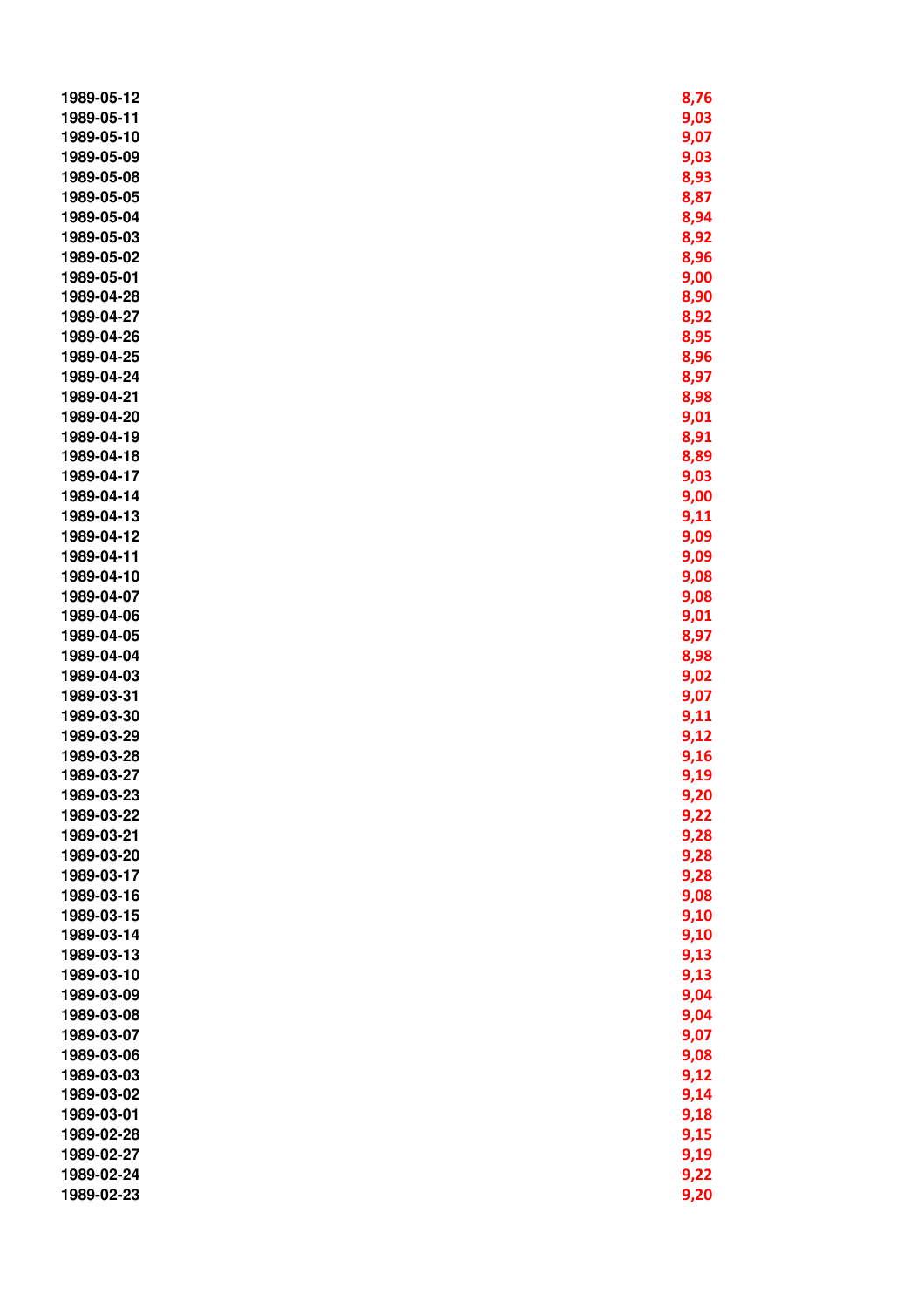| | |
|---|---|
| 1989-05-12 | 8,76 |
| 1989-05-11 | 9,03 |
| 1989-05-10 | 9,07 |
| 1989-05-09 | 9,03 |
| 1989-05-08 | 8,93 |
| 1989-05-05 | 8,87 |
| 1989-05-04 | 8,94 |
| 1989-05-03 | 8,92 |
| 1989-05-02 | 8,96 |
| 1989-05-01 | 9,00 |
| 1989-04-28 | 8,90 |
| 1989-04-27 | 8,92 |
| 1989-04-26 | 8,95 |
| 1989-04-25 | 8,96 |
| 1989-04-24 | 8,97 |
| 1989-04-21 | 8,98 |
| 1989-04-20 | 9,01 |
| 1989-04-19 | 8,91 |
| 1989-04-18 | 8,89 |
| 1989-04-17 | 9,03 |
| 1989-04-14 | 9,00 |
| 1989-04-13 | 9,11 |
| 1989-04-12 | 9,09 |
| 1989-04-11 | 9,09 |
| 1989-04-10 | 9,08 |
| 1989-04-07 | 9,08 |
| 1989-04-06 | 9,01 |
| 1989-04-05 | 8,97 |
| 1989-04-04 | 8,98 |
| 1989-04-03 | 9,02 |
| 1989-03-31 | 9,07 |
| 1989-03-30 | 9,11 |
| 1989-03-29 | 9,12 |
| 1989-03-28 | 9,16 |
| 1989-03-27 | 9,19 |
| 1989-03-23 | 9,20 |
| 1989-03-22 | 9,22 |
| 1989-03-21 | 9,28 |
| 1989-03-20 | 9,28 |
| 1989-03-17 | 9,28 |
| 1989-03-16 | 9,08 |
| 1989-03-15 | 9,10 |
| 1989-03-14 | 9,10 |
| 1989-03-13 | 9,13 |
| 1989-03-10 | 9,13 |
| 1989-03-09 | 9,04 |
| 1989-03-08 | 9,04 |
| 1989-03-07 | 9,07 |
| 1989-03-06 | 9,08 |
| 1989-03-03 | 9,12 |
| 1989-03-02 | 9,14 |
| 1989-03-01 | 9,18 |
| 1989-02-28 | 9,15 |
| 1989-02-27 | 9,19 |
| 1989-02-24 | 9,22 |
| 1989-02-23 | 9,20 |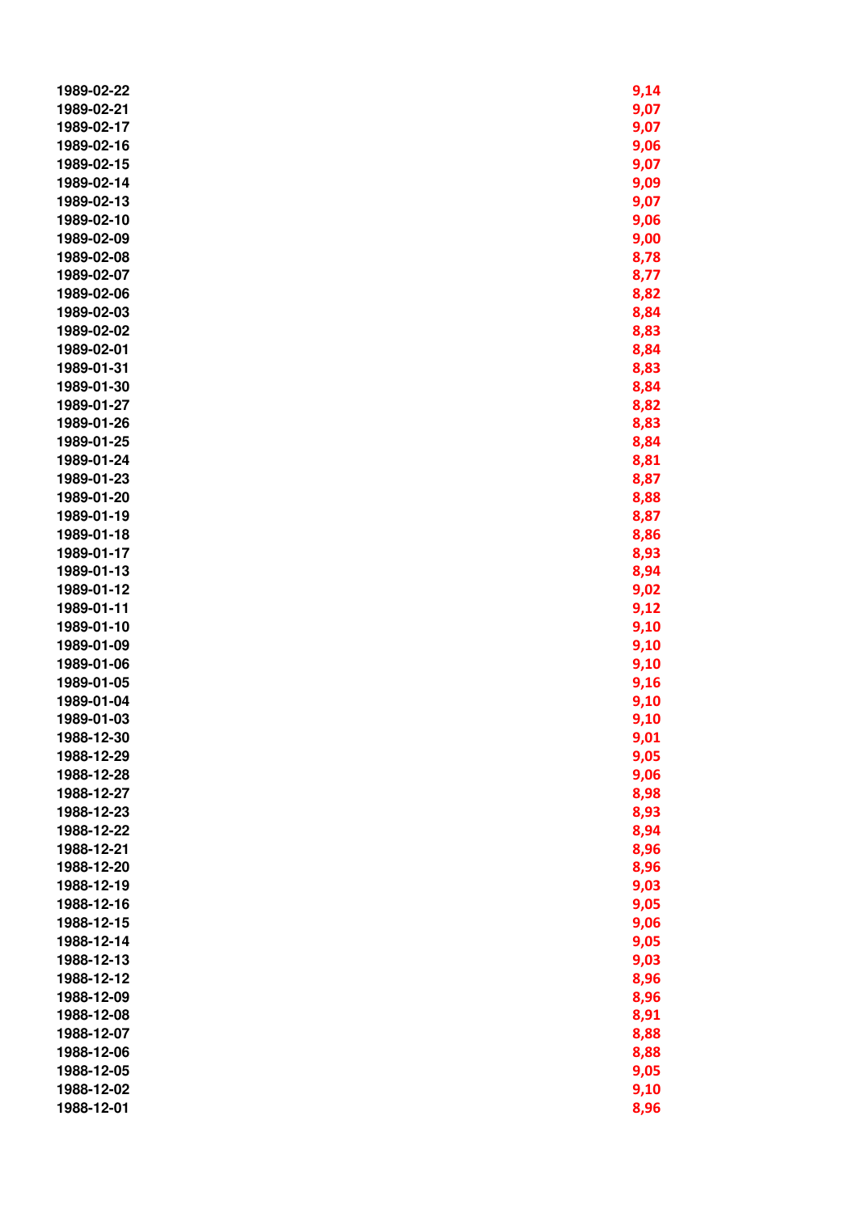| | |
|---|---|
| 1989-02-22 | 9,14 |
| 1989-02-21 | 9,07 |
| 1989-02-17 | 9,07 |
| 1989-02-16 | 9,06 |
| 1989-02-15 | 9,07 |
| 1989-02-14 | 9,09 |
| 1989-02-13 | 9,07 |
| 1989-02-10 | 9,06 |
| 1989-02-09 | 9,00 |
| 1989-02-08 | 8,78 |
| 1989-02-07 | 8,77 |
| 1989-02-06 | 8,82 |
| 1989-02-03 | 8,84 |
| 1989-02-02 | 8,83 |
| 1989-02-01 | 8,84 |
| 1989-01-31 | 8,83 |
| 1989-01-30 | 8,84 |
| 1989-01-27 | 8,82 |
| 1989-01-26 | 8,83 |
| 1989-01-25 | 8,84 |
| 1989-01-24 | 8,81 |
| 1989-01-23 | 8,87 |
| 1989-01-20 | 8,88 |
| 1989-01-19 | 8,87 |
| 1989-01-18 | 8,86 |
| 1989-01-17 | 8,93 |
| 1989-01-13 | 8,94 |
| 1989-01-12 | 9,02 |
| 1989-01-11 | 9,12 |
| 1989-01-10 | 9,10 |
| 1989-01-09 | 9,10 |
| 1989-01-06 | 9,10 |
| 1989-01-05 | 9,16 |
| 1989-01-04 | 9,10 |
| 1989-01-03 | 9,10 |
| 1988-12-30 | 9,01 |
| 1988-12-29 | 9,05 |
| 1988-12-28 | 9,06 |
| 1988-12-27 | 8,98 |
| 1988-12-23 | 8,93 |
| 1988-12-22 | 8,94 |
| 1988-12-21 | 8,96 |
| 1988-12-20 | 8,96 |
| 1988-12-19 | 9,03 |
| 1988-12-16 | 9,05 |
| 1988-12-15 | 9,06 |
| 1988-12-14 | 9,05 |
| 1988-12-13 | 9,03 |
| 1988-12-12 | 8,96 |
| 1988-12-09 | 8,96 |
| 1988-12-08 | 8,91 |
| 1988-12-07 | 8,88 |
| 1988-12-06 | 8,88 |
| 1988-12-05 | 9,05 |
| 1988-12-02 | 9,10 |
| 1988-12-01 | 8,96 |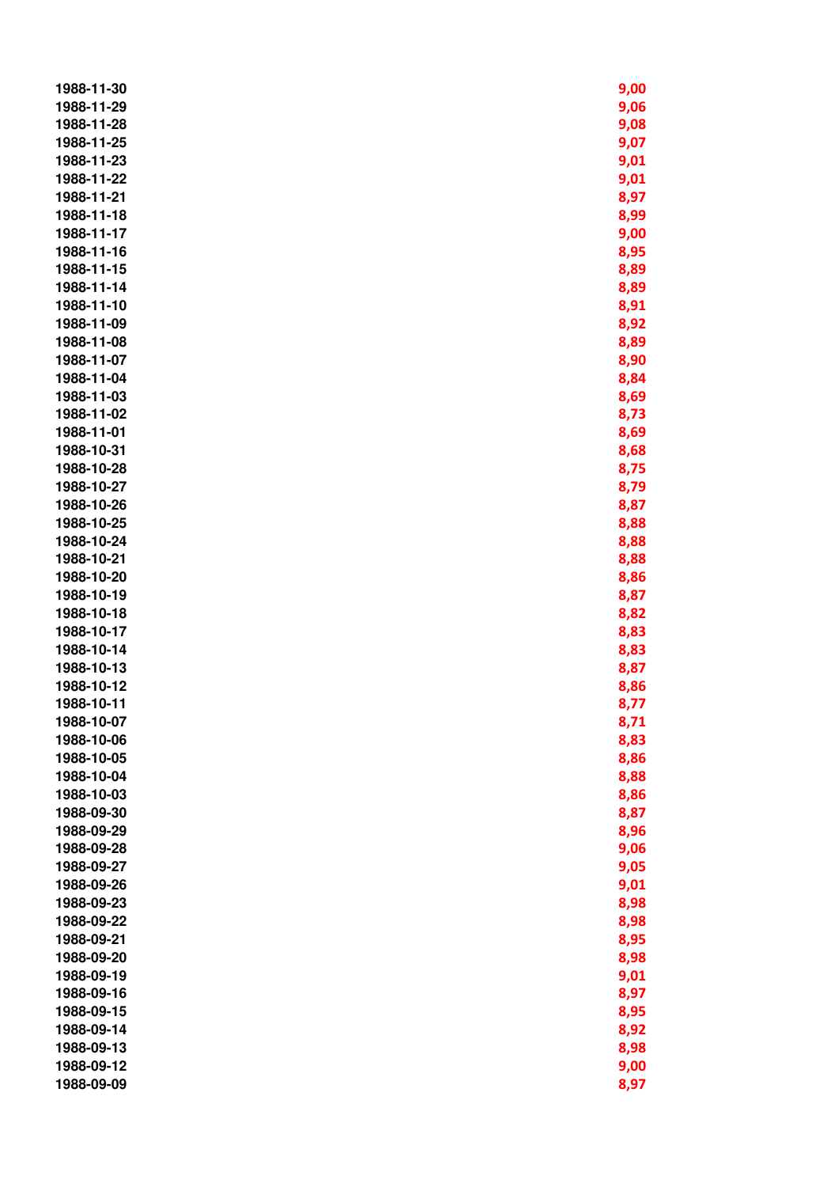| | |
|---|---|
| 1988-11-30 | 9,00 |
| 1988-11-29 | 9,06 |
| 1988-11-28 | 9,08 |
| 1988-11-25 | 9,07 |
| 1988-11-23 | 9,01 |
| 1988-11-22 | 9,01 |
| 1988-11-21 | 8,97 |
| 1988-11-18 | 8,99 |
| 1988-11-17 | 9,00 |
| 1988-11-16 | 8,95 |
| 1988-11-15 | 8,89 |
| 1988-11-14 | 8,89 |
| 1988-11-10 | 8,91 |
| 1988-11-09 | 8,92 |
| 1988-11-08 | 8,89 |
| 1988-11-07 | 8,90 |
| 1988-11-04 | 8,84 |
| 1988-11-03 | 8,69 |
| 1988-11-02 | 8,73 |
| 1988-11-01 | 8,69 |
| 1988-10-31 | 8,68 |
| 1988-10-28 | 8,75 |
| 1988-10-27 | 8,79 |
| 1988-10-26 | 8,87 |
| 1988-10-25 | 8,88 |
| 1988-10-24 | 8,88 |
| 1988-10-21 | 8,88 |
| 1988-10-20 | 8,86 |
| 1988-10-19 | 8,87 |
| 1988-10-18 | 8,82 |
| 1988-10-17 | 8,83 |
| 1988-10-14 | 8,83 |
| 1988-10-13 | 8,87 |
| 1988-10-12 | 8,86 |
| 1988-10-11 | 8,77 |
| 1988-10-07 | 8,71 |
| 1988-10-06 | 8,83 |
| 1988-10-05 | 8,86 |
| 1988-10-04 | 8,88 |
| 1988-10-03 | 8,86 |
| 1988-09-30 | 8,87 |
| 1988-09-29 | 8,96 |
| 1988-09-28 | 9,06 |
| 1988-09-27 | 9,05 |
| 1988-09-26 | 9,01 |
| 1988-09-23 | 8,98 |
| 1988-09-22 | 8,98 |
| 1988-09-21 | 8,95 |
| 1988-09-20 | 8,98 |
| 1988-09-19 | 9,01 |
| 1988-09-16 | 8,97 |
| 1988-09-15 | 8,95 |
| 1988-09-14 | 8,92 |
| 1988-09-13 | 8,98 |
| 1988-09-12 | 9,00 |
| 1988-09-09 | 8,97 |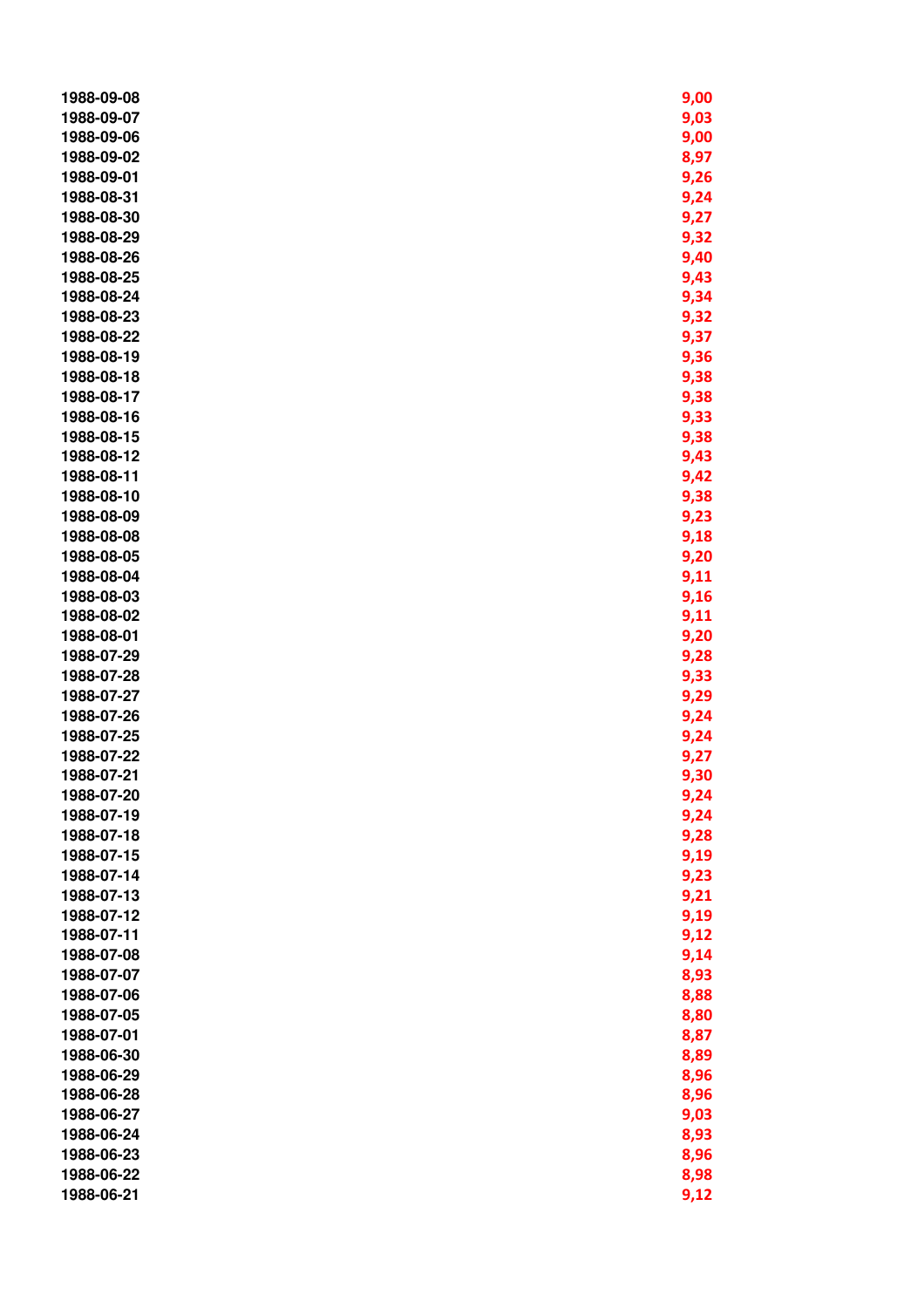| | |
|---|---|
| 1988-09-08 | 9,00 |
| 1988-09-07 | 9,03 |
| 1988-09-06 | 9,00 |
| 1988-09-02 | 8,97 |
| 1988-09-01 | 9,26 |
| 1988-08-31 | 9,24 |
| 1988-08-30 | 9,27 |
| 1988-08-29 | 9,32 |
| 1988-08-26 | 9,40 |
| 1988-08-25 | 9,43 |
| 1988-08-24 | 9,34 |
| 1988-08-23 | 9,32 |
| 1988-08-22 | 9,37 |
| 1988-08-19 | 9,36 |
| 1988-08-18 | 9,38 |
| 1988-08-17 | 9,38 |
| 1988-08-16 | 9,33 |
| 1988-08-15 | 9,38 |
| 1988-08-12 | 9,43 |
| 1988-08-11 | 9,42 |
| 1988-08-10 | 9,38 |
| 1988-08-09 | 9,23 |
| 1988-08-08 | 9,18 |
| 1988-08-05 | 9,20 |
| 1988-08-04 | 9,11 |
| 1988-08-03 | 9,16 |
| 1988-08-02 | 9,11 |
| 1988-08-01 | 9,20 |
| 1988-07-29 | 9,28 |
| 1988-07-28 | 9,33 |
| 1988-07-27 | 9,29 |
| 1988-07-26 | 9,24 |
| 1988-07-25 | 9,24 |
| 1988-07-22 | 9,27 |
| 1988-07-21 | 9,30 |
| 1988-07-20 | 9,24 |
| 1988-07-19 | 9,24 |
| 1988-07-18 | 9,28 |
| 1988-07-15 | 9,19 |
| 1988-07-14 | 9,23 |
| 1988-07-13 | 9,21 |
| 1988-07-12 | 9,19 |
| 1988-07-11 | 9,12 |
| 1988-07-08 | 9,14 |
| 1988-07-07 | 8,93 |
| 1988-07-06 | 8,88 |
| 1988-07-05 | 8,80 |
| 1988-07-01 | 8,87 |
| 1988-06-30 | 8,89 |
| 1988-06-29 | 8,96 |
| 1988-06-28 | 8,96 |
| 1988-06-27 | 9,03 |
| 1988-06-24 | 8,93 |
| 1988-06-23 | 8,96 |
| 1988-06-22 | 8,98 |
| 1988-06-21 | 9,12 |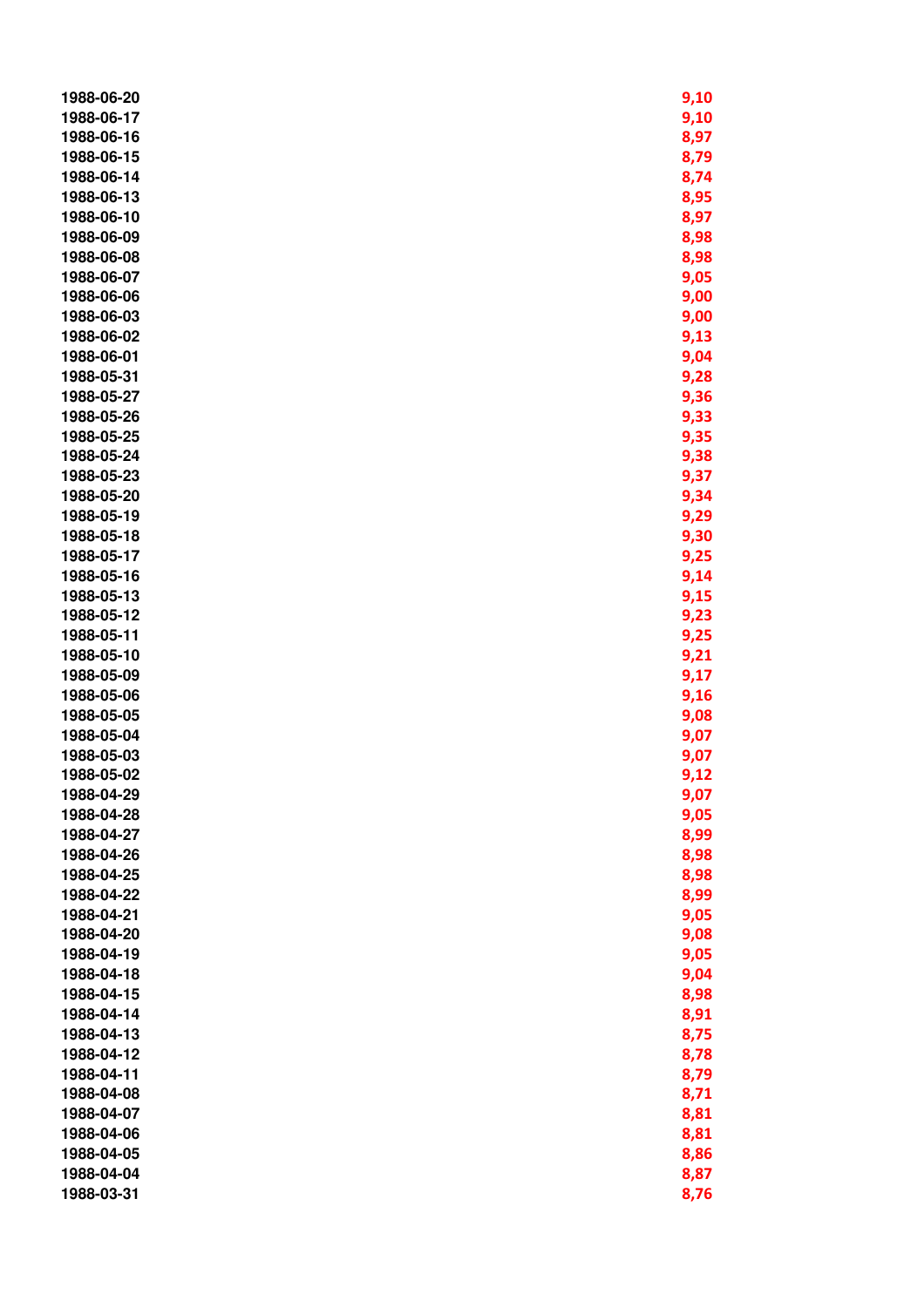| | |
|---|---|
| 1988-06-20 | 9,10 |
| 1988-06-17 | 9,10 |
| 1988-06-16 | 8,97 |
| 1988-06-15 | 8,79 |
| 1988-06-14 | 8,74 |
| 1988-06-13 | 8,95 |
| 1988-06-10 | 8,97 |
| 1988-06-09 | 8,98 |
| 1988-06-08 | 8,98 |
| 1988-06-07 | 9,05 |
| 1988-06-06 | 9,00 |
| 1988-06-03 | 9,00 |
| 1988-06-02 | 9,13 |
| 1988-06-01 | 9,04 |
| 1988-05-31 | 9,28 |
| 1988-05-27 | 9,36 |
| 1988-05-26 | 9,33 |
| 1988-05-25 | 9,35 |
| 1988-05-24 | 9,38 |
| 1988-05-23 | 9,37 |
| 1988-05-20 | 9,34 |
| 1988-05-19 | 9,29 |
| 1988-05-18 | 9,30 |
| 1988-05-17 | 9,25 |
| 1988-05-16 | 9,14 |
| 1988-05-13 | 9,15 |
| 1988-05-12 | 9,23 |
| 1988-05-11 | 9,25 |
| 1988-05-10 | 9,21 |
| 1988-05-09 | 9,17 |
| 1988-05-06 | 9,16 |
| 1988-05-05 | 9,08 |
| 1988-05-04 | 9,07 |
| 1988-05-03 | 9,07 |
| 1988-05-02 | 9,12 |
| 1988-04-29 | 9,07 |
| 1988-04-28 | 9,05 |
| 1988-04-27 | 8,99 |
| 1988-04-26 | 8,98 |
| 1988-04-25 | 8,98 |
| 1988-04-22 | 8,99 |
| 1988-04-21 | 9,05 |
| 1988-04-20 | 9,08 |
| 1988-04-19 | 9,05 |
| 1988-04-18 | 9,04 |
| 1988-04-15 | 8,98 |
| 1988-04-14 | 8,91 |
| 1988-04-13 | 8,75 |
| 1988-04-12 | 8,78 |
| 1988-04-11 | 8,79 |
| 1988-04-08 | 8,71 |
| 1988-04-07 | 8,81 |
| 1988-04-06 | 8,81 |
| 1988-04-05 | 8,86 |
| 1988-04-04 | 8,87 |
| 1988-03-31 | 8,76 |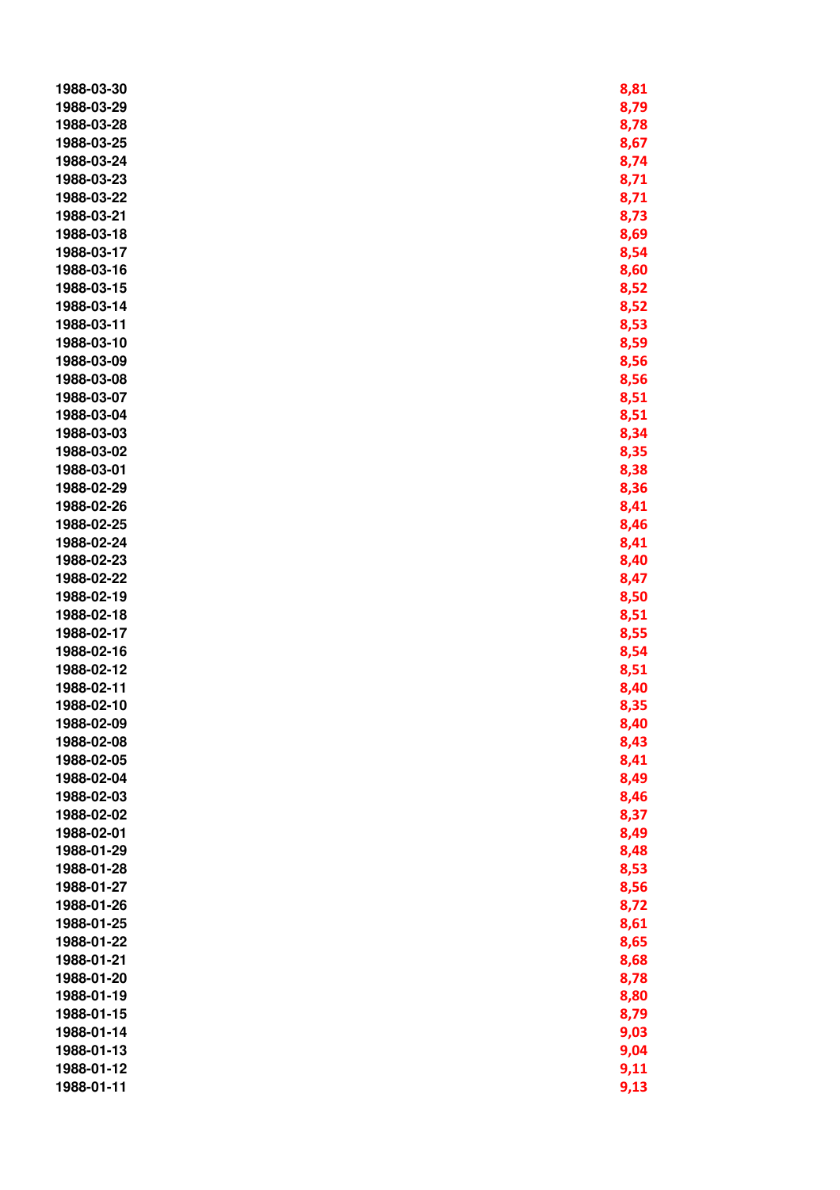| | |
|---|---|
| 1988-03-30 | 8,81 |
| 1988-03-29 | 8,79 |
| 1988-03-28 | 8,78 |
| 1988-03-25 | 8,67 |
| 1988-03-24 | 8,74 |
| 1988-03-23 | 8,71 |
| 1988-03-22 | 8,71 |
| 1988-03-21 | 8,73 |
| 1988-03-18 | 8,69 |
| 1988-03-17 | 8,54 |
| 1988-03-16 | 8,60 |
| 1988-03-15 | 8,52 |
| 1988-03-14 | 8,52 |
| 1988-03-11 | 8,53 |
| 1988-03-10 | 8,59 |
| 1988-03-09 | 8,56 |
| 1988-03-08 | 8,56 |
| 1988-03-07 | 8,51 |
| 1988-03-04 | 8,51 |
| 1988-03-03 | 8,34 |
| 1988-03-02 | 8,35 |
| 1988-03-01 | 8,38 |
| 1988-02-29 | 8,36 |
| 1988-02-26 | 8,41 |
| 1988-02-25 | 8,46 |
| 1988-02-24 | 8,41 |
| 1988-02-23 | 8,40 |
| 1988-02-22 | 8,47 |
| 1988-02-19 | 8,50 |
| 1988-02-18 | 8,51 |
| 1988-02-17 | 8,55 |
| 1988-02-16 | 8,54 |
| 1988-02-12 | 8,51 |
| 1988-02-11 | 8,40 |
| 1988-02-10 | 8,35 |
| 1988-02-09 | 8,40 |
| 1988-02-08 | 8,43 |
| 1988-02-05 | 8,41 |
| 1988-02-04 | 8,49 |
| 1988-02-03 | 8,46 |
| 1988-02-02 | 8,37 |
| 1988-02-01 | 8,49 |
| 1988-01-29 | 8,48 |
| 1988-01-28 | 8,53 |
| 1988-01-27 | 8,56 |
| 1988-01-26 | 8,72 |
| 1988-01-25 | 8,61 |
| 1988-01-22 | 8,65 |
| 1988-01-21 | 8,68 |
| 1988-01-20 | 8,78 |
| 1988-01-19 | 8,80 |
| 1988-01-15 | 8,79 |
| 1988-01-14 | 9,03 |
| 1988-01-13 | 9,04 |
| 1988-01-12 | 9,11 |
| 1988-01-11 | 9,13 |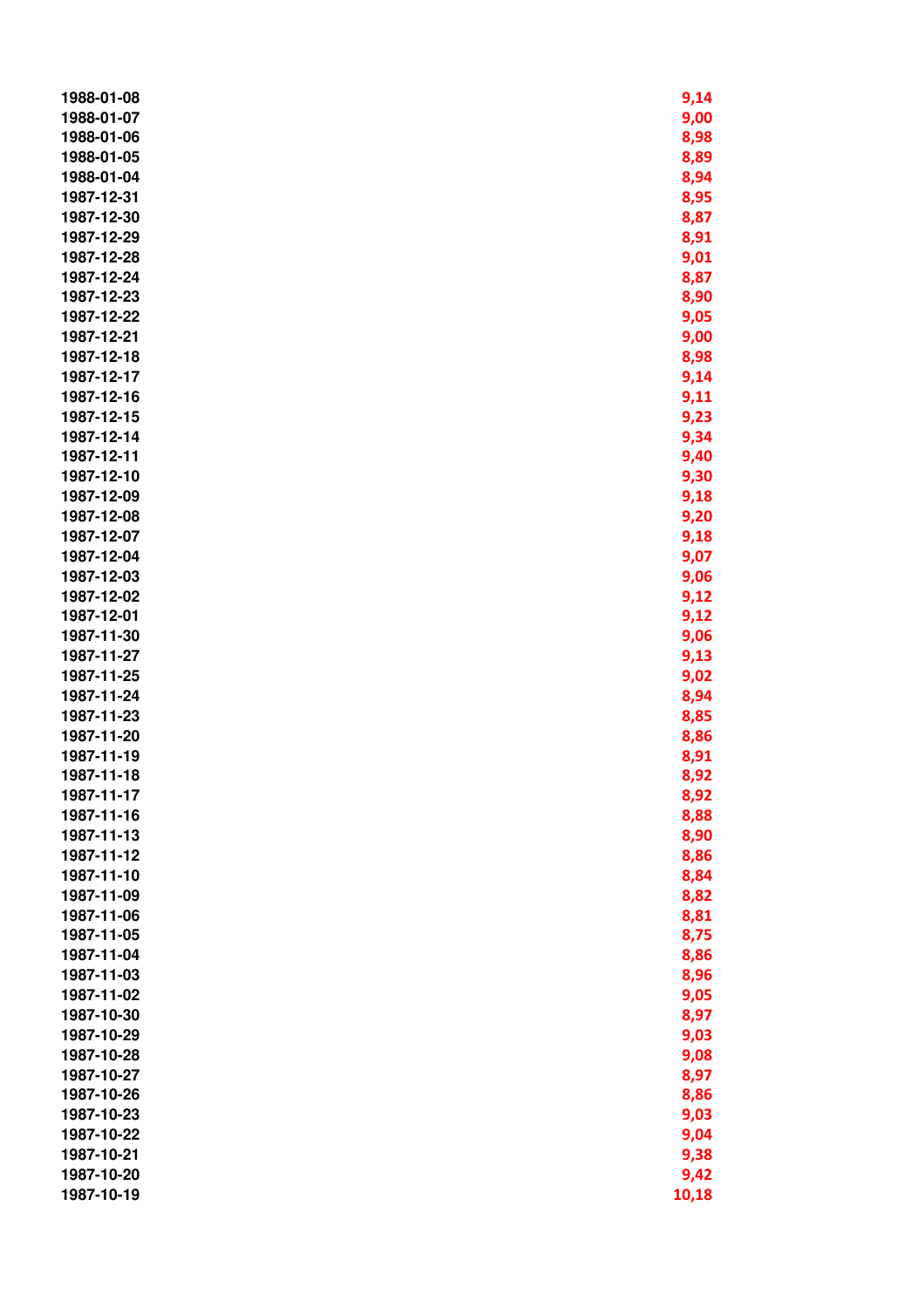| | |
|---|---|
| 1988-01-08 | 9,14 |
| 1988-01-07 | 9,00 |
| 1988-01-06 | 8,98 |
| 1988-01-05 | 8,89 |
| 1988-01-04 | 8,94 |
| 1987-12-31 | 8,95 |
| 1987-12-30 | 8,87 |
| 1987-12-29 | 8,91 |
| 1987-12-28 | 9,01 |
| 1987-12-24 | 8,87 |
| 1987-12-23 | 8,90 |
| 1987-12-22 | 9,05 |
| 1987-12-21 | 9,00 |
| 1987-12-18 | 8,98 |
| 1987-12-17 | 9,14 |
| 1987-12-16 | 9,11 |
| 1987-12-15 | 9,23 |
| 1987-12-14 | 9,34 |
| 1987-12-11 | 9,40 |
| 1987-12-10 | 9,30 |
| 1987-12-09 | 9,18 |
| 1987-12-08 | 9,20 |
| 1987-12-07 | 9,18 |
| 1987-12-04 | 9,07 |
| 1987-12-03 | 9,06 |
| 1987-12-02 | 9,12 |
| 1987-12-01 | 9,12 |
| 1987-11-30 | 9,06 |
| 1987-11-27 | 9,13 |
| 1987-11-25 | 9,02 |
| 1987-11-24 | 8,94 |
| 1987-11-23 | 8,85 |
| 1987-11-20 | 8,86 |
| 1987-11-19 | 8,91 |
| 1987-11-18 | 8,92 |
| 1987-11-17 | 8,92 |
| 1987-11-16 | 8,88 |
| 1987-11-13 | 8,90 |
| 1987-11-12 | 8,86 |
| 1987-11-10 | 8,84 |
| 1987-11-09 | 8,82 |
| 1987-11-06 | 8,81 |
| 1987-11-05 | 8,75 |
| 1987-11-04 | 8,86 |
| 1987-11-03 | 8,96 |
| 1987-11-02 | 9,05 |
| 1987-10-30 | 8,97 |
| 1987-10-29 | 9,03 |
| 1987-10-28 | 9,08 |
| 1987-10-27 | 8,97 |
| 1987-10-26 | 8,86 |
| 1987-10-23 | 9,03 |
| 1987-10-22 | 9,04 |
| 1987-10-21 | 9,38 |
| 1987-10-20 | 9,42 |
| 1987-10-19 | 10,18 |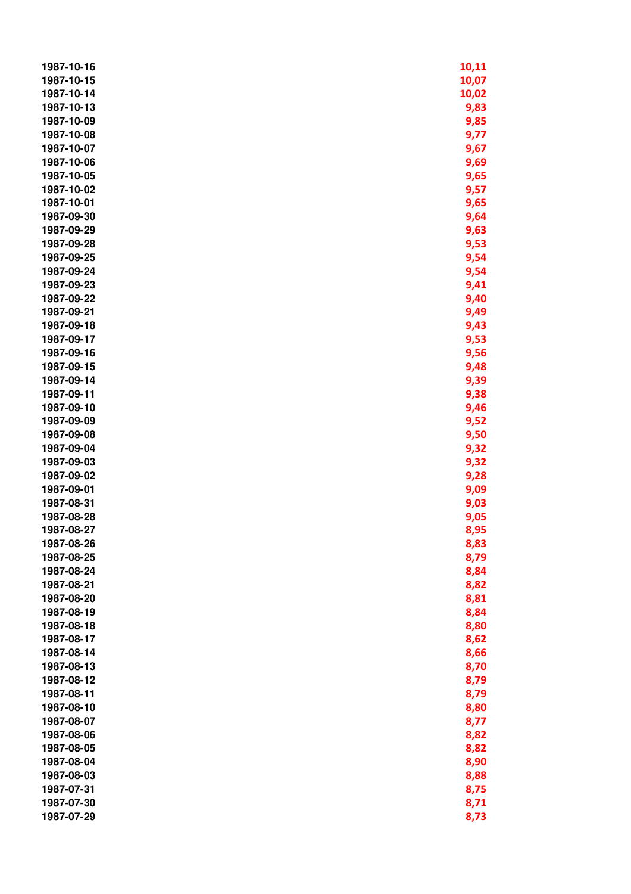| | |
|---|---|
| 1987-10-16 | 10,11 |
| 1987-10-15 | 10,07 |
| 1987-10-14 | 10,02 |
| 1987-10-13 | 9,83 |
| 1987-10-09 | 9,85 |
| 1987-10-08 | 9,77 |
| 1987-10-07 | 9,67 |
| 1987-10-06 | 9,69 |
| 1987-10-05 | 9,65 |
| 1987-10-02 | 9,57 |
| 1987-10-01 | 9,65 |
| 1987-09-30 | 9,64 |
| 1987-09-29 | 9,63 |
| 1987-09-28 | 9,53 |
| 1987-09-25 | 9,54 |
| 1987-09-24 | 9,54 |
| 1987-09-23 | 9,41 |
| 1987-09-22 | 9,40 |
| 1987-09-21 | 9,49 |
| 1987-09-18 | 9,43 |
| 1987-09-17 | 9,53 |
| 1987-09-16 | 9,56 |
| 1987-09-15 | 9,48 |
| 1987-09-14 | 9,39 |
| 1987-09-11 | 9,38 |
| 1987-09-10 | 9,46 |
| 1987-09-09 | 9,52 |
| 1987-09-08 | 9,50 |
| 1987-09-04 | 9,32 |
| 1987-09-03 | 9,32 |
| 1987-09-02 | 9,28 |
| 1987-09-01 | 9,09 |
| 1987-08-31 | 9,03 |
| 1987-08-28 | 9,05 |
| 1987-08-27 | 8,95 |
| 1987-08-26 | 8,83 |
| 1987-08-25 | 8,79 |
| 1987-08-24 | 8,84 |
| 1987-08-21 | 8,82 |
| 1987-08-20 | 8,81 |
| 1987-08-19 | 8,84 |
| 1987-08-18 | 8,80 |
| 1987-08-17 | 8,62 |
| 1987-08-14 | 8,66 |
| 1987-08-13 | 8,70 |
| 1987-08-12 | 8,79 |
| 1987-08-11 | 8,79 |
| 1987-08-10 | 8,80 |
| 1987-08-07 | 8,77 |
| 1987-08-06 | 8,82 |
| 1987-08-05 | 8,82 |
| 1987-08-04 | 8,90 |
| 1987-08-03 | 8,88 |
| 1987-07-31 | 8,75 |
| 1987-07-30 | 8,71 |
| 1987-07-29 | 8,73 |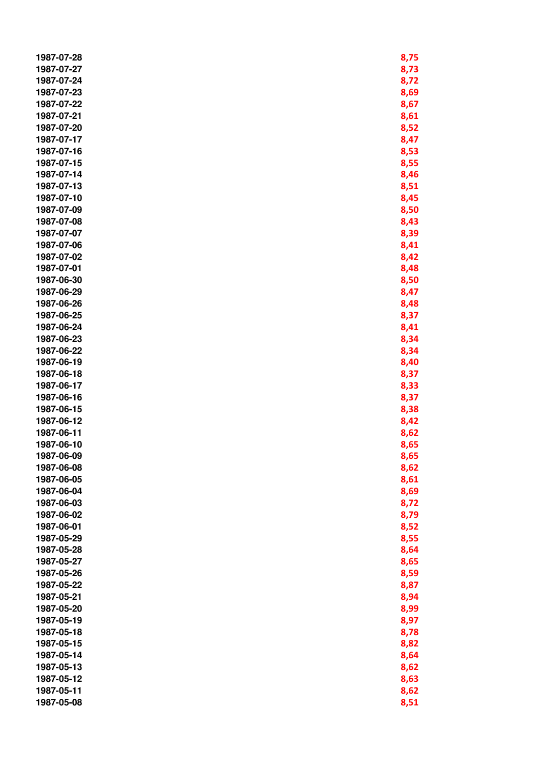| | |
|---|---|
| 1987-07-28 | 8,75 |
| 1987-07-27 | 8,73 |
| 1987-07-24 | 8,72 |
| 1987-07-23 | 8,69 |
| 1987-07-22 | 8,67 |
| 1987-07-21 | 8,61 |
| 1987-07-20 | 8,52 |
| 1987-07-17 | 8,47 |
| 1987-07-16 | 8,53 |
| 1987-07-15 | 8,55 |
| 1987-07-14 | 8,46 |
| 1987-07-13 | 8,51 |
| 1987-07-10 | 8,45 |
| 1987-07-09 | 8,50 |
| 1987-07-08 | 8,43 |
| 1987-07-07 | 8,39 |
| 1987-07-06 | 8,41 |
| 1987-07-02 | 8,42 |
| 1987-07-01 | 8,48 |
| 1987-06-30 | 8,50 |
| 1987-06-29 | 8,47 |
| 1987-06-26 | 8,48 |
| 1987-06-25 | 8,37 |
| 1987-06-24 | 8,41 |
| 1987-06-23 | 8,34 |
| 1987-06-22 | 8,34 |
| 1987-06-19 | 8,40 |
| 1987-06-18 | 8,37 |
| 1987-06-17 | 8,33 |
| 1987-06-16 | 8,37 |
| 1987-06-15 | 8,38 |
| 1987-06-12 | 8,42 |
| 1987-06-11 | 8,62 |
| 1987-06-10 | 8,65 |
| 1987-06-09 | 8,65 |
| 1987-06-08 | 8,62 |
| 1987-06-05 | 8,61 |
| 1987-06-04 | 8,69 |
| 1987-06-03 | 8,72 |
| 1987-06-02 | 8,79 |
| 1987-06-01 | 8,52 |
| 1987-05-29 | 8,55 |
| 1987-05-28 | 8,64 |
| 1987-05-27 | 8,65 |
| 1987-05-26 | 8,59 |
| 1987-05-22 | 8,87 |
| 1987-05-21 | 8,94 |
| 1987-05-20 | 8,99 |
| 1987-05-19 | 8,97 |
| 1987-05-18 | 8,78 |
| 1987-05-15 | 8,82 |
| 1987-05-14 | 8,64 |
| 1987-05-13 | 8,62 |
| 1987-05-12 | 8,63 |
| 1987-05-11 | 8,62 |
| 1987-05-08 | 8,51 |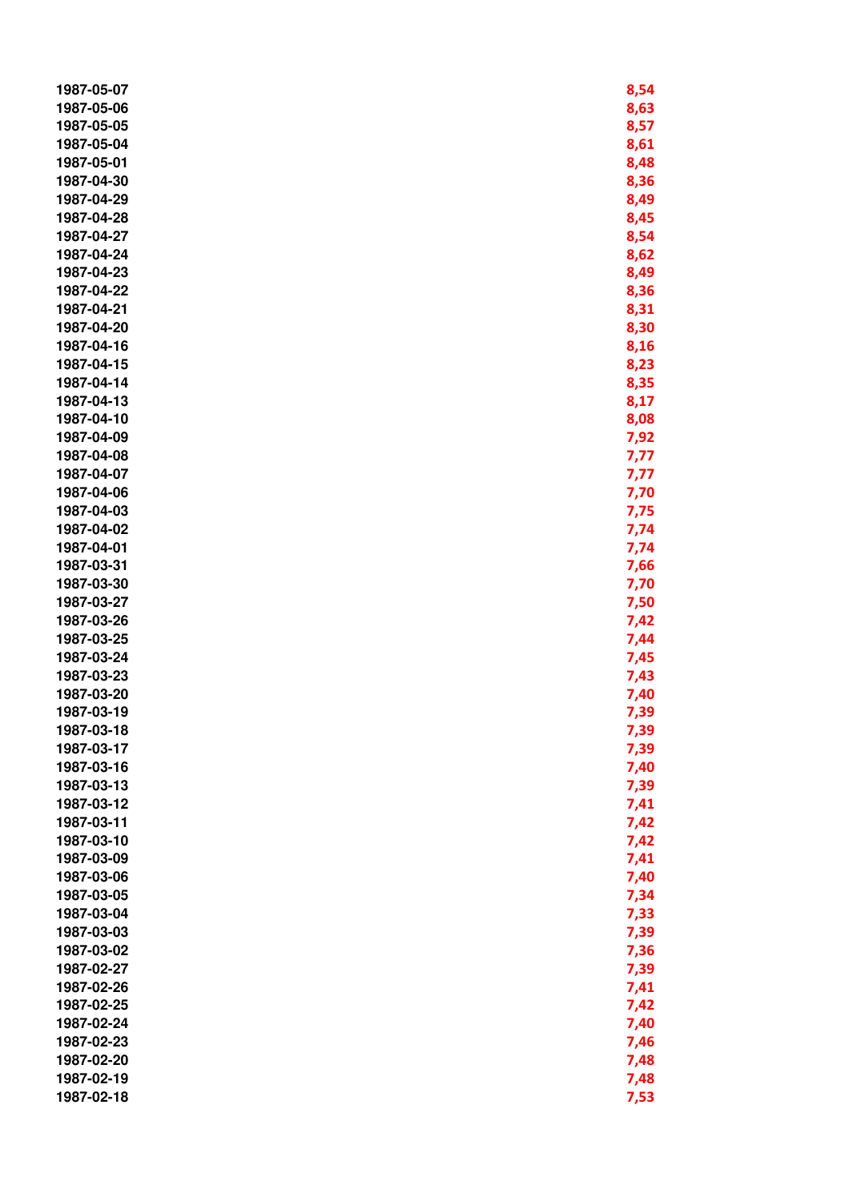| | |
|---|---|
| 1987-05-07 | 8,54 |
| 1987-05-06 | 8,63 |
| 1987-05-05 | 8,57 |
| 1987-05-04 | 8,61 |
| 1987-05-01 | 8,48 |
| 1987-04-30 | 8,36 |
| 1987-04-29 | 8,49 |
| 1987-04-28 | 8,45 |
| 1987-04-27 | 8,54 |
| 1987-04-24 | 8,62 |
| 1987-04-23 | 8,49 |
| 1987-04-22 | 8,36 |
| 1987-04-21 | 8,31 |
| 1987-04-20 | 8,30 |
| 1987-04-16 | 8,16 |
| 1987-04-15 | 8,23 |
| 1987-04-14 | 8,35 |
| 1987-04-13 | 8,17 |
| 1987-04-10 | 8,08 |
| 1987-04-09 | 7,92 |
| 1987-04-08 | 7,77 |
| 1987-04-07 | 7,77 |
| 1987-04-06 | 7,70 |
| 1987-04-03 | 7,75 |
| 1987-04-02 | 7,74 |
| 1987-04-01 | 7,74 |
| 1987-03-31 | 7,66 |
| 1987-03-30 | 7,70 |
| 1987-03-27 | 7,50 |
| 1987-03-26 | 7,42 |
| 1987-03-25 | 7,44 |
| 1987-03-24 | 7,45 |
| 1987-03-23 | 7,43 |
| 1987-03-20 | 7,40 |
| 1987-03-19 | 7,39 |
| 1987-03-18 | 7,39 |
| 1987-03-17 | 7,39 |
| 1987-03-16 | 7,40 |
| 1987-03-13 | 7,39 |
| 1987-03-12 | 7,41 |
| 1987-03-11 | 7,42 |
| 1987-03-10 | 7,42 |
| 1987-03-09 | 7,41 |
| 1987-03-06 | 7,40 |
| 1987-03-05 | 7,34 |
| 1987-03-04 | 7,33 |
| 1987-03-03 | 7,39 |
| 1987-03-02 | 7,36 |
| 1987-02-27 | 7,39 |
| 1987-02-26 | 7,41 |
| 1987-02-25 | 7,42 |
| 1987-02-24 | 7,40 |
| 1987-02-23 | 7,46 |
| 1987-02-20 | 7,48 |
| 1987-02-19 | 7,48 |
| 1987-02-18 | 7,53 |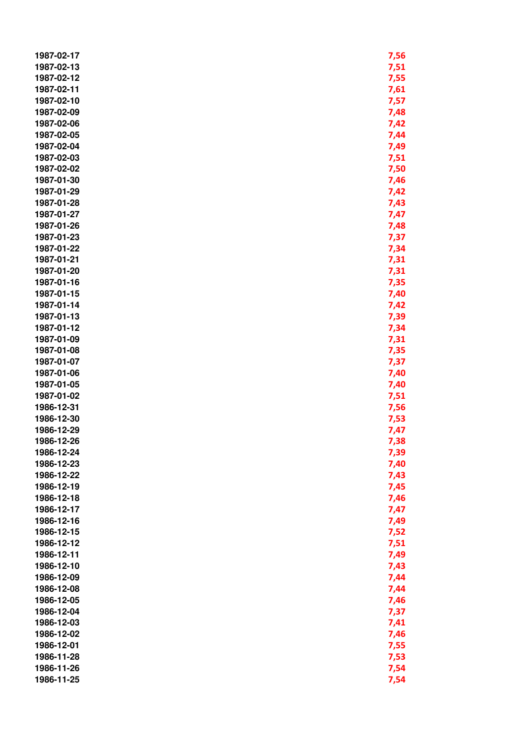| | |
|---|---|
| 1987-02-17 | 7,56 |
| 1987-02-13 | 7,51 |
| 1987-02-12 | 7,55 |
| 1987-02-11 | 7,61 |
| 1987-02-10 | 7,57 |
| 1987-02-09 | 7,48 |
| 1987-02-06 | 7,42 |
| 1987-02-05 | 7,44 |
| 1987-02-04 | 7,49 |
| 1987-02-03 | 7,51 |
| 1987-02-02 | 7,50 |
| 1987-01-30 | 7,46 |
| 1987-01-29 | 7,42 |
| 1987-01-28 | 7,43 |
| 1987-01-27 | 7,47 |
| 1987-01-26 | 7,48 |
| 1987-01-23 | 7,37 |
| 1987-01-22 | 7,34 |
| 1987-01-21 | 7,31 |
| 1987-01-20 | 7,31 |
| 1987-01-16 | 7,35 |
| 1987-01-15 | 7,40 |
| 1987-01-14 | 7,42 |
| 1987-01-13 | 7,39 |
| 1987-01-12 | 7,34 |
| 1987-01-09 | 7,31 |
| 1987-01-08 | 7,35 |
| 1987-01-07 | 7,37 |
| 1987-01-06 | 7,40 |
| 1987-01-05 | 7,40 |
| 1987-01-02 | 7,51 |
| 1986-12-31 | 7,56 |
| 1986-12-30 | 7,53 |
| 1986-12-29 | 7,47 |
| 1986-12-26 | 7,38 |
| 1986-12-24 | 7,39 |
| 1986-12-23 | 7,40 |
| 1986-12-22 | 7,43 |
| 1986-12-19 | 7,45 |
| 1986-12-18 | 7,46 |
| 1986-12-17 | 7,47 |
| 1986-12-16 | 7,49 |
| 1986-12-15 | 7,52 |
| 1986-12-12 | 7,51 |
| 1986-12-11 | 7,49 |
| 1986-12-10 | 7,43 |
| 1986-12-09 | 7,44 |
| 1986-12-08 | 7,44 |
| 1986-12-05 | 7,46 |
| 1986-12-04 | 7,37 |
| 1986-12-03 | 7,41 |
| 1986-12-02 | 7,46 |
| 1986-12-01 | 7,55 |
| 1986-11-28 | 7,53 |
| 1986-11-26 | 7,54 |
| 1986-11-25 | 7,54 |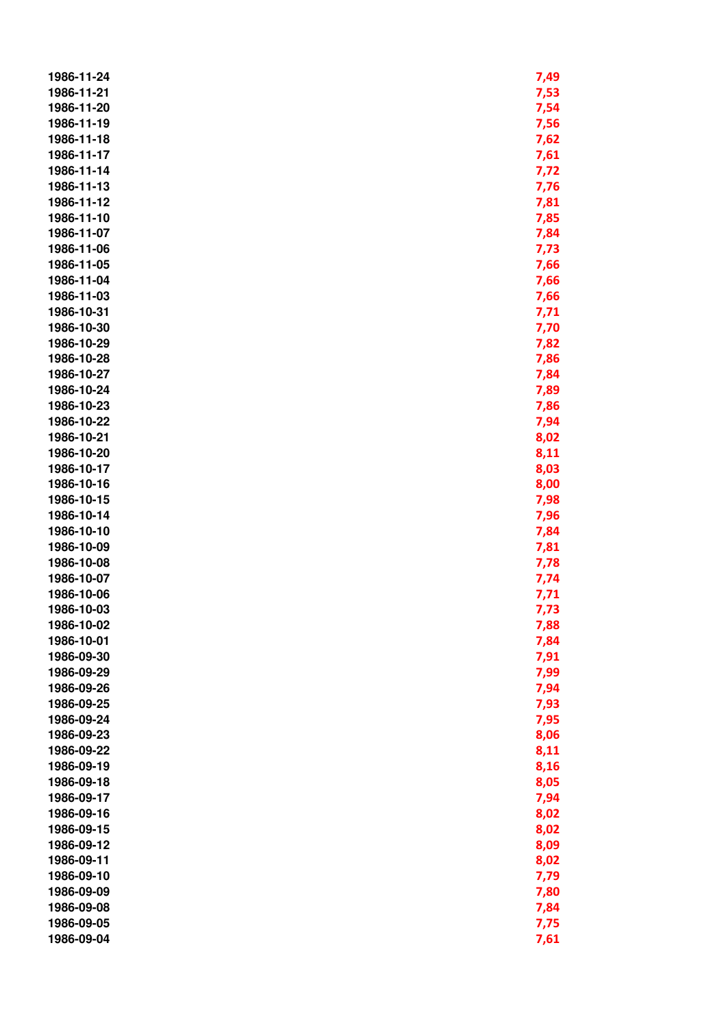| | |
|---|---|
| 1986-11-24 | 7,49 |
| 1986-11-21 | 7,53 |
| 1986-11-20 | 7,54 |
| 1986-11-19 | 7,56 |
| 1986-11-18 | 7,62 |
| 1986-11-17 | 7,61 |
| 1986-11-14 | 7,72 |
| 1986-11-13 | 7,76 |
| 1986-11-12 | 7,81 |
| 1986-11-10 | 7,85 |
| 1986-11-07 | 7,84 |
| 1986-11-06 | 7,73 |
| 1986-11-05 | 7,66 |
| 1986-11-04 | 7,66 |
| 1986-11-03 | 7,66 |
| 1986-10-31 | 7,71 |
| 1986-10-30 | 7,70 |
| 1986-10-29 | 7,82 |
| 1986-10-28 | 7,86 |
| 1986-10-27 | 7,84 |
| 1986-10-24 | 7,89 |
| 1986-10-23 | 7,86 |
| 1986-10-22 | 7,94 |
| 1986-10-21 | 8,02 |
| 1986-10-20 | 8,11 |
| 1986-10-17 | 8,03 |
| 1986-10-16 | 8,00 |
| 1986-10-15 | 7,98 |
| 1986-10-14 | 7,96 |
| 1986-10-10 | 7,84 |
| 1986-10-09 | 7,81 |
| 1986-10-08 | 7,78 |
| 1986-10-07 | 7,74 |
| 1986-10-06 | 7,71 |
| 1986-10-03 | 7,73 |
| 1986-10-02 | 7,88 |
| 1986-10-01 | 7,84 |
| 1986-09-30 | 7,91 |
| 1986-09-29 | 7,99 |
| 1986-09-26 | 7,94 |
| 1986-09-25 | 7,93 |
| 1986-09-24 | 7,95 |
| 1986-09-23 | 8,06 |
| 1986-09-22 | 8,11 |
| 1986-09-19 | 8,16 |
| 1986-09-18 | 8,05 |
| 1986-09-17 | 7,94 |
| 1986-09-16 | 8,02 |
| 1986-09-15 | 8,02 |
| 1986-09-12 | 8,09 |
| 1986-09-11 | 8,02 |
| 1986-09-10 | 7,79 |
| 1986-09-09 | 7,80 |
| 1986-09-08 | 7,84 |
| 1986-09-05 | 7,75 |
| 1986-09-04 | 7,61 |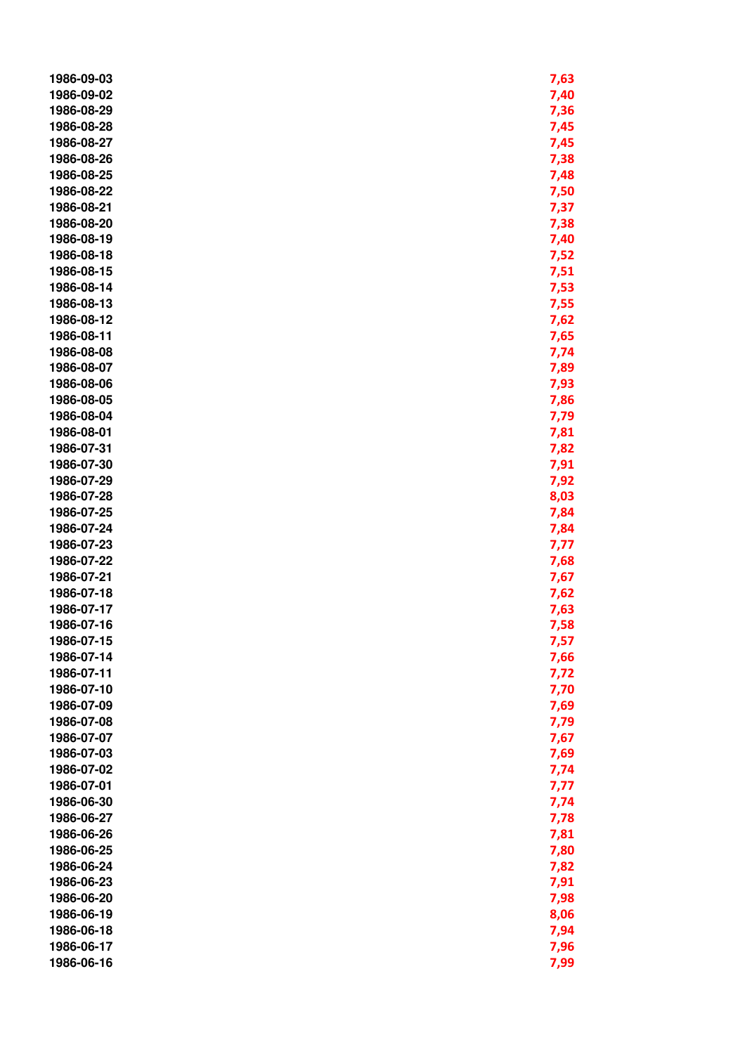| | |
|---|---|
| 1986-09-03 | 7,63 |
| 1986-09-02 | 7,40 |
| 1986-08-29 | 7,36 |
| 1986-08-28 | 7,45 |
| 1986-08-27 | 7,45 |
| 1986-08-26 | 7,38 |
| 1986-08-25 | 7,48 |
| 1986-08-22 | 7,50 |
| 1986-08-21 | 7,37 |
| 1986-08-20 | 7,38 |
| 1986-08-19 | 7,40 |
| 1986-08-18 | 7,52 |
| 1986-08-15 | 7,51 |
| 1986-08-14 | 7,53 |
| 1986-08-13 | 7,55 |
| 1986-08-12 | 7,62 |
| 1986-08-11 | 7,65 |
| 1986-08-08 | 7,74 |
| 1986-08-07 | 7,89 |
| 1986-08-06 | 7,93 |
| 1986-08-05 | 7,86 |
| 1986-08-04 | 7,79 |
| 1986-08-01 | 7,81 |
| 1986-07-31 | 7,82 |
| 1986-07-30 | 7,91 |
| 1986-07-29 | 7,92 |
| 1986-07-28 | 8,03 |
| 1986-07-25 | 7,84 |
| 1986-07-24 | 7,84 |
| 1986-07-23 | 7,77 |
| 1986-07-22 | 7,68 |
| 1986-07-21 | 7,67 |
| 1986-07-18 | 7,62 |
| 1986-07-17 | 7,63 |
| 1986-07-16 | 7,58 |
| 1986-07-15 | 7,57 |
| 1986-07-14 | 7,66 |
| 1986-07-11 | 7,72 |
| 1986-07-10 | 7,70 |
| 1986-07-09 | 7,69 |
| 1986-07-08 | 7,79 |
| 1986-07-07 | 7,67 |
| 1986-07-03 | 7,69 |
| 1986-07-02 | 7,74 |
| 1986-07-01 | 7,77 |
| 1986-06-30 | 7,74 |
| 1986-06-27 | 7,78 |
| 1986-06-26 | 7,81 |
| 1986-06-25 | 7,80 |
| 1986-06-24 | 7,82 |
| 1986-06-23 | 7,91 |
| 1986-06-20 | 7,98 |
| 1986-06-19 | 8,06 |
| 1986-06-18 | 7,94 |
| 1986-06-17 | 7,96 |
| 1986-06-16 | 7,99 |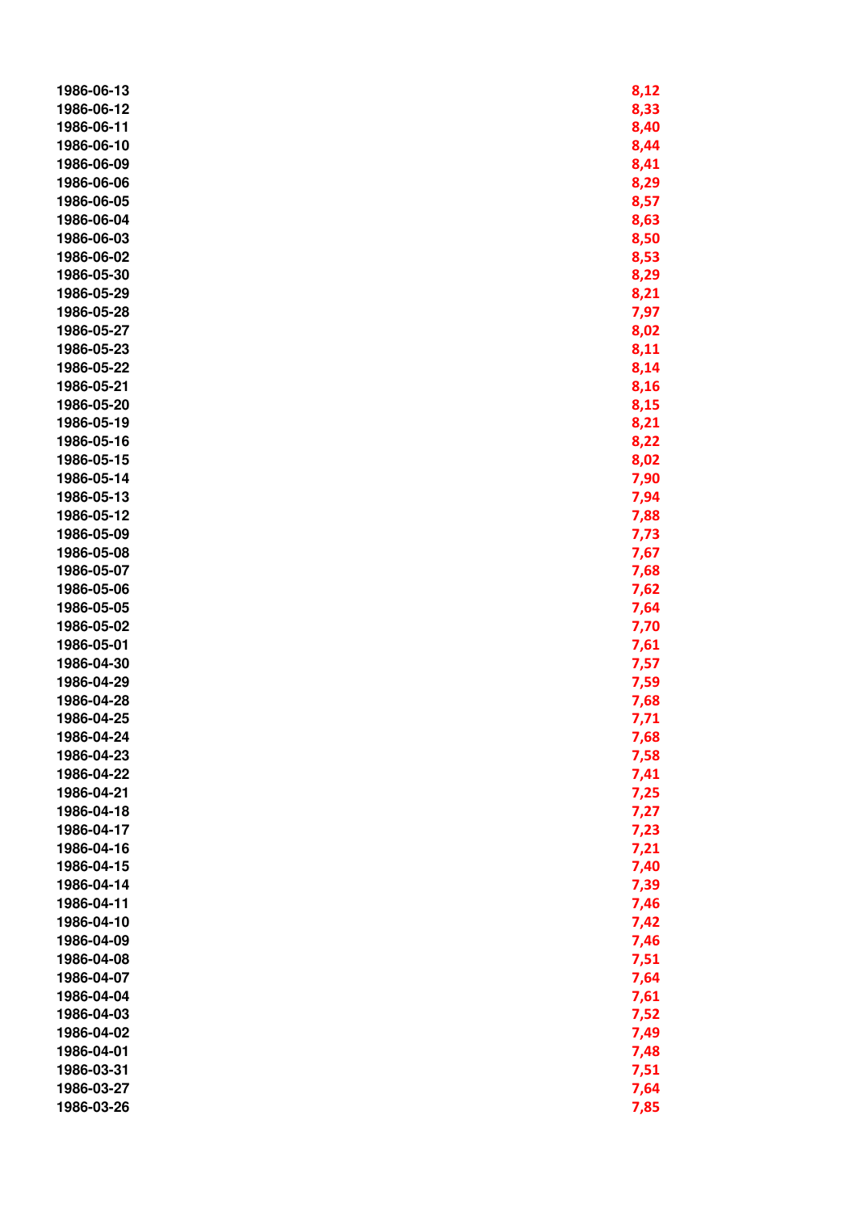| | |
|---|---|
| 1986-06-13 | 8,12 |
| 1986-06-12 | 8,33 |
| 1986-06-11 | 8,40 |
| 1986-06-10 | 8,44 |
| 1986-06-09 | 8,41 |
| 1986-06-06 | 8,29 |
| 1986-06-05 | 8,57 |
| 1986-06-04 | 8,63 |
| 1986-06-03 | 8,50 |
| 1986-06-02 | 8,53 |
| 1986-05-30 | 8,29 |
| 1986-05-29 | 8,21 |
| 1986-05-28 | 7,97 |
| 1986-05-27 | 8,02 |
| 1986-05-23 | 8,11 |
| 1986-05-22 | 8,14 |
| 1986-05-21 | 8,16 |
| 1986-05-20 | 8,15 |
| 1986-05-19 | 8,21 |
| 1986-05-16 | 8,22 |
| 1986-05-15 | 8,02 |
| 1986-05-14 | 7,90 |
| 1986-05-13 | 7,94 |
| 1986-05-12 | 7,88 |
| 1986-05-09 | 7,73 |
| 1986-05-08 | 7,67 |
| 1986-05-07 | 7,68 |
| 1986-05-06 | 7,62 |
| 1986-05-05 | 7,64 |
| 1986-05-02 | 7,70 |
| 1986-05-01 | 7,61 |
| 1986-04-30 | 7,57 |
| 1986-04-29 | 7,59 |
| 1986-04-28 | 7,68 |
| 1986-04-25 | 7,71 |
| 1986-04-24 | 7,68 |
| 1986-04-23 | 7,58 |
| 1986-04-22 | 7,41 |
| 1986-04-21 | 7,25 |
| 1986-04-18 | 7,27 |
| 1986-04-17 | 7,23 |
| 1986-04-16 | 7,21 |
| 1986-04-15 | 7,40 |
| 1986-04-14 | 7,39 |
| 1986-04-11 | 7,46 |
| 1986-04-10 | 7,42 |
| 1986-04-09 | 7,46 |
| 1986-04-08 | 7,51 |
| 1986-04-07 | 7,64 |
| 1986-04-04 | 7,61 |
| 1986-04-03 | 7,52 |
| 1986-04-02 | 7,49 |
| 1986-04-01 | 7,48 |
| 1986-03-31 | 7,51 |
| 1986-03-27 | 7,64 |
| 1986-03-26 | 7,85 |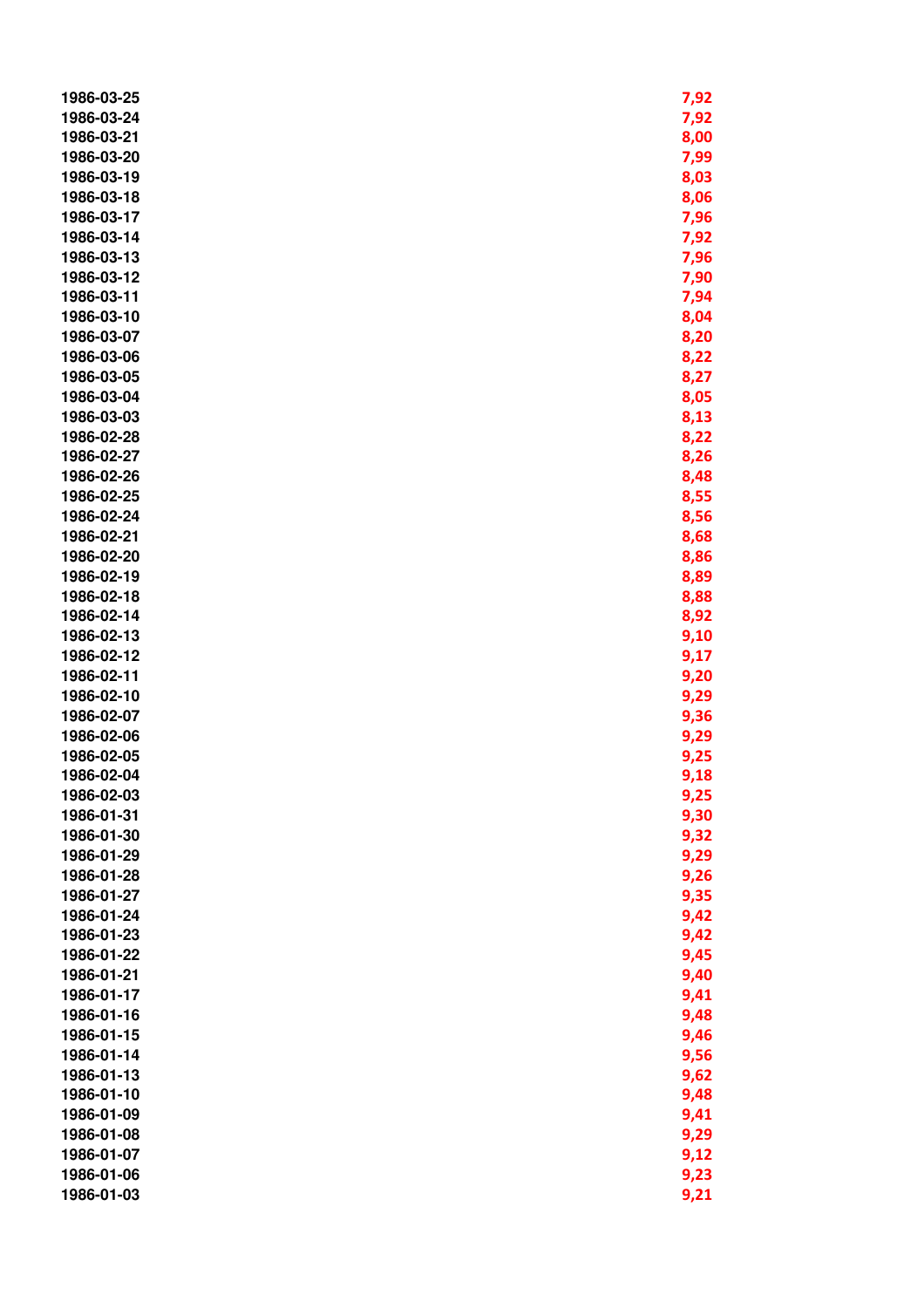| | |
|---|---|
| 1986-03-25 | 7,92 |
| 1986-03-24 | 7,92 |
| 1986-03-21 | 8,00 |
| 1986-03-20 | 7,99 |
| 1986-03-19 | 8,03 |
| 1986-03-18 | 8,06 |
| 1986-03-17 | 7,96 |
| 1986-03-14 | 7,92 |
| 1986-03-13 | 7,96 |
| 1986-03-12 | 7,90 |
| 1986-03-11 | 7,94 |
| 1986-03-10 | 8,04 |
| 1986-03-07 | 8,20 |
| 1986-03-06 | 8,22 |
| 1986-03-05 | 8,27 |
| 1986-03-04 | 8,05 |
| 1986-03-03 | 8,13 |
| 1986-02-28 | 8,22 |
| 1986-02-27 | 8,26 |
| 1986-02-26 | 8,48 |
| 1986-02-25 | 8,55 |
| 1986-02-24 | 8,56 |
| 1986-02-21 | 8,68 |
| 1986-02-20 | 8,86 |
| 1986-02-19 | 8,89 |
| 1986-02-18 | 8,88 |
| 1986-02-14 | 8,92 |
| 1986-02-13 | 9,10 |
| 1986-02-12 | 9,17 |
| 1986-02-11 | 9,20 |
| 1986-02-10 | 9,29 |
| 1986-02-07 | 9,36 |
| 1986-02-06 | 9,29 |
| 1986-02-05 | 9,25 |
| 1986-02-04 | 9,18 |
| 1986-02-03 | 9,25 |
| 1986-01-31 | 9,30 |
| 1986-01-30 | 9,32 |
| 1986-01-29 | 9,29 |
| 1986-01-28 | 9,26 |
| 1986-01-27 | 9,35 |
| 1986-01-24 | 9,42 |
| 1986-01-23 | 9,42 |
| 1986-01-22 | 9,45 |
| 1986-01-21 | 9,40 |
| 1986-01-17 | 9,41 |
| 1986-01-16 | 9,48 |
| 1986-01-15 | 9,46 |
| 1986-01-14 | 9,56 |
| 1986-01-13 | 9,62 |
| 1986-01-10 | 9,48 |
| 1986-01-09 | 9,41 |
| 1986-01-08 | 9,29 |
| 1986-01-07 | 9,12 |
| 1986-01-06 | 9,23 |
| 1986-01-03 | 9,21 |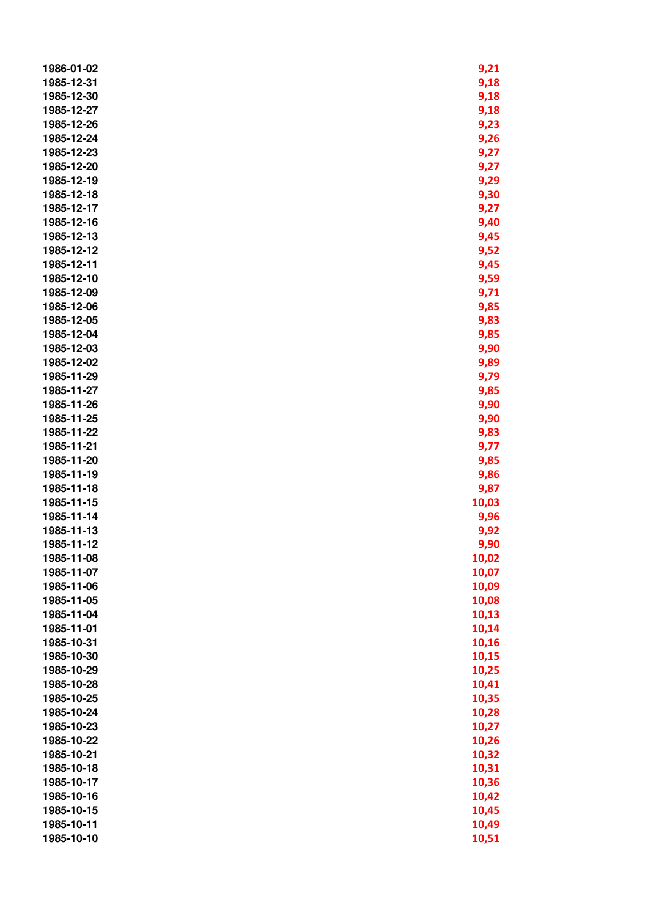| | |
|---|---|
| 1986-01-02 | 9,21 |
| 1985-12-31 | 9,18 |
| 1985-12-30 | 9,18 |
| 1985-12-27 | 9,18 |
| 1985-12-26 | 9,23 |
| 1985-12-24 | 9,26 |
| 1985-12-23 | 9,27 |
| 1985-12-20 | 9,27 |
| 1985-12-19 | 9,29 |
| 1985-12-18 | 9,30 |
| 1985-12-17 | 9,27 |
| 1985-12-16 | 9,40 |
| 1985-12-13 | 9,45 |
| 1985-12-12 | 9,52 |
| 1985-12-11 | 9,45 |
| 1985-12-10 | 9,59 |
| 1985-12-09 | 9,71 |
| 1985-12-06 | 9,85 |
| 1985-12-05 | 9,83 |
| 1985-12-04 | 9,85 |
| 1985-12-03 | 9,90 |
| 1985-12-02 | 9,89 |
| 1985-11-29 | 9,79 |
| 1985-11-27 | 9,85 |
| 1985-11-26 | 9,90 |
| 1985-11-25 | 9,90 |
| 1985-11-22 | 9,83 |
| 1985-11-21 | 9,77 |
| 1985-11-20 | 9,85 |
| 1985-11-19 | 9,86 |
| 1985-11-18 | 9,87 |
| 1985-11-15 | 10,03 |
| 1985-11-14 | 9,96 |
| 1985-11-13 | 9,92 |
| 1985-11-12 | 9,90 |
| 1985-11-08 | 10,02 |
| 1985-11-07 | 10,07 |
| 1985-11-06 | 10,09 |
| 1985-11-05 | 10,08 |
| 1985-11-04 | 10,13 |
| 1985-11-01 | 10,14 |
| 1985-10-31 | 10,16 |
| 1985-10-30 | 10,15 |
| 1985-10-29 | 10,25 |
| 1985-10-28 | 10,41 |
| 1985-10-25 | 10,35 |
| 1985-10-24 | 10,28 |
| 1985-10-23 | 10,27 |
| 1985-10-22 | 10,26 |
| 1985-10-21 | 10,32 |
| 1985-10-18 | 10,31 |
| 1985-10-17 | 10,36 |
| 1985-10-16 | 10,42 |
| 1985-10-15 | 10,45 |
| 1985-10-11 | 10,49 |
| 1985-10-10 | 10,51 |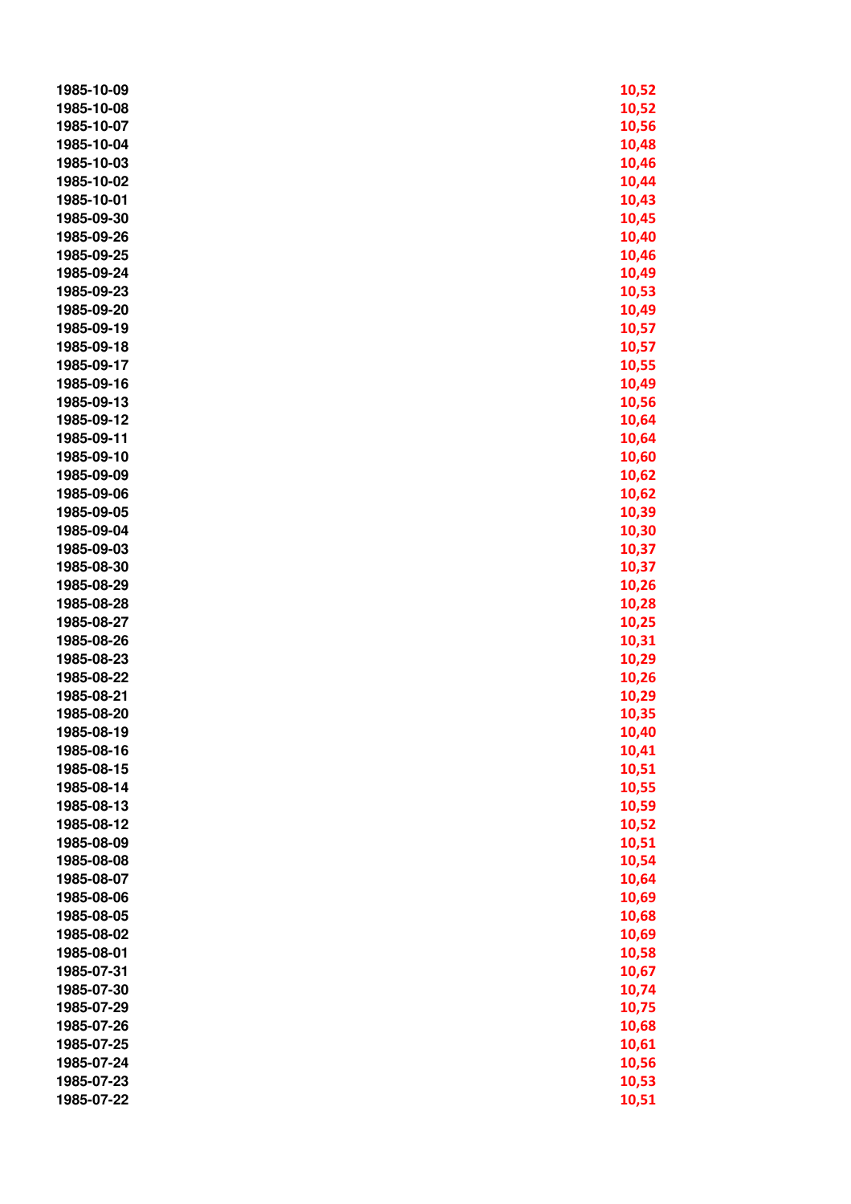| | |
|---|---|
| 1985-10-09 | 10,52 |
| 1985-10-08 | 10,52 |
| 1985-10-07 | 10,56 |
| 1985-10-04 | 10,48 |
| 1985-10-03 | 10,46 |
| 1985-10-02 | 10,44 |
| 1985-10-01 | 10,43 |
| 1985-09-30 | 10,45 |
| 1985-09-26 | 10,40 |
| 1985-09-25 | 10,46 |
| 1985-09-24 | 10,49 |
| 1985-09-23 | 10,53 |
| 1985-09-20 | 10,49 |
| 1985-09-19 | 10,57 |
| 1985-09-18 | 10,57 |
| 1985-09-17 | 10,55 |
| 1985-09-16 | 10,49 |
| 1985-09-13 | 10,56 |
| 1985-09-12 | 10,64 |
| 1985-09-11 | 10,64 |
| 1985-09-10 | 10,60 |
| 1985-09-09 | 10,62 |
| 1985-09-06 | 10,62 |
| 1985-09-05 | 10,39 |
| 1985-09-04 | 10,30 |
| 1985-09-03 | 10,37 |
| 1985-08-30 | 10,37 |
| 1985-08-29 | 10,26 |
| 1985-08-28 | 10,28 |
| 1985-08-27 | 10,25 |
| 1985-08-26 | 10,31 |
| 1985-08-23 | 10,29 |
| 1985-08-22 | 10,26 |
| 1985-08-21 | 10,29 |
| 1985-08-20 | 10,35 |
| 1985-08-19 | 10,40 |
| 1985-08-16 | 10,41 |
| 1985-08-15 | 10,51 |
| 1985-08-14 | 10,55 |
| 1985-08-13 | 10,59 |
| 1985-08-12 | 10,52 |
| 1985-08-09 | 10,51 |
| 1985-08-08 | 10,54 |
| 1985-08-07 | 10,64 |
| 1985-08-06 | 10,69 |
| 1985-08-05 | 10,68 |
| 1985-08-02 | 10,69 |
| 1985-08-01 | 10,58 |
| 1985-07-31 | 10,67 |
| 1985-07-30 | 10,74 |
| 1985-07-29 | 10,75 |
| 1985-07-26 | 10,68 |
| 1985-07-25 | 10,61 |
| 1985-07-24 | 10,56 |
| 1985-07-23 | 10,53 |
| 1985-07-22 | 10,51 |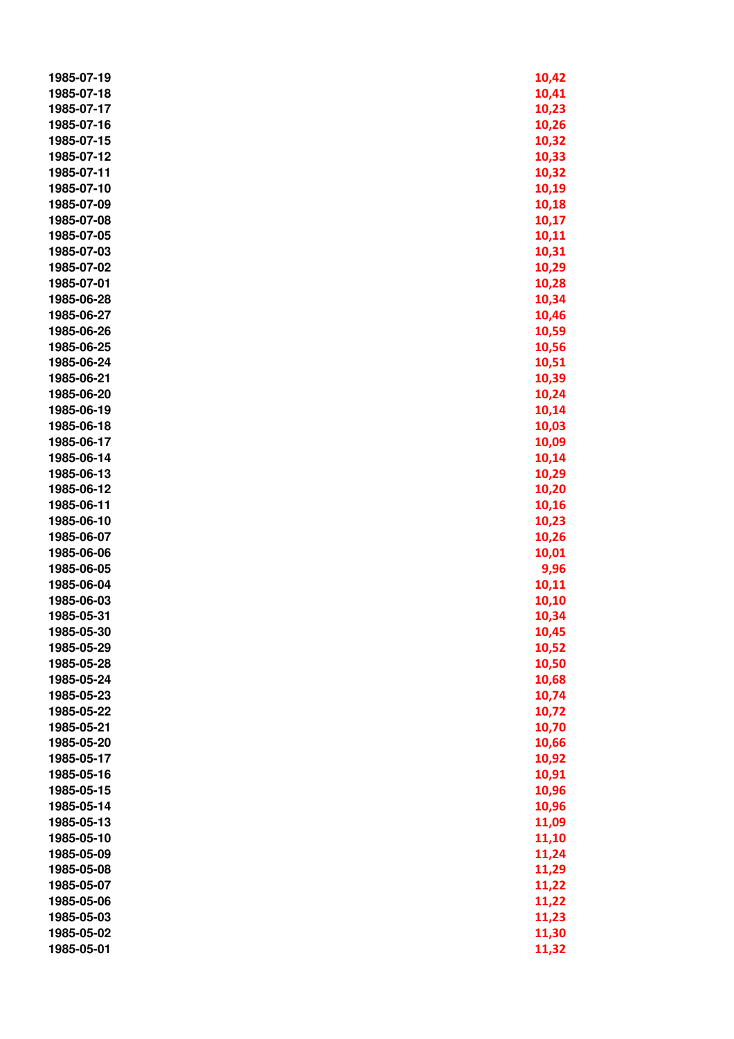| | |
|---|---|
| 1985-07-19 | 10,42 |
| 1985-07-18 | 10,41 |
| 1985-07-17 | 10,23 |
| 1985-07-16 | 10,26 |
| 1985-07-15 | 10,32 |
| 1985-07-12 | 10,33 |
| 1985-07-11 | 10,32 |
| 1985-07-10 | 10,19 |
| 1985-07-09 | 10,18 |
| 1985-07-08 | 10,17 |
| 1985-07-05 | 10,11 |
| 1985-07-03 | 10,31 |
| 1985-07-02 | 10,29 |
| 1985-07-01 | 10,28 |
| 1985-06-28 | 10,34 |
| 1985-06-27 | 10,46 |
| 1985-06-26 | 10,59 |
| 1985-06-25 | 10,56 |
| 1985-06-24 | 10,51 |
| 1985-06-21 | 10,39 |
| 1985-06-20 | 10,24 |
| 1985-06-19 | 10,14 |
| 1985-06-18 | 10,03 |
| 1985-06-17 | 10,09 |
| 1985-06-14 | 10,14 |
| 1985-06-13 | 10,29 |
| 1985-06-12 | 10,20 |
| 1985-06-11 | 10,16 |
| 1985-06-10 | 10,23 |
| 1985-06-07 | 10,26 |
| 1985-06-06 | 10,01 |
| 1985-06-05 | 9,96 |
| 1985-06-04 | 10,11 |
| 1985-06-03 | 10,10 |
| 1985-05-31 | 10,34 |
| 1985-05-30 | 10,45 |
| 1985-05-29 | 10,52 |
| 1985-05-28 | 10,50 |
| 1985-05-24 | 10,68 |
| 1985-05-23 | 10,74 |
| 1985-05-22 | 10,72 |
| 1985-05-21 | 10,70 |
| 1985-05-20 | 10,66 |
| 1985-05-17 | 10,92 |
| 1985-05-16 | 10,91 |
| 1985-05-15 | 10,96 |
| 1985-05-14 | 10,96 |
| 1985-05-13 | 11,09 |
| 1985-05-10 | 11,10 |
| 1985-05-09 | 11,24 |
| 1985-05-08 | 11,29 |
| 1985-05-07 | 11,22 |
| 1985-05-06 | 11,22 |
| 1985-05-03 | 11,23 |
| 1985-05-02 | 11,30 |
| 1985-05-01 | 11,32 |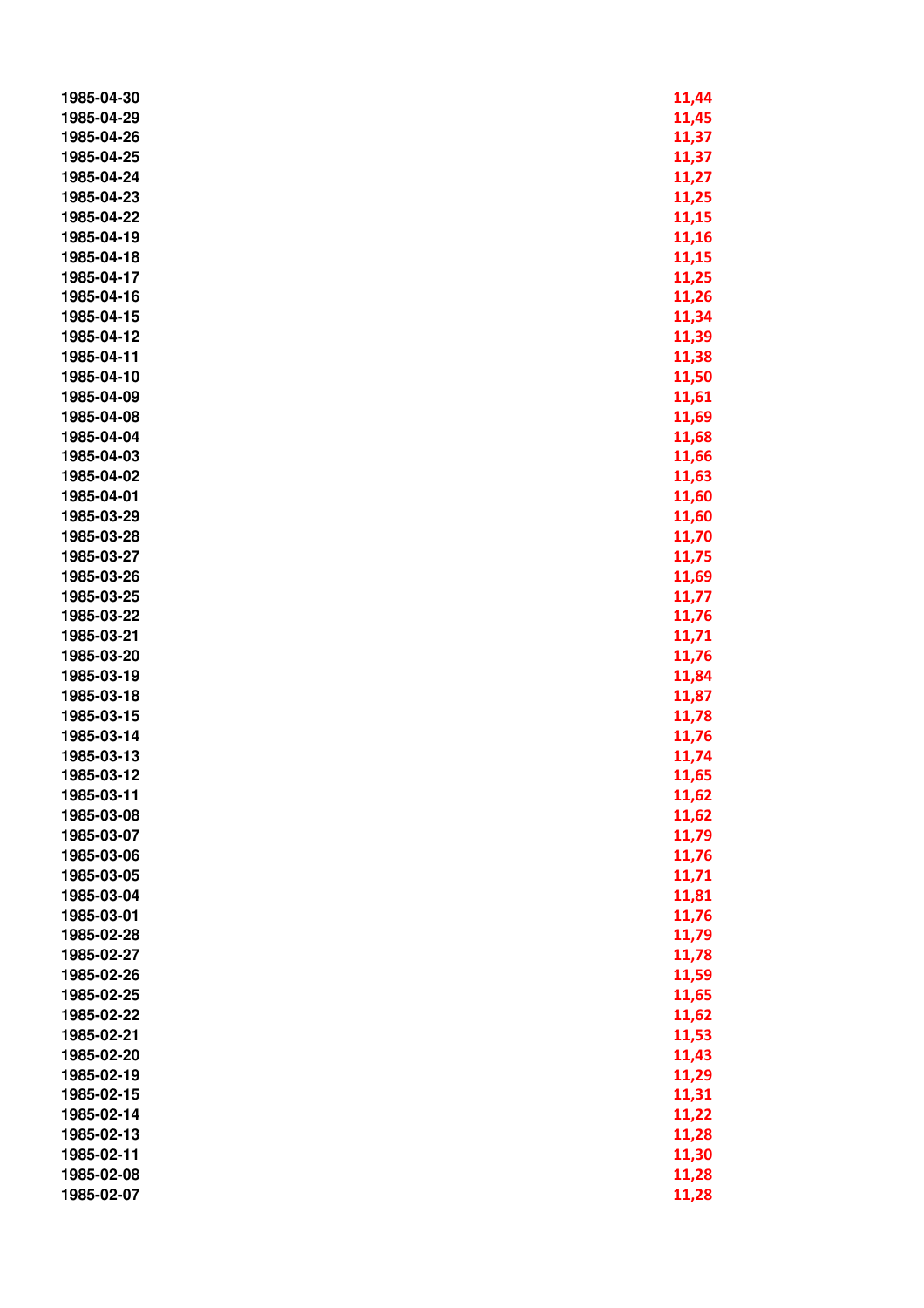| | |
|---|---|
| 1985-04-30 | 11,44 |
| 1985-04-29 | 11,45 |
| 1985-04-26 | 11,37 |
| 1985-04-25 | 11,37 |
| 1985-04-24 | 11,27 |
| 1985-04-23 | 11,25 |
| 1985-04-22 | 11,15 |
| 1985-04-19 | 11,16 |
| 1985-04-18 | 11,15 |
| 1985-04-17 | 11,25 |
| 1985-04-16 | 11,26 |
| 1985-04-15 | 11,34 |
| 1985-04-12 | 11,39 |
| 1985-04-11 | 11,38 |
| 1985-04-10 | 11,50 |
| 1985-04-09 | 11,61 |
| 1985-04-08 | 11,69 |
| 1985-04-04 | 11,68 |
| 1985-04-03 | 11,66 |
| 1985-04-02 | 11,63 |
| 1985-04-01 | 11,60 |
| 1985-03-29 | 11,60 |
| 1985-03-28 | 11,70 |
| 1985-03-27 | 11,75 |
| 1985-03-26 | 11,69 |
| 1985-03-25 | 11,77 |
| 1985-03-22 | 11,76 |
| 1985-03-21 | 11,71 |
| 1985-03-20 | 11,76 |
| 1985-03-19 | 11,84 |
| 1985-03-18 | 11,87 |
| 1985-03-15 | 11,78 |
| 1985-03-14 | 11,76 |
| 1985-03-13 | 11,74 |
| 1985-03-12 | 11,65 |
| 1985-03-11 | 11,62 |
| 1985-03-08 | 11,62 |
| 1985-03-07 | 11,79 |
| 1985-03-06 | 11,76 |
| 1985-03-05 | 11,71 |
| 1985-03-04 | 11,81 |
| 1985-03-01 | 11,76 |
| 1985-02-28 | 11,79 |
| 1985-02-27 | 11,78 |
| 1985-02-26 | 11,59 |
| 1985-02-25 | 11,65 |
| 1985-02-22 | 11,62 |
| 1985-02-21 | 11,53 |
| 1985-02-20 | 11,43 |
| 1985-02-19 | 11,29 |
| 1985-02-15 | 11,31 |
| 1985-02-14 | 11,22 |
| 1985-02-13 | 11,28 |
| 1985-02-11 | 11,30 |
| 1985-02-08 | 11,28 |
| 1985-02-07 | 11,28 |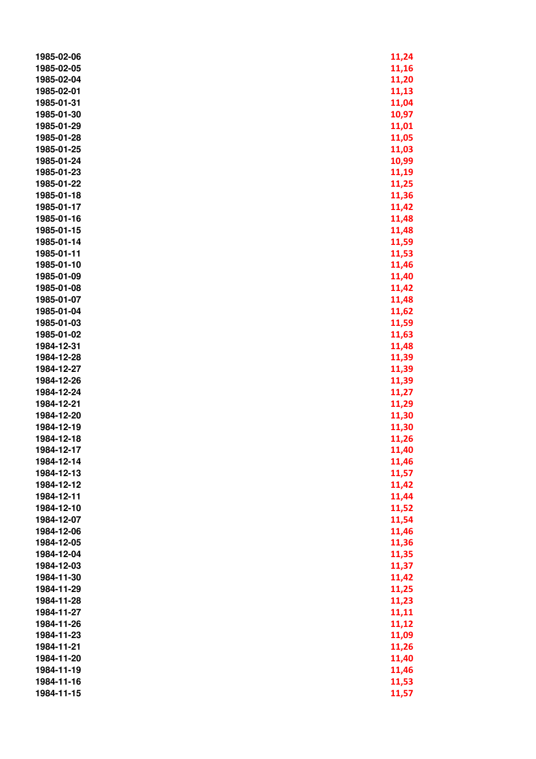| | |
|---|---|
| 1985-02-06 | 11,24 |
| 1985-02-05 | 11,16 |
| 1985-02-04 | 11,20 |
| 1985-02-01 | 11,13 |
| 1985-01-31 | 11,04 |
| 1985-01-30 | 10,97 |
| 1985-01-29 | 11,01 |
| 1985-01-28 | 11,05 |
| 1985-01-25 | 11,03 |
| 1985-01-24 | 10,99 |
| 1985-01-23 | 11,19 |
| 1985-01-22 | 11,25 |
| 1985-01-18 | 11,36 |
| 1985-01-17 | 11,42 |
| 1985-01-16 | 11,48 |
| 1985-01-15 | 11,48 |
| 1985-01-14 | 11,59 |
| 1985-01-11 | 11,53 |
| 1985-01-10 | 11,46 |
| 1985-01-09 | 11,40 |
| 1985-01-08 | 11,42 |
| 1985-01-07 | 11,48 |
| 1985-01-04 | 11,62 |
| 1985-01-03 | 11,59 |
| 1985-01-02 | 11,63 |
| 1984-12-31 | 11,48 |
| 1984-12-28 | 11,39 |
| 1984-12-27 | 11,39 |
| 1984-12-26 | 11,39 |
| 1984-12-24 | 11,27 |
| 1984-12-21 | 11,29 |
| 1984-12-20 | 11,30 |
| 1984-12-19 | 11,30 |
| 1984-12-18 | 11,26 |
| 1984-12-17 | 11,40 |
| 1984-12-14 | 11,46 |
| 1984-12-13 | 11,57 |
| 1984-12-12 | 11,42 |
| 1984-12-11 | 11,44 |
| 1984-12-10 | 11,52 |
| 1984-12-07 | 11,54 |
| 1984-12-06 | 11,46 |
| 1984-12-05 | 11,36 |
| 1984-12-04 | 11,35 |
| 1984-12-03 | 11,37 |
| 1984-11-30 | 11,42 |
| 1984-11-29 | 11,25 |
| 1984-11-28 | 11,23 |
| 1984-11-27 | 11,11 |
| 1984-11-26 | 11,12 |
| 1984-11-23 | 11,09 |
| 1984-11-21 | 11,26 |
| 1984-11-20 | 11,40 |
| 1984-11-19 | 11,46 |
| 1984-11-16 | 11,53 |
| 1984-11-15 | 11,57 |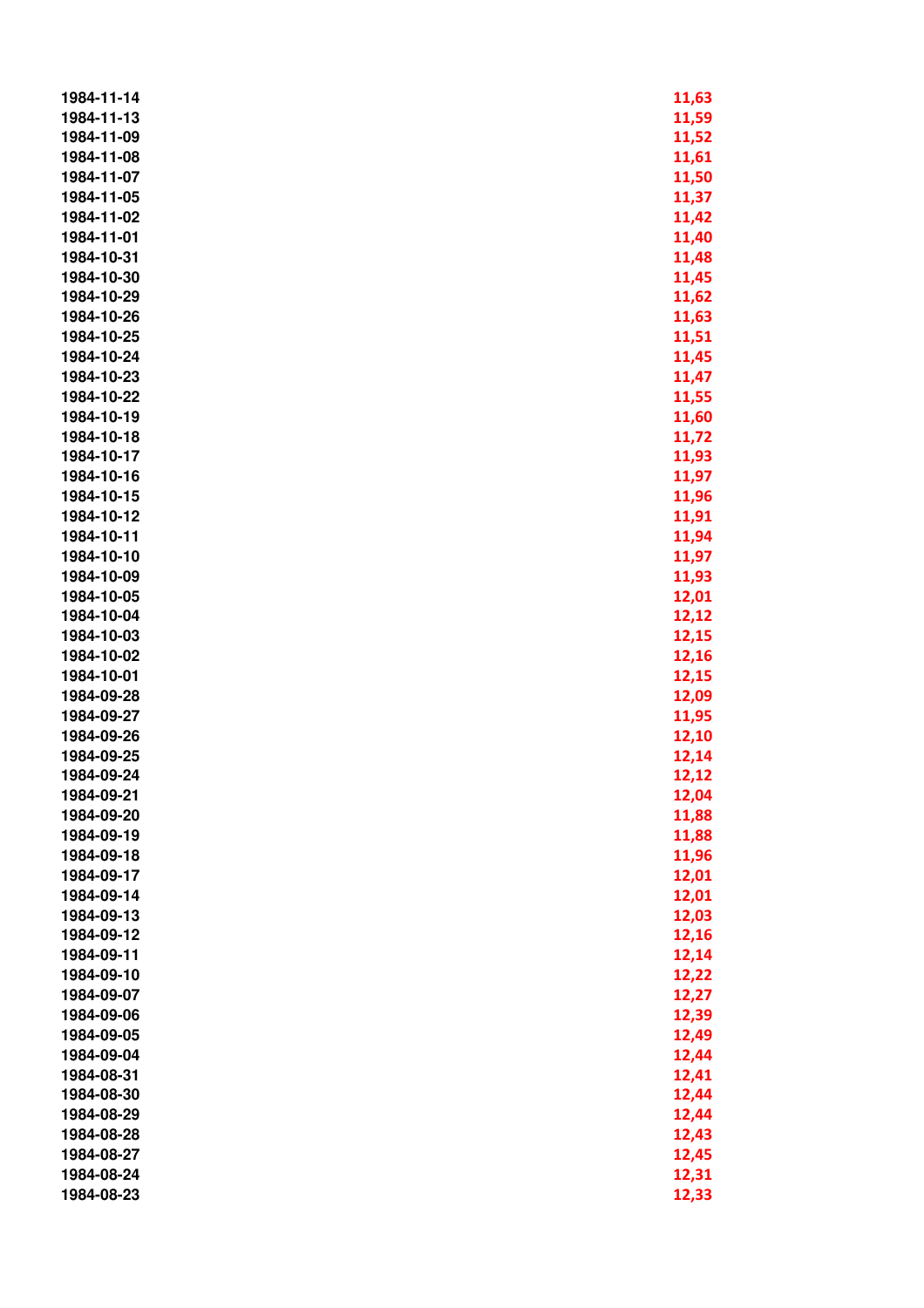| | |
|---|---|
| 1984-11-14 | 11,63 |
| 1984-11-13 | 11,59 |
| 1984-11-09 | 11,52 |
| 1984-11-08 | 11,61 |
| 1984-11-07 | 11,50 |
| 1984-11-05 | 11,37 |
| 1984-11-02 | 11,42 |
| 1984-11-01 | 11,40 |
| 1984-10-31 | 11,48 |
| 1984-10-30 | 11,45 |
| 1984-10-29 | 11,62 |
| 1984-10-26 | 11,63 |
| 1984-10-25 | 11,51 |
| 1984-10-24 | 11,45 |
| 1984-10-23 | 11,47 |
| 1984-10-22 | 11,55 |
| 1984-10-19 | 11,60 |
| 1984-10-18 | 11,72 |
| 1984-10-17 | 11,93 |
| 1984-10-16 | 11,97 |
| 1984-10-15 | 11,96 |
| 1984-10-12 | 11,91 |
| 1984-10-11 | 11,94 |
| 1984-10-10 | 11,97 |
| 1984-10-09 | 11,93 |
| 1984-10-05 | 12,01 |
| 1984-10-04 | 12,12 |
| 1984-10-03 | 12,15 |
| 1984-10-02 | 12,16 |
| 1984-10-01 | 12,15 |
| 1984-09-28 | 12,09 |
| 1984-09-27 | 11,95 |
| 1984-09-26 | 12,10 |
| 1984-09-25 | 12,14 |
| 1984-09-24 | 12,12 |
| 1984-09-21 | 12,04 |
| 1984-09-20 | 11,88 |
| 1984-09-19 | 11,88 |
| 1984-09-18 | 11,96 |
| 1984-09-17 | 12,01 |
| 1984-09-14 | 12,01 |
| 1984-09-13 | 12,03 |
| 1984-09-12 | 12,16 |
| 1984-09-11 | 12,14 |
| 1984-09-10 | 12,22 |
| 1984-09-07 | 12,27 |
| 1984-09-06 | 12,39 |
| 1984-09-05 | 12,49 |
| 1984-09-04 | 12,44 |
| 1984-08-31 | 12,41 |
| 1984-08-30 | 12,44 |
| 1984-08-29 | 12,44 |
| 1984-08-28 | 12,43 |
| 1984-08-27 | 12,45 |
| 1984-08-24 | 12,31 |
| 1984-08-23 | 12,33 |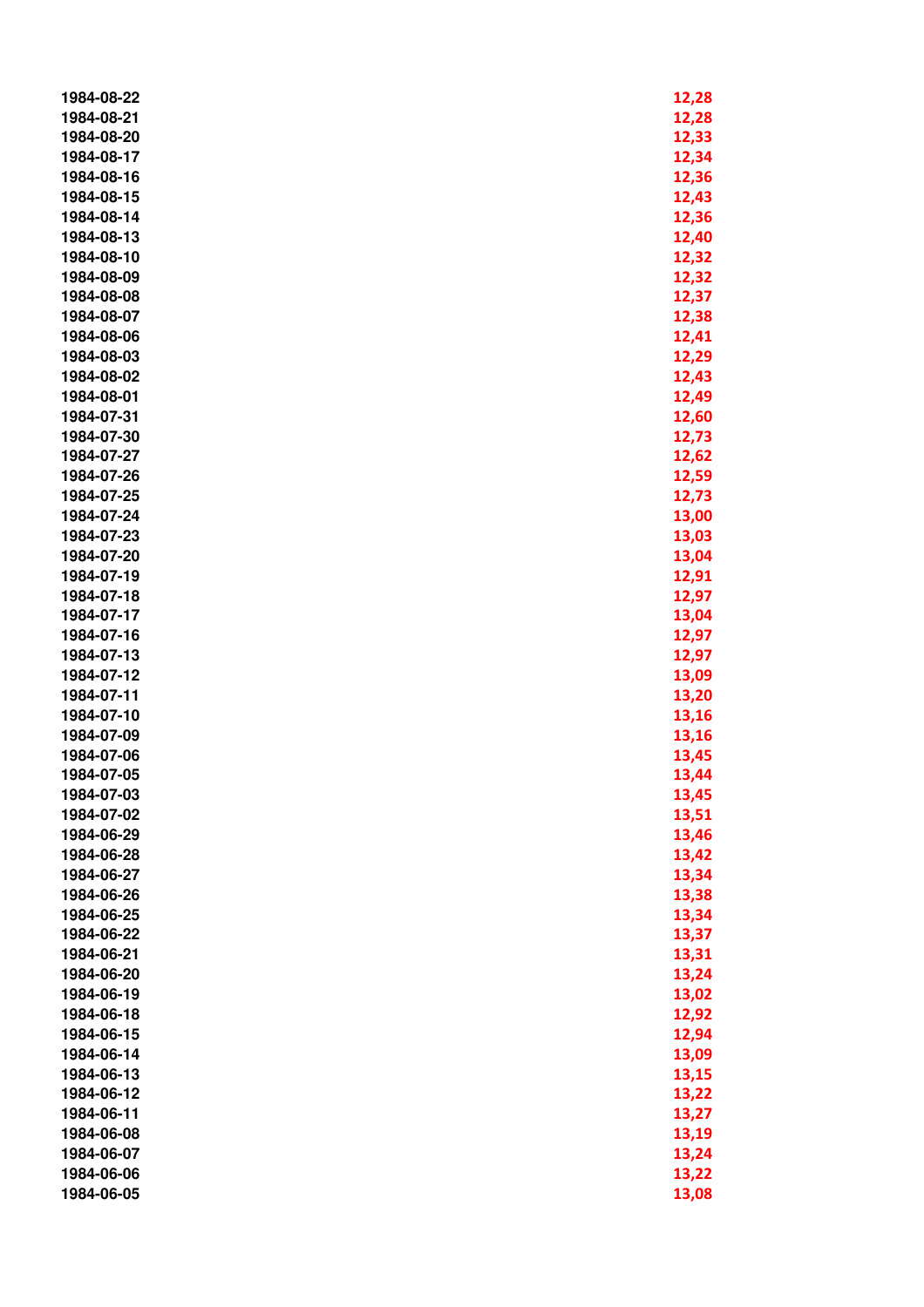| | |
|---|---|
| 1984-08-22 | 12,28 |
| 1984-08-21 | 12,28 |
| 1984-08-20 | 12,33 |
| 1984-08-17 | 12,34 |
| 1984-08-16 | 12,36 |
| 1984-08-15 | 12,43 |
| 1984-08-14 | 12,36 |
| 1984-08-13 | 12,40 |
| 1984-08-10 | 12,32 |
| 1984-08-09 | 12,32 |
| 1984-08-08 | 12,37 |
| 1984-08-07 | 12,38 |
| 1984-08-06 | 12,41 |
| 1984-08-03 | 12,29 |
| 1984-08-02 | 12,43 |
| 1984-08-01 | 12,49 |
| 1984-07-31 | 12,60 |
| 1984-07-30 | 12,73 |
| 1984-07-27 | 12,62 |
| 1984-07-26 | 12,59 |
| 1984-07-25 | 12,73 |
| 1984-07-24 | 13,00 |
| 1984-07-23 | 13,03 |
| 1984-07-20 | 13,04 |
| 1984-07-19 | 12,91 |
| 1984-07-18 | 12,97 |
| 1984-07-17 | 13,04 |
| 1984-07-16 | 12,97 |
| 1984-07-13 | 12,97 |
| 1984-07-12 | 13,09 |
| 1984-07-11 | 13,20 |
| 1984-07-10 | 13,16 |
| 1984-07-09 | 13,16 |
| 1984-07-06 | 13,45 |
| 1984-07-05 | 13,44 |
| 1984-07-03 | 13,45 |
| 1984-07-02 | 13,51 |
| 1984-06-29 | 13,46 |
| 1984-06-28 | 13,42 |
| 1984-06-27 | 13,34 |
| 1984-06-26 | 13,38 |
| 1984-06-25 | 13,34 |
| 1984-06-22 | 13,37 |
| 1984-06-21 | 13,31 |
| 1984-06-20 | 13,24 |
| 1984-06-19 | 13,02 |
| 1984-06-18 | 12,92 |
| 1984-06-15 | 12,94 |
| 1984-06-14 | 13,09 |
| 1984-06-13 | 13,15 |
| 1984-06-12 | 13,22 |
| 1984-06-11 | 13,27 |
| 1984-06-08 | 13,19 |
| 1984-06-07 | 13,24 |
| 1984-06-06 | 13,22 |
| 1984-06-05 | 13,08 |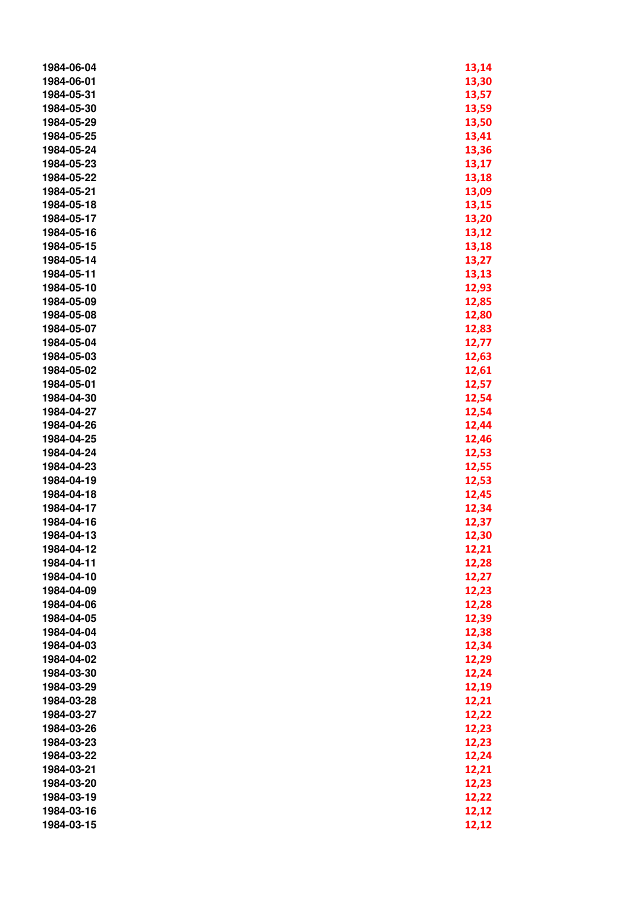| | |
|---|---|
| 1984-06-04 | 13,14 |
| 1984-06-01 | 13,30 |
| 1984-05-31 | 13,57 |
| 1984-05-30 | 13,59 |
| 1984-05-29 | 13,50 |
| 1984-05-25 | 13,41 |
| 1984-05-24 | 13,36 |
| 1984-05-23 | 13,17 |
| 1984-05-22 | 13,18 |
| 1984-05-21 | 13,09 |
| 1984-05-18 | 13,15 |
| 1984-05-17 | 13,20 |
| 1984-05-16 | 13,12 |
| 1984-05-15 | 13,18 |
| 1984-05-14 | 13,27 |
| 1984-05-11 | 13,13 |
| 1984-05-10 | 12,93 |
| 1984-05-09 | 12,85 |
| 1984-05-08 | 12,80 |
| 1984-05-07 | 12,83 |
| 1984-05-04 | 12,77 |
| 1984-05-03 | 12,63 |
| 1984-05-02 | 12,61 |
| 1984-05-01 | 12,57 |
| 1984-04-30 | 12,54 |
| 1984-04-27 | 12,54 |
| 1984-04-26 | 12,44 |
| 1984-04-25 | 12,46 |
| 1984-04-24 | 12,53 |
| 1984-04-23 | 12,55 |
| 1984-04-19 | 12,53 |
| 1984-04-18 | 12,45 |
| 1984-04-17 | 12,34 |
| 1984-04-16 | 12,37 |
| 1984-04-13 | 12,30 |
| 1984-04-12 | 12,21 |
| 1984-04-11 | 12,28 |
| 1984-04-10 | 12,27 |
| 1984-04-09 | 12,23 |
| 1984-04-06 | 12,28 |
| 1984-04-05 | 12,39 |
| 1984-04-04 | 12,38 |
| 1984-04-03 | 12,34 |
| 1984-04-02 | 12,29 |
| 1984-03-30 | 12,24 |
| 1984-03-29 | 12,19 |
| 1984-03-28 | 12,21 |
| 1984-03-27 | 12,22 |
| 1984-03-26 | 12,23 |
| 1984-03-23 | 12,23 |
| 1984-03-22 | 12,24 |
| 1984-03-21 | 12,21 |
| 1984-03-20 | 12,23 |
| 1984-03-19 | 12,22 |
| 1984-03-16 | 12,12 |
| 1984-03-15 | 12,12 |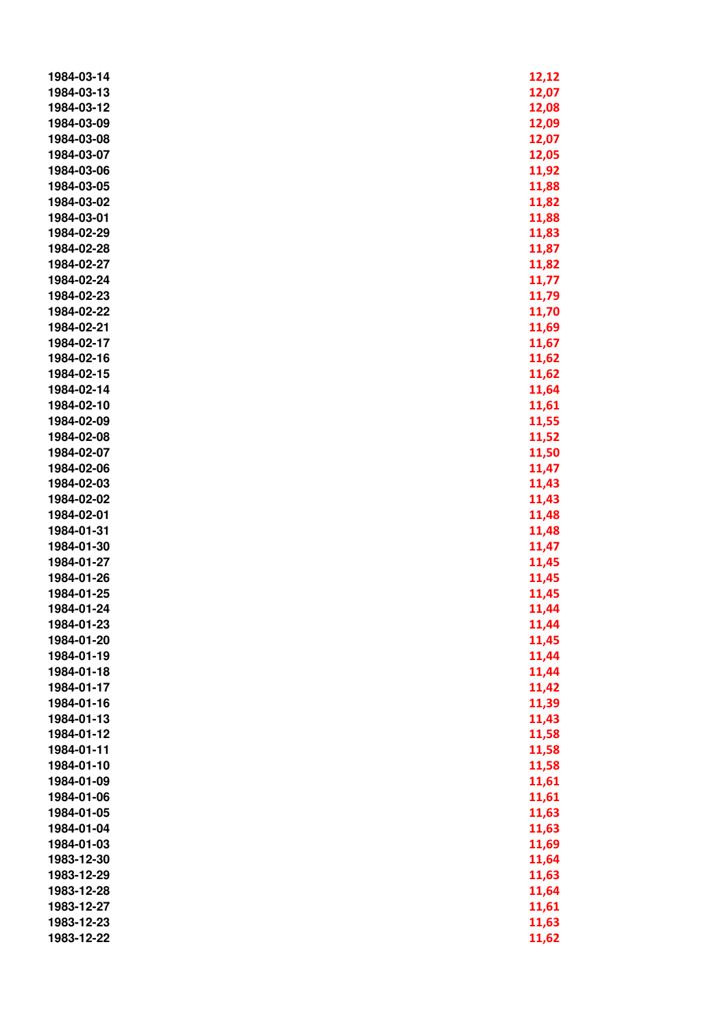| | |
|---|---|
| 1984-03-14 | 12,12 |
| 1984-03-13 | 12,07 |
| 1984-03-12 | 12,08 |
| 1984-03-09 | 12,09 |
| 1984-03-08 | 12,07 |
| 1984-03-07 | 12,05 |
| 1984-03-06 | 11,92 |
| 1984-03-05 | 11,88 |
| 1984-03-02 | 11,82 |
| 1984-03-01 | 11,88 |
| 1984-02-29 | 11,83 |
| 1984-02-28 | 11,87 |
| 1984-02-27 | 11,82 |
| 1984-02-24 | 11,77 |
| 1984-02-23 | 11,79 |
| 1984-02-22 | 11,70 |
| 1984-02-21 | 11,69 |
| 1984-02-17 | 11,67 |
| 1984-02-16 | 11,62 |
| 1984-02-15 | 11,62 |
| 1984-02-14 | 11,64 |
| 1984-02-10 | 11,61 |
| 1984-02-09 | 11,55 |
| 1984-02-08 | 11,52 |
| 1984-02-07 | 11,50 |
| 1984-02-06 | 11,47 |
| 1984-02-03 | 11,43 |
| 1984-02-02 | 11,43 |
| 1984-02-01 | 11,48 |
| 1984-01-31 | 11,48 |
| 1984-01-30 | 11,47 |
| 1984-01-27 | 11,45 |
| 1984-01-26 | 11,45 |
| 1984-01-25 | 11,45 |
| 1984-01-24 | 11,44 |
| 1984-01-23 | 11,44 |
| 1984-01-20 | 11,45 |
| 1984-01-19 | 11,44 |
| 1984-01-18 | 11,44 |
| 1984-01-17 | 11,42 |
| 1984-01-16 | 11,39 |
| 1984-01-13 | 11,43 |
| 1984-01-12 | 11,58 |
| 1984-01-11 | 11,58 |
| 1984-01-10 | 11,58 |
| 1984-01-09 | 11,61 |
| 1984-01-06 | 11,61 |
| 1984-01-05 | 11,63 |
| 1984-01-04 | 11,63 |
| 1984-01-03 | 11,69 |
| 1983-12-30 | 11,64 |
| 1983-12-29 | 11,63 |
| 1983-12-28 | 11,64 |
| 1983-12-27 | 11,61 |
| 1983-12-23 | 11,63 |
| 1983-12-22 | 11,62 |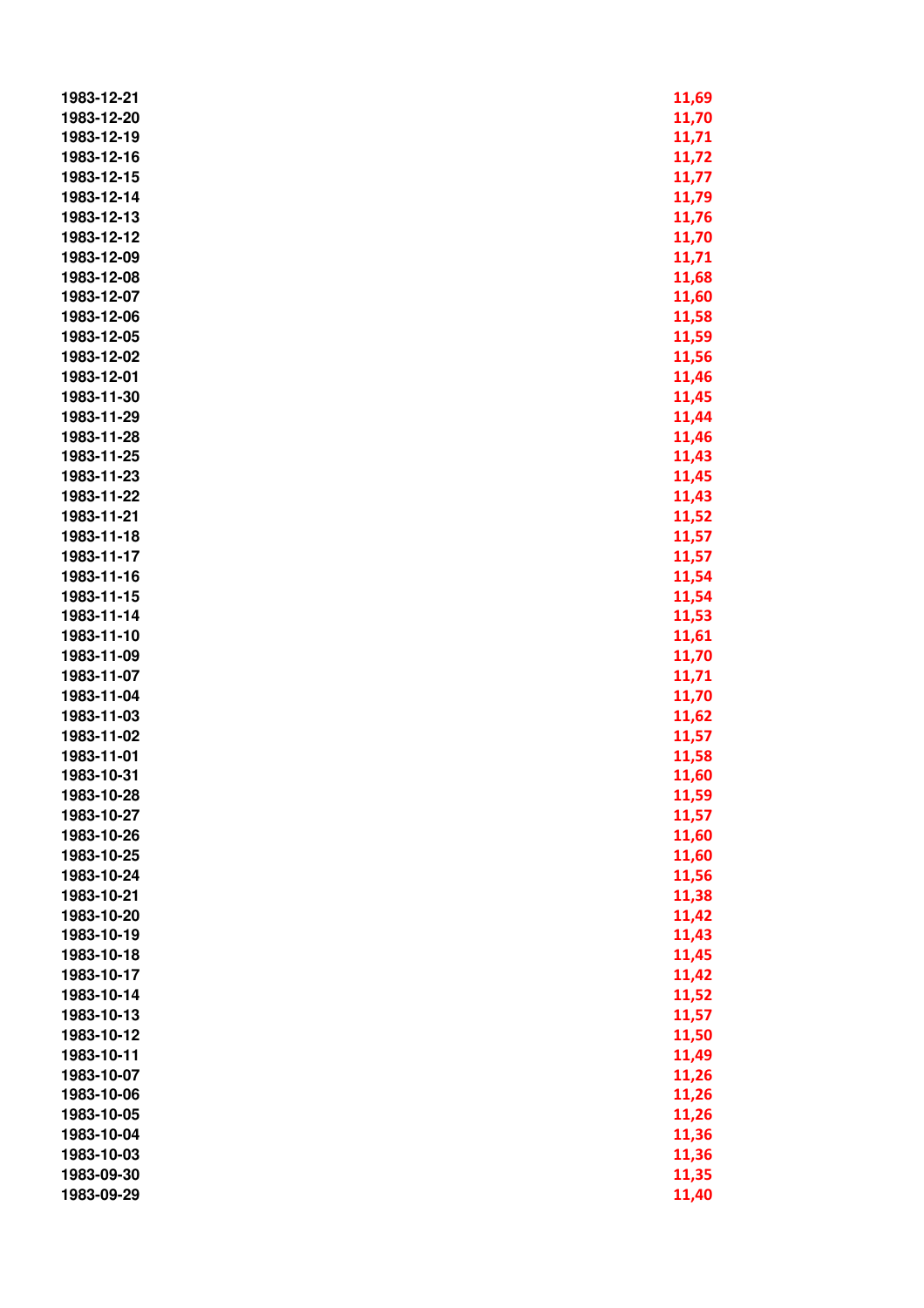| | |
|---|---|
| 1983-12-21 | 11,69 |
| 1983-12-20 | 11,70 |
| 1983-12-19 | 11,71 |
| 1983-12-16 | 11,72 |
| 1983-12-15 | 11,77 |
| 1983-12-14 | 11,79 |
| 1983-12-13 | 11,76 |
| 1983-12-12 | 11,70 |
| 1983-12-09 | 11,71 |
| 1983-12-08 | 11,68 |
| 1983-12-07 | 11,60 |
| 1983-12-06 | 11,58 |
| 1983-12-05 | 11,59 |
| 1983-12-02 | 11,56 |
| 1983-12-01 | 11,46 |
| 1983-11-30 | 11,45 |
| 1983-11-29 | 11,44 |
| 1983-11-28 | 11,46 |
| 1983-11-25 | 11,43 |
| 1983-11-23 | 11,45 |
| 1983-11-22 | 11,43 |
| 1983-11-21 | 11,52 |
| 1983-11-18 | 11,57 |
| 1983-11-17 | 11,57 |
| 1983-11-16 | 11,54 |
| 1983-11-15 | 11,54 |
| 1983-11-14 | 11,53 |
| 1983-11-10 | 11,61 |
| 1983-11-09 | 11,70 |
| 1983-11-07 | 11,71 |
| 1983-11-04 | 11,70 |
| 1983-11-03 | 11,62 |
| 1983-11-02 | 11,57 |
| 1983-11-01 | 11,58 |
| 1983-10-31 | 11,60 |
| 1983-10-28 | 11,59 |
| 1983-10-27 | 11,57 |
| 1983-10-26 | 11,60 |
| 1983-10-25 | 11,60 |
| 1983-10-24 | 11,56 |
| 1983-10-21 | 11,38 |
| 1983-10-20 | 11,42 |
| 1983-10-19 | 11,43 |
| 1983-10-18 | 11,45 |
| 1983-10-17 | 11,42 |
| 1983-10-14 | 11,52 |
| 1983-10-13 | 11,57 |
| 1983-10-12 | 11,50 |
| 1983-10-11 | 11,49 |
| 1983-10-07 | 11,26 |
| 1983-10-06 | 11,26 |
| 1983-10-05 | 11,26 |
| 1983-10-04 | 11,36 |
| 1983-10-03 | 11,36 |
| 1983-09-30 | 11,35 |
| 1983-09-29 | 11,40 |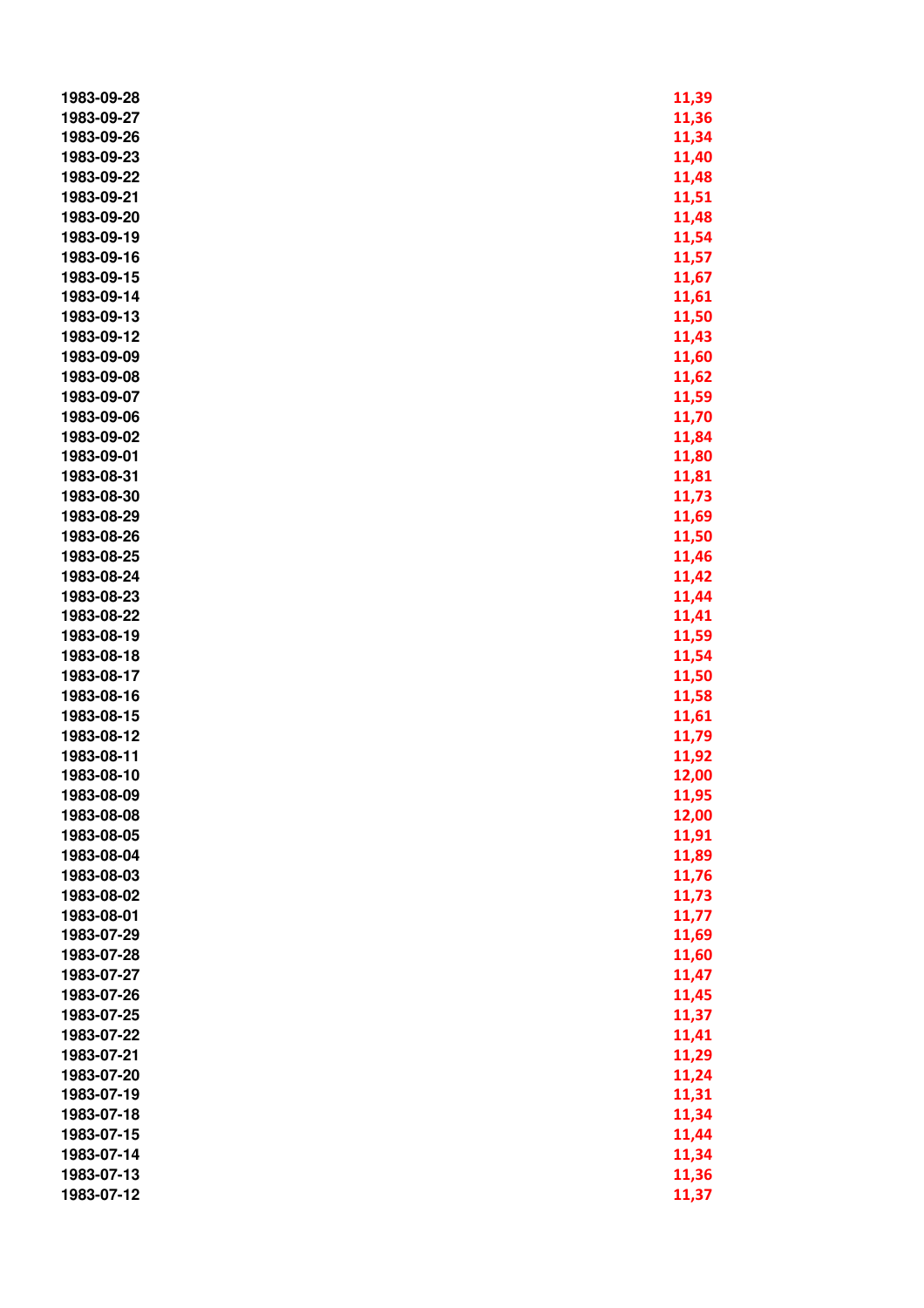| | |
|---|---|
| 1983-09-28 | 11,39 |
| 1983-09-27 | 11,36 |
| 1983-09-26 | 11,34 |
| 1983-09-23 | 11,40 |
| 1983-09-22 | 11,48 |
| 1983-09-21 | 11,51 |
| 1983-09-20 | 11,48 |
| 1983-09-19 | 11,54 |
| 1983-09-16 | 11,57 |
| 1983-09-15 | 11,67 |
| 1983-09-14 | 11,61 |
| 1983-09-13 | 11,50 |
| 1983-09-12 | 11,43 |
| 1983-09-09 | 11,60 |
| 1983-09-08 | 11,62 |
| 1983-09-07 | 11,59 |
| 1983-09-06 | 11,70 |
| 1983-09-02 | 11,84 |
| 1983-09-01 | 11,80 |
| 1983-08-31 | 11,81 |
| 1983-08-30 | 11,73 |
| 1983-08-29 | 11,69 |
| 1983-08-26 | 11,50 |
| 1983-08-25 | 11,46 |
| 1983-08-24 | 11,42 |
| 1983-08-23 | 11,44 |
| 1983-08-22 | 11,41 |
| 1983-08-19 | 11,59 |
| 1983-08-18 | 11,54 |
| 1983-08-17 | 11,50 |
| 1983-08-16 | 11,58 |
| 1983-08-15 | 11,61 |
| 1983-08-12 | 11,79 |
| 1983-08-11 | 11,92 |
| 1983-08-10 | 12,00 |
| 1983-08-09 | 11,95 |
| 1983-08-08 | 12,00 |
| 1983-08-05 | 11,91 |
| 1983-08-04 | 11,89 |
| 1983-08-03 | 11,76 |
| 1983-08-02 | 11,73 |
| 1983-08-01 | 11,77 |
| 1983-07-29 | 11,69 |
| 1983-07-28 | 11,60 |
| 1983-07-27 | 11,47 |
| 1983-07-26 | 11,45 |
| 1983-07-25 | 11,37 |
| 1983-07-22 | 11,41 |
| 1983-07-21 | 11,29 |
| 1983-07-20 | 11,24 |
| 1983-07-19 | 11,31 |
| 1983-07-18 | 11,34 |
| 1983-07-15 | 11,44 |
| 1983-07-14 | 11,34 |
| 1983-07-13 | 11,36 |
| 1983-07-12 | 11,37 |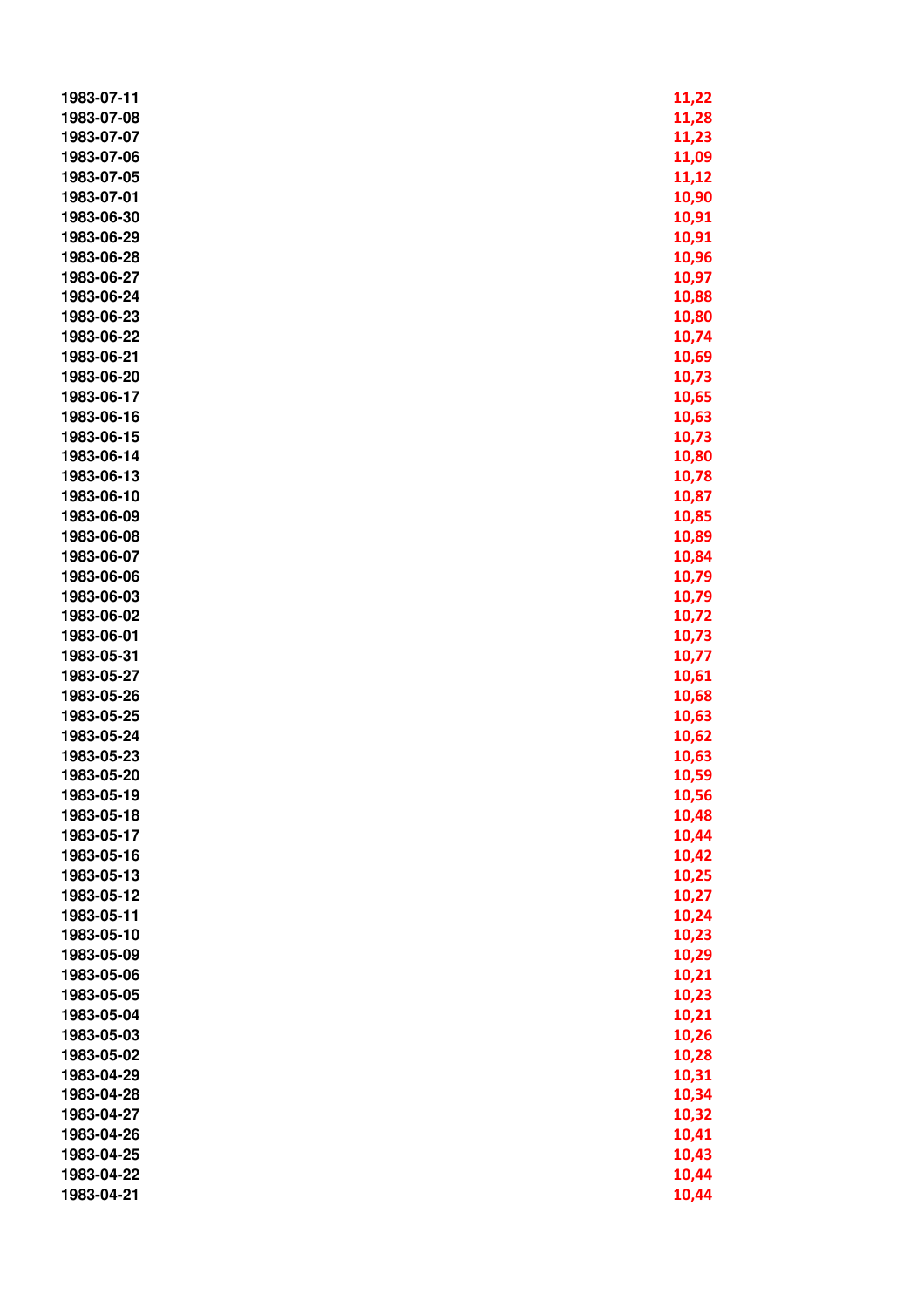| | |
|---|---|
| 1983-07-11 | 11,22 |
| 1983-07-08 | 11,28 |
| 1983-07-07 | 11,23 |
| 1983-07-06 | 11,09 |
| 1983-07-05 | 11,12 |
| 1983-07-01 | 10,90 |
| 1983-06-30 | 10,91 |
| 1983-06-29 | 10,91 |
| 1983-06-28 | 10,96 |
| 1983-06-27 | 10,97 |
| 1983-06-24 | 10,88 |
| 1983-06-23 | 10,80 |
| 1983-06-22 | 10,74 |
| 1983-06-21 | 10,69 |
| 1983-06-20 | 10,73 |
| 1983-06-17 | 10,65 |
| 1983-06-16 | 10,63 |
| 1983-06-15 | 10,73 |
| 1983-06-14 | 10,80 |
| 1983-06-13 | 10,78 |
| 1983-06-10 | 10,87 |
| 1983-06-09 | 10,85 |
| 1983-06-08 | 10,89 |
| 1983-06-07 | 10,84 |
| 1983-06-06 | 10,79 |
| 1983-06-03 | 10,79 |
| 1983-06-02 | 10,72 |
| 1983-06-01 | 10,73 |
| 1983-05-31 | 10,77 |
| 1983-05-27 | 10,61 |
| 1983-05-26 | 10,68 |
| 1983-05-25 | 10,63 |
| 1983-05-24 | 10,62 |
| 1983-05-23 | 10,63 |
| 1983-05-20 | 10,59 |
| 1983-05-19 | 10,56 |
| 1983-05-18 | 10,48 |
| 1983-05-17 | 10,44 |
| 1983-05-16 | 10,42 |
| 1983-05-13 | 10,25 |
| 1983-05-12 | 10,27 |
| 1983-05-11 | 10,24 |
| 1983-05-10 | 10,23 |
| 1983-05-09 | 10,29 |
| 1983-05-06 | 10,21 |
| 1983-05-05 | 10,23 |
| 1983-05-04 | 10,21 |
| 1983-05-03 | 10,26 |
| 1983-05-02 | 10,28 |
| 1983-04-29 | 10,31 |
| 1983-04-28 | 10,34 |
| 1983-04-27 | 10,32 |
| 1983-04-26 | 10,41 |
| 1983-04-25 | 10,43 |
| 1983-04-22 | 10,44 |
| 1983-04-21 | 10,44 |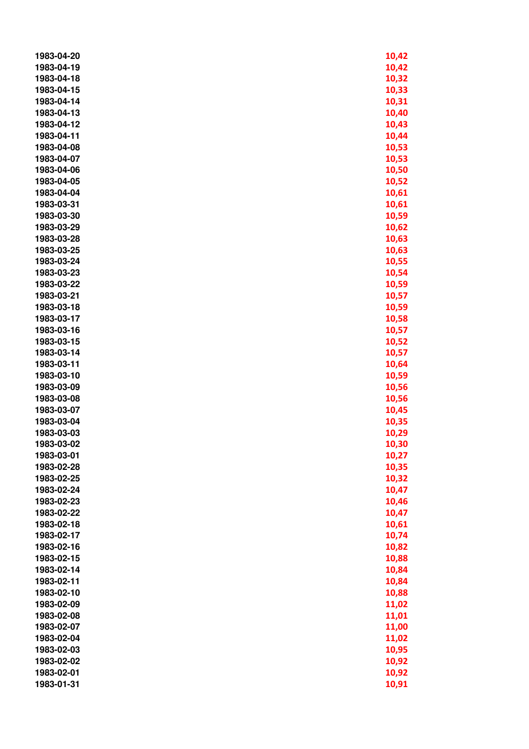| | |
|---|---|
| 1983-04-20 | 10,42 |
| 1983-04-19 | 10,42 |
| 1983-04-18 | 10,32 |
| 1983-04-15 | 10,33 |
| 1983-04-14 | 10,31 |
| 1983-04-13 | 10,40 |
| 1983-04-12 | 10,43 |
| 1983-04-11 | 10,44 |
| 1983-04-08 | 10,53 |
| 1983-04-07 | 10,53 |
| 1983-04-06 | 10,50 |
| 1983-04-05 | 10,52 |
| 1983-04-04 | 10,61 |
| 1983-03-31 | 10,61 |
| 1983-03-30 | 10,59 |
| 1983-03-29 | 10,62 |
| 1983-03-28 | 10,63 |
| 1983-03-25 | 10,63 |
| 1983-03-24 | 10,55 |
| 1983-03-23 | 10,54 |
| 1983-03-22 | 10,59 |
| 1983-03-21 | 10,57 |
| 1983-03-18 | 10,59 |
| 1983-03-17 | 10,58 |
| 1983-03-16 | 10,57 |
| 1983-03-15 | 10,52 |
| 1983-03-14 | 10,57 |
| 1983-03-11 | 10,64 |
| 1983-03-10 | 10,59 |
| 1983-03-09 | 10,56 |
| 1983-03-08 | 10,56 |
| 1983-03-07 | 10,45 |
| 1983-03-04 | 10,35 |
| 1983-03-03 | 10,29 |
| 1983-03-02 | 10,30 |
| 1983-03-01 | 10,27 |
| 1983-02-28 | 10,35 |
| 1983-02-25 | 10,32 |
| 1983-02-24 | 10,47 |
| 1983-02-23 | 10,46 |
| 1983-02-22 | 10,47 |
| 1983-02-18 | 10,61 |
| 1983-02-17 | 10,74 |
| 1983-02-16 | 10,82 |
| 1983-02-15 | 10,88 |
| 1983-02-14 | 10,84 |
| 1983-02-11 | 10,84 |
| 1983-02-10 | 10,88 |
| 1983-02-09 | 11,02 |
| 1983-02-08 | 11,01 |
| 1983-02-07 | 11,00 |
| 1983-02-04 | 11,02 |
| 1983-02-03 | 10,95 |
| 1983-02-02 | 10,92 |
| 1983-02-01 | 10,92 |
| 1983-01-31 | 10,91 |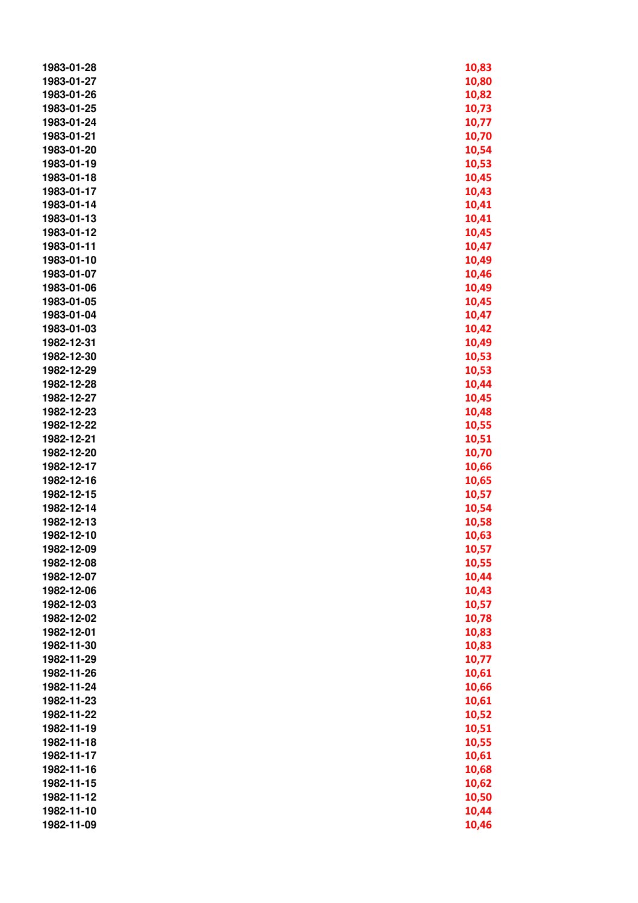| | |
|---|---|
| 1983-01-28 | 10,83 |
| 1983-01-27 | 10,80 |
| 1983-01-26 | 10,82 |
| 1983-01-25 | 10,73 |
| 1983-01-24 | 10,77 |
| 1983-01-21 | 10,70 |
| 1983-01-20 | 10,54 |
| 1983-01-19 | 10,53 |
| 1983-01-18 | 10,45 |
| 1983-01-17 | 10,43 |
| 1983-01-14 | 10,41 |
| 1983-01-13 | 10,41 |
| 1983-01-12 | 10,45 |
| 1983-01-11 | 10,47 |
| 1983-01-10 | 10,49 |
| 1983-01-07 | 10,46 |
| 1983-01-06 | 10,49 |
| 1983-01-05 | 10,45 |
| 1983-01-04 | 10,47 |
| 1983-01-03 | 10,42 |
| 1982-12-31 | 10,49 |
| 1982-12-30 | 10,53 |
| 1982-12-29 | 10,53 |
| 1982-12-28 | 10,44 |
| 1982-12-27 | 10,45 |
| 1982-12-23 | 10,48 |
| 1982-12-22 | 10,55 |
| 1982-12-21 | 10,51 |
| 1982-12-20 | 10,70 |
| 1982-12-17 | 10,66 |
| 1982-12-16 | 10,65 |
| 1982-12-15 | 10,57 |
| 1982-12-14 | 10,54 |
| 1982-12-13 | 10,58 |
| 1982-12-10 | 10,63 |
| 1982-12-09 | 10,57 |
| 1982-12-08 | 10,55 |
| 1982-12-07 | 10,44 |
| 1982-12-06 | 10,43 |
| 1982-12-03 | 10,57 |
| 1982-12-02 | 10,78 |
| 1982-12-01 | 10,83 |
| 1982-11-30 | 10,83 |
| 1982-11-29 | 10,77 |
| 1982-11-26 | 10,61 |
| 1982-11-24 | 10,66 |
| 1982-11-23 | 10,61 |
| 1982-11-22 | 10,52 |
| 1982-11-19 | 10,51 |
| 1982-11-18 | 10,55 |
| 1982-11-17 | 10,61 |
| 1982-11-16 | 10,68 |
| 1982-11-15 | 10,62 |
| 1982-11-12 | 10,50 |
| 1982-11-10 | 10,44 |
| 1982-11-09 | 10,46 |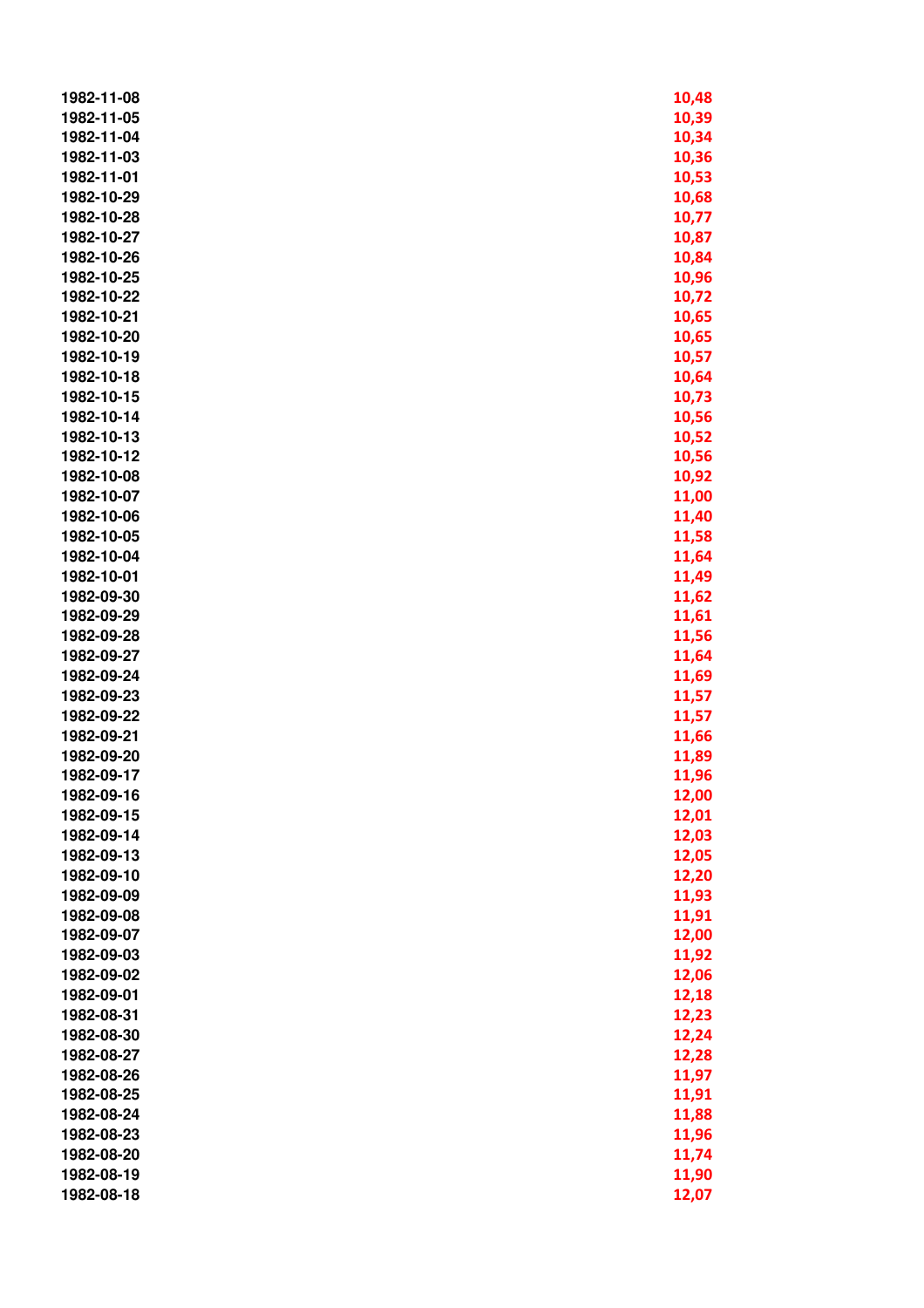| | |
|---|---|
| 1982-11-08 | 10,48 |
| 1982-11-05 | 10,39 |
| 1982-11-04 | 10,34 |
| 1982-11-03 | 10,36 |
| 1982-11-01 | 10,53 |
| 1982-10-29 | 10,68 |
| 1982-10-28 | 10,77 |
| 1982-10-27 | 10,87 |
| 1982-10-26 | 10,84 |
| 1982-10-25 | 10,96 |
| 1982-10-22 | 10,72 |
| 1982-10-21 | 10,65 |
| 1982-10-20 | 10,65 |
| 1982-10-19 | 10,57 |
| 1982-10-18 | 10,64 |
| 1982-10-15 | 10,73 |
| 1982-10-14 | 10,56 |
| 1982-10-13 | 10,52 |
| 1982-10-12 | 10,56 |
| 1982-10-08 | 10,92 |
| 1982-10-07 | 11,00 |
| 1982-10-06 | 11,40 |
| 1982-10-05 | 11,58 |
| 1982-10-04 | 11,64 |
| 1982-10-01 | 11,49 |
| 1982-09-30 | 11,62 |
| 1982-09-29 | 11,61 |
| 1982-09-28 | 11,56 |
| 1982-09-27 | 11,64 |
| 1982-09-24 | 11,69 |
| 1982-09-23 | 11,57 |
| 1982-09-22 | 11,57 |
| 1982-09-21 | 11,66 |
| 1982-09-20 | 11,89 |
| 1982-09-17 | 11,96 |
| 1982-09-16 | 12,00 |
| 1982-09-15 | 12,01 |
| 1982-09-14 | 12,03 |
| 1982-09-13 | 12,05 |
| 1982-09-10 | 12,20 |
| 1982-09-09 | 11,93 |
| 1982-09-08 | 11,91 |
| 1982-09-07 | 12,00 |
| 1982-09-03 | 11,92 |
| 1982-09-02 | 12,06 |
| 1982-09-01 | 12,18 |
| 1982-08-31 | 12,23 |
| 1982-08-30 | 12,24 |
| 1982-08-27 | 12,28 |
| 1982-08-26 | 11,97 |
| 1982-08-25 | 11,91 |
| 1982-08-24 | 11,88 |
| 1982-08-23 | 11,96 |
| 1982-08-20 | 11,74 |
| 1982-08-19 | 11,90 |
| 1982-08-18 | 12,07 |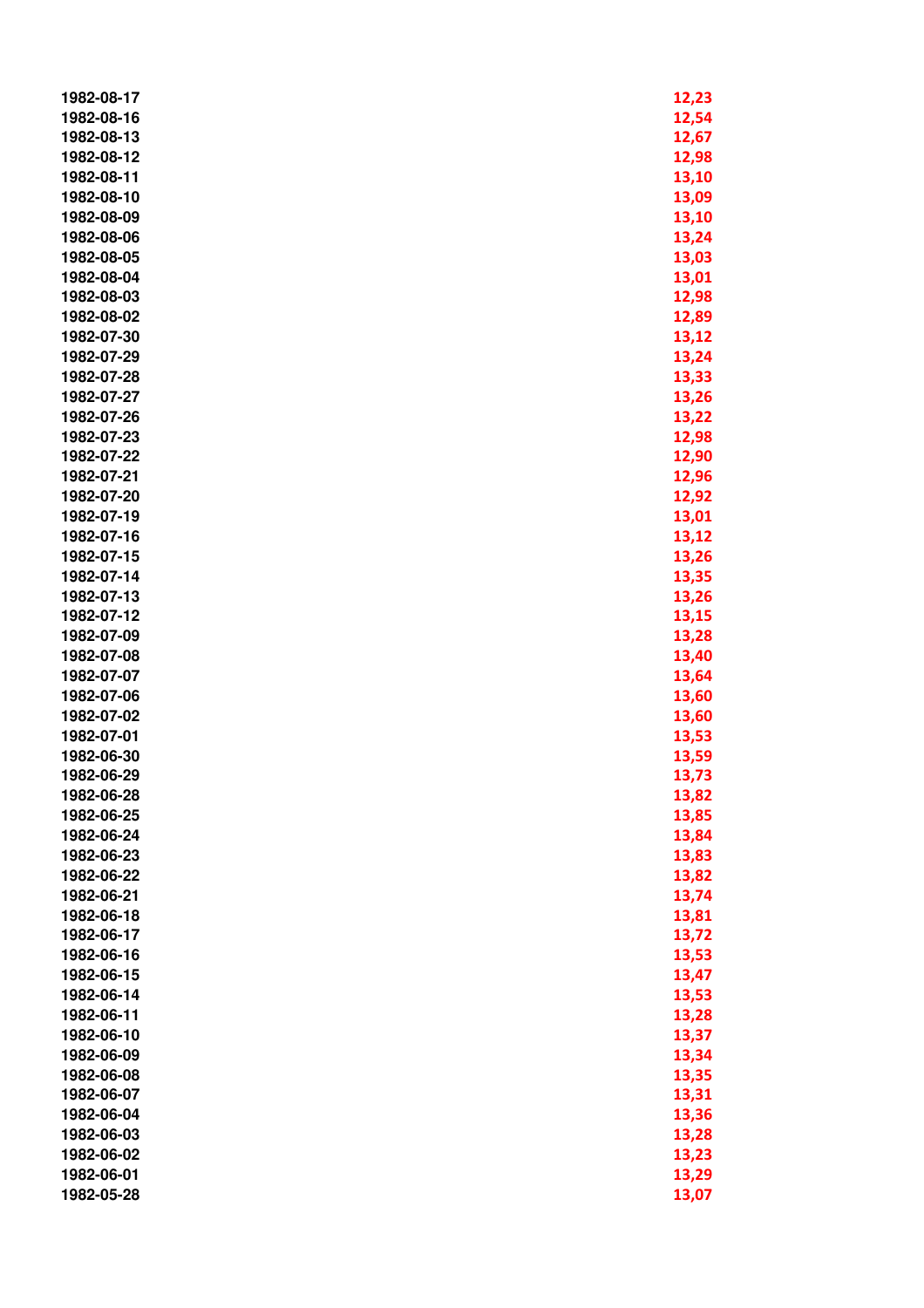| | |
|---|---|
| 1982-08-17 | 12,23 |
| 1982-08-16 | 12,54 |
| 1982-08-13 | 12,67 |
| 1982-08-12 | 12,98 |
| 1982-08-11 | 13,10 |
| 1982-08-10 | 13,09 |
| 1982-08-09 | 13,10 |
| 1982-08-06 | 13,24 |
| 1982-08-05 | 13,03 |
| 1982-08-04 | 13,01 |
| 1982-08-03 | 12,98 |
| 1982-08-02 | 12,89 |
| 1982-07-30 | 13,12 |
| 1982-07-29 | 13,24 |
| 1982-07-28 | 13,33 |
| 1982-07-27 | 13,26 |
| 1982-07-26 | 13,22 |
| 1982-07-23 | 12,98 |
| 1982-07-22 | 12,90 |
| 1982-07-21 | 12,96 |
| 1982-07-20 | 12,92 |
| 1982-07-19 | 13,01 |
| 1982-07-16 | 13,12 |
| 1982-07-15 | 13,26 |
| 1982-07-14 | 13,35 |
| 1982-07-13 | 13,26 |
| 1982-07-12 | 13,15 |
| 1982-07-09 | 13,28 |
| 1982-07-08 | 13,40 |
| 1982-07-07 | 13,64 |
| 1982-07-06 | 13,60 |
| 1982-07-02 | 13,60 |
| 1982-07-01 | 13,53 |
| 1982-06-30 | 13,59 |
| 1982-06-29 | 13,73 |
| 1982-06-28 | 13,82 |
| 1982-06-25 | 13,85 |
| 1982-06-24 | 13,84 |
| 1982-06-23 | 13,83 |
| 1982-06-22 | 13,82 |
| 1982-06-21 | 13,74 |
| 1982-06-18 | 13,81 |
| 1982-06-17 | 13,72 |
| 1982-06-16 | 13,53 |
| 1982-06-15 | 13,47 |
| 1982-06-14 | 13,53 |
| 1982-06-11 | 13,28 |
| 1982-06-10 | 13,37 |
| 1982-06-09 | 13,34 |
| 1982-06-08 | 13,35 |
| 1982-06-07 | 13,31 |
| 1982-06-04 | 13,36 |
| 1982-06-03 | 13,28 |
| 1982-06-02 | 13,23 |
| 1982-06-01 | 13,29 |
| 1982-05-28 | 13,07 |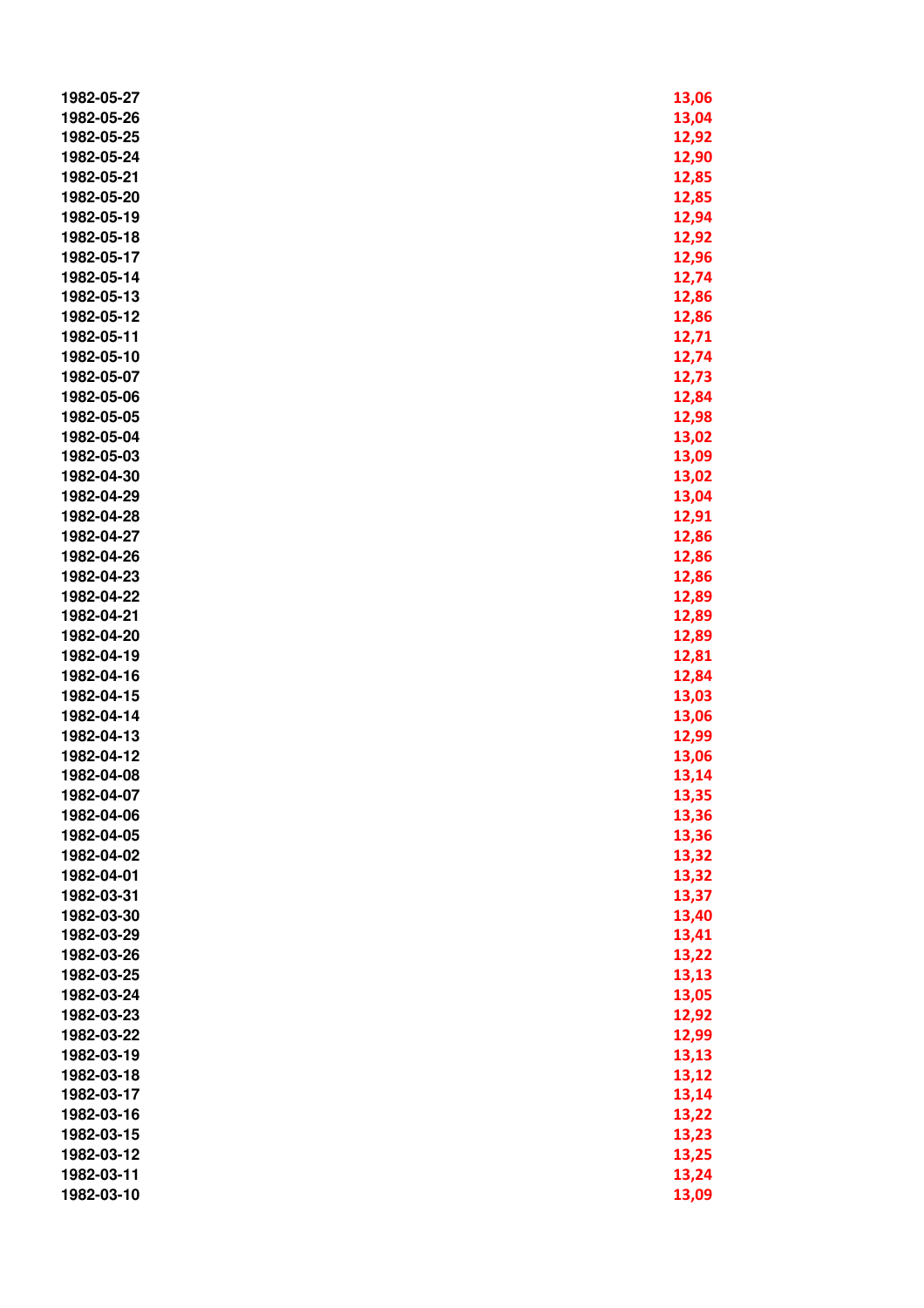| | |
|---|---|
| 1982-05-27 | 13,06 |
| 1982-05-26 | 13,04 |
| 1982-05-25 | 12,92 |
| 1982-05-24 | 12,90 |
| 1982-05-21 | 12,85 |
| 1982-05-20 | 12,85 |
| 1982-05-19 | 12,94 |
| 1982-05-18 | 12,92 |
| 1982-05-17 | 12,96 |
| 1982-05-14 | 12,74 |
| 1982-05-13 | 12,86 |
| 1982-05-12 | 12,86 |
| 1982-05-11 | 12,71 |
| 1982-05-10 | 12,74 |
| 1982-05-07 | 12,73 |
| 1982-05-06 | 12,84 |
| 1982-05-05 | 12,98 |
| 1982-05-04 | 13,02 |
| 1982-05-03 | 13,09 |
| 1982-04-30 | 13,02 |
| 1982-04-29 | 13,04 |
| 1982-04-28 | 12,91 |
| 1982-04-27 | 12,86 |
| 1982-04-26 | 12,86 |
| 1982-04-23 | 12,86 |
| 1982-04-22 | 12,89 |
| 1982-04-21 | 12,89 |
| 1982-04-20 | 12,89 |
| 1982-04-19 | 12,81 |
| 1982-04-16 | 12,84 |
| 1982-04-15 | 13,03 |
| 1982-04-14 | 13,06 |
| 1982-04-13 | 12,99 |
| 1982-04-12 | 13,06 |
| 1982-04-08 | 13,14 |
| 1982-04-07 | 13,35 |
| 1982-04-06 | 13,36 |
| 1982-04-05 | 13,36 |
| 1982-04-02 | 13,32 |
| 1982-04-01 | 13,32 |
| 1982-03-31 | 13,37 |
| 1982-03-30 | 13,40 |
| 1982-03-29 | 13,41 |
| 1982-03-26 | 13,22 |
| 1982-03-25 | 13,13 |
| 1982-03-24 | 13,05 |
| 1982-03-23 | 12,92 |
| 1982-03-22 | 12,99 |
| 1982-03-19 | 13,13 |
| 1982-03-18 | 13,12 |
| 1982-03-17 | 13,14 |
| 1982-03-16 | 13,22 |
| 1982-03-15 | 13,23 |
| 1982-03-12 | 13,25 |
| 1982-03-11 | 13,24 |
| 1982-03-10 | 13,09 |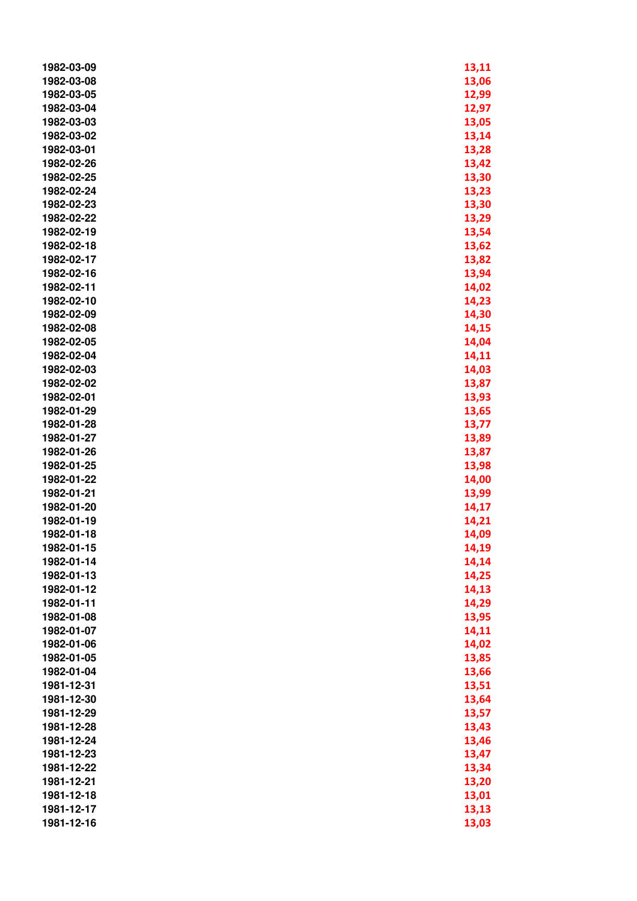| | |
|---|---|
| 1982-03-09 | 13,11 |
| 1982-03-08 | 13,06 |
| 1982-03-05 | 12,99 |
| 1982-03-04 | 12,97 |
| 1982-03-03 | 13,05 |
| 1982-03-02 | 13,14 |
| 1982-03-01 | 13,28 |
| 1982-02-26 | 13,42 |
| 1982-02-25 | 13,30 |
| 1982-02-24 | 13,23 |
| 1982-02-23 | 13,30 |
| 1982-02-22 | 13,29 |
| 1982-02-19 | 13,54 |
| 1982-02-18 | 13,62 |
| 1982-02-17 | 13,82 |
| 1982-02-16 | 13,94 |
| 1982-02-11 | 14,02 |
| 1982-02-10 | 14,23 |
| 1982-02-09 | 14,30 |
| 1982-02-08 | 14,15 |
| 1982-02-05 | 14,04 |
| 1982-02-04 | 14,11 |
| 1982-02-03 | 14,03 |
| 1982-02-02 | 13,87 |
| 1982-02-01 | 13,93 |
| 1982-01-29 | 13,65 |
| 1982-01-28 | 13,77 |
| 1982-01-27 | 13,89 |
| 1982-01-26 | 13,87 |
| 1982-01-25 | 13,98 |
| 1982-01-22 | 14,00 |
| 1982-01-21 | 13,99 |
| 1982-01-20 | 14,17 |
| 1982-01-19 | 14,21 |
| 1982-01-18 | 14,09 |
| 1982-01-15 | 14,19 |
| 1982-01-14 | 14,14 |
| 1982-01-13 | 14,25 |
| 1982-01-12 | 14,13 |
| 1982-01-11 | 14,29 |
| 1982-01-08 | 13,95 |
| 1982-01-07 | 14,11 |
| 1982-01-06 | 14,02 |
| 1982-01-05 | 13,85 |
| 1982-01-04 | 13,66 |
| 1981-12-31 | 13,51 |
| 1981-12-30 | 13,64 |
| 1981-12-29 | 13,57 |
| 1981-12-28 | 13,43 |
| 1981-12-24 | 13,46 |
| 1981-12-23 | 13,47 |
| 1981-12-22 | 13,34 |
| 1981-12-21 | 13,20 |
| 1981-12-18 | 13,01 |
| 1981-12-17 | 13,13 |
| 1981-12-16 | 13,03 |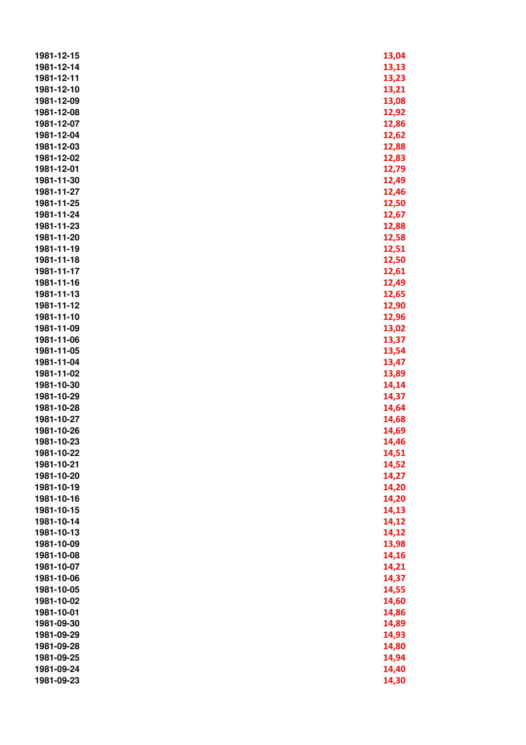| | |
|---|---|
| 1981-12-15 | 13,04 |
| 1981-12-14 | 13,13 |
| 1981-12-11 | 13,23 |
| 1981-12-10 | 13,21 |
| 1981-12-09 | 13,08 |
| 1981-12-08 | 12,92 |
| 1981-12-07 | 12,86 |
| 1981-12-04 | 12,62 |
| 1981-12-03 | 12,88 |
| 1981-12-02 | 12,83 |
| 1981-12-01 | 12,79 |
| 1981-11-30 | 12,49 |
| 1981-11-27 | 12,46 |
| 1981-11-25 | 12,50 |
| 1981-11-24 | 12,67 |
| 1981-11-23 | 12,88 |
| 1981-11-20 | 12,58 |
| 1981-11-19 | 12,51 |
| 1981-11-18 | 12,50 |
| 1981-11-17 | 12,61 |
| 1981-11-16 | 12,49 |
| 1981-11-13 | 12,65 |
| 1981-11-12 | 12,90 |
| 1981-11-10 | 12,96 |
| 1981-11-09 | 13,02 |
| 1981-11-06 | 13,37 |
| 1981-11-05 | 13,54 |
| 1981-11-04 | 13,47 |
| 1981-11-02 | 13,89 |
| 1981-10-30 | 14,14 |
| 1981-10-29 | 14,37 |
| 1981-10-28 | 14,64 |
| 1981-10-27 | 14,68 |
| 1981-10-26 | 14,69 |
| 1981-10-23 | 14,46 |
| 1981-10-22 | 14,51 |
| 1981-10-21 | 14,52 |
| 1981-10-20 | 14,27 |
| 1981-10-19 | 14,20 |
| 1981-10-16 | 14,20 |
| 1981-10-15 | 14,13 |
| 1981-10-14 | 14,12 |
| 1981-10-13 | 14,12 |
| 1981-10-09 | 13,98 |
| 1981-10-08 | 14,16 |
| 1981-10-07 | 14,21 |
| 1981-10-06 | 14,37 |
| 1981-10-05 | 14,55 |
| 1981-10-02 | 14,60 |
| 1981-10-01 | 14,86 |
| 1981-09-30 | 14,89 |
| 1981-09-29 | 14,93 |
| 1981-09-28 | 14,80 |
| 1981-09-25 | 14,94 |
| 1981-09-24 | 14,40 |
| 1981-09-23 | 14,30 |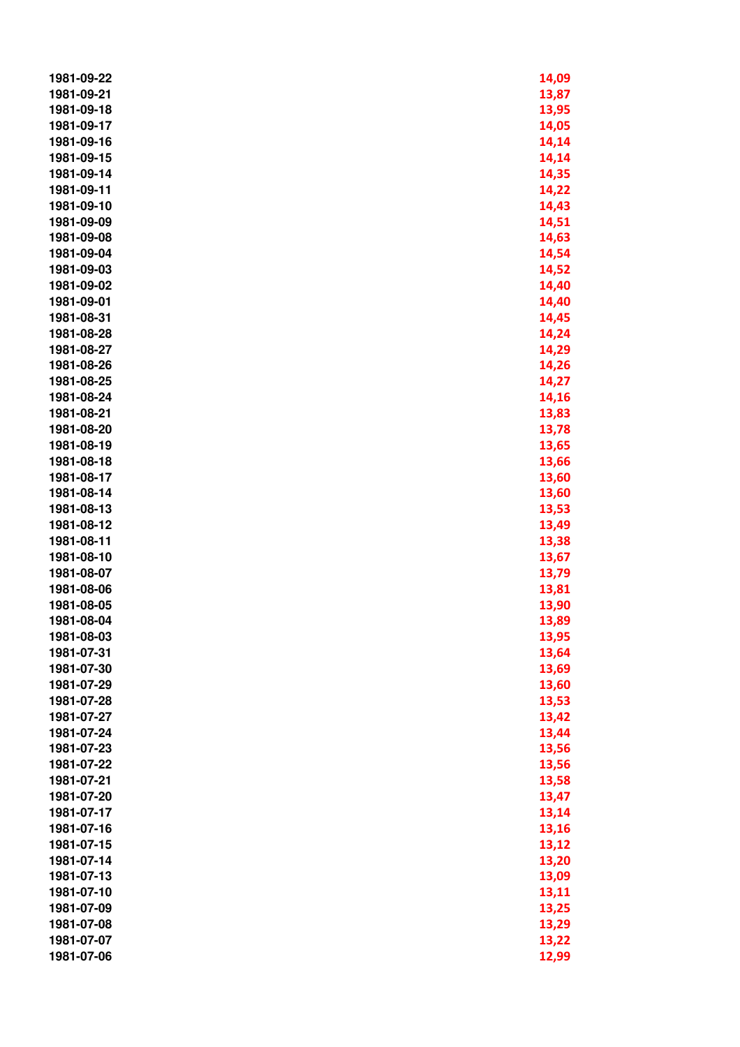| | |
|---|---|
| 1981-09-22 | 14,09 |
| 1981-09-21 | 13,87 |
| 1981-09-18 | 13,95 |
| 1981-09-17 | 14,05 |
| 1981-09-16 | 14,14 |
| 1981-09-15 | 14,14 |
| 1981-09-14 | 14,35 |
| 1981-09-11 | 14,22 |
| 1981-09-10 | 14,43 |
| 1981-09-09 | 14,51 |
| 1981-09-08 | 14,63 |
| 1981-09-04 | 14,54 |
| 1981-09-03 | 14,52 |
| 1981-09-02 | 14,40 |
| 1981-09-01 | 14,40 |
| 1981-08-31 | 14,45 |
| 1981-08-28 | 14,24 |
| 1981-08-27 | 14,29 |
| 1981-08-26 | 14,26 |
| 1981-08-25 | 14,27 |
| 1981-08-24 | 14,16 |
| 1981-08-21 | 13,83 |
| 1981-08-20 | 13,78 |
| 1981-08-19 | 13,65 |
| 1981-08-18 | 13,66 |
| 1981-08-17 | 13,60 |
| 1981-08-14 | 13,60 |
| 1981-08-13 | 13,53 |
| 1981-08-12 | 13,49 |
| 1981-08-11 | 13,38 |
| 1981-08-10 | 13,67 |
| 1981-08-07 | 13,79 |
| 1981-08-06 | 13,81 |
| 1981-08-05 | 13,90 |
| 1981-08-04 | 13,89 |
| 1981-08-03 | 13,95 |
| 1981-07-31 | 13,64 |
| 1981-07-30 | 13,69 |
| 1981-07-29 | 13,60 |
| 1981-07-28 | 13,53 |
| 1981-07-27 | 13,42 |
| 1981-07-24 | 13,44 |
| 1981-07-23 | 13,56 |
| 1981-07-22 | 13,56 |
| 1981-07-21 | 13,58 |
| 1981-07-20 | 13,47 |
| 1981-07-17 | 13,14 |
| 1981-07-16 | 13,16 |
| 1981-07-15 | 13,12 |
| 1981-07-14 | 13,20 |
| 1981-07-13 | 13,09 |
| 1981-07-10 | 13,11 |
| 1981-07-09 | 13,25 |
| 1981-07-08 | 13,29 |
| 1981-07-07 | 13,22 |
| 1981-07-06 | 12,99 |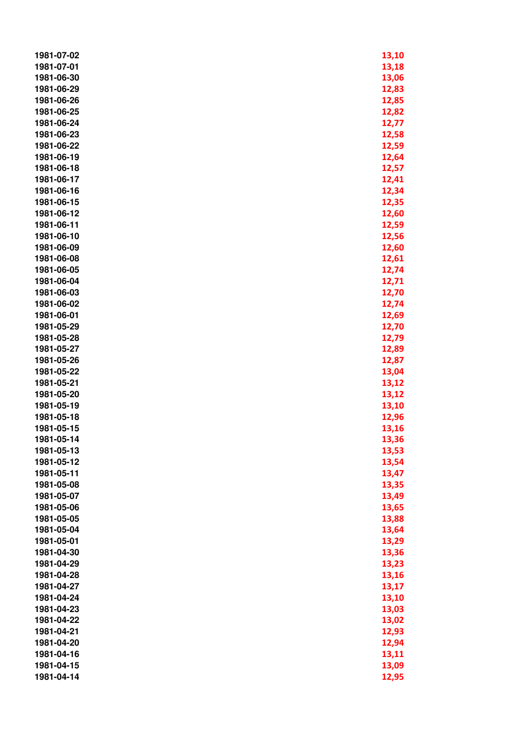| | |
|---|---|
| 1981-07-02 | 13,10 |
| 1981-07-01 | 13,18 |
| 1981-06-30 | 13,06 |
| 1981-06-29 | 12,83 |
| 1981-06-26 | 12,85 |
| 1981-06-25 | 12,82 |
| 1981-06-24 | 12,77 |
| 1981-06-23 | 12,58 |
| 1981-06-22 | 12,59 |
| 1981-06-19 | 12,64 |
| 1981-06-18 | 12,57 |
| 1981-06-17 | 12,41 |
| 1981-06-16 | 12,34 |
| 1981-06-15 | 12,35 |
| 1981-06-12 | 12,60 |
| 1981-06-11 | 12,59 |
| 1981-06-10 | 12,56 |
| 1981-06-09 | 12,60 |
| 1981-06-08 | 12,61 |
| 1981-06-05 | 12,74 |
| 1981-06-04 | 12,71 |
| 1981-06-03 | 12,70 |
| 1981-06-02 | 12,74 |
| 1981-06-01 | 12,69 |
| 1981-05-29 | 12,70 |
| 1981-05-28 | 12,79 |
| 1981-05-27 | 12,89 |
| 1981-05-26 | 12,87 |
| 1981-05-22 | 13,04 |
| 1981-05-21 | 13,12 |
| 1981-05-20 | 13,12 |
| 1981-05-19 | 13,10 |
| 1981-05-18 | 12,96 |
| 1981-05-15 | 13,16 |
| 1981-05-14 | 13,36 |
| 1981-05-13 | 13,53 |
| 1981-05-12 | 13,54 |
| 1981-05-11 | 13,47 |
| 1981-05-08 | 13,35 |
| 1981-05-07 | 13,49 |
| 1981-05-06 | 13,65 |
| 1981-05-05 | 13,88 |
| 1981-05-04 | 13,64 |
| 1981-05-01 | 13,29 |
| 1981-04-30 | 13,36 |
| 1981-04-29 | 13,23 |
| 1981-04-28 | 13,16 |
| 1981-04-27 | 13,17 |
| 1981-04-24 | 13,10 |
| 1981-04-23 | 13,03 |
| 1981-04-22 | 13,02 |
| 1981-04-21 | 12,93 |
| 1981-04-20 | 12,94 |
| 1981-04-16 | 13,11 |
| 1981-04-15 | 13,09 |
| 1981-04-14 | 12,95 |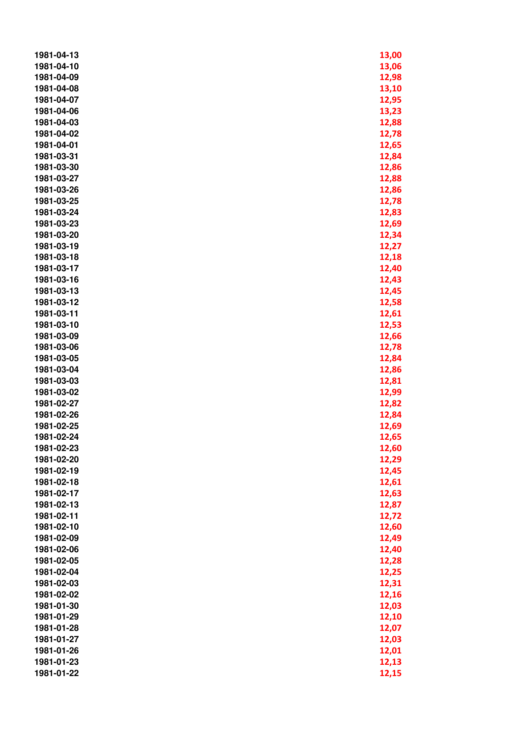| | |
|---|---|
| 1981-04-13 | 13,00 |
| 1981-04-10 | 13,06 |
| 1981-04-09 | 12,98 |
| 1981-04-08 | 13,10 |
| 1981-04-07 | 12,95 |
| 1981-04-06 | 13,23 |
| 1981-04-03 | 12,88 |
| 1981-04-02 | 12,78 |
| 1981-04-01 | 12,65 |
| 1981-03-31 | 12,84 |
| 1981-03-30 | 12,86 |
| 1981-03-27 | 12,88 |
| 1981-03-26 | 12,86 |
| 1981-03-25 | 12,78 |
| 1981-03-24 | 12,83 |
| 1981-03-23 | 12,69 |
| 1981-03-20 | 12,34 |
| 1981-03-19 | 12,27 |
| 1981-03-18 | 12,18 |
| 1981-03-17 | 12,40 |
| 1981-03-16 | 12,43 |
| 1981-03-13 | 12,45 |
| 1981-03-12 | 12,58 |
| 1981-03-11 | 12,61 |
| 1981-03-10 | 12,53 |
| 1981-03-09 | 12,66 |
| 1981-03-06 | 12,78 |
| 1981-03-05 | 12,84 |
| 1981-03-04 | 12,86 |
| 1981-03-03 | 12,81 |
| 1981-03-02 | 12,99 |
| 1981-02-27 | 12,82 |
| 1981-02-26 | 12,84 |
| 1981-02-25 | 12,69 |
| 1981-02-24 | 12,65 |
| 1981-02-23 | 12,60 |
| 1981-02-20 | 12,29 |
| 1981-02-19 | 12,45 |
| 1981-02-18 | 12,61 |
| 1981-02-17 | 12,63 |
| 1981-02-13 | 12,87 |
| 1981-02-11 | 12,72 |
| 1981-02-10 | 12,60 |
| 1981-02-09 | 12,49 |
| 1981-02-06 | 12,40 |
| 1981-02-05 | 12,28 |
| 1981-02-04 | 12,25 |
| 1981-02-03 | 12,31 |
| 1981-02-02 | 12,16 |
| 1981-01-30 | 12,03 |
| 1981-01-29 | 12,10 |
| 1981-01-28 | 12,07 |
| 1981-01-27 | 12,03 |
| 1981-01-26 | 12,01 |
| 1981-01-23 | 12,13 |
| 1981-01-22 | 12,15 |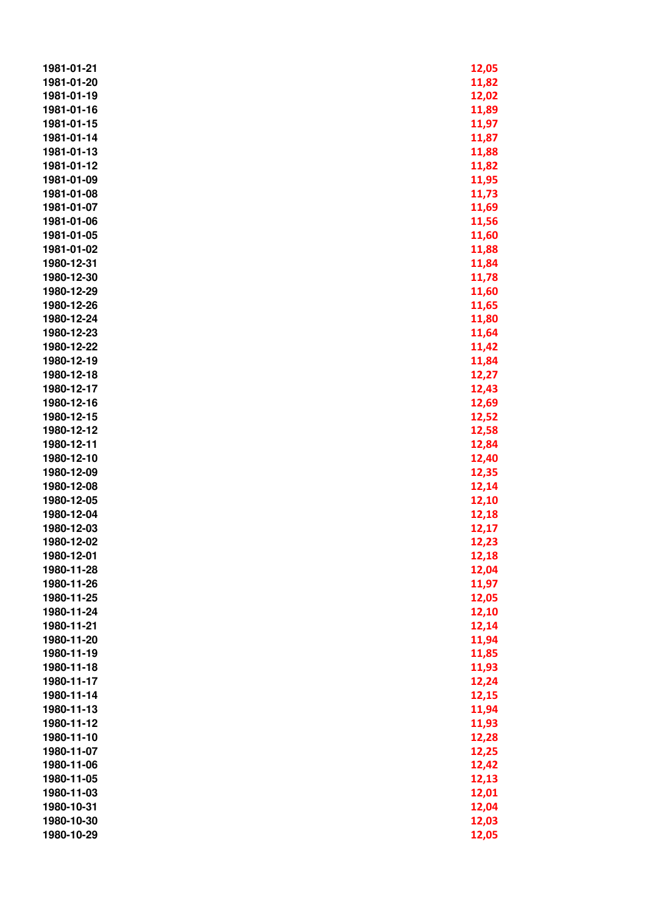| | |
|---|---|
| 1981-01-21 | 12,05 |
| 1981-01-20 | 11,82 |
| 1981-01-19 | 12,02 |
| 1981-01-16 | 11,89 |
| 1981-01-15 | 11,97 |
| 1981-01-14 | 11,87 |
| 1981-01-13 | 11,88 |
| 1981-01-12 | 11,82 |
| 1981-01-09 | 11,95 |
| 1981-01-08 | 11,73 |
| 1981-01-07 | 11,69 |
| 1981-01-06 | 11,56 |
| 1981-01-05 | 11,60 |
| 1981-01-02 | 11,88 |
| 1980-12-31 | 11,84 |
| 1980-12-30 | 11,78 |
| 1980-12-29 | 11,60 |
| 1980-12-26 | 11,65 |
| 1980-12-24 | 11,80 |
| 1980-12-23 | 11,64 |
| 1980-12-22 | 11,42 |
| 1980-12-19 | 11,84 |
| 1980-12-18 | 12,27 |
| 1980-12-17 | 12,43 |
| 1980-12-16 | 12,69 |
| 1980-12-15 | 12,52 |
| 1980-12-12 | 12,58 |
| 1980-12-11 | 12,84 |
| 1980-12-10 | 12,40 |
| 1980-12-09 | 12,35 |
| 1980-12-08 | 12,14 |
| 1980-12-05 | 12,10 |
| 1980-12-04 | 12,18 |
| 1980-12-03 | 12,17 |
| 1980-12-02 | 12,23 |
| 1980-12-01 | 12,18 |
| 1980-11-28 | 12,04 |
| 1980-11-26 | 11,97 |
| 1980-11-25 | 12,05 |
| 1980-11-24 | 12,10 |
| 1980-11-21 | 12,14 |
| 1980-11-20 | 11,94 |
| 1980-11-19 | 11,85 |
| 1980-11-18 | 11,93 |
| 1980-11-17 | 12,24 |
| 1980-11-14 | 12,15 |
| 1980-11-13 | 11,94 |
| 1980-11-12 | 11,93 |
| 1980-11-10 | 12,28 |
| 1980-11-07 | 12,25 |
| 1980-11-06 | 12,42 |
| 1980-11-05 | 12,13 |
| 1980-11-03 | 12,01 |
| 1980-10-31 | 12,04 |
| 1980-10-30 | 12,03 |
| 1980-10-29 | 12,05 |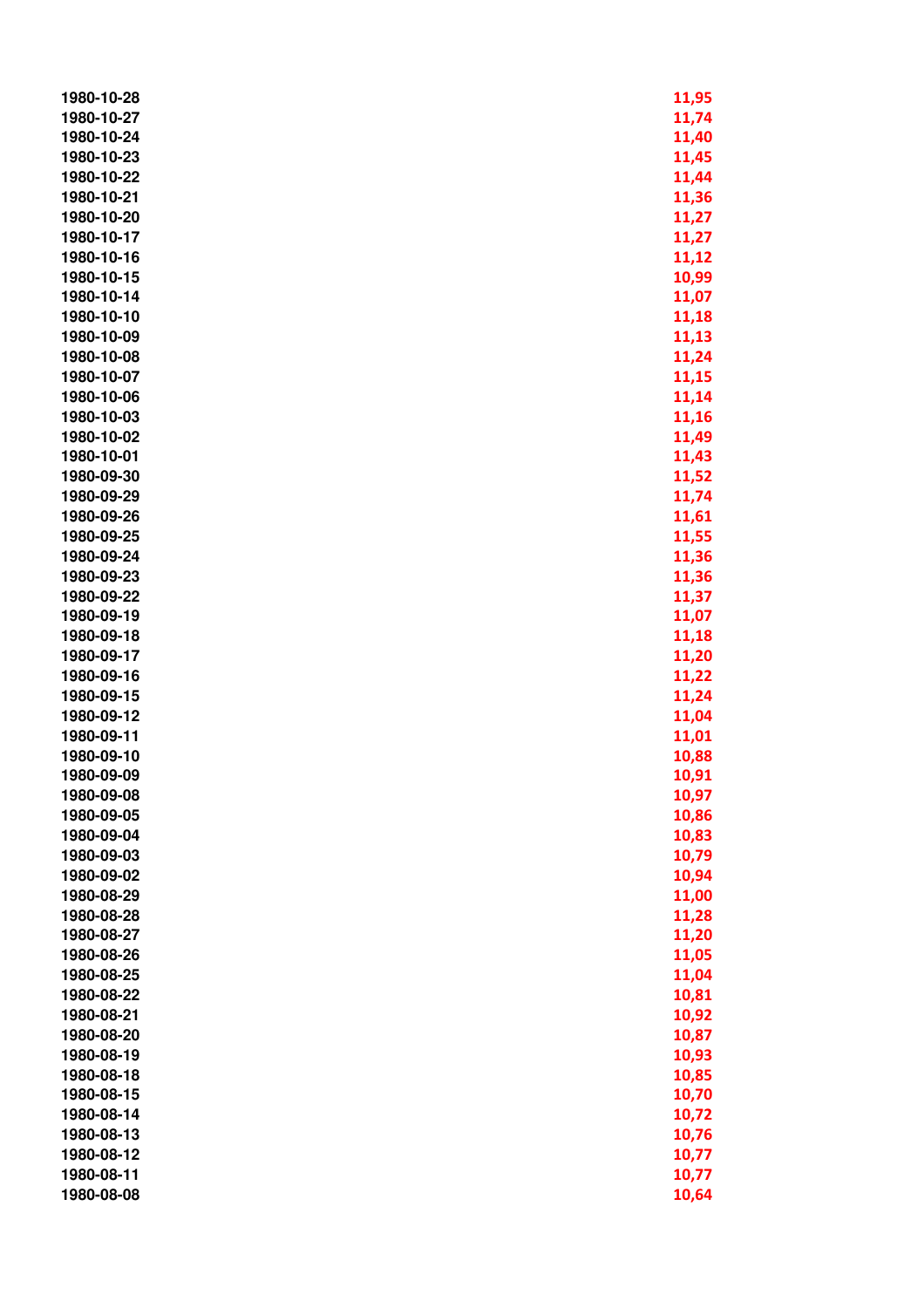| | |
|---|---|
| 1980-10-28 | 11,95 |
| 1980-10-27 | 11,74 |
| 1980-10-24 | 11,40 |
| 1980-10-23 | 11,45 |
| 1980-10-22 | 11,44 |
| 1980-10-21 | 11,36 |
| 1980-10-20 | 11,27 |
| 1980-10-17 | 11,27 |
| 1980-10-16 | 11,12 |
| 1980-10-15 | 10,99 |
| 1980-10-14 | 11,07 |
| 1980-10-10 | 11,18 |
| 1980-10-09 | 11,13 |
| 1980-10-08 | 11,24 |
| 1980-10-07 | 11,15 |
| 1980-10-06 | 11,14 |
| 1980-10-03 | 11,16 |
| 1980-10-02 | 11,49 |
| 1980-10-01 | 11,43 |
| 1980-09-30 | 11,52 |
| 1980-09-29 | 11,74 |
| 1980-09-26 | 11,61 |
| 1980-09-25 | 11,55 |
| 1980-09-24 | 11,36 |
| 1980-09-23 | 11,36 |
| 1980-09-22 | 11,37 |
| 1980-09-19 | 11,07 |
| 1980-09-18 | 11,18 |
| 1980-09-17 | 11,20 |
| 1980-09-16 | 11,22 |
| 1980-09-15 | 11,24 |
| 1980-09-12 | 11,04 |
| 1980-09-11 | 11,01 |
| 1980-09-10 | 10,88 |
| 1980-09-09 | 10,91 |
| 1980-09-08 | 10,97 |
| 1980-09-05 | 10,86 |
| 1980-09-04 | 10,83 |
| 1980-09-03 | 10,79 |
| 1980-09-02 | 10,94 |
| 1980-08-29 | 11,00 |
| 1980-08-28 | 11,28 |
| 1980-08-27 | 11,20 |
| 1980-08-26 | 11,05 |
| 1980-08-25 | 11,04 |
| 1980-08-22 | 10,81 |
| 1980-08-21 | 10,92 |
| 1980-08-20 | 10,87 |
| 1980-08-19 | 10,93 |
| 1980-08-18 | 10,85 |
| 1980-08-15 | 10,70 |
| 1980-08-14 | 10,72 |
| 1980-08-13 | 10,76 |
| 1980-08-12 | 10,77 |
| 1980-08-11 | 10,77 |
| 1980-08-08 | 10,64 |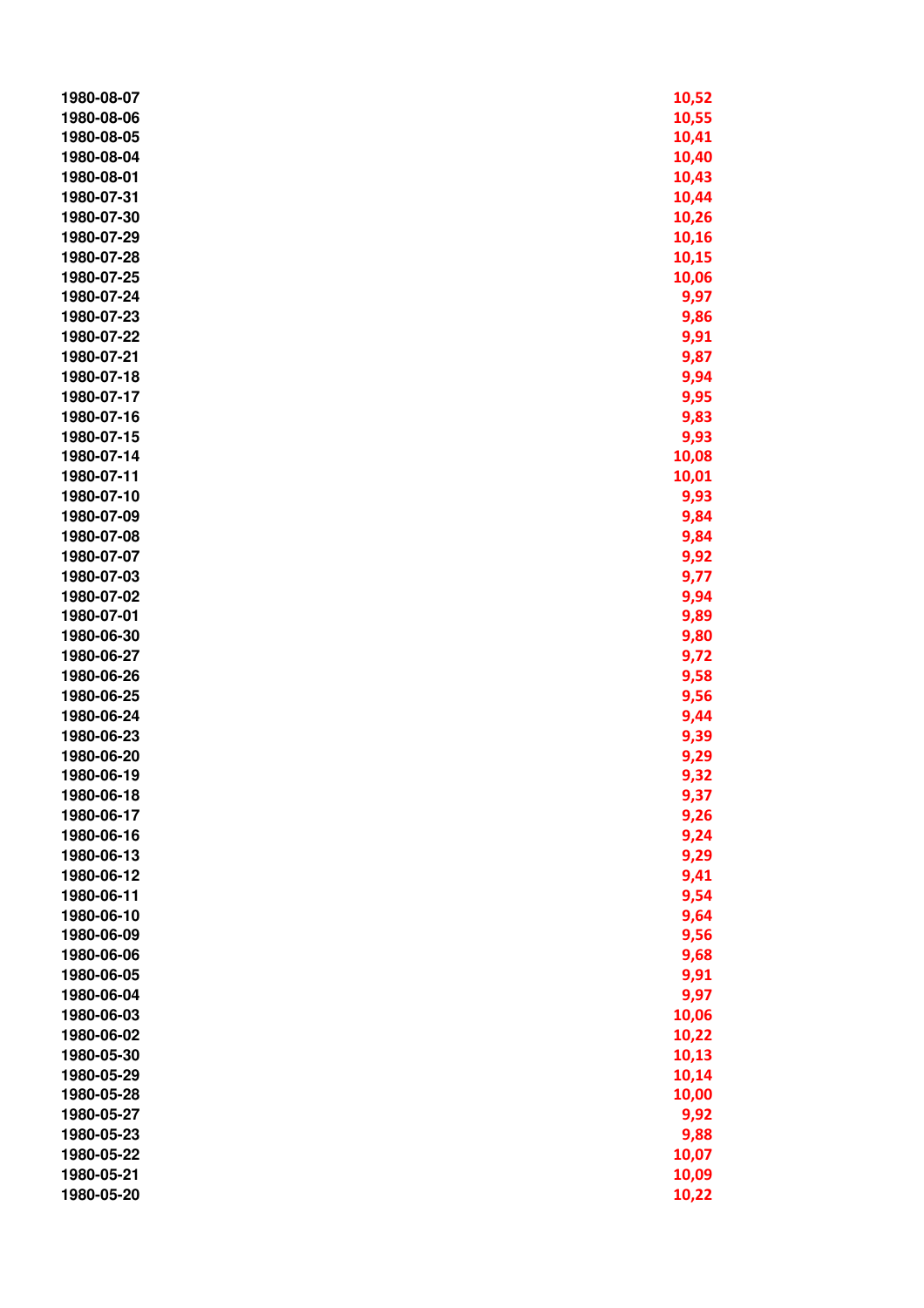| | |
|---|---|
| 1980-08-07 | 10,52 |
| 1980-08-06 | 10,55 |
| 1980-08-05 | 10,41 |
| 1980-08-04 | 10,40 |
| 1980-08-01 | 10,43 |
| 1980-07-31 | 10,44 |
| 1980-07-30 | 10,26 |
| 1980-07-29 | 10,16 |
| 1980-07-28 | 10,15 |
| 1980-07-25 | 10,06 |
| 1980-07-24 | 9,97 |
| 1980-07-23 | 9,86 |
| 1980-07-22 | 9,91 |
| 1980-07-21 | 9,87 |
| 1980-07-18 | 9,94 |
| 1980-07-17 | 9,95 |
| 1980-07-16 | 9,83 |
| 1980-07-15 | 9,93 |
| 1980-07-14 | 10,08 |
| 1980-07-11 | 10,01 |
| 1980-07-10 | 9,93 |
| 1980-07-09 | 9,84 |
| 1980-07-08 | 9,84 |
| 1980-07-07 | 9,92 |
| 1980-07-03 | 9,77 |
| 1980-07-02 | 9,94 |
| 1980-07-01 | 9,89 |
| 1980-06-30 | 9,80 |
| 1980-06-27 | 9,72 |
| 1980-06-26 | 9,58 |
| 1980-06-25 | 9,56 |
| 1980-06-24 | 9,44 |
| 1980-06-23 | 9,39 |
| 1980-06-20 | 9,29 |
| 1980-06-19 | 9,32 |
| 1980-06-18 | 9,37 |
| 1980-06-17 | 9,26 |
| 1980-06-16 | 9,24 |
| 1980-06-13 | 9,29 |
| 1980-06-12 | 9,41 |
| 1980-06-11 | 9,54 |
| 1980-06-10 | 9,64 |
| 1980-06-09 | 9,56 |
| 1980-06-06 | 9,68 |
| 1980-06-05 | 9,91 |
| 1980-06-04 | 9,97 |
| 1980-06-03 | 10,06 |
| 1980-06-02 | 10,22 |
| 1980-05-30 | 10,13 |
| 1980-05-29 | 10,14 |
| 1980-05-28 | 10,00 |
| 1980-05-27 | 9,92 |
| 1980-05-23 | 9,88 |
| 1980-05-22 | 10,07 |
| 1980-05-21 | 10,09 |
| 1980-05-20 | 10,22 |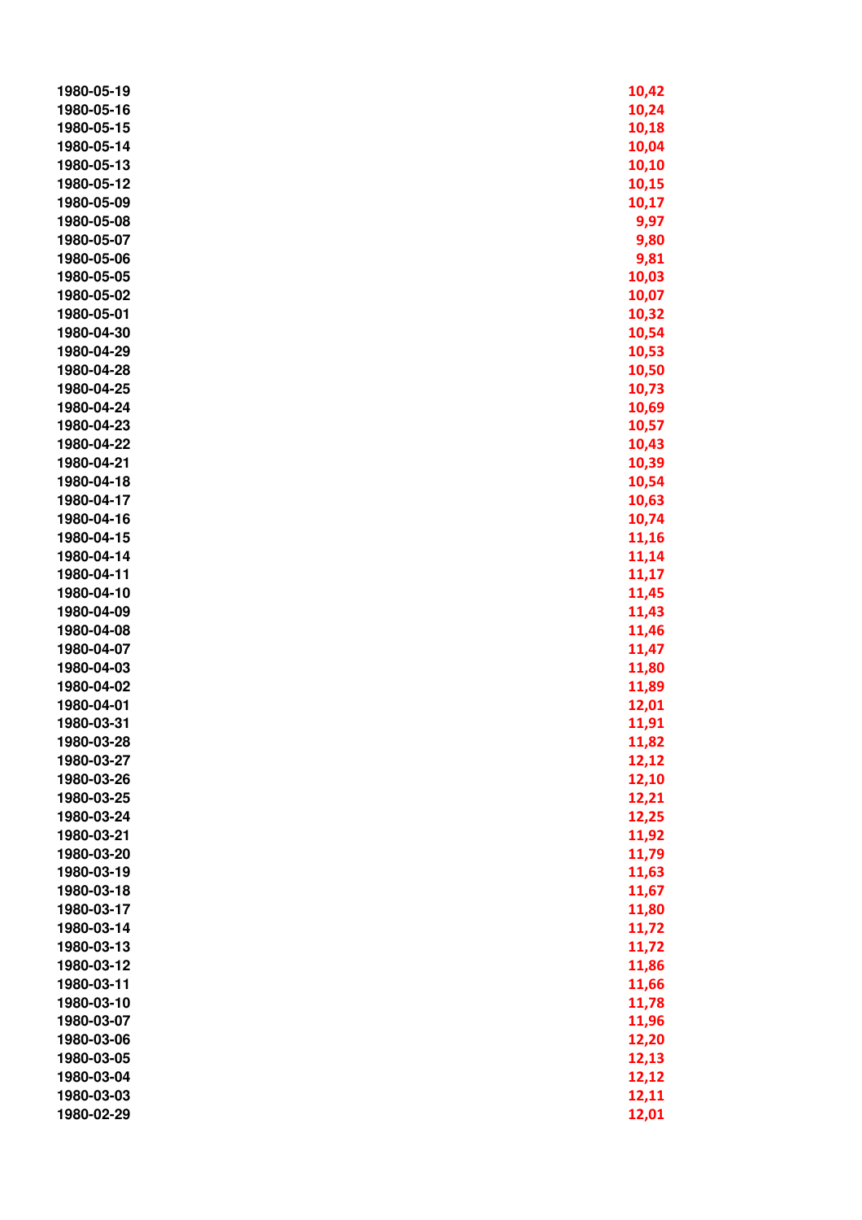| | |
|---|---|
| 1980-05-19 | 10,42 |
| 1980-05-16 | 10,24 |
| 1980-05-15 | 10,18 |
| 1980-05-14 | 10,04 |
| 1980-05-13 | 10,10 |
| 1980-05-12 | 10,15 |
| 1980-05-09 | 10,17 |
| 1980-05-08 | 9,97 |
| 1980-05-07 | 9,80 |
| 1980-05-06 | 9,81 |
| 1980-05-05 | 10,03 |
| 1980-05-02 | 10,07 |
| 1980-05-01 | 10,32 |
| 1980-04-30 | 10,54 |
| 1980-04-29 | 10,53 |
| 1980-04-28 | 10,50 |
| 1980-04-25 | 10,73 |
| 1980-04-24 | 10,69 |
| 1980-04-23 | 10,57 |
| 1980-04-22 | 10,43 |
| 1980-04-21 | 10,39 |
| 1980-04-18 | 10,54 |
| 1980-04-17 | 10,63 |
| 1980-04-16 | 10,74 |
| 1980-04-15 | 11,16 |
| 1980-04-14 | 11,14 |
| 1980-04-11 | 11,17 |
| 1980-04-10 | 11,45 |
| 1980-04-09 | 11,43 |
| 1980-04-08 | 11,46 |
| 1980-04-07 | 11,47 |
| 1980-04-03 | 11,80 |
| 1980-04-02 | 11,89 |
| 1980-04-01 | 12,01 |
| 1980-03-31 | 11,91 |
| 1980-03-28 | 11,82 |
| 1980-03-27 | 12,12 |
| 1980-03-26 | 12,10 |
| 1980-03-25 | 12,21 |
| 1980-03-24 | 12,25 |
| 1980-03-21 | 11,92 |
| 1980-03-20 | 11,79 |
| 1980-03-19 | 11,63 |
| 1980-03-18 | 11,67 |
| 1980-03-17 | 11,80 |
| 1980-03-14 | 11,72 |
| 1980-03-13 | 11,72 |
| 1980-03-12 | 11,86 |
| 1980-03-11 | 11,66 |
| 1980-03-10 | 11,78 |
| 1980-03-07 | 11,96 |
| 1980-03-06 | 12,20 |
| 1980-03-05 | 12,13 |
| 1980-03-04 | 12,12 |
| 1980-03-03 | 12,11 |
| 1980-02-29 | 12,01 |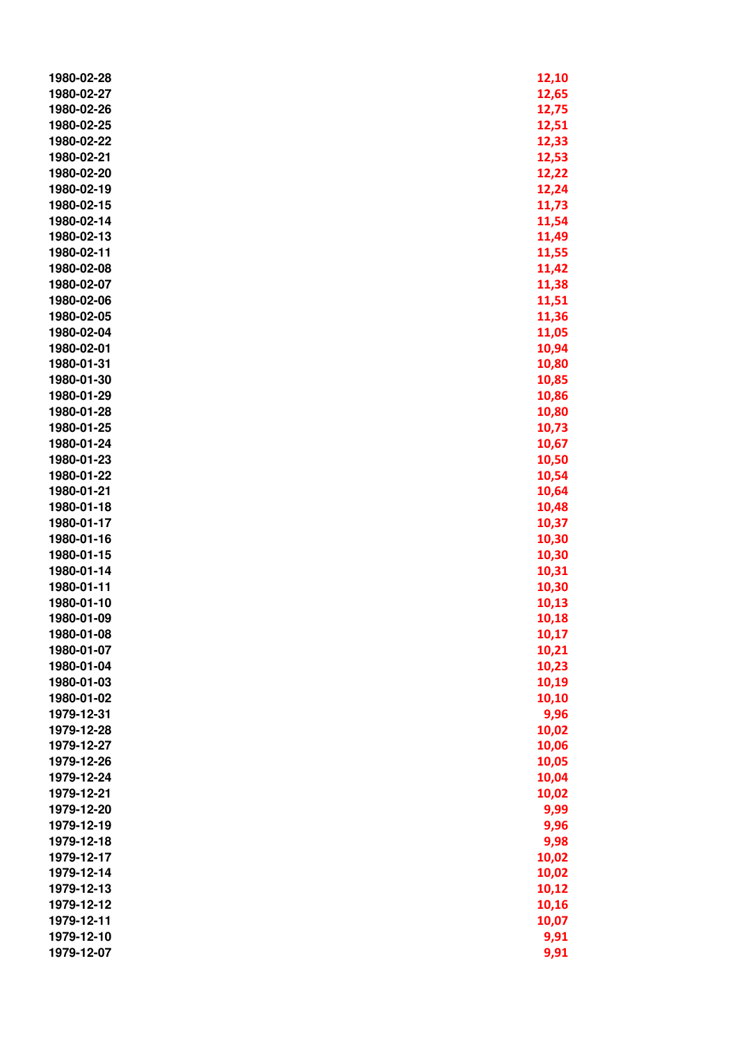| | |
|---|---|
| 1980-02-28 | 12,10 |
| 1980-02-27 | 12,65 |
| 1980-02-26 | 12,75 |
| 1980-02-25 | 12,51 |
| 1980-02-22 | 12,33 |
| 1980-02-21 | 12,53 |
| 1980-02-20 | 12,22 |
| 1980-02-19 | 12,24 |
| 1980-02-15 | 11,73 |
| 1980-02-14 | 11,54 |
| 1980-02-13 | 11,49 |
| 1980-02-11 | 11,55 |
| 1980-02-08 | 11,42 |
| 1980-02-07 | 11,38 |
| 1980-02-06 | 11,51 |
| 1980-02-05 | 11,36 |
| 1980-02-04 | 11,05 |
| 1980-02-01 | 10,94 |
| 1980-01-31 | 10,80 |
| 1980-01-30 | 10,85 |
| 1980-01-29 | 10,86 |
| 1980-01-28 | 10,80 |
| 1980-01-25 | 10,73 |
| 1980-01-24 | 10,67 |
| 1980-01-23 | 10,50 |
| 1980-01-22 | 10,54 |
| 1980-01-21 | 10,64 |
| 1980-01-18 | 10,48 |
| 1980-01-17 | 10,37 |
| 1980-01-16 | 10,30 |
| 1980-01-15 | 10,30 |
| 1980-01-14 | 10,31 |
| 1980-01-11 | 10,30 |
| 1980-01-10 | 10,13 |
| 1980-01-09 | 10,18 |
| 1980-01-08 | 10,17 |
| 1980-01-07 | 10,21 |
| 1980-01-04 | 10,23 |
| 1980-01-03 | 10,19 |
| 1980-01-02 | 10,10 |
| 1979-12-31 | 9,96 |
| 1979-12-28 | 10,02 |
| 1979-12-27 | 10,06 |
| 1979-12-26 | 10,05 |
| 1979-12-24 | 10,04 |
| 1979-12-21 | 10,02 |
| 1979-12-20 | 9,99 |
| 1979-12-19 | 9,96 |
| 1979-12-18 | 9,98 |
| 1979-12-17 | 10,02 |
| 1979-12-14 | 10,02 |
| 1979-12-13 | 10,12 |
| 1979-12-12 | 10,16 |
| 1979-12-11 | 10,07 |
| 1979-12-10 | 9,91 |
| 1979-12-07 | 9,91 |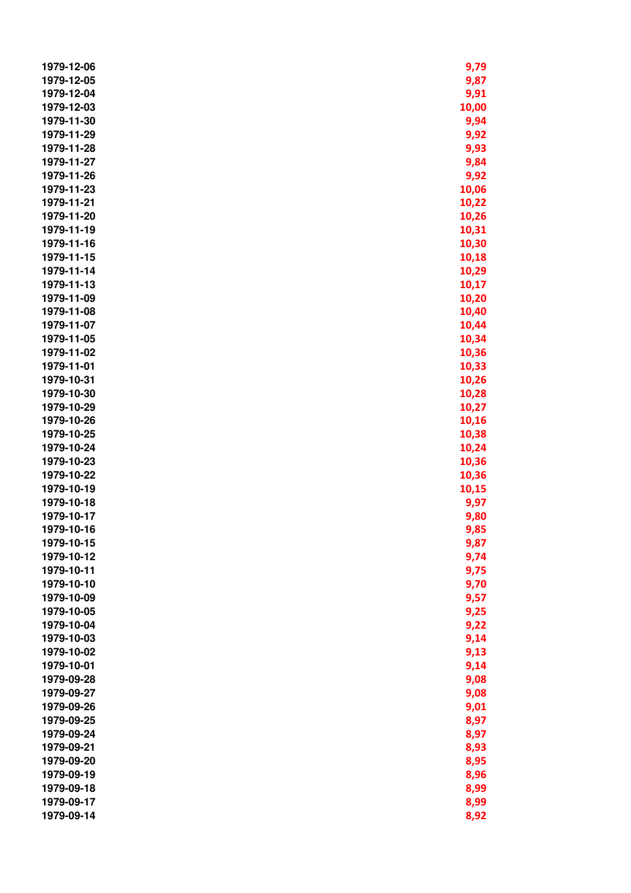| | |
|---|---|
| 1979-12-06 | 9,79 |
| 1979-12-05 | 9,87 |
| 1979-12-04 | 9,91 |
| 1979-12-03 | 10,00 |
| 1979-11-30 | 9,94 |
| 1979-11-29 | 9,92 |
| 1979-11-28 | 9,93 |
| 1979-11-27 | 9,84 |
| 1979-11-26 | 9,92 |
| 1979-11-23 | 10,06 |
| 1979-11-21 | 10,22 |
| 1979-11-20 | 10,26 |
| 1979-11-19 | 10,31 |
| 1979-11-16 | 10,30 |
| 1979-11-15 | 10,18 |
| 1979-11-14 | 10,29 |
| 1979-11-13 | 10,17 |
| 1979-11-09 | 10,20 |
| 1979-11-08 | 10,40 |
| 1979-11-07 | 10,44 |
| 1979-11-05 | 10,34 |
| 1979-11-02 | 10,36 |
| 1979-11-01 | 10,33 |
| 1979-10-31 | 10,26 |
| 1979-10-30 | 10,28 |
| 1979-10-29 | 10,27 |
| 1979-10-26 | 10,16 |
| 1979-10-25 | 10,38 |
| 1979-10-24 | 10,24 |
| 1979-10-23 | 10,36 |
| 1979-10-22 | 10,36 |
| 1979-10-19 | 10,15 |
| 1979-10-18 | 9,97 |
| 1979-10-17 | 9,80 |
| 1979-10-16 | 9,85 |
| 1979-10-15 | 9,87 |
| 1979-10-12 | 9,74 |
| 1979-10-11 | 9,75 |
| 1979-10-10 | 9,70 |
| 1979-10-09 | 9,57 |
| 1979-10-05 | 9,25 |
| 1979-10-04 | 9,22 |
| 1979-10-03 | 9,14 |
| 1979-10-02 | 9,13 |
| 1979-10-01 | 9,14 |
| 1979-09-28 | 9,08 |
| 1979-09-27 | 9,08 |
| 1979-09-26 | 9,01 |
| 1979-09-25 | 8,97 |
| 1979-09-24 | 8,97 |
| 1979-09-21 | 8,93 |
| 1979-09-20 | 8,95 |
| 1979-09-19 | 8,96 |
| 1979-09-18 | 8,99 |
| 1979-09-17 | 8,99 |
| 1979-09-14 | 8,92 |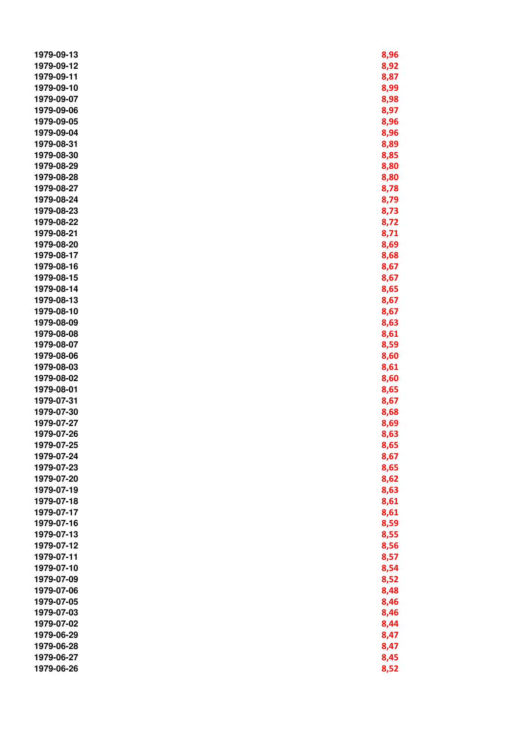| | |
|---|---|
| 1979-09-13 | 8,96 |
| 1979-09-12 | 8,92 |
| 1979-09-11 | 8,87 |
| 1979-09-10 | 8,99 |
| 1979-09-07 | 8,98 |
| 1979-09-06 | 8,97 |
| 1979-09-05 | 8,96 |
| 1979-09-04 | 8,96 |
| 1979-08-31 | 8,89 |
| 1979-08-30 | 8,85 |
| 1979-08-29 | 8,80 |
| 1979-08-28 | 8,80 |
| 1979-08-27 | 8,78 |
| 1979-08-24 | 8,79 |
| 1979-08-23 | 8,73 |
| 1979-08-22 | 8,72 |
| 1979-08-21 | 8,71 |
| 1979-08-20 | 8,69 |
| 1979-08-17 | 8,68 |
| 1979-08-16 | 8,67 |
| 1979-08-15 | 8,67 |
| 1979-08-14 | 8,65 |
| 1979-08-13 | 8,67 |
| 1979-08-10 | 8,67 |
| 1979-08-09 | 8,63 |
| 1979-08-08 | 8,61 |
| 1979-08-07 | 8,59 |
| 1979-08-06 | 8,60 |
| 1979-08-03 | 8,61 |
| 1979-08-02 | 8,60 |
| 1979-08-01 | 8,65 |
| 1979-07-31 | 8,67 |
| 1979-07-30 | 8,68 |
| 1979-07-27 | 8,69 |
| 1979-07-26 | 8,63 |
| 1979-07-25 | 8,65 |
| 1979-07-24 | 8,67 |
| 1979-07-23 | 8,65 |
| 1979-07-20 | 8,62 |
| 1979-07-19 | 8,63 |
| 1979-07-18 | 8,61 |
| 1979-07-17 | 8,61 |
| 1979-07-16 | 8,59 |
| 1979-07-13 | 8,55 |
| 1979-07-12 | 8,56 |
| 1979-07-11 | 8,57 |
| 1979-07-10 | 8,54 |
| 1979-07-09 | 8,52 |
| 1979-07-06 | 8,48 |
| 1979-07-05 | 8,46 |
| 1979-07-03 | 8,46 |
| 1979-07-02 | 8,44 |
| 1979-06-29 | 8,47 |
| 1979-06-28 | 8,47 |
| 1979-06-27 | 8,45 |
| 1979-06-26 | 8,52 |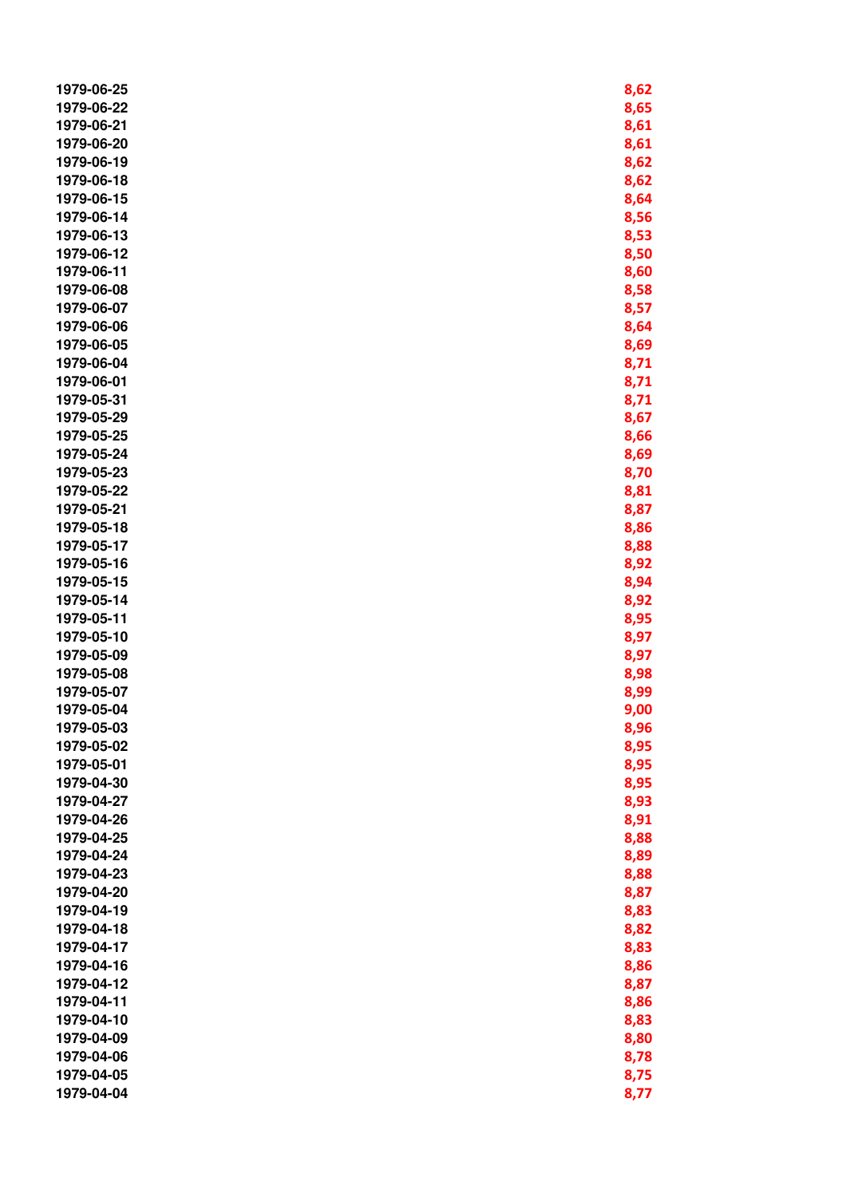| | |
|---|---|
| 1979-06-25 | 8,62 |
| 1979-06-22 | 8,65 |
| 1979-06-21 | 8,61 |
| 1979-06-20 | 8,61 |
| 1979-06-19 | 8,62 |
| 1979-06-18 | 8,62 |
| 1979-06-15 | 8,64 |
| 1979-06-14 | 8,56 |
| 1979-06-13 | 8,53 |
| 1979-06-12 | 8,50 |
| 1979-06-11 | 8,60 |
| 1979-06-08 | 8,58 |
| 1979-06-07 | 8,57 |
| 1979-06-06 | 8,64 |
| 1979-06-05 | 8,69 |
| 1979-06-04 | 8,71 |
| 1979-06-01 | 8,71 |
| 1979-05-31 | 8,71 |
| 1979-05-29 | 8,67 |
| 1979-05-25 | 8,66 |
| 1979-05-24 | 8,69 |
| 1979-05-23 | 8,70 |
| 1979-05-22 | 8,81 |
| 1979-05-21 | 8,87 |
| 1979-05-18 | 8,86 |
| 1979-05-17 | 8,88 |
| 1979-05-16 | 8,92 |
| 1979-05-15 | 8,94 |
| 1979-05-14 | 8,92 |
| 1979-05-11 | 8,95 |
| 1979-05-10 | 8,97 |
| 1979-05-09 | 8,97 |
| 1979-05-08 | 8,98 |
| 1979-05-07 | 8,99 |
| 1979-05-04 | 9,00 |
| 1979-05-03 | 8,96 |
| 1979-05-02 | 8,95 |
| 1979-05-01 | 8,95 |
| 1979-04-30 | 8,95 |
| 1979-04-27 | 8,93 |
| 1979-04-26 | 8,91 |
| 1979-04-25 | 8,88 |
| 1979-04-24 | 8,89 |
| 1979-04-23 | 8,88 |
| 1979-04-20 | 8,87 |
| 1979-04-19 | 8,83 |
| 1979-04-18 | 8,82 |
| 1979-04-17 | 8,83 |
| 1979-04-16 | 8,86 |
| 1979-04-12 | 8,87 |
| 1979-04-11 | 8,86 |
| 1979-04-10 | 8,83 |
| 1979-04-09 | 8,80 |
| 1979-04-06 | 8,78 |
| 1979-04-05 | 8,75 |
| 1979-04-04 | 8,77 |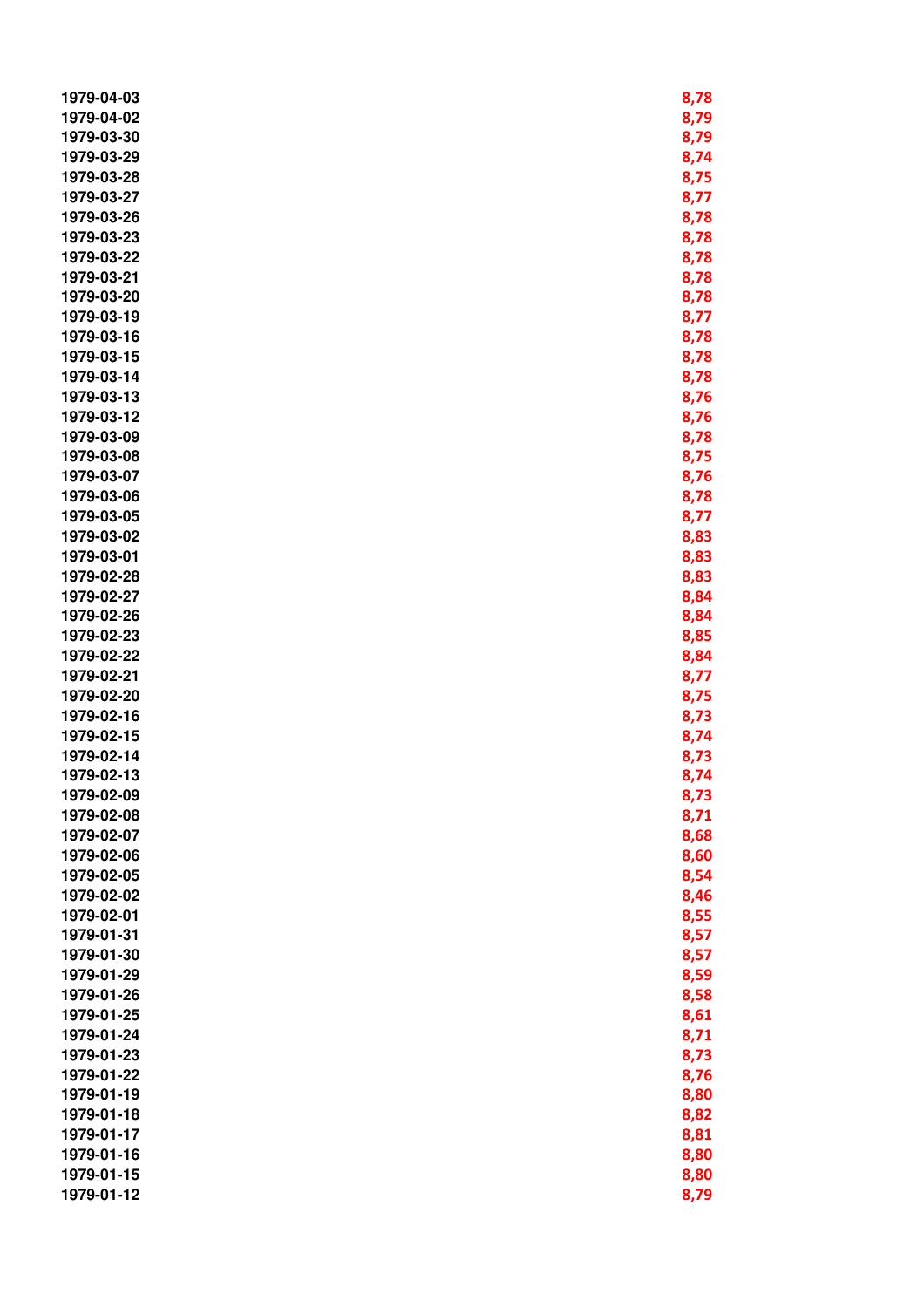| | |
|---|---|
| 1979-04-03 | 8,78 |
| 1979-04-02 | 8,79 |
| 1979-03-30 | 8,79 |
| 1979-03-29 | 8,74 |
| 1979-03-28 | 8,75 |
| 1979-03-27 | 8,77 |
| 1979-03-26 | 8,78 |
| 1979-03-23 | 8,78 |
| 1979-03-22 | 8,78 |
| 1979-03-21 | 8,78 |
| 1979-03-20 | 8,78 |
| 1979-03-19 | 8,77 |
| 1979-03-16 | 8,78 |
| 1979-03-15 | 8,78 |
| 1979-03-14 | 8,78 |
| 1979-03-13 | 8,76 |
| 1979-03-12 | 8,76 |
| 1979-03-09 | 8,78 |
| 1979-03-08 | 8,75 |
| 1979-03-07 | 8,76 |
| 1979-03-06 | 8,78 |
| 1979-03-05 | 8,77 |
| 1979-03-02 | 8,83 |
| 1979-03-01 | 8,83 |
| 1979-02-28 | 8,83 |
| 1979-02-27 | 8,84 |
| 1979-02-26 | 8,84 |
| 1979-02-23 | 8,85 |
| 1979-02-22 | 8,84 |
| 1979-02-21 | 8,77 |
| 1979-02-20 | 8,75 |
| 1979-02-16 | 8,73 |
| 1979-02-15 | 8,74 |
| 1979-02-14 | 8,73 |
| 1979-02-13 | 8,74 |
| 1979-02-09 | 8,73 |
| 1979-02-08 | 8,71 |
| 1979-02-07 | 8,68 |
| 1979-02-06 | 8,60 |
| 1979-02-05 | 8,54 |
| 1979-02-02 | 8,46 |
| 1979-02-01 | 8,55 |
| 1979-01-31 | 8,57 |
| 1979-01-30 | 8,57 |
| 1979-01-29 | 8,59 |
| 1979-01-26 | 8,58 |
| 1979-01-25 | 8,61 |
| 1979-01-24 | 8,71 |
| 1979-01-23 | 8,73 |
| 1979-01-22 | 8,76 |
| 1979-01-19 | 8,80 |
| 1979-01-18 | 8,82 |
| 1979-01-17 | 8,81 |
| 1979-01-16 | 8,80 |
| 1979-01-15 | 8,80 |
| 1979-01-12 | 8,79 |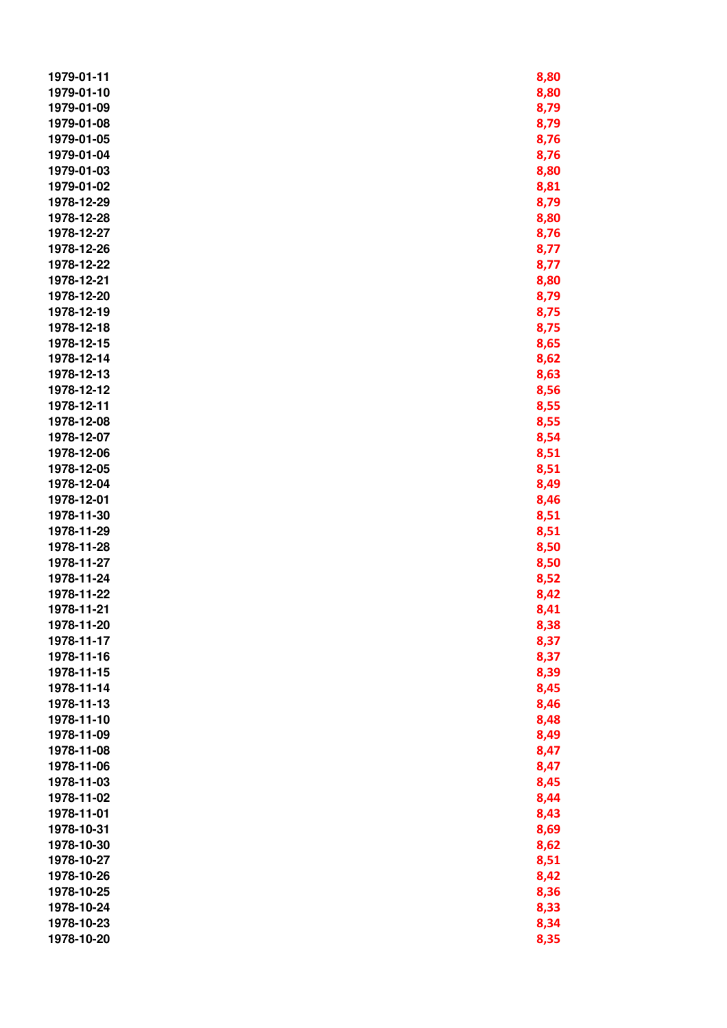| | |
|---|---|
| 1979-01-11 | 8,80 |
| 1979-01-10 | 8,80 |
| 1979-01-09 | 8,79 |
| 1979-01-08 | 8,79 |
| 1979-01-05 | 8,76 |
| 1979-01-04 | 8,76 |
| 1979-01-03 | 8,80 |
| 1979-01-02 | 8,81 |
| 1978-12-29 | 8,79 |
| 1978-12-28 | 8,80 |
| 1978-12-27 | 8,76 |
| 1978-12-26 | 8,77 |
| 1978-12-22 | 8,77 |
| 1978-12-21 | 8,80 |
| 1978-12-20 | 8,79 |
| 1978-12-19 | 8,75 |
| 1978-12-18 | 8,75 |
| 1978-12-15 | 8,65 |
| 1978-12-14 | 8,62 |
| 1978-12-13 | 8,63 |
| 1978-12-12 | 8,56 |
| 1978-12-11 | 8,55 |
| 1978-12-08 | 8,55 |
| 1978-12-07 | 8,54 |
| 1978-12-06 | 8,51 |
| 1978-12-05 | 8,51 |
| 1978-12-04 | 8,49 |
| 1978-12-01 | 8,46 |
| 1978-11-30 | 8,51 |
| 1978-11-29 | 8,51 |
| 1978-11-28 | 8,50 |
| 1978-11-27 | 8,50 |
| 1978-11-24 | 8,52 |
| 1978-11-22 | 8,42 |
| 1978-11-21 | 8,41 |
| 1978-11-20 | 8,38 |
| 1978-11-17 | 8,37 |
| 1978-11-16 | 8,37 |
| 1978-11-15 | 8,39 |
| 1978-11-14 | 8,45 |
| 1978-11-13 | 8,46 |
| 1978-11-10 | 8,48 |
| 1978-11-09 | 8,49 |
| 1978-11-08 | 8,47 |
| 1978-11-06 | 8,47 |
| 1978-11-03 | 8,45 |
| 1978-11-02 | 8,44 |
| 1978-11-01 | 8,43 |
| 1978-10-31 | 8,69 |
| 1978-10-30 | 8,62 |
| 1978-10-27 | 8,51 |
| 1978-10-26 | 8,42 |
| 1978-10-25 | 8,36 |
| 1978-10-24 | 8,33 |
| 1978-10-23 | 8,34 |
| 1978-10-20 | 8,35 |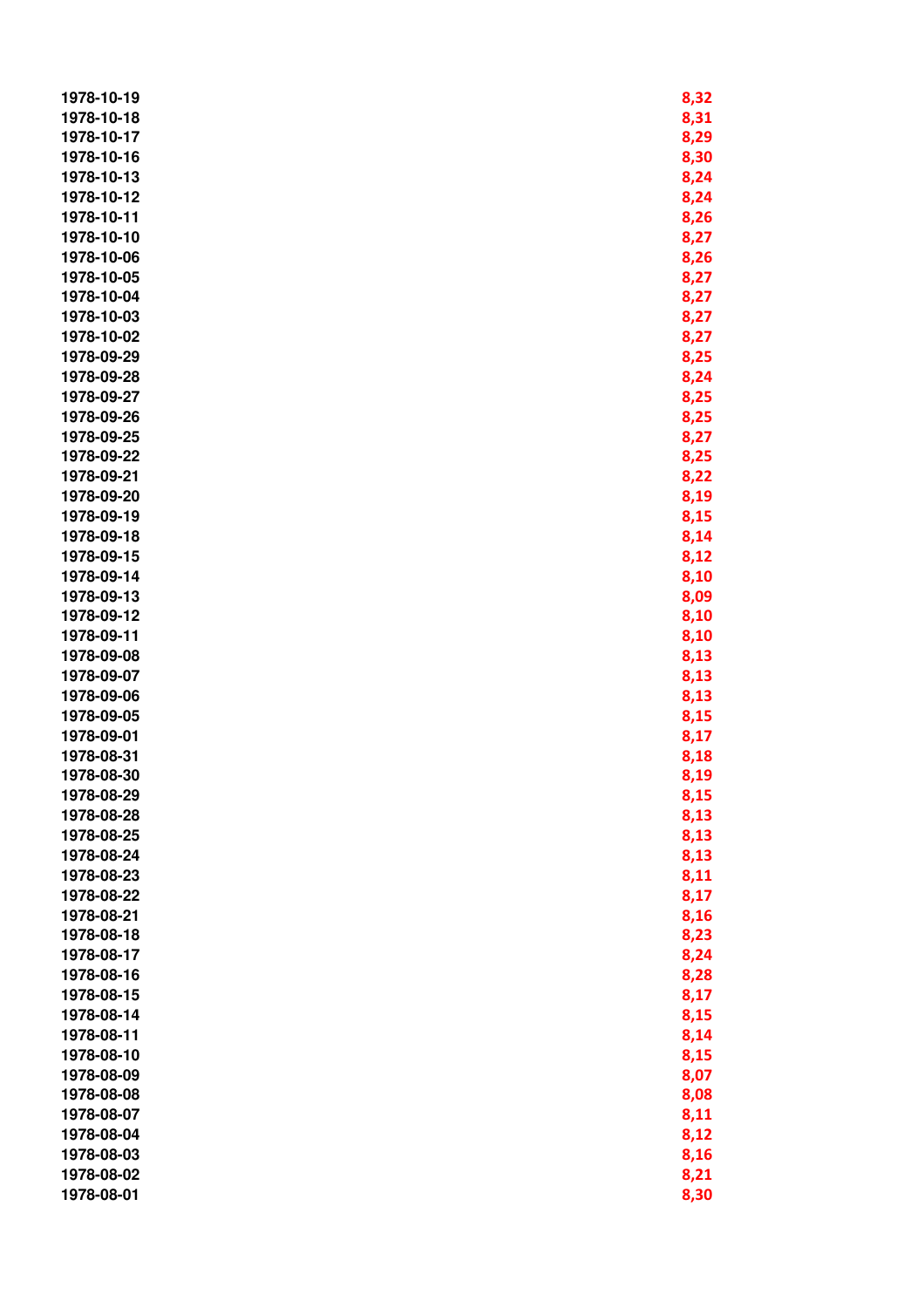| | |
|---|---|
| 1978-10-19 | 8,32 |
| 1978-10-18 | 8,31 |
| 1978-10-17 | 8,29 |
| 1978-10-16 | 8,30 |
| 1978-10-13 | 8,24 |
| 1978-10-12 | 8,24 |
| 1978-10-11 | 8,26 |
| 1978-10-10 | 8,27 |
| 1978-10-06 | 8,26 |
| 1978-10-05 | 8,27 |
| 1978-10-04 | 8,27 |
| 1978-10-03 | 8,27 |
| 1978-10-02 | 8,27 |
| 1978-09-29 | 8,25 |
| 1978-09-28 | 8,24 |
| 1978-09-27 | 8,25 |
| 1978-09-26 | 8,25 |
| 1978-09-25 | 8,27 |
| 1978-09-22 | 8,25 |
| 1978-09-21 | 8,22 |
| 1978-09-20 | 8,19 |
| 1978-09-19 | 8,15 |
| 1978-09-18 | 8,14 |
| 1978-09-15 | 8,12 |
| 1978-09-14 | 8,10 |
| 1978-09-13 | 8,09 |
| 1978-09-12 | 8,10 |
| 1978-09-11 | 8,10 |
| 1978-09-08 | 8,13 |
| 1978-09-07 | 8,13 |
| 1978-09-06 | 8,13 |
| 1978-09-05 | 8,15 |
| 1978-09-01 | 8,17 |
| 1978-08-31 | 8,18 |
| 1978-08-30 | 8,19 |
| 1978-08-29 | 8,15 |
| 1978-08-28 | 8,13 |
| 1978-08-25 | 8,13 |
| 1978-08-24 | 8,13 |
| 1978-08-23 | 8,11 |
| 1978-08-22 | 8,17 |
| 1978-08-21 | 8,16 |
| 1978-08-18 | 8,23 |
| 1978-08-17 | 8,24 |
| 1978-08-16 | 8,28 |
| 1978-08-15 | 8,17 |
| 1978-08-14 | 8,15 |
| 1978-08-11 | 8,14 |
| 1978-08-10 | 8,15 |
| 1978-08-09 | 8,07 |
| 1978-08-08 | 8,08 |
| 1978-08-07 | 8,11 |
| 1978-08-04 | 8,12 |
| 1978-08-03 | 8,16 |
| 1978-08-02 | 8,21 |
| 1978-08-01 | 8,30 |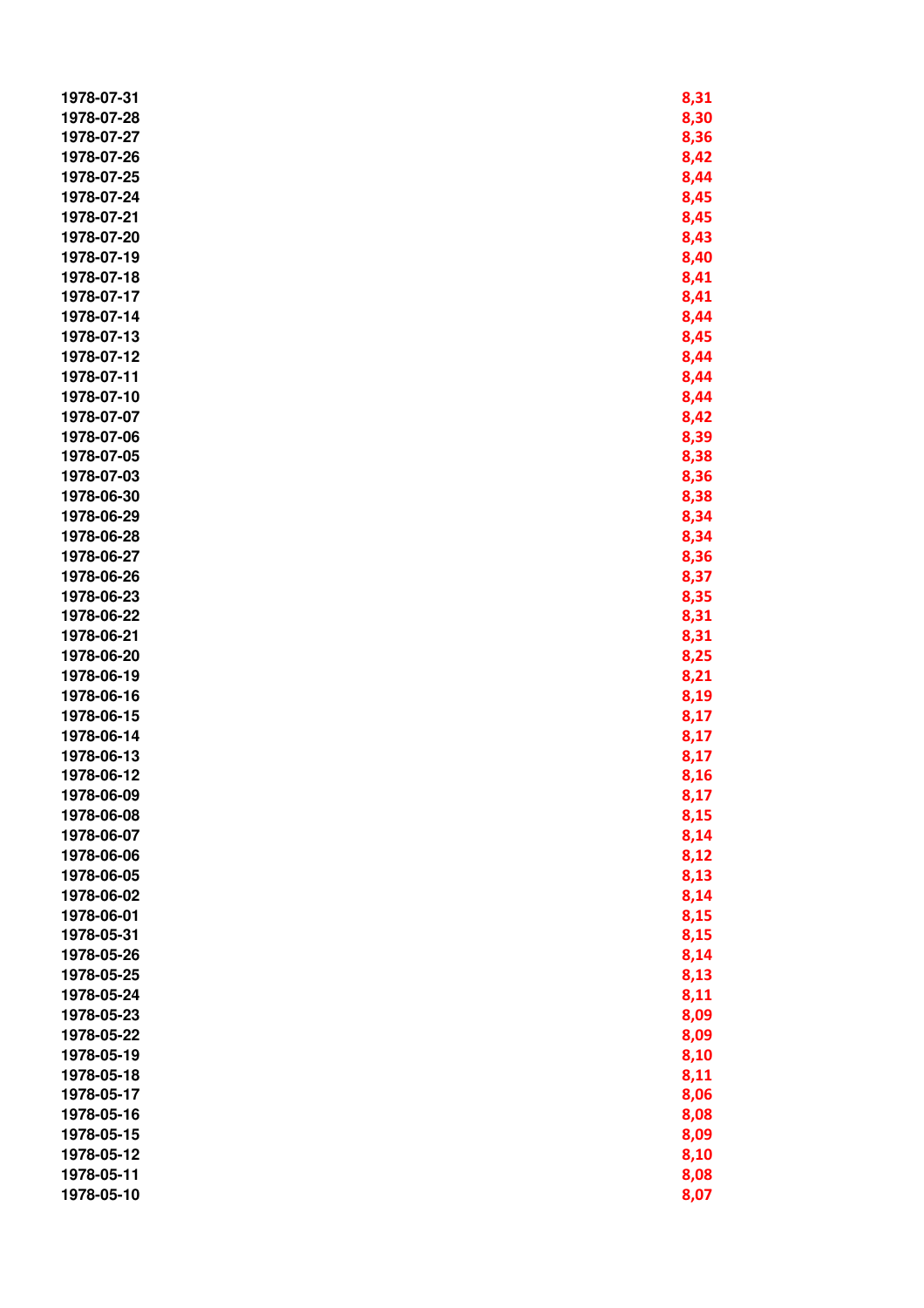| | |
|---|---|
| 1978-07-31 | 8,31 |
| 1978-07-28 | 8,30 |
| 1978-07-27 | 8,36 |
| 1978-07-26 | 8,42 |
| 1978-07-25 | 8,44 |
| 1978-07-24 | 8,45 |
| 1978-07-21 | 8,45 |
| 1978-07-20 | 8,43 |
| 1978-07-19 | 8,40 |
| 1978-07-18 | 8,41 |
| 1978-07-17 | 8,41 |
| 1978-07-14 | 8,44 |
| 1978-07-13 | 8,45 |
| 1978-07-12 | 8,44 |
| 1978-07-11 | 8,44 |
| 1978-07-10 | 8,44 |
| 1978-07-07 | 8,42 |
| 1978-07-06 | 8,39 |
| 1978-07-05 | 8,38 |
| 1978-07-03 | 8,36 |
| 1978-06-30 | 8,38 |
| 1978-06-29 | 8,34 |
| 1978-06-28 | 8,34 |
| 1978-06-27 | 8,36 |
| 1978-06-26 | 8,37 |
| 1978-06-23 | 8,35 |
| 1978-06-22 | 8,31 |
| 1978-06-21 | 8,31 |
| 1978-06-20 | 8,25 |
| 1978-06-19 | 8,21 |
| 1978-06-16 | 8,19 |
| 1978-06-15 | 8,17 |
| 1978-06-14 | 8,17 |
| 1978-06-13 | 8,17 |
| 1978-06-12 | 8,16 |
| 1978-06-09 | 8,17 |
| 1978-06-08 | 8,15 |
| 1978-06-07 | 8,14 |
| 1978-06-06 | 8,12 |
| 1978-06-05 | 8,13 |
| 1978-06-02 | 8,14 |
| 1978-06-01 | 8,15 |
| 1978-05-31 | 8,15 |
| 1978-05-26 | 8,14 |
| 1978-05-25 | 8,13 |
| 1978-05-24 | 8,11 |
| 1978-05-23 | 8,09 |
| 1978-05-22 | 8,09 |
| 1978-05-19 | 8,10 |
| 1978-05-18 | 8,11 |
| 1978-05-17 | 8,06 |
| 1978-05-16 | 8,08 |
| 1978-05-15 | 8,09 |
| 1978-05-12 | 8,10 |
| 1978-05-11 | 8,08 |
| 1978-05-10 | 8,07 |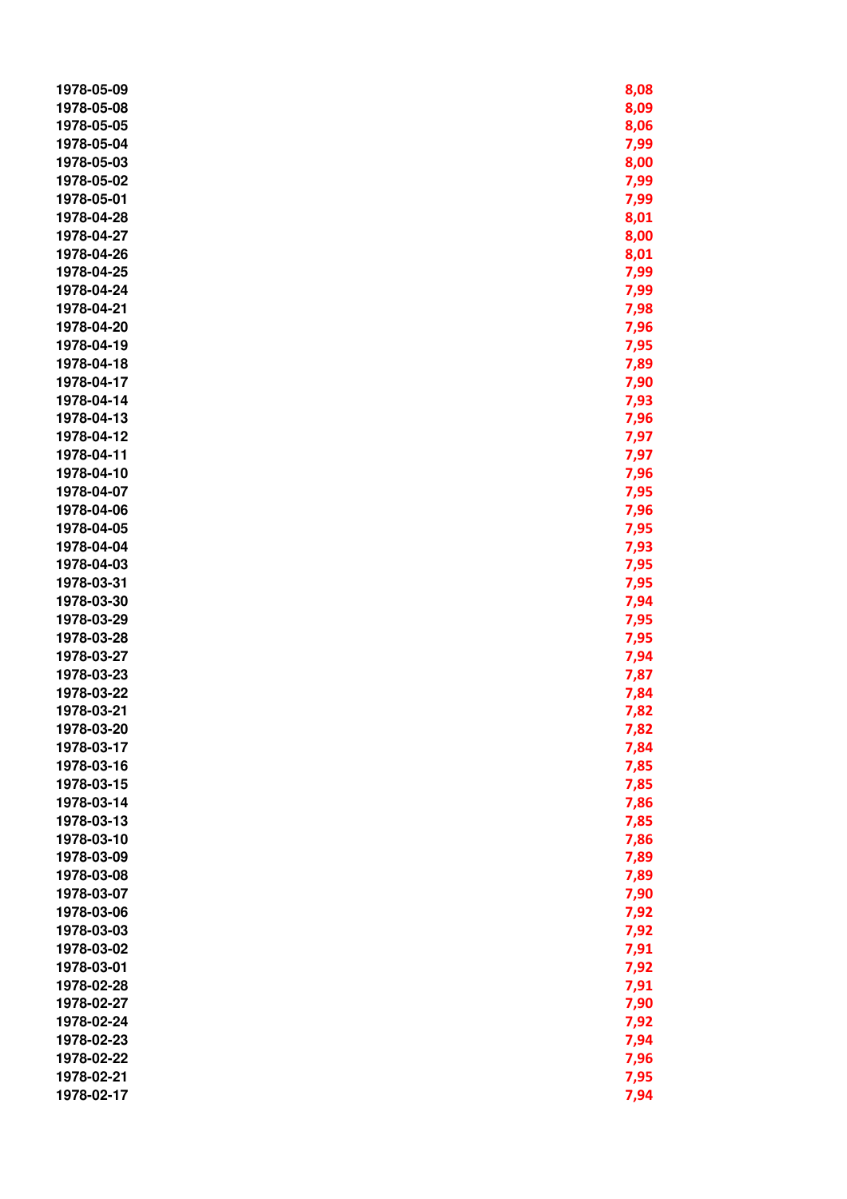| | |
|---|---|
| 1978-05-09 | 8,08 |
| 1978-05-08 | 8,09 |
| 1978-05-05 | 8,06 |
| 1978-05-04 | 7,99 |
| 1978-05-03 | 8,00 |
| 1978-05-02 | 7,99 |
| 1978-05-01 | 7,99 |
| 1978-04-28 | 8,01 |
| 1978-04-27 | 8,00 |
| 1978-04-26 | 8,01 |
| 1978-04-25 | 7,99 |
| 1978-04-24 | 7,99 |
| 1978-04-21 | 7,98 |
| 1978-04-20 | 7,96 |
| 1978-04-19 | 7,95 |
| 1978-04-18 | 7,89 |
| 1978-04-17 | 7,90 |
| 1978-04-14 | 7,93 |
| 1978-04-13 | 7,96 |
| 1978-04-12 | 7,97 |
| 1978-04-11 | 7,97 |
| 1978-04-10 | 7,96 |
| 1978-04-07 | 7,95 |
| 1978-04-06 | 7,96 |
| 1978-04-05 | 7,95 |
| 1978-04-04 | 7,93 |
| 1978-04-03 | 7,95 |
| 1978-03-31 | 7,95 |
| 1978-03-30 | 7,94 |
| 1978-03-29 | 7,95 |
| 1978-03-28 | 7,95 |
| 1978-03-27 | 7,94 |
| 1978-03-23 | 7,87 |
| 1978-03-22 | 7,84 |
| 1978-03-21 | 7,82 |
| 1978-03-20 | 7,82 |
| 1978-03-17 | 7,84 |
| 1978-03-16 | 7,85 |
| 1978-03-15 | 7,85 |
| 1978-03-14 | 7,86 |
| 1978-03-13 | 7,85 |
| 1978-03-10 | 7,86 |
| 1978-03-09 | 7,89 |
| 1978-03-08 | 7,89 |
| 1978-03-07 | 7,90 |
| 1978-03-06 | 7,92 |
| 1978-03-03 | 7,92 |
| 1978-03-02 | 7,91 |
| 1978-03-01 | 7,92 |
| 1978-02-28 | 7,91 |
| 1978-02-27 | 7,90 |
| 1978-02-24 | 7,92 |
| 1978-02-23 | 7,94 |
| 1978-02-22 | 7,96 |
| 1978-02-21 | 7,95 |
| 1978-02-17 | 7,94 |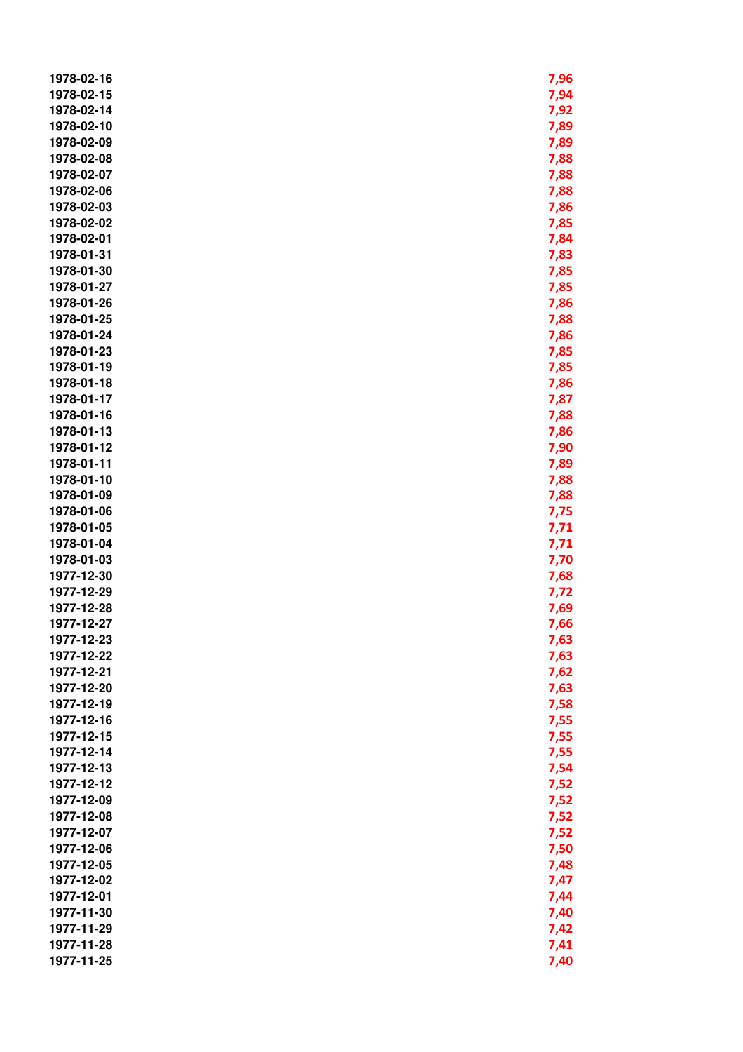| | |
|---|---|
| 1978-02-16 | 7,96 |
| 1978-02-15 | 7,94 |
| 1978-02-14 | 7,92 |
| 1978-02-10 | 7,89 |
| 1978-02-09 | 7,89 |
| 1978-02-08 | 7,88 |
| 1978-02-07 | 7,88 |
| 1978-02-06 | 7,88 |
| 1978-02-03 | 7,86 |
| 1978-02-02 | 7,85 |
| 1978-02-01 | 7,84 |
| 1978-01-31 | 7,83 |
| 1978-01-30 | 7,85 |
| 1978-01-27 | 7,85 |
| 1978-01-26 | 7,86 |
| 1978-01-25 | 7,88 |
| 1978-01-24 | 7,86 |
| 1978-01-23 | 7,85 |
| 1978-01-19 | 7,85 |
| 1978-01-18 | 7,86 |
| 1978-01-17 | 7,87 |
| 1978-01-16 | 7,88 |
| 1978-01-13 | 7,86 |
| 1978-01-12 | 7,90 |
| 1978-01-11 | 7,89 |
| 1978-01-10 | 7,88 |
| 1978-01-09 | 7,88 |
| 1978-01-06 | 7,75 |
| 1978-01-05 | 7,71 |
| 1978-01-04 | 7,71 |
| 1978-01-03 | 7,70 |
| 1977-12-30 | 7,68 |
| 1977-12-29 | 7,72 |
| 1977-12-28 | 7,69 |
| 1977-12-27 | 7,66 |
| 1977-12-23 | 7,63 |
| 1977-12-22 | 7,63 |
| 1977-12-21 | 7,62 |
| 1977-12-20 | 7,63 |
| 1977-12-19 | 7,58 |
| 1977-12-16 | 7,55 |
| 1977-12-15 | 7,55 |
| 1977-12-14 | 7,55 |
| 1977-12-13 | 7,54 |
| 1977-12-12 | 7,52 |
| 1977-12-09 | 7,52 |
| 1977-12-08 | 7,52 |
| 1977-12-07 | 7,52 |
| 1977-12-06 | 7,50 |
| 1977-12-05 | 7,48 |
| 1977-12-02 | 7,47 |
| 1977-12-01 | 7,44 |
| 1977-11-30 | 7,40 |
| 1977-11-29 | 7,42 |
| 1977-11-28 | 7,41 |
| 1977-11-25 | 7,40 |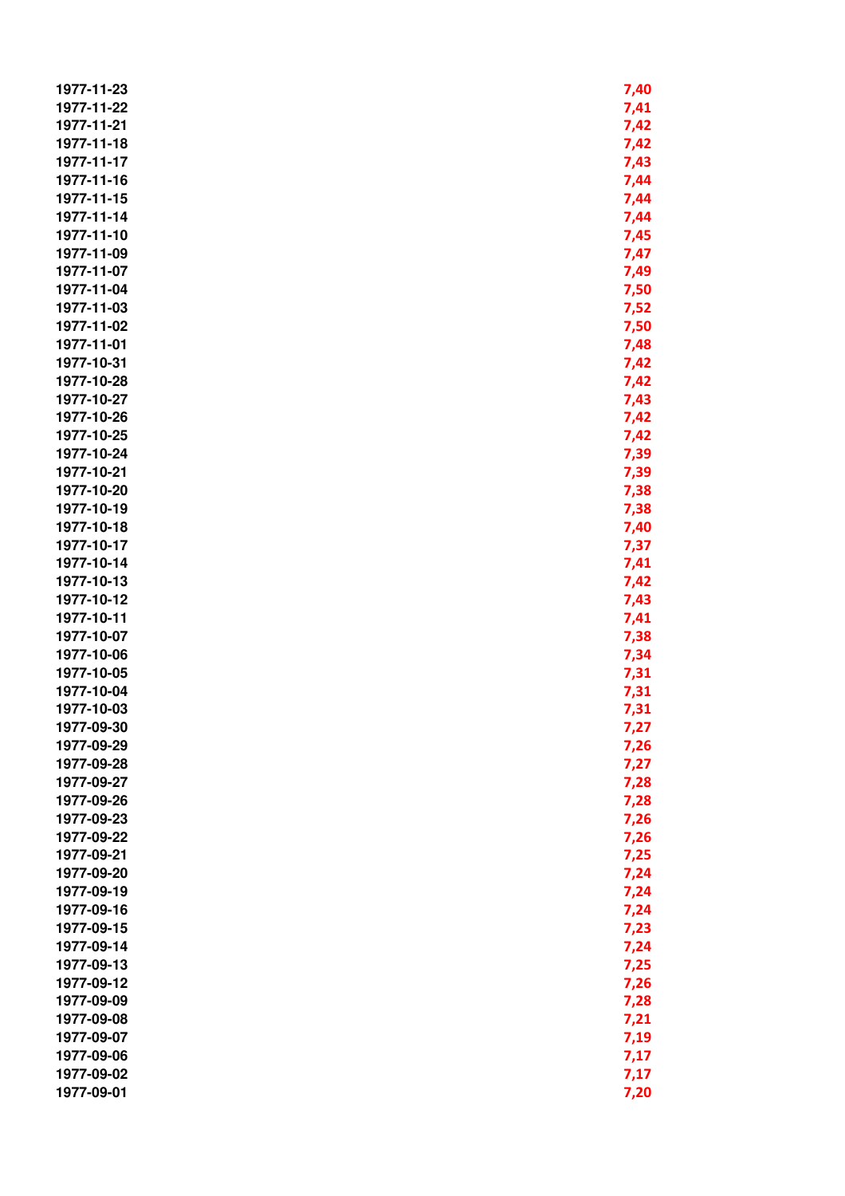| | |
|---|---|
| 1977-11-23 | 7,40 |
| 1977-11-22 | 7,41 |
| 1977-11-21 | 7,42 |
| 1977-11-18 | 7,42 |
| 1977-11-17 | 7,43 |
| 1977-11-16 | 7,44 |
| 1977-11-15 | 7,44 |
| 1977-11-14 | 7,44 |
| 1977-11-10 | 7,45 |
| 1977-11-09 | 7,47 |
| 1977-11-07 | 7,49 |
| 1977-11-04 | 7,50 |
| 1977-11-03 | 7,52 |
| 1977-11-02 | 7,50 |
| 1977-11-01 | 7,48 |
| 1977-10-31 | 7,42 |
| 1977-10-28 | 7,42 |
| 1977-10-27 | 7,43 |
| 1977-10-26 | 7,42 |
| 1977-10-25 | 7,42 |
| 1977-10-24 | 7,39 |
| 1977-10-21 | 7,39 |
| 1977-10-20 | 7,38 |
| 1977-10-19 | 7,38 |
| 1977-10-18 | 7,40 |
| 1977-10-17 | 7,37 |
| 1977-10-14 | 7,41 |
| 1977-10-13 | 7,42 |
| 1977-10-12 | 7,43 |
| 1977-10-11 | 7,41 |
| 1977-10-07 | 7,38 |
| 1977-10-06 | 7,34 |
| 1977-10-05 | 7,31 |
| 1977-10-04 | 7,31 |
| 1977-10-03 | 7,31 |
| 1977-09-30 | 7,27 |
| 1977-09-29 | 7,26 |
| 1977-09-28 | 7,27 |
| 1977-09-27 | 7,28 |
| 1977-09-26 | 7,28 |
| 1977-09-23 | 7,26 |
| 1977-09-22 | 7,26 |
| 1977-09-21 | 7,25 |
| 1977-09-20 | 7,24 |
| 1977-09-19 | 7,24 |
| 1977-09-16 | 7,24 |
| 1977-09-15 | 7,23 |
| 1977-09-14 | 7,24 |
| 1977-09-13 | 7,25 |
| 1977-09-12 | 7,26 |
| 1977-09-09 | 7,28 |
| 1977-09-08 | 7,21 |
| 1977-09-07 | 7,19 |
| 1977-09-06 | 7,17 |
| 1977-09-02 | 7,17 |
| 1977-09-01 | 7,20 |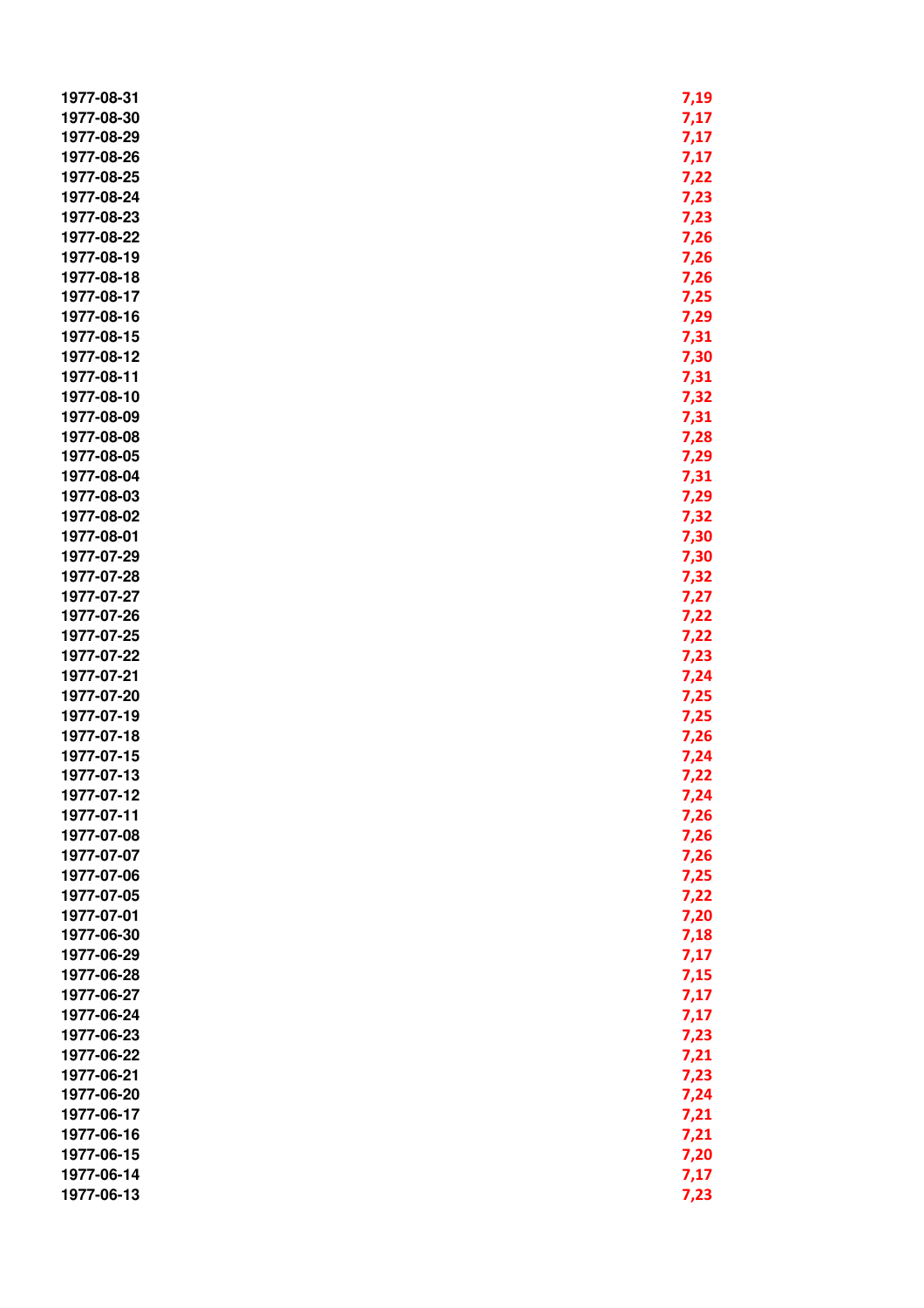| | |
|---|---|
| 1977-08-31 | 7,19 |
| 1977-08-30 | 7,17 |
| 1977-08-29 | 7,17 |
| 1977-08-26 | 7,17 |
| 1977-08-25 | 7,22 |
| 1977-08-24 | 7,23 |
| 1977-08-23 | 7,23 |
| 1977-08-22 | 7,26 |
| 1977-08-19 | 7,26 |
| 1977-08-18 | 7,26 |
| 1977-08-17 | 7,25 |
| 1977-08-16 | 7,29 |
| 1977-08-15 | 7,31 |
| 1977-08-12 | 7,30 |
| 1977-08-11 | 7,31 |
| 1977-08-10 | 7,32 |
| 1977-08-09 | 7,31 |
| 1977-08-08 | 7,28 |
| 1977-08-05 | 7,29 |
| 1977-08-04 | 7,31 |
| 1977-08-03 | 7,29 |
| 1977-08-02 | 7,32 |
| 1977-08-01 | 7,30 |
| 1977-07-29 | 7,30 |
| 1977-07-28 | 7,32 |
| 1977-07-27 | 7,27 |
| 1977-07-26 | 7,22 |
| 1977-07-25 | 7,22 |
| 1977-07-22 | 7,23 |
| 1977-07-21 | 7,24 |
| 1977-07-20 | 7,25 |
| 1977-07-19 | 7,25 |
| 1977-07-18 | 7,26 |
| 1977-07-15 | 7,24 |
| 1977-07-13 | 7,22 |
| 1977-07-12 | 7,24 |
| 1977-07-11 | 7,26 |
| 1977-07-08 | 7,26 |
| 1977-07-07 | 7,26 |
| 1977-07-06 | 7,25 |
| 1977-07-05 | 7,22 |
| 1977-07-01 | 7,20 |
| 1977-06-30 | 7,18 |
| 1977-06-29 | 7,17 |
| 1977-06-28 | 7,15 |
| 1977-06-27 | 7,17 |
| 1977-06-24 | 7,17 |
| 1977-06-23 | 7,23 |
| 1977-06-22 | 7,21 |
| 1977-06-21 | 7,23 |
| 1977-06-20 | 7,24 |
| 1977-06-17 | 7,21 |
| 1977-06-16 | 7,21 |
| 1977-06-15 | 7,20 |
| 1977-06-14 | 7,17 |
| 1977-06-13 | 7,23 |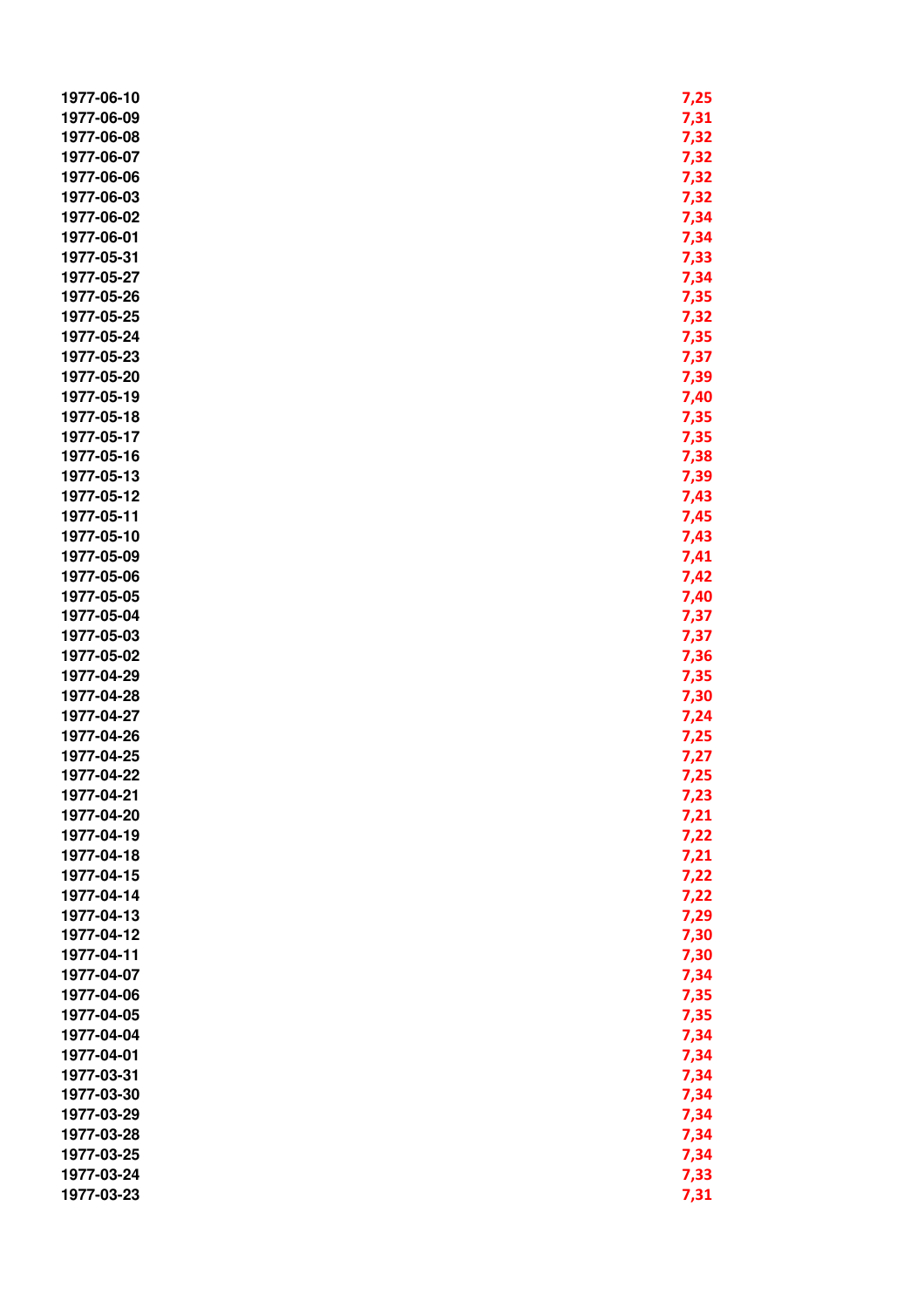| | |
|---|---|
| 1977-06-10 | 7,25 |
| 1977-06-09 | 7,31 |
| 1977-06-08 | 7,32 |
| 1977-06-07 | 7,32 |
| 1977-06-06 | 7,32 |
| 1977-06-03 | 7,32 |
| 1977-06-02 | 7,34 |
| 1977-06-01 | 7,34 |
| 1977-05-31 | 7,33 |
| 1977-05-27 | 7,34 |
| 1977-05-26 | 7,35 |
| 1977-05-25 | 7,32 |
| 1977-05-24 | 7,35 |
| 1977-05-23 | 7,37 |
| 1977-05-20 | 7,39 |
| 1977-05-19 | 7,40 |
| 1977-05-18 | 7,35 |
| 1977-05-17 | 7,35 |
| 1977-05-16 | 7,38 |
| 1977-05-13 | 7,39 |
| 1977-05-12 | 7,43 |
| 1977-05-11 | 7,45 |
| 1977-05-10 | 7,43 |
| 1977-05-09 | 7,41 |
| 1977-05-06 | 7,42 |
| 1977-05-05 | 7,40 |
| 1977-05-04 | 7,37 |
| 1977-05-03 | 7,37 |
| 1977-05-02 | 7,36 |
| 1977-04-29 | 7,35 |
| 1977-04-28 | 7,30 |
| 1977-04-27 | 7,24 |
| 1977-04-26 | 7,25 |
| 1977-04-25 | 7,27 |
| 1977-04-22 | 7,25 |
| 1977-04-21 | 7,23 |
| 1977-04-20 | 7,21 |
| 1977-04-19 | 7,22 |
| 1977-04-18 | 7,21 |
| 1977-04-15 | 7,22 |
| 1977-04-14 | 7,22 |
| 1977-04-13 | 7,29 |
| 1977-04-12 | 7,30 |
| 1977-04-11 | 7,30 |
| 1977-04-07 | 7,34 |
| 1977-04-06 | 7,35 |
| 1977-04-05 | 7,35 |
| 1977-04-04 | 7,34 |
| 1977-04-01 | 7,34 |
| 1977-03-31 | 7,34 |
| 1977-03-30 | 7,34 |
| 1977-03-29 | 7,34 |
| 1977-03-28 | 7,34 |
| 1977-03-25 | 7,34 |
| 1977-03-24 | 7,33 |
| 1977-03-23 | 7,31 |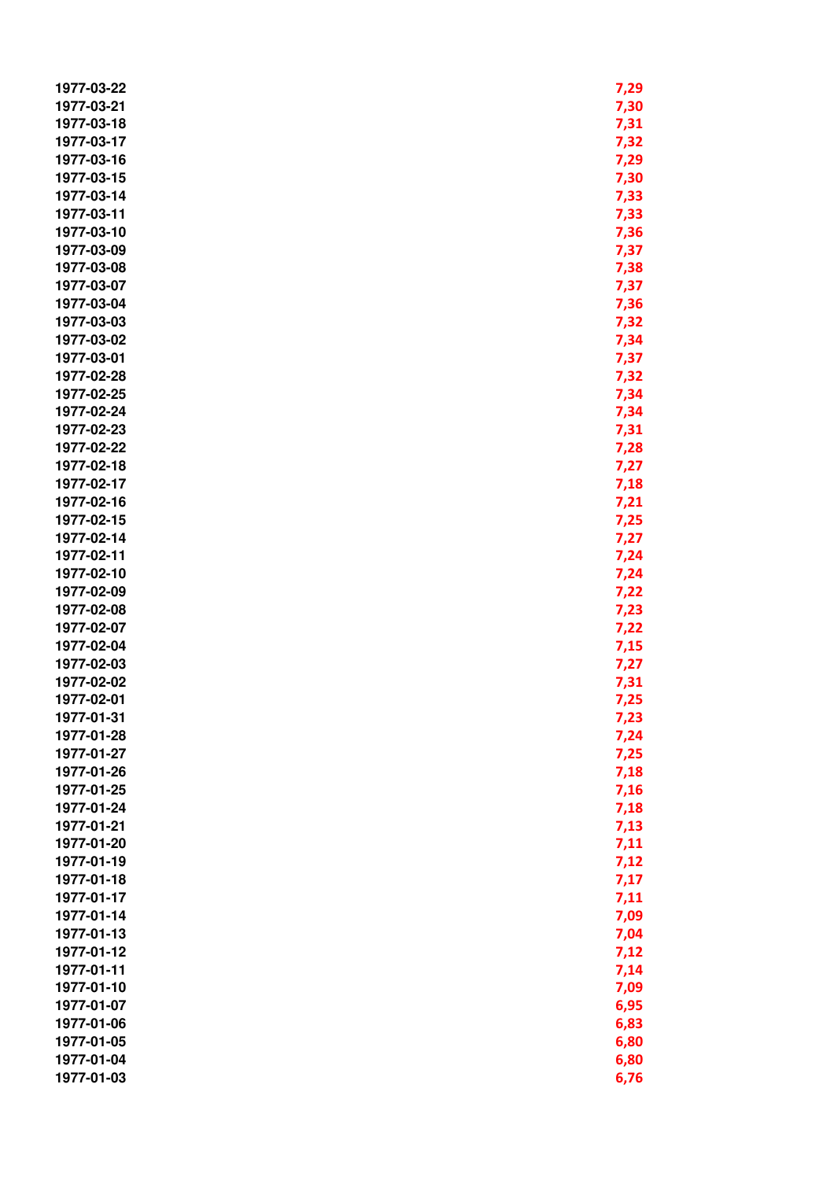| | |
|---|---|
| 1977-03-22 | 7,29 |
| 1977-03-21 | 7,30 |
| 1977-03-18 | 7,31 |
| 1977-03-17 | 7,32 |
| 1977-03-16 | 7,29 |
| 1977-03-15 | 7,30 |
| 1977-03-14 | 7,33 |
| 1977-03-11 | 7,33 |
| 1977-03-10 | 7,36 |
| 1977-03-09 | 7,37 |
| 1977-03-08 | 7,38 |
| 1977-03-07 | 7,37 |
| 1977-03-04 | 7,36 |
| 1977-03-03 | 7,32 |
| 1977-03-02 | 7,34 |
| 1977-03-01 | 7,37 |
| 1977-02-28 | 7,32 |
| 1977-02-25 | 7,34 |
| 1977-02-24 | 7,34 |
| 1977-02-23 | 7,31 |
| 1977-02-22 | 7,28 |
| 1977-02-18 | 7,27 |
| 1977-02-17 | 7,18 |
| 1977-02-16 | 7,21 |
| 1977-02-15 | 7,25 |
| 1977-02-14 | 7,27 |
| 1977-02-11 | 7,24 |
| 1977-02-10 | 7,24 |
| 1977-02-09 | 7,22 |
| 1977-02-08 | 7,23 |
| 1977-02-07 | 7,22 |
| 1977-02-04 | 7,15 |
| 1977-02-03 | 7,27 |
| 1977-02-02 | 7,31 |
| 1977-02-01 | 7,25 |
| 1977-01-31 | 7,23 |
| 1977-01-28 | 7,24 |
| 1977-01-27 | 7,25 |
| 1977-01-26 | 7,18 |
| 1977-01-25 | 7,16 |
| 1977-01-24 | 7,18 |
| 1977-01-21 | 7,13 |
| 1977-01-20 | 7,11 |
| 1977-01-19 | 7,12 |
| 1977-01-18 | 7,17 |
| 1977-01-17 | 7,11 |
| 1977-01-14 | 7,09 |
| 1977-01-13 | 7,04 |
| 1977-01-12 | 7,12 |
| 1977-01-11 | 7,14 |
| 1977-01-10 | 7,09 |
| 1977-01-07 | 6,95 |
| 1977-01-06 | 6,83 |
| 1977-01-05 | 6,80 |
| 1977-01-04 | 6,80 |
| 1977-01-03 | 6,76 |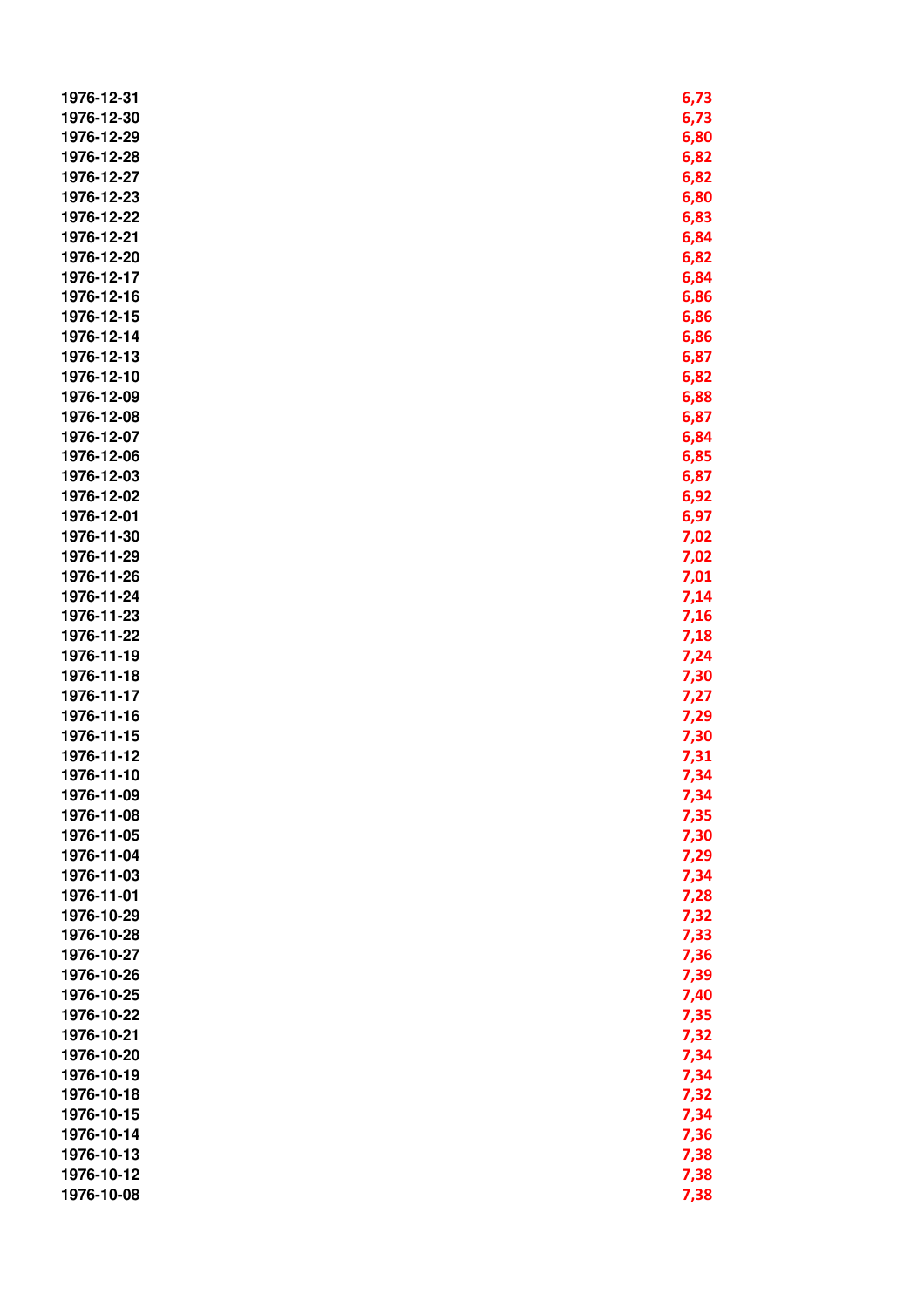| | |
|---|---|
| 1976-12-31 | 6,73 |
| 1976-12-30 | 6,73 |
| 1976-12-29 | 6,80 |
| 1976-12-28 | 6,82 |
| 1976-12-27 | 6,82 |
| 1976-12-23 | 6,80 |
| 1976-12-22 | 6,83 |
| 1976-12-21 | 6,84 |
| 1976-12-20 | 6,82 |
| 1976-12-17 | 6,84 |
| 1976-12-16 | 6,86 |
| 1976-12-15 | 6,86 |
| 1976-12-14 | 6,86 |
| 1976-12-13 | 6,87 |
| 1976-12-10 | 6,82 |
| 1976-12-09 | 6,88 |
| 1976-12-08 | 6,87 |
| 1976-12-07 | 6,84 |
| 1976-12-06 | 6,85 |
| 1976-12-03 | 6,87 |
| 1976-12-02 | 6,92 |
| 1976-12-01 | 6,97 |
| 1976-11-30 | 7,02 |
| 1976-11-29 | 7,02 |
| 1976-11-26 | 7,01 |
| 1976-11-24 | 7,14 |
| 1976-11-23 | 7,16 |
| 1976-11-22 | 7,18 |
| 1976-11-19 | 7,24 |
| 1976-11-18 | 7,30 |
| 1976-11-17 | 7,27 |
| 1976-11-16 | 7,29 |
| 1976-11-15 | 7,30 |
| 1976-11-12 | 7,31 |
| 1976-11-10 | 7,34 |
| 1976-11-09 | 7,34 |
| 1976-11-08 | 7,35 |
| 1976-11-05 | 7,30 |
| 1976-11-04 | 7,29 |
| 1976-11-03 | 7,34 |
| 1976-11-01 | 7,28 |
| 1976-10-29 | 7,32 |
| 1976-10-28 | 7,33 |
| 1976-10-27 | 7,36 |
| 1976-10-26 | 7,39 |
| 1976-10-25 | 7,40 |
| 1976-10-22 | 7,35 |
| 1976-10-21 | 7,32 |
| 1976-10-20 | 7,34 |
| 1976-10-19 | 7,34 |
| 1976-10-18 | 7,32 |
| 1976-10-15 | 7,34 |
| 1976-10-14 | 7,36 |
| 1976-10-13 | 7,38 |
| 1976-10-12 | 7,38 |
| 1976-10-08 | 7,38 |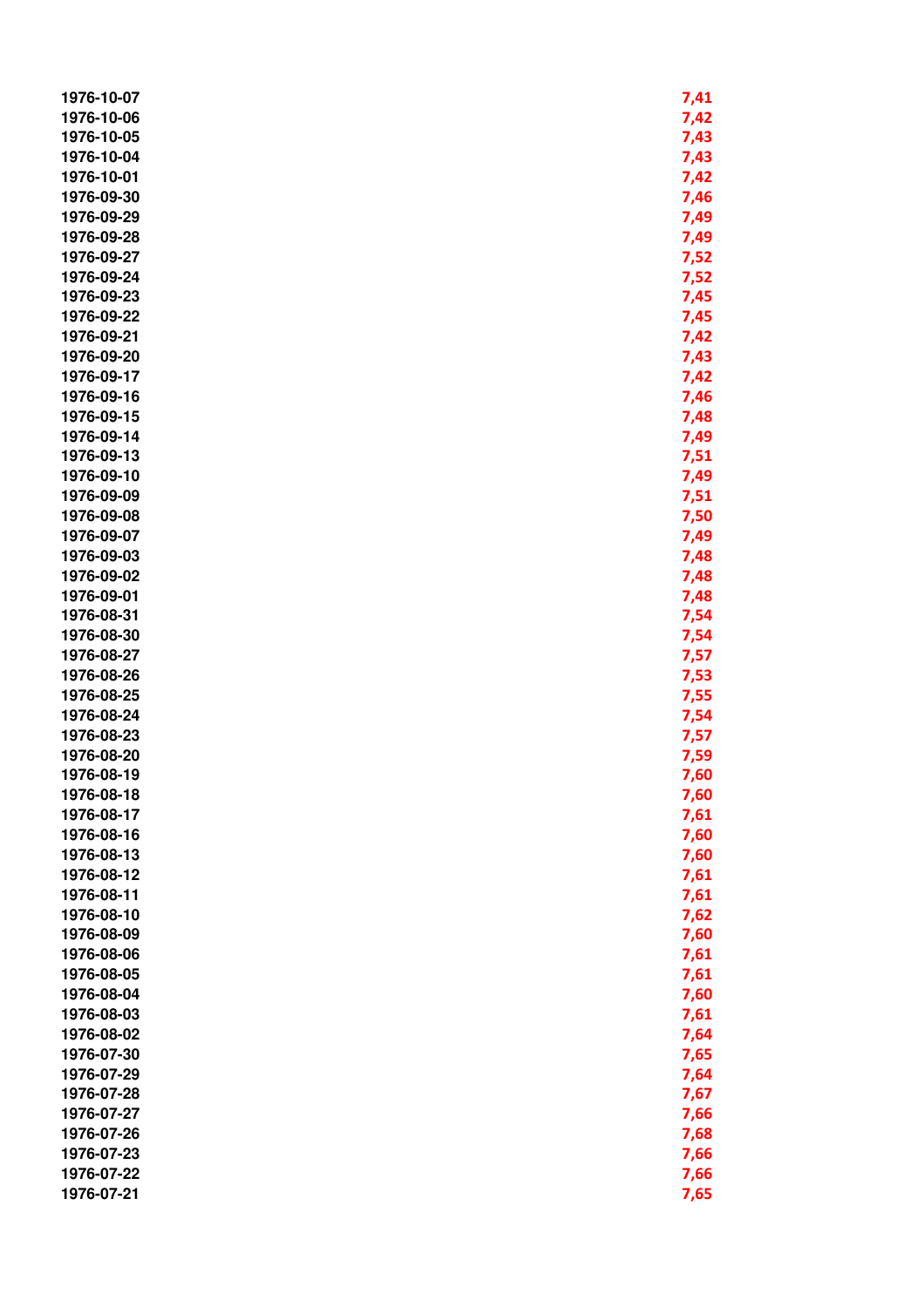| | |
|---|---|
| 1976-10-07 | 7,41 |
| 1976-10-06 | 7,42 |
| 1976-10-05 | 7,43 |
| 1976-10-04 | 7,43 |
| 1976-10-01 | 7,42 |
| 1976-09-30 | 7,46 |
| 1976-09-29 | 7,49 |
| 1976-09-28 | 7,49 |
| 1976-09-27 | 7,52 |
| 1976-09-24 | 7,52 |
| 1976-09-23 | 7,45 |
| 1976-09-22 | 7,45 |
| 1976-09-21 | 7,42 |
| 1976-09-20 | 7,43 |
| 1976-09-17 | 7,42 |
| 1976-09-16 | 7,46 |
| 1976-09-15 | 7,48 |
| 1976-09-14 | 7,49 |
| 1976-09-13 | 7,51 |
| 1976-09-10 | 7,49 |
| 1976-09-09 | 7,51 |
| 1976-09-08 | 7,50 |
| 1976-09-07 | 7,49 |
| 1976-09-03 | 7,48 |
| 1976-09-02 | 7,48 |
| 1976-09-01 | 7,48 |
| 1976-08-31 | 7,54 |
| 1976-08-30 | 7,54 |
| 1976-08-27 | 7,57 |
| 1976-08-26 | 7,53 |
| 1976-08-25 | 7,55 |
| 1976-08-24 | 7,54 |
| 1976-08-23 | 7,57 |
| 1976-08-20 | 7,59 |
| 1976-08-19 | 7,60 |
| 1976-08-18 | 7,60 |
| 1976-08-17 | 7,61 |
| 1976-08-16 | 7,60 |
| 1976-08-13 | 7,60 |
| 1976-08-12 | 7,61 |
| 1976-08-11 | 7,61 |
| 1976-08-10 | 7,62 |
| 1976-08-09 | 7,60 |
| 1976-08-06 | 7,61 |
| 1976-08-05 | 7,61 |
| 1976-08-04 | 7,60 |
| 1976-08-03 | 7,61 |
| 1976-08-02 | 7,64 |
| 1976-07-30 | 7,65 |
| 1976-07-29 | 7,64 |
| 1976-07-28 | 7,67 |
| 1976-07-27 | 7,66 |
| 1976-07-26 | 7,68 |
| 1976-07-23 | 7,66 |
| 1976-07-22 | 7,66 |
| 1976-07-21 | 7,65 |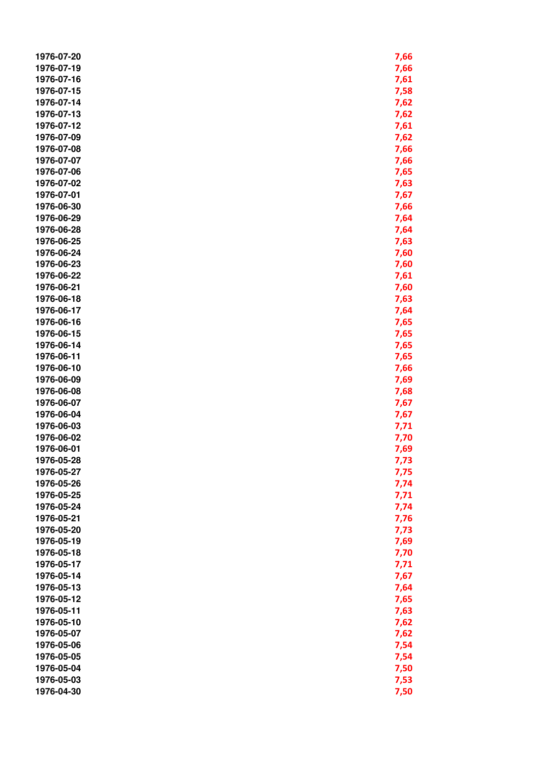| | |
|---|---|
| 1976-07-20 | 7,66 |
| 1976-07-19 | 7,66 |
| 1976-07-16 | 7,61 |
| 1976-07-15 | 7,58 |
| 1976-07-14 | 7,62 |
| 1976-07-13 | 7,62 |
| 1976-07-12 | 7,61 |
| 1976-07-09 | 7,62 |
| 1976-07-08 | 7,66 |
| 1976-07-07 | 7,66 |
| 1976-07-06 | 7,65 |
| 1976-07-02 | 7,63 |
| 1976-07-01 | 7,67 |
| 1976-06-30 | 7,66 |
| 1976-06-29 | 7,64 |
| 1976-06-28 | 7,64 |
| 1976-06-25 | 7,63 |
| 1976-06-24 | 7,60 |
| 1976-06-23 | 7,60 |
| 1976-06-22 | 7,61 |
| 1976-06-21 | 7,60 |
| 1976-06-18 | 7,63 |
| 1976-06-17 | 7,64 |
| 1976-06-16 | 7,65 |
| 1976-06-15 | 7,65 |
| 1976-06-14 | 7,65 |
| 1976-06-11 | 7,65 |
| 1976-06-10 | 7,66 |
| 1976-06-09 | 7,69 |
| 1976-06-08 | 7,68 |
| 1976-06-07 | 7,67 |
| 1976-06-04 | 7,67 |
| 1976-06-03 | 7,71 |
| 1976-06-02 | 7,70 |
| 1976-06-01 | 7,69 |
| 1976-05-28 | 7,73 |
| 1976-05-27 | 7,75 |
| 1976-05-26 | 7,74 |
| 1976-05-25 | 7,71 |
| 1976-05-24 | 7,74 |
| 1976-05-21 | 7,76 |
| 1976-05-20 | 7,73 |
| 1976-05-19 | 7,69 |
| 1976-05-18 | 7,70 |
| 1976-05-17 | 7,71 |
| 1976-05-14 | 7,67 |
| 1976-05-13 | 7,64 |
| 1976-05-12 | 7,65 |
| 1976-05-11 | 7,63 |
| 1976-05-10 | 7,62 |
| 1976-05-07 | 7,62 |
| 1976-05-06 | 7,54 |
| 1976-05-05 | 7,54 |
| 1976-05-04 | 7,50 |
| 1976-05-03 | 7,53 |
| 1976-04-30 | 7,50 |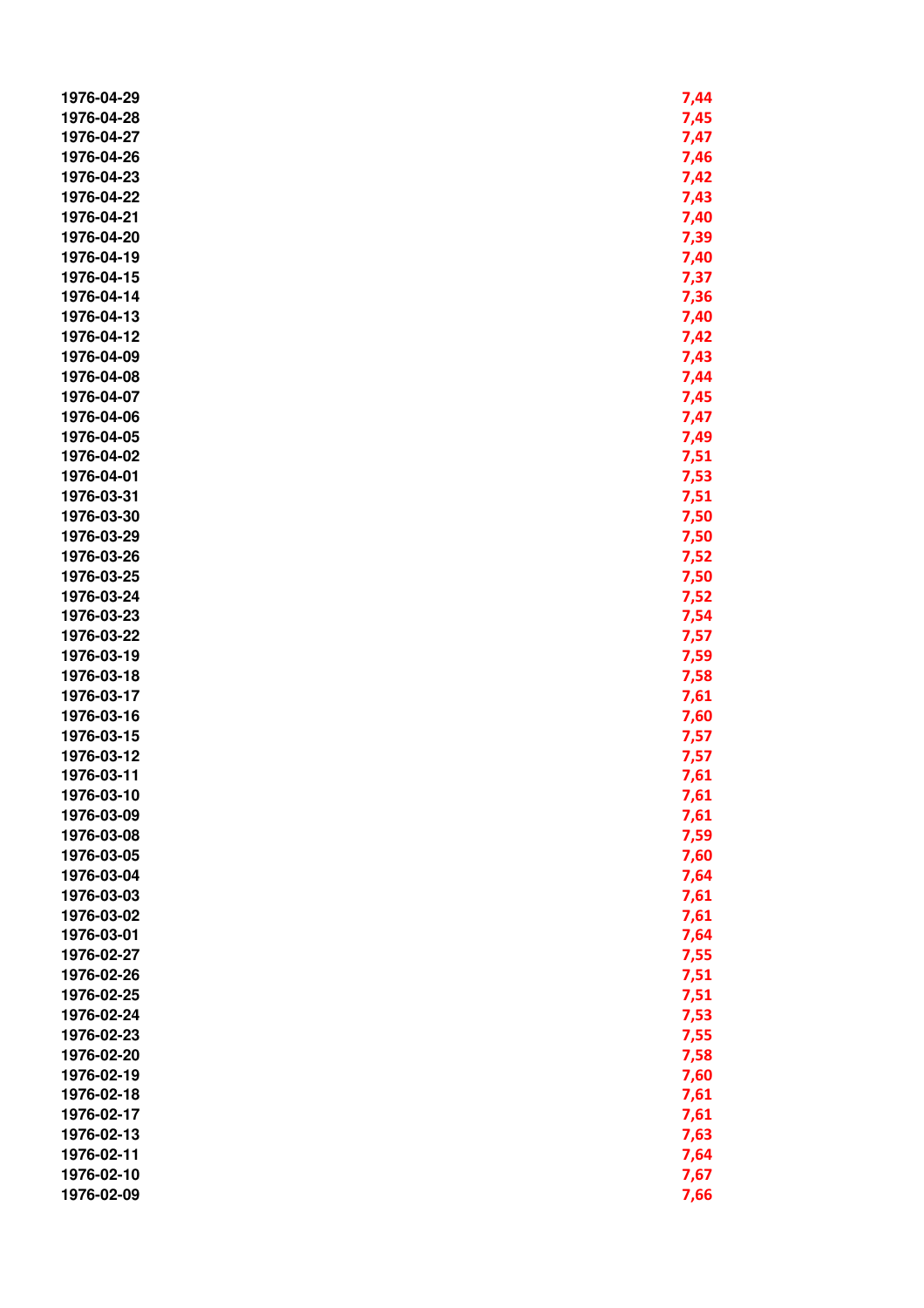| | |
|---|---|
| 1976-04-29 | 7,44 |
| 1976-04-28 | 7,45 |
| 1976-04-27 | 7,47 |
| 1976-04-26 | 7,46 |
| 1976-04-23 | 7,42 |
| 1976-04-22 | 7,43 |
| 1976-04-21 | 7,40 |
| 1976-04-20 | 7,39 |
| 1976-04-19 | 7,40 |
| 1976-04-15 | 7,37 |
| 1976-04-14 | 7,36 |
| 1976-04-13 | 7,40 |
| 1976-04-12 | 7,42 |
| 1976-04-09 | 7,43 |
| 1976-04-08 | 7,44 |
| 1976-04-07 | 7,45 |
| 1976-04-06 | 7,47 |
| 1976-04-05 | 7,49 |
| 1976-04-02 | 7,51 |
| 1976-04-01 | 7,53 |
| 1976-03-31 | 7,51 |
| 1976-03-30 | 7,50 |
| 1976-03-29 | 7,50 |
| 1976-03-26 | 7,52 |
| 1976-03-25 | 7,50 |
| 1976-03-24 | 7,52 |
| 1976-03-23 | 7,54 |
| 1976-03-22 | 7,57 |
| 1976-03-19 | 7,59 |
| 1976-03-18 | 7,58 |
| 1976-03-17 | 7,61 |
| 1976-03-16 | 7,60 |
| 1976-03-15 | 7,57 |
| 1976-03-12 | 7,57 |
| 1976-03-11 | 7,61 |
| 1976-03-10 | 7,61 |
| 1976-03-09 | 7,61 |
| 1976-03-08 | 7,59 |
| 1976-03-05 | 7,60 |
| 1976-03-04 | 7,64 |
| 1976-03-03 | 7,61 |
| 1976-03-02 | 7,61 |
| 1976-03-01 | 7,64 |
| 1976-02-27 | 7,55 |
| 1976-02-26 | 7,51 |
| 1976-02-25 | 7,51 |
| 1976-02-24 | 7,53 |
| 1976-02-23 | 7,55 |
| 1976-02-20 | 7,58 |
| 1976-02-19 | 7,60 |
| 1976-02-18 | 7,61 |
| 1976-02-17 | 7,61 |
| 1976-02-13 | 7,63 |
| 1976-02-11 | 7,64 |
| 1976-02-10 | 7,67 |
| 1976-02-09 | 7,66 |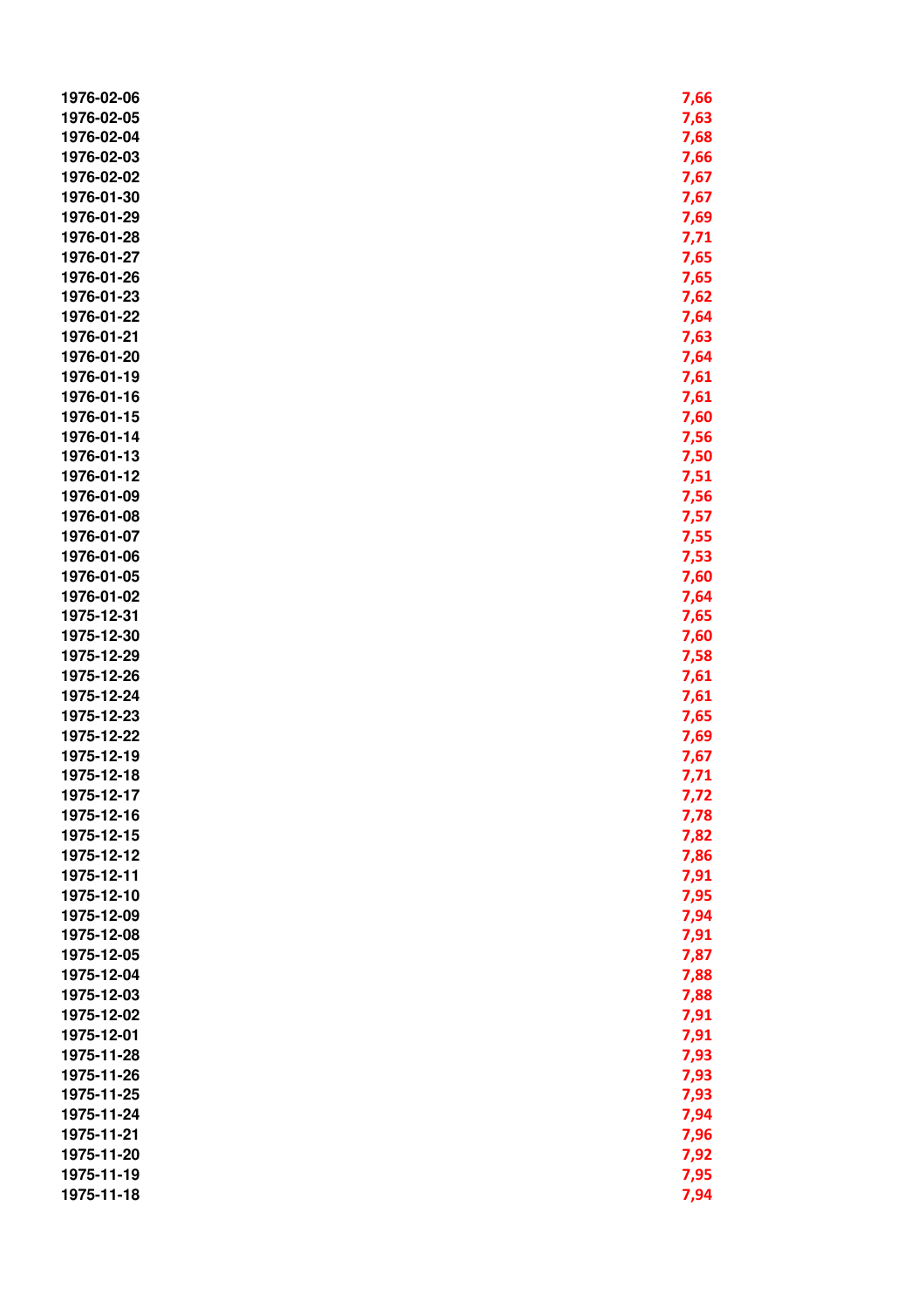| | |
|---|---|
| 1976-02-06 | 7,66 |
| 1976-02-05 | 7,63 |
| 1976-02-04 | 7,68 |
| 1976-02-03 | 7,66 |
| 1976-02-02 | 7,67 |
| 1976-01-30 | 7,67 |
| 1976-01-29 | 7,69 |
| 1976-01-28 | 7,71 |
| 1976-01-27 | 7,65 |
| 1976-01-26 | 7,65 |
| 1976-01-23 | 7,62 |
| 1976-01-22 | 7,64 |
| 1976-01-21 | 7,63 |
| 1976-01-20 | 7,64 |
| 1976-01-19 | 7,61 |
| 1976-01-16 | 7,61 |
| 1976-01-15 | 7,60 |
| 1976-01-14 | 7,56 |
| 1976-01-13 | 7,50 |
| 1976-01-12 | 7,51 |
| 1976-01-09 | 7,56 |
| 1976-01-08 | 7,57 |
| 1976-01-07 | 7,55 |
| 1976-01-06 | 7,53 |
| 1976-01-05 | 7,60 |
| 1976-01-02 | 7,64 |
| 1975-12-31 | 7,65 |
| 1975-12-30 | 7,60 |
| 1975-12-29 | 7,58 |
| 1975-12-26 | 7,61 |
| 1975-12-24 | 7,61 |
| 1975-12-23 | 7,65 |
| 1975-12-22 | 7,69 |
| 1975-12-19 | 7,67 |
| 1975-12-18 | 7,71 |
| 1975-12-17 | 7,72 |
| 1975-12-16 | 7,78 |
| 1975-12-15 | 7,82 |
| 1975-12-12 | 7,86 |
| 1975-12-11 | 7,91 |
| 1975-12-10 | 7,95 |
| 1975-12-09 | 7,94 |
| 1975-12-08 | 7,91 |
| 1975-12-05 | 7,87 |
| 1975-12-04 | 7,88 |
| 1975-12-03 | 7,88 |
| 1975-12-02 | 7,91 |
| 1975-12-01 | 7,91 |
| 1975-11-28 | 7,93 |
| 1975-11-26 | 7,93 |
| 1975-11-25 | 7,93 |
| 1975-11-24 | 7,94 |
| 1975-11-21 | 7,96 |
| 1975-11-20 | 7,92 |
| 1975-11-19 | 7,95 |
| 1975-11-18 | 7,94 |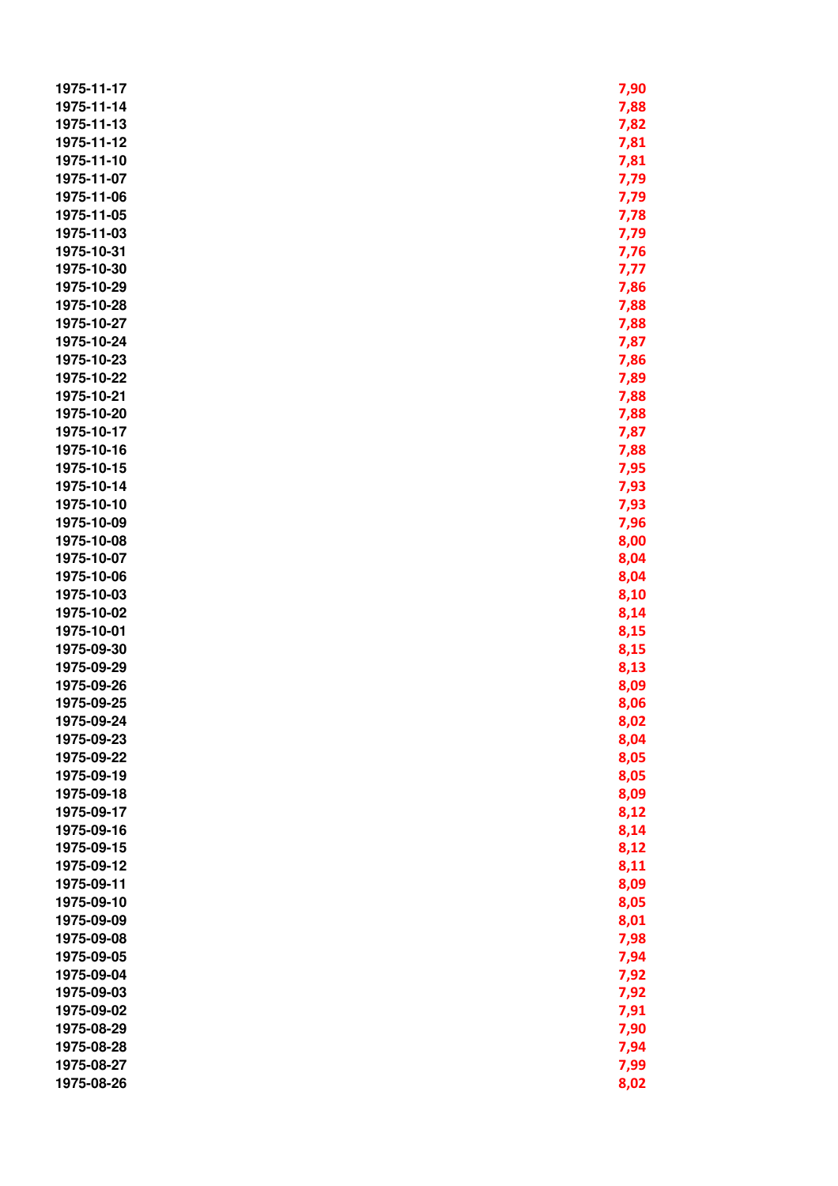| | |
|---|---|
| 1975-11-17 | 7,90 |
| 1975-11-14 | 7,88 |
| 1975-11-13 | 7,82 |
| 1975-11-12 | 7,81 |
| 1975-11-10 | 7,81 |
| 1975-11-07 | 7,79 |
| 1975-11-06 | 7,79 |
| 1975-11-05 | 7,78 |
| 1975-11-03 | 7,79 |
| 1975-10-31 | 7,76 |
| 1975-10-30 | 7,77 |
| 1975-10-29 | 7,86 |
| 1975-10-28 | 7,88 |
| 1975-10-27 | 7,88 |
| 1975-10-24 | 7,87 |
| 1975-10-23 | 7,86 |
| 1975-10-22 | 7,89 |
| 1975-10-21 | 7,88 |
| 1975-10-20 | 7,88 |
| 1975-10-17 | 7,87 |
| 1975-10-16 | 7,88 |
| 1975-10-15 | 7,95 |
| 1975-10-14 | 7,93 |
| 1975-10-10 | 7,93 |
| 1975-10-09 | 7,96 |
| 1975-10-08 | 8,00 |
| 1975-10-07 | 8,04 |
| 1975-10-06 | 8,04 |
| 1975-10-03 | 8,10 |
| 1975-10-02 | 8,14 |
| 1975-10-01 | 8,15 |
| 1975-09-30 | 8,15 |
| 1975-09-29 | 8,13 |
| 1975-09-26 | 8,09 |
| 1975-09-25 | 8,06 |
| 1975-09-24 | 8,02 |
| 1975-09-23 | 8,04 |
| 1975-09-22 | 8,05 |
| 1975-09-19 | 8,05 |
| 1975-09-18 | 8,09 |
| 1975-09-17 | 8,12 |
| 1975-09-16 | 8,14 |
| 1975-09-15 | 8,12 |
| 1975-09-12 | 8,11 |
| 1975-09-11 | 8,09 |
| 1975-09-10 | 8,05 |
| 1975-09-09 | 8,01 |
| 1975-09-08 | 7,98 |
| 1975-09-05 | 7,94 |
| 1975-09-04 | 7,92 |
| 1975-09-03 | 7,92 |
| 1975-09-02 | 7,91 |
| 1975-08-29 | 7,90 |
| 1975-08-28 | 7,94 |
| 1975-08-27 | 7,99 |
| 1975-08-26 | 8,02 |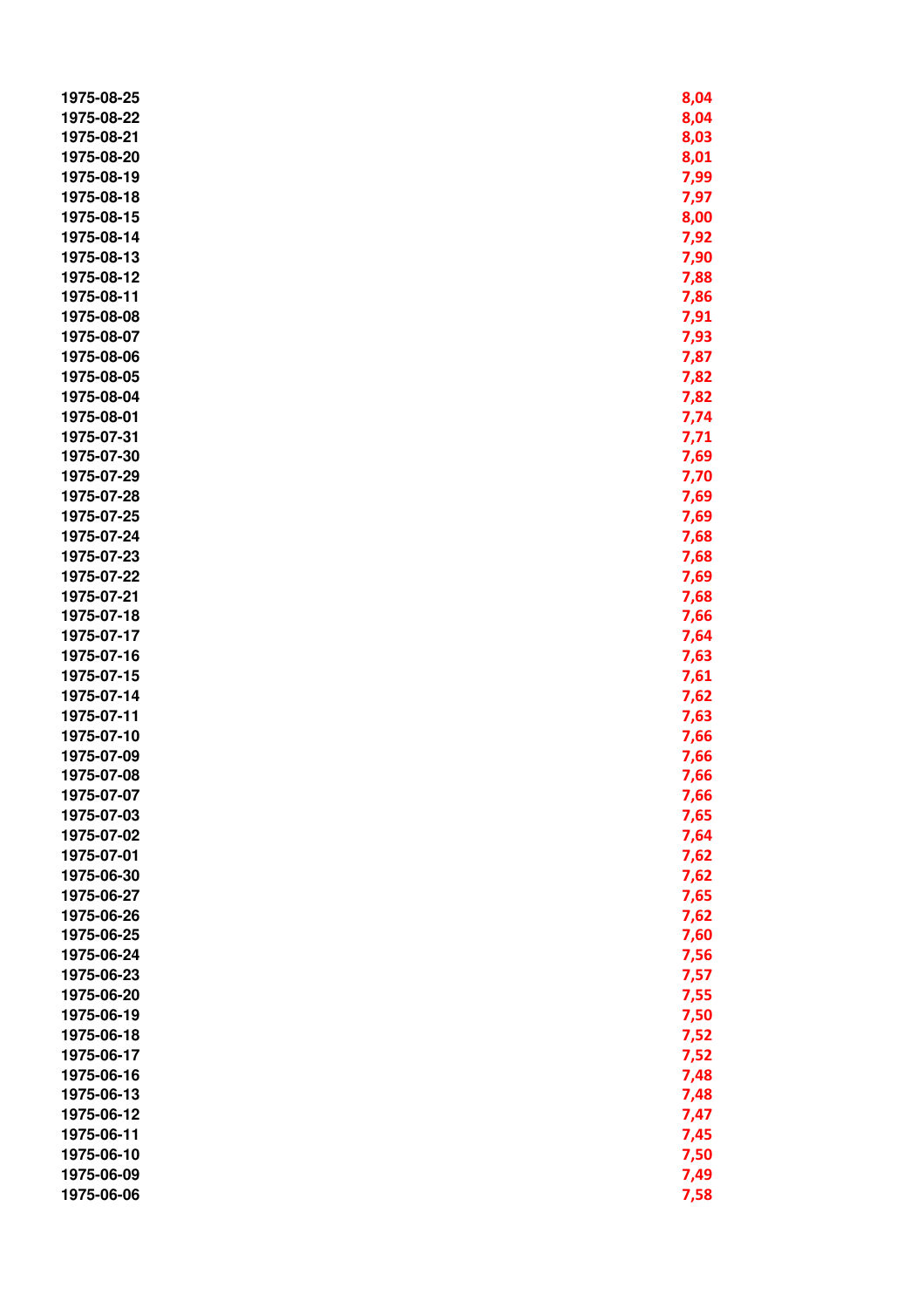| | |
|---|---|
| 1975-08-25 | 8,04 |
| 1975-08-22 | 8,04 |
| 1975-08-21 | 8,03 |
| 1975-08-20 | 8,01 |
| 1975-08-19 | 7,99 |
| 1975-08-18 | 7,97 |
| 1975-08-15 | 8,00 |
| 1975-08-14 | 7,92 |
| 1975-08-13 | 7,90 |
| 1975-08-12 | 7,88 |
| 1975-08-11 | 7,86 |
| 1975-08-08 | 7,91 |
| 1975-08-07 | 7,93 |
| 1975-08-06 | 7,87 |
| 1975-08-05 | 7,82 |
| 1975-08-04 | 7,82 |
| 1975-08-01 | 7,74 |
| 1975-07-31 | 7,71 |
| 1975-07-30 | 7,69 |
| 1975-07-29 | 7,70 |
| 1975-07-28 | 7,69 |
| 1975-07-25 | 7,69 |
| 1975-07-24 | 7,68 |
| 1975-07-23 | 7,68 |
| 1975-07-22 | 7,69 |
| 1975-07-21 | 7,68 |
| 1975-07-18 | 7,66 |
| 1975-07-17 | 7,64 |
| 1975-07-16 | 7,63 |
| 1975-07-15 | 7,61 |
| 1975-07-14 | 7,62 |
| 1975-07-11 | 7,63 |
| 1975-07-10 | 7,66 |
| 1975-07-09 | 7,66 |
| 1975-07-08 | 7,66 |
| 1975-07-07 | 7,66 |
| 1975-07-03 | 7,65 |
| 1975-07-02 | 7,64 |
| 1975-07-01 | 7,62 |
| 1975-06-30 | 7,62 |
| 1975-06-27 | 7,65 |
| 1975-06-26 | 7,62 |
| 1975-06-25 | 7,60 |
| 1975-06-24 | 7,56 |
| 1975-06-23 | 7,57 |
| 1975-06-20 | 7,55 |
| 1975-06-19 | 7,50 |
| 1975-06-18 | 7,52 |
| 1975-06-17 | 7,52 |
| 1975-06-16 | 7,48 |
| 1975-06-13 | 7,48 |
| 1975-06-12 | 7,47 |
| 1975-06-11 | 7,45 |
| 1975-06-10 | 7,50 |
| 1975-06-09 | 7,49 |
| 1975-06-06 | 7,58 |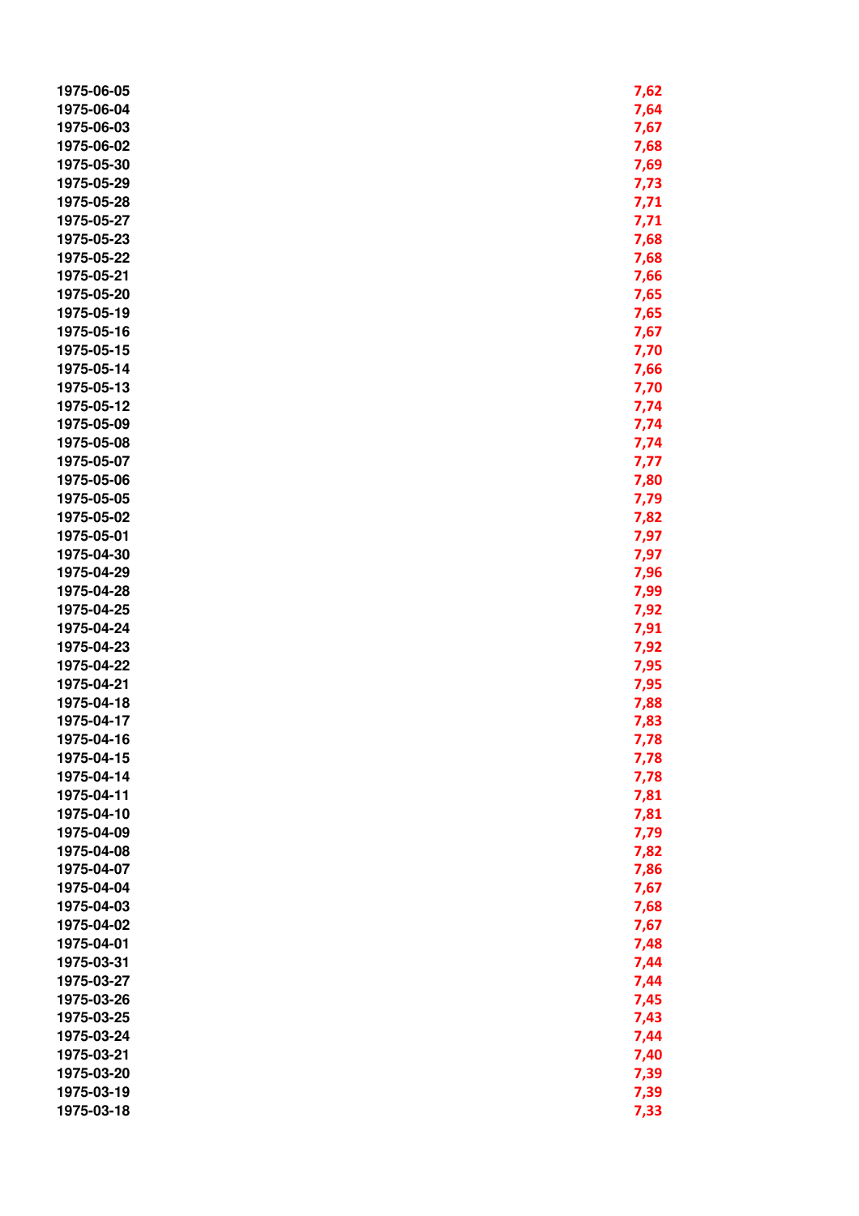| | |
|---|---|
| 1975-06-05 | 7,62 |
| 1975-06-04 | 7,64 |
| 1975-06-03 | 7,67 |
| 1975-06-02 | 7,68 |
| 1975-05-30 | 7,69 |
| 1975-05-29 | 7,73 |
| 1975-05-28 | 7,71 |
| 1975-05-27 | 7,71 |
| 1975-05-23 | 7,68 |
| 1975-05-22 | 7,68 |
| 1975-05-21 | 7,66 |
| 1975-05-20 | 7,65 |
| 1975-05-19 | 7,65 |
| 1975-05-16 | 7,67 |
| 1975-05-15 | 7,70 |
| 1975-05-14 | 7,66 |
| 1975-05-13 | 7,70 |
| 1975-05-12 | 7,74 |
| 1975-05-09 | 7,74 |
| 1975-05-08 | 7,74 |
| 1975-05-07 | 7,77 |
| 1975-05-06 | 7,80 |
| 1975-05-05 | 7,79 |
| 1975-05-02 | 7,82 |
| 1975-05-01 | 7,97 |
| 1975-04-30 | 7,97 |
| 1975-04-29 | 7,96 |
| 1975-04-28 | 7,99 |
| 1975-04-25 | 7,92 |
| 1975-04-24 | 7,91 |
| 1975-04-23 | 7,92 |
| 1975-04-22 | 7,95 |
| 1975-04-21 | 7,95 |
| 1975-04-18 | 7,88 |
| 1975-04-17 | 7,83 |
| 1975-04-16 | 7,78 |
| 1975-04-15 | 7,78 |
| 1975-04-14 | 7,78 |
| 1975-04-11 | 7,81 |
| 1975-04-10 | 7,81 |
| 1975-04-09 | 7,79 |
| 1975-04-08 | 7,82 |
| 1975-04-07 | 7,86 |
| 1975-04-04 | 7,67 |
| 1975-04-03 | 7,68 |
| 1975-04-02 | 7,67 |
| 1975-04-01 | 7,48 |
| 1975-03-31 | 7,44 |
| 1975-03-27 | 7,44 |
| 1975-03-26 | 7,45 |
| 1975-03-25 | 7,43 |
| 1975-03-24 | 7,44 |
| 1975-03-21 | 7,40 |
| 1975-03-20 | 7,39 |
| 1975-03-19 | 7,39 |
| 1975-03-18 | 7,33 |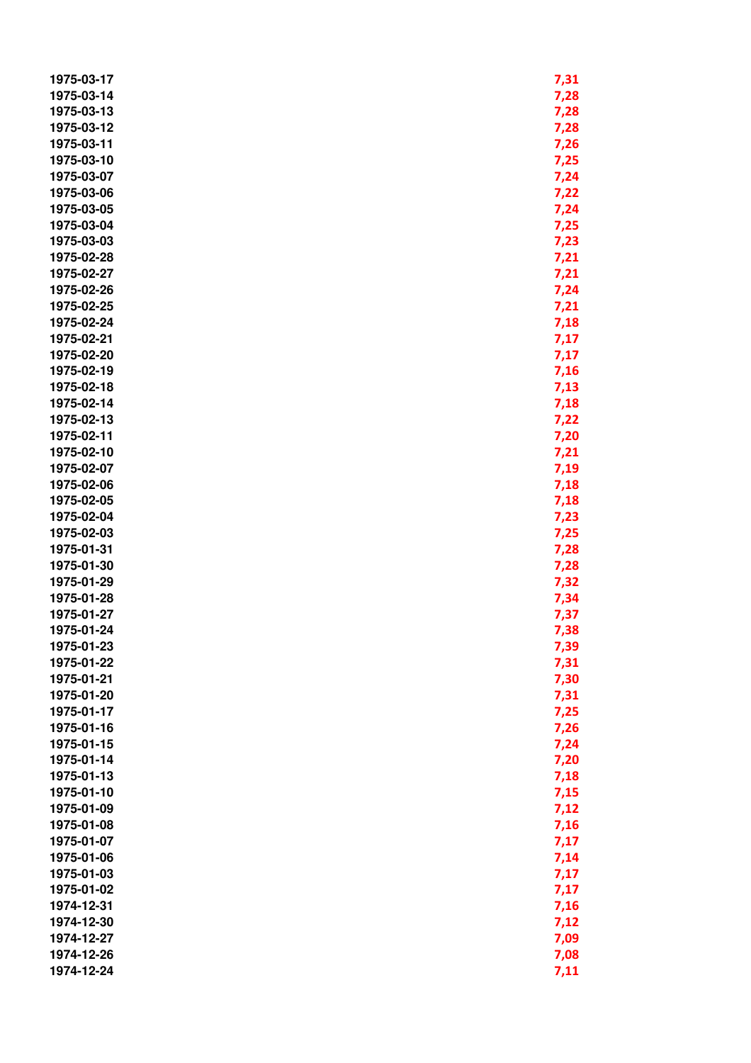| | |
|---|---|
| 1975-03-17 | 7,31 |
| 1975-03-14 | 7,28 |
| 1975-03-13 | 7,28 |
| 1975-03-12 | 7,28 |
| 1975-03-11 | 7,26 |
| 1975-03-10 | 7,25 |
| 1975-03-07 | 7,24 |
| 1975-03-06 | 7,22 |
| 1975-03-05 | 7,24 |
| 1975-03-04 | 7,25 |
| 1975-03-03 | 7,23 |
| 1975-02-28 | 7,21 |
| 1975-02-27 | 7,21 |
| 1975-02-26 | 7,24 |
| 1975-02-25 | 7,21 |
| 1975-02-24 | 7,18 |
| 1975-02-21 | 7,17 |
| 1975-02-20 | 7,17 |
| 1975-02-19 | 7,16 |
| 1975-02-18 | 7,13 |
| 1975-02-14 | 7,18 |
| 1975-02-13 | 7,22 |
| 1975-02-11 | 7,20 |
| 1975-02-10 | 7,21 |
| 1975-02-07 | 7,19 |
| 1975-02-06 | 7,18 |
| 1975-02-05 | 7,18 |
| 1975-02-04 | 7,23 |
| 1975-02-03 | 7,25 |
| 1975-01-31 | 7,28 |
| 1975-01-30 | 7,28 |
| 1975-01-29 | 7,32 |
| 1975-01-28 | 7,34 |
| 1975-01-27 | 7,37 |
| 1975-01-24 | 7,38 |
| 1975-01-23 | 7,39 |
| 1975-01-22 | 7,31 |
| 1975-01-21 | 7,30 |
| 1975-01-20 | 7,31 |
| 1975-01-17 | 7,25 |
| 1975-01-16 | 7,26 |
| 1975-01-15 | 7,24 |
| 1975-01-14 | 7,20 |
| 1975-01-13 | 7,18 |
| 1975-01-10 | 7,15 |
| 1975-01-09 | 7,12 |
| 1975-01-08 | 7,16 |
| 1975-01-07 | 7,17 |
| 1975-01-06 | 7,14 |
| 1975-01-03 | 7,17 |
| 1975-01-02 | 7,17 |
| 1974-12-31 | 7,16 |
| 1974-12-30 | 7,12 |
| 1974-12-27 | 7,09 |
| 1974-12-26 | 7,08 |
| 1974-12-24 | 7,11 |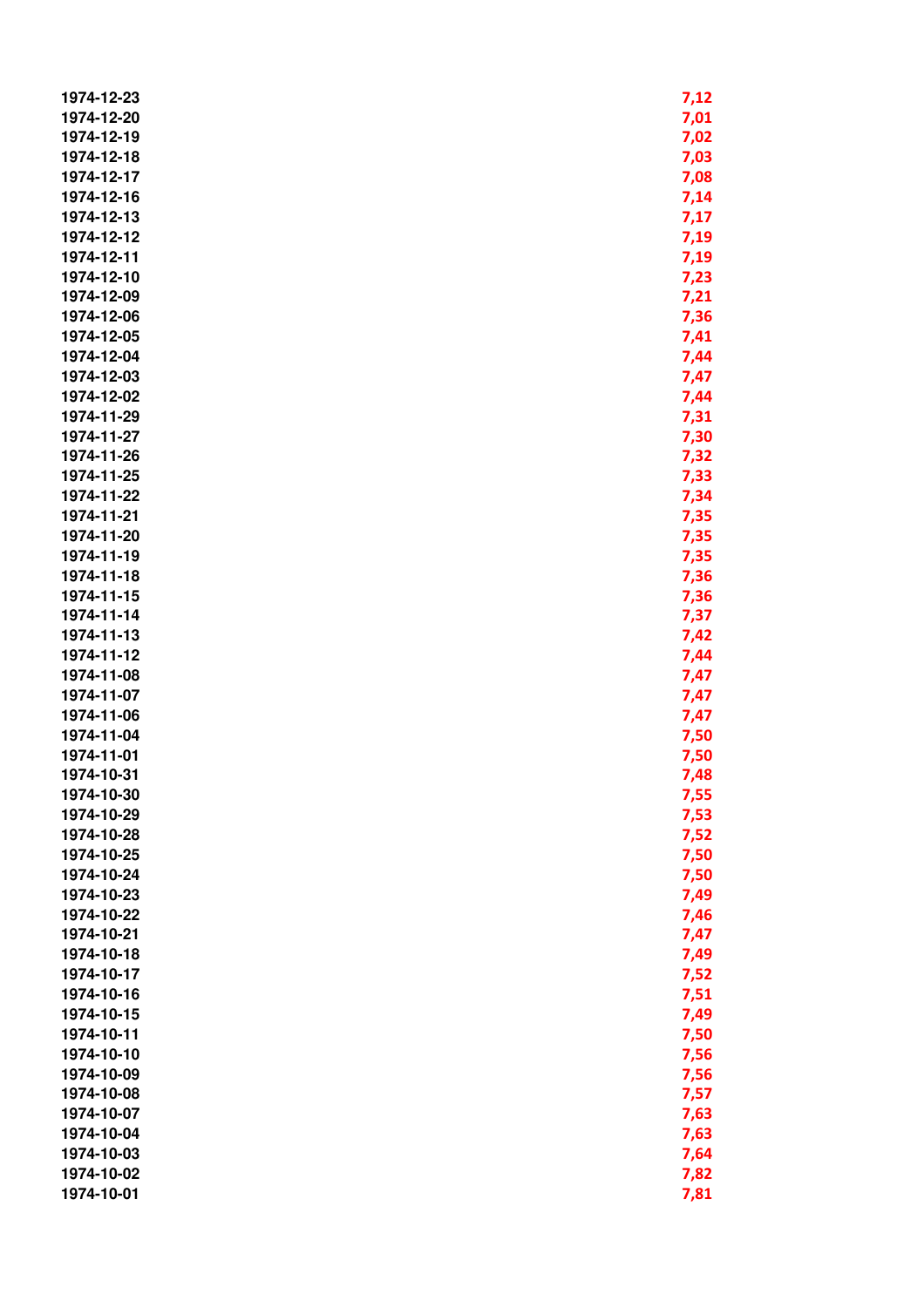| | |
|---|---|
| 1974-12-23 | 7,12 |
| 1974-12-20 | 7,01 |
| 1974-12-19 | 7,02 |
| 1974-12-18 | 7,03 |
| 1974-12-17 | 7,08 |
| 1974-12-16 | 7,14 |
| 1974-12-13 | 7,17 |
| 1974-12-12 | 7,19 |
| 1974-12-11 | 7,19 |
| 1974-12-10 | 7,23 |
| 1974-12-09 | 7,21 |
| 1974-12-06 | 7,36 |
| 1974-12-05 | 7,41 |
| 1974-12-04 | 7,44 |
| 1974-12-03 | 7,47 |
| 1974-12-02 | 7,44 |
| 1974-11-29 | 7,31 |
| 1974-11-27 | 7,30 |
| 1974-11-26 | 7,32 |
| 1974-11-25 | 7,33 |
| 1974-11-22 | 7,34 |
| 1974-11-21 | 7,35 |
| 1974-11-20 | 7,35 |
| 1974-11-19 | 7,35 |
| 1974-11-18 | 7,36 |
| 1974-11-15 | 7,36 |
| 1974-11-14 | 7,37 |
| 1974-11-13 | 7,42 |
| 1974-11-12 | 7,44 |
| 1974-11-08 | 7,47 |
| 1974-11-07 | 7,47 |
| 1974-11-06 | 7,47 |
| 1974-11-04 | 7,50 |
| 1974-11-01 | 7,50 |
| 1974-10-31 | 7,48 |
| 1974-10-30 | 7,55 |
| 1974-10-29 | 7,53 |
| 1974-10-28 | 7,52 |
| 1974-10-25 | 7,50 |
| 1974-10-24 | 7,50 |
| 1974-10-23 | 7,49 |
| 1974-10-22 | 7,46 |
| 1974-10-21 | 7,47 |
| 1974-10-18 | 7,49 |
| 1974-10-17 | 7,52 |
| 1974-10-16 | 7,51 |
| 1974-10-15 | 7,49 |
| 1974-10-11 | 7,50 |
| 1974-10-10 | 7,56 |
| 1974-10-09 | 7,56 |
| 1974-10-08 | 7,57 |
| 1974-10-07 | 7,63 |
| 1974-10-04 | 7,63 |
| 1974-10-03 | 7,64 |
| 1974-10-02 | 7,82 |
| 1974-10-01 | 7,81 |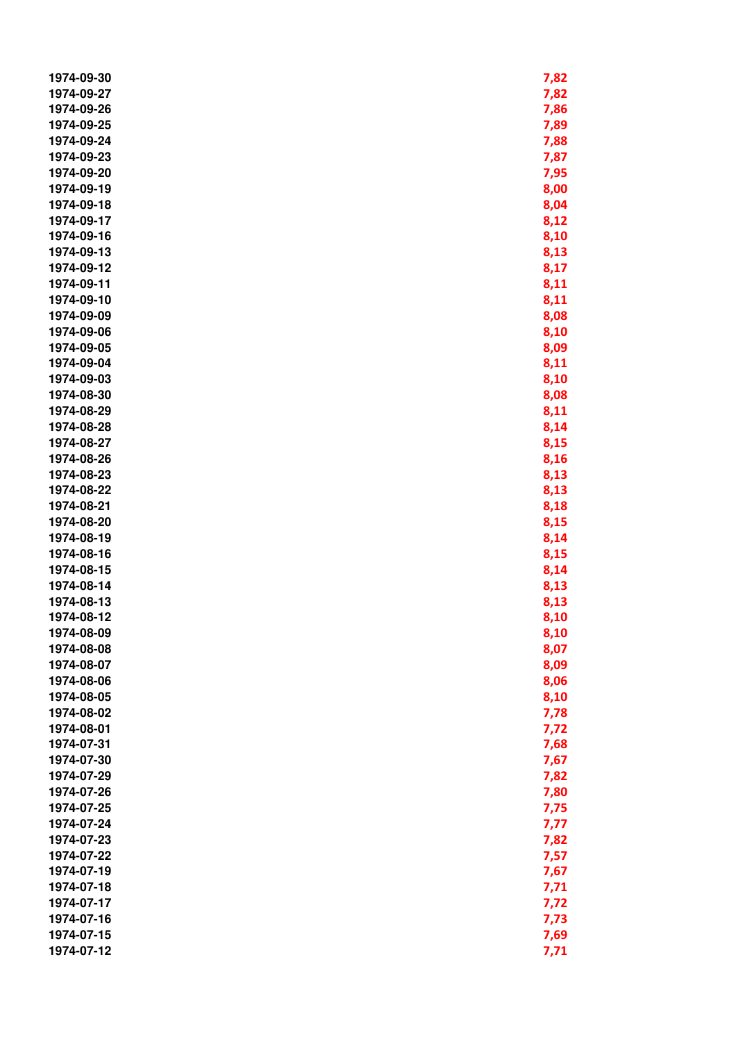| | |
|---|---|
| 1974-09-30 | 7,82 |
| 1974-09-27 | 7,82 |
| 1974-09-26 | 7,86 |
| 1974-09-25 | 7,89 |
| 1974-09-24 | 7,88 |
| 1974-09-23 | 7,87 |
| 1974-09-20 | 7,95 |
| 1974-09-19 | 8,00 |
| 1974-09-18 | 8,04 |
| 1974-09-17 | 8,12 |
| 1974-09-16 | 8,10 |
| 1974-09-13 | 8,13 |
| 1974-09-12 | 8,17 |
| 1974-09-11 | 8,11 |
| 1974-09-10 | 8,11 |
| 1974-09-09 | 8,08 |
| 1974-09-06 | 8,10 |
| 1974-09-05 | 8,09 |
| 1974-09-04 | 8,11 |
| 1974-09-03 | 8,10 |
| 1974-08-30 | 8,08 |
| 1974-08-29 | 8,11 |
| 1974-08-28 | 8,14 |
| 1974-08-27 | 8,15 |
| 1974-08-26 | 8,16 |
| 1974-08-23 | 8,13 |
| 1974-08-22 | 8,13 |
| 1974-08-21 | 8,18 |
| 1974-08-20 | 8,15 |
| 1974-08-19 | 8,14 |
| 1974-08-16 | 8,15 |
| 1974-08-15 | 8,14 |
| 1974-08-14 | 8,13 |
| 1974-08-13 | 8,13 |
| 1974-08-12 | 8,10 |
| 1974-08-09 | 8,10 |
| 1974-08-08 | 8,07 |
| 1974-08-07 | 8,09 |
| 1974-08-06 | 8,06 |
| 1974-08-05 | 8,10 |
| 1974-08-02 | 7,78 |
| 1974-08-01 | 7,72 |
| 1974-07-31 | 7,68 |
| 1974-07-30 | 7,67 |
| 1974-07-29 | 7,82 |
| 1974-07-26 | 7,80 |
| 1974-07-25 | 7,75 |
| 1974-07-24 | 7,77 |
| 1974-07-23 | 7,82 |
| 1974-07-22 | 7,57 |
| 1974-07-19 | 7,67 |
| 1974-07-18 | 7,71 |
| 1974-07-17 | 7,72 |
| 1974-07-16 | 7,73 |
| 1974-07-15 | 7,69 |
| 1974-07-12 | 7,71 |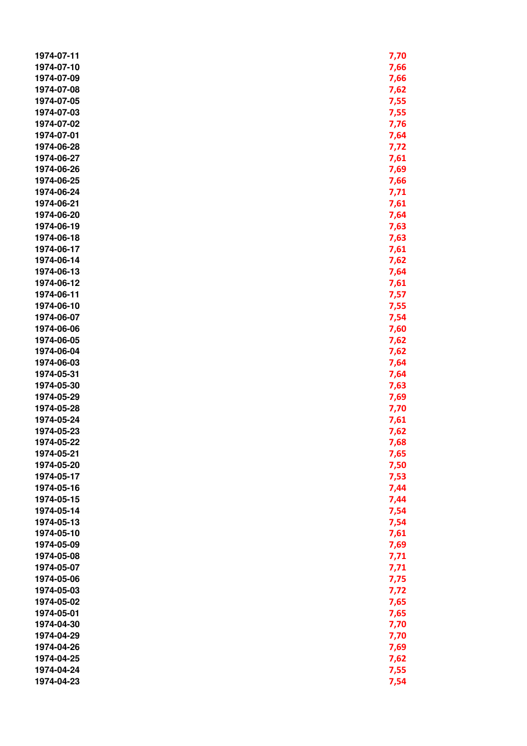| | |
|---|---|
| 1974-07-11 | 7,70 |
| 1974-07-10 | 7,66 |
| 1974-07-09 | 7,66 |
| 1974-07-08 | 7,62 |
| 1974-07-05 | 7,55 |
| 1974-07-03 | 7,55 |
| 1974-07-02 | 7,76 |
| 1974-07-01 | 7,64 |
| 1974-06-28 | 7,72 |
| 1974-06-27 | 7,61 |
| 1974-06-26 | 7,69 |
| 1974-06-25 | 7,66 |
| 1974-06-24 | 7,71 |
| 1974-06-21 | 7,61 |
| 1974-06-20 | 7,64 |
| 1974-06-19 | 7,63 |
| 1974-06-18 | 7,63 |
| 1974-06-17 | 7,61 |
| 1974-06-14 | 7,62 |
| 1974-06-13 | 7,64 |
| 1974-06-12 | 7,61 |
| 1974-06-11 | 7,57 |
| 1974-06-10 | 7,55 |
| 1974-06-07 | 7,54 |
| 1974-06-06 | 7,60 |
| 1974-06-05 | 7,62 |
| 1974-06-04 | 7,62 |
| 1974-06-03 | 7,64 |
| 1974-05-31 | 7,64 |
| 1974-05-30 | 7,63 |
| 1974-05-29 | 7,69 |
| 1974-05-28 | 7,70 |
| 1974-05-24 | 7,61 |
| 1974-05-23 | 7,62 |
| 1974-05-22 | 7,68 |
| 1974-05-21 | 7,65 |
| 1974-05-20 | 7,50 |
| 1974-05-17 | 7,53 |
| 1974-05-16 | 7,44 |
| 1974-05-15 | 7,44 |
| 1974-05-14 | 7,54 |
| 1974-05-13 | 7,54 |
| 1974-05-10 | 7,61 |
| 1974-05-09 | 7,69 |
| 1974-05-08 | 7,71 |
| 1974-05-07 | 7,71 |
| 1974-05-06 | 7,75 |
| 1974-05-03 | 7,72 |
| 1974-05-02 | 7,65 |
| 1974-05-01 | 7,65 |
| 1974-04-30 | 7,70 |
| 1974-04-29 | 7,70 |
| 1974-04-26 | 7,69 |
| 1974-04-25 | 7,62 |
| 1974-04-24 | 7,55 |
| 1974-04-23 | 7,54 |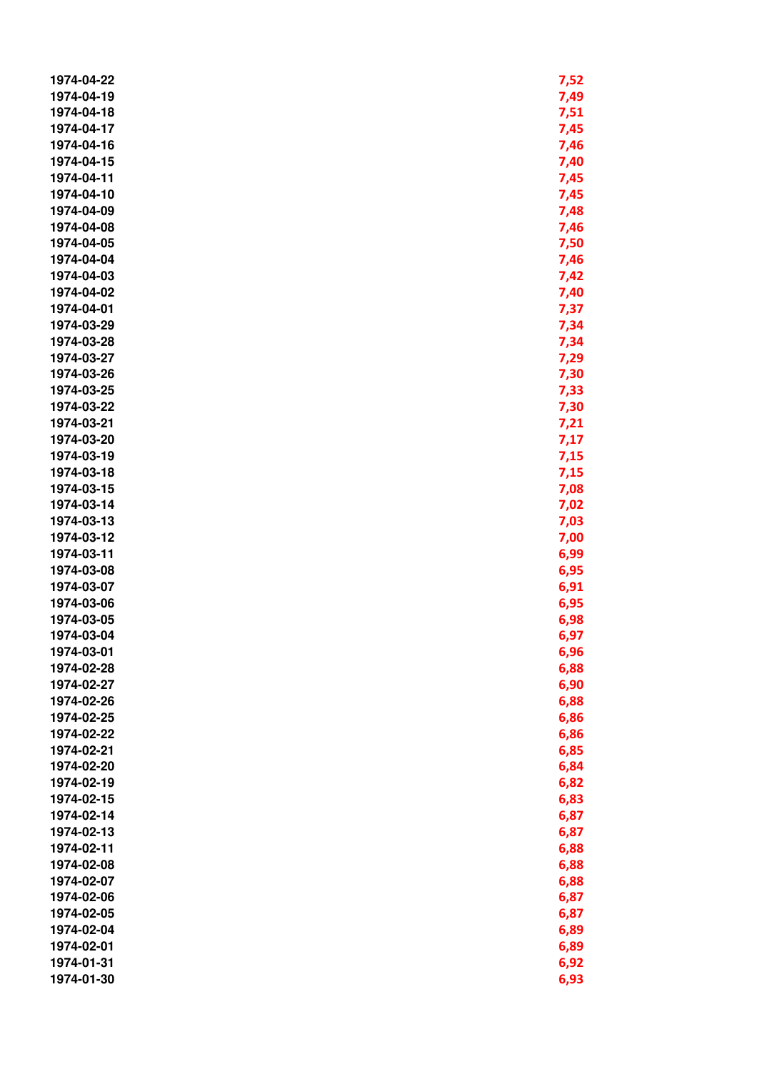| | |
|---|---|
| 1974-04-22 | 7,52 |
| 1974-04-19 | 7,49 |
| 1974-04-18 | 7,51 |
| 1974-04-17 | 7,45 |
| 1974-04-16 | 7,46 |
| 1974-04-15 | 7,40 |
| 1974-04-11 | 7,45 |
| 1974-04-10 | 7,45 |
| 1974-04-09 | 7,48 |
| 1974-04-08 | 7,46 |
| 1974-04-05 | 7,50 |
| 1974-04-04 | 7,46 |
| 1974-04-03 | 7,42 |
| 1974-04-02 | 7,40 |
| 1974-04-01 | 7,37 |
| 1974-03-29 | 7,34 |
| 1974-03-28 | 7,34 |
| 1974-03-27 | 7,29 |
| 1974-03-26 | 7,30 |
| 1974-03-25 | 7,33 |
| 1974-03-22 | 7,30 |
| 1974-03-21 | 7,21 |
| 1974-03-20 | 7,17 |
| 1974-03-19 | 7,15 |
| 1974-03-18 | 7,15 |
| 1974-03-15 | 7,08 |
| 1974-03-14 | 7,02 |
| 1974-03-13 | 7,03 |
| 1974-03-12 | 7,00 |
| 1974-03-11 | 6,99 |
| 1974-03-08 | 6,95 |
| 1974-03-07 | 6,91 |
| 1974-03-06 | 6,95 |
| 1974-03-05 | 6,98 |
| 1974-03-04 | 6,97 |
| 1974-03-01 | 6,96 |
| 1974-02-28 | 6,88 |
| 1974-02-27 | 6,90 |
| 1974-02-26 | 6,88 |
| 1974-02-25 | 6,86 |
| 1974-02-22 | 6,86 |
| 1974-02-21 | 6,85 |
| 1974-02-20 | 6,84 |
| 1974-02-19 | 6,82 |
| 1974-02-15 | 6,83 |
| 1974-02-14 | 6,87 |
| 1974-02-13 | 6,87 |
| 1974-02-11 | 6,88 |
| 1974-02-08 | 6,88 |
| 1974-02-07 | 6,88 |
| 1974-02-06 | 6,87 |
| 1974-02-05 | 6,87 |
| 1974-02-04 | 6,89 |
| 1974-02-01 | 6,89 |
| 1974-01-31 | 6,92 |
| 1974-01-30 | 6,93 |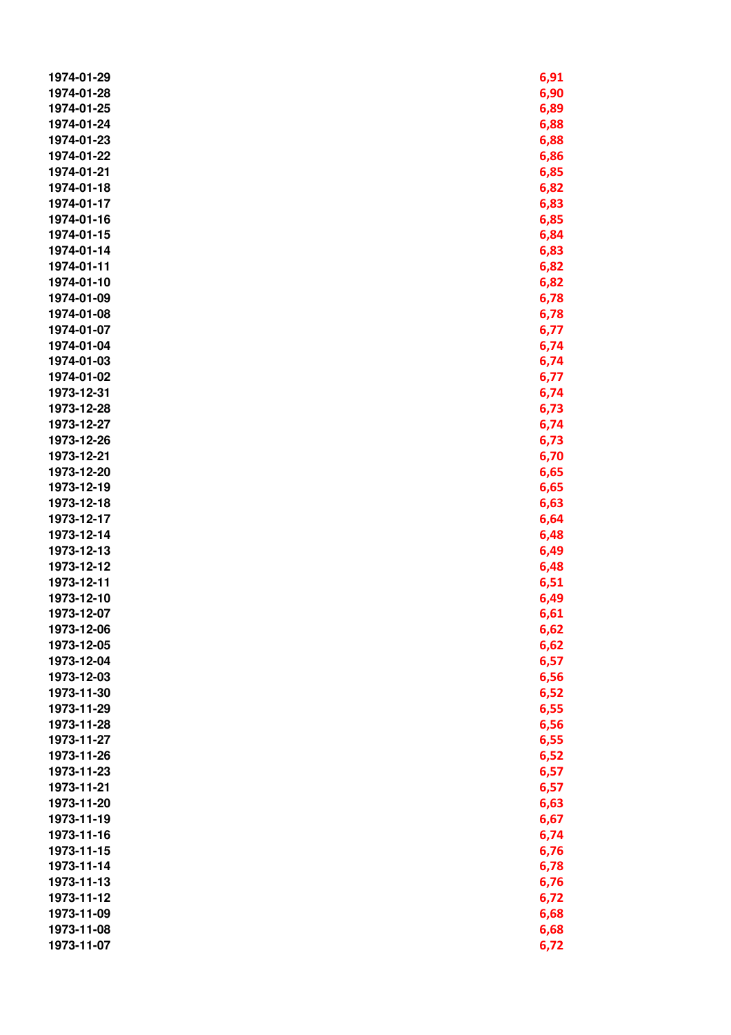| | |
|---|---|
| 1974-01-29 | 6,91 |
| 1974-01-28 | 6,90 |
| 1974-01-25 | 6,89 |
| 1974-01-24 | 6,88 |
| 1974-01-23 | 6,88 |
| 1974-01-22 | 6,86 |
| 1974-01-21 | 6,85 |
| 1974-01-18 | 6,82 |
| 1974-01-17 | 6,83 |
| 1974-01-16 | 6,85 |
| 1974-01-15 | 6,84 |
| 1974-01-14 | 6,83 |
| 1974-01-11 | 6,82 |
| 1974-01-10 | 6,82 |
| 1974-01-09 | 6,78 |
| 1974-01-08 | 6,78 |
| 1974-01-07 | 6,77 |
| 1974-01-04 | 6,74 |
| 1974-01-03 | 6,74 |
| 1974-01-02 | 6,77 |
| 1973-12-31 | 6,74 |
| 1973-12-28 | 6,73 |
| 1973-12-27 | 6,74 |
| 1973-12-26 | 6,73 |
| 1973-12-21 | 6,70 |
| 1973-12-20 | 6,65 |
| 1973-12-19 | 6,65 |
| 1973-12-18 | 6,63 |
| 1973-12-17 | 6,64 |
| 1973-12-14 | 6,48 |
| 1973-12-13 | 6,49 |
| 1973-12-12 | 6,48 |
| 1973-12-11 | 6,51 |
| 1973-12-10 | 6,49 |
| 1973-12-07 | 6,61 |
| 1973-12-06 | 6,62 |
| 1973-12-05 | 6,62 |
| 1973-12-04 | 6,57 |
| 1973-12-03 | 6,56 |
| 1973-11-30 | 6,52 |
| 1973-11-29 | 6,55 |
| 1973-11-28 | 6,56 |
| 1973-11-27 | 6,55 |
| 1973-11-26 | 6,52 |
| 1973-11-23 | 6,57 |
| 1973-11-21 | 6,57 |
| 1973-11-20 | 6,63 |
| 1973-11-19 | 6,67 |
| 1973-11-16 | 6,74 |
| 1973-11-15 | 6,76 |
| 1973-11-14 | 6,78 |
| 1973-11-13 | 6,76 |
| 1973-11-12 | 6,72 |
| 1973-11-09 | 6,68 |
| 1973-11-08 | 6,68 |
| 1973-11-07 | 6,72 |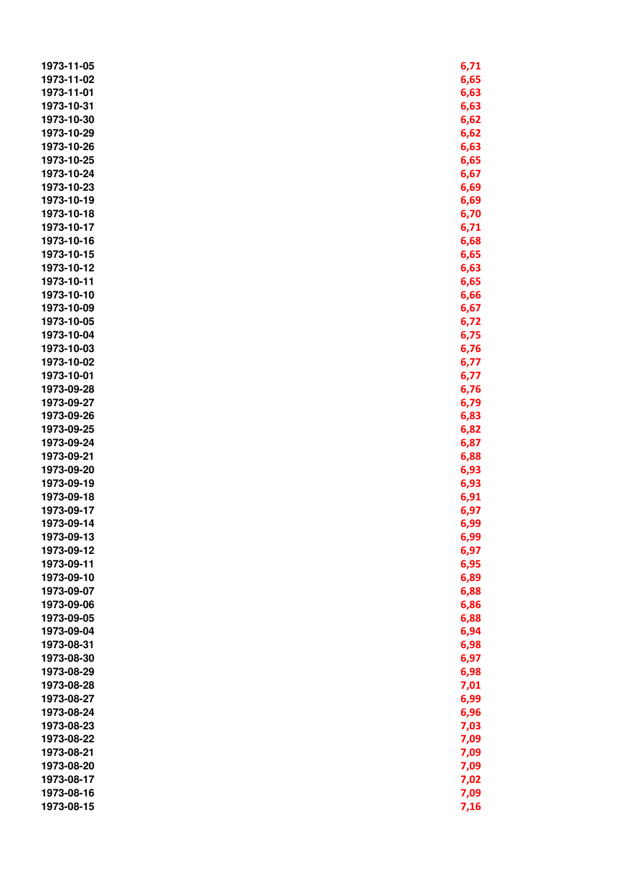| | |
|---|---|
| 1973-11-05 | 6,71 |
| 1973-11-02 | 6,65 |
| 1973-11-01 | 6,63 |
| 1973-10-31 | 6,63 |
| 1973-10-30 | 6,62 |
| 1973-10-29 | 6,62 |
| 1973-10-26 | 6,63 |
| 1973-10-25 | 6,65 |
| 1973-10-24 | 6,67 |
| 1973-10-23 | 6,69 |
| 1973-10-19 | 6,69 |
| 1973-10-18 | 6,70 |
| 1973-10-17 | 6,71 |
| 1973-10-16 | 6,68 |
| 1973-10-15 | 6,65 |
| 1973-10-12 | 6,63 |
| 1973-10-11 | 6,65 |
| 1973-10-10 | 6,66 |
| 1973-10-09 | 6,67 |
| 1973-10-05 | 6,72 |
| 1973-10-04 | 6,75 |
| 1973-10-03 | 6,76 |
| 1973-10-02 | 6,77 |
| 1973-10-01 | 6,77 |
| 1973-09-28 | 6,76 |
| 1973-09-27 | 6,79 |
| 1973-09-26 | 6,83 |
| 1973-09-25 | 6,82 |
| 1973-09-24 | 6,87 |
| 1973-09-21 | 6,88 |
| 1973-09-20 | 6,93 |
| 1973-09-19 | 6,93 |
| 1973-09-18 | 6,91 |
| 1973-09-17 | 6,97 |
| 1973-09-14 | 6,99 |
| 1973-09-13 | 6,99 |
| 1973-09-12 | 6,97 |
| 1973-09-11 | 6,95 |
| 1973-09-10 | 6,89 |
| 1973-09-07 | 6,88 |
| 1973-09-06 | 6,86 |
| 1973-09-05 | 6,88 |
| 1973-09-04 | 6,94 |
| 1973-08-31 | 6,98 |
| 1973-08-30 | 6,97 |
| 1973-08-29 | 6,98 |
| 1973-08-28 | 7,01 |
| 1973-08-27 | 6,99 |
| 1973-08-24 | 6,96 |
| 1973-08-23 | 7,03 |
| 1973-08-22 | 7,09 |
| 1973-08-21 | 7,09 |
| 1973-08-20 | 7,09 |
| 1973-08-17 | 7,02 |
| 1973-08-16 | 7,09 |
| 1973-08-15 | 7,16 |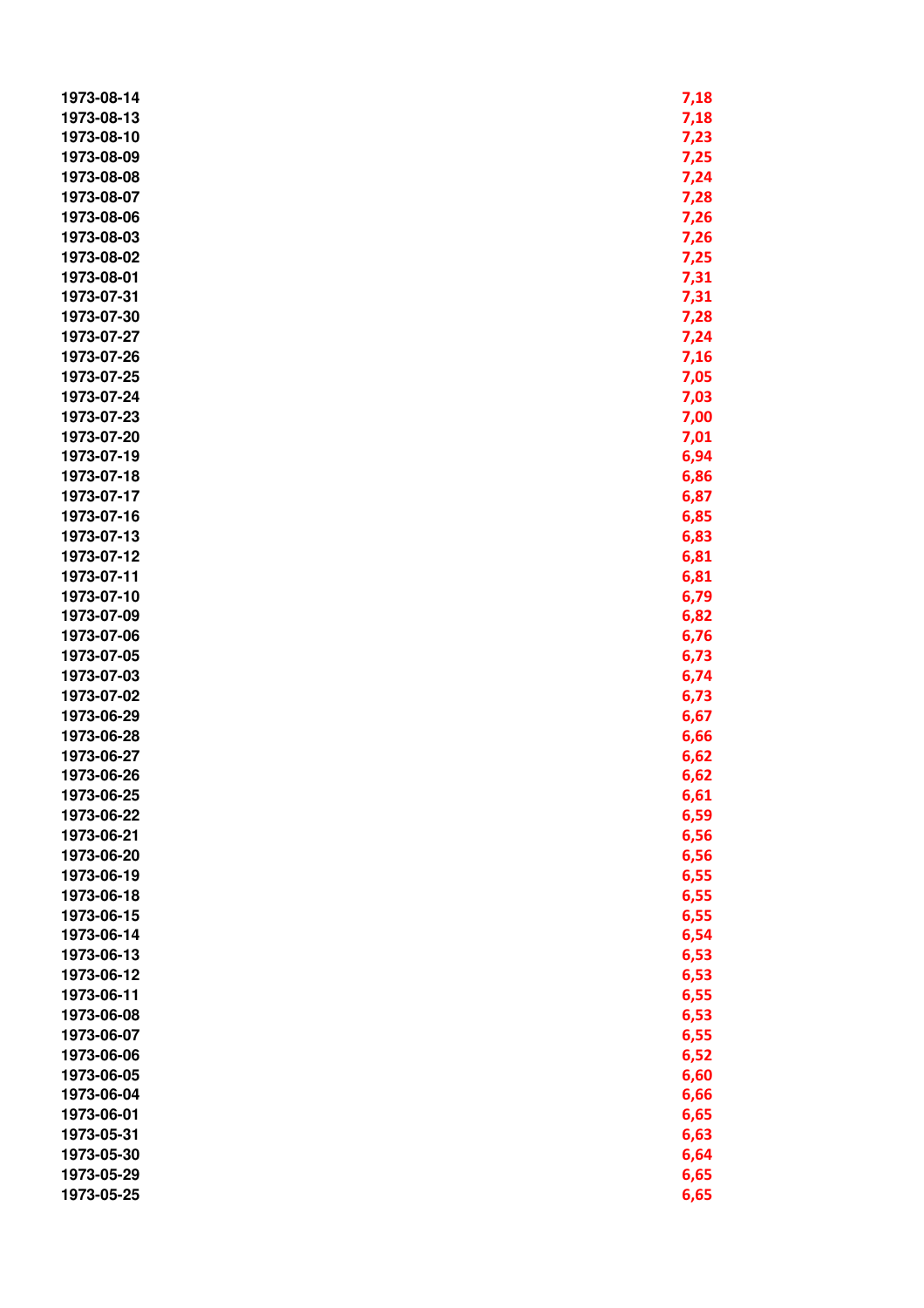| | |
|---|---|
| 1973-08-14 | 7,18 |
| 1973-08-13 | 7,18 |
| 1973-08-10 | 7,23 |
| 1973-08-09 | 7,25 |
| 1973-08-08 | 7,24 |
| 1973-08-07 | 7,28 |
| 1973-08-06 | 7,26 |
| 1973-08-03 | 7,26 |
| 1973-08-02 | 7,25 |
| 1973-08-01 | 7,31 |
| 1973-07-31 | 7,31 |
| 1973-07-30 | 7,28 |
| 1973-07-27 | 7,24 |
| 1973-07-26 | 7,16 |
| 1973-07-25 | 7,05 |
| 1973-07-24 | 7,03 |
| 1973-07-23 | 7,00 |
| 1973-07-20 | 7,01 |
| 1973-07-19 | 6,94 |
| 1973-07-18 | 6,86 |
| 1973-07-17 | 6,87 |
| 1973-07-16 | 6,85 |
| 1973-07-13 | 6,83 |
| 1973-07-12 | 6,81 |
| 1973-07-11 | 6,81 |
| 1973-07-10 | 6,79 |
| 1973-07-09 | 6,82 |
| 1973-07-06 | 6,76 |
| 1973-07-05 | 6,73 |
| 1973-07-03 | 6,74 |
| 1973-07-02 | 6,73 |
| 1973-06-29 | 6,67 |
| 1973-06-28 | 6,66 |
| 1973-06-27 | 6,62 |
| 1973-06-26 | 6,62 |
| 1973-06-25 | 6,61 |
| 1973-06-22 | 6,59 |
| 1973-06-21 | 6,56 |
| 1973-06-20 | 6,56 |
| 1973-06-19 | 6,55 |
| 1973-06-18 | 6,55 |
| 1973-06-15 | 6,55 |
| 1973-06-14 | 6,54 |
| 1973-06-13 | 6,53 |
| 1973-06-12 | 6,53 |
| 1973-06-11 | 6,55 |
| 1973-06-08 | 6,53 |
| 1973-06-07 | 6,55 |
| 1973-06-06 | 6,52 |
| 1973-06-05 | 6,60 |
| 1973-06-04 | 6,66 |
| 1973-06-01 | 6,65 |
| 1973-05-31 | 6,63 |
| 1973-05-30 | 6,64 |
| 1973-05-29 | 6,65 |
| 1973-05-25 | 6,65 |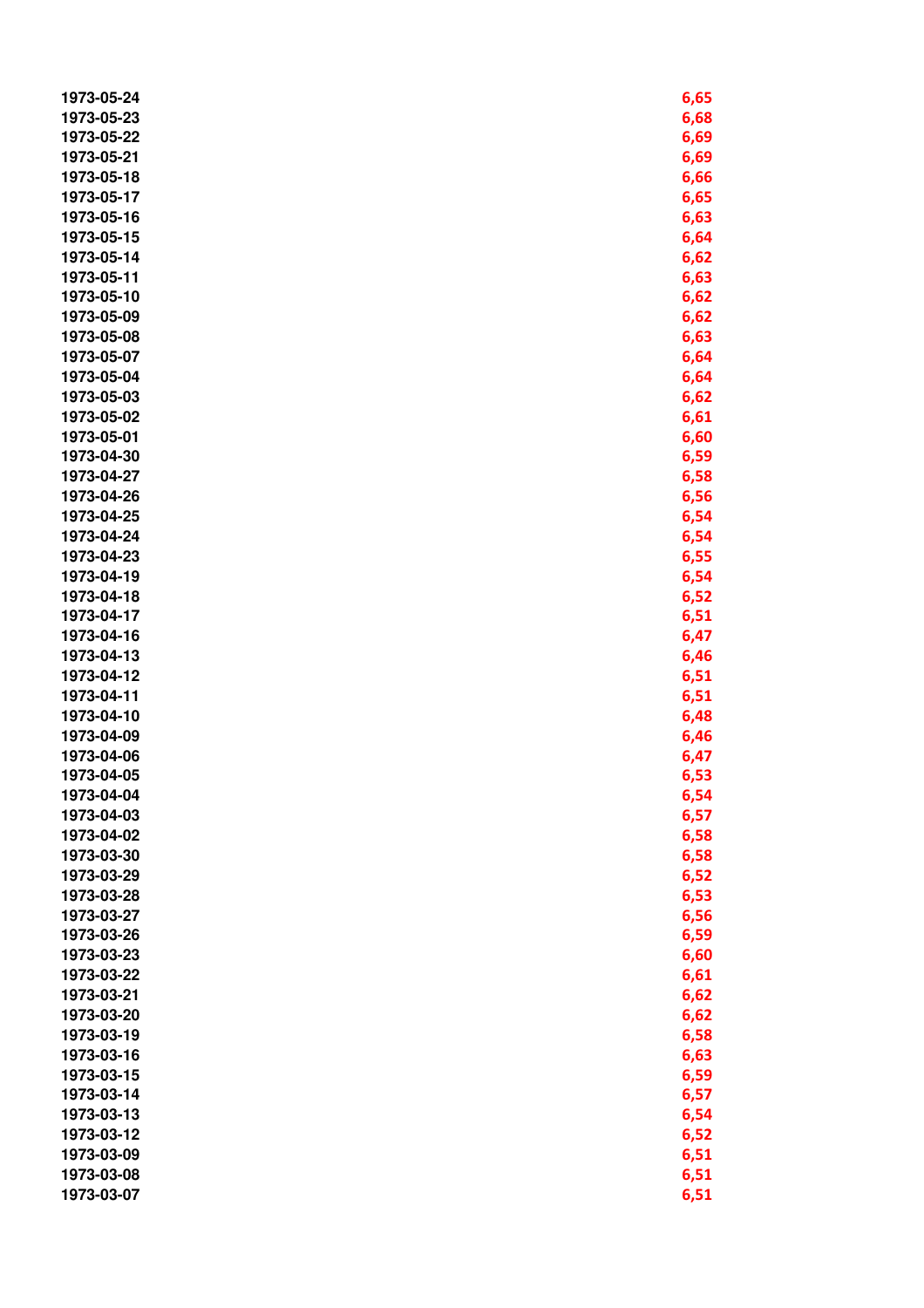| | |
|---|---|
| 1973-05-24 | 6,65 |
| 1973-05-23 | 6,68 |
| 1973-05-22 | 6,69 |
| 1973-05-21 | 6,69 |
| 1973-05-18 | 6,66 |
| 1973-05-17 | 6,65 |
| 1973-05-16 | 6,63 |
| 1973-05-15 | 6,64 |
| 1973-05-14 | 6,62 |
| 1973-05-11 | 6,63 |
| 1973-05-10 | 6,62 |
| 1973-05-09 | 6,62 |
| 1973-05-08 | 6,63 |
| 1973-05-07 | 6,64 |
| 1973-05-04 | 6,64 |
| 1973-05-03 | 6,62 |
| 1973-05-02 | 6,61 |
| 1973-05-01 | 6,60 |
| 1973-04-30 | 6,59 |
| 1973-04-27 | 6,58 |
| 1973-04-26 | 6,56 |
| 1973-04-25 | 6,54 |
| 1973-04-24 | 6,54 |
| 1973-04-23 | 6,55 |
| 1973-04-19 | 6,54 |
| 1973-04-18 | 6,52 |
| 1973-04-17 | 6,51 |
| 1973-04-16 | 6,47 |
| 1973-04-13 | 6,46 |
| 1973-04-12 | 6,51 |
| 1973-04-11 | 6,51 |
| 1973-04-10 | 6,48 |
| 1973-04-09 | 6,46 |
| 1973-04-06 | 6,47 |
| 1973-04-05 | 6,53 |
| 1973-04-04 | 6,54 |
| 1973-04-03 | 6,57 |
| 1973-04-02 | 6,58 |
| 1973-03-30 | 6,58 |
| 1973-03-29 | 6,52 |
| 1973-03-28 | 6,53 |
| 1973-03-27 | 6,56 |
| 1973-03-26 | 6,59 |
| 1973-03-23 | 6,60 |
| 1973-03-22 | 6,61 |
| 1973-03-21 | 6,62 |
| 1973-03-20 | 6,62 |
| 1973-03-19 | 6,58 |
| 1973-03-16 | 6,63 |
| 1973-03-15 | 6,59 |
| 1973-03-14 | 6,57 |
| 1973-03-13 | 6,54 |
| 1973-03-12 | 6,52 |
| 1973-03-09 | 6,51 |
| 1973-03-08 | 6,51 |
| 1973-03-07 | 6,51 |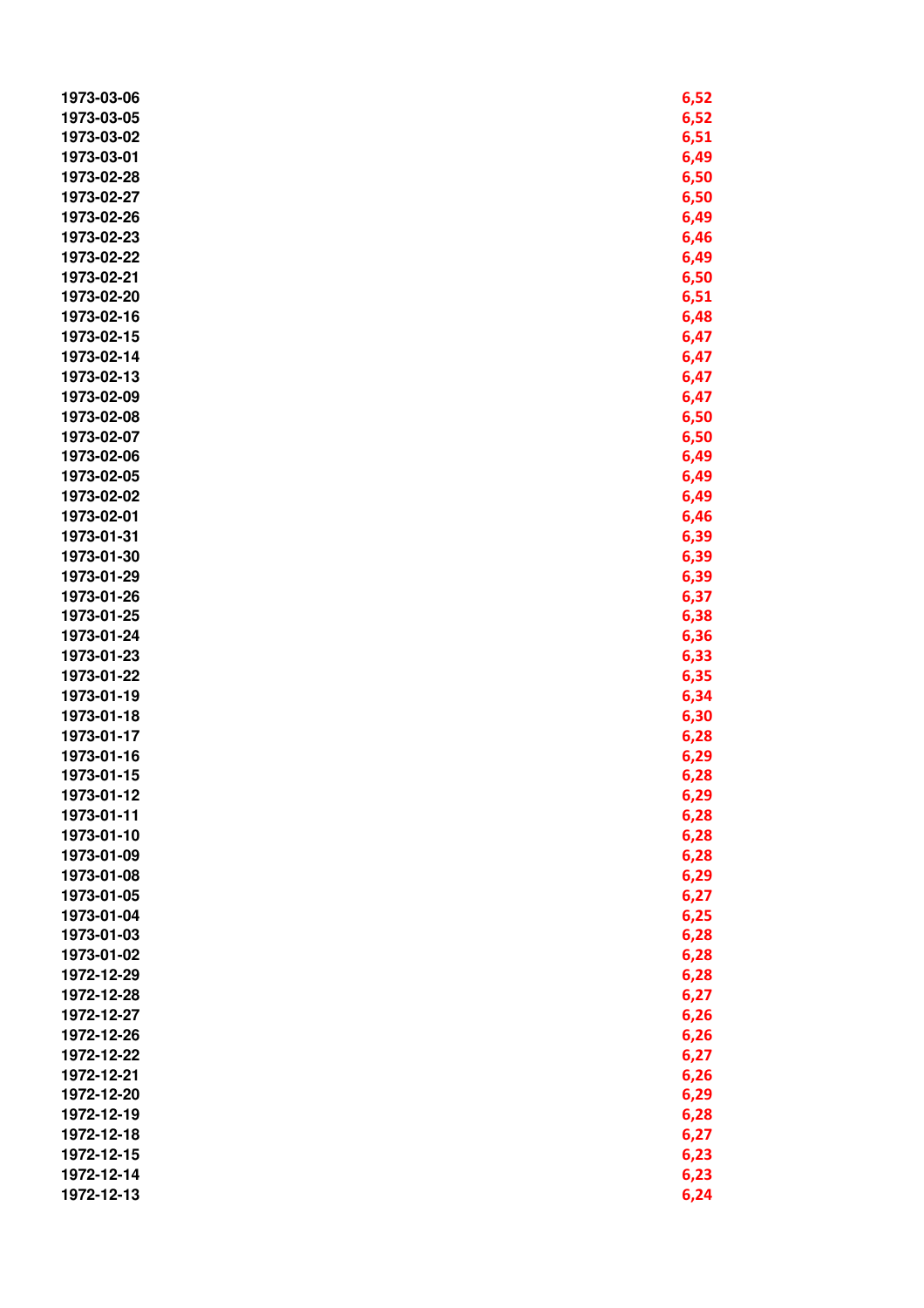| | |
|---|---|
| 1973-03-06 | 6,52 |
| 1973-03-05 | 6,52 |
| 1973-03-02 | 6,51 |
| 1973-03-01 | 6,49 |
| 1973-02-28 | 6,50 |
| 1973-02-27 | 6,50 |
| 1973-02-26 | 6,49 |
| 1973-02-23 | 6,46 |
| 1973-02-22 | 6,49 |
| 1973-02-21 | 6,50 |
| 1973-02-20 | 6,51 |
| 1973-02-16 | 6,48 |
| 1973-02-15 | 6,47 |
| 1973-02-14 | 6,47 |
| 1973-02-13 | 6,47 |
| 1973-02-09 | 6,47 |
| 1973-02-08 | 6,50 |
| 1973-02-07 | 6,50 |
| 1973-02-06 | 6,49 |
| 1973-02-05 | 6,49 |
| 1973-02-02 | 6,49 |
| 1973-02-01 | 6,46 |
| 1973-01-31 | 6,39 |
| 1973-01-30 | 6,39 |
| 1973-01-29 | 6,39 |
| 1973-01-26 | 6,37 |
| 1973-01-25 | 6,38 |
| 1973-01-24 | 6,36 |
| 1973-01-23 | 6,33 |
| 1973-01-22 | 6,35 |
| 1973-01-19 | 6,34 |
| 1973-01-18 | 6,30 |
| 1973-01-17 | 6,28 |
| 1973-01-16 | 6,29 |
| 1973-01-15 | 6,28 |
| 1973-01-12 | 6,29 |
| 1973-01-11 | 6,28 |
| 1973-01-10 | 6,28 |
| 1973-01-09 | 6,28 |
| 1973-01-08 | 6,29 |
| 1973-01-05 | 6,27 |
| 1973-01-04 | 6,25 |
| 1973-01-03 | 6,28 |
| 1973-01-02 | 6,28 |
| 1972-12-29 | 6,28 |
| 1972-12-28 | 6,27 |
| 1972-12-27 | 6,26 |
| 1972-12-26 | 6,26 |
| 1972-12-22 | 6,27 |
| 1972-12-21 | 6,26 |
| 1972-12-20 | 6,29 |
| 1972-12-19 | 6,28 |
| 1972-12-18 | 6,27 |
| 1972-12-15 | 6,23 |
| 1972-12-14 | 6,23 |
| 1972-12-13 | 6,24 |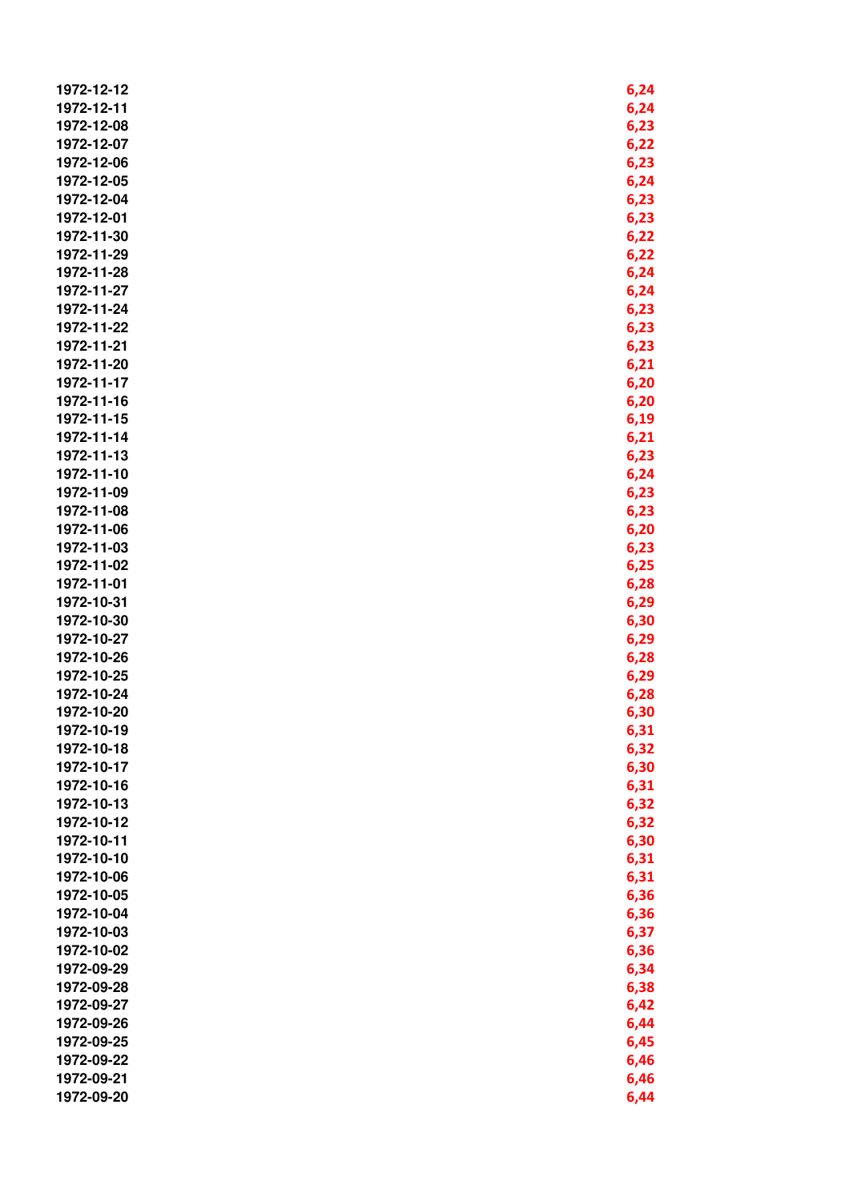| | |
|---|---|
| 1972-12-12 | 6,24 |
| 1972-12-11 | 6,24 |
| 1972-12-08 | 6,23 |
| 1972-12-07 | 6,22 |
| 1972-12-06 | 6,23 |
| 1972-12-05 | 6,24 |
| 1972-12-04 | 6,23 |
| 1972-12-01 | 6,23 |
| 1972-11-30 | 6,22 |
| 1972-11-29 | 6,22 |
| 1972-11-28 | 6,24 |
| 1972-11-27 | 6,24 |
| 1972-11-24 | 6,23 |
| 1972-11-22 | 6,23 |
| 1972-11-21 | 6,23 |
| 1972-11-20 | 6,21 |
| 1972-11-17 | 6,20 |
| 1972-11-16 | 6,20 |
| 1972-11-15 | 6,19 |
| 1972-11-14 | 6,21 |
| 1972-11-13 | 6,23 |
| 1972-11-10 | 6,24 |
| 1972-11-09 | 6,23 |
| 1972-11-08 | 6,23 |
| 1972-11-06 | 6,20 |
| 1972-11-03 | 6,23 |
| 1972-11-02 | 6,25 |
| 1972-11-01 | 6,28 |
| 1972-10-31 | 6,29 |
| 1972-10-30 | 6,30 |
| 1972-10-27 | 6,29 |
| 1972-10-26 | 6,28 |
| 1972-10-25 | 6,29 |
| 1972-10-24 | 6,28 |
| 1972-10-20 | 6,30 |
| 1972-10-19 | 6,31 |
| 1972-10-18 | 6,32 |
| 1972-10-17 | 6,30 |
| 1972-10-16 | 6,31 |
| 1972-10-13 | 6,32 |
| 1972-10-12 | 6,32 |
| 1972-10-11 | 6,30 |
| 1972-10-10 | 6,31 |
| 1972-10-06 | 6,31 |
| 1972-10-05 | 6,36 |
| 1972-10-04 | 6,36 |
| 1972-10-03 | 6,37 |
| 1972-10-02 | 6,36 |
| 1972-09-29 | 6,34 |
| 1972-09-28 | 6,38 |
| 1972-09-27 | 6,42 |
| 1972-09-26 | 6,44 |
| 1972-09-25 | 6,45 |
| 1972-09-22 | 6,46 |
| 1972-09-21 | 6,46 |
| 1972-09-20 | 6,44 |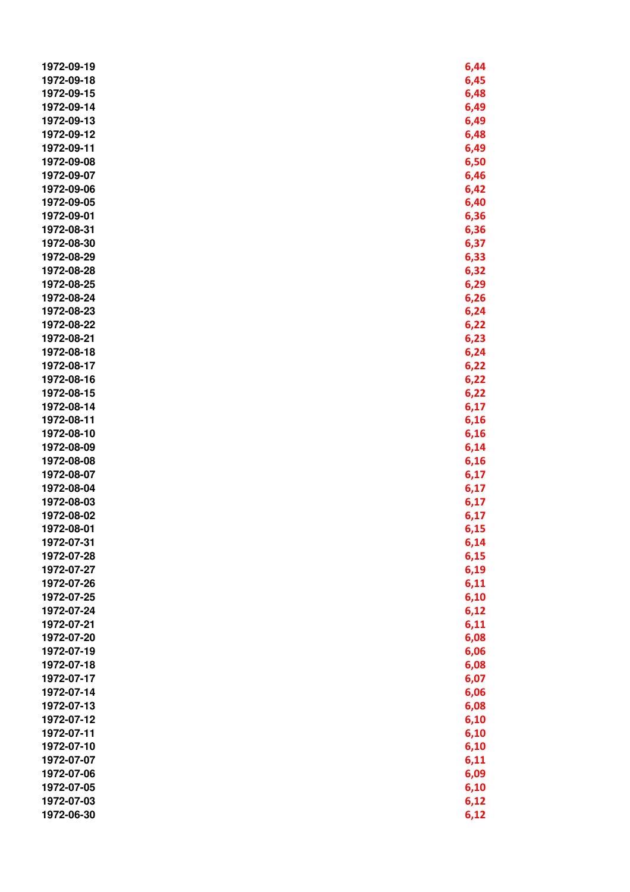| | |
|---|---|
| 1972-09-19 | 6,44 |
| 1972-09-18 | 6,45 |
| 1972-09-15 | 6,48 |
| 1972-09-14 | 6,49 |
| 1972-09-13 | 6,49 |
| 1972-09-12 | 6,48 |
| 1972-09-11 | 6,49 |
| 1972-09-08 | 6,50 |
| 1972-09-07 | 6,46 |
| 1972-09-06 | 6,42 |
| 1972-09-05 | 6,40 |
| 1972-09-01 | 6,36 |
| 1972-08-31 | 6,36 |
| 1972-08-30 | 6,37 |
| 1972-08-29 | 6,33 |
| 1972-08-28 | 6,32 |
| 1972-08-25 | 6,29 |
| 1972-08-24 | 6,26 |
| 1972-08-23 | 6,24 |
| 1972-08-22 | 6,22 |
| 1972-08-21 | 6,23 |
| 1972-08-18 | 6,24 |
| 1972-08-17 | 6,22 |
| 1972-08-16 | 6,22 |
| 1972-08-15 | 6,22 |
| 1972-08-14 | 6,17 |
| 1972-08-11 | 6,16 |
| 1972-08-10 | 6,16 |
| 1972-08-09 | 6,14 |
| 1972-08-08 | 6,16 |
| 1972-08-07 | 6,17 |
| 1972-08-04 | 6,17 |
| 1972-08-03 | 6,17 |
| 1972-08-02 | 6,17 |
| 1972-08-01 | 6,15 |
| 1972-07-31 | 6,14 |
| 1972-07-28 | 6,15 |
| 1972-07-27 | 6,19 |
| 1972-07-26 | 6,11 |
| 1972-07-25 | 6,10 |
| 1972-07-24 | 6,12 |
| 1972-07-21 | 6,11 |
| 1972-07-20 | 6,08 |
| 1972-07-19 | 6,06 |
| 1972-07-18 | 6,08 |
| 1972-07-17 | 6,07 |
| 1972-07-14 | 6,06 |
| 1972-07-13 | 6,08 |
| 1972-07-12 | 6,10 |
| 1972-07-11 | 6,10 |
| 1972-07-10 | 6,10 |
| 1972-07-07 | 6,11 |
| 1972-07-06 | 6,09 |
| 1972-07-05 | 6,10 |
| 1972-07-03 | 6,12 |
| 1972-06-30 | 6,12 |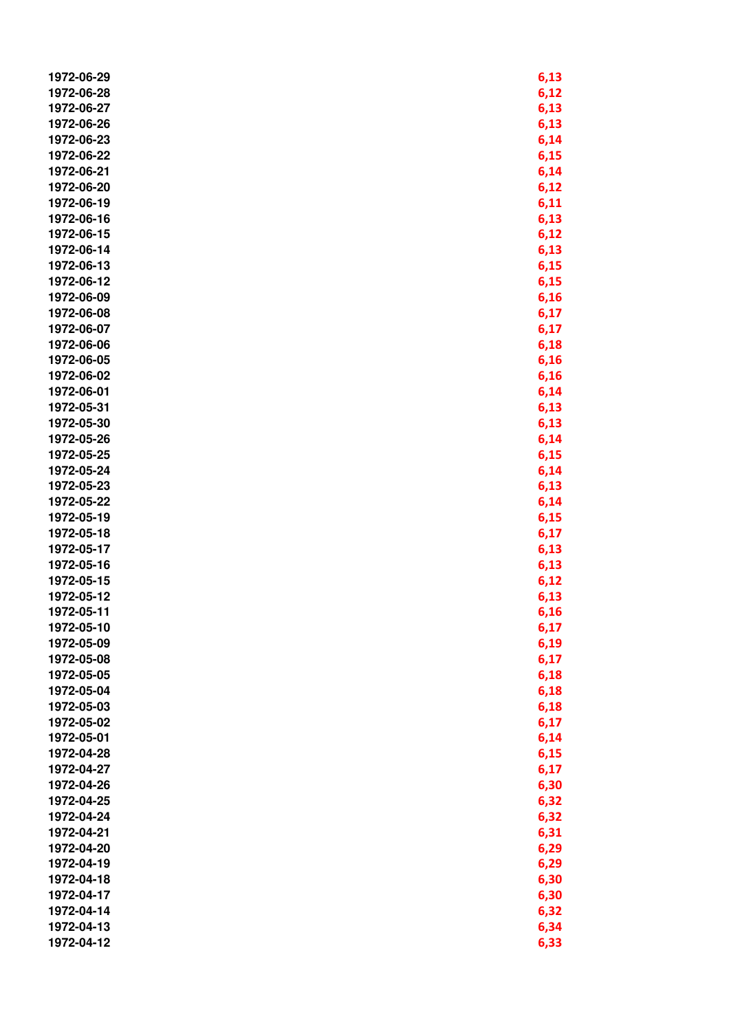| | |
|---|---|
| 1972-06-29 | 6,13 |
| 1972-06-28 | 6,12 |
| 1972-06-27 | 6,13 |
| 1972-06-26 | 6,13 |
| 1972-06-23 | 6,14 |
| 1972-06-22 | 6,15 |
| 1972-06-21 | 6,14 |
| 1972-06-20 | 6,12 |
| 1972-06-19 | 6,11 |
| 1972-06-16 | 6,13 |
| 1972-06-15 | 6,12 |
| 1972-06-14 | 6,13 |
| 1972-06-13 | 6,15 |
| 1972-06-12 | 6,15 |
| 1972-06-09 | 6,16 |
| 1972-06-08 | 6,17 |
| 1972-06-07 | 6,17 |
| 1972-06-06 | 6,18 |
| 1972-06-05 | 6,16 |
| 1972-06-02 | 6,16 |
| 1972-06-01 | 6,14 |
| 1972-05-31 | 6,13 |
| 1972-05-30 | 6,13 |
| 1972-05-26 | 6,14 |
| 1972-05-25 | 6,15 |
| 1972-05-24 | 6,14 |
| 1972-05-23 | 6,13 |
| 1972-05-22 | 6,14 |
| 1972-05-19 | 6,15 |
| 1972-05-18 | 6,17 |
| 1972-05-17 | 6,13 |
| 1972-05-16 | 6,13 |
| 1972-05-15 | 6,12 |
| 1972-05-12 | 6,13 |
| 1972-05-11 | 6,16 |
| 1972-05-10 | 6,17 |
| 1972-05-09 | 6,19 |
| 1972-05-08 | 6,17 |
| 1972-05-05 | 6,18 |
| 1972-05-04 | 6,18 |
| 1972-05-03 | 6,18 |
| 1972-05-02 | 6,17 |
| 1972-05-01 | 6,14 |
| 1972-04-28 | 6,15 |
| 1972-04-27 | 6,17 |
| 1972-04-26 | 6,30 |
| 1972-04-25 | 6,32 |
| 1972-04-24 | 6,32 |
| 1972-04-21 | 6,31 |
| 1972-04-20 | 6,29 |
| 1972-04-19 | 6,29 |
| 1972-04-18 | 6,30 |
| 1972-04-17 | 6,30 |
| 1972-04-14 | 6,32 |
| 1972-04-13 | 6,34 |
| 1972-04-12 | 6,33 |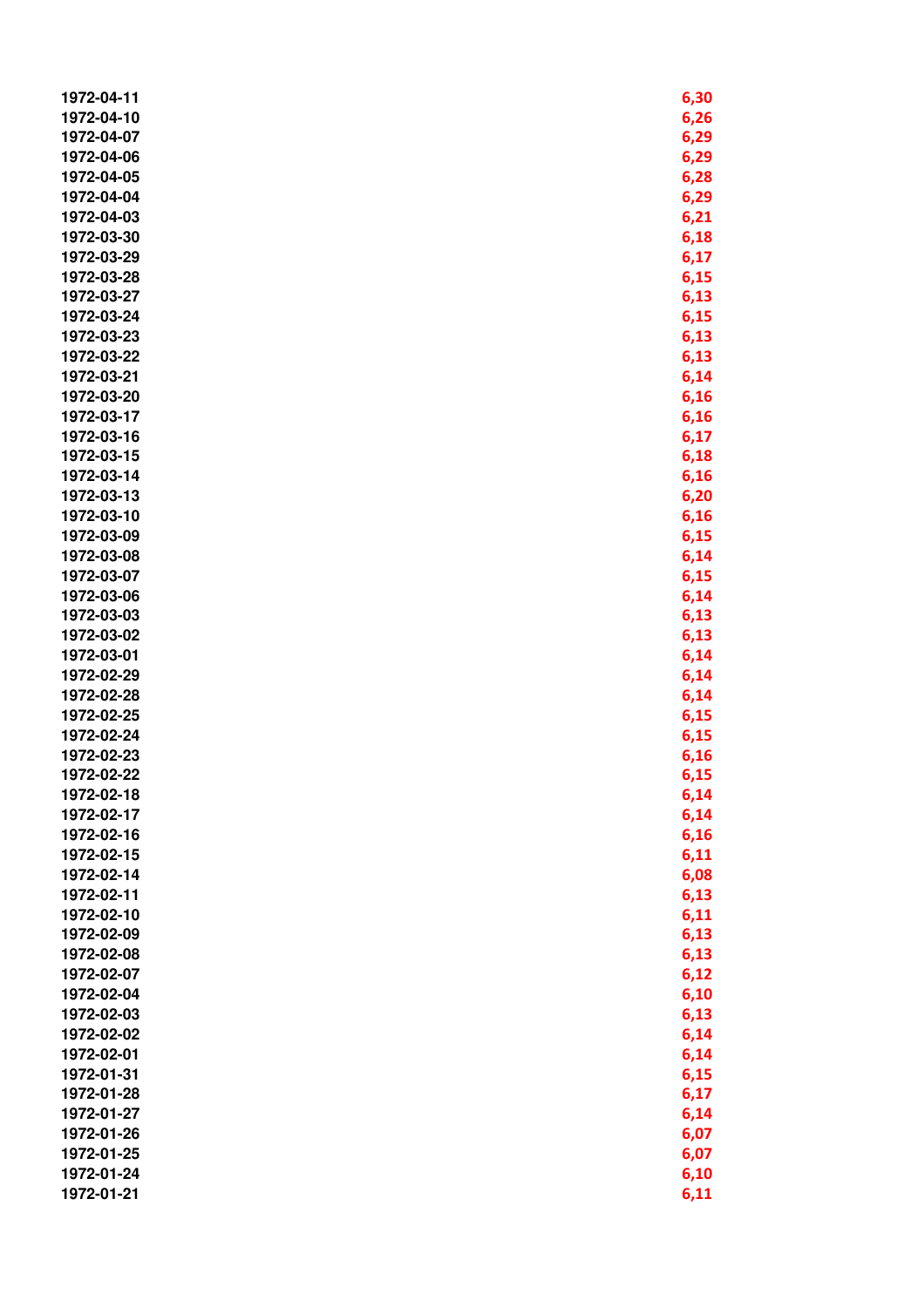| | |
|---|---|
| 1972-04-11 | 6,30 |
| 1972-04-10 | 6,26 |
| 1972-04-07 | 6,29 |
| 1972-04-06 | 6,29 |
| 1972-04-05 | 6,28 |
| 1972-04-04 | 6,29 |
| 1972-04-03 | 6,21 |
| 1972-03-30 | 6,18 |
| 1972-03-29 | 6,17 |
| 1972-03-28 | 6,15 |
| 1972-03-27 | 6,13 |
| 1972-03-24 | 6,15 |
| 1972-03-23 | 6,13 |
| 1972-03-22 | 6,13 |
| 1972-03-21 | 6,14 |
| 1972-03-20 | 6,16 |
| 1972-03-17 | 6,16 |
| 1972-03-16 | 6,17 |
| 1972-03-15 | 6,18 |
| 1972-03-14 | 6,16 |
| 1972-03-13 | 6,20 |
| 1972-03-10 | 6,16 |
| 1972-03-09 | 6,15 |
| 1972-03-08 | 6,14 |
| 1972-03-07 | 6,15 |
| 1972-03-06 | 6,14 |
| 1972-03-03 | 6,13 |
| 1972-03-02 | 6,13 |
| 1972-03-01 | 6,14 |
| 1972-02-29 | 6,14 |
| 1972-02-28 | 6,14 |
| 1972-02-25 | 6,15 |
| 1972-02-24 | 6,15 |
| 1972-02-23 | 6,16 |
| 1972-02-22 | 6,15 |
| 1972-02-18 | 6,14 |
| 1972-02-17 | 6,14 |
| 1972-02-16 | 6,16 |
| 1972-02-15 | 6,11 |
| 1972-02-14 | 6,08 |
| 1972-02-11 | 6,13 |
| 1972-02-10 | 6,11 |
| 1972-02-09 | 6,13 |
| 1972-02-08 | 6,13 |
| 1972-02-07 | 6,12 |
| 1972-02-04 | 6,10 |
| 1972-02-03 | 6,13 |
| 1972-02-02 | 6,14 |
| 1972-02-01 | 6,14 |
| 1972-01-31 | 6,15 |
| 1972-01-28 | 6,17 |
| 1972-01-27 | 6,14 |
| 1972-01-26 | 6,07 |
| 1972-01-25 | 6,07 |
| 1972-01-24 | 6,10 |
| 1972-01-21 | 6,11 |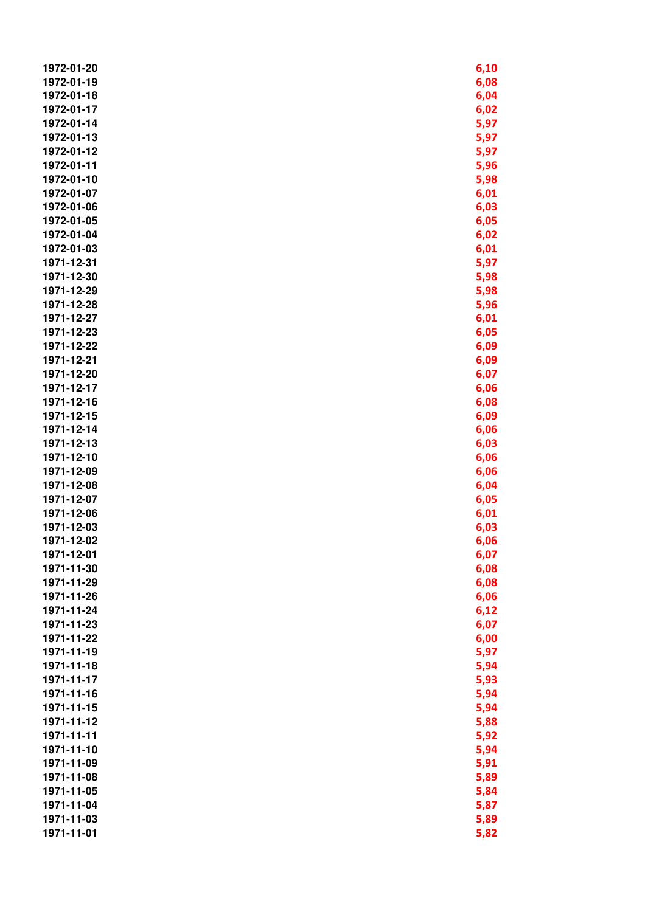| | |
|---|---|
| 1972-01-20 | 6,10 |
| 1972-01-19 | 6,08 |
| 1972-01-18 | 6,04 |
| 1972-01-17 | 6,02 |
| 1972-01-14 | 5,97 |
| 1972-01-13 | 5,97 |
| 1972-01-12 | 5,97 |
| 1972-01-11 | 5,96 |
| 1972-01-10 | 5,98 |
| 1972-01-07 | 6,01 |
| 1972-01-06 | 6,03 |
| 1972-01-05 | 6,05 |
| 1972-01-04 | 6,02 |
| 1972-01-03 | 6,01 |
| 1971-12-31 | 5,97 |
| 1971-12-30 | 5,98 |
| 1971-12-29 | 5,98 |
| 1971-12-28 | 5,96 |
| 1971-12-27 | 6,01 |
| 1971-12-23 | 6,05 |
| 1971-12-22 | 6,09 |
| 1971-12-21 | 6,09 |
| 1971-12-20 | 6,07 |
| 1971-12-17 | 6,06 |
| 1971-12-16 | 6,08 |
| 1971-12-15 | 6,09 |
| 1971-12-14 | 6,06 |
| 1971-12-13 | 6,03 |
| 1971-12-10 | 6,06 |
| 1971-12-09 | 6,06 |
| 1971-12-08 | 6,04 |
| 1971-12-07 | 6,05 |
| 1971-12-06 | 6,01 |
| 1971-12-03 | 6,03 |
| 1971-12-02 | 6,06 |
| 1971-12-01 | 6,07 |
| 1971-11-30 | 6,08 |
| 1971-11-29 | 6,08 |
| 1971-11-26 | 6,06 |
| 1971-11-24 | 6,12 |
| 1971-11-23 | 6,07 |
| 1971-11-22 | 6,00 |
| 1971-11-19 | 5,97 |
| 1971-11-18 | 5,94 |
| 1971-11-17 | 5,93 |
| 1971-11-16 | 5,94 |
| 1971-11-15 | 5,94 |
| 1971-11-12 | 5,88 |
| 1971-11-11 | 5,92 |
| 1971-11-10 | 5,94 |
| 1971-11-09 | 5,91 |
| 1971-11-08 | 5,89 |
| 1971-11-05 | 5,84 |
| 1971-11-04 | 5,87 |
| 1971-11-03 | 5,89 |
| 1971-11-01 | 5,82 |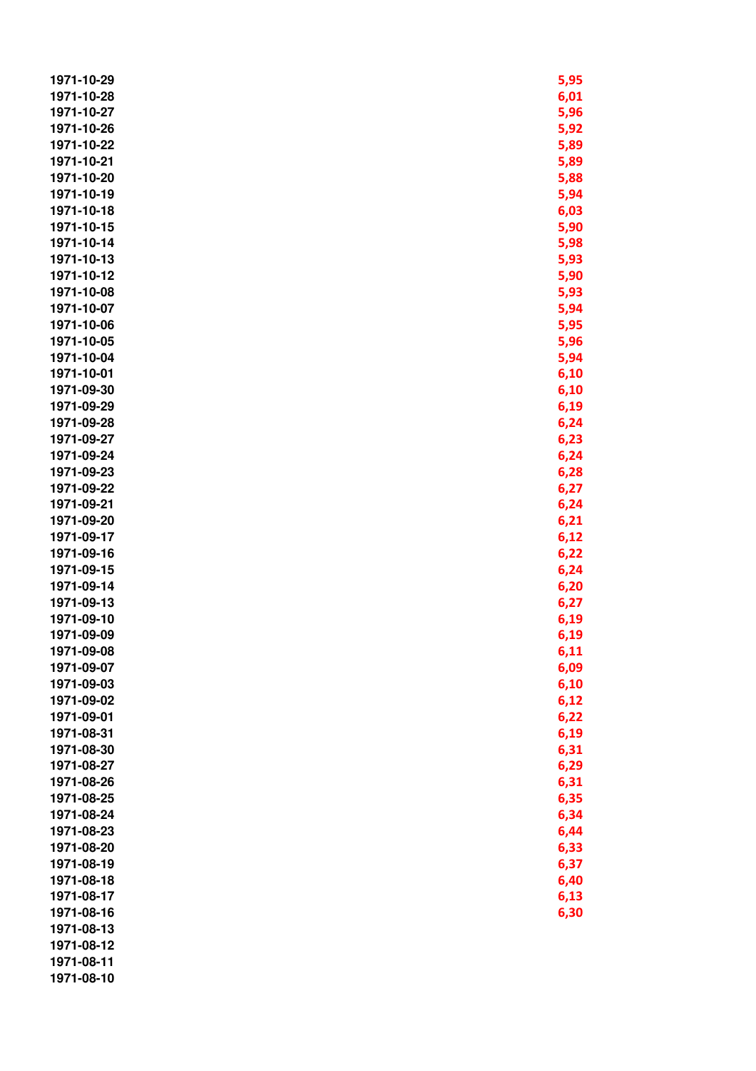| | |
|---|---|
| 1971-10-29 | 5,95 |
| 1971-10-28 | 6,01 |
| 1971-10-27 | 5,96 |
| 1971-10-26 | 5,92 |
| 1971-10-22 | 5,89 |
| 1971-10-21 | 5,89 |
| 1971-10-20 | 5,88 |
| 1971-10-19 | 5,94 |
| 1971-10-18 | 6,03 |
| 1971-10-15 | 5,90 |
| 1971-10-14 | 5,98 |
| 1971-10-13 | 5,93 |
| 1971-10-12 | 5,90 |
| 1971-10-08 | 5,93 |
| 1971-10-07 | 5,94 |
| 1971-10-06 | 5,95 |
| 1971-10-05 | 5,96 |
| 1971-10-04 | 5,94 |
| 1971-10-01 | 6,10 |
| 1971-09-30 | 6,10 |
| 1971-09-29 | 6,19 |
| 1971-09-28 | 6,24 |
| 1971-09-27 | 6,23 |
| 1971-09-24 | 6,24 |
| 1971-09-23 | 6,28 |
| 1971-09-22 | 6,27 |
| 1971-09-21 | 6,24 |
| 1971-09-20 | 6,21 |
| 1971-09-17 | 6,12 |
| 1971-09-16 | 6,22 |
| 1971-09-15 | 6,24 |
| 1971-09-14 | 6,20 |
| 1971-09-13 | 6,27 |
| 1971-09-10 | 6,19 |
| 1971-09-09 | 6,19 |
| 1971-09-08 | 6,11 |
| 1971-09-07 | 6,09 |
| 1971-09-03 | 6,10 |
| 1971-09-02 | 6,12 |
| 1971-09-01 | 6,22 |
| 1971-08-31 | 6,19 |
| 1971-08-30 | 6,31 |
| 1971-08-27 | 6,29 |
| 1971-08-26 | 6,31 |
| 1971-08-25 | 6,35 |
| 1971-08-24 | 6,34 |
| 1971-08-23 | 6,44 |
| 1971-08-20 | 6,33 |
| 1971-08-19 | 6,37 |
| 1971-08-18 | 6,40 |
| 1971-08-17 | 6,13 |
| 1971-08-16 | 6,30 |
| 1971-08-13 | |
| 1971-08-12 | |
| 1971-08-11 | |
| 1971-08-10 | |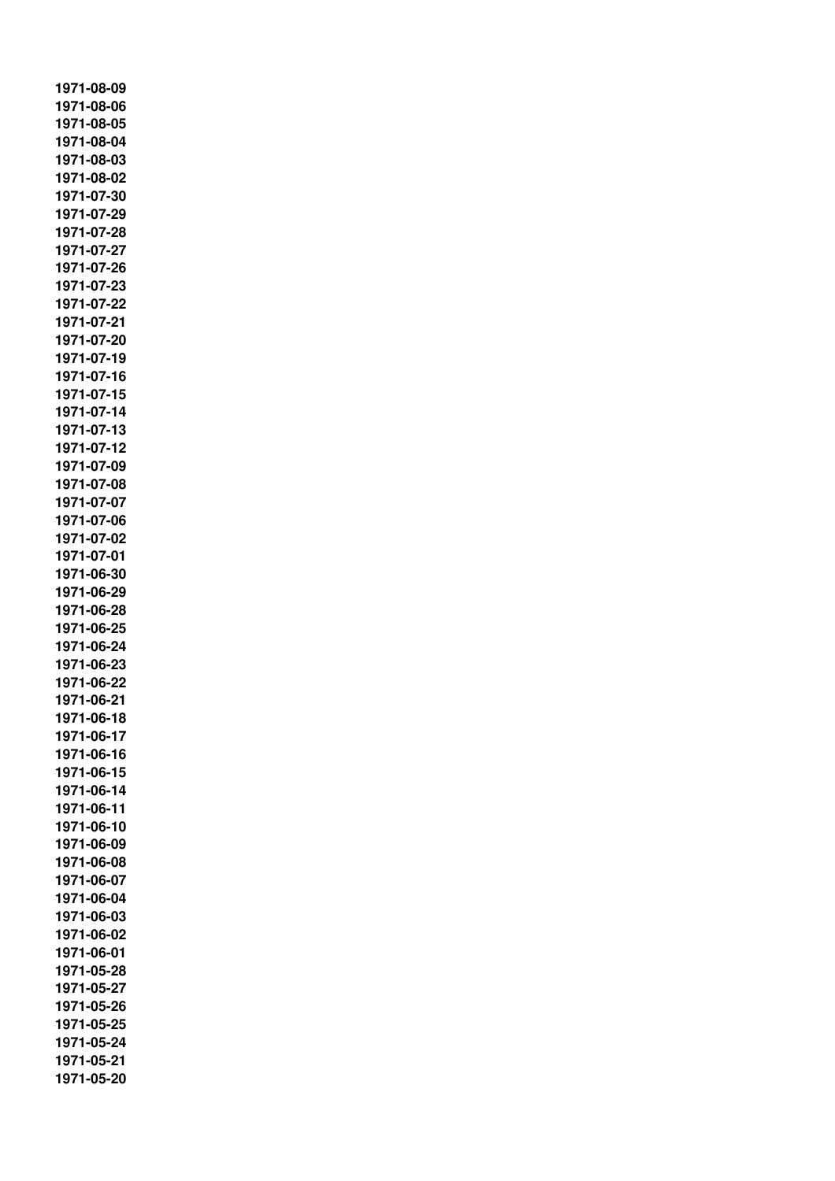**1971-08-09**
**1971-08-06**
**1971-08-05**
**1971-08-04**
**1971-08-03**
**1971-08-02**
**1971-07-30**
**1971-07-29**
**1971-07-28**
**1971-07-27**
**1971-07-26**
**1971-07-23**
**1971-07-22**
**1971-07-21**
**1971-07-20**
**1971-07-19**
**1971-07-16**
**1971-07-15**
**1971-07-14**
**1971-07-13**
**1971-07-12**
**1971-07-09**
**1971-07-08**
**1971-07-07**
**1971-07-06**
**1971-07-02**
**1971-07-01**
**1971-06-30**
**1971-06-29**
**1971-06-28**
**1971-06-25**
**1971-06-24**
**1971-06-23**
**1971-06-22**
**1971-06-21**
**1971-06-18**
**1971-06-17**
**1971-06-16**
**1971-06-15**
**1971-06-14**
**1971-06-11**
**1971-06-10**
**1971-06-09**
**1971-06-08**
**1971-06-07**
**1971-06-04**
**1971-06-03**
**1971-06-02**
**1971-06-01**
**1971-05-28**
**1971-05-27**
**1971-05-26**
**1971-05-25**
**1971-05-24**
**1971-05-21**
**1971-05-20**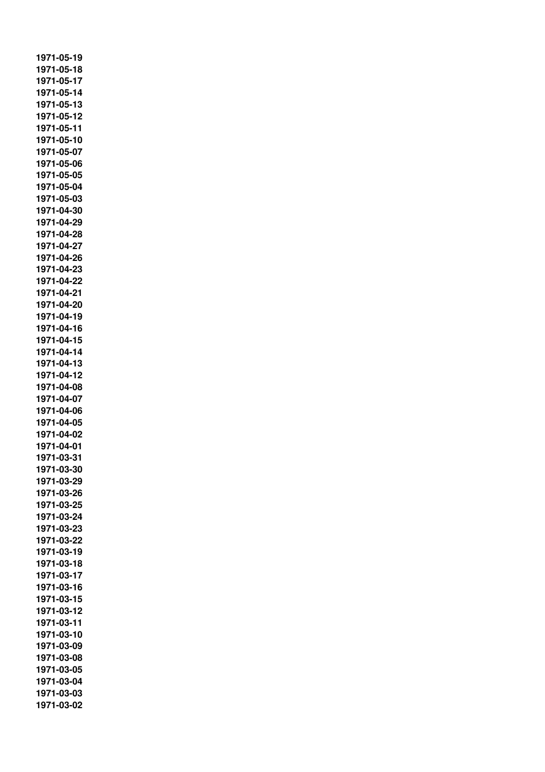1971-05-19
1971-05-18
1971-05-17
1971-05-14
1971-05-13
1971-05-12
1971-05-11
1971-05-10
1971-05-07
1971-05-06
1971-05-05
1971-05-04
1971-05-03
1971-04-30
1971-04-29
1971-04-28
1971-04-27
1971-04-26
1971-04-23
1971-04-22
1971-04-21
1971-04-20
1971-04-19
1971-04-16
1971-04-15
1971-04-14
1971-04-13
1971-04-12
1971-04-08
1971-04-07
1971-04-06
1971-04-05
1971-04-02
1971-04-01
1971-03-31
1971-03-30
1971-03-29
1971-03-26
1971-03-25
1971-03-24
1971-03-23
1971-03-22
1971-03-19
1971-03-18
1971-03-17
1971-03-16
1971-03-15
1971-03-12
1971-03-11
1971-03-10
1971-03-09
1971-03-08
1971-03-05
1971-03-04
1971-03-03
1971-03-02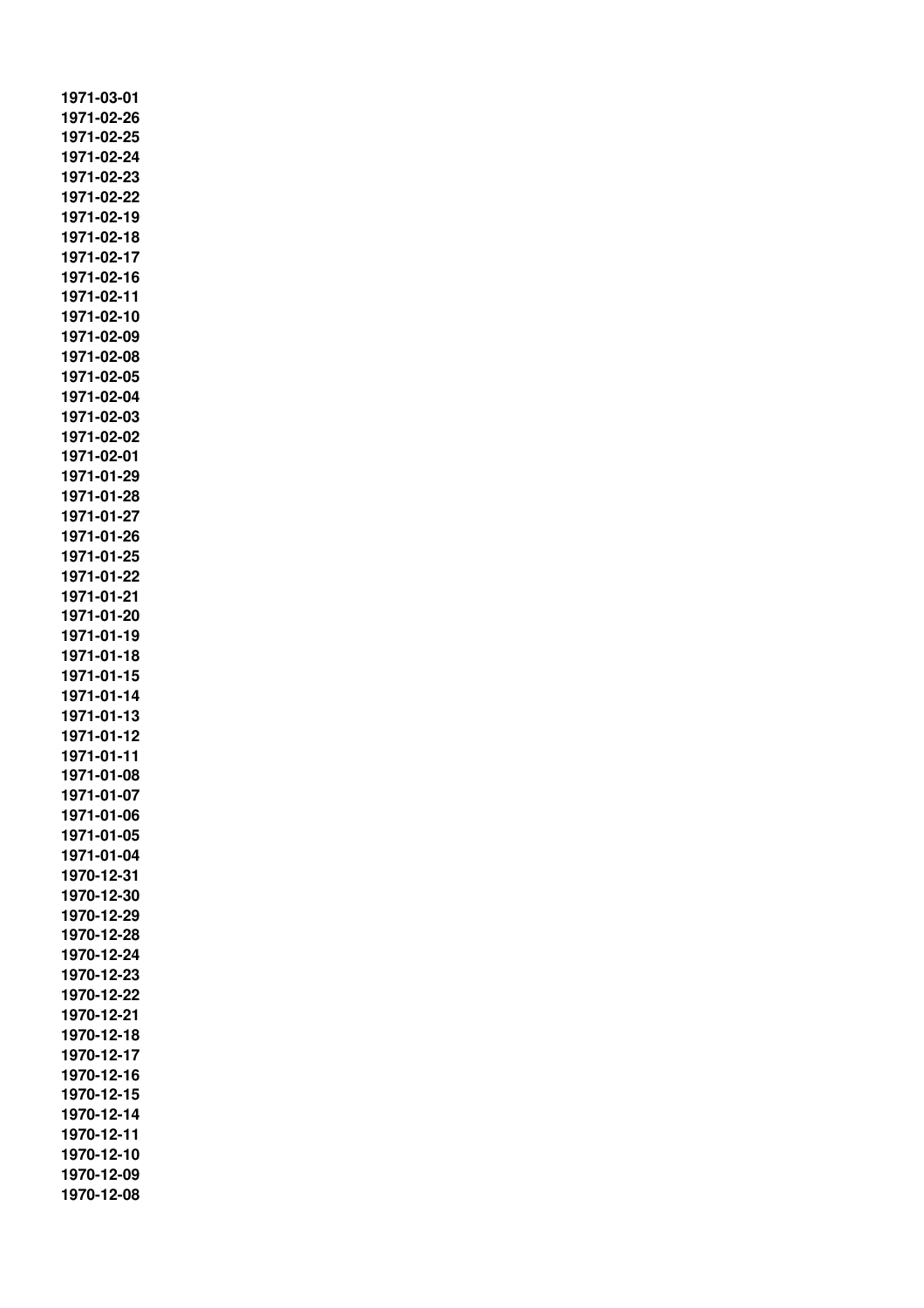1971-03-01
1971-02-26
1971-02-25
1971-02-24
1971-02-23
1971-02-22
1971-02-19
1971-02-18
1971-02-17
1971-02-16
1971-02-11
1971-02-10
1971-02-09
1971-02-08
1971-02-05
1971-02-04
1971-02-03
1971-02-02
1971-02-01
1971-01-29
1971-01-28
1971-01-27
1971-01-26
1971-01-25
1971-01-22
1971-01-21
1971-01-20
1971-01-19
1971-01-18
1971-01-15
1971-01-14
1971-01-13
1971-01-12
1971-01-11
1971-01-08
1971-01-07
1971-01-06
1971-01-05
1971-01-04
1970-12-31
1970-12-30
1970-12-29
1970-12-28
1970-12-24
1970-12-23
1970-12-22
1970-12-21
1970-12-18
1970-12-17
1970-12-16
1970-12-15
1970-12-14
1970-12-11
1970-12-10
1970-12-09
1970-12-08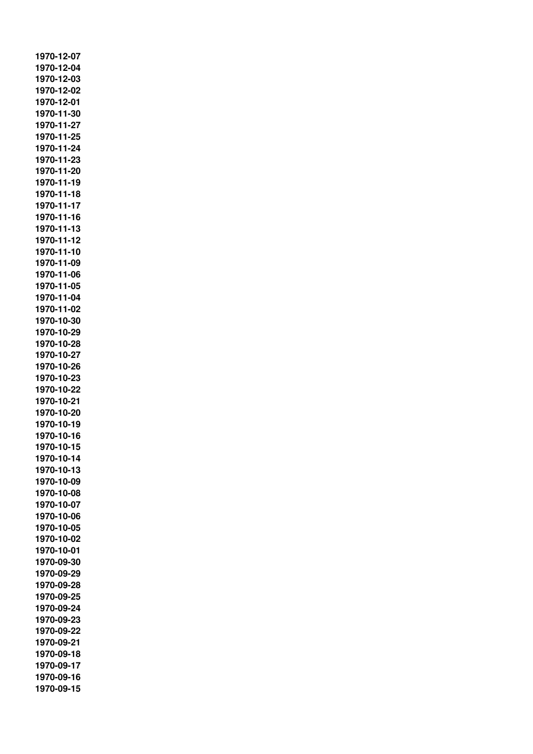**1970-12-07**
**1970-12-04**
**1970-12-03**
**1970-12-02**
**1970-12-01**
**1970-11-30**
**1970-11-27**
**1970-11-25**
**1970-11-24**
**1970-11-23**
**1970-11-20**
**1970-11-19**
**1970-11-18**
**1970-11-17**
**1970-11-16**
**1970-11-13**
**1970-11-12**
**1970-11-10**
**1970-11-09**
**1970-11-06**
**1970-11-05**
**1970-11-04**
**1970-11-02**
**1970-10-30**
**1970-10-29**
**1970-10-28**
**1970-10-27**
**1970-10-26**
**1970-10-23**
**1970-10-22**
**1970-10-21**
**1970-10-20**
**1970-10-19**
**1970-10-16**
**1970-10-15**
**1970-10-14**
**1970-10-13**
**1970-10-09**
**1970-10-08**
**1970-10-07**
**1970-10-06**
**1970-10-05**
**1970-10-02**
**1970-10-01**
**1970-09-30**
**1970-09-29**
**1970-09-28**
**1970-09-25**
**1970-09-24**
**1970-09-23**
**1970-09-22**
**1970-09-21**
**1970-09-18**
**1970-09-17**
**1970-09-16**
**1970-09-15**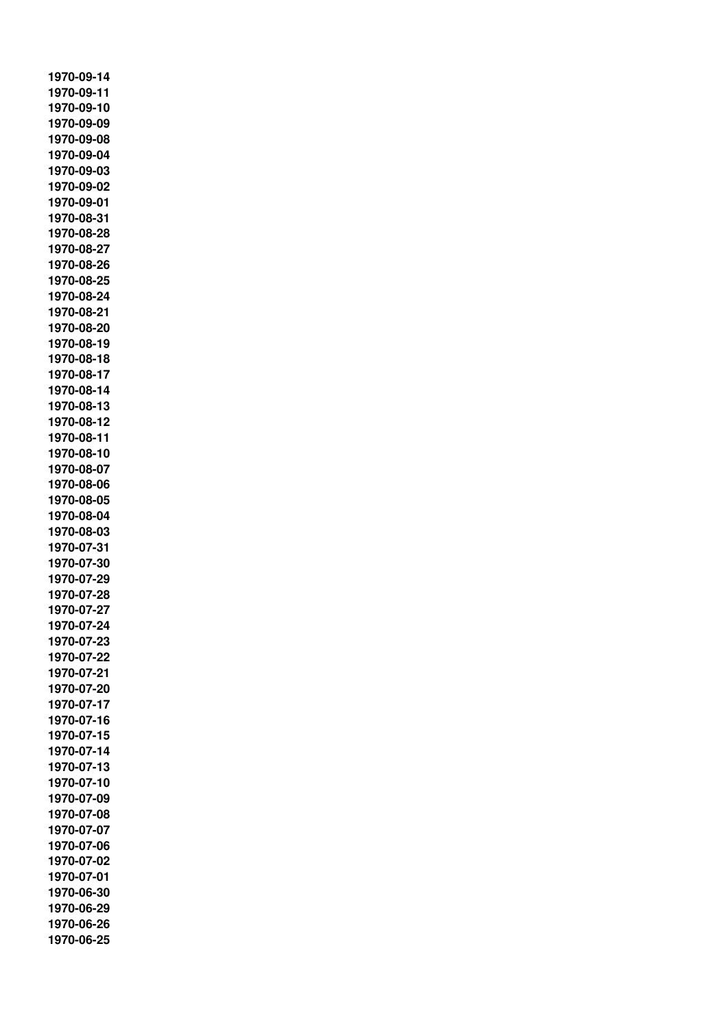**1970-09-14**
**1970-09-11**
**1970-09-10**
**1970-09-09**
**1970-09-08**
**1970-09-04**
**1970-09-03**
**1970-09-02**
**1970-09-01**
**1970-08-31**
**1970-08-28**
**1970-08-27**
**1970-08-26**
**1970-08-25**
**1970-08-24**
**1970-08-21**
**1970-08-20**
**1970-08-19**
**1970-08-18**
**1970-08-17**
**1970-08-14**
**1970-08-13**
**1970-08-12**
**1970-08-11**
**1970-08-10**
**1970-08-07**
**1970-08-06**
**1970-08-05**
**1970-08-04**
**1970-08-03**
**1970-07-31**
**1970-07-30**
**1970-07-29**
**1970-07-28**
**1970-07-27**
**1970-07-24**
**1970-07-23**
**1970-07-22**
**1970-07-21**
**1970-07-20**
**1970-07-17**
**1970-07-16**
**1970-07-15**
**1970-07-14**
**1970-07-13**
**1970-07-10**
**1970-07-09**
**1970-07-08**
**1970-07-07**
**1970-07-06**
**1970-07-02**
**1970-07-01**
**1970-06-30**
**1970-06-29**
**1970-06-26**
**1970-06-25**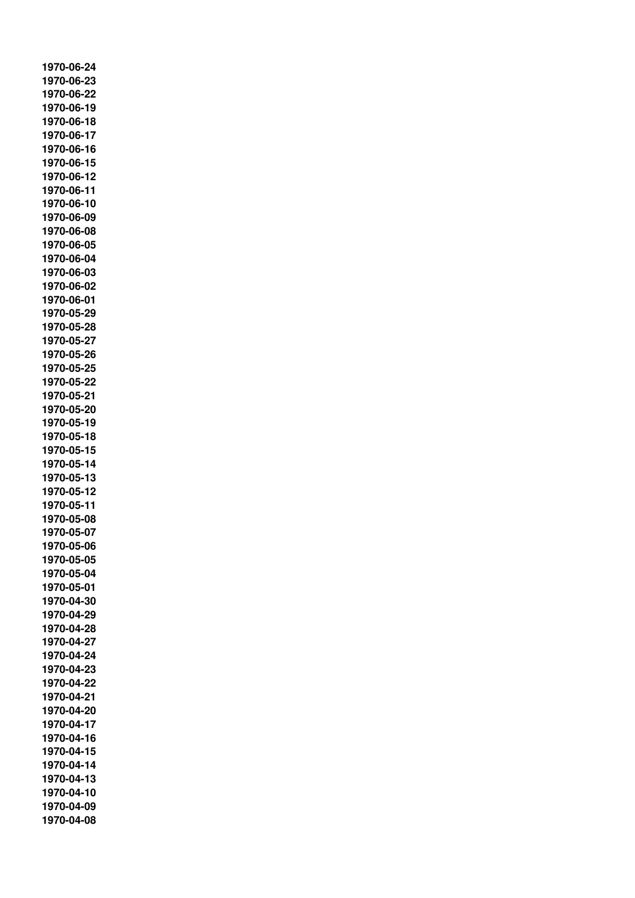**1970-06-24**
**1970-06-23**
**1970-06-22**
**1970-06-19**
**1970-06-18**
**1970-06-17**
**1970-06-16**
**1970-06-15**
**1970-06-12**
**1970-06-11**
**1970-06-10**
**1970-06-09**
**1970-06-08**
**1970-06-05**
**1970-06-04**
**1970-06-03**
**1970-06-02**
**1970-06-01**
**1970-05-29**
**1970-05-28**
**1970-05-27**
**1970-05-26**
**1970-05-25**
**1970-05-22**
**1970-05-21**
**1970-05-20**
**1970-05-19**
**1970-05-18**
**1970-05-15**
**1970-05-14**
**1970-05-13**
**1970-05-12**
**1970-05-11**
**1970-05-08**
**1970-05-07**
**1970-05-06**
**1970-05-05**
**1970-05-04**
**1970-05-01**
**1970-04-30**
**1970-04-29**
**1970-04-28**
**1970-04-27**
**1970-04-24**
**1970-04-23**
**1970-04-22**
**1970-04-21**
**1970-04-20**
**1970-04-17**
**1970-04-16**
**1970-04-15**
**1970-04-14**
**1970-04-13**
**1970-04-10**
**1970-04-09**
**1970-04-08**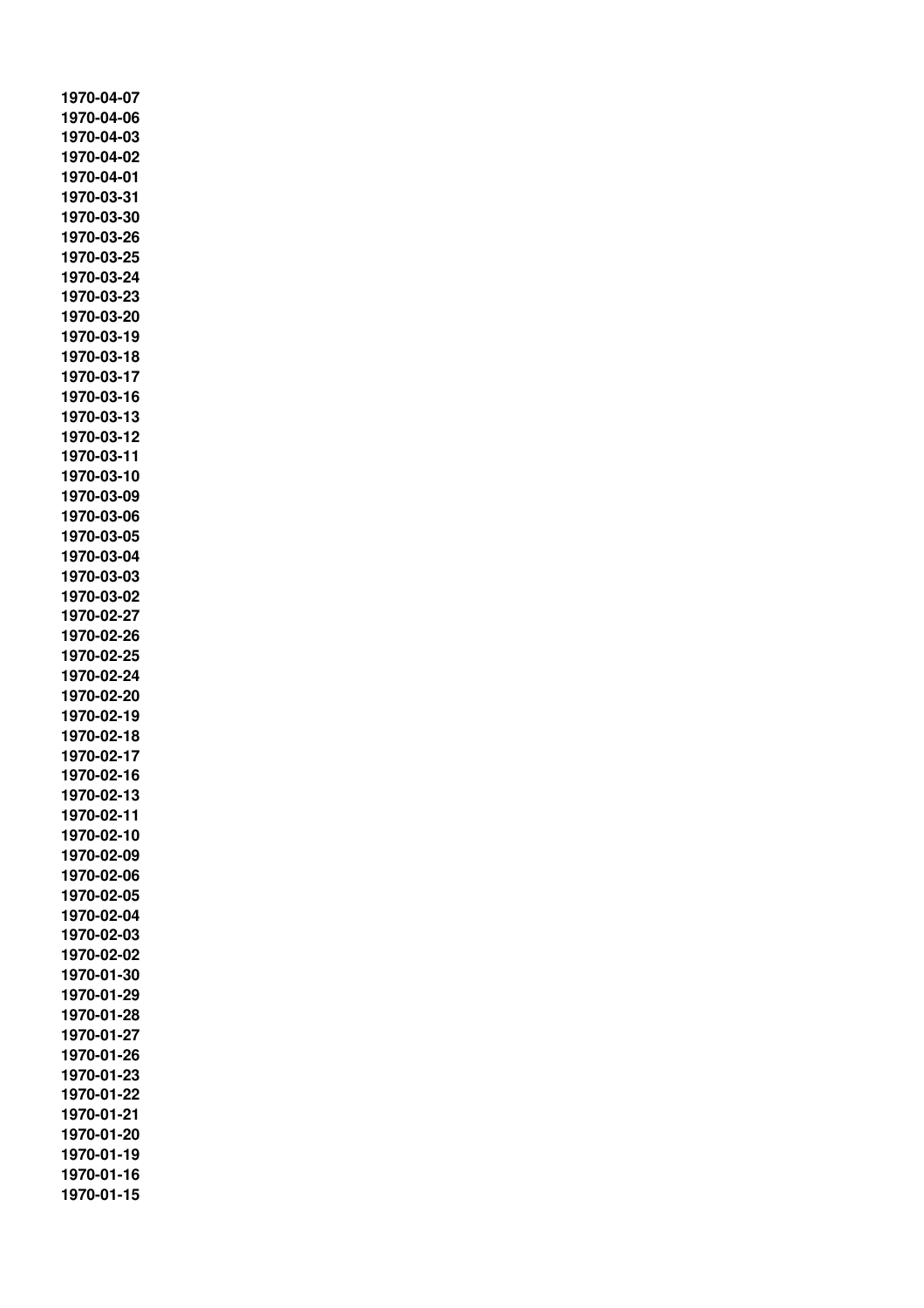**1970-04-07**
**1970-04-06**
**1970-04-03**
**1970-04-02**
**1970-04-01**
**1970-03-31**
**1970-03-30**
**1970-03-26**
**1970-03-25**
**1970-03-24**
**1970-03-23**
**1970-03-20**
**1970-03-19**
**1970-03-18**
**1970-03-17**
**1970-03-16**
**1970-03-13**
**1970-03-12**
**1970-03-11**
**1970-03-10**
**1970-03-09**
**1970-03-06**
**1970-03-05**
**1970-03-04**
**1970-03-03**
**1970-03-02**
**1970-02-27**
**1970-02-26**
**1970-02-25**
**1970-02-24**
**1970-02-20**
**1970-02-19**
**1970-02-18**
**1970-02-17**
**1970-02-16**
**1970-02-13**
**1970-02-11**
**1970-02-10**
**1970-02-09**
**1970-02-06**
**1970-02-05**
**1970-02-04**
**1970-02-03**
**1970-02-02**
**1970-01-30**
**1970-01-29**
**1970-01-28**
**1970-01-27**
**1970-01-26**
**1970-01-23**
**1970-01-22**
**1970-01-21**
**1970-01-20**
**1970-01-19**
**1970-01-16**
**1970-01-15**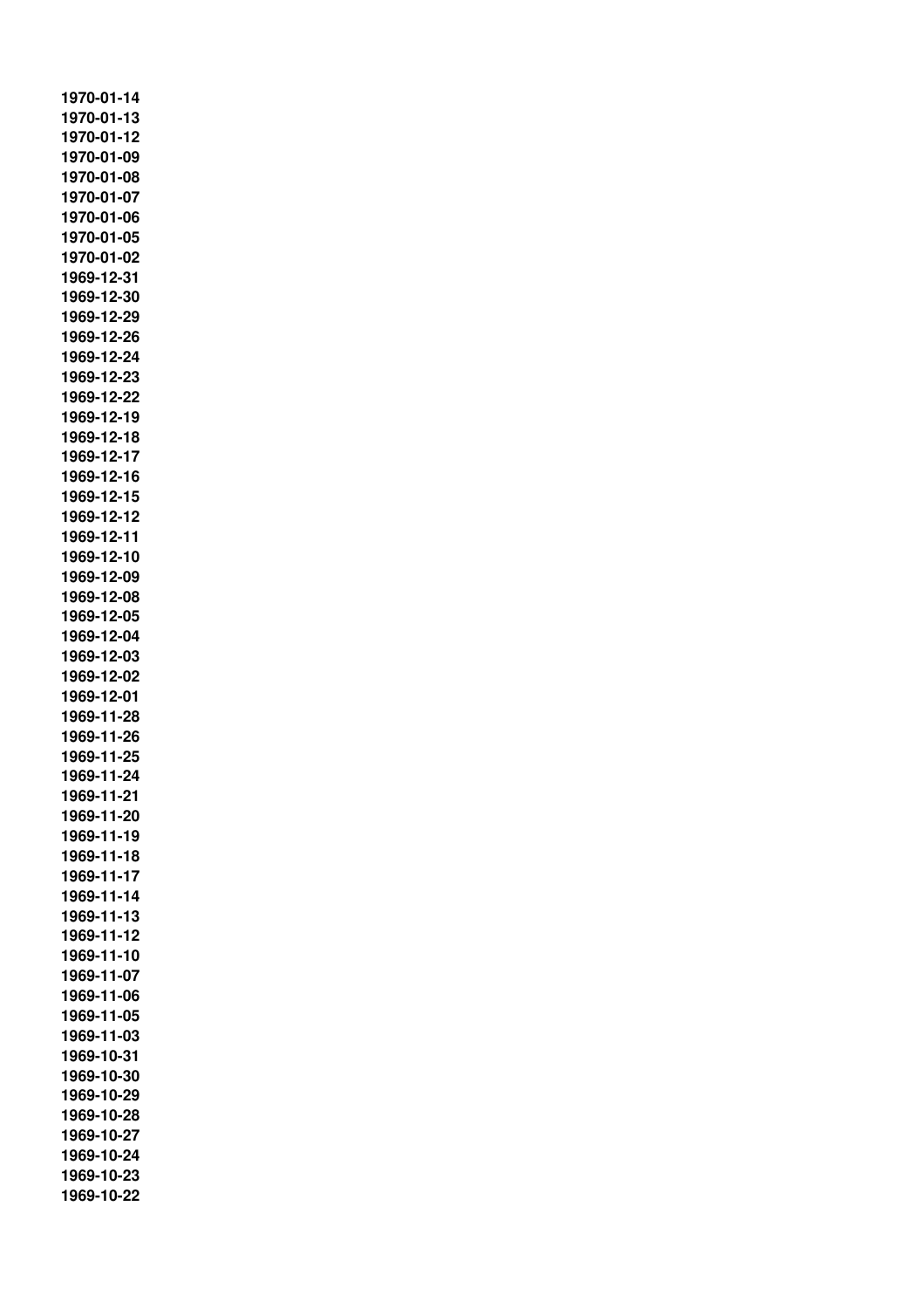**1970-01-14**
**1970-01-13**
**1970-01-12**
**1970-01-09**
**1970-01-08**
**1970-01-07**
**1970-01-06**
**1970-01-05**
**1970-01-02**
**1969-12-31**
**1969-12-30**
**1969-12-29**
**1969-12-26**
**1969-12-24**
**1969-12-23**
**1969-12-22**
**1969-12-19**
**1969-12-18**
**1969-12-17**
**1969-12-16**
**1969-12-15**
**1969-12-12**
**1969-12-11**
**1969-12-10**
**1969-12-09**
**1969-12-08**
**1969-12-05**
**1969-12-04**
**1969-12-03**
**1969-12-02**
**1969-12-01**
**1969-11-28**
**1969-11-26**
**1969-11-25**
**1969-11-24**
**1969-11-21**
**1969-11-20**
**1969-11-19**
**1969-11-18**
**1969-11-17**
**1969-11-14**
**1969-11-13**
**1969-11-12**
**1969-11-10**
**1969-11-07**
**1969-11-06**
**1969-11-05**
**1969-11-03**
**1969-10-31**
**1969-10-30**
**1969-10-29**
**1969-10-28**
**1969-10-27**
**1969-10-24**
**1969-10-23**
**1969-10-22**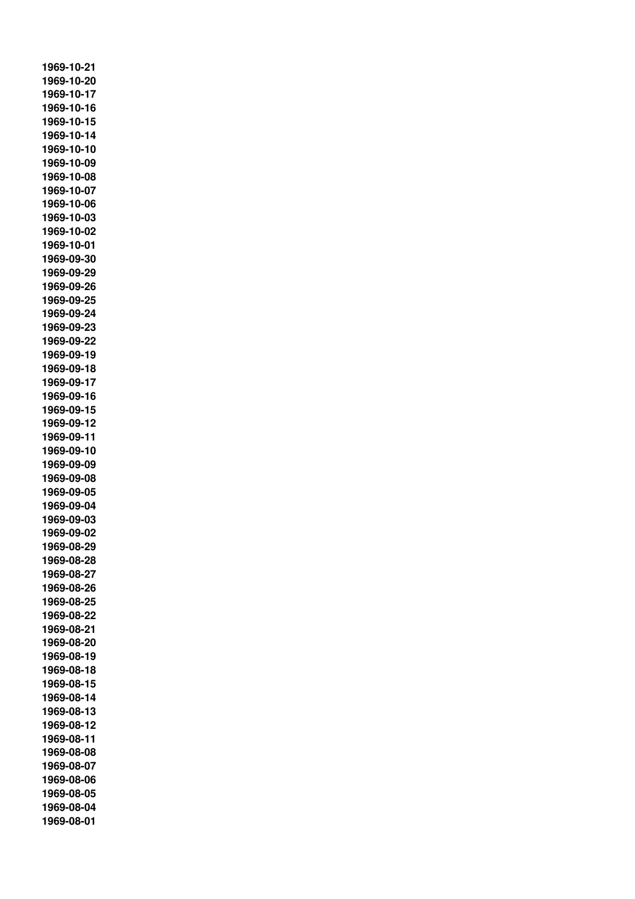1969-10-21
1969-10-20
1969-10-17
1969-10-16
1969-10-15
1969-10-14
1969-10-10
1969-10-09
1969-10-08
1969-10-07
1969-10-06
1969-10-03
1969-10-02
1969-10-01
1969-09-30
1969-09-29
1969-09-26
1969-09-25
1969-09-24
1969-09-23
1969-09-22
1969-09-19
1969-09-18
1969-09-17
1969-09-16
1969-09-15
1969-09-12
1969-09-11
1969-09-10
1969-09-09
1969-09-08
1969-09-05
1969-09-04
1969-09-03
1969-09-02
1969-08-29
1969-08-28
1969-08-27
1969-08-26
1969-08-25
1969-08-22
1969-08-21
1969-08-20
1969-08-19
1969-08-18
1969-08-15
1969-08-14
1969-08-13
1969-08-12
1969-08-11
1969-08-08
1969-08-07
1969-08-06
1969-08-05
1969-08-04
1969-08-01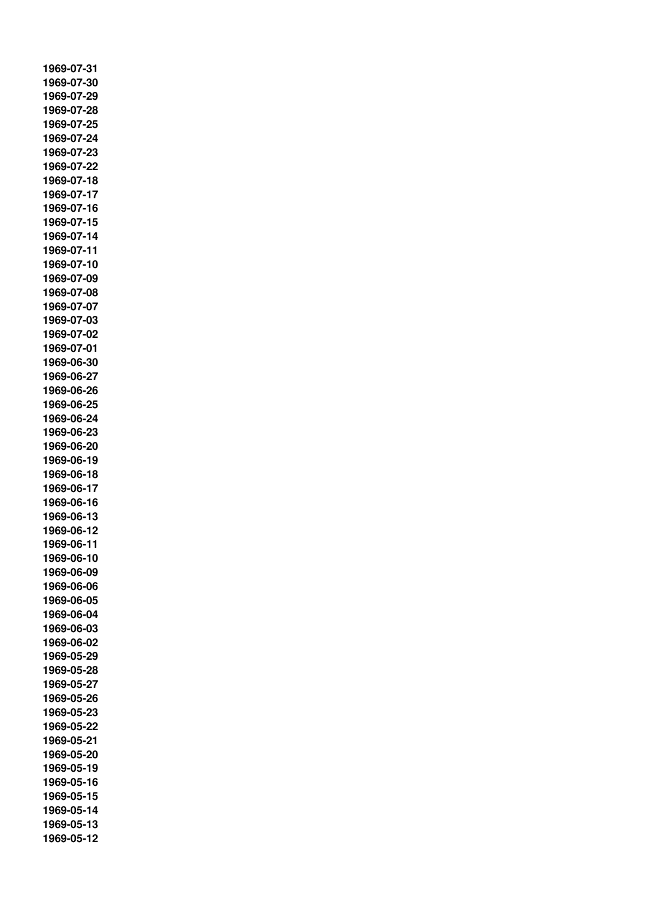**1969-07-31**
**1969-07-30**
**1969-07-29**
**1969-07-28**
**1969-07-25**
**1969-07-24**
**1969-07-23**
**1969-07-22**
**1969-07-18**
**1969-07-17**
**1969-07-16**
**1969-07-15**
**1969-07-14**
**1969-07-11**
**1969-07-10**
**1969-07-09**
**1969-07-08**
**1969-07-07**
**1969-07-03**
**1969-07-02**
**1969-07-01**
**1969-06-30**
**1969-06-27**
**1969-06-26**
**1969-06-25**
**1969-06-24**
**1969-06-23**
**1969-06-20**
**1969-06-19**
**1969-06-18**
**1969-06-17**
**1969-06-16**
**1969-06-13**
**1969-06-12**
**1969-06-11**
**1969-06-10**
**1969-06-09**
**1969-06-06**
**1969-06-05**
**1969-06-04**
**1969-06-03**
**1969-06-02**
**1969-05-29**
**1969-05-28**
**1969-05-27**
**1969-05-26**
**1969-05-23**
**1969-05-22**
**1969-05-21**
**1969-05-20**
**1969-05-19**
**1969-05-16**
**1969-05-15**
**1969-05-14**
**1969-05-13**
**1969-05-12**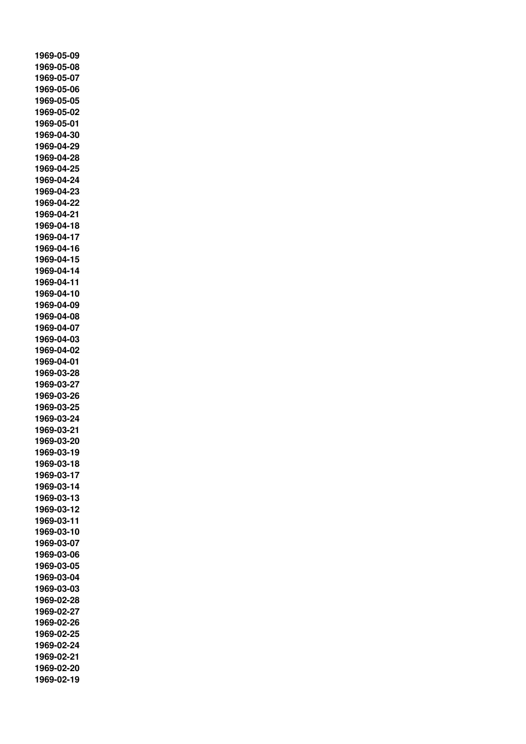1969-05-09
1969-05-08
1969-05-07
1969-05-06
1969-05-05
1969-05-02
1969-05-01
1969-04-30
1969-04-29
1969-04-28
1969-04-25
1969-04-24
1969-04-23
1969-04-22
1969-04-21
1969-04-18
1969-04-17
1969-04-16
1969-04-15
1969-04-14
1969-04-11
1969-04-10
1969-04-09
1969-04-08
1969-04-07
1969-04-03
1969-04-02
1969-04-01
1969-03-28
1969-03-27
1969-03-26
1969-03-25
1969-03-24
1969-03-21
1969-03-20
1969-03-19
1969-03-18
1969-03-17
1969-03-14
1969-03-13
1969-03-12
1969-03-11
1969-03-10
1969-03-07
1969-03-06
1969-03-05
1969-03-04
1969-03-03
1969-02-28
1969-02-27
1969-02-26
1969-02-25
1969-02-24
1969-02-21
1969-02-20
1969-02-19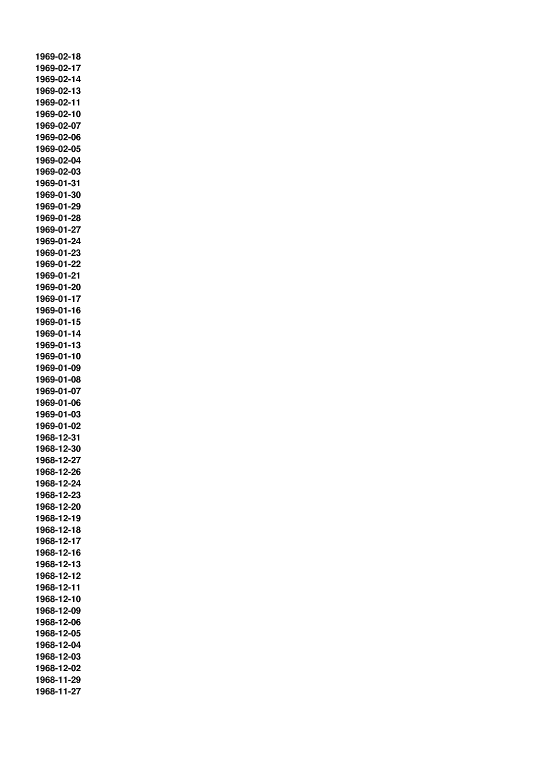**1969-02-18**
**1969-02-17**
**1969-02-14**
**1969-02-13**
**1969-02-11**
**1969-02-10**
**1969-02-07**
**1969-02-06**
**1969-02-05**
**1969-02-04**
**1969-02-03**
**1969-01-31**
**1969-01-30**
**1969-01-29**
**1969-01-28**
**1969-01-27**
**1969-01-24**
**1969-01-23**
**1969-01-22**
**1969-01-21**
**1969-01-20**
**1969-01-17**
**1969-01-16**
**1969-01-15**
**1969-01-14**
**1969-01-13**
**1969-01-10**
**1969-01-09**
**1969-01-08**
**1969-01-07**
**1969-01-06**
**1969-01-03**
**1969-01-02**
**1968-12-31**
**1968-12-30**
**1968-12-27**
**1968-12-26**
**1968-12-24**
**1968-12-23**
**1968-12-20**
**1968-12-19**
**1968-12-18**
**1968-12-17**
**1968-12-16**
**1968-12-13**
**1968-12-12**
**1968-12-11**
**1968-12-10**
**1968-12-09**
**1968-12-06**
**1968-12-05**
**1968-12-04**
**1968-12-03**
**1968-12-02**
**1968-11-29**
**1968-11-27**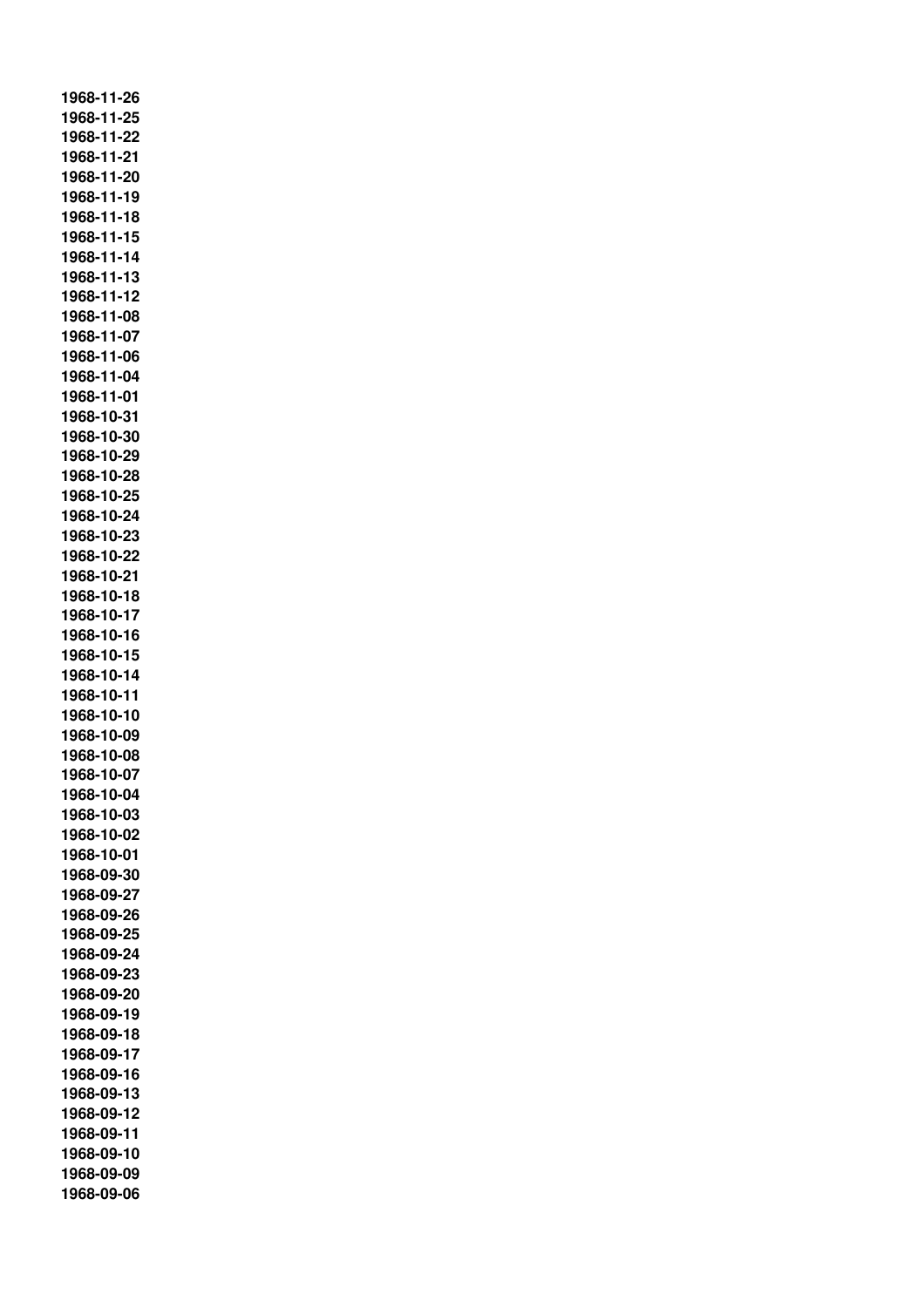1968-11-26
1968-11-25
1968-11-22
1968-11-21
1968-11-20
1968-11-19
1968-11-18
1968-11-15
1968-11-14
1968-11-13
1968-11-12
1968-11-08
1968-11-07
1968-11-06
1968-11-04
1968-11-01
1968-10-31
1968-10-30
1968-10-29
1968-10-28
1968-10-25
1968-10-24
1968-10-23
1968-10-22
1968-10-21
1968-10-18
1968-10-17
1968-10-16
1968-10-15
1968-10-14
1968-10-11
1968-10-10
1968-10-09
1968-10-08
1968-10-07
1968-10-04
1968-10-03
1968-10-02
1968-10-01
1968-09-30
1968-09-27
1968-09-26
1968-09-25
1968-09-24
1968-09-23
1968-09-20
1968-09-19
1968-09-18
1968-09-17
1968-09-16
1968-09-13
1968-09-12
1968-09-11
1968-09-10
1968-09-09
1968-09-06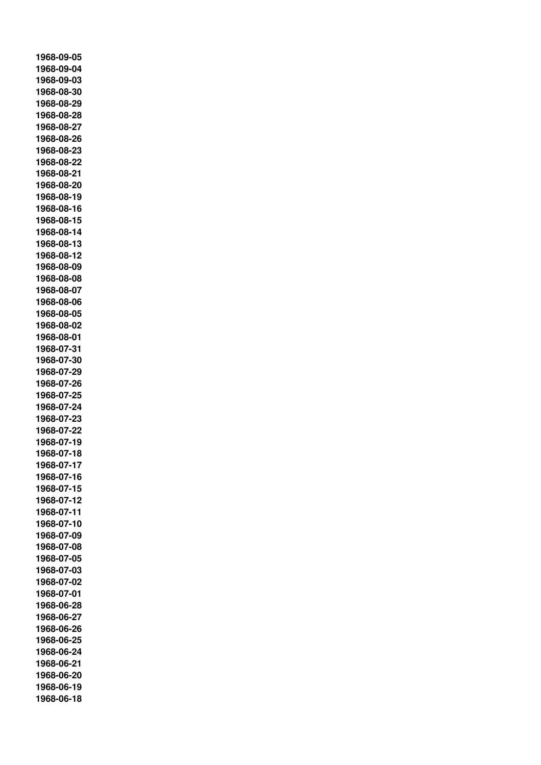**1968-09-05**
**1968-09-04**
**1968-09-03**
**1968-08-30**
**1968-08-29**
**1968-08-28**
**1968-08-27**
**1968-08-26**
**1968-08-23**
**1968-08-22**
**1968-08-21**
**1968-08-20**
**1968-08-19**
**1968-08-16**
**1968-08-15**
**1968-08-14**
**1968-08-13**
**1968-08-12**
**1968-08-09**
**1968-08-08**
**1968-08-07**
**1968-08-06**
**1968-08-05**
**1968-08-02**
**1968-08-01**
**1968-07-31**
**1968-07-30**
**1968-07-29**
**1968-07-26**
**1968-07-25**
**1968-07-24**
**1968-07-23**
**1968-07-22**
**1968-07-19**
**1968-07-18**
**1968-07-17**
**1968-07-16**
**1968-07-15**
**1968-07-12**
**1968-07-11**
**1968-07-10**
**1968-07-09**
**1968-07-08**
**1968-07-05**
**1968-07-03**
**1968-07-02**
**1968-07-01**
**1968-06-28**
**1968-06-27**
**1968-06-26**
**1968-06-25**
**1968-06-24**
**1968-06-21**
**1968-06-20**
**1968-06-19**
**1968-06-18**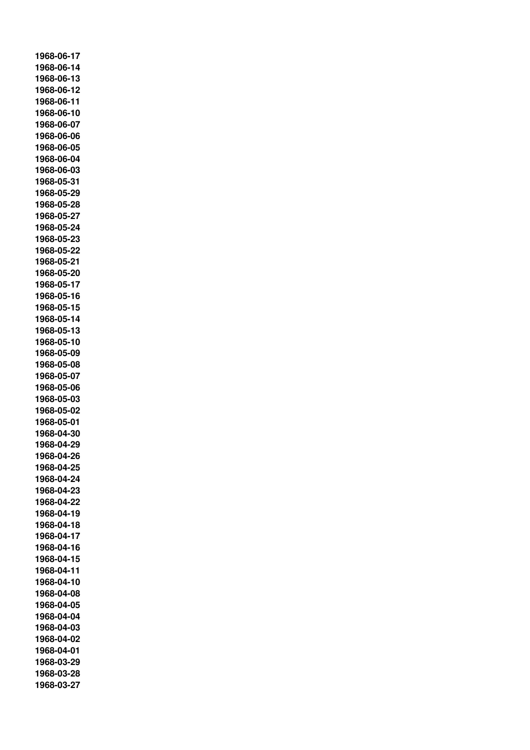**1968-06-17**
**1968-06-14**
**1968-06-13**
**1968-06-12**
**1968-06-11**
**1968-06-10**
**1968-06-07**
**1968-06-06**
**1968-06-05**
**1968-06-04**
**1968-06-03**
**1968-05-31**
**1968-05-29**
**1968-05-28**
**1968-05-27**
**1968-05-24**
**1968-05-23**
**1968-05-22**
**1968-05-21**
**1968-05-20**
**1968-05-17**
**1968-05-16**
**1968-05-15**
**1968-05-14**
**1968-05-13**
**1968-05-10**
**1968-05-09**
**1968-05-08**
**1968-05-07**
**1968-05-06**
**1968-05-03**
**1968-05-02**
**1968-05-01**
**1968-04-30**
**1968-04-29**
**1968-04-26**
**1968-04-25**
**1968-04-24**
**1968-04-23**
**1968-04-22**
**1968-04-19**
**1968-04-18**
**1968-04-17**
**1968-04-16**
**1968-04-15**
**1968-04-11**
**1968-04-10**
**1968-04-08**
**1968-04-05**
**1968-04-04**
**1968-04-03**
**1968-04-02**
**1968-04-01**
**1968-03-29**
**1968-03-28**
**1968-03-27**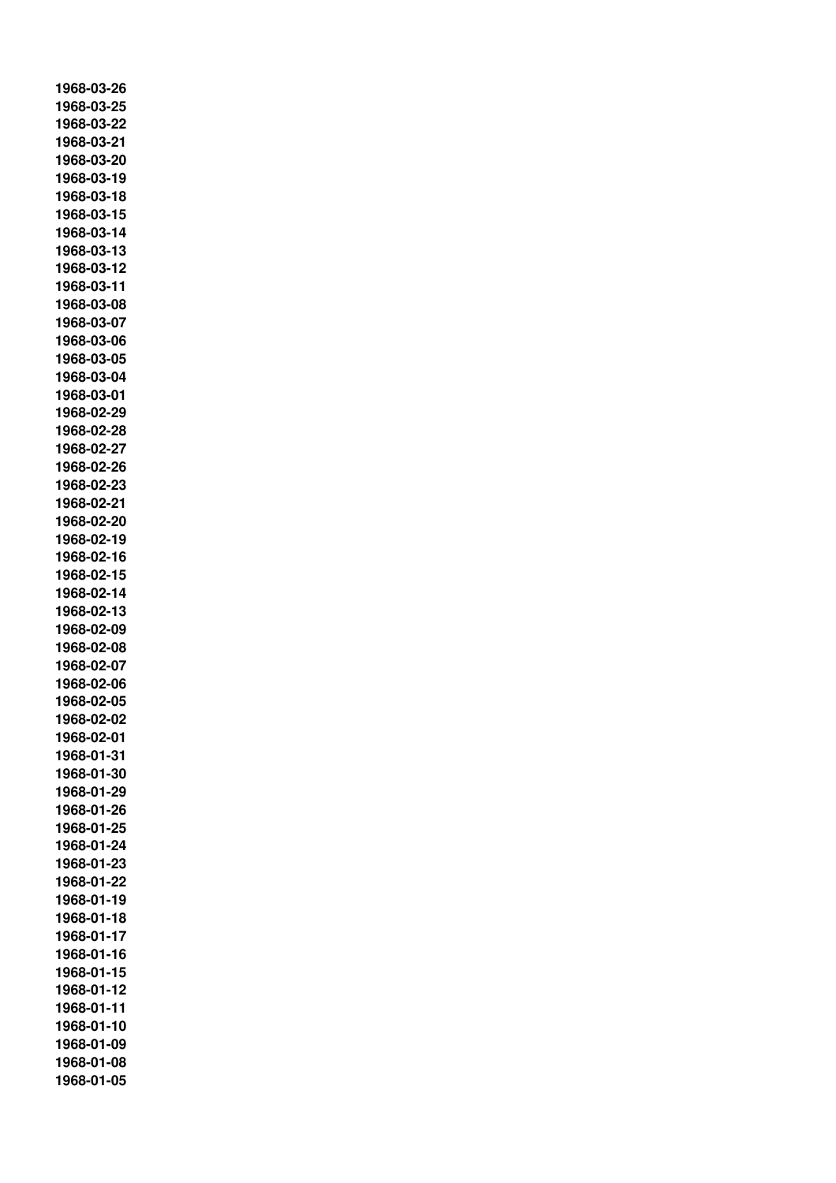**1968-03-26**
**1968-03-25**
**1968-03-22**
**1968-03-21**
**1968-03-20**
**1968-03-19**
**1968-03-18**
**1968-03-15**
**1968-03-14**
**1968-03-13**
**1968-03-12**
**1968-03-11**
**1968-03-08**
**1968-03-07**
**1968-03-06**
**1968-03-05**
**1968-03-04**
**1968-03-01**
**1968-02-29**
**1968-02-28**
**1968-02-27**
**1968-02-26**
**1968-02-23**
**1968-02-21**
**1968-02-20**
**1968-02-19**
**1968-02-16**
**1968-02-15**
**1968-02-14**
**1968-02-13**
**1968-02-09**
**1968-02-08**
**1968-02-07**
**1968-02-06**
**1968-02-05**
**1968-02-02**
**1968-02-01**
**1968-01-31**
**1968-01-30**
**1968-01-29**
**1968-01-26**
**1968-01-25**
**1968-01-24**
**1968-01-23**
**1968-01-22**
**1968-01-19**
**1968-01-18**
**1968-01-17**
**1968-01-16**
**1968-01-15**
**1968-01-12**
**1968-01-11**
**1968-01-10**
**1968-01-09**
**1968-01-08**
**1968-01-05**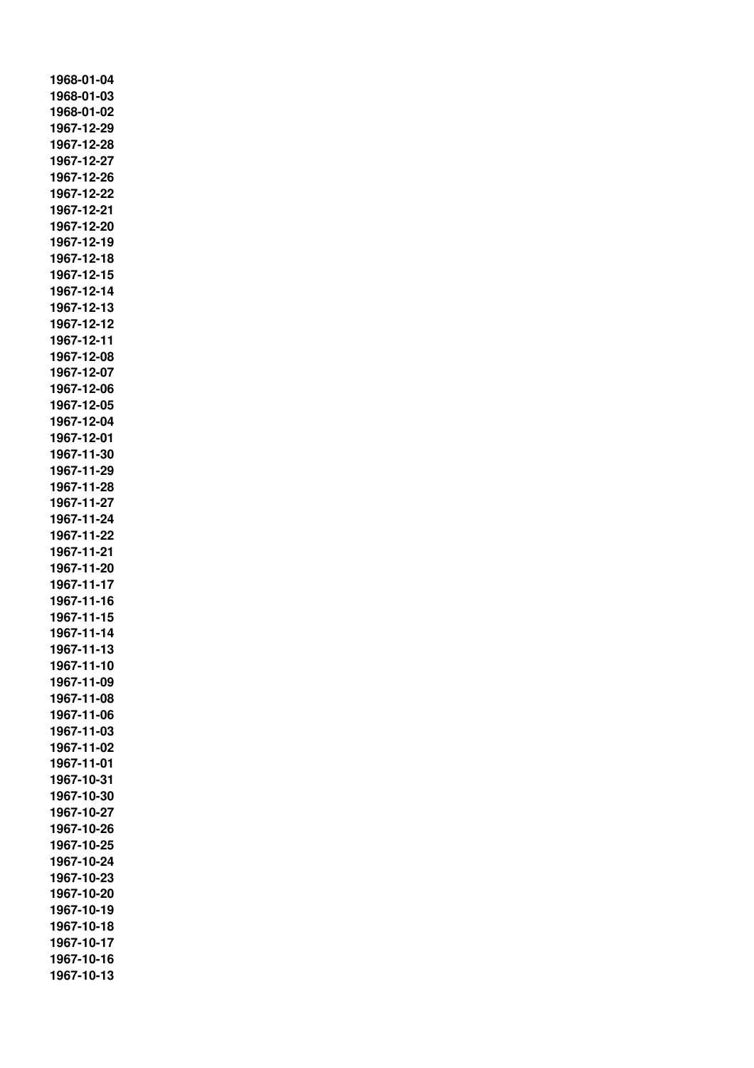1968-01-04
1968-01-03
1968-01-02
1967-12-29
1967-12-28
1967-12-27
1967-12-26
1967-12-22
1967-12-21
1967-12-20
1967-12-19
1967-12-18
1967-12-15
1967-12-14
1967-12-13
1967-12-12
1967-12-11
1967-12-08
1967-12-07
1967-12-06
1967-12-05
1967-12-04
1967-12-01
1967-11-30
1967-11-29
1967-11-28
1967-11-27
1967-11-24
1967-11-22
1967-11-21
1967-11-20
1967-11-17
1967-11-16
1967-11-15
1967-11-14
1967-11-13
1967-11-10
1967-11-09
1967-11-08
1967-11-06
1967-11-03
1967-11-02
1967-11-01
1967-10-31
1967-10-30
1967-10-27
1967-10-26
1967-10-25
1967-10-24
1967-10-23
1967-10-20
1967-10-19
1967-10-18
1967-10-17
1967-10-16
1967-10-13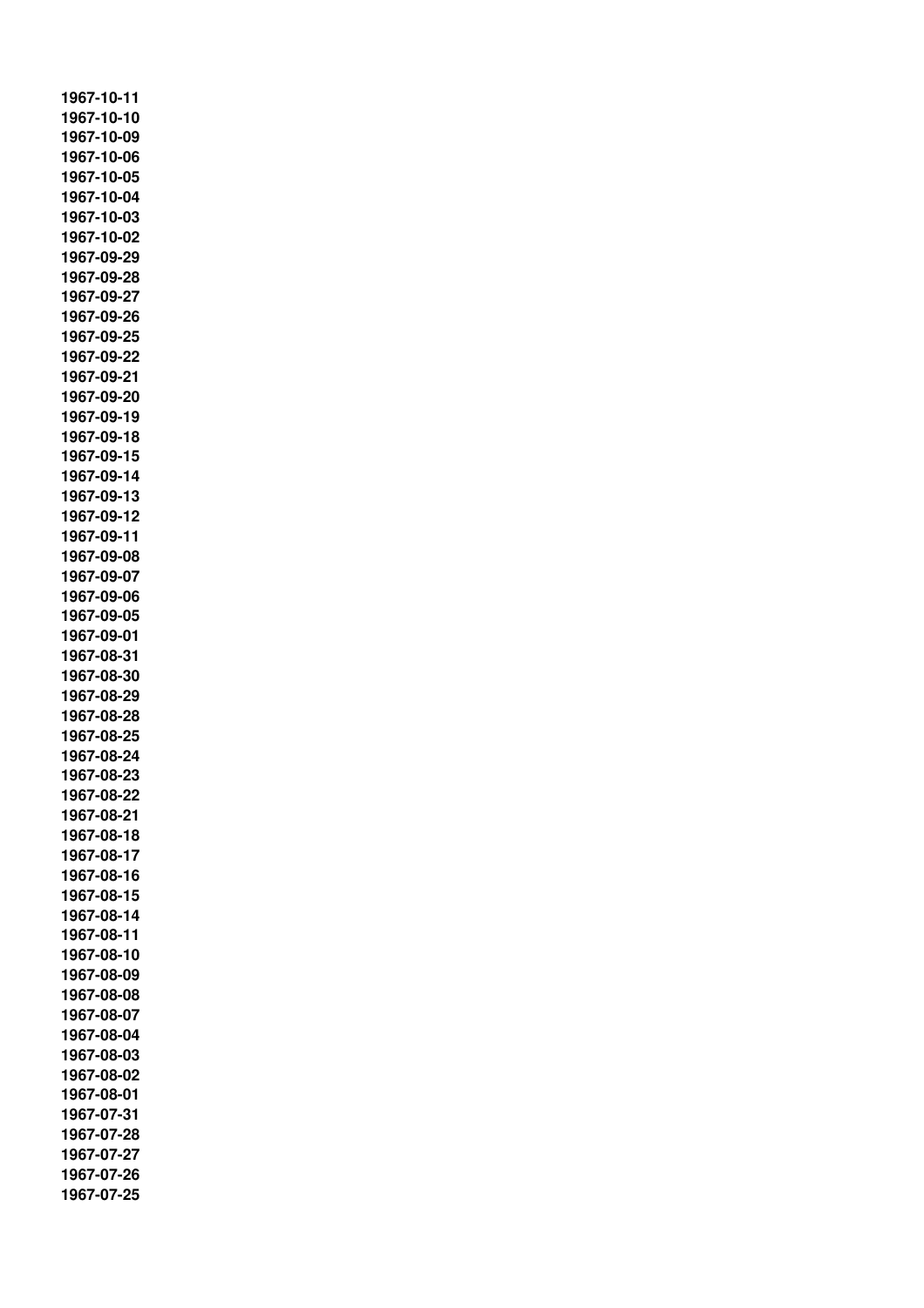**1967-10-11**
**1967-10-10**
**1967-10-09**
**1967-10-06**
**1967-10-05**
**1967-10-04**
**1967-10-03**
**1967-10-02**
**1967-09-29**
**1967-09-28**
**1967-09-27**
**1967-09-26**
**1967-09-25**
**1967-09-22**
**1967-09-21**
**1967-09-20**
**1967-09-19**
**1967-09-18**
**1967-09-15**
**1967-09-14**
**1967-09-13**
**1967-09-12**
**1967-09-11**
**1967-09-08**
**1967-09-07**
**1967-09-06**
**1967-09-05**
**1967-09-01**
**1967-08-31**
**1967-08-30**
**1967-08-29**
**1967-08-28**
**1967-08-25**
**1967-08-24**
**1967-08-23**
**1967-08-22**
**1967-08-21**
**1967-08-18**
**1967-08-17**
**1967-08-16**
**1967-08-15**
**1967-08-14**
**1967-08-11**
**1967-08-10**
**1967-08-09**
**1967-08-08**
**1967-08-07**
**1967-08-04**
**1967-08-03**
**1967-08-02**
**1967-08-01**
**1967-07-31**
**1967-07-28**
**1967-07-27**
**1967-07-26**
**1967-07-25**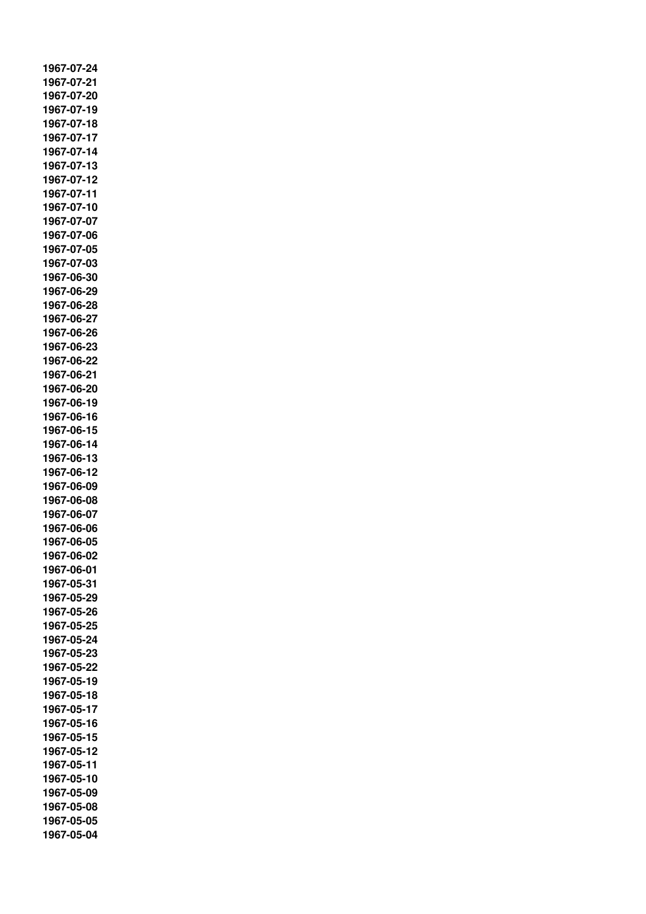1967-07-24
1967-07-21
1967-07-20
1967-07-19
1967-07-18
1967-07-17
1967-07-14
1967-07-13
1967-07-12
1967-07-11
1967-07-10
1967-07-07
1967-07-06
1967-07-05
1967-07-03
1967-06-30
1967-06-29
1967-06-28
1967-06-27
1967-06-26
1967-06-23
1967-06-22
1967-06-21
1967-06-20
1967-06-19
1967-06-16
1967-06-15
1967-06-14
1967-06-13
1967-06-12
1967-06-09
1967-06-08
1967-06-07
1967-06-06
1967-06-05
1967-06-02
1967-06-01
1967-05-31
1967-05-29
1967-05-26
1967-05-25
1967-05-24
1967-05-23
1967-05-22
1967-05-19
1967-05-18
1967-05-17
1967-05-16
1967-05-15
1967-05-12
1967-05-11
1967-05-10
1967-05-09
1967-05-08
1967-05-05
1967-05-04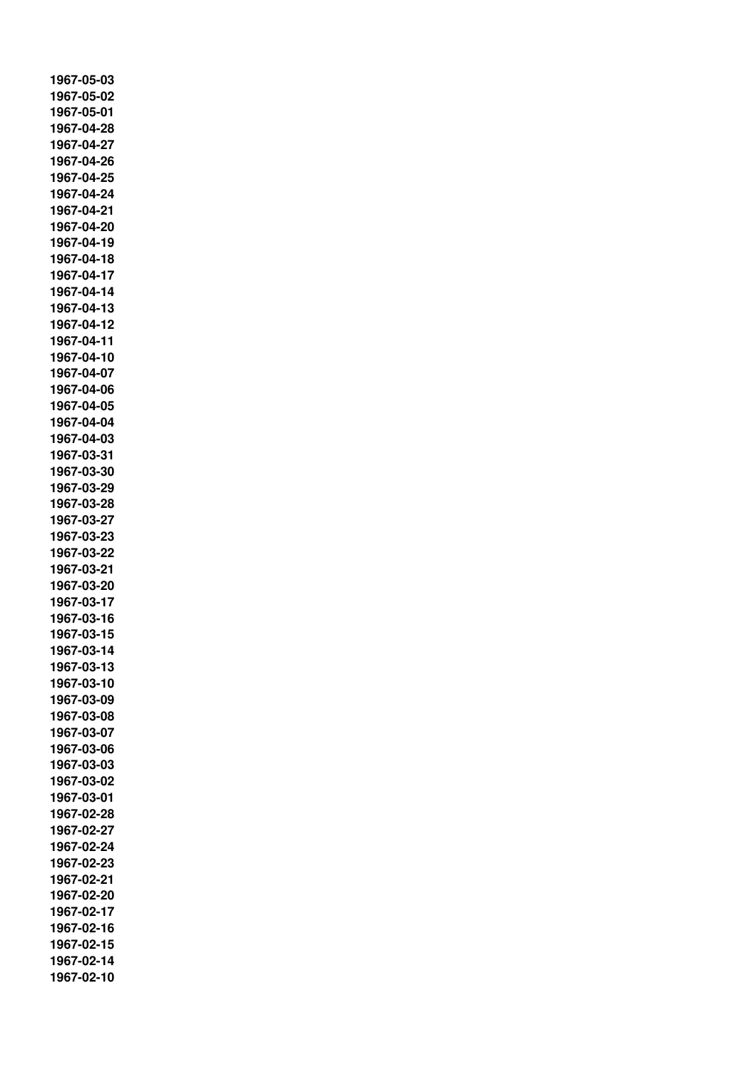**1967-05-03**
**1967-05-02**
**1967-05-01**
**1967-04-28**
**1967-04-27**
**1967-04-26**
**1967-04-25**
**1967-04-24**
**1967-04-21**
**1967-04-20**
**1967-04-19**
**1967-04-18**
**1967-04-17**
**1967-04-14**
**1967-04-13**
**1967-04-12**
**1967-04-11**
**1967-04-10**
**1967-04-07**
**1967-04-06**
**1967-04-05**
**1967-04-04**
**1967-04-03**
**1967-03-31**
**1967-03-30**
**1967-03-29**
**1967-03-28**
**1967-03-27**
**1967-03-23**
**1967-03-22**
**1967-03-21**
**1967-03-20**
**1967-03-17**
**1967-03-16**
**1967-03-15**
**1967-03-14**
**1967-03-13**
**1967-03-10**
**1967-03-09**
**1967-03-08**
**1967-03-07**
**1967-03-06**
**1967-03-03**
**1967-03-02**
**1967-03-01**
**1967-02-28**
**1967-02-27**
**1967-02-24**
**1967-02-23**
**1967-02-21**
**1967-02-20**
**1967-02-17**
**1967-02-16**
**1967-02-15**
**1967-02-14**
**1967-02-10**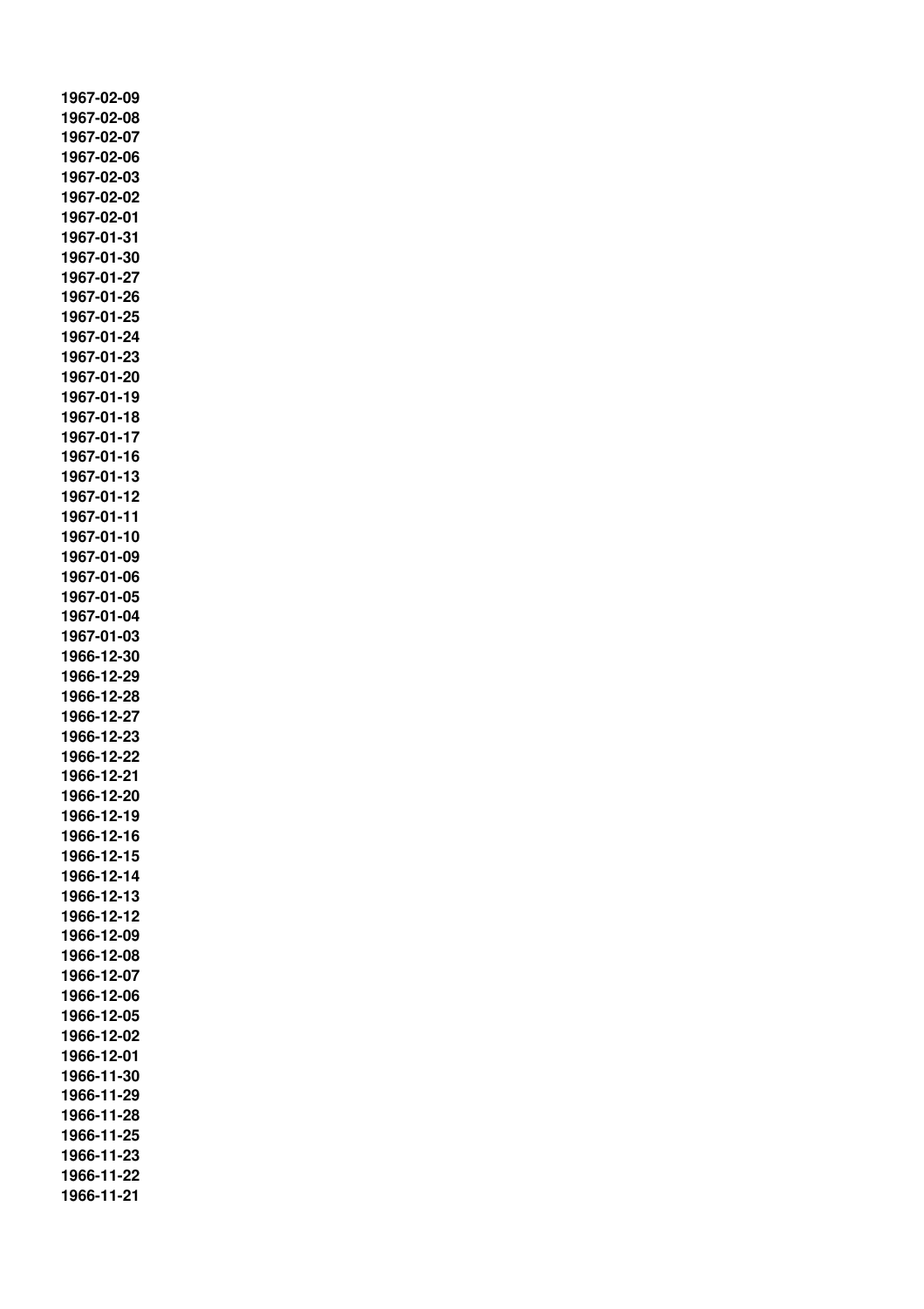**1967-02-09**
**1967-02-08**
**1967-02-07**
**1967-02-06**
**1967-02-03**
**1967-02-02**
**1967-02-01**
**1967-01-31**
**1967-01-30**
**1967-01-27**
**1967-01-26**
**1967-01-25**
**1967-01-24**
**1967-01-23**
**1967-01-20**
**1967-01-19**
**1967-01-18**
**1967-01-17**
**1967-01-16**
**1967-01-13**
**1967-01-12**
**1967-01-11**
**1967-01-10**
**1967-01-09**
**1967-01-06**
**1967-01-05**
**1967-01-04**
**1967-01-03**
**1966-12-30**
**1966-12-29**
**1966-12-28**
**1966-12-27**
**1966-12-23**
**1966-12-22**
**1966-12-21**
**1966-12-20**
**1966-12-19**
**1966-12-16**
**1966-12-15**
**1966-12-14**
**1966-12-13**
**1966-12-12**
**1966-12-09**
**1966-12-08**
**1966-12-07**
**1966-12-06**
**1966-12-05**
**1966-12-02**
**1966-12-01**
**1966-11-30**
**1966-11-29**
**1966-11-28**
**1966-11-25**
**1966-11-23**
**1966-11-22**
**1966-11-21**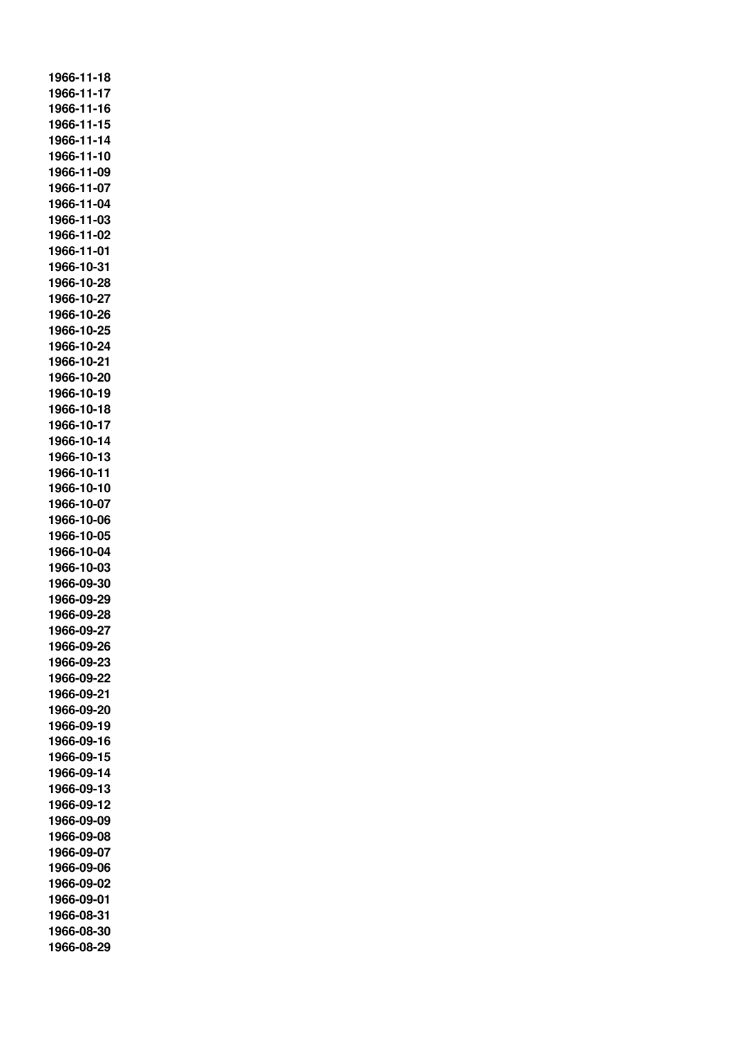**1966-11-18**
**1966-11-17**
**1966-11-16**
**1966-11-15**
**1966-11-14**
**1966-11-10**
**1966-11-09**
**1966-11-07**
**1966-11-04**
**1966-11-03**
**1966-11-02**
**1966-11-01**
**1966-10-31**
**1966-10-28**
**1966-10-27**
**1966-10-26**
**1966-10-25**
**1966-10-24**
**1966-10-21**
**1966-10-20**
**1966-10-19**
**1966-10-18**
**1966-10-17**
**1966-10-14**
**1966-10-13**
**1966-10-11**
**1966-10-10**
**1966-10-07**
**1966-10-06**
**1966-10-05**
**1966-10-04**
**1966-10-03**
**1966-09-30**
**1966-09-29**
**1966-09-28**
**1966-09-27**
**1966-09-26**
**1966-09-23**
**1966-09-22**
**1966-09-21**
**1966-09-20**
**1966-09-19**
**1966-09-16**
**1966-09-15**
**1966-09-14**
**1966-09-13**
**1966-09-12**
**1966-09-09**
**1966-09-08**
**1966-09-07**
**1966-09-06**
**1966-09-02**
**1966-09-01**
**1966-08-31**
**1966-08-30**
**1966-08-29**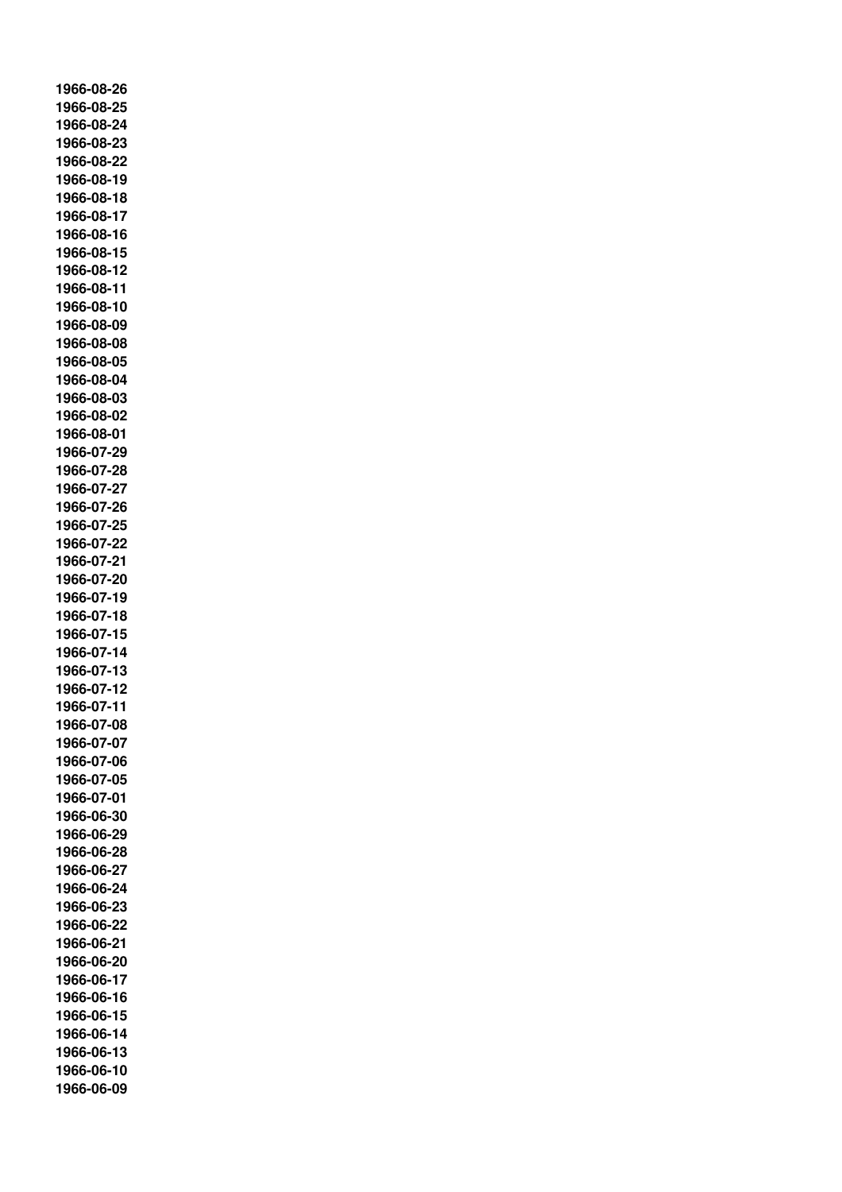**1966-08-26**
**1966-08-25**
**1966-08-24**
**1966-08-23**
**1966-08-22**
**1966-08-19**
**1966-08-18**
**1966-08-17**
**1966-08-16**
**1966-08-15**
**1966-08-12**
**1966-08-11**
**1966-08-10**
**1966-08-09**
**1966-08-08**
**1966-08-05**
**1966-08-04**
**1966-08-03**
**1966-08-02**
**1966-08-01**
**1966-07-29**
**1966-07-28**
**1966-07-27**
**1966-07-26**
**1966-07-25**
**1966-07-22**
**1966-07-21**
**1966-07-20**
**1966-07-19**
**1966-07-18**
**1966-07-15**
**1966-07-14**
**1966-07-13**
**1966-07-12**
**1966-07-11**
**1966-07-08**
**1966-07-07**
**1966-07-06**
**1966-07-05**
**1966-07-01**
**1966-06-30**
**1966-06-29**
**1966-06-28**
**1966-06-27**
**1966-06-24**
**1966-06-23**
**1966-06-22**
**1966-06-21**
**1966-06-20**
**1966-06-17**
**1966-06-16**
**1966-06-15**
**1966-06-14**
**1966-06-13**
**1966-06-10**
**1966-06-09**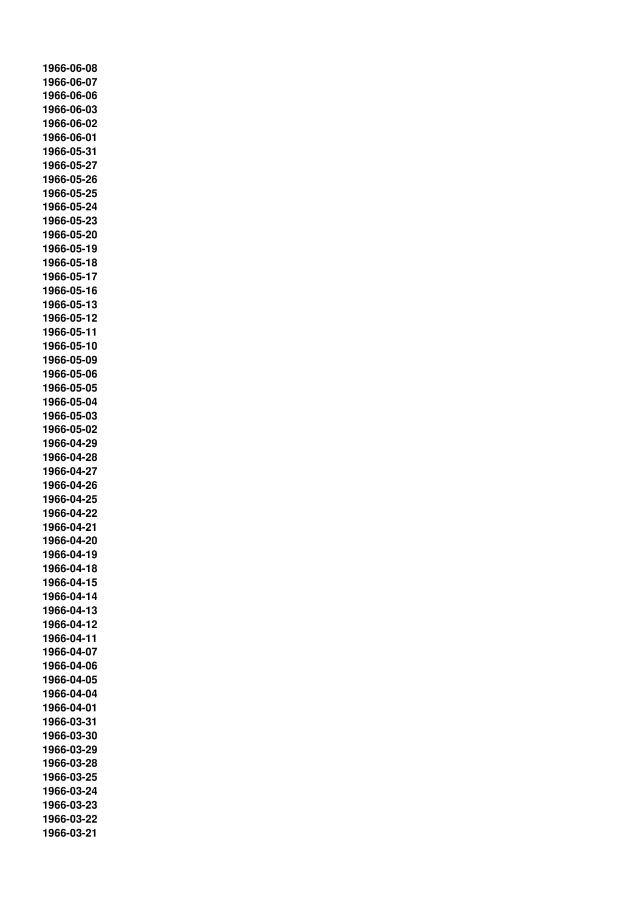**1966-06-08**
**1966-06-07**
**1966-06-06**
**1966-06-03**
**1966-06-02**
**1966-06-01**
**1966-05-31**
**1966-05-27**
**1966-05-26**
**1966-05-25**
**1966-05-24**
**1966-05-23**
**1966-05-20**
**1966-05-19**
**1966-05-18**
**1966-05-17**
**1966-05-16**
**1966-05-13**
**1966-05-12**
**1966-05-11**
**1966-05-10**
**1966-05-09**
**1966-05-06**
**1966-05-05**
**1966-05-04**
**1966-05-03**
**1966-05-02**
**1966-04-29**
**1966-04-28**
**1966-04-27**
**1966-04-26**
**1966-04-25**
**1966-04-22**
**1966-04-21**
**1966-04-20**
**1966-04-19**
**1966-04-18**
**1966-04-15**
**1966-04-14**
**1966-04-13**
**1966-04-12**
**1966-04-11**
**1966-04-07**
**1966-04-06**
**1966-04-05**
**1966-04-04**
**1966-04-01**
**1966-03-31**
**1966-03-30**
**1966-03-29**
**1966-03-28**
**1966-03-25**
**1966-03-24**
**1966-03-23**
**1966-03-22**
**1966-03-21**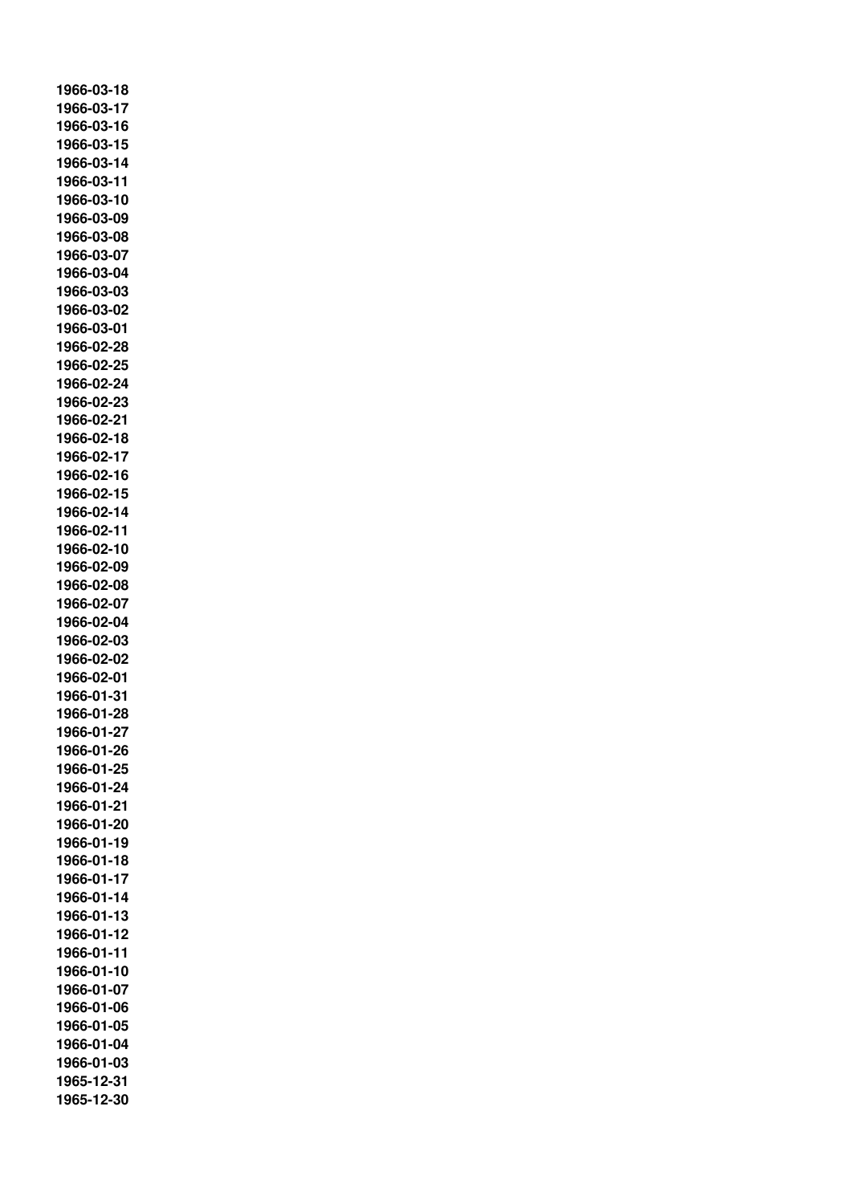**1966-03-18**
**1966-03-17**
**1966-03-16**
**1966-03-15**
**1966-03-14**
**1966-03-11**
**1966-03-10**
**1966-03-09**
**1966-03-08**
**1966-03-07**
**1966-03-04**
**1966-03-03**
**1966-03-02**
**1966-03-01**
**1966-02-28**
**1966-02-25**
**1966-02-24**
**1966-02-23**
**1966-02-21**
**1966-02-18**
**1966-02-17**
**1966-02-16**
**1966-02-15**
**1966-02-14**
**1966-02-11**
**1966-02-10**
**1966-02-09**
**1966-02-08**
**1966-02-07**
**1966-02-04**
**1966-02-03**
**1966-02-02**
**1966-02-01**
**1966-01-31**
**1966-01-28**
**1966-01-27**
**1966-01-26**
**1966-01-25**
**1966-01-24**
**1966-01-21**
**1966-01-20**
**1966-01-19**
**1966-01-18**
**1966-01-17**
**1966-01-14**
**1966-01-13**
**1966-01-12**
**1966-01-11**
**1966-01-10**
**1966-01-07**
**1966-01-06**
**1966-01-05**
**1966-01-04**
**1966-01-03**
**1965-12-31**
**1965-12-30**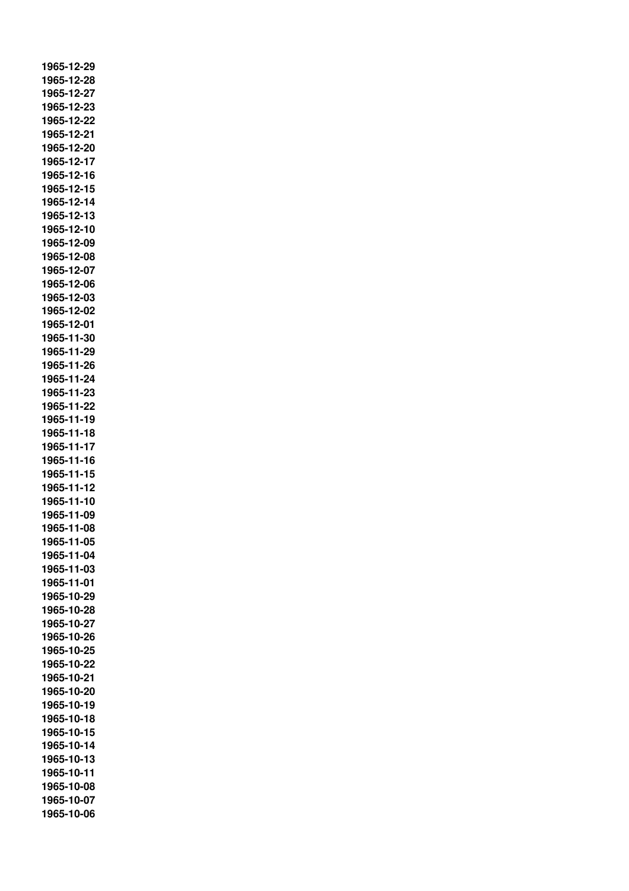**1965-12-29**
**1965-12-28**
**1965-12-27**
**1965-12-23**
**1965-12-22**
**1965-12-21**
**1965-12-20**
**1965-12-17**
**1965-12-16**
**1965-12-15**
**1965-12-14**
**1965-12-13**
**1965-12-10**
**1965-12-09**
**1965-12-08**
**1965-12-07**
**1965-12-06**
**1965-12-03**
**1965-12-02**
**1965-12-01**
**1965-11-30**
**1965-11-29**
**1965-11-26**
**1965-11-24**
**1965-11-23**
**1965-11-22**
**1965-11-19**
**1965-11-18**
**1965-11-17**
**1965-11-16**
**1965-11-15**
**1965-11-12**
**1965-11-10**
**1965-11-09**
**1965-11-08**
**1965-11-05**
**1965-11-04**
**1965-11-03**
**1965-11-01**
**1965-10-29**
**1965-10-28**
**1965-10-27**
**1965-10-26**
**1965-10-25**
**1965-10-22**
**1965-10-21**
**1965-10-20**
**1965-10-19**
**1965-10-18**
**1965-10-15**
**1965-10-14**
**1965-10-13**
**1965-10-11**
**1965-10-08**
**1965-10-07**
**1965-10-06**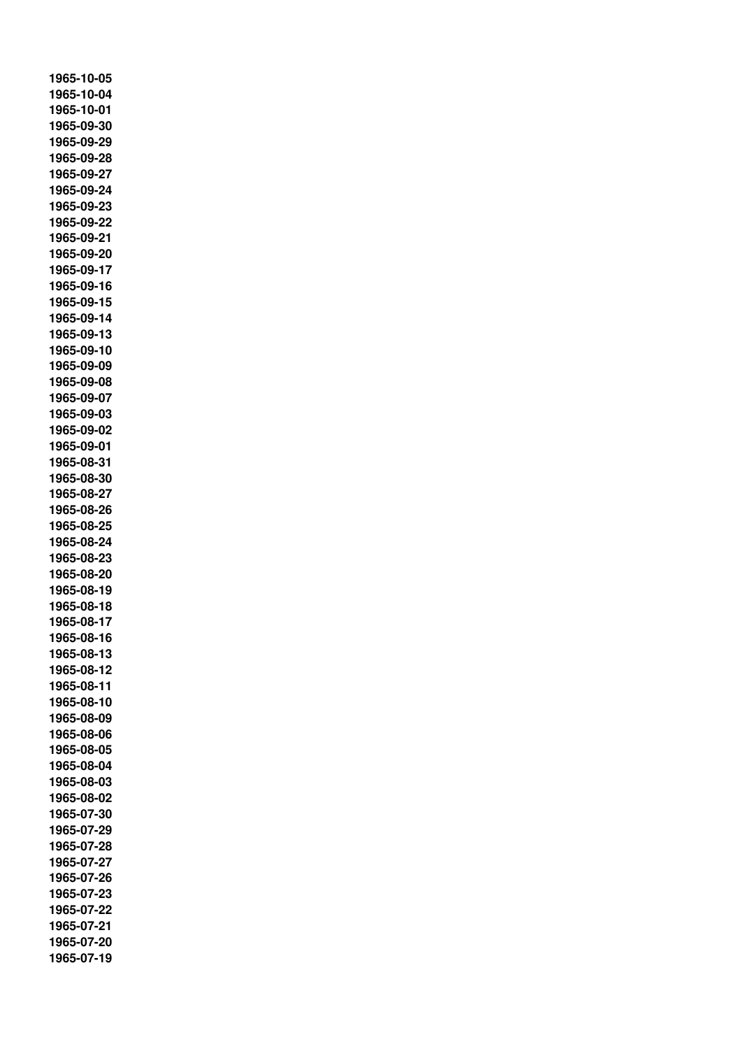**1965-10-05**
**1965-10-04**
**1965-10-01**
**1965-09-30**
**1965-09-29**
**1965-09-28**
**1965-09-27**
**1965-09-24**
**1965-09-23**
**1965-09-22**
**1965-09-21**
**1965-09-20**
**1965-09-17**
**1965-09-16**
**1965-09-15**
**1965-09-14**
**1965-09-13**
**1965-09-10**
**1965-09-09**
**1965-09-08**
**1965-09-07**
**1965-09-03**
**1965-09-02**
**1965-09-01**
**1965-08-31**
**1965-08-30**
**1965-08-27**
**1965-08-26**
**1965-08-25**
**1965-08-24**
**1965-08-23**
**1965-08-20**
**1965-08-19**
**1965-08-18**
**1965-08-17**
**1965-08-16**
**1965-08-13**
**1965-08-12**
**1965-08-11**
**1965-08-10**
**1965-08-09**
**1965-08-06**
**1965-08-05**
**1965-08-04**
**1965-08-03**
**1965-08-02**
**1965-07-30**
**1965-07-29**
**1965-07-28**
**1965-07-27**
**1965-07-26**
**1965-07-23**
**1965-07-22**
**1965-07-21**
**1965-07-20**
**1965-07-19**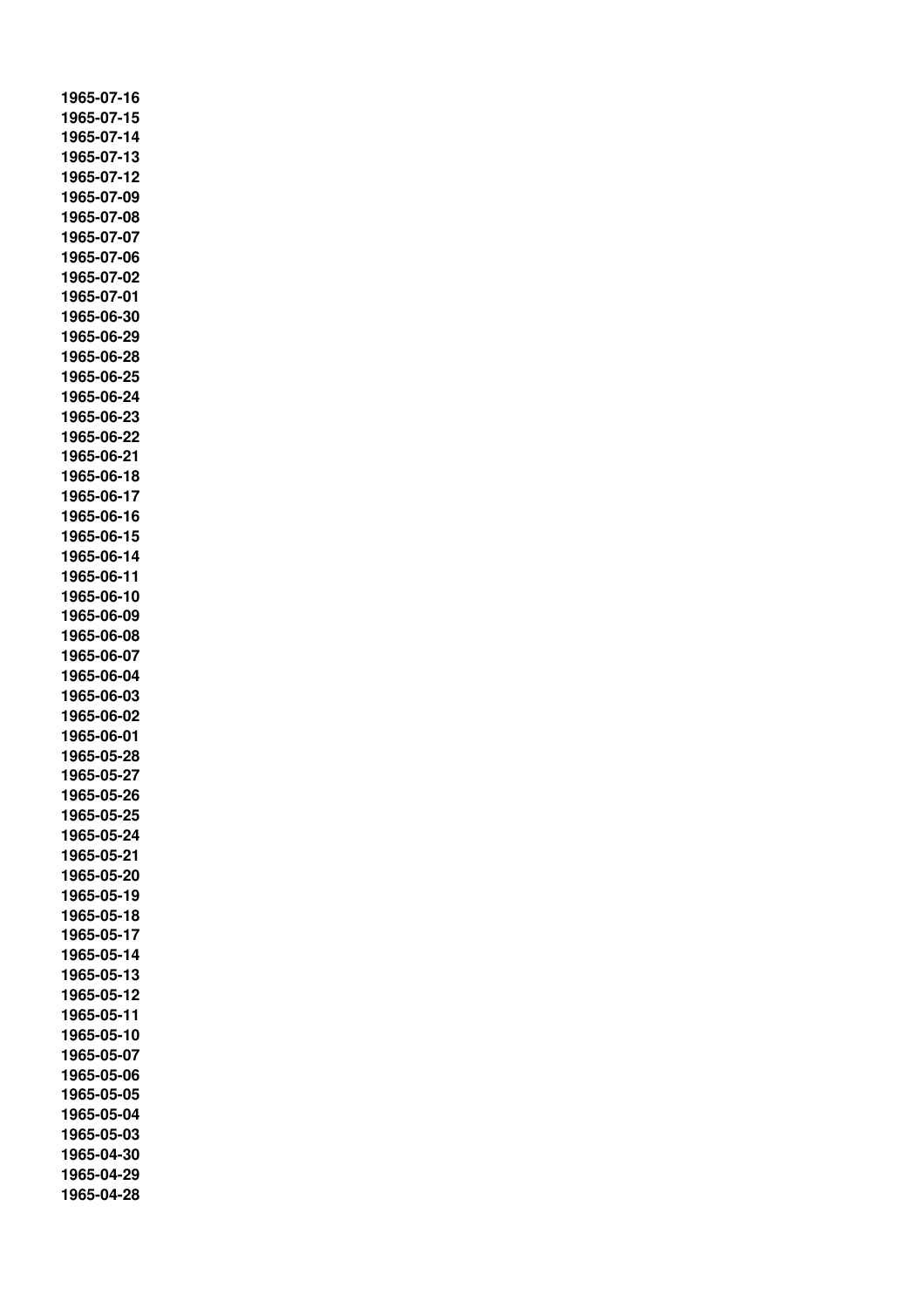**1965-07-16**
**1965-07-15**
**1965-07-14**
**1965-07-13**
**1965-07-12**
**1965-07-09**
**1965-07-08**
**1965-07-07**
**1965-07-06**
**1965-07-02**
**1965-07-01**
**1965-06-30**
**1965-06-29**
**1965-06-28**
**1965-06-25**
**1965-06-24**
**1965-06-23**
**1965-06-22**
**1965-06-21**
**1965-06-18**
**1965-06-17**
**1965-06-16**
**1965-06-15**
**1965-06-14**
**1965-06-11**
**1965-06-10**
**1965-06-09**
**1965-06-08**
**1965-06-07**
**1965-06-04**
**1965-06-03**
**1965-06-02**
**1965-06-01**
**1965-05-28**
**1965-05-27**
**1965-05-26**
**1965-05-25**
**1965-05-24**
**1965-05-21**
**1965-05-20**
**1965-05-19**
**1965-05-18**
**1965-05-17**
**1965-05-14**
**1965-05-13**
**1965-05-12**
**1965-05-11**
**1965-05-10**
**1965-05-07**
**1965-05-06**
**1965-05-05**
**1965-05-04**
**1965-05-03**
**1965-04-30**
**1965-04-29**
**1965-04-28**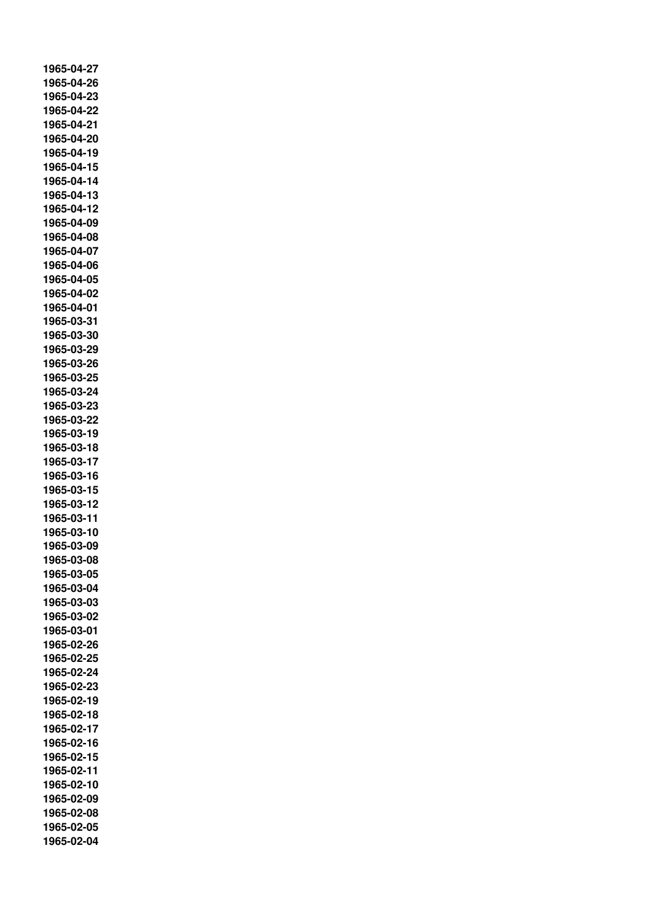**1965-04-27**
**1965-04-26**
**1965-04-23**
**1965-04-22**
**1965-04-21**
**1965-04-20**
**1965-04-19**
**1965-04-15**
**1965-04-14**
**1965-04-13**
**1965-04-12**
**1965-04-09**
**1965-04-08**
**1965-04-07**
**1965-04-06**
**1965-04-05**
**1965-04-02**
**1965-04-01**
**1965-03-31**
**1965-03-30**
**1965-03-29**
**1965-03-26**
**1965-03-25**
**1965-03-24**
**1965-03-23**
**1965-03-22**
**1965-03-19**
**1965-03-18**
**1965-03-17**
**1965-03-16**
**1965-03-15**
**1965-03-12**
**1965-03-11**
**1965-03-10**
**1965-03-09**
**1965-03-08**
**1965-03-05**
**1965-03-04**
**1965-03-03**
**1965-03-02**
**1965-03-01**
**1965-02-26**
**1965-02-25**
**1965-02-24**
**1965-02-23**
**1965-02-19**
**1965-02-18**
**1965-02-17**
**1965-02-16**
**1965-02-15**
**1965-02-11**
**1965-02-10**
**1965-02-09**
**1965-02-08**
**1965-02-05**
**1965-02-04**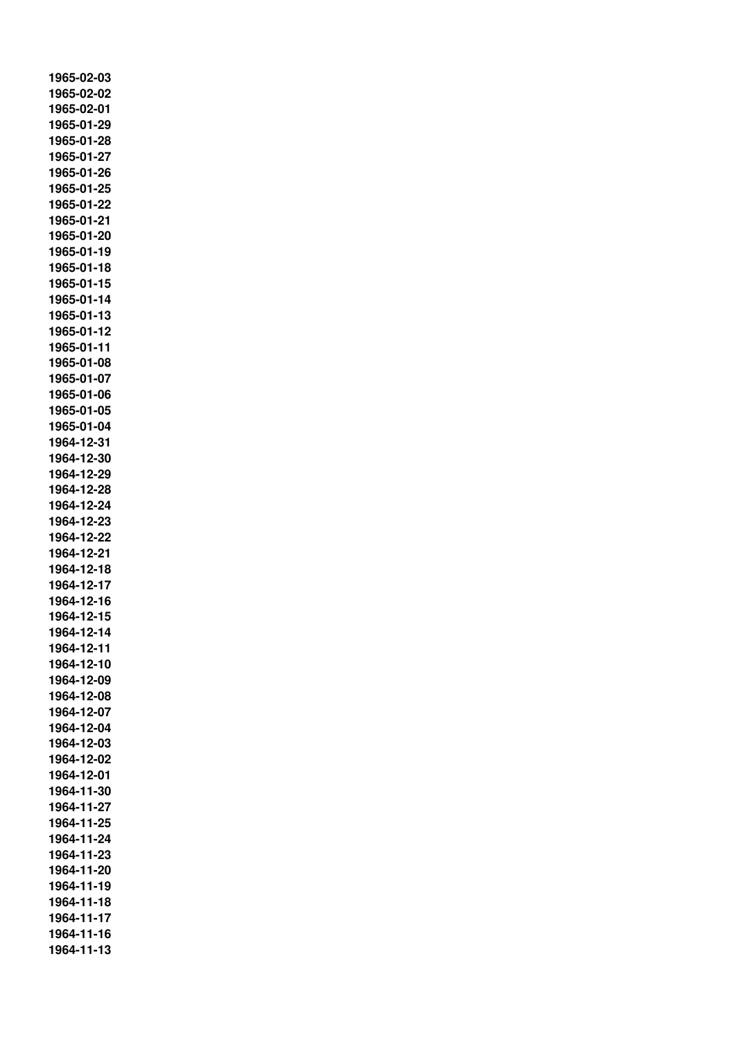1965-02-03
1965-02-02
1965-02-01
1965-01-29
1965-01-28
1965-01-27
1965-01-26
1965-01-25
1965-01-22
1965-01-21
1965-01-20
1965-01-19
1965-01-18
1965-01-15
1965-01-14
1965-01-13
1965-01-12
1965-01-11
1965-01-08
1965-01-07
1965-01-06
1965-01-05
1965-01-04
1964-12-31
1964-12-30
1964-12-29
1964-12-28
1964-12-24
1964-12-23
1964-12-22
1964-12-21
1964-12-18
1964-12-17
1964-12-16
1964-12-15
1964-12-14
1964-12-11
1964-12-10
1964-12-09
1964-12-08
1964-12-07
1964-12-04
1964-12-03
1964-12-02
1964-12-01
1964-11-30
1964-11-27
1964-11-25
1964-11-24
1964-11-23
1964-11-20
1964-11-19
1964-11-18
1964-11-17
1964-11-16
1964-11-13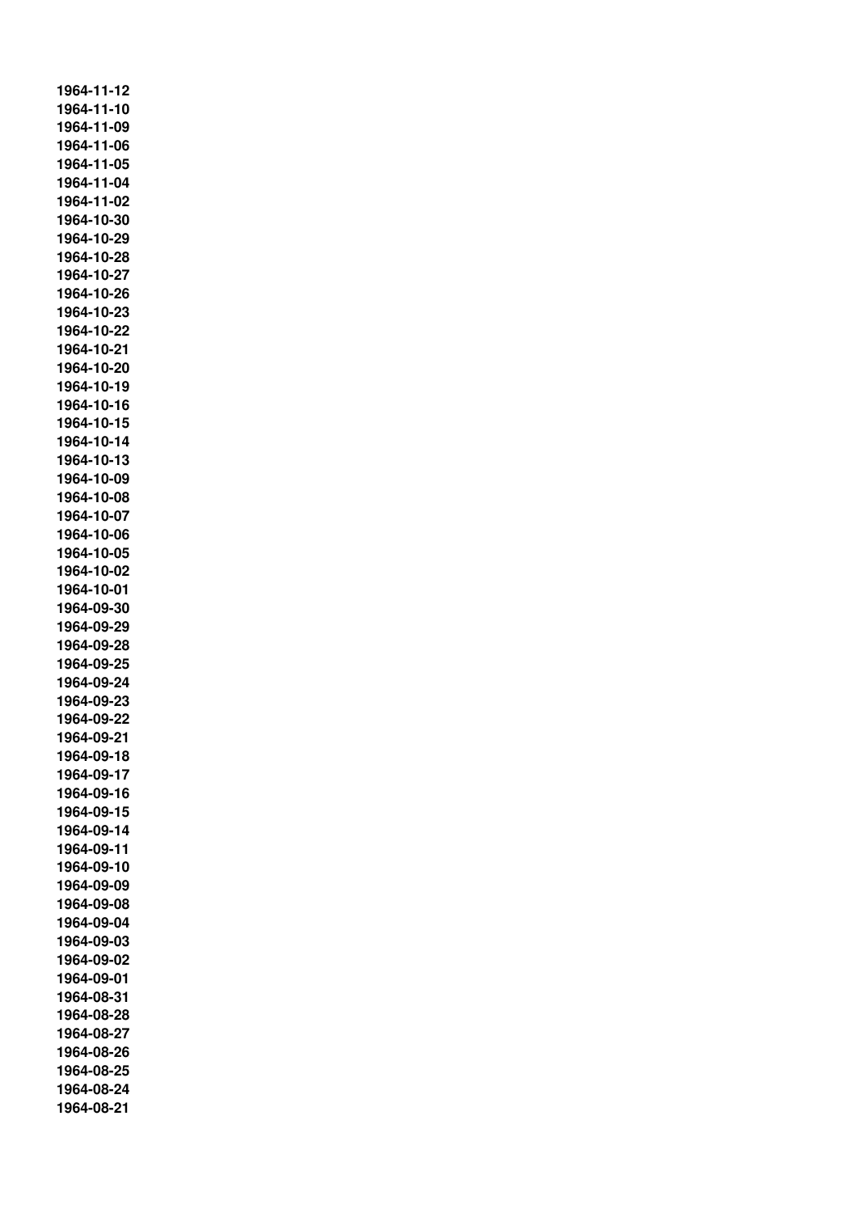**1964-11-12**
**1964-11-10**
**1964-11-09**
**1964-11-06**
**1964-11-05**
**1964-11-04**
**1964-11-02**
**1964-10-30**
**1964-10-29**
**1964-10-28**
**1964-10-27**
**1964-10-26**
**1964-10-23**
**1964-10-22**
**1964-10-21**
**1964-10-20**
**1964-10-19**
**1964-10-16**
**1964-10-15**
**1964-10-14**
**1964-10-13**
**1964-10-09**
**1964-10-08**
**1964-10-07**
**1964-10-06**
**1964-10-05**
**1964-10-02**
**1964-10-01**
**1964-09-30**
**1964-09-29**
**1964-09-28**
**1964-09-25**
**1964-09-24**
**1964-09-23**
**1964-09-22**
**1964-09-21**
**1964-09-18**
**1964-09-17**
**1964-09-16**
**1964-09-15**
**1964-09-14**
**1964-09-11**
**1964-09-10**
**1964-09-09**
**1964-09-08**
**1964-09-04**
**1964-09-03**
**1964-09-02**
**1964-09-01**
**1964-08-31**
**1964-08-28**
**1964-08-27**
**1964-08-26**
**1964-08-25**
**1964-08-24**
**1964-08-21**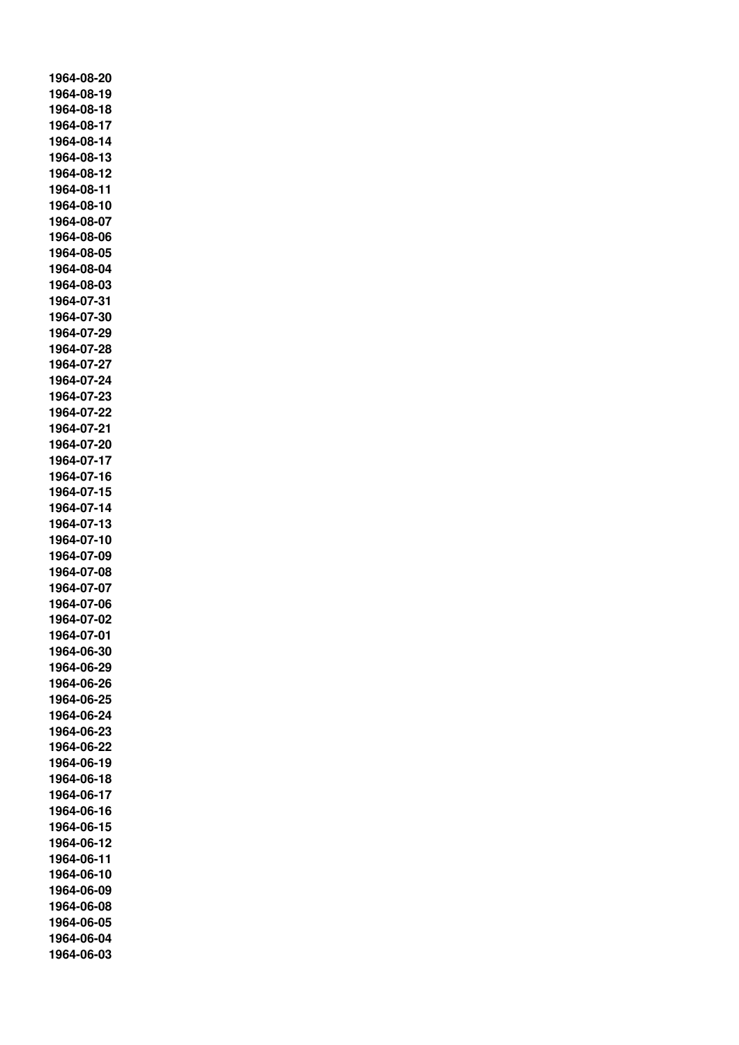**1964-08-20**
**1964-08-19**
**1964-08-18**
**1964-08-17**
**1964-08-14**
**1964-08-13**
**1964-08-12**
**1964-08-11**
**1964-08-10**
**1964-08-07**
**1964-08-06**
**1964-08-05**
**1964-08-04**
**1964-08-03**
**1964-07-31**
**1964-07-30**
**1964-07-29**
**1964-07-28**
**1964-07-27**
**1964-07-24**
**1964-07-23**
**1964-07-22**
**1964-07-21**
**1964-07-20**
**1964-07-17**
**1964-07-16**
**1964-07-15**
**1964-07-14**
**1964-07-13**
**1964-07-10**
**1964-07-09**
**1964-07-08**
**1964-07-07**
**1964-07-06**
**1964-07-02**
**1964-07-01**
**1964-06-30**
**1964-06-29**
**1964-06-26**
**1964-06-25**
**1964-06-24**
**1964-06-23**
**1964-06-22**
**1964-06-19**
**1964-06-18**
**1964-06-17**
**1964-06-16**
**1964-06-15**
**1964-06-12**
**1964-06-11**
**1964-06-10**
**1964-06-09**
**1964-06-08**
**1964-06-05**
**1964-06-04**
**1964-06-03**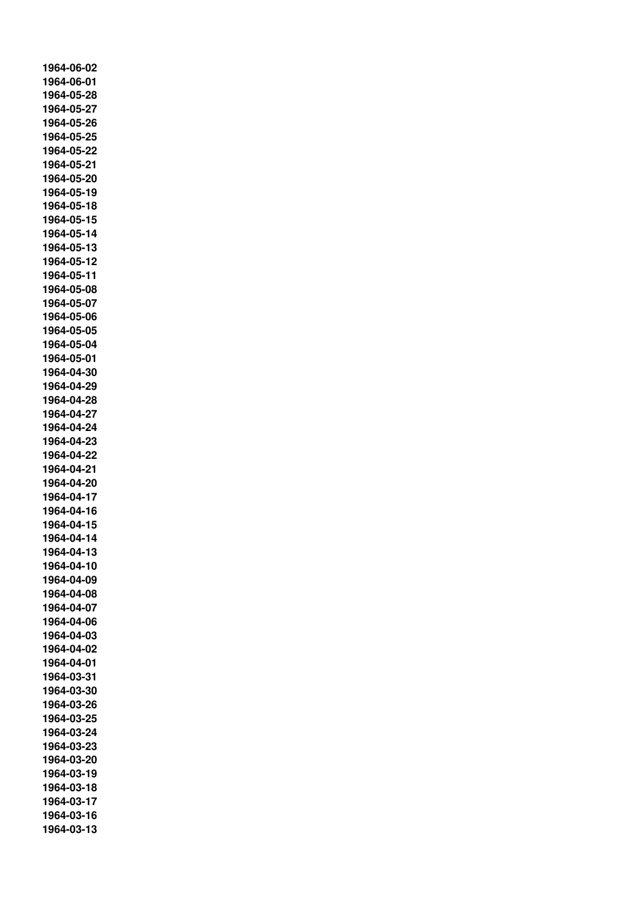**1964-06-02**
**1964-06-01**
**1964-05-28**
**1964-05-27**
**1964-05-26**
**1964-05-25**
**1964-05-22**
**1964-05-21**
**1964-05-20**
**1964-05-19**
**1964-05-18**
**1964-05-15**
**1964-05-14**
**1964-05-13**
**1964-05-12**
**1964-05-11**
**1964-05-08**
**1964-05-07**
**1964-05-06**
**1964-05-05**
**1964-05-04**
**1964-05-01**
**1964-04-30**
**1964-04-29**
**1964-04-28**
**1964-04-27**
**1964-04-24**
**1964-04-23**
**1964-04-22**
**1964-04-21**
**1964-04-20**
**1964-04-17**
**1964-04-16**
**1964-04-15**
**1964-04-14**
**1964-04-13**
**1964-04-10**
**1964-04-09**
**1964-04-08**
**1964-04-07**
**1964-04-06**
**1964-04-03**
**1964-04-02**
**1964-04-01**
**1964-03-31**
**1964-03-30**
**1964-03-26**
**1964-03-25**
**1964-03-24**
**1964-03-23**
**1964-03-20**
**1964-03-19**
**1964-03-18**
**1964-03-17**
**1964-03-16**
**1964-03-13**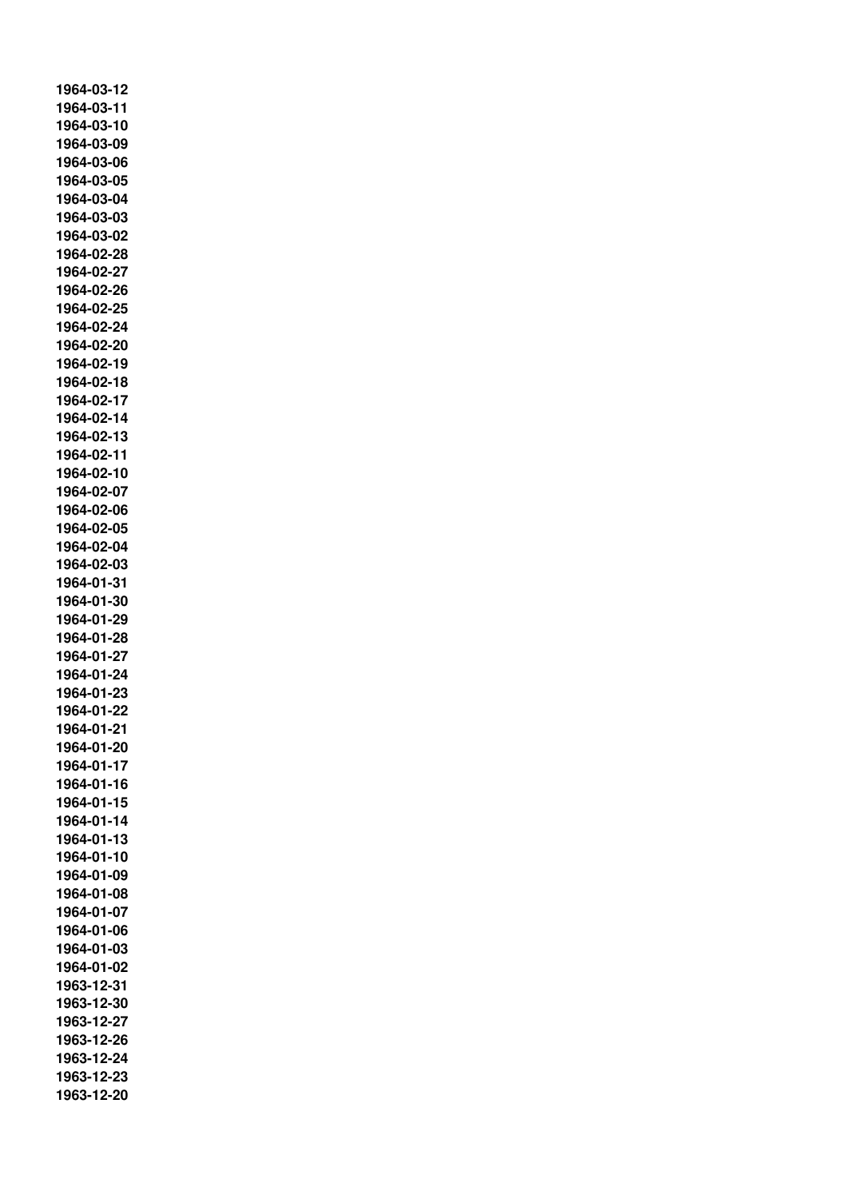**1964-03-12**
**1964-03-11**
**1964-03-10**
**1964-03-09**
**1964-03-06**
**1964-03-05**
**1964-03-04**
**1964-03-03**
**1964-03-02**
**1964-02-28**
**1964-02-27**
**1964-02-26**
**1964-02-25**
**1964-02-24**
**1964-02-20**
**1964-02-19**
**1964-02-18**
**1964-02-17**
**1964-02-14**
**1964-02-13**
**1964-02-11**
**1964-02-10**
**1964-02-07**
**1964-02-06**
**1964-02-05**
**1964-02-04**
**1964-02-03**
**1964-01-31**
**1964-01-30**
**1964-01-29**
**1964-01-28**
**1964-01-27**
**1964-01-24**
**1964-01-23**
**1964-01-22**
**1964-01-21**
**1964-01-20**
**1964-01-17**
**1964-01-16**
**1964-01-15**
**1964-01-14**
**1964-01-13**
**1964-01-10**
**1964-01-09**
**1964-01-08**
**1964-01-07**
**1964-01-06**
**1964-01-03**
**1964-01-02**
**1963-12-31**
**1963-12-30**
**1963-12-27**
**1963-12-26**
**1963-12-24**
**1963-12-23**
**1963-12-20**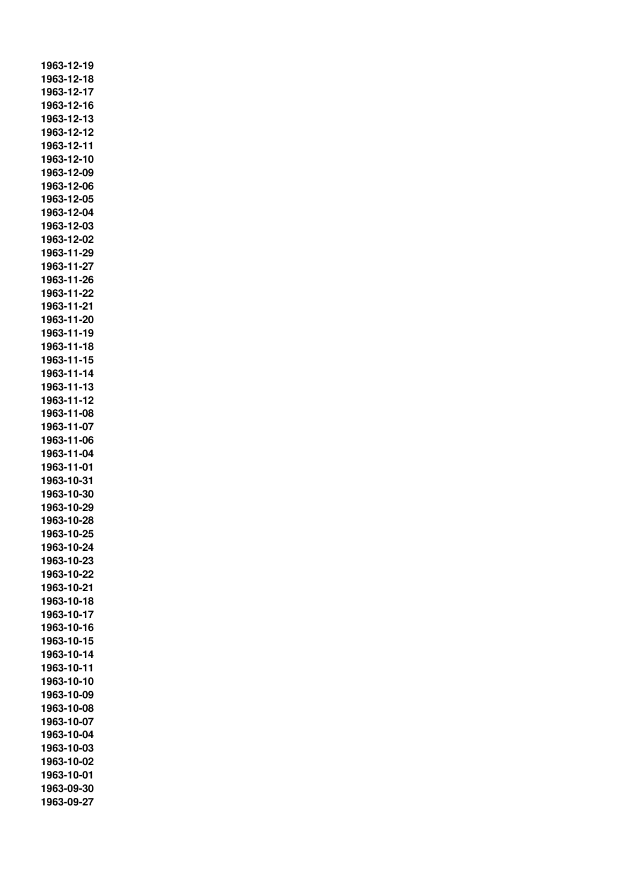**1963-12-19**
**1963-12-18**
**1963-12-17**
**1963-12-16**
**1963-12-13**
**1963-12-12**
**1963-12-11**
**1963-12-10**
**1963-12-09**
**1963-12-06**
**1963-12-05**
**1963-12-04**
**1963-12-03**
**1963-12-02**
**1963-11-29**
**1963-11-27**
**1963-11-26**
**1963-11-22**
**1963-11-21**
**1963-11-20**
**1963-11-19**
**1963-11-18**
**1963-11-15**
**1963-11-14**
**1963-11-13**
**1963-11-12**
**1963-11-08**
**1963-11-07**
**1963-11-06**
**1963-11-04**
**1963-11-01**
**1963-10-31**
**1963-10-30**
**1963-10-29**
**1963-10-28**
**1963-10-25**
**1963-10-24**
**1963-10-23**
**1963-10-22**
**1963-10-21**
**1963-10-18**
**1963-10-17**
**1963-10-16**
**1963-10-15**
**1963-10-14**
**1963-10-11**
**1963-10-10**
**1963-10-09**
**1963-10-08**
**1963-10-07**
**1963-10-04**
**1963-10-03**
**1963-10-02**
**1963-10-01**
**1963-09-30**
**1963-09-27**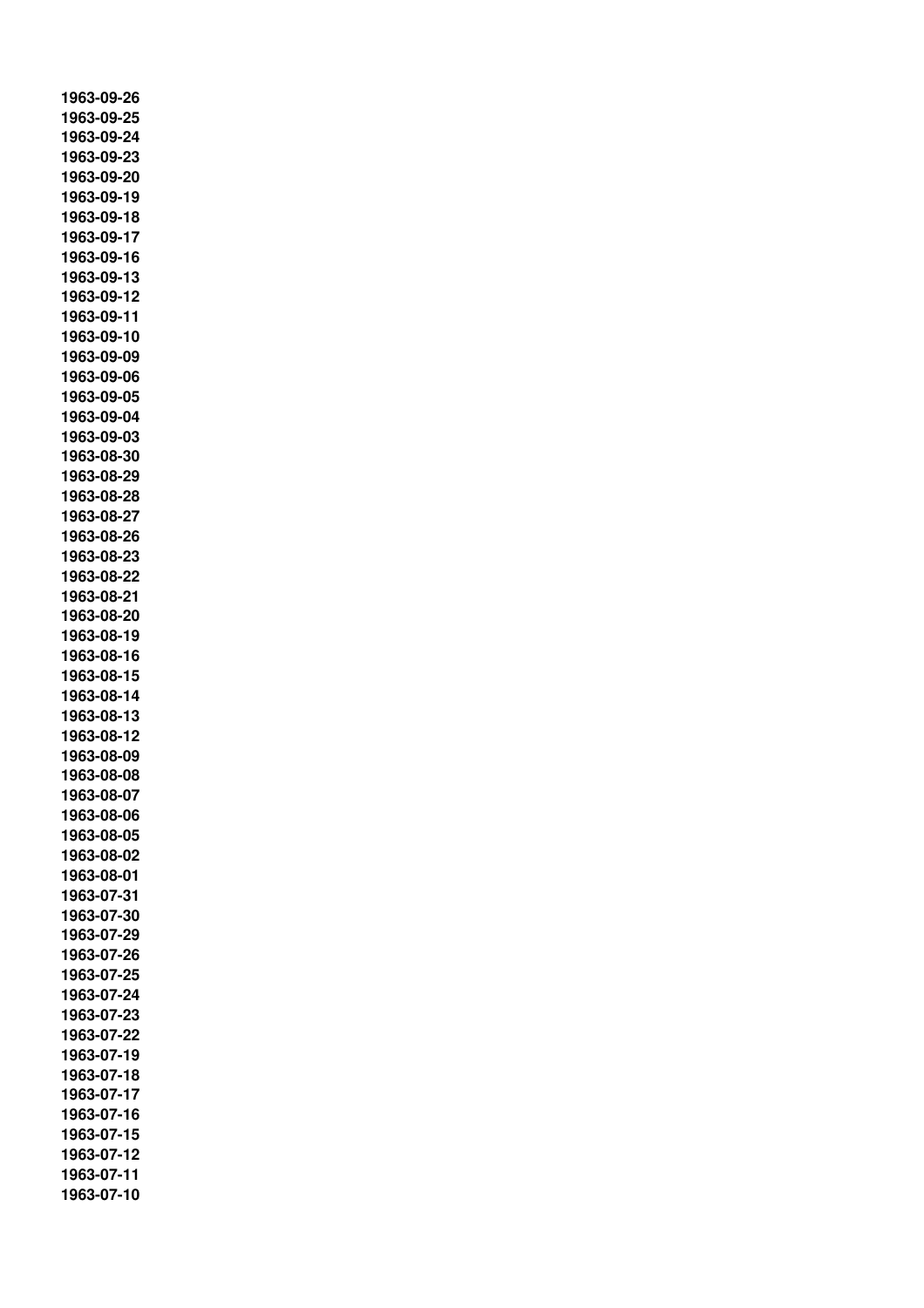**1963-09-26**
**1963-09-25**
**1963-09-24**
**1963-09-23**
**1963-09-20**
**1963-09-19**
**1963-09-18**
**1963-09-17**
**1963-09-16**
**1963-09-13**
**1963-09-12**
**1963-09-11**
**1963-09-10**
**1963-09-09**
**1963-09-06**
**1963-09-05**
**1963-09-04**
**1963-09-03**
**1963-08-30**
**1963-08-29**
**1963-08-28**
**1963-08-27**
**1963-08-26**
**1963-08-23**
**1963-08-22**
**1963-08-21**
**1963-08-20**
**1963-08-19**
**1963-08-16**
**1963-08-15**
**1963-08-14**
**1963-08-13**
**1963-08-12**
**1963-08-09**
**1963-08-08**
**1963-08-07**
**1963-08-06**
**1963-08-05**
**1963-08-02**
**1963-08-01**
**1963-07-31**
**1963-07-30**
**1963-07-29**
**1963-07-26**
**1963-07-25**
**1963-07-24**
**1963-07-23**
**1963-07-22**
**1963-07-19**
**1963-07-18**
**1963-07-17**
**1963-07-16**
**1963-07-15**
**1963-07-12**
**1963-07-11**
**1963-07-10**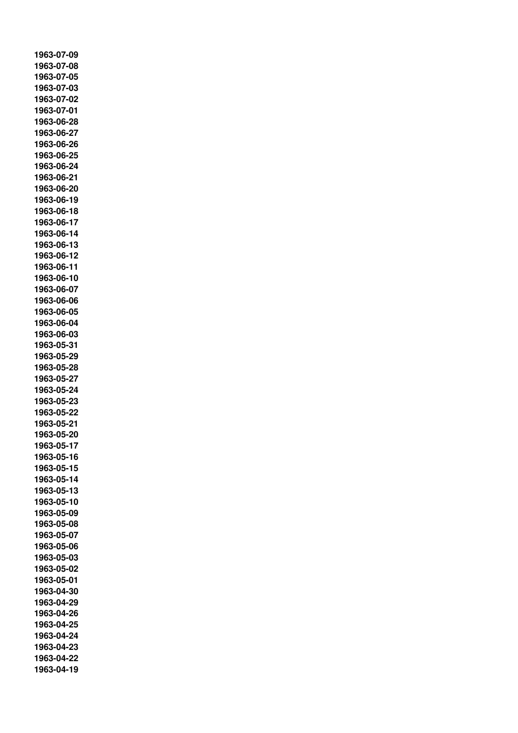**1963-07-09**
**1963-07-08**
**1963-07-05**
**1963-07-03**
**1963-07-02**
**1963-07-01**
**1963-06-28**
**1963-06-27**
**1963-06-26**
**1963-06-25**
**1963-06-24**
**1963-06-21**
**1963-06-20**
**1963-06-19**
**1963-06-18**
**1963-06-17**
**1963-06-14**
**1963-06-13**
**1963-06-12**
**1963-06-11**
**1963-06-10**
**1963-06-07**
**1963-06-06**
**1963-06-05**
**1963-06-04**
**1963-06-03**
**1963-05-31**
**1963-05-29**
**1963-05-28**
**1963-05-27**
**1963-05-24**
**1963-05-23**
**1963-05-22**
**1963-05-21**
**1963-05-20**
**1963-05-17**
**1963-05-16**
**1963-05-15**
**1963-05-14**
**1963-05-13**
**1963-05-10**
**1963-05-09**
**1963-05-08**
**1963-05-07**
**1963-05-06**
**1963-05-03**
**1963-05-02**
**1963-05-01**
**1963-04-30**
**1963-04-29**
**1963-04-26**
**1963-04-25**
**1963-04-24**
**1963-04-23**
**1963-04-22**
**1963-04-19**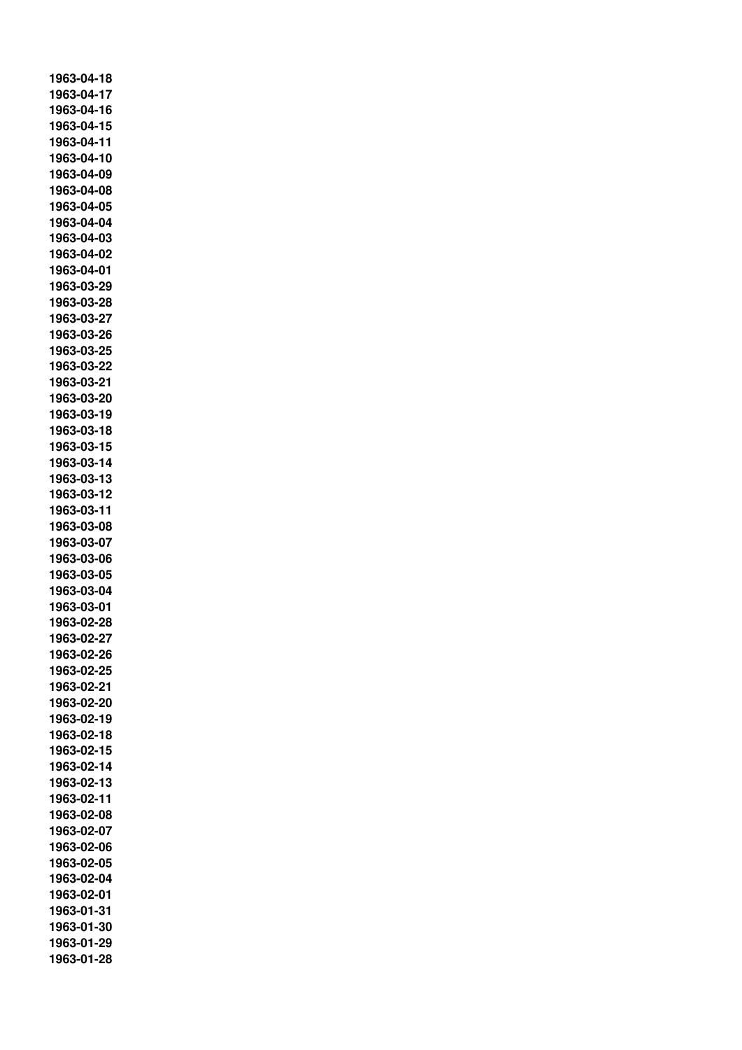**1963-04-18**
**1963-04-17**
**1963-04-16**
**1963-04-15**
**1963-04-11**
**1963-04-10**
**1963-04-09**
**1963-04-08**
**1963-04-05**
**1963-04-04**
**1963-04-03**
**1963-04-02**
**1963-04-01**
**1963-03-29**
**1963-03-28**
**1963-03-27**
**1963-03-26**
**1963-03-25**
**1963-03-22**
**1963-03-21**
**1963-03-20**
**1963-03-19**
**1963-03-18**
**1963-03-15**
**1963-03-14**
**1963-03-13**
**1963-03-12**
**1963-03-11**
**1963-03-08**
**1963-03-07**
**1963-03-06**
**1963-03-05**
**1963-03-04**
**1963-03-01**
**1963-02-28**
**1963-02-27**
**1963-02-26**
**1963-02-25**
**1963-02-21**
**1963-02-20**
**1963-02-19**
**1963-02-18**
**1963-02-15**
**1963-02-14**
**1963-02-13**
**1963-02-11**
**1963-02-08**
**1963-02-07**
**1963-02-06**
**1963-02-05**
**1963-02-04**
**1963-02-01**
**1963-01-31**
**1963-01-30**
**1963-01-29**
**1963-01-28**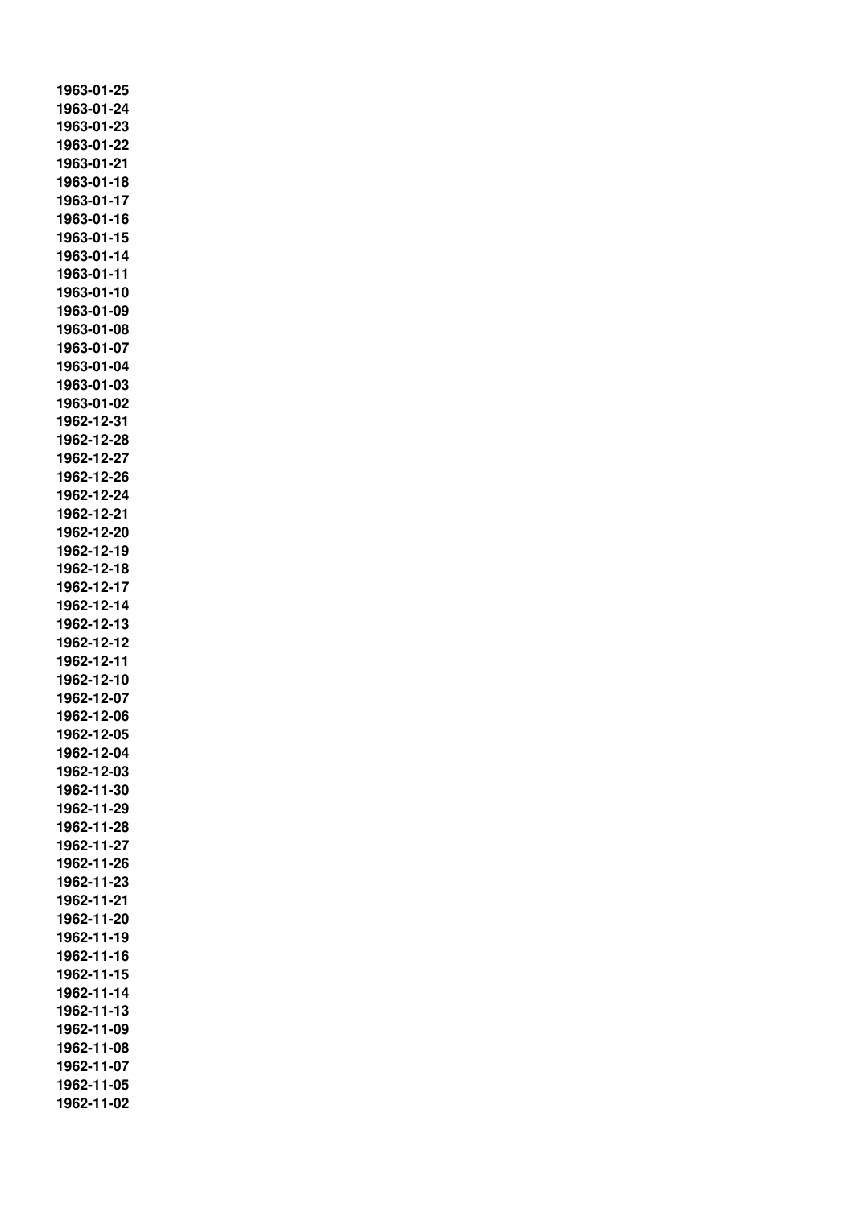**1963-01-25**
**1963-01-24**
**1963-01-23**
**1963-01-22**
**1963-01-21**
**1963-01-18**
**1963-01-17**
**1963-01-16**
**1963-01-15**
**1963-01-14**
**1963-01-11**
**1963-01-10**
**1963-01-09**
**1963-01-08**
**1963-01-07**
**1963-01-04**
**1963-01-03**
**1963-01-02**
**1962-12-31**
**1962-12-28**
**1962-12-27**
**1962-12-26**
**1962-12-24**
**1962-12-21**
**1962-12-20**
**1962-12-19**
**1962-12-18**
**1962-12-17**
**1962-12-14**
**1962-12-13**
**1962-12-12**
**1962-12-11**
**1962-12-10**
**1962-12-07**
**1962-12-06**
**1962-12-05**
**1962-12-04**
**1962-12-03**
**1962-11-30**
**1962-11-29**
**1962-11-28**
**1962-11-27**
**1962-11-26**
**1962-11-23**
**1962-11-21**
**1962-11-20**
**1962-11-19**
**1962-11-16**
**1962-11-15**
**1962-11-14**
**1962-11-13**
**1962-11-09**
**1962-11-08**
**1962-11-07**
**1962-11-05**
**1962-11-02**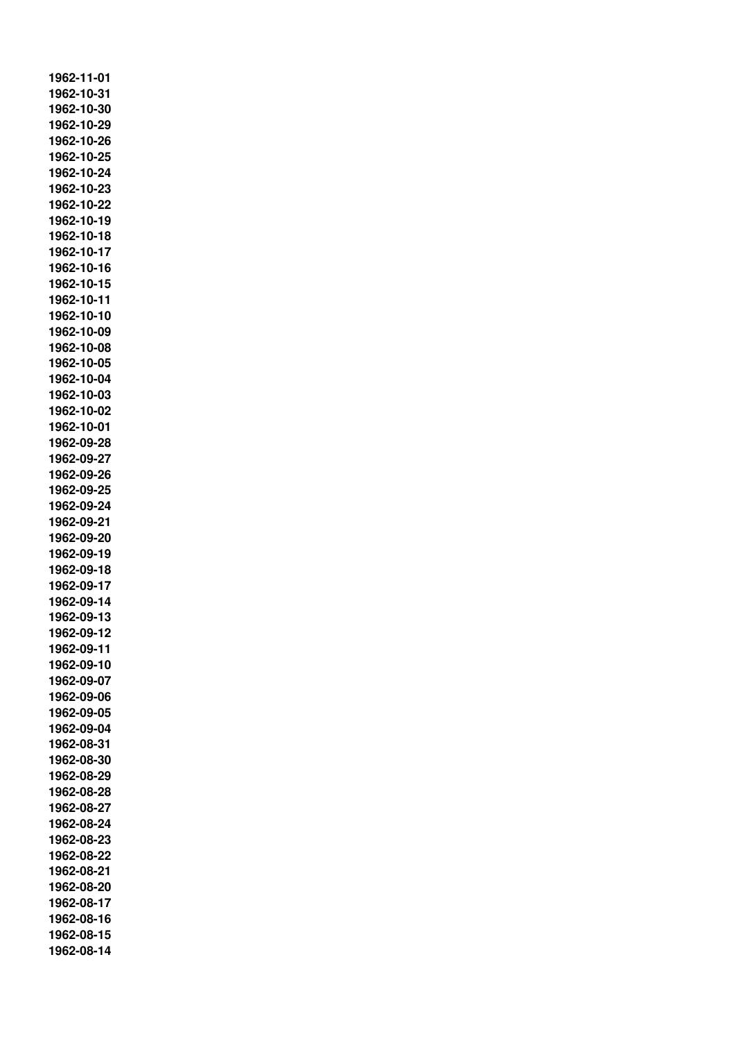**1962-11-01**
**1962-10-31**
**1962-10-30**
**1962-10-29**
**1962-10-26**
**1962-10-25**
**1962-10-24**
**1962-10-23**
**1962-10-22**
**1962-10-19**
**1962-10-18**
**1962-10-17**
**1962-10-16**
**1962-10-15**
**1962-10-11**
**1962-10-10**
**1962-10-09**
**1962-10-08**
**1962-10-05**
**1962-10-04**
**1962-10-03**
**1962-10-02**
**1962-10-01**
**1962-09-28**
**1962-09-27**
**1962-09-26**
**1962-09-25**
**1962-09-24**
**1962-09-21**
**1962-09-20**
**1962-09-19**
**1962-09-18**
**1962-09-17**
**1962-09-14**
**1962-09-13**
**1962-09-12**
**1962-09-11**
**1962-09-10**
**1962-09-07**
**1962-09-06**
**1962-09-05**
**1962-09-04**
**1962-08-31**
**1962-08-30**
**1962-08-29**
**1962-08-28**
**1962-08-27**
**1962-08-24**
**1962-08-23**
**1962-08-22**
**1962-08-21**
**1962-08-20**
**1962-08-17**
**1962-08-16**
**1962-08-15**
**1962-08-14**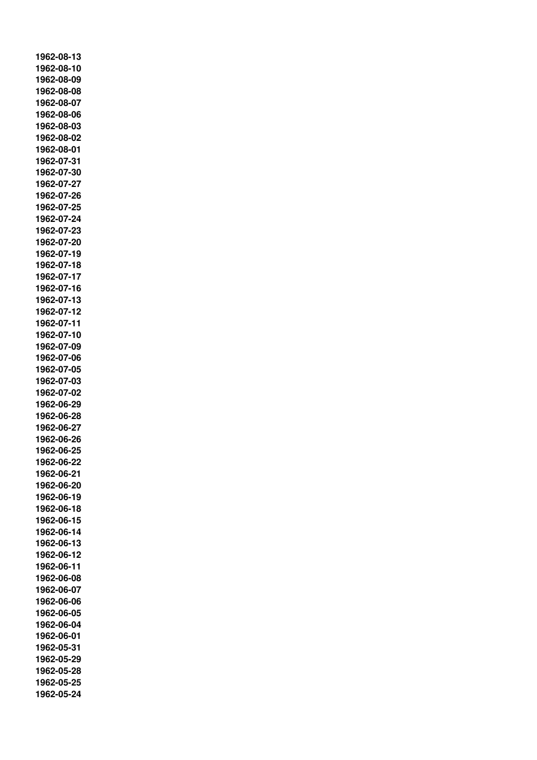**1962-08-13**
**1962-08-10**
**1962-08-09**
**1962-08-08**
**1962-08-07**
**1962-08-06**
**1962-08-03**
**1962-08-02**
**1962-08-01**
**1962-07-31**
**1962-07-30**
**1962-07-27**
**1962-07-26**
**1962-07-25**
**1962-07-24**
**1962-07-23**
**1962-07-20**
**1962-07-19**
**1962-07-18**
**1962-07-17**
**1962-07-16**
**1962-07-13**
**1962-07-12**
**1962-07-11**
**1962-07-10**
**1962-07-09**
**1962-07-06**
**1962-07-05**
**1962-07-03**
**1962-07-02**
**1962-06-29**
**1962-06-28**
**1962-06-27**
**1962-06-26**
**1962-06-25**
**1962-06-22**
**1962-06-21**
**1962-06-20**
**1962-06-19**
**1962-06-18**
**1962-06-15**
**1962-06-14**
**1962-06-13**
**1962-06-12**
**1962-06-11**
**1962-06-08**
**1962-06-07**
**1962-06-06**
**1962-06-05**
**1962-06-04**
**1962-06-01**
**1962-05-31**
**1962-05-29**
**1962-05-28**
**1962-05-25**
**1962-05-24**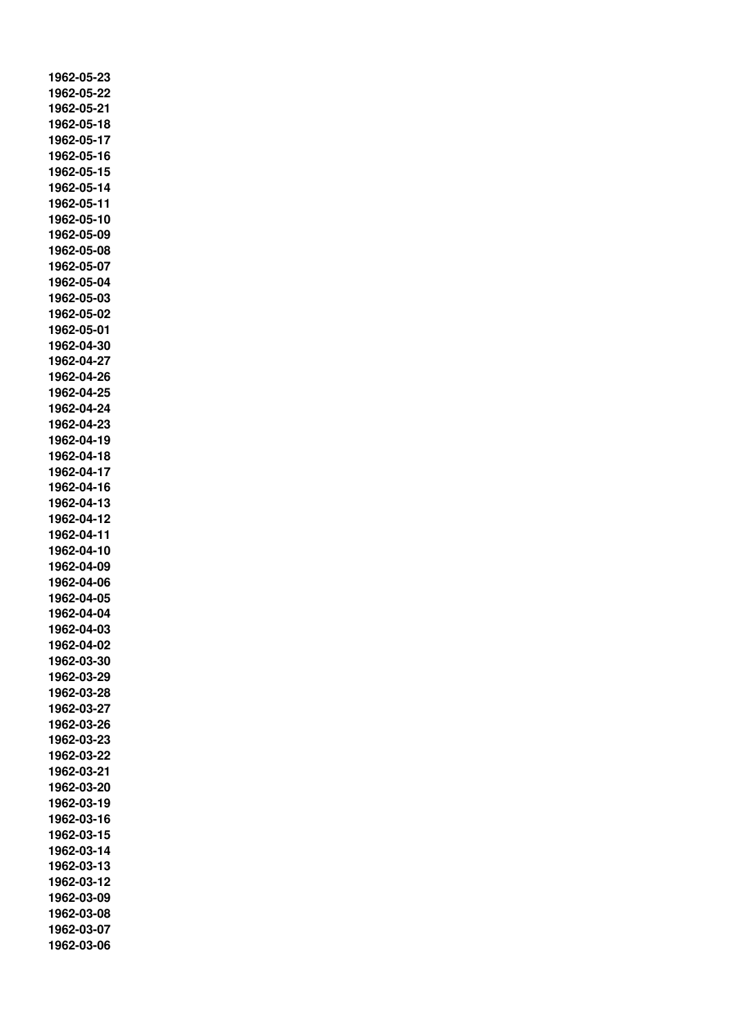**1962-05-23**
**1962-05-22**
**1962-05-21**
**1962-05-18**
**1962-05-17**
**1962-05-16**
**1962-05-15**
**1962-05-14**
**1962-05-11**
**1962-05-10**
**1962-05-09**
**1962-05-08**
**1962-05-07**
**1962-05-04**
**1962-05-03**
**1962-05-02**
**1962-05-01**
**1962-04-30**
**1962-04-27**
**1962-04-26**
**1962-04-25**
**1962-04-24**
**1962-04-23**
**1962-04-19**
**1962-04-18**
**1962-04-17**
**1962-04-16**
**1962-04-13**
**1962-04-12**
**1962-04-11**
**1962-04-10**
**1962-04-09**
**1962-04-06**
**1962-04-05**
**1962-04-04**
**1962-04-03**
**1962-04-02**
**1962-03-30**
**1962-03-29**
**1962-03-28**
**1962-03-27**
**1962-03-26**
**1962-03-23**
**1962-03-22**
**1962-03-21**
**1962-03-20**
**1962-03-19**
**1962-03-16**
**1962-03-15**
**1962-03-14**
**1962-03-13**
**1962-03-12**
**1962-03-09**
**1962-03-08**
**1962-03-07**
**1962-03-06**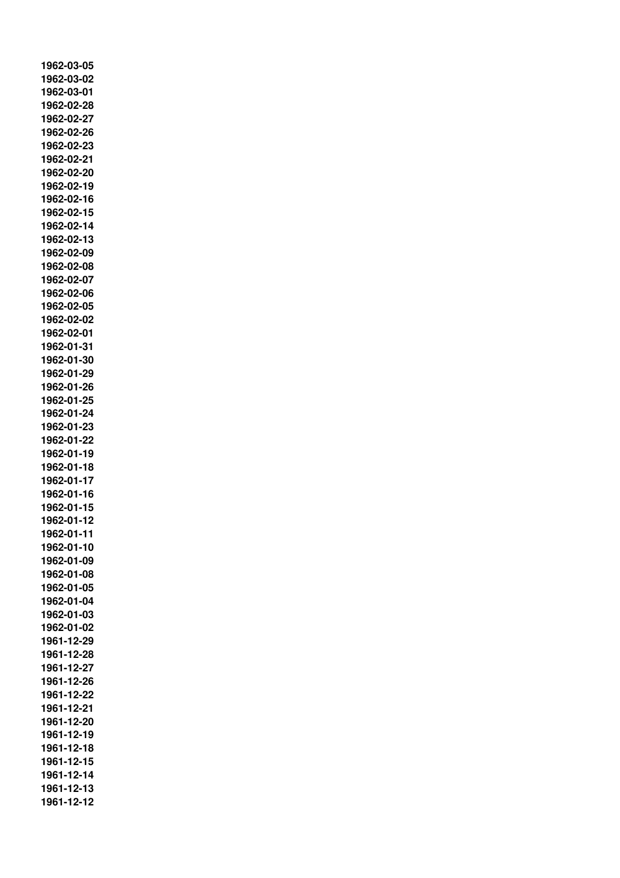**1962-03-05**
**1962-03-02**
**1962-03-01**
**1962-02-28**
**1962-02-27**
**1962-02-26**
**1962-02-23**
**1962-02-21**
**1962-02-20**
**1962-02-19**
**1962-02-16**
**1962-02-15**
**1962-02-14**
**1962-02-13**
**1962-02-09**
**1962-02-08**
**1962-02-07**
**1962-02-06**
**1962-02-05**
**1962-02-02**
**1962-02-01**
**1962-01-31**
**1962-01-30**
**1962-01-29**
**1962-01-26**
**1962-01-25**
**1962-01-24**
**1962-01-23**
**1962-01-22**
**1962-01-19**
**1962-01-18**
**1962-01-17**
**1962-01-16**
**1962-01-15**
**1962-01-12**
**1962-01-11**
**1962-01-10**
**1962-01-09**
**1962-01-08**
**1962-01-05**
**1962-01-04**
**1962-01-03**
**1962-01-02**
**1961-12-29**
**1961-12-28**
**1961-12-27**
**1961-12-26**
**1961-12-22**
**1961-12-21**
**1961-12-20**
**1961-12-19**
**1961-12-18**
**1961-12-15**
**1961-12-14**
**1961-12-13**
**1961-12-12**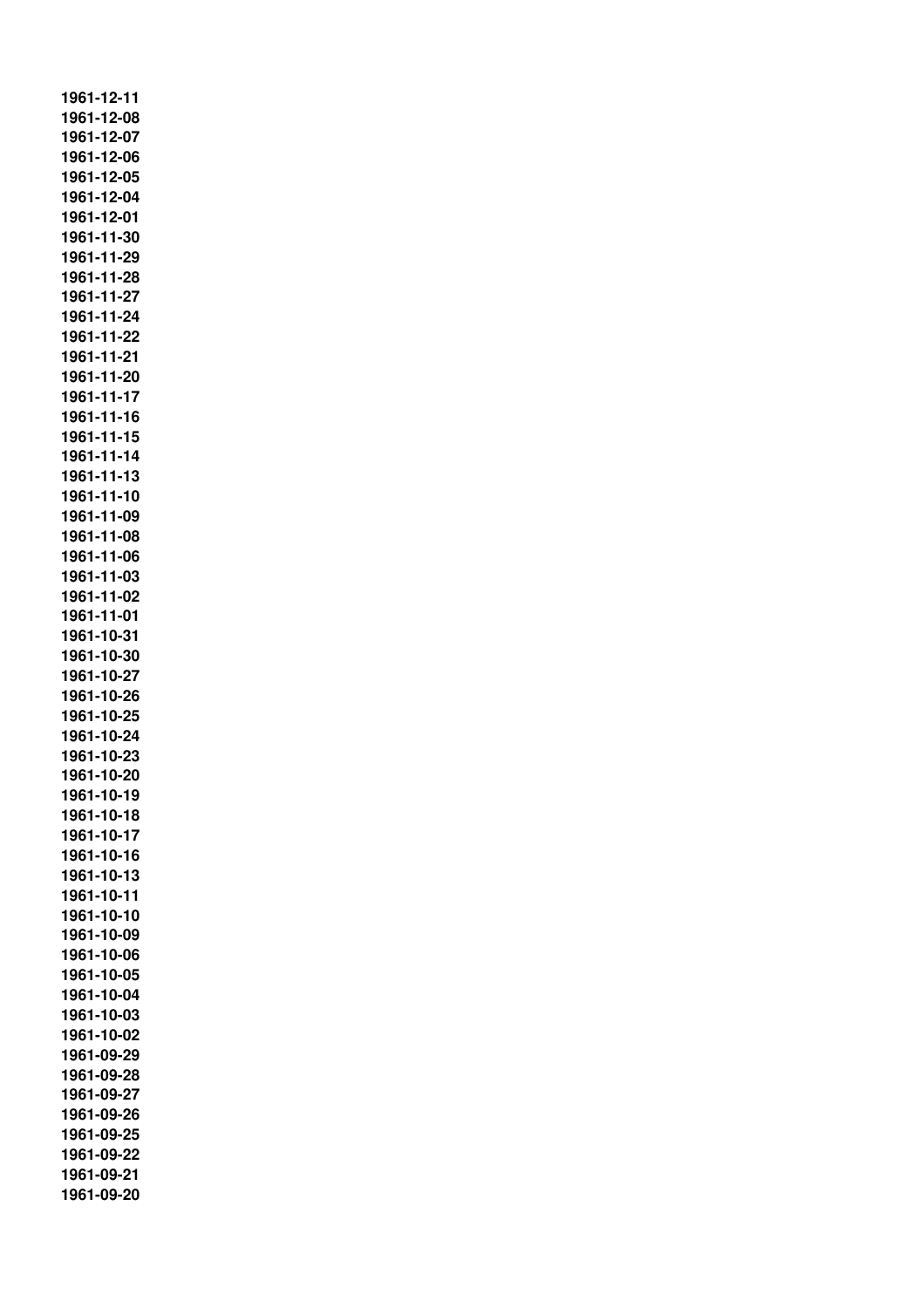**1961-12-11**
**1961-12-08**
**1961-12-07**
**1961-12-06**
**1961-12-05**
**1961-12-04**
**1961-12-01**
**1961-11-30**
**1961-11-29**
**1961-11-28**
**1961-11-27**
**1961-11-24**
**1961-11-22**
**1961-11-21**
**1961-11-20**
**1961-11-17**
**1961-11-16**
**1961-11-15**
**1961-11-14**
**1961-11-13**
**1961-11-10**
**1961-11-09**
**1961-11-08**
**1961-11-06**
**1961-11-03**
**1961-11-02**
**1961-11-01**
**1961-10-31**
**1961-10-30**
**1961-10-27**
**1961-10-26**
**1961-10-25**
**1961-10-24**
**1961-10-23**
**1961-10-20**
**1961-10-19**
**1961-10-18**
**1961-10-17**
**1961-10-16**
**1961-10-13**
**1961-10-11**
**1961-10-10**
**1961-10-09**
**1961-10-06**
**1961-10-05**
**1961-10-04**
**1961-10-03**
**1961-10-02**
**1961-09-29**
**1961-09-28**
**1961-09-27**
**1961-09-26**
**1961-09-25**
**1961-09-22**
**1961-09-21**
**1961-09-20**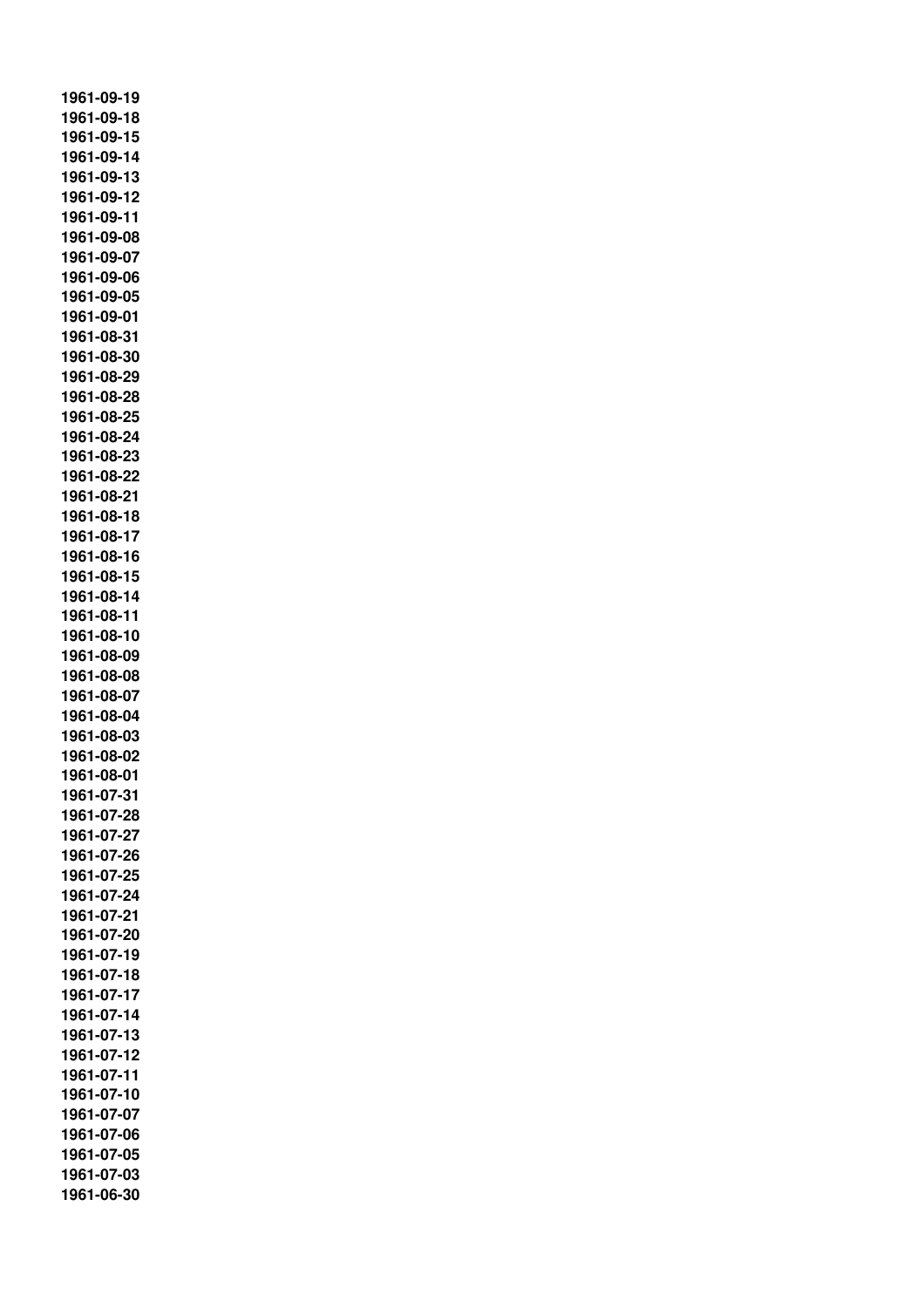**1961-09-19**
**1961-09-18**
**1961-09-15**
**1961-09-14**
**1961-09-13**
**1961-09-12**
**1961-09-11**
**1961-09-08**
**1961-09-07**
**1961-09-06**
**1961-09-05**
**1961-09-01**
**1961-08-31**
**1961-08-30**
**1961-08-29**
**1961-08-28**
**1961-08-25**
**1961-08-24**
**1961-08-23**
**1961-08-22**
**1961-08-21**
**1961-08-18**
**1961-08-17**
**1961-08-16**
**1961-08-15**
**1961-08-14**
**1961-08-11**
**1961-08-10**
**1961-08-09**
**1961-08-08**
**1961-08-07**
**1961-08-04**
**1961-08-03**
**1961-08-02**
**1961-08-01**
**1961-07-31**
**1961-07-28**
**1961-07-27**
**1961-07-26**
**1961-07-25**
**1961-07-24**
**1961-07-21**
**1961-07-20**
**1961-07-19**
**1961-07-18**
**1961-07-17**
**1961-07-14**
**1961-07-13**
**1961-07-12**
**1961-07-11**
**1961-07-10**
**1961-07-07**
**1961-07-06**
**1961-07-05**
**1961-07-03**
**1961-06-30**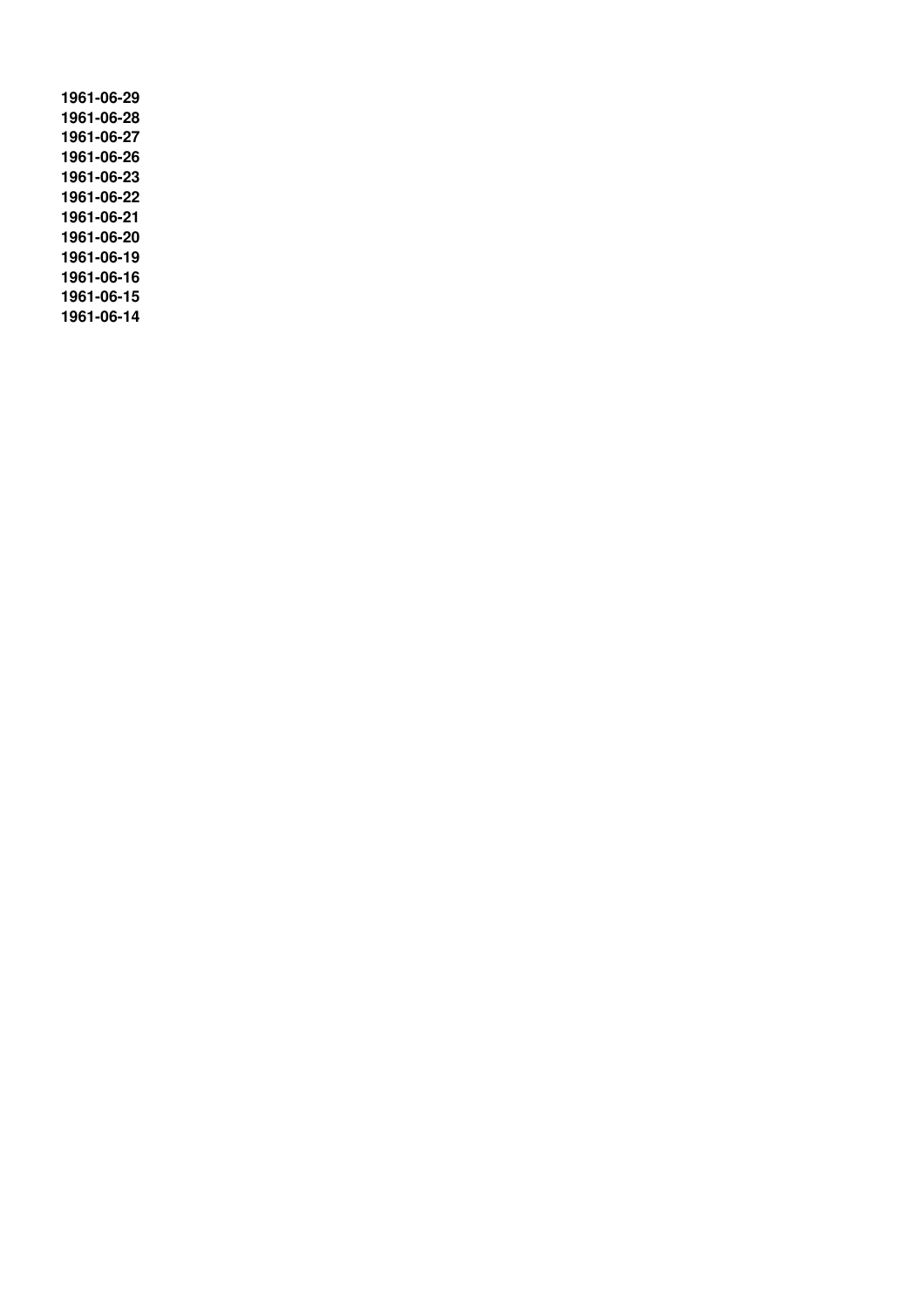**1961-06-29**
**1961-06-28**
**1961-06-27**
**1961-06-26**
**1961-06-23**
**1961-06-22**
**1961-06-21**
**1961-06-20**
**1961-06-19**
**1961-06-16**
**1961-06-15**
**1961-06-14**